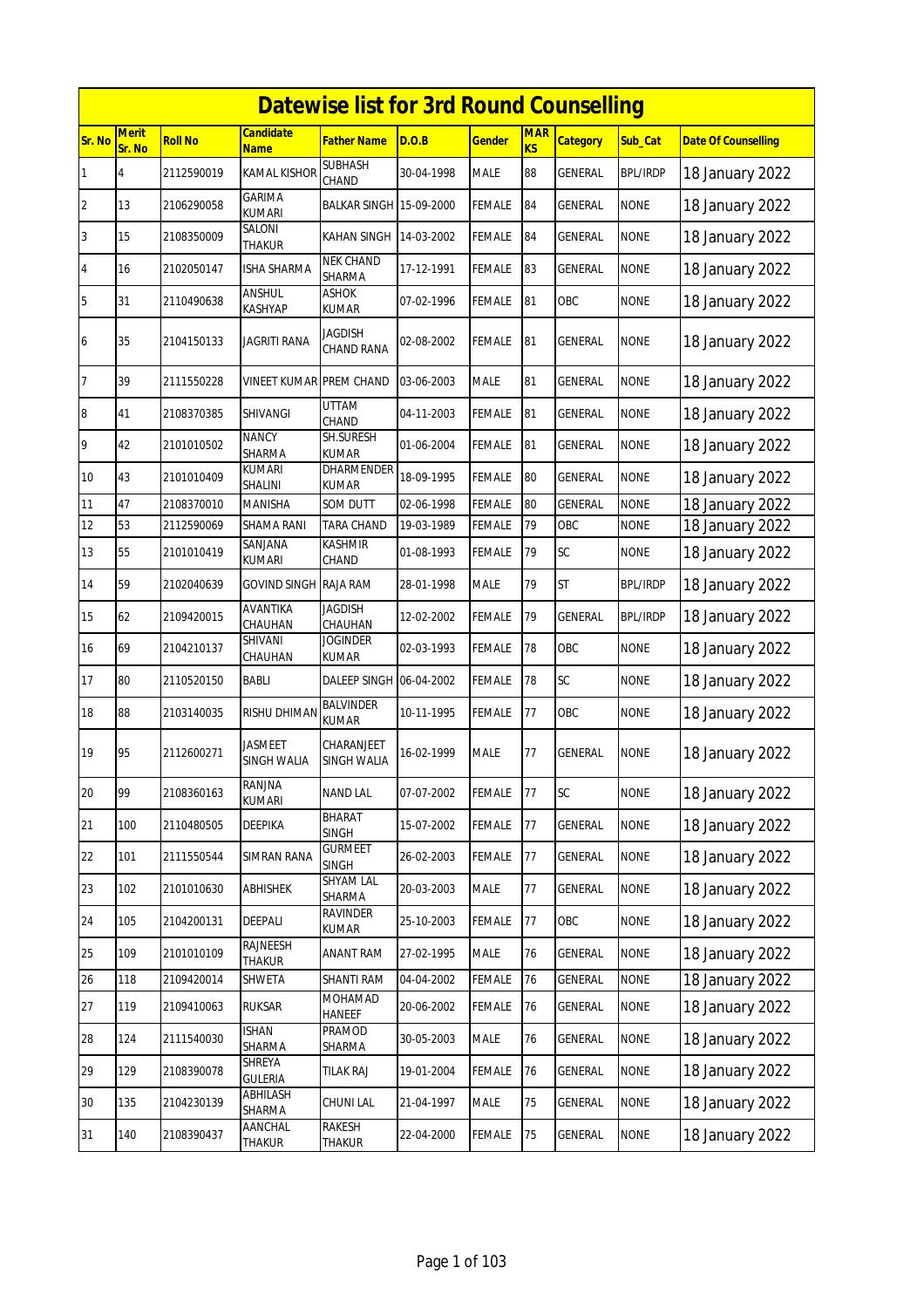# Datewise list for 3rd Round Counselling

| Sr. No | Merit Sr. No | Roll No | Candidate Name | Father Name | D.O.B | Gender | MARKS | Category | Sub_Cat | Date Of Counselling |
|---|---|---|---|---|---|---|---|---|---|---|
| 1 | 4 | 2112590019 | KAMAL KISHOR | SUBHASH CHAND | 30-04-1998 | MALE | 88 | GENERAL | BPL/IRDP | 18 January 2022 |
| 2 | 13 | 2106290058 | GARIMA KUMARI | BALKAR SINGH | 15-09-2000 | FEMALE | 84 | GENERAL | NONE | 18 January 2022 |
| 3 | 15 | 2108350009 | SALONI THAKUR | KAHAN SINGH | 14-03-2002 | FEMALE | 84 | GENERAL | NONE | 18 January 2022 |
| 4 | 16 | 2102050147 | ISHA SHARMA | NEK CHAND SHARMA | 17-12-1991 | FEMALE | 83 | GENERAL | NONE | 18 January 2022 |
| 5 | 31 | 2110490638 | ANSHUL KASHYAP | ASHOK KUMAR | 07-02-1996 | FEMALE | 81 | OBC | NONE | 18 January 2022 |
| 6 | 35 | 2104150133 | JAGRITI RANA | JAGDISH CHAND RANA | 02-08-2002 | FEMALE | 81 | GENERAL | NONE | 18 January 2022 |
| 7 | 39 | 2111550228 | VINEET KUMAR | PREM CHAND | 03-06-2003 | MALE | 81 | GENERAL | NONE | 18 January 2022 |
| 8 | 41 | 2108370385 | SHIVANGI | UTTAM CHAND | 04-11-2003 | FEMALE | 81 | GENERAL | NONE | 18 January 2022 |
| 9 | 42 | 2101010502 | NANCY SHARMA | SH.SURESH KUMAR | 01-06-2004 | FEMALE | 81 | GENERAL | NONE | 18 January 2022 |
| 10 | 43 | 2101010409 | KUMARI SHALINI | DHARMENDER KUMAR | 18-09-1995 | FEMALE | 80 | GENERAL | NONE | 18 January 2022 |
| 11 | 47 | 2108370010 | MANISHA | SOM DUTT | 02-06-1998 | FEMALE | 80 | GENERAL | NONE | 18 January 2022 |
| 12 | 53 | 2112590069 | SHAMA RANI | TARA CHAND | 19-03-1989 | FEMALE | 79 | OBC | NONE | 18 January 2022 |
| 13 | 55 | 2101010419 | SANJANA KUMARI | KASHMIR CHAND | 01-08-1993 | FEMALE | 79 | SC | NONE | 18 January 2022 |
| 14 | 59 | 2102040639 | GOVIND SINGH | RAJA RAM | 28-01-1998 | MALE | 79 | ST | BPL/IRDP | 18 January 2022 |
| 15 | 62 | 2109420015 | AVANTIKA CHAUHAN | JAGDISH CHAUHAN | 12-02-2002 | FEMALE | 79 | GENERAL | BPL/IRDP | 18 January 2022 |
| 16 | 69 | 2104210137 | SHIVANI CHAUHAN | JOGINDER KUMAR | 02-03-1993 | FEMALE | 78 | OBC | NONE | 18 January 2022 |
| 17 | 80 | 2110520150 | BABLI | DALEEP SINGH | 06-04-2002 | FEMALE | 78 | SC | NONE | 18 January 2022 |
| 18 | 88 | 2103140035 | RISHU DHIMAN | BALVINDER KUMAR | 10-11-1995 | FEMALE | 77 | OBC | NONE | 18 January 2022 |
| 19 | 95 | 2112600271 | JASMEET SINGH WALIA | CHARANJEET SINGH WALIA | 16-02-1999 | MALE | 77 | GENERAL | NONE | 18 January 2022 |
| 20 | 99 | 2108360163 | RANJNA KUMARI | NAND LAL | 07-07-2002 | FEMALE | 77 | SC | NONE | 18 January 2022 |
| 21 | 100 | 2110480505 | DEEPIKA | BHARAT SINGH | 15-07-2002 | FEMALE | 77 | GENERAL | NONE | 18 January 2022 |
| 22 | 101 | 2111550544 | SIMRAN RANA | GURMEET SINGH | 26-02-2003 | FEMALE | 77 | GENERAL | NONE | 18 January 2022 |
| 23 | 102 | 2101010630 | ABHISHEK | SHYAM LAL SHARMA | 20-03-2003 | MALE | 77 | GENERAL | NONE | 18 January 2022 |
| 24 | 105 | 2104200131 | DEEPALI | RAVINDER KUMAR | 25-10-2003 | FEMALE | 77 | OBC | NONE | 18 January 2022 |
| 25 | 109 | 2101010109 | RAJNEESH THAKUR | ANANT RAM | 27-02-1995 | MALE | 76 | GENERAL | NONE | 18 January 2022 |
| 26 | 118 | 2109420014 | SHWETA | SHANTI RAM | 04-04-2002 | FEMALE | 76 | GENERAL | NONE | 18 January 2022 |
| 27 | 119 | 2109410063 | RUKSAR | MOHAMAD HANEEF | 20-06-2002 | FEMALE | 76 | GENERAL | NONE | 18 January 2022 |
| 28 | 124 | 2111540030 | ISHAN SHARMA | PRAMOD SHARMA | 30-05-2003 | MALE | 76 | GENERAL | NONE | 18 January 2022 |
| 29 | 129 | 2108390078 | SHREYA GULERIA | TILAK RAJ | 19-01-2004 | FEMALE | 76 | GENERAL | NONE | 18 January 2022 |
| 30 | 135 | 2104230139 | ABHILASH SHARMA | CHUNI LAL | 21-04-1997 | MALE | 75 | GENERAL | NONE | 18 January 2022 |
| 31 | 140 | 2108390437 | AANCHAL THAKUR | RAKESH THAKUR | 22-04-2000 | FEMALE | 75 | GENERAL | NONE | 18 January 2022 |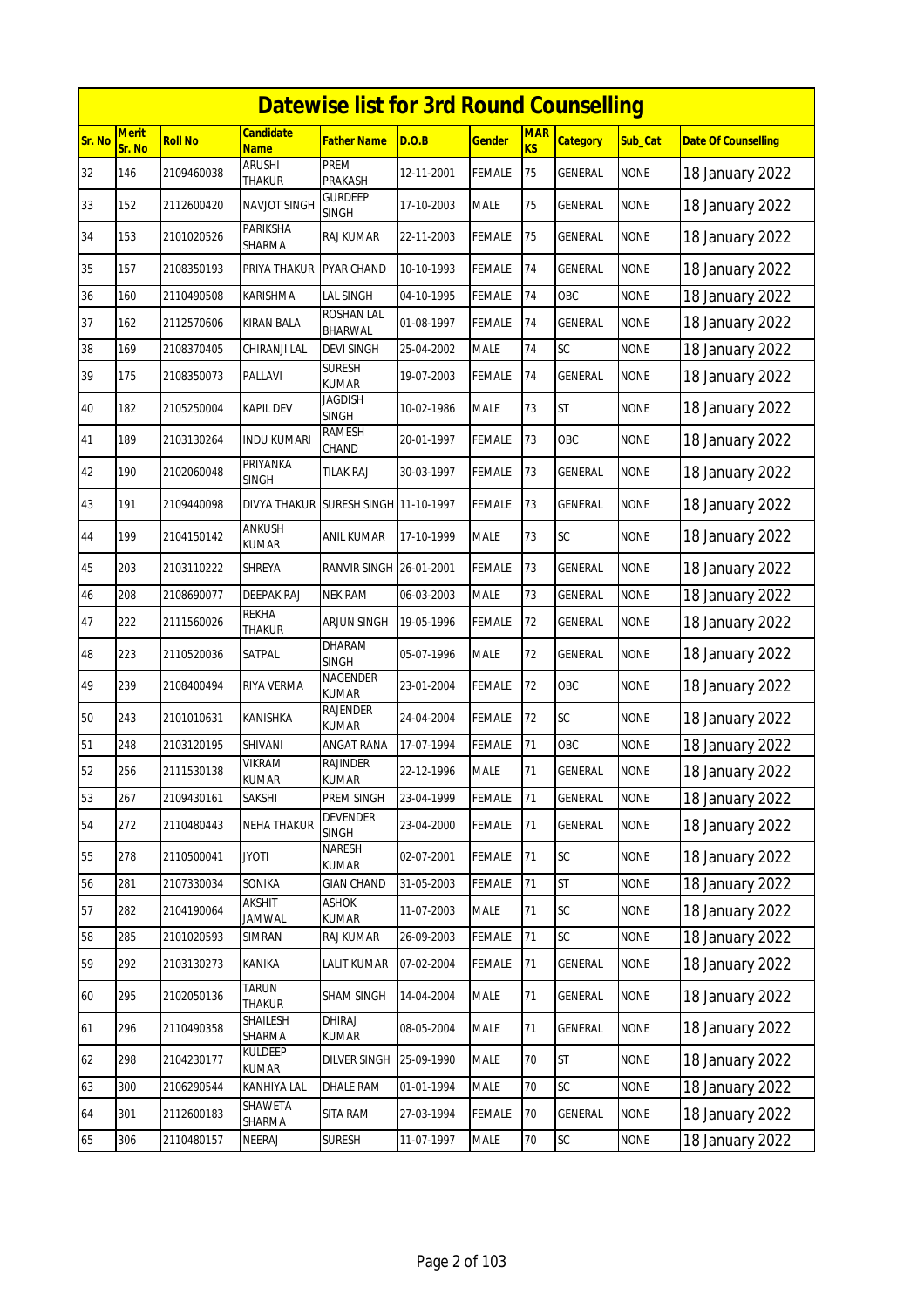# Datewise list for 3rd Round Counselling

| Sr. No | Merit Sr. No | Roll No | Candidate Name | Father Name | D.O.B | Gender | MARKS | Category | Sub_Cat | Date Of Counselling |
|---|---|---|---|---|---|---|---|---|---|---|
| 32 | 146 | 2109460038 | ARUSHI THAKUR | PREM PRAKASH | 12-11-2001 | FEMALE | 75 | GENERAL | NONE | 18 January 2022 |
| 33 | 152 | 2112600420 | NAVJOT SINGH | GURDEEP SINGH | 17-10-2003 | MALE | 75 | GENERAL | NONE | 18 January 2022 |
| 34 | 153 | 2101020526 | PARIKSHA SHARMA | RAJ KUMAR | 22-11-2003 | FEMALE | 75 | GENERAL | NONE | 18 January 2022 |
| 35 | 157 | 2108350193 | PRIYA THAKUR | PYAR CHAND | 10-10-1993 | FEMALE | 74 | GENERAL | NONE | 18 January 2022 |
| 36 | 160 | 2110490508 | KARISHMA | LAL SINGH | 04-10-1995 | FEMALE | 74 | OBC | NONE | 18 January 2022 |
| 37 | 162 | 2112570606 | KIRAN BALA | ROSHAN LAL BHARWAL | 01-08-1997 | FEMALE | 74 | GENERAL | NONE | 18 January 2022 |
| 38 | 169 | 2108370405 | CHIRANJI LAL | DEVI SINGH | 25-04-2002 | MALE | 74 | SC | NONE | 18 January 2022 |
| 39 | 175 | 2108350073 | PALLAVI | SURESH KUMAR | 19-07-2003 | FEMALE | 74 | GENERAL | NONE | 18 January 2022 |
| 40 | 182 | 2105250004 | KAPIL DEV | JAGDISH SINGH | 10-02-1986 | MALE | 73 | ST | NONE | 18 January 2022 |
| 41 | 189 | 2103130264 | INDU KUMARI | RAMESH CHAND | 20-01-1997 | FEMALE | 73 | OBC | NONE | 18 January 2022 |
| 42 | 190 | 2102060048 | PRIYANKA SINGH | TILAK RAJ | 30-03-1997 | FEMALE | 73 | GENERAL | NONE | 18 January 2022 |
| 43 | 191 | 2109440098 | DIVYA THAKUR | SURESH SINGH | 11-10-1997 | FEMALE | 73 | GENERAL | NONE | 18 January 2022 |
| 44 | 199 | 2104150142 | ANKUSH KUMAR | ANIL KUMAR | 17-10-1999 | MALE | 73 | SC | NONE | 18 January 2022 |
| 45 | 203 | 2103110222 | SHREYA | RANVIR SINGH | 26-01-2001 | FEMALE | 73 | GENERAL | NONE | 18 January 2022 |
| 46 | 208 | 2108690077 | DEEPAK RAJ | NEK RAM | 06-03-2003 | MALE | 73 | GENERAL | NONE | 18 January 2022 |
| 47 | 222 | 2111560026 | REKHA THAKUR | ARJUN SINGH | 19-05-1996 | FEMALE | 72 | GENERAL | NONE | 18 January 2022 |
| 48 | 223 | 2110520036 | SATPAL | DHARAM SINGH | 05-07-1996 | MALE | 72 | GENERAL | NONE | 18 January 2022 |
| 49 | 239 | 2108400494 | RIYA VERMA | NAGENDER KUMAR | 23-01-2004 | FEMALE | 72 | OBC | NONE | 18 January 2022 |
| 50 | 243 | 2101010631 | KANISHKA | RAJENDER KUMAR | 24-04-2004 | FEMALE | 72 | SC | NONE | 18 January 2022 |
| 51 | 248 | 2103120195 | SHIVANI | ANGAT RANA | 17-07-1994 | FEMALE | 71 | OBC | NONE | 18 January 2022 |
| 52 | 256 | 2111530138 | VIKRAM KUMAR | RAJINDER KUMAR | 22-12-1996 | MALE | 71 | GENERAL | NONE | 18 January 2022 |
| 53 | 267 | 2109430161 | SAKSHI | PREM SINGH | 23-04-1999 | FEMALE | 71 | GENERAL | NONE | 18 January 2022 |
| 54 | 272 | 2110480443 | NEHA THAKUR | DEVENDER SINGH | 23-04-2000 | FEMALE | 71 | GENERAL | NONE | 18 January 2022 |
| 55 | 278 | 2110500041 | JYOTI | NARESH KUMAR | 02-07-2001 | FEMALE | 71 | SC | NONE | 18 January 2022 |
| 56 | 281 | 2107330034 | SONIKA | GIAN CHAND | 31-05-2003 | FEMALE | 71 | ST | NONE | 18 January 2022 |
| 57 | 282 | 2104190064 | AKSHIT JAMWAL | ASHOK KUMAR | 11-07-2003 | MALE | 71 | SC | NONE | 18 January 2022 |
| 58 | 285 | 2101020593 | SIMRAN | RAJ KUMAR | 26-09-2003 | FEMALE | 71 | SC | NONE | 18 January 2022 |
| 59 | 292 | 2103130273 | KANIKA | LALIT KUMAR | 07-02-2004 | FEMALE | 71 | GENERAL | NONE | 18 January 2022 |
| 60 | 295 | 2102050136 | TARUN THAKUR | SHAM SINGH | 14-04-2004 | MALE | 71 | GENERAL | NONE | 18 January 2022 |
| 61 | 296 | 2110490358 | SHAILESH SHARMA | DHIRAJ KUMAR | 08-05-2004 | MALE | 71 | GENERAL | NONE | 18 January 2022 |
| 62 | 298 | 2104230177 | KULDEEP KUMAR | DILVER SINGH | 25-09-1990 | MALE | 70 | ST | NONE | 18 January 2022 |
| 63 | 300 | 2106290544 | KANHIYA LAL | DHALE RAM | 01-01-1994 | MALE | 70 | SC | NONE | 18 January 2022 |
| 64 | 301 | 2112600183 | SHAWETA SHARMA | SITA RAM | 27-03-1994 | FEMALE | 70 | GENERAL | NONE | 18 January 2022 |
| 65 | 306 | 2110480157 | NEERAJ | SURESH | 11-07-1997 | MALE | 70 | SC | NONE | 18 January 2022 |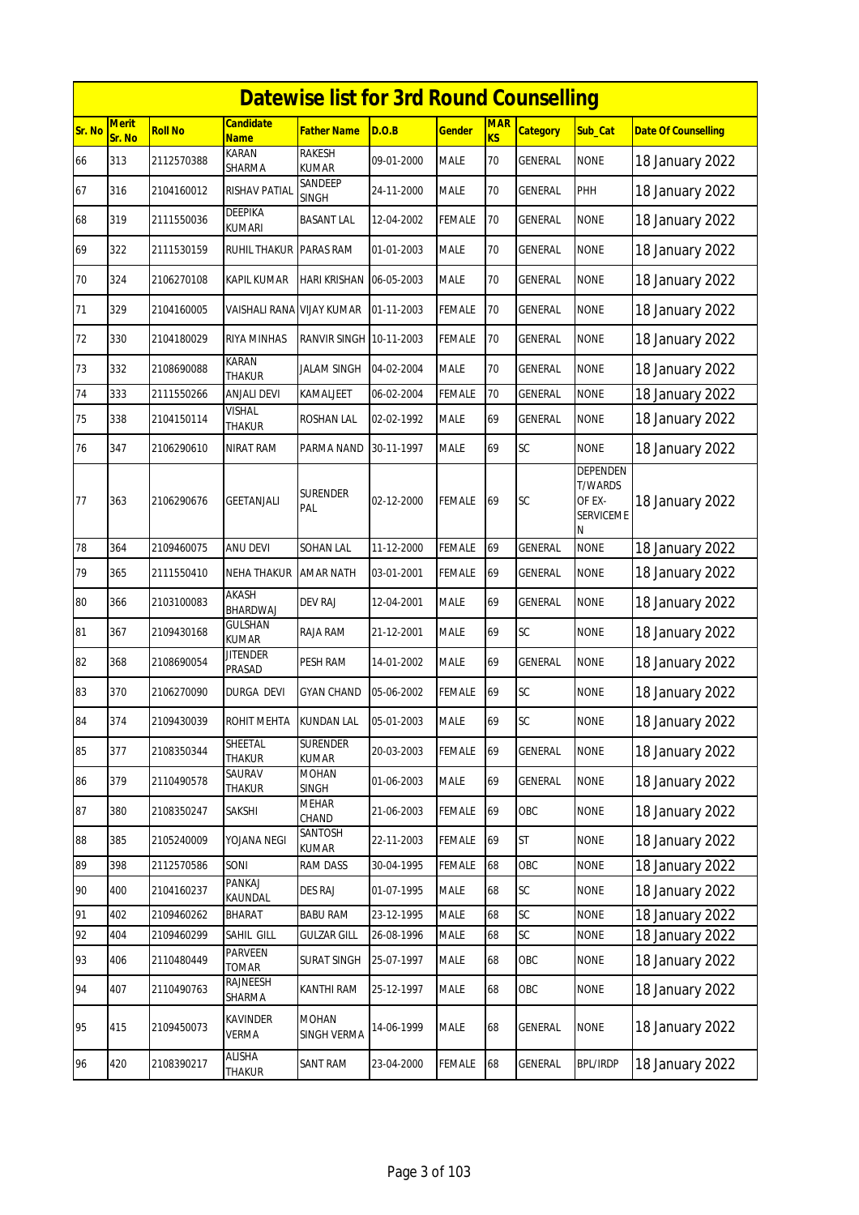# Datewise list for 3rd Round Counselling

| Sr. No | Merit Sr. No | Roll No | Candidate Name | Father Name | D.O.B | Gender | MARKS | Category | Sub_Cat | Date Of Counselling |
|---|---|---|---|---|---|---|---|---|---|---|
| 66 | 313 | 2112570388 | KARAN SHARMA | RAKESH KUMAR | 09-01-2000 | MALE | 70 | GENERAL | NONE | 18 January 2022 |
| 67 | 316 | 2104160012 | RISHAV PATIAL | SANDEEP SINGH | 24-11-2000 | MALE | 70 | GENERAL | PHH | 18 January 2022 |
| 68 | 319 | 2111550036 | DEEPIKA KUMARI | BASANT LAL | 12-04-2002 | FEMALE | 70 | GENERAL | NONE | 18 January 2022 |
| 69 | 322 | 2111530159 | RUHIL THAKUR | PARAS RAM | 01-01-2003 | MALE | 70 | GENERAL | NONE | 18 January 2022 |
| 70 | 324 | 2106270108 | KAPIL KUMAR | HARI KRISHAN | 06-05-2003 | MALE | 70 | GENERAL | NONE | 18 January 2022 |
| 71 | 329 | 2104160005 | VAISHALI RANA | VIJAY KUMAR | 01-11-2003 | FEMALE | 70 | GENERAL | NONE | 18 January 2022 |
| 72 | 330 | 2104180029 | RIYA MINHAS | RANVIR SINGH | 10-11-2003 | FEMALE | 70 | GENERAL | NONE | 18 January 2022 |
| 73 | 332 | 2108690088 | KARAN THAKUR | JALAM SINGH | 04-02-2004 | MALE | 70 | GENERAL | NONE | 18 January 2022 |
| 74 | 333 | 2111550266 | ANJALI DEVI | KAMALJEET | 06-02-2004 | FEMALE | 70 | GENERAL | NONE | 18 January 2022 |
| 75 | 338 | 2104150114 | VISHAL THAKUR | ROSHAN LAL | 02-02-1992 | MALE | 69 | GENERAL | NONE | 18 January 2022 |
| 76 | 347 | 2106290610 | NIRAT RAM | PARMA NAND | 30-11-1997 | MALE | 69 | SC | NONE | 18 January 2022 |
| 77 | 363 | 2106290676 | GEETANJALI | SURENDER PAL | 02-12-2000 | FEMALE | 69 | SC | DEPENDENT/WARDS OF EX-SERVICEMEN | 18 January 2022 |
| 78 | 364 | 2109460075 | ANU DEVI | SOHAN LAL | 11-12-2000 | FEMALE | 69 | GENERAL | NONE | 18 January 2022 |
| 79 | 365 | 2111550410 | NEHA THAKUR | AMAR NATH | 03-01-2001 | FEMALE | 69 | GENERAL | NONE | 18 January 2022 |
| 80 | 366 | 2103100083 | AKASH BHARDWAJ | DEV RAJ | 12-04-2001 | MALE | 69 | GENERAL | NONE | 18 January 2022 |
| 81 | 367 | 2109430168 | GULSHAN KUMAR | RAJA RAM | 21-12-2001 | MALE | 69 | SC | NONE | 18 January 2022 |
| 82 | 368 | 2108690054 | JITENDER PRASAD | PESH RAM | 14-01-2002 | MALE | 69 | GENERAL | NONE | 18 January 2022 |
| 83 | 370 | 2106270090 | DURGA DEVI | GYAN CHAND | 05-06-2002 | FEMALE | 69 | SC | NONE | 18 January 2022 |
| 84 | 374 | 2109430039 | ROHIT MEHTA | KUNDAN LAL | 05-01-2003 | MALE | 69 | SC | NONE | 18 January 2022 |
| 85 | 377 | 2108350344 | SHEETAL THAKUR | SURENDER KUMAR | 20-03-2003 | FEMALE | 69 | GENERAL | NONE | 18 January 2022 |
| 86 | 379 | 2110490578 | SAURAV THAKUR | MOHAN SINGH | 01-06-2003 | MALE | 69 | GENERAL | NONE | 18 January 2022 |
| 87 | 380 | 2108350247 | SAKSHI | MEHAR CHAND | 21-06-2003 | FEMALE | 69 | OBC | NONE | 18 January 2022 |
| 88 | 385 | 2105240009 | YOJANA NEGI | SANTOSH KUMAR | 22-11-2003 | FEMALE | 69 | ST | NONE | 18 January 2022 |
| 89 | 398 | 2112570586 | SONI | RAM DASS | 30-04-1995 | FEMALE | 68 | OBC | NONE | 18 January 2022 |
| 90 | 400 | 2104160237 | PANKAJ KAUNDAL | DES RAJ | 01-07-1995 | MALE | 68 | SC | NONE | 18 January 2022 |
| 91 | 402 | 2109460262 | BHARAT | BABU RAM | 23-12-1995 | MALE | 68 | SC | NONE | 18 January 2022 |
| 92 | 404 | 2109460299 | SAHIL GILL | GULZAR GILL | 26-08-1996 | MALE | 68 | SC | NONE | 18 January 2022 |
| 93 | 406 | 2110480449 | PARVEEN TOMAR | SURAT SINGH | 25-07-1997 | MALE | 68 | OBC | NONE | 18 January 2022 |
| 94 | 407 | 2110490763 | RAJNEESH SHARMA | KANTHI RAM | 25-12-1997 | MALE | 68 | OBC | NONE | 18 January 2022 |
| 95 | 415 | 2109450073 | KAVINDER VERMA | MOHAN SINGH VERMA | 14-06-1999 | MALE | 68 | GENERAL | NONE | 18 January 2022 |
| 96 | 420 | 2108390217 | ALISHA THAKUR | SANT RAM | 23-04-2000 | FEMALE | 68 | GENERAL | BPL/IRDP | 18 January 2022 |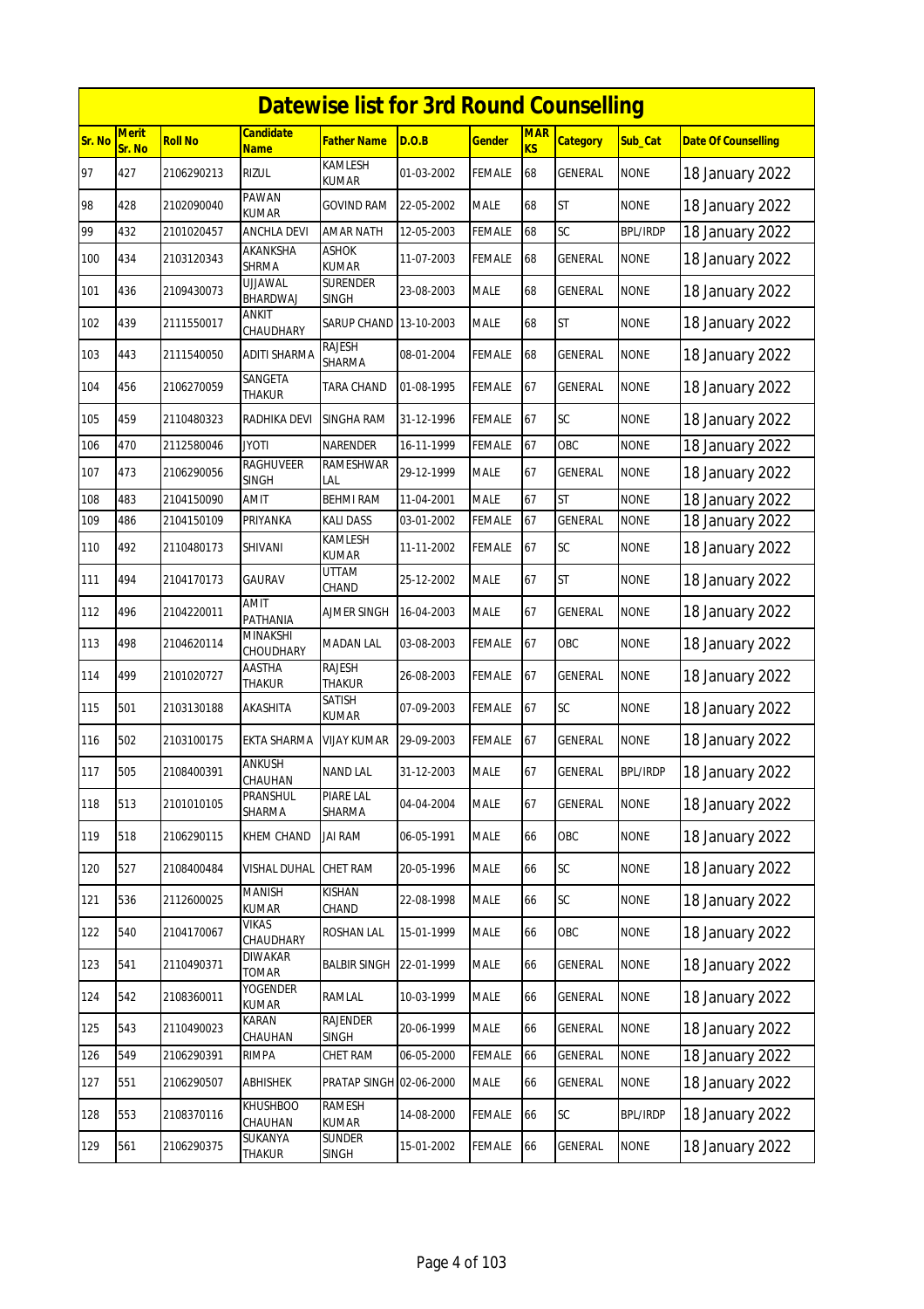# Datewise list for 3rd Round Counselling

| Sr. No | Merit Sr. No | Roll No | Candidate Name | Father Name | D.O.B | Gender | MARKS | Category | Sub_Cat | Date Of Counselling |
|---|---|---|---|---|---|---|---|---|---|---|
| 97 | 427 | 2106290213 | RIZUL | KAMLESH KUMAR | 01-03-2002 | FEMALE | 68 | GENERAL | NONE | 18 January 2022 |
| 98 | 428 | 2102090040 | PAWAN KUMAR | GOVIND RAM | 22-05-2002 | MALE | 68 | ST | NONE | 18 January 2022 |
| 99 | 432 | 2101020457 | ANCHLA DEVI | AMAR NATH | 12-05-2003 | FEMALE | 68 | SC | BPL/IRDP | 18 January 2022 |
| 100 | 434 | 2103120343 | AKANKSHA SHRMA | ASHOK KUMAR | 11-07-2003 | FEMALE | 68 | GENERAL | NONE | 18 January 2022 |
| 101 | 436 | 2109430073 | UJJAWAL BHARDWAJ | SURENDER SINGH | 23-08-2003 | MALE | 68 | GENERAL | NONE | 18 January 2022 |
| 102 | 439 | 2111550017 | ANKIT CHAUDHARY | SARUP CHAND | 13-10-2003 | MALE | 68 | ST | NONE | 18 January 2022 |
| 103 | 443 | 2111540050 | ADITI SHARMA | RAJESH SHARMA | 08-01-2004 | FEMALE | 68 | GENERAL | NONE | 18 January 2022 |
| 104 | 456 | 2106270059 | SANGETA THAKUR | TARA CHAND | 01-08-1995 | FEMALE | 67 | GENERAL | NONE | 18 January 2022 |
| 105 | 459 | 2110480323 | RADHIKA DEVI | SINGHA RAM | 31-12-1996 | FEMALE | 67 | SC | NONE | 18 January 2022 |
| 106 | 470 | 2112580046 | JYOTI | NARENDER | 16-11-1999 | FEMALE | 67 | OBC | NONE | 18 January 2022 |
| 107 | 473 | 2106290056 | RAGHUVEER SINGH | RAMESHWAR LAL | 29-12-1999 | MALE | 67 | GENERAL | NONE | 18 January 2022 |
| 108 | 483 | 2104150090 | AMIT | BEHMI RAM | 11-04-2001 | MALE | 67 | ST | NONE | 18 January 2022 |
| 109 | 486 | 2104150109 | PRIYANKA | KALI DASS | 03-01-2002 | FEMALE | 67 | GENERAL | NONE | 18 January 2022 |
| 110 | 492 | 2110480173 | SHIVANI | KAMLESH KUMAR | 11-11-2002 | FEMALE | 67 | SC | NONE | 18 January 2022 |
| 111 | 494 | 2104170173 | GAURAV | UTTAM CHAND | 25-12-2002 | MALE | 67 | ST | NONE | 18 January 2022 |
| 112 | 496 | 2104220011 | AMIT PATHANIA | AJMER SINGH | 16-04-2003 | MALE | 67 | GENERAL | NONE | 18 January 2022 |
| 113 | 498 | 2104620114 | MINAKSHI CHOUDHARY | MADAN LAL | 03-08-2003 | FEMALE | 67 | OBC | NONE | 18 January 2022 |
| 114 | 499 | 2101020727 | AASTHA THAKUR | RAJESH THAKUR | 26-08-2003 | FEMALE | 67 | GENERAL | NONE | 18 January 2022 |
| 115 | 501 | 2103130188 | AKASHITA | SATISH KUMAR | 07-09-2003 | FEMALE | 67 | SC | NONE | 18 January 2022 |
| 116 | 502 | 2103100175 | EKTA SHARMA | VIJAY KUMAR | 29-09-2003 | FEMALE | 67 | GENERAL | NONE | 18 January 2022 |
| 117 | 505 | 2108400391 | ANKUSH CHAUHAN | NAND LAL | 31-12-2003 | MALE | 67 | GENERAL | BPL/IRDP | 18 January 2022 |
| 118 | 513 | 2101010105 | PRANSHUL SHARMA | PIARE LAL SHARMA | 04-04-2004 | MALE | 67 | GENERAL | NONE | 18 January 2022 |
| 119 | 518 | 2106290115 | KHEM CHAND | JAI RAM | 06-05-1991 | MALE | 66 | OBC | NONE | 18 January 2022 |
| 120 | 527 | 2108400484 | VISHAL DUHAL | CHET RAM | 20-05-1996 | MALE | 66 | SC | NONE | 18 January 2022 |
| 121 | 536 | 2112600025 | MANISH KUMAR | KISHAN CHAND | 22-08-1998 | MALE | 66 | SC | NONE | 18 January 2022 |
| 122 | 540 | 2104170067 | VIKAS CHAUDHARY | ROSHAN LAL | 15-01-1999 | MALE | 66 | OBC | NONE | 18 January 2022 |
| 123 | 541 | 2110490371 | DIWAKAR TOMAR | BALBIR SINGH | 22-01-1999 | MALE | 66 | GENERAL | NONE | 18 January 2022 |
| 124 | 542 | 2108360011 | YOGENDER KUMAR | RAMLAL | 10-03-1999 | MALE | 66 | GENERAL | NONE | 18 January 2022 |
| 125 | 543 | 2110490023 | KARAN CHAUHAN | RAJENDER SINGH | 20-06-1999 | MALE | 66 | GENERAL | NONE | 18 January 2022 |
| 126 | 549 | 2106290391 | RIMPA | CHET RAM | 06-05-2000 | FEMALE | 66 | GENERAL | NONE | 18 January 2022 |
| 127 | 551 | 2106290507 | ABHISHEK | PRATAP SINGH | 02-06-2000 | MALE | 66 | GENERAL | NONE | 18 January 2022 |
| 128 | 553 | 2108370116 | KHUSHBOO CHAUHAN | RAMESH KUMAR | 14-08-2000 | FEMALE | 66 | SC | BPL/IRDP | 18 January 2022 |
| 129 | 561 | 2106290375 | SUKANYA THAKUR | SUNDER SINGH | 15-01-2002 | FEMALE | 66 | GENERAL | NONE | 18 January 2022 |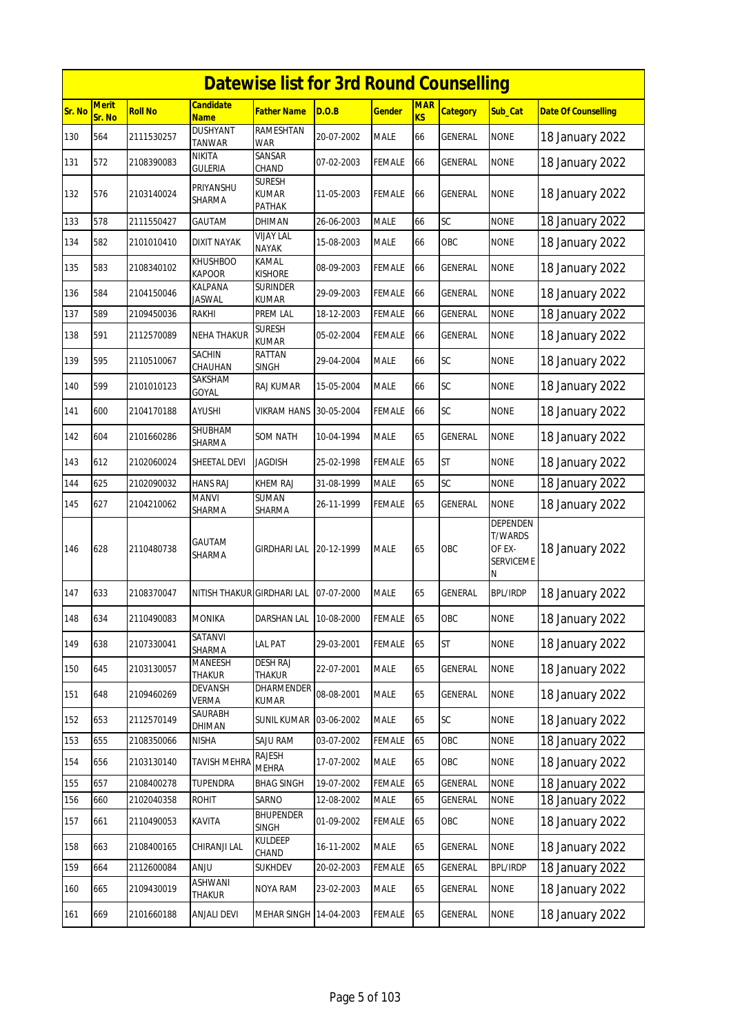# Datewise list for 3rd Round Counselling

| Sr. No | Merit Sr. No | Roll No | Candidate Name | Father Name | D.O.B | Gender | MARKS | Category | Sub_Cat | Date Of Counselling |
|---|---|---|---|---|---|---|---|---|---|---|
| 130 | 564 | 2111530257 | DUSHYANT TANWAR | RAMESHTAN WAR | 20-07-2002 | MALE | 66 | GENERAL | NONE | 18 January 2022 |
| 131 | 572 | 2108390083 | NIKITA GULERIA | SANSAR CHAND | 07-02-2003 | FEMALE | 66 | GENERAL | NONE | 18 January 2022 |
| 132 | 576 | 2103140024 | PRIYANSHU SHARMA | SURESH KUMAR PATHAK | 11-05-2003 | FEMALE | 66 | GENERAL | NONE | 18 January 2022 |
| 133 | 578 | 2111550427 | GAUTAM | DHIMAN | 26-06-2003 | MALE | 66 | SC | NONE | 18 January 2022 |
| 134 | 582 | 2101010410 | DIXIT NAYAK | VIJAY LAL NAYAK | 15-08-2003 | MALE | 66 | OBC | NONE | 18 January 2022 |
| 135 | 583 | 2108340102 | KHUSHBOO KAPOOR | KAMAL KISHORE | 08-09-2003 | FEMALE | 66 | GENERAL | NONE | 18 January 2022 |
| 136 | 584 | 2104150046 | KALPANA JASWAL | SURINDER KUMAR | 29-09-2003 | FEMALE | 66 | GENERAL | NONE | 18 January 2022 |
| 137 | 589 | 2109450036 | RAKHI | PREM LAL | 18-12-2003 | FEMALE | 66 | GENERAL | NONE | 18 January 2022 |
| 138 | 591 | 2112570089 | NEHA THAKUR | SURESH KUMAR | 05-02-2004 | FEMALE | 66 | GENERAL | NONE | 18 January 2022 |
| 139 | 595 | 2110510067 | SACHIN CHAUHAN | RATTAN SINGH | 29-04-2004 | MALE | 66 | SC | NONE | 18 January 2022 |
| 140 | 599 | 2101010123 | SAKSHAM GOYAL | RAJ KUMAR | 15-05-2004 | MALE | 66 | SC | NONE | 18 January 2022 |
| 141 | 600 | 2104170188 | AYUSHI | VIKRAM HANS | 30-05-2004 | FEMALE | 66 | SC | NONE | 18 January 2022 |
| 142 | 604 | 2101660286 | SHUBHAM SHARMA | SOM NATH | 10-04-1994 | MALE | 65 | GENERAL | NONE | 18 January 2022 |
| 143 | 612 | 2102060024 | SHEETAL DEVI | JAGDISH | 25-02-1998 | FEMALE | 65 | ST | NONE | 18 January 2022 |
| 144 | 625 | 2102090032 | HANS RAJ | KHEM RAJ | 31-08-1999 | MALE | 65 | SC | NONE | 18 January 2022 |
| 145 | 627 | 2104210062 | MANVI SHARMA | SUMAN SHARMA | 26-11-1999 | FEMALE | 65 | GENERAL | NONE | 18 January 2022 |
| 146 | 628 | 2110480738 | GAUTAM SHARMA | GIRDHARI LAL | 20-12-1999 | MALE | 65 | OBC | DEPENDENT/WARDS OF EX-SERVICEMEN | 18 January 2022 |
| 147 | 633 | 2108370047 | NITISH THAKUR | GIRDHARI LAL | 07-07-2000 | MALE | 65 | GENERAL | BPL/IRDP | 18 January 2022 |
| 148 | 634 | 2110490083 | MONIKA | DARSHAN LAL | 10-08-2000 | FEMALE | 65 | OBC | NONE | 18 January 2022 |
| 149 | 638 | 2107330041 | SATANVI SHARMA | LAL PAT | 29-03-2001 | FEMALE | 65 | ST | NONE | 18 January 2022 |
| 150 | 645 | 2103130057 | MANEESH THAKUR | DESH RAJ THAKUR | 22-07-2001 | MALE | 65 | GENERAL | NONE | 18 January 2022 |
| 151 | 648 | 2109460269 | DEVANSH VERMA | DHARMENDER KUMAR | 08-08-2001 | MALE | 65 | GENERAL | NONE | 18 January 2022 |
| 152 | 653 | 2112570149 | SAURABH DHIMAN | SUNIL KUMAR | 03-06-2002 | MALE | 65 | SC | NONE | 18 January 2022 |
| 153 | 655 | 2108350066 | NISHA | SAJU RAM | 03-07-2002 | FEMALE | 65 | OBC | NONE | 18 January 2022 |
| 154 | 656 | 2103130140 | TAVISH MEHRA | RAJESH MEHRA | 17-07-2002 | MALE | 65 | OBC | NONE | 18 January 2022 |
| 155 | 657 | 2108400278 | TUPENDRA | BHAG SINGH | 19-07-2002 | FEMALE | 65 | GENERAL | NONE | 18 January 2022 |
| 156 | 660 | 2102040358 | ROHIT | SARNO | 12-08-2002 | MALE | 65 | GENERAL | NONE | 18 January 2022 |
| 157 | 661 | 2110490053 | KAVITA | BHUPENDER SINGH | 01-09-2002 | FEMALE | 65 | OBC | NONE | 18 January 2022 |
| 158 | 663 | 2108400165 | CHIRANJI LAL | KULDEEP CHAND | 16-11-2002 | MALE | 65 | GENERAL | NONE | 18 January 2022 |
| 159 | 664 | 2112600084 | ANJU | SUKHDEV | 20-02-2003 | FEMALE | 65 | GENERAL | BPL/IRDP | 18 January 2022 |
| 160 | 665 | 2109430019 | ASHWANI THAKUR | NOYA RAM | 23-02-2003 | MALE | 65 | GENERAL | NONE | 18 January 2022 |
| 161 | 669 | 2101660188 | ANJALI DEVI | MEHAR SINGH | 14-04-2003 | FEMALE | 65 | GENERAL | NONE | 18 January 2022 |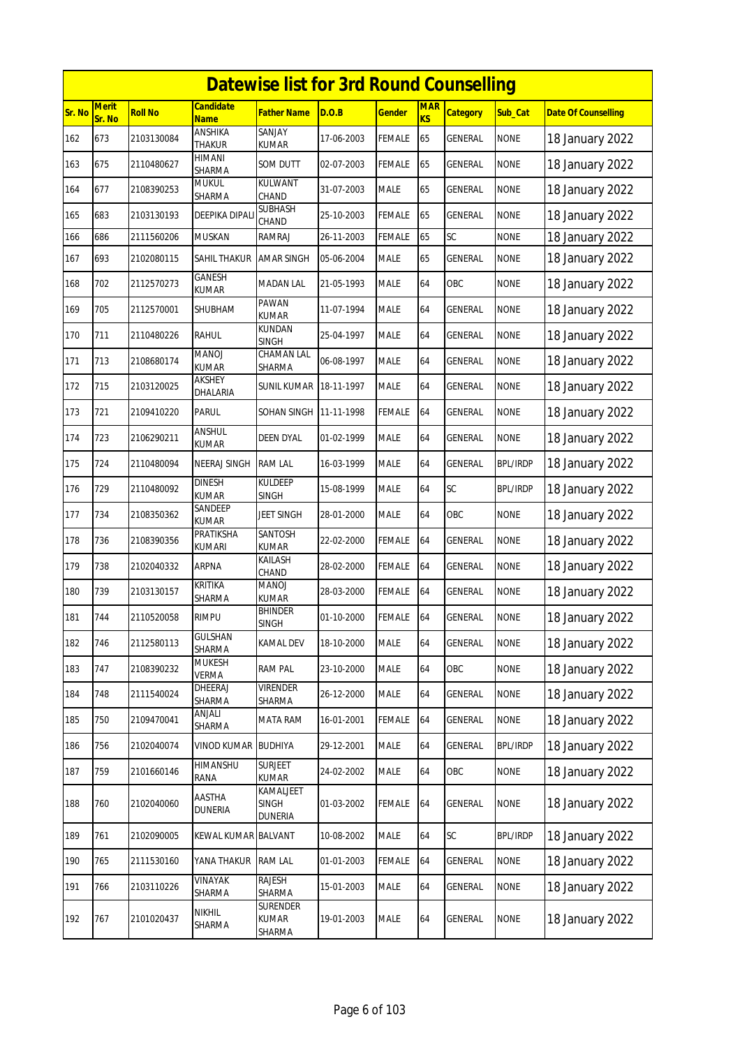# Datewise list for 3rd Round Counselling

| Sr. No | Merit Sr. No | Roll No | Candidate Name | Father Name | D.O.B | Gender | MARKS | Category | Sub_Cat | Date Of Counselling |
|---|---|---|---|---|---|---|---|---|---|---|
| 162 | 673 | 2103130084 | ANSHIKA THAKUR | SANJAY KUMAR | 17-06-2003 | FEMALE | 65 | GENERAL | NONE | 18 January 2022 |
| 163 | 675 | 2110480627 | HIMANI SHARMA | SOM DUTT | 02-07-2003 | FEMALE | 65 | GENERAL | NONE | 18 January 2022 |
| 164 | 677 | 2108390253 | MUKUL SHARMA | KULWANT CHAND | 31-07-2003 | MALE | 65 | GENERAL | NONE | 18 January 2022 |
| 165 | 683 | 2103130193 | DEEPIKA DIPALI | SUBHASH CHAND | 25-10-2003 | FEMALE | 65 | GENERAL | NONE | 18 January 2022 |
| 166 | 686 | 2111560206 | MUSKAN | RAMRAJ | 26-11-2003 | FEMALE | 65 | SC | NONE | 18 January 2022 |
| 167 | 693 | 2102080115 | SAHIL THAKUR | AMAR SINGH | 05-06-2004 | MALE | 65 | GENERAL | NONE | 18 January 2022 |
| 168 | 702 | 2112570273 | GANESH KUMAR | MADAN LAL | 21-05-1993 | MALE | 64 | OBC | NONE | 18 January 2022 |
| 169 | 705 | 2112570001 | SHUBHAM | PAWAN KUMAR | 11-07-1994 | MALE | 64 | GENERAL | NONE | 18 January 2022 |
| 170 | 711 | 2110480226 | RAHUL | KUNDAN SINGH | 25-04-1997 | MALE | 64 | GENERAL | NONE | 18 January 2022 |
| 171 | 713 | 2108680174 | MANOJ KUMAR | CHAMAN LAL SHARMA | 06-08-1997 | MALE | 64 | GENERAL | NONE | 18 January 2022 |
| 172 | 715 | 2103120025 | AKSHEY DHALARIA | SUNIL KUMAR | 18-11-1997 | MALE | 64 | GENERAL | NONE | 18 January 2022 |
| 173 | 721 | 2109410220 | PARUL | SOHAN SINGH | 11-11-1998 | FEMALE | 64 | GENERAL | NONE | 18 January 2022 |
| 174 | 723 | 2106290211 | ANSHUL KUMAR | DEEN DYAL | 01-02-1999 | MALE | 64 | GENERAL | NONE | 18 January 2022 |
| 175 | 724 | 2110480094 | NEERAJ SINGH | RAM LAL | 16-03-1999 | MALE | 64 | GENERAL | BPL/IRDP | 18 January 2022 |
| 176 | 729 | 2110480092 | DINESH KUMAR | KULDEEP SINGH | 15-08-1999 | MALE | 64 | SC | BPL/IRDP | 18 January 2022 |
| 177 | 734 | 2108350362 | SANDEEP KUMAR | JEET SINGH | 28-01-2000 | MALE | 64 | OBC | NONE | 18 January 2022 |
| 178 | 736 | 2108390356 | PRATIKSHA KUMARI | SANTOSH KUMAR | 22-02-2000 | FEMALE | 64 | GENERAL | NONE | 18 January 2022 |
| 179 | 738 | 2102040332 | ARPNA | KAILASH CHAND | 28-02-2000 | FEMALE | 64 | GENERAL | NONE | 18 January 2022 |
| 180 | 739 | 2103130157 | KRITIKA SHARMA | MANOJ KUMAR | 28-03-2000 | FEMALE | 64 | GENERAL | NONE | 18 January 2022 |
| 181 | 744 | 2110520058 | RIMPU | BHINDER SINGH | 01-10-2000 | FEMALE | 64 | GENERAL | NONE | 18 January 2022 |
| 182 | 746 | 2112580113 | GULSHAN SHARMA | KAMAL DEV | 18-10-2000 | MALE | 64 | GENERAL | NONE | 18 January 2022 |
| 183 | 747 | 2108390232 | MUKESH VERMA | RAM PAL | 23-10-2000 | MALE | 64 | OBC | NONE | 18 January 2022 |
| 184 | 748 | 2111540024 | DHEERAJ SHARMA | VIRENDER SHARMA | 26-12-2000 | MALE | 64 | GENERAL | NONE | 18 January 2022 |
| 185 | 750 | 2109470041 | ANJALI SHARMA | MATA RAM | 16-01-2001 | FEMALE | 64 | GENERAL | NONE | 18 January 2022 |
| 186 | 756 | 2102040074 | VINOD KUMAR | BUDHIYA | 29-12-2001 | MALE | 64 | GENERAL | BPL/IRDP | 18 January 2022 |
| 187 | 759 | 2101660146 | HIMANSHU RANA | SURJEET KUMAR | 24-02-2002 | MALE | 64 | OBC | NONE | 18 January 2022 |
| 188 | 760 | 2102040060 | AASTHA DUNERIA | KAMALJEET SINGH DUNERIA | 01-03-2002 | FEMALE | 64 | GENERAL | NONE | 18 January 2022 |
| 189 | 761 | 2102090005 | KEWAL KUMAR | BALVANT | 10-08-2002 | MALE | 64 | SC | BPL/IRDP | 18 January 2022 |
| 190 | 765 | 2111530160 | YANA THAKUR | RAM LAL | 01-01-2003 | FEMALE | 64 | GENERAL | NONE | 18 January 2022 |
| 191 | 766 | 2103110226 | VINAYAK SHARMA | RAJESH SHARMA | 15-01-2003 | MALE | 64 | GENERAL | NONE | 18 January 2022 |
| 192 | 767 | 2101020437 | NIKHIL SHARMA | SURENDER KUMAR SHARMA | 19-01-2003 | MALE | 64 | GENERAL | NONE | 18 January 2022 |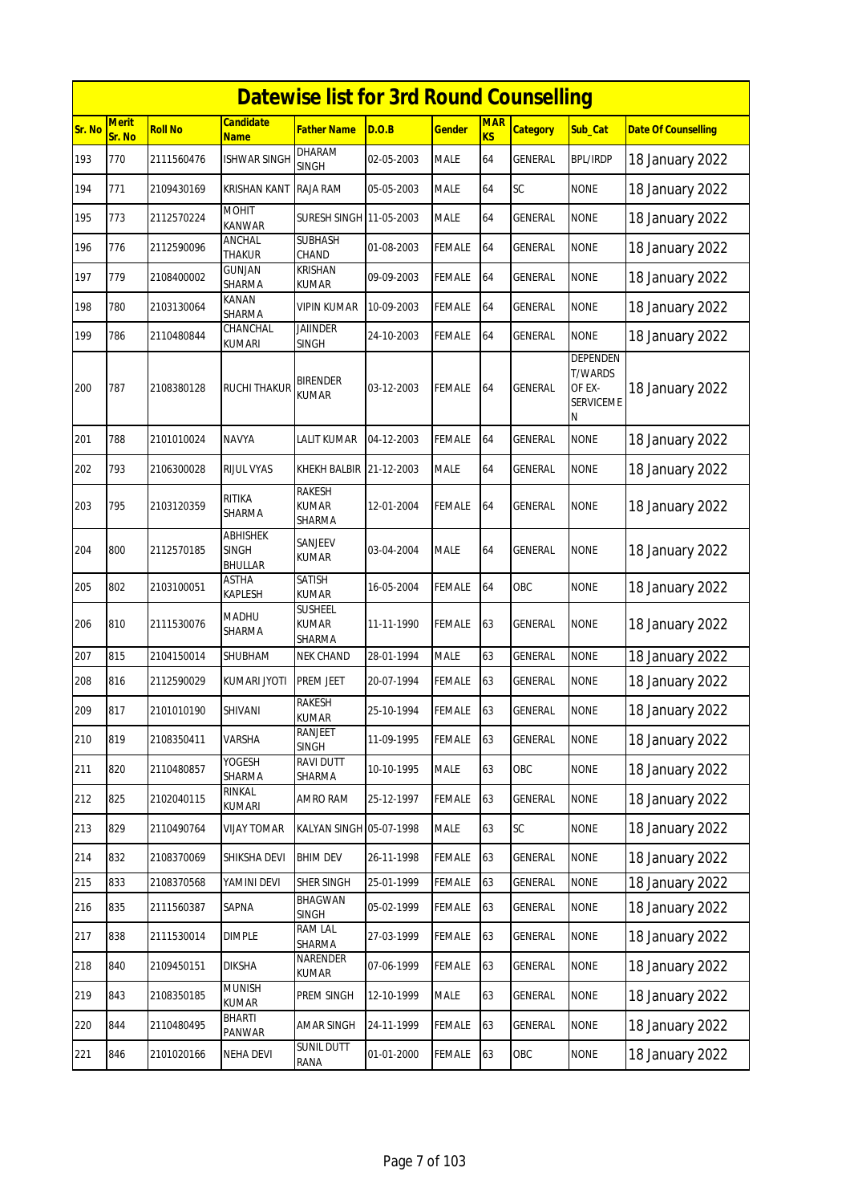# Datewise list for 3rd Round Counselling

| Sr. No | Merit Sr. No | Roll No | Candidate Name | Father Name | D.O.B | Gender | MARKS | Category | Sub_Cat | Date Of Counselling |
|---|---|---|---|---|---|---|---|---|---|---|
| 193 | 770 | 2111560476 | ISHWAR SINGH | DHARAM SINGH | 02-05-2003 | MALE | 64 | GENERAL | BPL/IRDP | 18 January 2022 |
| 194 | 771 | 2109430169 | KRISHAN KANT | RAJA RAM | 05-05-2003 | MALE | 64 | SC | NONE | 18 January 2022 |
| 195 | 773 | 2112570224 | MOHIT KANWAR | SURESH SINGH | 11-05-2003 | MALE | 64 | GENERAL | NONE | 18 January 2022 |
| 196 | 776 | 2112590096 | ANCHAL THAKUR | SUBHASH CHAND | 01-08-2003 | FEMALE | 64 | GENERAL | NONE | 18 January 2022 |
| 197 | 779 | 2108400002 | GUNJAN SHARMA | KRISHAN KUMAR | 09-09-2003 | FEMALE | 64 | GENERAL | NONE | 18 January 2022 |
| 198 | 780 | 2103130064 | KANAN SHARMA | VIPIN KUMAR | 10-09-2003 | FEMALE | 64 | GENERAL | NONE | 18 January 2022 |
| 199 | 786 | 2110480844 | CHANCHAL KUMARI | JAIINDER SINGH | 24-10-2003 | FEMALE | 64 | GENERAL | NONE | 18 January 2022 |
| 200 | 787 | 2108380128 | RUCHI THAKUR | BIRENDER KUMAR | 03-12-2003 | FEMALE | 64 | GENERAL | DEPENDENT/WARDS OF EX-SERVICEMEN | 18 January 2022 |
| 201 | 788 | 2101010024 | NAVYA | LALIT KUMAR | 04-12-2003 | FEMALE | 64 | GENERAL | NONE | 18 January 2022 |
| 202 | 793 | 2106300028 | RIJUL VYAS | KHEKH BALBIR | 21-12-2003 | MALE | 64 | GENERAL | NONE | 18 January 2022 |
| 203 | 795 | 2103120359 | RITIKA SHARMA | RAKESH KUMAR SHARMA | 12-01-2004 | FEMALE | 64 | GENERAL | NONE | 18 January 2022 |
| 204 | 800 | 2112570185 | ABHISHEK SINGH BHULLAR | SANJEEV KUMAR | 03-04-2004 | MALE | 64 | GENERAL | NONE | 18 January 2022 |
| 205 | 802 | 2103100051 | ASTHA KAPLESH | SATISH KUMAR | 16-05-2004 | FEMALE | 64 | OBC | NONE | 18 January 2022 |
| 206 | 810 | 2111530076 | MADHU SHARMA | SUSHEEL KUMAR SHARMA | 11-11-1990 | FEMALE | 63 | GENERAL | NONE | 18 January 2022 |
| 207 | 815 | 2104150014 | SHUBHAM | NEK CHAND | 28-01-1994 | MALE | 63 | GENERAL | NONE | 18 January 2022 |
| 208 | 816 | 2112590029 | KUMARI JYOTI | PREM JEET | 20-07-1994 | FEMALE | 63 | GENERAL | NONE | 18 January 2022 |
| 209 | 817 | 2101010190 | SHIVANI | RAKESH KUMAR | 25-10-1994 | FEMALE | 63 | GENERAL | NONE | 18 January 2022 |
| 210 | 819 | 2108350411 | VARSHA | RANJEET SINGH | 11-09-1995 | FEMALE | 63 | GENERAL | NONE | 18 January 2022 |
| 211 | 820 | 2110480857 | YOGESH SHARMA | RAVI DUTT SHARMA | 10-10-1995 | MALE | 63 | OBC | NONE | 18 January 2022 |
| 212 | 825 | 2102040115 | RINKAL KUMARI | AMRO RAM | 25-12-1997 | FEMALE | 63 | GENERAL | NONE | 18 January 2022 |
| 213 | 829 | 2110490764 | VIJAY TOMAR | KALYAN SINGH | 05-07-1998 | MALE | 63 | SC | NONE | 18 January 2022 |
| 214 | 832 | 2108370069 | SHIKSHA DEVI | BHIM DEV | 26-11-1998 | FEMALE | 63 | GENERAL | NONE | 18 January 2022 |
| 215 | 833 | 2108370568 | YAMINI DEVI | SHER SINGH | 25-01-1999 | FEMALE | 63 | GENERAL | NONE | 18 January 2022 |
| 216 | 835 | 2111560387 | SAPNA | BHAGWAN SINGH | 05-02-1999 | FEMALE | 63 | GENERAL | NONE | 18 January 2022 |
| 217 | 838 | 2111530014 | DIMPLE | RAM LAL SHARMA | 27-03-1999 | FEMALE | 63 | GENERAL | NONE | 18 January 2022 |
| 218 | 840 | 2109450151 | DIKSHA | NARENDER KUMAR | 07-06-1999 | FEMALE | 63 | GENERAL | NONE | 18 January 2022 |
| 219 | 843 | 2108350185 | MUNISH KUMAR | PREM SINGH | 12-10-1999 | MALE | 63 | GENERAL | NONE | 18 January 2022 |
| 220 | 844 | 2110480495 | BHARTI PANWAR | AMAR SINGH | 24-11-1999 | FEMALE | 63 | GENERAL | NONE | 18 January 2022 |
| 221 | 846 | 2101020166 | NEHA DEVI | SUNIL DUTT RANA | 01-01-2000 | FEMALE | 63 | OBC | NONE | 18 January 2022 |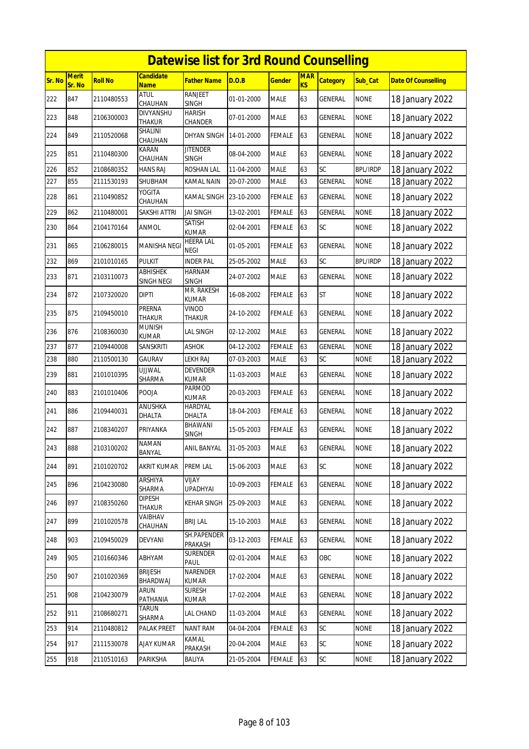# Datewise list for 3rd Round Counselling

| Sr. No | Merit Sr. No | Roll No | Candidate Name | Father Name | D.O.B | Gender | MARKS | Category | Sub_Cat | Date Of Counselling |
|---|---|---|---|---|---|---|---|---|---|---|
| 222 | 847 | 2110480553 | ATUL CHAUHAN | RANJEET SINGH | 01-01-2000 | MALE | 63 | GENERAL | NONE | 18 January 2022 |
| 223 | 848 | 2106300003 | DIVYANSHU THAKUR | HARISH CHANDER | 07-01-2000 | MALE | 63 | GENERAL | NONE | 18 January 2022 |
| 224 | 849 | 2110520068 | SHALINI CHAUHAN | DHYAN SINGH | 14-01-2000 | FEMALE | 63 | GENERAL | NONE | 18 January 2022 |
| 225 | 851 | 2110480300 | KARAN CHAUHAN | JITENDER SINGH | 08-04-2000 | MALE | 63 | GENERAL | NONE | 18 January 2022 |
| 226 | 852 | 2108680352 | HANS RAJ | ROSHAN LAL | 11-04-2000 | MALE | 63 | SC | BPL/IRDP | 18 January 2022 |
| 227 | 855 | 2111530193 | SHUBHAM | KAMAL NAIN | 20-07-2000 | MALE | 63 | GENERAL | NONE | 18 January 2022 |
| 228 | 861 | 2110490852 | YOGITA CHAUHAN | KAMAL SINGH | 23-10-2000 | FEMALE | 63 | GENERAL | NONE | 18 January 2022 |
| 229 | 862 | 2110480001 | SAKSHI ATTRI | JAI SINGH | 13-02-2001 | FEMALE | 63 | GENERAL | NONE | 18 January 2022 |
| 230 | 864 | 2104170164 | ANMOL | SATISH KUMAR | 02-04-2001 | FEMALE | 63 | SC | NONE | 18 January 2022 |
| 231 | 865 | 2106280015 | MANISHA NEGI | HEERA LAL NEGI | 01-05-2001 | FEMALE | 63 | GENERAL | NONE | 18 January 2022 |
| 232 | 869 | 2101010165 | PULKIT | INDER PAL | 25-05-2002 | MALE | 63 | SC | BPL/IRDP | 18 January 2022 |
| 233 | 871 | 2103110073 | ABHISHEK SINGH NEGI | HARNAM SINGH | 24-07-2002 | MALE | 63 | GENERAL | NONE | 18 January 2022 |
| 234 | 872 | 2107320020 | DIPTI | MR. RAKESH KUMAR | 16-08-2002 | FEMALE | 63 | ST | NONE | 18 January 2022 |
| 235 | 875 | 2109450010 | PRERNA THAKUR | VINOD THAKUR | 24-10-2002 | FEMALE | 63 | GENERAL | NONE | 18 January 2022 |
| 236 | 876 | 2108360030 | MUNISH KUMAR | LAL SINGH | 02-12-2002 | MALE | 63 | GENERAL | NONE | 18 January 2022 |
| 237 | 877 | 2109440008 | SANSKRITI | ASHOK | 04-12-2002 | FEMALE | 63 | GENERAL | NONE | 18 January 2022 |
| 238 | 880 | 2110500130 | GAURAV | LEKH RAJ | 07-03-2003 | MALE | 63 | SC | NONE | 18 January 2022 |
| 239 | 881 | 2101010395 | UJJWAL SHARMA | DEVENDER KUMAR | 11-03-2003 | MALE | 63 | GENERAL | NONE | 18 January 2022 |
| 240 | 883 | 2101010406 | POOJA | PARMOD KUMAR | 20-03-2003 | FEMALE | 63 | GENERAL | NONE | 18 January 2022 |
| 241 | 886 | 2109440031 | ANUSHKA DHALTA | HARDYAL DHALTA | 18-04-2003 | FEMALE | 63 | GENERAL | NONE | 18 January 2022 |
| 242 | 887 | 2108340207 | PRIYANKA | BHAWANI SINGH | 15-05-2003 | FEMALE | 63 | GENERAL | NONE | 18 January 2022 |
| 243 | 888 | 2103100202 | NAMAN BANYAL | ANIL BANYAL | 31-05-2003 | MALE | 63 | GENERAL | NONE | 18 January 2022 |
| 244 | 891 | 2101020702 | AKRIT KUMAR | PREM LAL | 15-06-2003 | MALE | 63 | SC | NONE | 18 January 2022 |
| 245 | 896 | 2104230080 | ARSHIYA SHARMA | VIJAY UPADHYAI | 10-09-2003 | FEMALE | 63 | GENERAL | NONE | 18 January 2022 |
| 246 | 897 | 2108350260 | DIPESH THAKUR | KEHAR SINGH | 25-09-2003 | MALE | 63 | GENERAL | NONE | 18 January 2022 |
| 247 | 899 | 2101020578 | VAIBHAV CHAUHAN | BRIJ LAL | 15-10-2003 | MALE | 63 | GENERAL | NONE | 18 January 2022 |
| 248 | 903 | 2109450029 | DEVYANI | SH.PAPENDER PRAKASH | 03-12-2003 | FEMALE | 63 | GENERAL | NONE | 18 January 2022 |
| 249 | 905 | 2101660346 | ABHYAM | SURENDER PAUL | 02-01-2004 | MALE | 63 | OBC | NONE | 18 January 2022 |
| 250 | 907 | 2101020369 | BRIJESH BHARDWAJ | NARENDER KUMAR | 17-02-2004 | MALE | 63 | GENERAL | NONE | 18 January 2022 |
| 251 | 908 | 2104230079 | ARUN PATHANIA | SURESH KUMAR | 17-02-2004 | MALE | 63 | GENERAL | NONE | 18 January 2022 |
| 252 | 911 | 2108680271 | TARUN SHARMA | LAL CHAND | 11-03-2004 | MALE | 63 | GENERAL | NONE | 18 January 2022 |
| 253 | 914 | 2110480812 | PALAK PREET | NANT RAM | 04-04-2004 | FEMALE | 63 | SC | NONE | 18 January 2022 |
| 254 | 917 | 2111530078 | AJAY KUMAR | KAMAL PRAKASH | 20-04-2004 | MALE | 63 | SC | NONE | 18 January 2022 |
| 255 | 918 | 2110510163 | PARIKSHA | BALIYA | 21-05-2004 | FEMALE | 63 | SC | NONE | 18 January 2022 |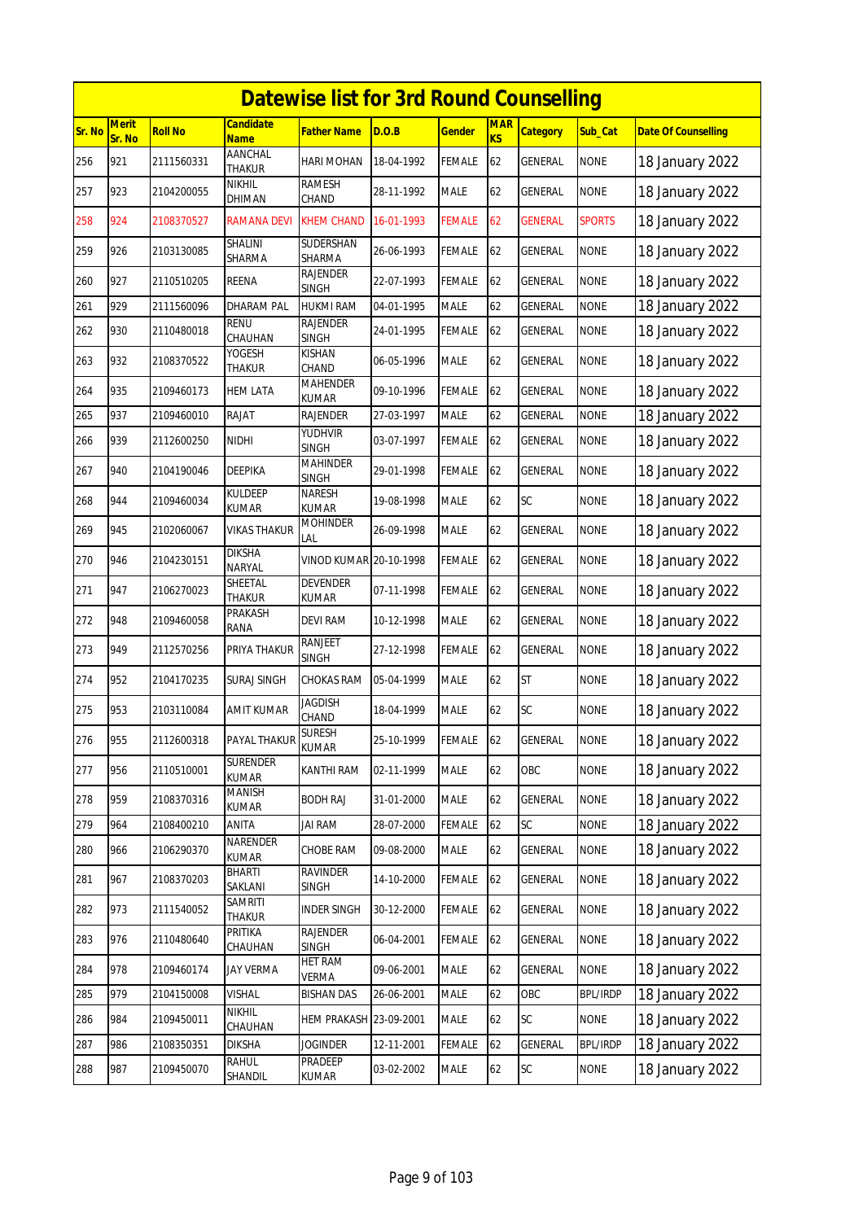# Datewise list for 3rd Round Counselling

| Sr. No | Merit Sr. No | Roll No | Candidate Name | Father Name | D.O.B | Gender | MARKS | Category | Sub_Cat | Date Of Counselling |
|---|---|---|---|---|---|---|---|---|---|---|
| 256 | 921 | 2111560331 | AANCHAL THAKUR | HARI MOHAN | 18-04-1992 | FEMALE | 62 | GENERAL | NONE | 18 January 2022 |
| 257 | 923 | 2104200055 | NIKHIL DHIMAN | RAMESH CHAND | 28-11-1992 | MALE | 62 | GENERAL | NONE | 18 January 2022 |
| 258 | 924 | 2108370527 | RAMANA DEVI | KHEM CHAND | 16-01-1993 | FEMALE | 62 | GENERAL | SPORTS | 18 January 2022 |
| 259 | 926 | 2103130085 | SHALINI SHARMA | SUDERSHAN SHARMA | 26-06-1993 | FEMALE | 62 | GENERAL | NONE | 18 January 2022 |
| 260 | 927 | 2110510205 | REENA | RAJENDER SINGH | 22-07-1993 | FEMALE | 62 | GENERAL | NONE | 18 January 2022 |
| 261 | 929 | 2111560096 | DHARAM PAL | HUKMI RAM | 04-01-1995 | MALE | 62 | GENERAL | NONE | 18 January 2022 |
| 262 | 930 | 2110480018 | RENU CHAUHAN | RAJENDER SINGH | 24-01-1995 | FEMALE | 62 | GENERAL | NONE | 18 January 2022 |
| 263 | 932 | 2108370522 | YOGESH THAKUR | KISHAN CHAND | 06-05-1996 | MALE | 62 | GENERAL | NONE | 18 January 2022 |
| 264 | 935 | 2109460173 | HEM LATA | MAHENDER KUMAR | 09-10-1996 | FEMALE | 62 | GENERAL | NONE | 18 January 2022 |
| 265 | 937 | 2109460010 | RAJAT | RAJENDER | 27-03-1997 | MALE | 62 | GENERAL | NONE | 18 January 2022 |
| 266 | 939 | 2112600250 | NIDHI | YUDHVIR SINGH | 03-07-1997 | FEMALE | 62 | GENERAL | NONE | 18 January 2022 |
| 267 | 940 | 2104190046 | DEEPIKA | MAHINDER SINGH | 29-01-1998 | FEMALE | 62 | GENERAL | NONE | 18 January 2022 |
| 268 | 944 | 2109460034 | KULDEEP KUMAR | NARESH KUMAR | 19-08-1998 | MALE | 62 | SC | NONE | 18 January 2022 |
| 269 | 945 | 2102060067 | VIKAS THAKUR | MOHINDER LAL | 26-09-1998 | MALE | 62 | GENERAL | NONE | 18 January 2022 |
| 270 | 946 | 2104230151 | DIKSHA NARYAL | VINOD KUMAR | 20-10-1998 | FEMALE | 62 | GENERAL | NONE | 18 January 2022 |
| 271 | 947 | 2106270023 | SHEETAL THAKUR | DEVENDER KUMAR | 07-11-1998 | FEMALE | 62 | GENERAL | NONE | 18 January 2022 |
| 272 | 948 | 2109460058 | PRAKASH RANA | DEVI RAM | 10-12-1998 | MALE | 62 | GENERAL | NONE | 18 January 2022 |
| 273 | 949 | 2112570256 | PRIYA THAKUR | RANJEET SINGH | 27-12-1998 | FEMALE | 62 | GENERAL | NONE | 18 January 2022 |
| 274 | 952 | 2104170235 | SURAJ SINGH | CHOKAS RAM | 05-04-1999 | MALE | 62 | ST | NONE | 18 January 2022 |
| 275 | 953 | 2103110084 | AMIT KUMAR | JAGDISH CHAND | 18-04-1999 | MALE | 62 | SC | NONE | 18 January 2022 |
| 276 | 955 | 2112600318 | PAYAL THAKUR | SURESH KUMAR | 25-10-1999 | FEMALE | 62 | GENERAL | NONE | 18 January 2022 |
| 277 | 956 | 2110510001 | SURENDER KUMAR | KANTHI RAM | 02-11-1999 | MALE | 62 | OBC | NONE | 18 January 2022 |
| 278 | 959 | 2108370316 | MANISH KUMAR | BODH RAJ | 31-01-2000 | MALE | 62 | GENERAL | NONE | 18 January 2022 |
| 279 | 964 | 2108400210 | ANITA | JAI RAM | 28-07-2000 | FEMALE | 62 | SC | NONE | 18 January 2022 |
| 280 | 966 | 2106290370 | NARENDER KUMAR | CHOBE RAM | 09-08-2000 | MALE | 62 | GENERAL | NONE | 18 January 2022 |
| 281 | 967 | 2108370203 | BHARTI SAKLANI | RAVINDER SINGH | 14-10-2000 | FEMALE | 62 | GENERAL | NONE | 18 January 2022 |
| 282 | 973 | 2111540052 | SAMRITI THAKUR | INDER SINGH | 30-12-2000 | FEMALE | 62 | GENERAL | NONE | 18 January 2022 |
| 283 | 976 | 2110480640 | PRITIKA CHAUHAN | RAJENDER SINGH | 06-04-2001 | FEMALE | 62 | GENERAL | NONE | 18 January 2022 |
| 284 | 978 | 2109460174 | JAY VERMA | HET RAM VERMA | 09-06-2001 | MALE | 62 | GENERAL | NONE | 18 January 2022 |
| 285 | 979 | 2104150008 | VISHAL | BISHAN DAS | 26-06-2001 | MALE | 62 | OBC | BPL/IRDP | 18 January 2022 |
| 286 | 984 | 2109450011 | NIKHIL CHAUHAN | HEM PRAKASH | 23-09-2001 | MALE | 62 | SC | NONE | 18 January 2022 |
| 287 | 986 | 2108350351 | DIKSHA | JOGINDER | 12-11-2001 | FEMALE | 62 | GENERAL | BPL/IRDP | 18 January 2022 |
| 288 | 987 | 2109450070 | RAHUL SHANDIL | PRADEEP KUMAR | 03-02-2002 | MALE | 62 | SC | NONE | 18 January 2022 |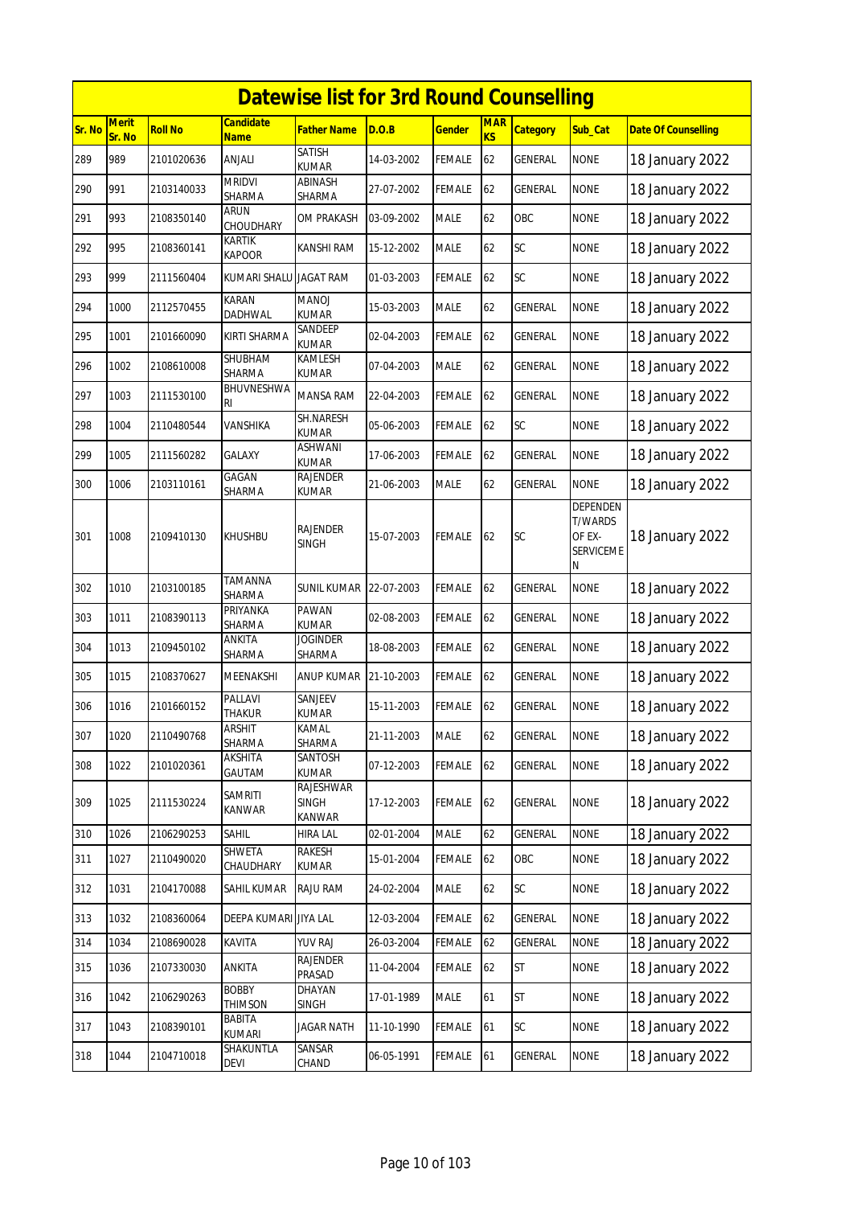# Datewise list for 3rd Round Counselling

| Sr. No | Merit Sr. No | Roll No | Candidate Name | Father Name | D.O.B | Gender | MARKS | Category | Sub_Cat | Date Of Counselling |
|---|---|---|---|---|---|---|---|---|---|---|
| 289 | 989 | 2101020636 | ANJALI | SATISH KUMAR | 14-03-2002 | FEMALE | 62 | GENERAL | NONE | 18 January 2022 |
| 290 | 991 | 2103140033 | MRIDVI SHARMA | ABINASH SHARMA | 27-07-2002 | FEMALE | 62 | GENERAL | NONE | 18 January 2022 |
| 291 | 993 | 2108350140 | ARUN CHOUDHARY | OM PRAKASH | 03-09-2002 | MALE | 62 | OBC | NONE | 18 January 2022 |
| 292 | 995 | 2108360141 | KARTIK KAPOOR | KANSHI RAM | 15-12-2002 | MALE | 62 | SC | NONE | 18 January 2022 |
| 293 | 999 | 2111560404 | KUMARI SHALU | JAGAT RAM | 01-03-2003 | FEMALE | 62 | SC | NONE | 18 January 2022 |
| 294 | 1000 | 2112570455 | KARAN DADHWAL | MANOJ KUMAR | 15-03-2003 | MALE | 62 | GENERAL | NONE | 18 January 2022 |
| 295 | 1001 | 2101660090 | KIRTI SHARMA | SANDEEP KUMAR | 02-04-2003 | FEMALE | 62 | GENERAL | NONE | 18 January 2022 |
| 296 | 1002 | 2108610008 | SHUBHAM SHARMA | KAMLESH KUMAR | 07-04-2003 | MALE | 62 | GENERAL | NONE | 18 January 2022 |
| 297 | 1003 | 2111530100 | BHUVNESHWARI | MANSA RAM | 22-04-2003 | FEMALE | 62 | GENERAL | NONE | 18 January 2022 |
| 298 | 1004 | 2110480544 | VANSHIKA | SH.NARESH KUMAR | 05-06-2003 | FEMALE | 62 | SC | NONE | 18 January 2022 |
| 299 | 1005 | 2111560282 | GALAXY | ASHWANI KUMAR | 17-06-2003 | FEMALE | 62 | GENERAL | NONE | 18 January 2022 |
| 300 | 1006 | 2103110161 | GAGAN SHARMA | RAJENDER KUMAR | 21-06-2003 | MALE | 62 | GENERAL | NONE | 18 January 2022 |
| 301 | 1008 | 2109410130 | KHUSHBU | RAJENDER SINGH | 15-07-2003 | FEMALE | 62 | SC | DEPENDENT/WARDS OF EX-SERVICEMEN | 18 January 2022 |
| 302 | 1010 | 2103100185 | TAMANNA SHARMA | SUNIL KUMAR | 22-07-2003 | FEMALE | 62 | GENERAL | NONE | 18 January 2022 |
| 303 | 1011 | 2108390113 | PRIYANKA SHARMA | PAWAN KUMAR | 02-08-2003 | FEMALE | 62 | GENERAL | NONE | 18 January 2022 |
| 304 | 1013 | 2109450102 | ANKITA SHARMA | JOGINDER SHARMA | 18-08-2003 | FEMALE | 62 | GENERAL | NONE | 18 January 2022 |
| 305 | 1015 | 2108370627 | MEENAKSHI | ANUP KUMAR | 21-10-2003 | FEMALE | 62 | GENERAL | NONE | 18 January 2022 |
| 306 | 1016 | 2101660152 | PALLAVI THAKUR | SANJEEV KUMAR | 15-11-2003 | FEMALE | 62 | GENERAL | NONE | 18 January 2022 |
| 307 | 1020 | 2110490768 | ARSHIT SHARMA | KAMAL SHARMA | 21-11-2003 | MALE | 62 | GENERAL | NONE | 18 January 2022 |
| 308 | 1022 | 2101020361 | AKSHITA GAUTAM | SANTOSH KUMAR | 07-12-2003 | FEMALE | 62 | GENERAL | NONE | 18 January 2022 |
| 309 | 1025 | 2111530224 | SAMRITI KANWAR | RAJESHWAR SINGH KANWAR | 17-12-2003 | FEMALE | 62 | GENERAL | NONE | 18 January 2022 |
| 310 | 1026 | 2106290253 | SAHIL | HIRA LAL | 02-01-2004 | MALE | 62 | GENERAL | NONE | 18 January 2022 |
| 311 | 1027 | 2110490020 | SHWETA CHAUDHARY | RAKESH KUMAR | 15-01-2004 | FEMALE | 62 | OBC | NONE | 18 January 2022 |
| 312 | 1031 | 2104170088 | SAHIL KUMAR | RAJU RAM | 24-02-2004 | MALE | 62 | SC | NONE | 18 January 2022 |
| 313 | 1032 | 2108360064 | DEEPA KUMARI | JIYA LAL | 12-03-2004 | FEMALE | 62 | GENERAL | NONE | 18 January 2022 |
| 314 | 1034 | 2108690028 | KAVITA | YUV RAJ | 26-03-2004 | FEMALE | 62 | GENERAL | NONE | 18 January 2022 |
| 315 | 1036 | 2107330030 | ANKITA | RAJENDER PRASAD | 11-04-2004 | FEMALE | 62 | ST | NONE | 18 January 2022 |
| 316 | 1042 | 2106290263 | BOBBY THIMSON | DHAYAN SINGH | 17-01-1989 | MALE | 61 | ST | NONE | 18 January 2022 |
| 317 | 1043 | 2108390101 | BABITA KUMARI | JAGAR NATH | 11-10-1990 | FEMALE | 61 | SC | NONE | 18 January 2022 |
| 318 | 1044 | 2104710018 | SHAKUNTLA DEVI | SANSAR CHAND | 06-05-1991 | FEMALE | 61 | GENERAL | NONE | 18 January 2022 |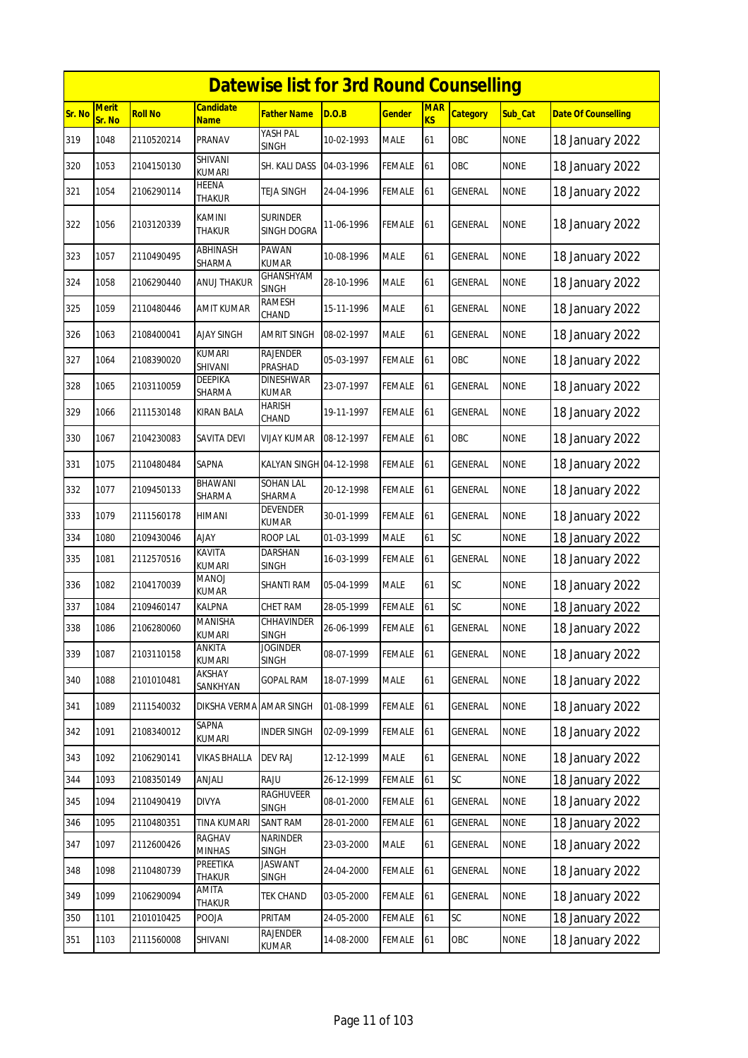# Datewise list for 3rd Round Counselling

| Sr. No | Merit Sr. No | Roll No | Candidate Name | Father Name | D.O.B | Gender | MARKS | Category | Sub_Cat | Date Of Counselling |
|---|---|---|---|---|---|---|---|---|---|---|
| 319 | 1048 | 2110520214 | PRANAV | YASH PAL SINGH | 10-02-1993 | MALE | 61 | OBC | NONE | 18 January 2022 |
| 320 | 1053 | 2104150130 | SHIVANI KUMARI | SH. KALI DASS | 04-03-1996 | FEMALE | 61 | OBC | NONE | 18 January 2022 |
| 321 | 1054 | 2106290114 | HEENA THAKUR | TEJA SINGH | 24-04-1996 | FEMALE | 61 | GENERAL | NONE | 18 January 2022 |
| 322 | 1056 | 2103120339 | KAMINI THAKUR | SURINDER SINGH DOGRA | 11-06-1996 | FEMALE | 61 | GENERAL | NONE | 18 January 2022 |
| 323 | 1057 | 2110490495 | ABHINASH SHARMA | PAWAN KUMAR | 10-08-1996 | MALE | 61 | GENERAL | NONE | 18 January 2022 |
| 324 | 1058 | 2106290440 | ANUJ THAKUR | GHANSHYAM SINGH | 28-10-1996 | MALE | 61 | GENERAL | NONE | 18 January 2022 |
| 325 | 1059 | 2110480446 | AMIT KUMAR | RAMESH CHAND | 15-11-1996 | MALE | 61 | GENERAL | NONE | 18 January 2022 |
| 326 | 1063 | 2108400041 | AJAY SINGH | AMRIT SINGH | 08-02-1997 | MALE | 61 | GENERAL | NONE | 18 January 2022 |
| 327 | 1064 | 2108390020 | KUMARI SHIVANI | RAJENDER PRASHAD | 05-03-1997 | FEMALE | 61 | OBC | NONE | 18 January 2022 |
| 328 | 1065 | 2103110059 | DEEPIKA SHARMA | DINESHWAR KUMAR | 23-07-1997 | FEMALE | 61 | GENERAL | NONE | 18 January 2022 |
| 329 | 1066 | 2111530148 | KIRAN BALA | HARISH CHAND | 19-11-1997 | FEMALE | 61 | GENERAL | NONE | 18 January 2022 |
| 330 | 1067 | 2104230083 | SAVITA DEVI | VIJAY KUMAR | 08-12-1997 | FEMALE | 61 | OBC | NONE | 18 January 2022 |
| 331 | 1075 | 2110480484 | SAPNA | KALYAN SINGH | 04-12-1998 | FEMALE | 61 | GENERAL | NONE | 18 January 2022 |
| 332 | 1077 | 2109450133 | BHAWANI SHARMA | SOHAN LAL SHARMA | 20-12-1998 | FEMALE | 61 | GENERAL | NONE | 18 January 2022 |
| 333 | 1079 | 2111560178 | HIMANI | DEVENDER KUMAR | 30-01-1999 | FEMALE | 61 | GENERAL | NONE | 18 January 2022 |
| 334 | 1080 | 2109430046 | AJAY | ROOP LAL | 01-03-1999 | MALE | 61 | SC | NONE | 18 January 2022 |
| 335 | 1081 | 2112570516 | KAVITA KUMARI | DARSHAN SINGH | 16-03-1999 | FEMALE | 61 | GENERAL | NONE | 18 January 2022 |
| 336 | 1082 | 2104170039 | MANOJ KUMAR | SHANTI RAM | 05-04-1999 | MALE | 61 | SC | NONE | 18 January 2022 |
| 337 | 1084 | 2109460147 | KALPNA | CHET RAM | 28-05-1999 | FEMALE | 61 | SC | NONE | 18 January 2022 |
| 338 | 1086 | 2106280060 | MANISHA KUMARI | CHHAVINDER SINGH | 26-06-1999 | FEMALE | 61 | GENERAL | NONE | 18 January 2022 |
| 339 | 1087 | 2103110158 | ANKITA KUMARI | JOGINDER SINGH | 08-07-1999 | FEMALE | 61 | GENERAL | NONE | 18 January 2022 |
| 340 | 1088 | 2101010481 | AKSHAY SANKHYAN | GOPAL RAM | 18-07-1999 | MALE | 61 | GENERAL | NONE | 18 January 2022 |
| 341 | 1089 | 2111540032 | DIKSHA VERMA | AMAR SINGH | 01-08-1999 | FEMALE | 61 | GENERAL | NONE | 18 January 2022 |
| 342 | 1091 | 2108340012 | SAPNA KUMARI | INDER SINGH | 02-09-1999 | FEMALE | 61 | GENERAL | NONE | 18 January 2022 |
| 343 | 1092 | 2106290141 | VIKAS BHALLA | DEV RAJ | 12-12-1999 | MALE | 61 | GENERAL | NONE | 18 January 2022 |
| 344 | 1093 | 2108350149 | ANJALI | RAJU | 26-12-1999 | FEMALE | 61 | SC | NONE | 18 January 2022 |
| 345 | 1094 | 2110490419 | DIVYA | RAGHUVEER SINGH | 08-01-2000 | FEMALE | 61 | GENERAL | NONE | 18 January 2022 |
| 346 | 1095 | 2110480351 | TINA KUMARI | SANT RAM | 28-01-2000 | FEMALE | 61 | GENERAL | NONE | 18 January 2022 |
| 347 | 1097 | 2112600426 | RAGHAV MINHAS | NARINDER SINGH | 23-03-2000 | MALE | 61 | GENERAL | NONE | 18 January 2022 |
| 348 | 1098 | 2110480739 | PREETIKA THAKUR | JASWANT SINGH | 24-04-2000 | FEMALE | 61 | GENERAL | NONE | 18 January 2022 |
| 349 | 1099 | 2106290094 | AMITA THAKUR | TEK CHAND | 03-05-2000 | FEMALE | 61 | GENERAL | NONE | 18 January 2022 |
| 350 | 1101 | 2101010425 | POOJA | PRITAM | 24-05-2000 | FEMALE | 61 | SC | NONE | 18 January 2022 |
| 351 | 1103 | 2111560008 | SHIVANI | RAJENDER KUMAR | 14-08-2000 | FEMALE | 61 | OBC | NONE | 18 January 2022 |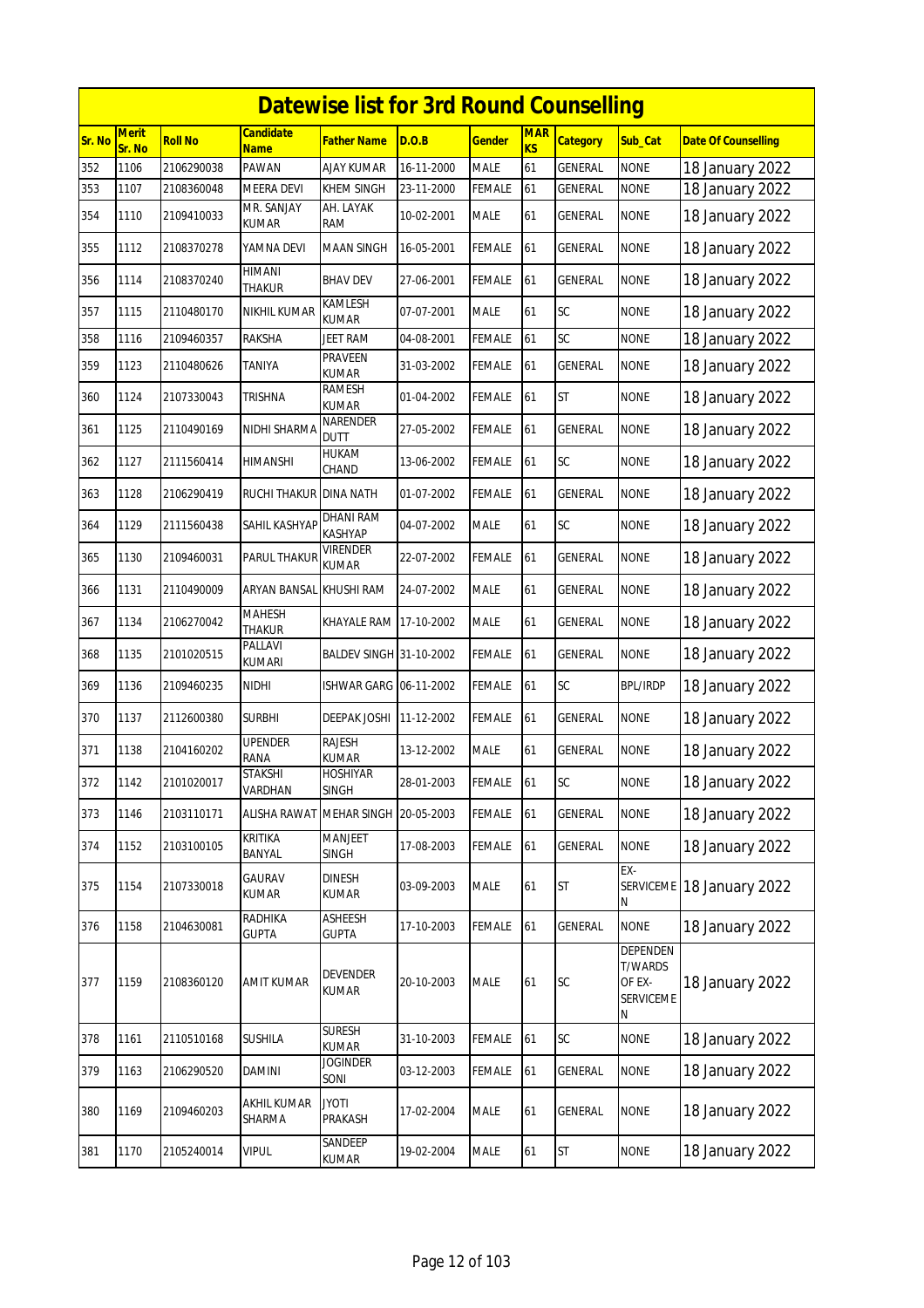# Datewise list for 3rd Round Counselling

| Sr. No | Merit Sr. No | Roll No | Candidate Name | Father Name | D.O.B | Gender | MARKS | Category | Sub_Cat | Date Of Counselling |
|---|---|---|---|---|---|---|---|---|---|---|
| 352 | 1106 | 2106290038 | PAWAN | AJAY KUMAR | 16-11-2000 | MALE | 61 | GENERAL | NONE | 18 January 2022 |
| 353 | 1107 | 2108360048 | MEERA DEVI | KHEM SINGH | 23-11-2000 | FEMALE | 61 | GENERAL | NONE | 18 January 2022 |
| 354 | 1110 | 2109410033 | MR. SANJAY KUMAR | AH. LAYAK RAM | 10-02-2001 | MALE | 61 | GENERAL | NONE | 18 January 2022 |
| 355 | 1112 | 2108370278 | YAMNA DEVI | MAAN SINGH | 16-05-2001 | FEMALE | 61 | GENERAL | NONE | 18 January 2022 |
| 356 | 1114 | 2108370240 | HIMANI THAKUR | BHAV DEV | 27-06-2001 | FEMALE | 61 | GENERAL | NONE | 18 January 2022 |
| 357 | 1115 | 2110480170 | NIKHIL KUMAR | KAMLESH KUMAR | 07-07-2001 | MALE | 61 | SC | NONE | 18 January 2022 |
| 358 | 1116 | 2109460357 | RAKSHA | JEET RAM | 04-08-2001 | FEMALE | 61 | SC | NONE | 18 January 2022 |
| 359 | 1123 | 2110480626 | TANIYA | PRAVEEN KUMAR | 31-03-2002 | FEMALE | 61 | GENERAL | NONE | 18 January 2022 |
| 360 | 1124 | 2107330043 | TRISHNA | RAMESH KUMAR | 01-04-2002 | FEMALE | 61 | ST | NONE | 18 January 2022 |
| 361 | 1125 | 2110490169 | NIDHI SHARMA | NARENDER DUTT | 27-05-2002 | FEMALE | 61 | GENERAL | NONE | 18 January 2022 |
| 362 | 1127 | 2111560414 | HIMANSHI | HUKAM CHAND | 13-06-2002 | FEMALE | 61 | SC | NONE | 18 January 2022 |
| 363 | 1128 | 2106290419 | RUCHI THAKUR | DINA NATH | 01-07-2002 | FEMALE | 61 | GENERAL | NONE | 18 January 2022 |
| 364 | 1129 | 2111560438 | SAHIL KASHYAP | DHANI RAM KASHYAP | 04-07-2002 | MALE | 61 | SC | NONE | 18 January 2022 |
| 365 | 1130 | 2109460031 | PARUL THAKUR | VIRENDER KUMAR | 22-07-2002 | FEMALE | 61 | GENERAL | NONE | 18 January 2022 |
| 366 | 1131 | 2110490009 | ARYAN BANSAL | KHUSHI RAM | 24-07-2002 | MALE | 61 | GENERAL | NONE | 18 January 2022 |
| 367 | 1134 | 2106270042 | MAHESH THAKUR | KHAYALE RAM | 17-10-2002 | MALE | 61 | GENERAL | NONE | 18 January 2022 |
| 368 | 1135 | 2101020515 | PALLAVI KUMARI | BALDEV SINGH | 31-10-2002 | FEMALE | 61 | GENERAL | NONE | 18 January 2022 |
| 369 | 1136 | 2109460235 | NIDHI | ISHWAR GARG | 06-11-2002 | FEMALE | 61 | SC | BPL/IRDP | 18 January 2022 |
| 370 | 1137 | 2112600380 | SURBHI | DEEPAK JOSHI | 11-12-2002 | FEMALE | 61 | GENERAL | NONE | 18 January 2022 |
| 371 | 1138 | 2104160202 | UPENDER RANA | RAJESH KUMAR | 13-12-2002 | MALE | 61 | GENERAL | NONE | 18 January 2022 |
| 372 | 1142 | 2101020017 | STAKSHI VARDHAN | HOSHIYAR SINGH | 28-01-2003 | FEMALE | 61 | SC | NONE | 18 January 2022 |
| 373 | 1146 | 2103110171 | ALISHA RAWAT | MEHAR SINGH | 20-05-2003 | FEMALE | 61 | GENERAL | NONE | 18 January 2022 |
| 374 | 1152 | 2103100105 | KRITIKA BANYAL | MANJEET SINGH | 17-08-2003 | FEMALE | 61 | GENERAL | NONE | 18 January 2022 |
| 375 | 1154 | 2107330018 | GAURAV KUMAR | DINESH KUMAR | 03-09-2003 | MALE | 61 | ST | EX-SERVICEMEN | 18 January 2022 |
| 376 | 1158 | 2104630081 | RADHIKA GUPTA | ASHEESH GUPTA | 17-10-2003 | FEMALE | 61 | GENERAL | NONE | 18 January 2022 |
| 377 | 1159 | 2108360120 | AMIT KUMAR | DEVENDER KUMAR | 20-10-2003 | MALE | 61 | SC | DEPENDENT/WARDS OF EX-SERVICEMEN | 18 January 2022 |
| 378 | 1161 | 2110510168 | SUSHILA | SURESH KUMAR | 31-10-2003 | FEMALE | 61 | SC | NONE | 18 January 2022 |
| 379 | 1163 | 2106290520 | DAMINI | JOGINDER SONI | 03-12-2003 | FEMALE | 61 | GENERAL | NONE | 18 January 2022 |
| 380 | 1169 | 2109460203 | AKHIL KUMAR SHARMA | JYOTI PRAKASH | 17-02-2004 | MALE | 61 | GENERAL | NONE | 18 January 2022 |
| 381 | 1170 | 2105240014 | VIPUL | SANDEEP KUMAR | 19-02-2004 | MALE | 61 | ST | NONE | 18 January 2022 |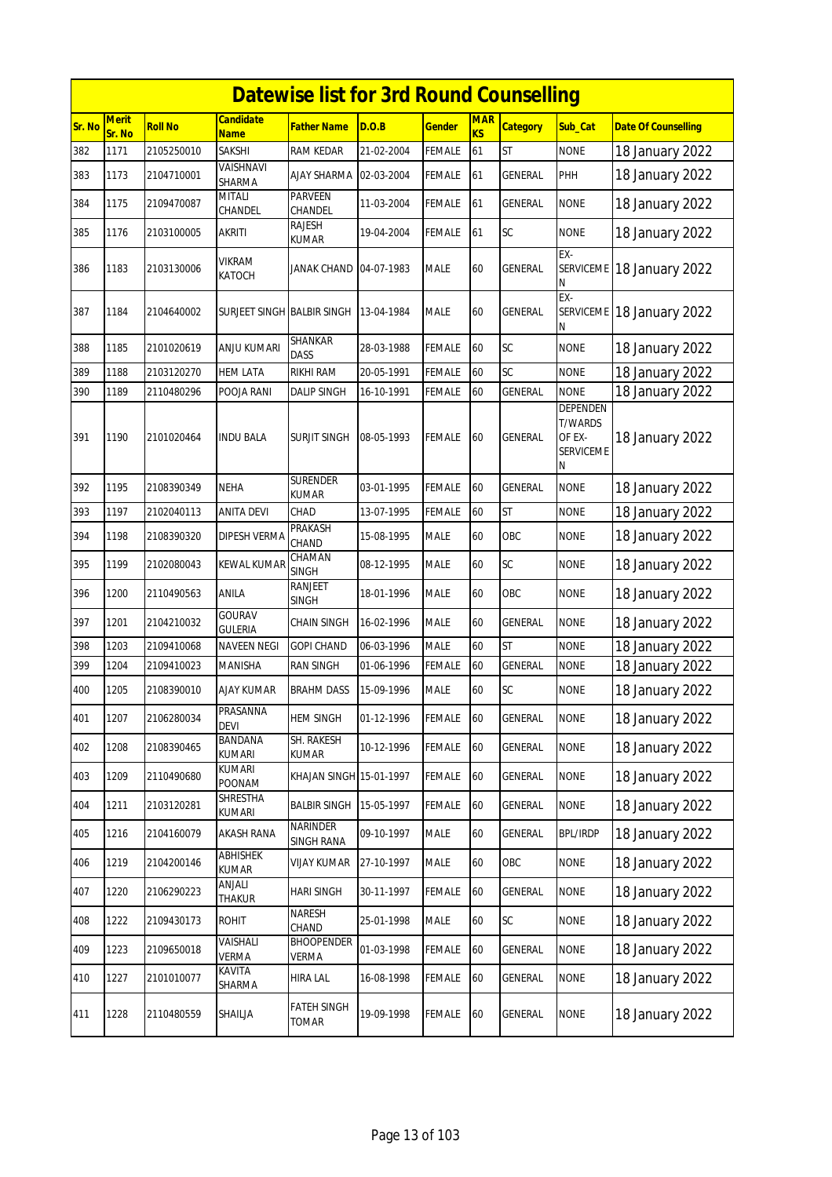# Datewise list for 3rd Round Counselling

| Sr. No | Merit Sr. No | Roll No | Candidate Name | Father Name | D.O.B | Gender | MARKS | Category | Sub_Cat | Date Of Counselling |
|---|---|---|---|---|---|---|---|---|---|---|
| 382 | 1171 | 2105250010 | SAKSHI | RAM KEDAR | 21-02-2004 | FEMALE | 61 | ST | NONE | 18 January 2022 |
| 383 | 1173 | 2104710001 | VAISHNAVI SHARMA | AJAY SHARMA | 02-03-2004 | FEMALE | 61 | GENERAL | PHH | 18 January 2022 |
| 384 | 1175 | 2109470087 | MITALI CHANDEL | PARVEEN CHANDEL | 11-03-2004 | FEMALE | 61 | GENERAL | NONE | 18 January 2022 |
| 385 | 1176 | 2103100005 | AKRITI | RAJESH KUMAR | 19-04-2004 | FEMALE | 61 | SC | NONE | 18 January 2022 |
| 386 | 1183 | 2103130006 | VIKRAM KATOCH | JANAK CHAND | 04-07-1983 | MALE | 60 | GENERAL | EX-SERVICEMEN | 18 January 2022 |
| 387 | 1184 | 2104640002 | SURJEET SINGH | BALBIR SINGH | 13-04-1984 | MALE | 60 | GENERAL | EX-SERVICEMEN | 18 January 2022 |
| 388 | 1185 | 2101020619 | ANJU KUMARI | SHANKAR DASS | 28-03-1988 | FEMALE | 60 | SC | NONE | 18 January 2022 |
| 389 | 1188 | 2103120270 | HEM LATA | RIKHI RAM | 20-05-1991 | FEMALE | 60 | SC | NONE | 18 January 2022 |
| 390 | 1189 | 2110480296 | POOJA RANI | DALIP SINGH | 16-10-1991 | FEMALE | 60 | GENERAL | NONE | 18 January 2022 |
| 391 | 1190 | 2101020464 | INDU BALA | SURJIT SINGH | 08-05-1993 | FEMALE | 60 | GENERAL | DEPENDENT/WARDS OF EX-SERVICEMEN | 18 January 2022 |
| 392 | 1195 | 2108390349 | NEHA | SURENDER KUMAR | 03-01-1995 | FEMALE | 60 | GENERAL | NONE | 18 January 2022 |
| 393 | 1197 | 2102040113 | ANITA DEVI | CHAD | 13-07-1995 | FEMALE | 60 | ST | NONE | 18 January 2022 |
| 394 | 1198 | 2108390320 | DIPESH VERMA | PRAKASH CHAND | 15-08-1995 | MALE | 60 | OBC | NONE | 18 January 2022 |
| 395 | 1199 | 2102080043 | KEWAL KUMAR | CHAMAN SINGH | 08-12-1995 | MALE | 60 | SC | NONE | 18 January 2022 |
| 396 | 1200 | 2110490563 | ANILA | RANJEET SINGH | 18-01-1996 | MALE | 60 | OBC | NONE | 18 January 2022 |
| 397 | 1201 | 2104210032 | GOURAV GULERIA | CHAIN SINGH | 16-02-1996 | MALE | 60 | GENERAL | NONE | 18 January 2022 |
| 398 | 1203 | 2109410068 | NAVEEN NEGI | GOPI CHAND | 06-03-1996 | MALE | 60 | ST | NONE | 18 January 2022 |
| 399 | 1204 | 2109410023 | MANISHA | RAN SINGH | 01-06-1996 | FEMALE | 60 | GENERAL | NONE | 18 January 2022 |
| 400 | 1205 | 2108390010 | AJAY KUMAR | BRAHM DASS | 15-09-1996 | MALE | 60 | SC | NONE | 18 January 2022 |
| 401 | 1207 | 2106280034 | PRASANNA DEVI | HEM SINGH | 01-12-1996 | FEMALE | 60 | GENERAL | NONE | 18 January 2022 |
| 402 | 1208 | 2108390465 | BANDANA KUMARI | SH. RAKESH KUMAR | 10-12-1996 | FEMALE | 60 | GENERAL | NONE | 18 January 2022 |
| 403 | 1209 | 2110490680 | KUMARI POONAM | KHAJAN SINGH | 15-01-1997 | FEMALE | 60 | GENERAL | NONE | 18 January 2022 |
| 404 | 1211 | 2103120281 | SHRESTHA KUMARI | BALBIR SINGH | 15-05-1997 | FEMALE | 60 | GENERAL | NONE | 18 January 2022 |
| 405 | 1216 | 2104160079 | AKASH RANA | NARINDER SINGH RANA | 09-10-1997 | MALE | 60 | GENERAL | BPL/IRDP | 18 January 2022 |
| 406 | 1219 | 2104200146 | ABHISHEK KUMAR | VIJAY KUMAR | 27-10-1997 | MALE | 60 | OBC | NONE | 18 January 2022 |
| 407 | 1220 | 2106290223 | ANJALI THAKUR | HARI SINGH | 30-11-1997 | FEMALE | 60 | GENERAL | NONE | 18 January 2022 |
| 408 | 1222 | 2109430173 | ROHIT | NARESH CHAND | 25-01-1998 | MALE | 60 | SC | NONE | 18 January 2022 |
| 409 | 1223 | 2109650018 | VAISHALI VERMA | BHOOPENDER VERMA | 01-03-1998 | FEMALE | 60 | GENERAL | NONE | 18 January 2022 |
| 410 | 1227 | 2101010077 | KAVITA SHARMA | HIRA LAL | 16-08-1998 | FEMALE | 60 | GENERAL | NONE | 18 January 2022 |
| 411 | 1228 | 2110480559 | SHAILJA | FATEH SINGH TOMAR | 19-09-1998 | FEMALE | 60 | GENERAL | NONE | 18 January 2022 |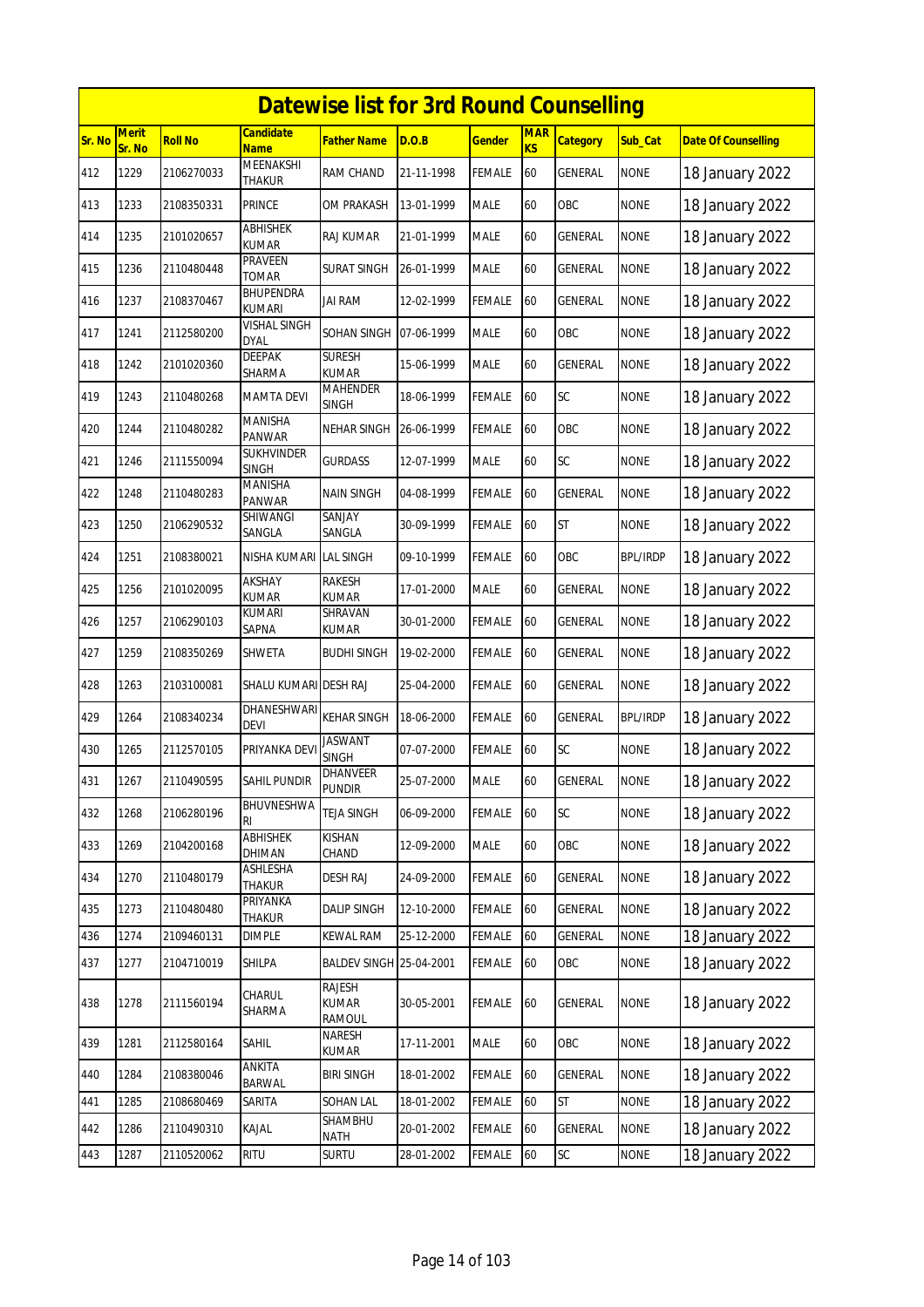# Datewise list for 3rd Round Counselling

| Sr. No | Merit Sr. No | Roll No | Candidate Name | Father Name | D.O.B | Gender | MARKS | Category | Sub_Cat | Date Of Counselling |
|---|---|---|---|---|---|---|---|---|---|---|
| 412 | 1229 | 2106270033 | MEENAKSHI THAKUR | RAM CHAND | 21-11-1998 | FEMALE | 60 | GENERAL | NONE | 18 January 2022 |
| 413 | 1233 | 2108350331 | PRINCE | OM PRAKASH | 13-01-1999 | MALE | 60 | OBC | NONE | 18 January 2022 |
| 414 | 1235 | 2101020657 | ABHISHEK KUMAR | RAJ KUMAR | 21-01-1999 | MALE | 60 | GENERAL | NONE | 18 January 2022 |
| 415 | 1236 | 2110480448 | PRAVEEN TOMAR | SURAT SINGH | 26-01-1999 | MALE | 60 | GENERAL | NONE | 18 January 2022 |
| 416 | 1237 | 2108370467 | BHUPENDRA KUMARI | JAI RAM | 12-02-1999 | FEMALE | 60 | GENERAL | NONE | 18 January 2022 |
| 417 | 1241 | 2112580200 | VISHAL SINGH DYAL | SOHAN SINGH | 07-06-1999 | MALE | 60 | OBC | NONE | 18 January 2022 |
| 418 | 1242 | 2101020360 | DEEPAK SHARMA | SURESH KUMAR | 15-06-1999 | MALE | 60 | GENERAL | NONE | 18 January 2022 |
| 419 | 1243 | 2110480268 | MAMTA DEVI | MAHENDER SINGH | 18-06-1999 | FEMALE | 60 | SC | NONE | 18 January 2022 |
| 420 | 1244 | 2110480282 | MANISHA PANWAR | NEHAR SINGH | 26-06-1999 | FEMALE | 60 | OBC | NONE | 18 January 2022 |
| 421 | 1246 | 2111550094 | SUKHVINDER SINGH | GURDASS | 12-07-1999 | MALE | 60 | SC | NONE | 18 January 2022 |
| 422 | 1248 | 2110480283 | MANISHA PANWAR | NAIN SINGH | 04-08-1999 | FEMALE | 60 | GENERAL | NONE | 18 January 2022 |
| 423 | 1250 | 2106290532 | SHIWANGI SANGLA | SANJAY SANGLA | 30-09-1999 | FEMALE | 60 | ST | NONE | 18 January 2022 |
| 424 | 1251 | 2108380021 | NISHA KUMARI | LAL SINGH | 09-10-1999 | FEMALE | 60 | OBC | BPL/IRDP | 18 January 2022 |
| 425 | 1256 | 2101020095 | AKSHAY KUMAR | RAKESH KUMAR | 17-01-2000 | MALE | 60 | GENERAL | NONE | 18 January 2022 |
| 426 | 1257 | 2106290103 | KUMARI SAPNA | SHRAVAN KUMAR | 30-01-2000 | FEMALE | 60 | GENERAL | NONE | 18 January 2022 |
| 427 | 1259 | 2108350269 | SHWETA | BUDHI SINGH | 19-02-2000 | FEMALE | 60 | GENERAL | NONE | 18 January 2022 |
| 428 | 1263 | 2103100081 | SHALU KUMARI | DESH RAJ | 25-04-2000 | FEMALE | 60 | GENERAL | NONE | 18 January 2022 |
| 429 | 1264 | 2108340234 | DHANESHWARI DEVI | KEHAR SINGH | 18-06-2000 | FEMALE | 60 | GENERAL | BPL/IRDP | 18 January 2022 |
| 430 | 1265 | 2112570105 | PRIYANKA DEVI | JASWANT SINGH | 07-07-2000 | FEMALE | 60 | SC | NONE | 18 January 2022 |
| 431 | 1267 | 2110490595 | SAHIL PUNDIR | DHANVEER PUNDIR | 25-07-2000 | MALE | 60 | GENERAL | NONE | 18 January 2022 |
| 432 | 1268 | 2106280196 | BHUVNESHWARI | TEJA SINGH | 06-09-2000 | FEMALE | 60 | SC | NONE | 18 January 2022 |
| 433 | 1269 | 2104200168 | ABHISHEK DHIMAN | KISHAN CHAND | 12-09-2000 | MALE | 60 | OBC | NONE | 18 January 2022 |
| 434 | 1270 | 2110480179 | ASHLESHA THAKUR | DESH RAJ | 24-09-2000 | FEMALE | 60 | GENERAL | NONE | 18 January 2022 |
| 435 | 1273 | 2110480480 | PRIYANKA THAKUR | DALIP SINGH | 12-10-2000 | FEMALE | 60 | GENERAL | NONE | 18 January 2022 |
| 436 | 1274 | 2109460131 | DIMPLE | KEWAL RAM | 25-12-2000 | FEMALE | 60 | GENERAL | NONE | 18 January 2022 |
| 437 | 1277 | 2104710019 | SHILPA | BALDEV SINGH | 25-04-2001 | FEMALE | 60 | OBC | NONE | 18 January 2022 |
| 438 | 1278 | 2111560194 | CHARUL SHARMA | RAJESH KUMAR RAMOUL | 30-05-2001 | FEMALE | 60 | GENERAL | NONE | 18 January 2022 |
| 439 | 1281 | 2112580164 | SAHIL | NARESH KUMAR | 17-11-2001 | MALE | 60 | OBC | NONE | 18 January 2022 |
| 440 | 1284 | 2108380046 | ANKITA BARWAL | BIRI SINGH | 18-01-2002 | FEMALE | 60 | GENERAL | NONE | 18 January 2022 |
| 441 | 1285 | 2108680469 | SARITA | SOHAN LAL | 18-01-2002 | FEMALE | 60 | ST | NONE | 18 January 2022 |
| 442 | 1286 | 2110490310 | KAJAL | SHAMBHU NATH | 20-01-2002 | FEMALE | 60 | GENERAL | NONE | 18 January 2022 |
| 443 | 1287 | 2110520062 | RITU | SURTU | 28-01-2002 | FEMALE | 60 | SC | NONE | 18 January 2022 |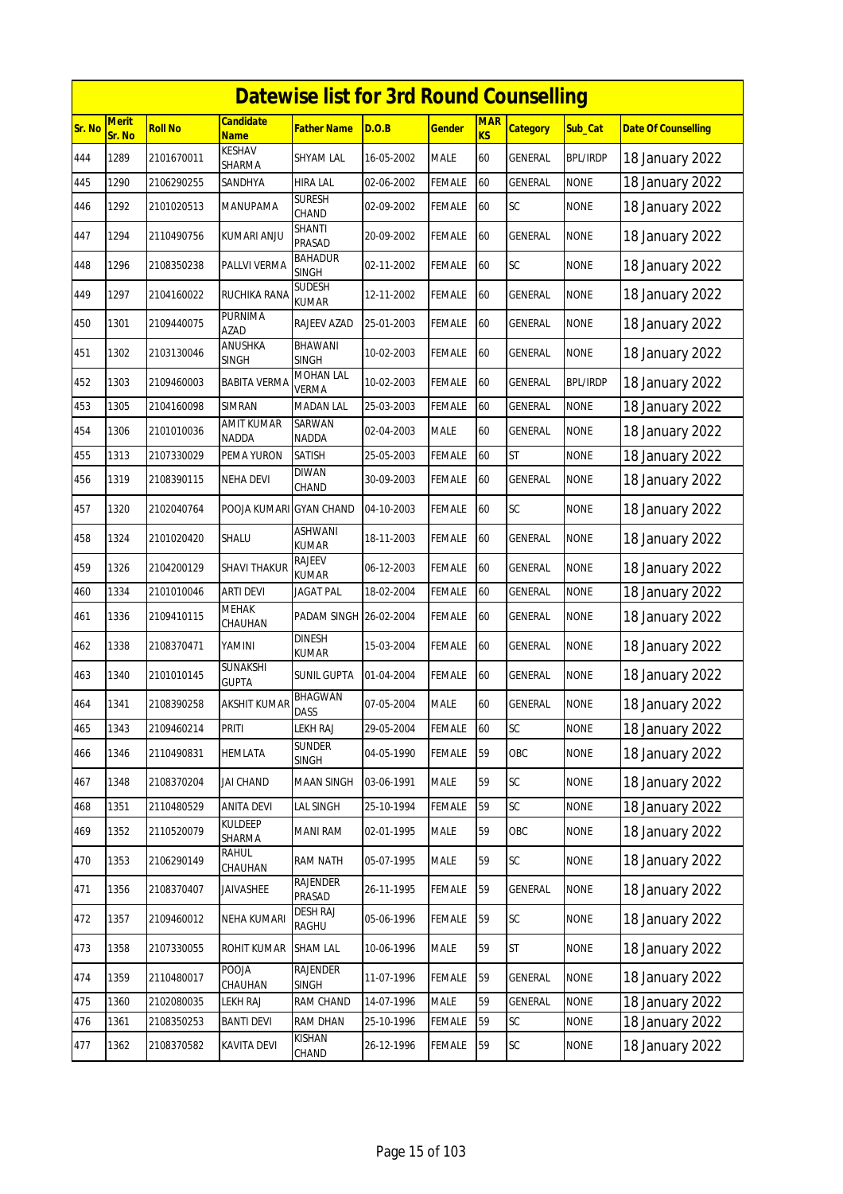# Datewise list for 3rd Round Counselling

| Sr. No | Merit Sr. No | Roll No | Candidate Name | Father Name | D.O.B | Gender | MARKS | Category | Sub_Cat | Date Of Counselling |
|---|---|---|---|---|---|---|---|---|---|---|
| 444 | 1289 | 2101670011 | KESHAV SHARMA | SHYAM LAL | 16-05-2002 | MALE | 60 | GENERAL | BPL/IRDP | 18 January 2022 |
| 445 | 1290 | 2106290255 | SANDHYA | HIRA LAL | 02-06-2002 | FEMALE | 60 | GENERAL | NONE | 18 January 2022 |
| 446 | 1292 | 2101020513 | MANUPAMA | SURESH CHAND | 02-09-2002 | FEMALE | 60 | SC | NONE | 18 January 2022 |
| 447 | 1294 | 2110490756 | KUMARI ANJU | SHANTI PRASAD | 20-09-2002 | FEMALE | 60 | GENERAL | NONE | 18 January 2022 |
| 448 | 1296 | 2108350238 | PALLVI VERMA | BAHADUR SINGH | 02-11-2002 | FEMALE | 60 | SC | NONE | 18 January 2022 |
| 449 | 1297 | 2104160022 | RUCHIKA RANA | SUDESH KUMAR | 12-11-2002 | FEMALE | 60 | GENERAL | NONE | 18 January 2022 |
| 450 | 1301 | 2109440075 | PURNIMA AZAD | RAJEEV AZAD | 25-01-2003 | FEMALE | 60 | GENERAL | NONE | 18 January 2022 |
| 451 | 1302 | 2103130046 | ANUSHKA SINGH | BHAWANI SINGH | 10-02-2003 | FEMALE | 60 | GENERAL | NONE | 18 January 2022 |
| 452 | 1303 | 2109460003 | BABITA VERMA | MOHAN LAL VERMA | 10-02-2003 | FEMALE | 60 | GENERAL | BPL/IRDP | 18 January 2022 |
| 453 | 1305 | 2104160098 | SIMRAN | MADAN LAL | 25-03-2003 | FEMALE | 60 | GENERAL | NONE | 18 January 2022 |
| 454 | 1306 | 2101010036 | AMIT KUMAR NADDA | SARWAN NADDA | 02-04-2003 | MALE | 60 | GENERAL | NONE | 18 January 2022 |
| 455 | 1313 | 2107330029 | PEMA YURON | SATISH | 25-05-2003 | FEMALE | 60 | ST | NONE | 18 January 2022 |
| 456 | 1319 | 2108390115 | NEHA DEVI | DIWAN CHAND | 30-09-2003 | FEMALE | 60 | GENERAL | NONE | 18 January 2022 |
| 457 | 1320 | 2102040764 | POOJA KUMARI | GYAN CHAND | 04-10-2003 | FEMALE | 60 | SC | NONE | 18 January 2022 |
| 458 | 1324 | 2101020420 | SHALU | ASHWANI KUMAR | 18-11-2003 | FEMALE | 60 | GENERAL | NONE | 18 January 2022 |
| 459 | 1326 | 2104200129 | SHAVI THAKUR | RAJEEV KUMAR | 06-12-2003 | FEMALE | 60 | GENERAL | NONE | 18 January 2022 |
| 460 | 1334 | 2101010046 | ARTI DEVI | JAGAT PAL | 18-02-2004 | FEMALE | 60 | GENERAL | NONE | 18 January 2022 |
| 461 | 1336 | 2109410115 | MEHAK CHAUHAN | PADAM SINGH | 26-02-2004 | FEMALE | 60 | GENERAL | NONE | 18 January 2022 |
| 462 | 1338 | 2108370471 | YAMINI | DINESH KUMAR | 15-03-2004 | FEMALE | 60 | GENERAL | NONE | 18 January 2022 |
| 463 | 1340 | 2101010145 | SUNAKSHI GUPTA | SUNIL GUPTA | 01-04-2004 | FEMALE | 60 | GENERAL | NONE | 18 January 2022 |
| 464 | 1341 | 2108390258 | AKSHIT KUMAR | BHAGWAN DASS | 07-05-2004 | MALE | 60 | GENERAL | NONE | 18 January 2022 |
| 465 | 1343 | 2109460214 | PRITI | LEKH RAJ | 29-05-2004 | FEMALE | 60 | SC | NONE | 18 January 2022 |
| 466 | 1346 | 2110490831 | HEMLATA | SUNDER SINGH | 04-05-1990 | FEMALE | 59 | OBC | NONE | 18 January 2022 |
| 467 | 1348 | 2108370204 | JAI CHAND | MAAN SINGH | 03-06-1991 | MALE | 59 | SC | NONE | 18 January 2022 |
| 468 | 1351 | 2110480529 | ANITA DEVI | LAL SINGH | 25-10-1994 | FEMALE | 59 | SC | NONE | 18 January 2022 |
| 469 | 1352 | 2110520079 | KULDEEP SHARMA | MANI RAM | 02-01-1995 | MALE | 59 | OBC | NONE | 18 January 2022 |
| 470 | 1353 | 2106290149 | RAHUL CHAUHAN | RAM NATH | 05-07-1995 | MALE | 59 | SC | NONE | 18 January 2022 |
| 471 | 1356 | 2108370407 | JAIVASHEE | RAJENDER PRASAD | 26-11-1995 | FEMALE | 59 | GENERAL | NONE | 18 January 2022 |
| 472 | 1357 | 2109460012 | NEHA KUMARI | DESH RAJ RAGHU | 05-06-1996 | FEMALE | 59 | SC | NONE | 18 January 2022 |
| 473 | 1358 | 2107330055 | ROHIT KUMAR | SHAM LAL | 10-06-1996 | MALE | 59 | ST | NONE | 18 January 2022 |
| 474 | 1359 | 2110480017 | POOJA CHAUHAN | RAJENDER SINGH | 11-07-1996 | FEMALE | 59 | GENERAL | NONE | 18 January 2022 |
| 475 | 1360 | 2102080035 | LEKH RAJ | RAM CHAND | 14-07-1996 | MALE | 59 | GENERAL | NONE | 18 January 2022 |
| 476 | 1361 | 2108350253 | BANTI DEVI | RAM DHAN | 25-10-1996 | FEMALE | 59 | SC | NONE | 18 January 2022 |
| 477 | 1362 | 2108370582 | KAVITA DEVI | KISHAN CHAND | 26-12-1996 | FEMALE | 59 | SC | NONE | 18 January 2022 |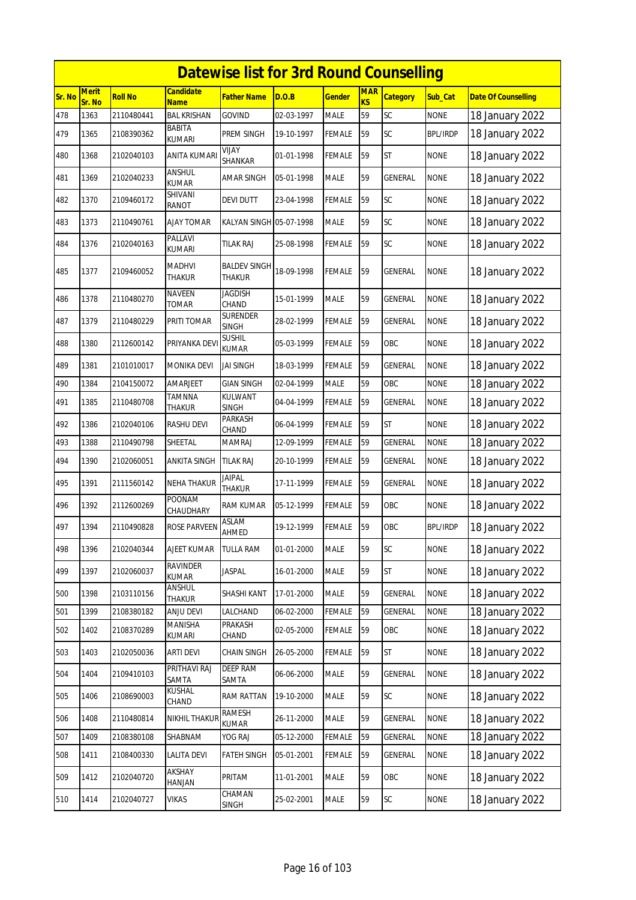# Datewise list for 3rd Round Counselling

| Sr. No | Merit Sr. No | Roll No | Candidate Name | Father Name | D.O.B | Gender | MARKS | Category | Sub_Cat | Date Of Counselling |
|---|---|---|---|---|---|---|---|---|---|---|
| 478 | 1363 | 2110480441 | BAL KRISHAN | GOVIND | 02-03-1997 | MALE | 59 | SC | NONE | 18 January 2022 |
| 479 | 1365 | 2108390362 | BABITA KUMARI | PREM SINGH | 19-10-1997 | FEMALE | 59 | SC | BPL/IRDP | 18 January 2022 |
| 480 | 1368 | 2102040103 | ANITA KUMARI | VIJAY SHANKAR | 01-01-1998 | FEMALE | 59 | ST | NONE | 18 January 2022 |
| 481 | 1369 | 2102040233 | ANSHUL KUMAR | AMAR SINGH | 05-01-1998 | MALE | 59 | GENERAL | NONE | 18 January 2022 |
| 482 | 1370 | 2109460172 | SHIVANI RANOT | DEVI DUTT | 23-04-1998 | FEMALE | 59 | SC | NONE | 18 January 2022 |
| 483 | 1373 | 2110490761 | AJAY TOMAR | KALYAN SINGH | 05-07-1998 | MALE | 59 | SC | NONE | 18 January 2022 |
| 484 | 1376 | 2102040163 | PALLAVI KUMARI | TILAK RAJ | 25-08-1998 | FEMALE | 59 | SC | NONE | 18 January 2022 |
| 485 | 1377 | 2109460052 | MADHVI THAKUR | BALDEV SINGH THAKUR | 18-09-1998 | FEMALE | 59 | GENERAL | NONE | 18 January 2022 |
| 486 | 1378 | 2110480270 | NAVEEN TOMAR | JAGDISH CHAND | 15-01-1999 | MALE | 59 | GENERAL | NONE | 18 January 2022 |
| 487 | 1379 | 2110480229 | PRITI TOMAR | SURENDER SINGH | 28-02-1999 | FEMALE | 59 | GENERAL | NONE | 18 January 2022 |
| 488 | 1380 | 2112600142 | PRIYANKA DEVI | SUSHIL KUMAR | 05-03-1999 | FEMALE | 59 | OBC | NONE | 18 January 2022 |
| 489 | 1381 | 2101010017 | MONIKA DEVI | JAI SINGH | 18-03-1999 | FEMALE | 59 | GENERAL | NONE | 18 January 2022 |
| 490 | 1384 | 2104150072 | AMARJEET | GIAN SINGH | 02-04-1999 | MALE | 59 | OBC | NONE | 18 January 2022 |
| 491 | 1385 | 2110480708 | TAMNNA THAKUR | KULWANT SINGH | 04-04-1999 | FEMALE | 59 | GENERAL | NONE | 18 January 2022 |
| 492 | 1386 | 2102040106 | RASHU DEVI | PARKASH CHAND | 06-04-1999 | FEMALE | 59 | ST | NONE | 18 January 2022 |
| 493 | 1388 | 2110490798 | SHEETAL | MAMRAJ | 12-09-1999 | FEMALE | 59 | GENERAL | NONE | 18 January 2022 |
| 494 | 1390 | 2102060051 | ANKITA SINGH | TILAK RAJ | 20-10-1999 | FEMALE | 59 | GENERAL | NONE | 18 January 2022 |
| 495 | 1391 | 2111560142 | NEHA THAKUR | JAIPAL THAKUR | 17-11-1999 | FEMALE | 59 | GENERAL | NONE | 18 January 2022 |
| 496 | 1392 | 2112600269 | POONAM CHAUDHARY | RAM KUMAR | 05-12-1999 | FEMALE | 59 | OBC | NONE | 18 January 2022 |
| 497 | 1394 | 2110490828 | ROSE PARVEEN | ASLAM AHMED | 19-12-1999 | FEMALE | 59 | OBC | BPL/IRDP | 18 January 2022 |
| 498 | 1396 | 2102040344 | AJEET KUMAR | TULLA RAM | 01-01-2000 | MALE | 59 | SC | NONE | 18 January 2022 |
| 499 | 1397 | 2102060037 | RAVINDER KUMAR | JASPAL | 16-01-2000 | MALE | 59 | ST | NONE | 18 January 2022 |
| 500 | 1398 | 2103110156 | ANSHUL THAKUR | SHASHI KANT | 17-01-2000 | MALE | 59 | GENERAL | NONE | 18 January 2022 |
| 501 | 1399 | 2108380182 | ANJU DEVI | LALCHAND | 06-02-2000 | FEMALE | 59 | GENERAL | NONE | 18 January 2022 |
| 502 | 1402 | 2108370289 | MANISHA KUMARI | PRAKASH CHAND | 02-05-2000 | FEMALE | 59 | OBC | NONE | 18 January 2022 |
| 503 | 1403 | 2102050036 | ARTI DEVI | CHAIN SINGH | 26-05-2000 | FEMALE | 59 | ST | NONE | 18 January 2022 |
| 504 | 1404 | 2109410103 | PRITHAVI RAJ SAMTA | DEEP RAM SAMTA | 06-06-2000 | MALE | 59 | GENERAL | NONE | 18 January 2022 |
| 505 | 1406 | 2108690003 | KUSHAL CHAND | RAM RATTAN | 19-10-2000 | MALE | 59 | SC | NONE | 18 January 2022 |
| 506 | 1408 | 2110480814 | NIKHIL THAKUR | RAMESH KUMAR | 26-11-2000 | MALE | 59 | GENERAL | NONE | 18 January 2022 |
| 507 | 1409 | 2108380108 | SHABNAM | YOG RAJ | 05-12-2000 | FEMALE | 59 | GENERAL | NONE | 18 January 2022 |
| 508 | 1411 | 2108400330 | LALITA DEVI | FATEH SINGH | 05-01-2001 | FEMALE | 59 | GENERAL | NONE | 18 January 2022 |
| 509 | 1412 | 2102040720 | AKSHAY HANJAN | PRITAM | 11-01-2001 | MALE | 59 | OBC | NONE | 18 January 2022 |
| 510 | 1414 | 2102040727 | VIKAS | CHAMAN SINGH | 25-02-2001 | MALE | 59 | SC | NONE | 18 January 2022 |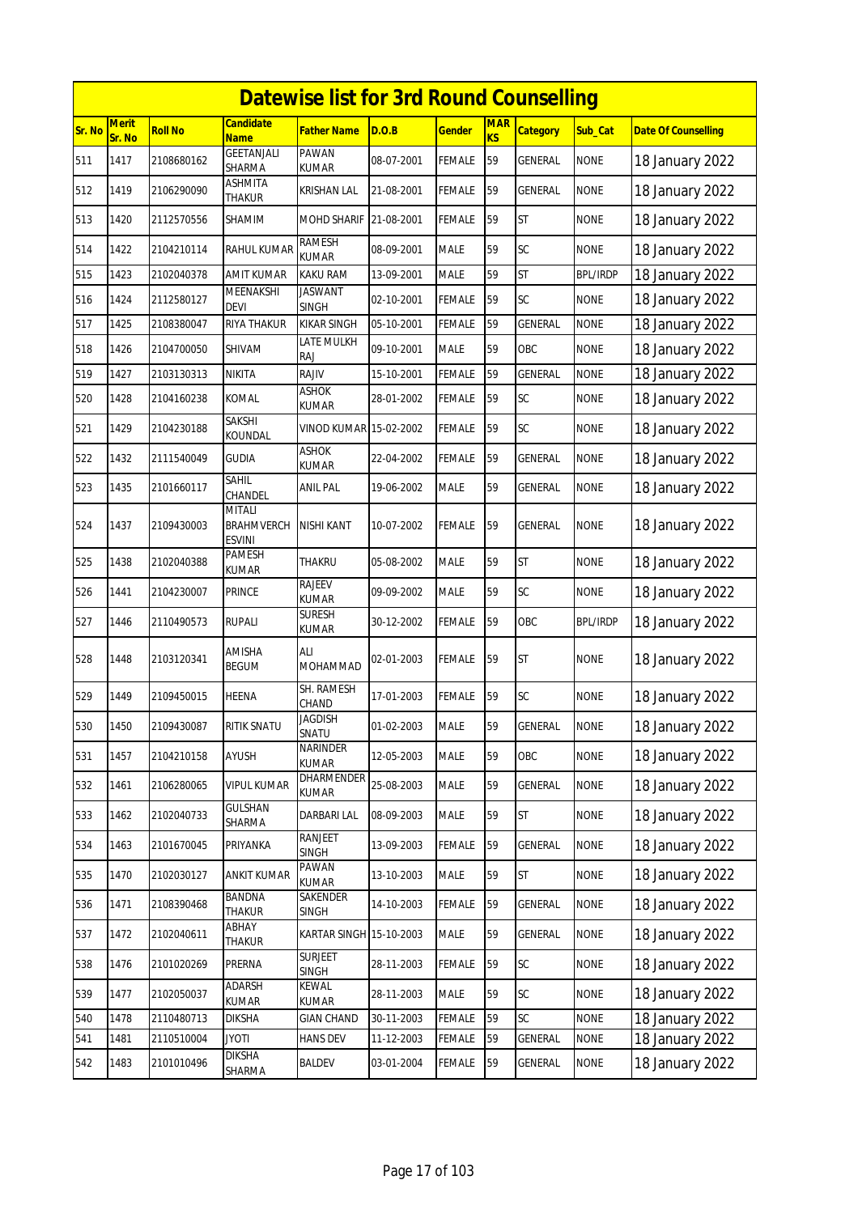# Datewise list for 3rd Round Counselling

| Sr. No | Merit Sr. No | Roll No | Candidate Name | Father Name | D.O.B | Gender | MARKS | Category | Sub_Cat | Date Of Counselling |
|---|---|---|---|---|---|---|---|---|---|---|
| 511 | 1417 | 2108680162 | GEETANJALI SHARMA | PAWAN KUMAR | 08-07-2001 | FEMALE | 59 | GENERAL | NONE | 18 January 2022 |
| 512 | 1419 | 2106290090 | ASHMITA THAKUR | KRISHAN LAL | 21-08-2001 | FEMALE | 59 | GENERAL | NONE | 18 January 2022 |
| 513 | 1420 | 2112570556 | SHAMIM | MOHD SHARIF | 21-08-2001 | FEMALE | 59 | ST | NONE | 18 January 2022 |
| 514 | 1422 | 2104210114 | RAHUL KUMAR | RAMESH KUMAR | 08-09-2001 | MALE | 59 | SC | NONE | 18 January 2022 |
| 515 | 1423 | 2102040378 | AMIT KUMAR | KAKU RAM | 13-09-2001 | MALE | 59 | ST | BPL/IRDP | 18 January 2022 |
| 516 | 1424 | 2112580127 | MEENAKSHI DEVI | JASWANT SINGH | 02-10-2001 | FEMALE | 59 | SC | NONE | 18 January 2022 |
| 517 | 1425 | 2108380047 | RIYA THAKUR | KIKAR SINGH | 05-10-2001 | FEMALE | 59 | GENERAL | NONE | 18 January 2022 |
| 518 | 1426 | 2104700050 | SHIVAM | LATE MULKH RAJ | 09-10-2001 | MALE | 59 | OBC | NONE | 18 January 2022 |
| 519 | 1427 | 2103130313 | NIKITA | RAJIV | 15-10-2001 | FEMALE | 59 | GENERAL | NONE | 18 January 2022 |
| 520 | 1428 | 2104160238 | KOMAL | ASHOK KUMAR | 28-01-2002 | FEMALE | 59 | SC | NONE | 18 January 2022 |
| 521 | 1429 | 2104230188 | SAKSHI KOUNDAL | VINOD KUMAR | 15-02-2002 | FEMALE | 59 | SC | NONE | 18 January 2022 |
| 522 | 1432 | 2111540049 | GUDIA | ASHOK KUMAR | 22-04-2002 | FEMALE | 59 | GENERAL | NONE | 18 January 2022 |
| 523 | 1435 | 2101660117 | SAHIL CHANDEL | ANIL PAL | 19-06-2002 | MALE | 59 | GENERAL | NONE | 18 January 2022 |
| 524 | 1437 | 2109430003 | MITALI BRAHMVERCH ESVINI | NISHI KANT | 10-07-2002 | FEMALE | 59 | GENERAL | NONE | 18 January 2022 |
| 525 | 1438 | 2102040388 | PAMESH KUMAR | THAKRU | 05-08-2002 | MALE | 59 | ST | NONE | 18 January 2022 |
| 526 | 1441 | 2104230007 | PRINCE | RAJEEV KUMAR | 09-09-2002 | MALE | 59 | SC | NONE | 18 January 2022 |
| 527 | 1446 | 2110490573 | RUPALI | SURESH KUMAR | 30-12-2002 | FEMALE | 59 | OBC | BPL/IRDP | 18 January 2022 |
| 528 | 1448 | 2103120341 | AMISHA BEGUM | ALI MOHAMMAD | 02-01-2003 | FEMALE | 59 | ST | NONE | 18 January 2022 |
| 529 | 1449 | 2109450015 | HEENA | SH. RAMESH CHAND | 17-01-2003 | FEMALE | 59 | SC | NONE | 18 January 2022 |
| 530 | 1450 | 2109430087 | RITIK SNATU | JAGDISH SNATU | 01-02-2003 | MALE | 59 | GENERAL | NONE | 18 January 2022 |
| 531 | 1457 | 2104210158 | AYUSH | NARINDER KUMAR | 12-05-2003 | MALE | 59 | OBC | NONE | 18 January 2022 |
| 532 | 1461 | 2106280065 | VIPUL KUMAR | DHARMENDER KUMAR | 25-08-2003 | MALE | 59 | GENERAL | NONE | 18 January 2022 |
| 533 | 1462 | 2102040733 | GULSHAN SHARMA | DARBARI LAL | 08-09-2003 | MALE | 59 | ST | NONE | 18 January 2022 |
| 534 | 1463 | 2101670045 | PRIYANKA | RANJEET SINGH | 13-09-2003 | FEMALE | 59 | GENERAL | NONE | 18 January 2022 |
| 535 | 1470 | 2102030127 | ANKIT KUMAR | PAWAN KUMAR | 13-10-2003 | MALE | 59 | ST | NONE | 18 January 2022 |
| 536 | 1471 | 2108390468 | BANDNA THAKUR | SAKENDER SINGH | 14-10-2003 | FEMALE | 59 | GENERAL | NONE | 18 January 2022 |
| 537 | 1472 | 2102040611 | ABHAY THAKUR | KARTAR SINGH | 15-10-2003 | MALE | 59 | GENERAL | NONE | 18 January 2022 |
| 538 | 1476 | 2101020269 | PRERNA | SURJEET SINGH | 28-11-2003 | FEMALE | 59 | SC | NONE | 18 January 2022 |
| 539 | 1477 | 2102050037 | ADARSH KUMAR | KEWAL KUMAR | 28-11-2003 | MALE | 59 | SC | NONE | 18 January 2022 |
| 540 | 1478 | 2110480713 | DIKSHA | GIAN CHAND | 30-11-2003 | FEMALE | 59 | SC | NONE | 18 January 2022 |
| 541 | 1481 | 2110510004 | JYOTI | HANS DEV | 11-12-2003 | FEMALE | 59 | GENERAL | NONE | 18 January 2022 |
| 542 | 1483 | 2101010496 | DIKSHA SHARMA | BALDEV | 03-01-2004 | FEMALE | 59 | GENERAL | NONE | 18 January 2022 |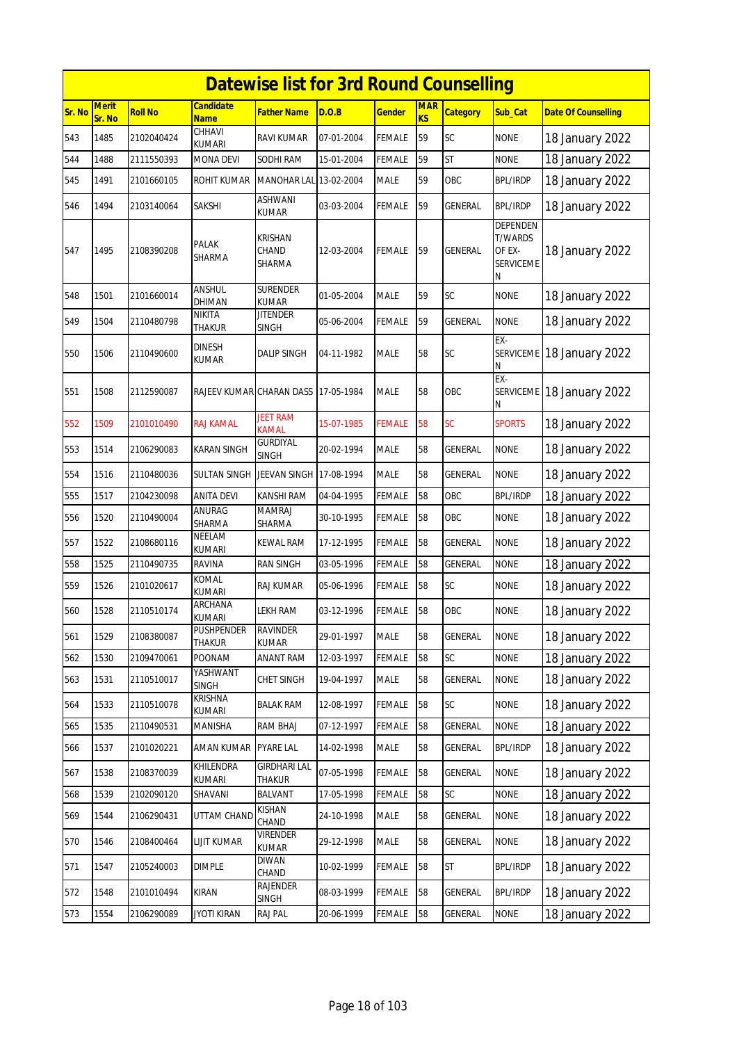# Datewise list for 3rd Round Counselling

| Sr. No | Merit Sr. No | Roll No | Candidate Name | Father Name | D.O.B | Gender | MARKS | Category | Sub_Cat | Date Of Counselling |
|---|---|---|---|---|---|---|---|---|---|---|
| 543 | 1485 | 2102040424 | CHHAVI KUMARI | RAVI KUMAR | 07-01-2004 | FEMALE | 59 | SC | NONE | 18 January 2022 |
| 544 | 1488 | 2111550393 | MONA DEVI | SODHI RAM | 15-01-2004 | FEMALE | 59 | ST | NONE | 18 January 2022 |
| 545 | 1491 | 2101660105 | ROHIT KUMAR | MANOHAR LAL | 13-02-2004 | MALE | 59 | OBC | BPL/IRDP | 18 January 2022 |
| 546 | 1494 | 2103140064 | SAKSHI | ASHWANI KUMAR | 03-03-2004 | FEMALE | 59 | GENERAL | BPL/IRDP | 18 January 2022 |
| 547 | 1495 | 2108390208 | PALAK SHARMA | KRISHAN CHAND SHARMA | 12-03-2004 | FEMALE | 59 | GENERAL | DEPENDENT/WARDS OF EX-SERVICEMEN | 18 January 2022 |
| 548 | 1501 | 2101660014 | ANSHUL DHIMAN | SURENDER KUMAR | 01-05-2004 | MALE | 59 | SC | NONE | 18 January 2022 |
| 549 | 1504 | 2110480798 | NIKITA THAKUR | JITENDER SINGH | 05-06-2004 | FEMALE | 59 | GENERAL | NONE | 18 January 2022 |
| 550 | 1506 | 2110490600 | DINESH KUMAR | DALIP SINGH | 04-11-1982 | MALE | 58 | SC | EX-SERVICEMEN | 18 January 2022 |
| 551 | 1508 | 2112590087 | RAJEEV KUMAR | CHARAN DASS | 17-05-1984 | MALE | 58 | OBC | EX-SERVICEMEN | 18 January 2022 |
| 552 | 1509 | 2101010490 | RAJ KAMAL | JEET RAM KAMAL | 15-07-1985 | FEMALE | 58 | SC | SPORTS | 18 January 2022 |
| 553 | 1514 | 2106290083 | KARAN SINGH | GURDIYAL SINGH | 20-02-1994 | MALE | 58 | GENERAL | NONE | 18 January 2022 |
| 554 | 1516 | 2110480036 | SULTAN SINGH | JEEVAN SINGH | 17-08-1994 | MALE | 58 | GENERAL | NONE | 18 January 2022 |
| 555 | 1517 | 2104230098 | ANITA DEVI | KANSHI RAM | 04-04-1995 | FEMALE | 58 | OBC | BPL/IRDP | 18 January 2022 |
| 556 | 1520 | 2110490004 | ANURAG SHARMA | MAMRAJ SHARMA | 30-10-1995 | FEMALE | 58 | OBC | NONE | 18 January 2022 |
| 557 | 1522 | 2108680116 | NEELAM KUMARI | KEWAL RAM | 17-12-1995 | FEMALE | 58 | GENERAL | NONE | 18 January 2022 |
| 558 | 1525 | 2110490735 | RAVINA | RAN SINGH | 03-05-1996 | FEMALE | 58 | GENERAL | NONE | 18 January 2022 |
| 559 | 1526 | 2101020617 | KOMAL KUMARI | RAJ KUMAR | 05-06-1996 | FEMALE | 58 | SC | NONE | 18 January 2022 |
| 560 | 1528 | 2110510174 | ARCHANA KUMARI | LEKH RAM | 03-12-1996 | FEMALE | 58 | OBC | NONE | 18 January 2022 |
| 561 | 1529 | 2108380087 | PUSHPENDER THAKUR | RAVINDER KUMAR | 29-01-1997 | MALE | 58 | GENERAL | NONE | 18 January 2022 |
| 562 | 1530 | 2109470061 | POONAM | ANANT RAM | 12-03-1997 | FEMALE | 58 | SC | NONE | 18 January 2022 |
| 563 | 1531 | 2110510017 | YASHWANT SINGH | CHET SINGH | 19-04-1997 | MALE | 58 | GENERAL | NONE | 18 January 2022 |
| 564 | 1533 | 2110510078 | KRISHNA KUMARI | BALAK RAM | 12-08-1997 | FEMALE | 58 | SC | NONE | 18 January 2022 |
| 565 | 1535 | 2110490531 | MANISHA | RAM BHAJ | 07-12-1997 | FEMALE | 58 | GENERAL | NONE | 18 January 2022 |
| 566 | 1537 | 2101020221 | AMAN KUMAR | PYARE LAL | 14-02-1998 | MALE | 58 | GENERAL | BPL/IRDP | 18 January 2022 |
| 567 | 1538 | 2108370039 | KHILENDRA KUMARI | GIRDHARI LAL THAKUR | 07-05-1998 | FEMALE | 58 | GENERAL | NONE | 18 January 2022 |
| 568 | 1539 | 2102090120 | SHAVANI | BALVANT | 17-05-1998 | FEMALE | 58 | SC | NONE | 18 January 2022 |
| 569 | 1544 | 2106290431 | UTTAM CHAND | KISHAN CHAND | 24-10-1998 | MALE | 58 | GENERAL | NONE | 18 January 2022 |
| 570 | 1546 | 2108400464 | LIJIT KUMAR | VIRENDER KUMAR | 29-12-1998 | MALE | 58 | GENERAL | NONE | 18 January 2022 |
| 571 | 1547 | 2105240003 | DIMPLE | DIWAN CHAND | 10-02-1999 | FEMALE | 58 | ST | BPL/IRDP | 18 January 2022 |
| 572 | 1548 | 2101010494 | KIRAN | RAJENDER SINGH | 08-03-1999 | FEMALE | 58 | GENERAL | BPL/IRDP | 18 January 2022 |
| 573 | 1554 | 2106290089 | JYOTI KIRAN | RAJ PAL | 20-06-1999 | FEMALE | 58 | GENERAL | NONE | 18 January 2022 |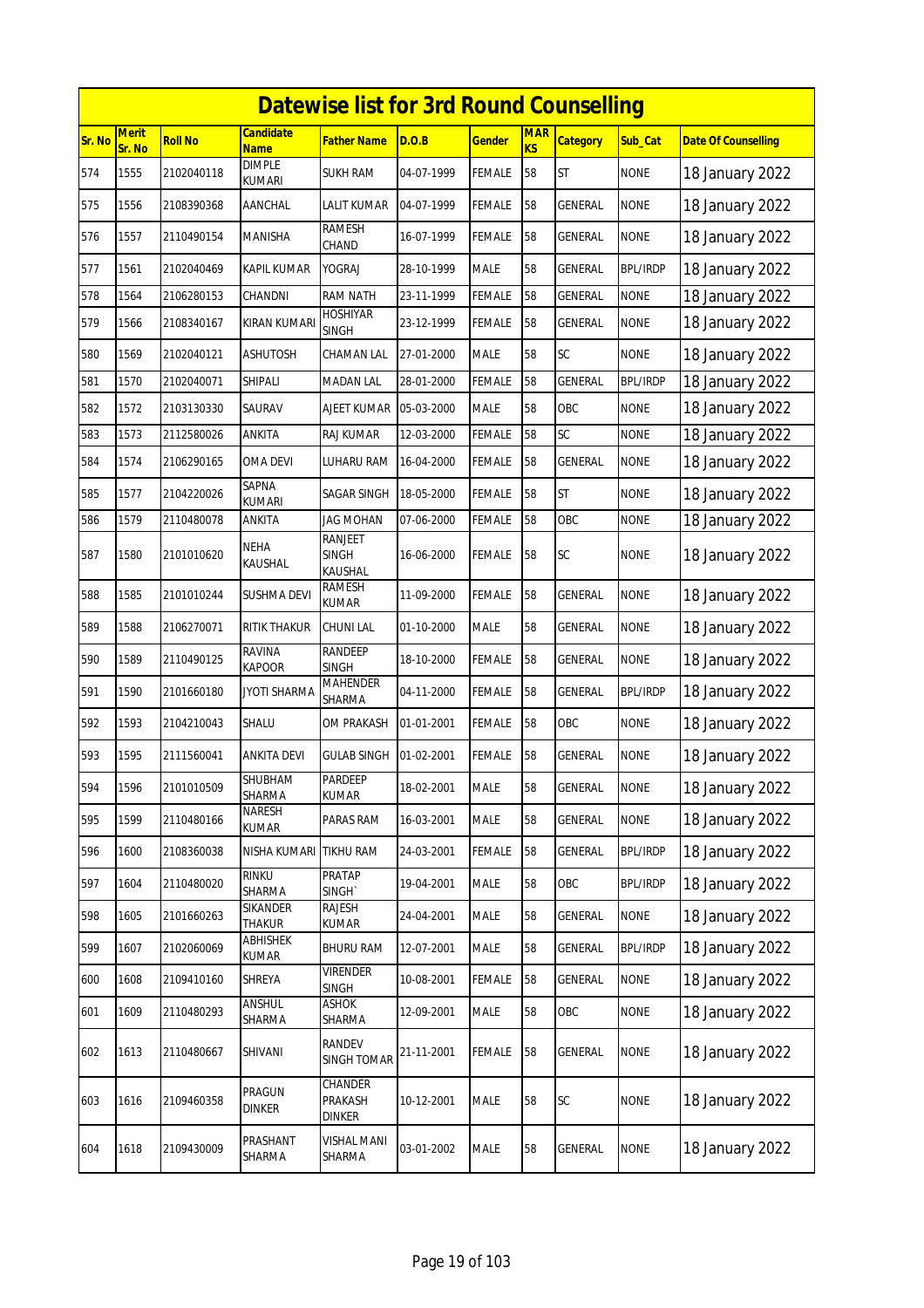# Datewise list for 3rd Round Counselling

| Sr. No | Merit Sr. No | Roll No | Candidate Name | Father Name | D.O.B | Gender | MARKS | Category | Sub_Cat | Date Of Counselling |
|---|---|---|---|---|---|---|---|---|---|---|
| 574 | 1555 | 2102040118 | DIMPLE KUMARI | SUKH RAM | 04-07-1999 | FEMALE | 58 | ST | NONE | 18 January 2022 |
| 575 | 1556 | 2108390368 | AANCHAL | LALIT KUMAR | 04-07-1999 | FEMALE | 58 | GENERAL | NONE | 18 January 2022 |
| 576 | 1557 | 2110490154 | MANISHA | RAMESH CHAND | 16-07-1999 | FEMALE | 58 | GENERAL | NONE | 18 January 2022 |
| 577 | 1561 | 2102040469 | KAPIL KUMAR | YOGRAJ | 28-10-1999 | MALE | 58 | GENERAL | BPL/IRDP | 18 January 2022 |
| 578 | 1564 | 2106280153 | CHANDNI | RAM NATH | 23-11-1999 | FEMALE | 58 | GENERAL | NONE | 18 January 2022 |
| 579 | 1566 | 2108340167 | KIRAN KUMARI | HOSHIYAR SINGH | 23-12-1999 | FEMALE | 58 | GENERAL | NONE | 18 January 2022 |
| 580 | 1569 | 2102040121 | ASHUTOSH | CHAMAN LAL | 27-01-2000 | MALE | 58 | SC | NONE | 18 January 2022 |
| 581 | 1570 | 2102040071 | SHIPALI | MADAN LAL | 28-01-2000 | FEMALE | 58 | GENERAL | BPL/IRDP | 18 January 2022 |
| 582 | 1572 | 2103130330 | SAURAV | AJEET KUMAR | 05-03-2000 | MALE | 58 | OBC | NONE | 18 January 2022 |
| 583 | 1573 | 2112580026 | ANKITA | RAJ KUMAR | 12-03-2000 | FEMALE | 58 | SC | NONE | 18 January 2022 |
| 584 | 1574 | 2106290165 | OMA DEVI | LUHARU RAM | 16-04-2000 | FEMALE | 58 | GENERAL | NONE | 18 January 2022 |
| 585 | 1577 | 2104220026 | SAPNA KUMARI | SAGAR SINGH | 18-05-2000 | FEMALE | 58 | ST | NONE | 18 January 2022 |
| 586 | 1579 | 2110480078 | ANKITA | JAG MOHAN | 07-06-2000 | FEMALE | 58 | OBC | NONE | 18 January 2022 |
| 587 | 1580 | 2101010620 | NEHA KAUSHAL | RANJEET SINGH KAUSHAL | 16-06-2000 | FEMALE | 58 | SC | NONE | 18 January 2022 |
| 588 | 1585 | 2101010244 | SUSHMA DEVI | RAMESH KUMAR | 11-09-2000 | FEMALE | 58 | GENERAL | NONE | 18 January 2022 |
| 589 | 1588 | 2106270071 | RITIK THAKUR | CHUNI LAL | 01-10-2000 | MALE | 58 | GENERAL | NONE | 18 January 2022 |
| 590 | 1589 | 2110490125 | RAVINA KAPOOR | RANDEEP SINGH | 18-10-2000 | FEMALE | 58 | GENERAL | NONE | 18 January 2022 |
| 591 | 1590 | 2101660180 | JYOTI SHARMA | MAHENDER SHARMA | 04-11-2000 | FEMALE | 58 | GENERAL | BPL/IRDP | 18 January 2022 |
| 592 | 1593 | 2104210043 | SHALU | OM PRAKASH | 01-01-2001 | FEMALE | 58 | OBC | NONE | 18 January 2022 |
| 593 | 1595 | 2111560041 | ANKITA DEVI | GULAB SINGH | 01-02-2001 | FEMALE | 58 | GENERAL | NONE | 18 January 2022 |
| 594 | 1596 | 2101010509 | SHUBHAM SHARMA | PARDEEP KUMAR | 18-02-2001 | MALE | 58 | GENERAL | NONE | 18 January 2022 |
| 595 | 1599 | 2110480166 | NARESH KUMAR | PARAS RAM | 16-03-2001 | MALE | 58 | GENERAL | NONE | 18 January 2022 |
| 596 | 1600 | 2108360038 | NISHA KUMARI | TIKHU RAM | 24-03-2001 | FEMALE | 58 | GENERAL | BPL/IRDP | 18 January 2022 |
| 597 | 1604 | 2110480020 | RINKU SHARMA | PRATAP SINGH` | 19-04-2001 | MALE | 58 | OBC | BPL/IRDP | 18 January 2022 |
| 598 | 1605 | 2101660263 | SIKANDER THAKUR | RAJESH KUMAR | 24-04-2001 | MALE | 58 | GENERAL | NONE | 18 January 2022 |
| 599 | 1607 | 2102060069 | ABHISHEK KUMAR | BHURU RAM | 12-07-2001 | MALE | 58 | GENERAL | BPL/IRDP | 18 January 2022 |
| 600 | 1608 | 2109410160 | SHREYA | VIRENDER SINGH | 10-08-2001 | FEMALE | 58 | GENERAL | NONE | 18 January 2022 |
| 601 | 1609 | 2110480293 | ANSHUL SHARMA | ASHOK SHARMA | 12-09-2001 | MALE | 58 | OBC | NONE | 18 January 2022 |
| 602 | 1613 | 2110480667 | SHIVANI | RANDEV SINGH TOMAR | 21-11-2001 | FEMALE | 58 | GENERAL | NONE | 18 January 2022 |
| 603 | 1616 | 2109460358 | PRAGUN DINKER | CHANDER PRAKASH DINKER | 10-12-2001 | MALE | 58 | SC | NONE | 18 January 2022 |
| 604 | 1618 | 2109430009 | PRASHANT SHARMA | VISHAL MANI SHARMA | 03-01-2002 | MALE | 58 | GENERAL | NONE | 18 January 2022 |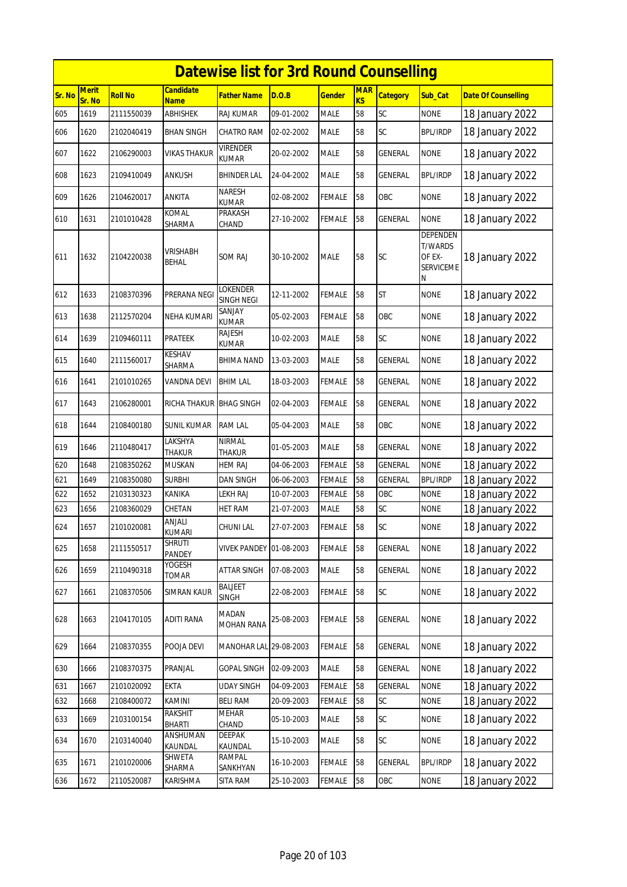# Datewise list for 3rd Round Counselling

| Sr. No | Merit Sr. No | Roll No | Candidate Name | Father Name | D.O.B | Gender | MARKS | Category | Sub_Cat | Date Of Counselling |
|---|---|---|---|---|---|---|---|---|---|---|
| 605 | 1619 | 2111550039 | ABHISHEK | RAJ KUMAR | 09-01-2002 | MALE | 58 | SC | NONE | 18 January 2022 |
| 606 | 1620 | 2102040419 | BHAN SINGH | CHATRO RAM | 02-02-2002 | MALE | 58 | SC | BPL/IRDP | 18 January 2022 |
| 607 | 1622 | 2106290003 | VIKAS THAKUR | VIRENDER KUMAR | 20-02-2002 | MALE | 58 | GENERAL | NONE | 18 January 2022 |
| 608 | 1623 | 2109410049 | ANKUSH | BHINDER LAL | 24-04-2002 | MALE | 58 | GENERAL | BPL/IRDP | 18 January 2022 |
| 609 | 1626 | 2104620017 | ANKITA | NARESH KUMAR | 02-08-2002 | FEMALE | 58 | OBC | NONE | 18 January 2022 |
| 610 | 1631 | 2101010428 | KOMAL SHARMA | PRAKASH CHAND | 27-10-2002 | FEMALE | 58 | GENERAL | NONE | 18 January 2022 |
| 611 | 1632 | 2104220038 | VRISHABH BEHAL | SOM RAJ | 30-10-2002 | MALE | 58 | SC | DEPENDENT/WARDS OF EX-SERVICEMEN | 18 January 2022 |
| 612 | 1633 | 2108370396 | PRERANA NEGI | LOKENDER SINGH NEGI | 12-11-2002 | FEMALE | 58 | ST | NONE | 18 January 2022 |
| 613 | 1638 | 2112570204 | NEHA KUMARI | SANJAY KUMAR | 05-02-2003 | FEMALE | 58 | OBC | NONE | 18 January 2022 |
| 614 | 1639 | 2109460111 | PRATEEK | RAJESH KUMAR | 10-02-2003 | MALE | 58 | SC | NONE | 18 January 2022 |
| 615 | 1640 | 2111560017 | KESHAV SHARMA | BHIMA NAND | 13-03-2003 | MALE | 58 | GENERAL | NONE | 18 January 2022 |
| 616 | 1641 | 2101010265 | VANDNA DEVI | BHIM LAL | 18-03-2003 | FEMALE | 58 | GENERAL | NONE | 18 January 2022 |
| 617 | 1643 | 2106280001 | RICHA THAKUR | BHAG SINGH | 02-04-2003 | FEMALE | 58 | GENERAL | NONE | 18 January 2022 |
| 618 | 1644 | 2108400180 | SUNIL KUMAR | RAM LAL | 05-04-2003 | MALE | 58 | OBC | NONE | 18 January 2022 |
| 619 | 1646 | 2110480417 | LAKSHYA THAKUR | NIRMAL THAKUR | 01-05-2003 | MALE | 58 | GENERAL | NONE | 18 January 2022 |
| 620 | 1648 | 2108350262 | MUSKAN | HEM RAJ | 04-06-2003 | FEMALE | 58 | GENERAL | NONE | 18 January 2022 |
| 621 | 1649 | 2108350080 | SURBHI | DAN SINGH | 06-06-2003 | FEMALE | 58 | GENERAL | BPL/IRDP | 18 January 2022 |
| 622 | 1652 | 2103130323 | KANIKA | LEKH RAJ | 10-07-2003 | FEMALE | 58 | OBC | NONE | 18 January 2022 |
| 623 | 1656 | 2108360029 | CHETAN | HET RAM | 21-07-2003 | MALE | 58 | SC | NONE | 18 January 2022 |
| 624 | 1657 | 2101020081 | ANJALI KUMARI | CHUNI LAL | 27-07-2003 | FEMALE | 58 | SC | NONE | 18 January 2022 |
| 625 | 1658 | 2111550517 | SHRUTI PANDEY | VIVEK PANDEY | 01-08-2003 | FEMALE | 58 | GENERAL | NONE | 18 January 2022 |
| 626 | 1659 | 2110490318 | YOGESH TOMAR | ATTAR SINGH | 07-08-2003 | MALE | 58 | GENERAL | NONE | 18 January 2022 |
| 627 | 1661 | 2108370506 | SIMRAN KAUR | BALJEET SINGH | 22-08-2003 | FEMALE | 58 | SC | NONE | 18 January 2022 |
| 628 | 1663 | 2104170105 | ADITI RANA | MADAN MOHAN RANA | 25-08-2003 | FEMALE | 58 | GENERAL | NONE | 18 January 2022 |
| 629 | 1664 | 2108370355 | POOJA DEVI | MANOHAR LAL | 29-08-2003 | FEMALE | 58 | GENERAL | NONE | 18 January 2022 |
| 630 | 1666 | 2108370375 | PRANJAL | GOPAL SINGH | 02-09-2003 | MALE | 58 | GENERAL | NONE | 18 January 2022 |
| 631 | 1667 | 2101020092 | EKTA | UDAY SINGH | 04-09-2003 | FEMALE | 58 | GENERAL | NONE | 18 January 2022 |
| 632 | 1668 | 2108400072 | KAMINI | BELI RAM | 20-09-2003 | FEMALE | 58 | SC | NONE | 18 January 2022 |
| 633 | 1669 | 2103100154 | RAKSHIT BHARTI | MEHAR CHAND | 05-10-2003 | MALE | 58 | SC | NONE | 18 January 2022 |
| 634 | 1670 | 2103140040 | ANSHUMAN KAUNDAL | DEEPAK KAUNDAL | 15-10-2003 | MALE | 58 | SC | NONE | 18 January 2022 |
| 635 | 1671 | 2101020006 | SHWETA SHARMA | RAMPAL SANKHYAN | 16-10-2003 | FEMALE | 58 | GENERAL | BPL/IRDP | 18 January 2022 |
| 636 | 1672 | 2110520087 | KARISHMA | SITA RAM | 25-10-2003 | FEMALE | 58 | OBC | NONE | 18 January 2022 |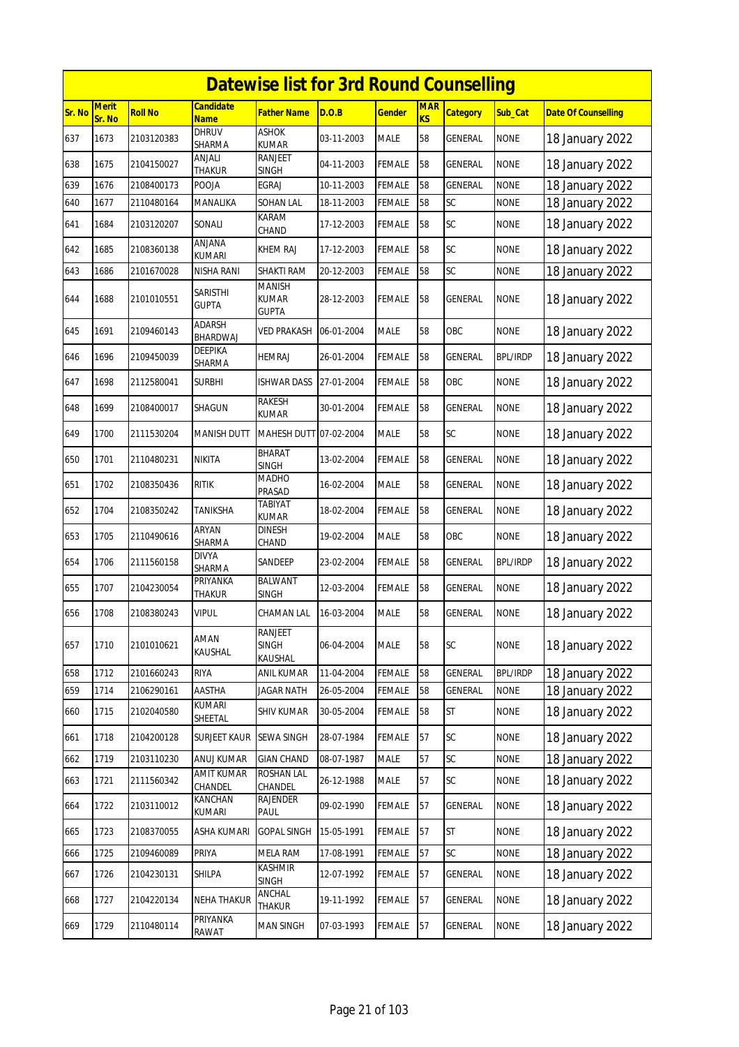# Datewise list for 3rd Round Counselling

| Sr. No | Merit Sr. No | Roll No | Candidate Name | Father Name | D.O.B | Gender | MARKS | Category | Sub_Cat | Date Of Counselling |
|---|---|---|---|---|---|---|---|---|---|---|
| 637 | 1673 | 2103120383 | DHRUV SHARMA | ASHOK KUMAR | 03-11-2003 | MALE | 58 | GENERAL | NONE | 18 January 2022 |
| 638 | 1675 | 2104150027 | ANJALI THAKUR | RANJEET SINGH | 04-11-2003 | FEMALE | 58 | GENERAL | NONE | 18 January 2022 |
| 639 | 1676 | 2108400173 | POOJA | EGRAJ | 10-11-2003 | FEMALE | 58 | GENERAL | NONE | 18 January 2022 |
| 640 | 1677 | 2110480164 | MANALIKA | SOHAN LAL | 18-11-2003 | FEMALE | 58 | SC | NONE | 18 January 2022 |
| 641 | 1684 | 2103120207 | SONALI | KARAM CHAND | 17-12-2003 | FEMALE | 58 | SC | NONE | 18 January 2022 |
| 642 | 1685 | 2108360138 | ANJANA KUMARI | KHEM RAJ | 17-12-2003 | FEMALE | 58 | SC | NONE | 18 January 2022 |
| 643 | 1686 | 2101670028 | NISHA RANI | SHAKTI RAM | 20-12-2003 | FEMALE | 58 | SC | NONE | 18 January 2022 |
| 644 | 1688 | 2101010551 | SARISTHI GUPTA | MANISH KUMAR GUPTA | 28-12-2003 | FEMALE | 58 | GENERAL | NONE | 18 January 2022 |
| 645 | 1691 | 2109460143 | ADARSH BHARDWAJ | VED PRAKASH | 06-01-2004 | MALE | 58 | OBC | NONE | 18 January 2022 |
| 646 | 1696 | 2109450039 | DEEPIKA SHARMA | HEMRAJ | 26-01-2004 | FEMALE | 58 | GENERAL | BPL/IRDP | 18 January 2022 |
| 647 | 1698 | 2112580041 | SURBHI | ISHWAR DASS | 27-01-2004 | FEMALE | 58 | OBC | NONE | 18 January 2022 |
| 648 | 1699 | 2108400017 | SHAGUN | RAKESH KUMAR | 30-01-2004 | FEMALE | 58 | GENERAL | NONE | 18 January 2022 |
| 649 | 1700 | 2111530204 | MANISH DUTT | MAHESH DUTT | 07-02-2004 | MALE | 58 | SC | NONE | 18 January 2022 |
| 650 | 1701 | 2110480231 | NIKITA | BHARAT SINGH | 13-02-2004 | FEMALE | 58 | GENERAL | NONE | 18 January 2022 |
| 651 | 1702 | 2108350436 | RITIK | MADHO PRASAD | 16-02-2004 | MALE | 58 | GENERAL | NONE | 18 January 2022 |
| 652 | 1704 | 2108350242 | TANIKSHA | TABIYAT KUMAR | 18-02-2004 | FEMALE | 58 | GENERAL | NONE | 18 January 2022 |
| 653 | 1705 | 2110490616 | ARYAN SHARMA | DINESH CHAND | 19-02-2004 | MALE | 58 | OBC | NONE | 18 January 2022 |
| 654 | 1706 | 2111560158 | DIVYA SHARMA | SANDEEP | 23-02-2004 | FEMALE | 58 | GENERAL | BPL/IRDP | 18 January 2022 |
| 655 | 1707 | 2104230054 | PRIYANKA THAKUR | BALWANT SINGH | 12-03-2004 | FEMALE | 58 | GENERAL | NONE | 18 January 2022 |
| 656 | 1708 | 2108380243 | VIPUL | CHAMAN LAL | 16-03-2004 | MALE | 58 | GENERAL | NONE | 18 January 2022 |
| 657 | 1710 | 2101010621 | AMAN KAUSHAL | RANJEET SINGH KAUSHAL | 06-04-2004 | MALE | 58 | SC | NONE | 18 January 2022 |
| 658 | 1712 | 2101660243 | RIYA | ANIL KUMAR | 11-04-2004 | FEMALE | 58 | GENERAL | BPL/IRDP | 18 January 2022 |
| 659 | 1714 | 2106290161 | AASTHA | JAGAR NATH | 26-05-2004 | FEMALE | 58 | GENERAL | NONE | 18 January 2022 |
| 660 | 1715 | 2102040580 | KUMARI SHEETAL | SHIV KUMAR | 30-05-2004 | FEMALE | 58 | ST | NONE | 18 January 2022 |
| 661 | 1718 | 2104200128 | SURJEET KAUR | SEWA SINGH | 28-07-1984 | FEMALE | 57 | SC | NONE | 18 January 2022 |
| 662 | 1719 | 2103110230 | ANUJ KUMAR | GIAN CHAND | 08-07-1987 | MALE | 57 | SC | NONE | 18 January 2022 |
| 663 | 1721 | 2111560342 | AMIT KUMAR CHANDEL | ROSHAN LAL CHANDEL | 26-12-1988 | MALE | 57 | SC | NONE | 18 January 2022 |
| 664 | 1722 | 2103110012 | KANCHAN KUMARI | RAJENDER PAUL | 09-02-1990 | FEMALE | 57 | GENERAL | NONE | 18 January 2022 |
| 665 | 1723 | 2108370055 | ASHA KUMARI | GOPAL SINGH | 15-05-1991 | FEMALE | 57 | ST | NONE | 18 January 2022 |
| 666 | 1725 | 2109460089 | PRIYA | MELA RAM | 17-08-1991 | FEMALE | 57 | SC | NONE | 18 January 2022 |
| 667 | 1726 | 2104230131 | SHILPA | KASHMIR SINGH | 12-07-1992 | FEMALE | 57 | GENERAL | NONE | 18 January 2022 |
| 668 | 1727 | 2104220134 | NEHA THAKUR | ANCHAL THAKUR | 19-11-1992 | FEMALE | 57 | GENERAL | NONE | 18 January 2022 |
| 669 | 1729 | 2110480114 | PRIYANKA RAWAT | MAN SINGH | 07-03-1993 | FEMALE | 57 | GENERAL | NONE | 18 January 2022 |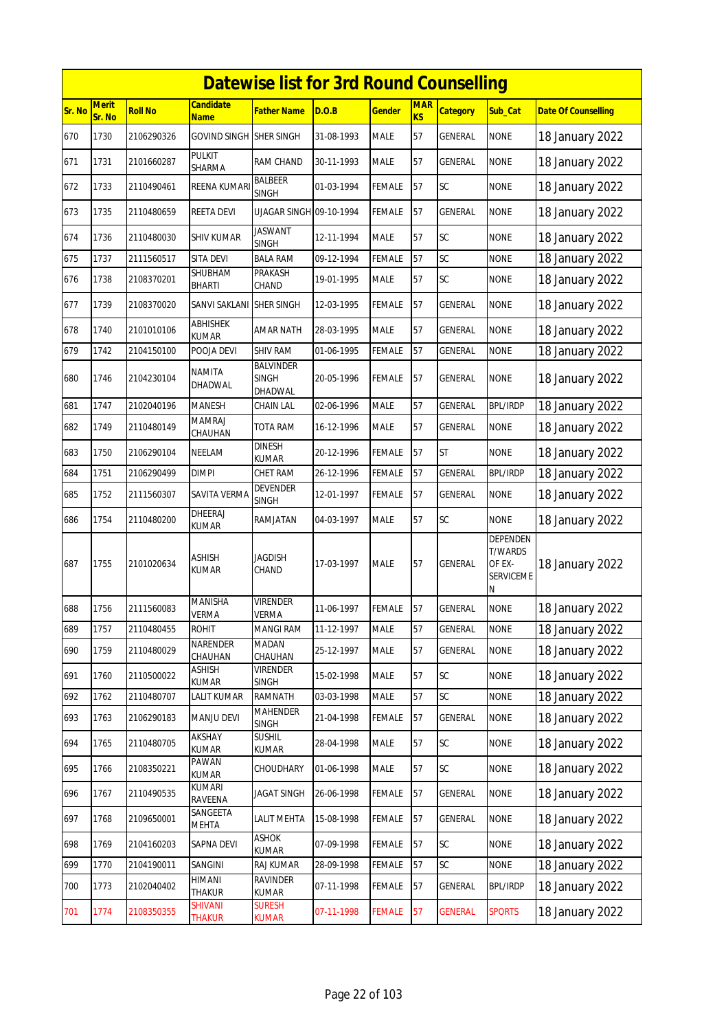# Datewise list for 3rd Round Counselling

| Sr. No | Merit Sr. No | Roll No | Candidate Name | Father Name | D.O.B | Gender | MARKS | Category | Sub_Cat | Date Of Counselling |
|---|---|---|---|---|---|---|---|---|---|---|
| 670 | 1730 | 2106290326 | GOVIND SINGH | SHER SINGH | 31-08-1993 | MALE | 57 | GENERAL | NONE | 18 January 2022 |
| 671 | 1731 | 2101660287 | PULKIT SHARMA | RAM CHAND | 30-11-1993 | MALE | 57 | GENERAL | NONE | 18 January 2022 |
| 672 | 1733 | 2110490461 | REENA KUMARI | BALBEER SINGH | 01-03-1994 | FEMALE | 57 | SC | NONE | 18 January 2022 |
| 673 | 1735 | 2110480659 | REETA DEVI | UJAGAR SINGH | 09-10-1994 | FEMALE | 57 | GENERAL | NONE | 18 January 2022 |
| 674 | 1736 | 2110480030 | SHIV KUMAR | JASWANT SINGH | 12-11-1994 | MALE | 57 | SC | NONE | 18 January 2022 |
| 675 | 1737 | 2111560517 | SITA DEVI | BALA RAM | 09-12-1994 | FEMALE | 57 | SC | NONE | 18 January 2022 |
| 676 | 1738 | 2108370201 | SHUBHAM BHARTI | PRAKASH CHAND | 19-01-1995 | MALE | 57 | SC | NONE | 18 January 2022 |
| 677 | 1739 | 2108370020 | SANVI SAKLANI | SHER SINGH | 12-03-1995 | FEMALE | 57 | GENERAL | NONE | 18 January 2022 |
| 678 | 1740 | 2101010106 | ABHISHEK KUMAR | AMAR NATH | 28-03-1995 | MALE | 57 | GENERAL | NONE | 18 January 2022 |
| 679 | 1742 | 2104150100 | POOJA DEVI | SHIV RAM | 01-06-1995 | FEMALE | 57 | GENERAL | NONE | 18 January 2022 |
| 680 | 1746 | 2104230104 | NAMITA DHADWAL | BALVINDER SINGH DHADWAL | 20-05-1996 | FEMALE | 57 | GENERAL | NONE | 18 January 2022 |
| 681 | 1747 | 2102040196 | MANESH | CHAIN LAL | 02-06-1996 | MALE | 57 | GENERAL | BPL/IRDP | 18 January 2022 |
| 682 | 1749 | 2110480149 | MAMRAJ CHAUHAN | TOTA RAM | 16-12-1996 | MALE | 57 | GENERAL | NONE | 18 January 2022 |
| 683 | 1750 | 2106290104 | NEELAM | DINESH KUMAR | 20-12-1996 | FEMALE | 57 | ST | NONE | 18 January 2022 |
| 684 | 1751 | 2106290499 | DIMPI | CHET RAM | 26-12-1996 | FEMALE | 57 | GENERAL | BPL/IRDP | 18 January 2022 |
| 685 | 1752 | 2111560307 | SAVITA VERMA | DEVENDER SINGH | 12-01-1997 | FEMALE | 57 | GENERAL | NONE | 18 January 2022 |
| 686 | 1754 | 2110480200 | DHEERAJ KUMAR | RAMJATAN | 04-03-1997 | MALE | 57 | SC | NONE | 18 January 2022 |
| 687 | 1755 | 2101020634 | ASHISH KUMAR | JAGDISH CHAND | 17-03-1997 | MALE | 57 | GENERAL | DEPENDENT/WARDS OF EX-SERVICEMEN | 18 January 2022 |
| 688 | 1756 | 2111560083 | MANISHA VERMA | VIRENDER VERMA | 11-06-1997 | FEMALE | 57 | GENERAL | NONE | 18 January 2022 |
| 689 | 1757 | 2110480455 | ROHIT | MANGI RAM | 11-12-1997 | MALE | 57 | GENERAL | NONE | 18 January 2022 |
| 690 | 1759 | 2110480029 | NARENDER CHAUHAN | MADAN CHAUHAN | 25-12-1997 | MALE | 57 | GENERAL | NONE | 18 January 2022 |
| 691 | 1760 | 2110500022 | ASHISH KUMAR | VIRENDER SINGH | 15-02-1998 | MALE | 57 | SC | NONE | 18 January 2022 |
| 692 | 1762 | 2110480707 | LALIT KUMAR | RAMNATH | 03-03-1998 | MALE | 57 | SC | NONE | 18 January 2022 |
| 693 | 1763 | 2106290183 | MANJU DEVI | MAHENDER SINGH | 21-04-1998 | FEMALE | 57 | GENERAL | NONE | 18 January 2022 |
| 694 | 1765 | 2110480705 | AKSHAY KUMAR | SUSHIL KUMAR | 28-04-1998 | MALE | 57 | SC | NONE | 18 January 2022 |
| 695 | 1766 | 2108350221 | PAWAN KUMAR | CHOUDHARY | 01-06-1998 | MALE | 57 | SC | NONE | 18 January 2022 |
| 696 | 1767 | 2110490535 | KUMARI RAVEENA | JAGAT SINGH | 26-06-1998 | FEMALE | 57 | GENERAL | NONE | 18 January 2022 |
| 697 | 1768 | 2109650001 | SANGEETA MEHTA | LALIT MEHTA | 15-08-1998 | FEMALE | 57 | GENERAL | NONE | 18 January 2022 |
| 698 | 1769 | 2104160203 | SAPNA DEVI | ASHOK KUMAR | 07-09-1998 | FEMALE | 57 | SC | NONE | 18 January 2022 |
| 699 | 1770 | 2104190011 | SANGINI | RAJ KUMAR | 28-09-1998 | FEMALE | 57 | SC | NONE | 18 January 2022 |
| 700 | 1773 | 2102040402 | HIMANI THAKUR | RAVINDER KUMAR | 07-11-1998 | FEMALE | 57 | GENERAL | BPL/IRDP | 18 January 2022 |
| 701 | 1774 | 2108350355 | SHIVANI THAKUR | SURESH KUMAR | 07-11-1998 | FEMALE | 57 | GENERAL | SPORTS | 18 January 2022 |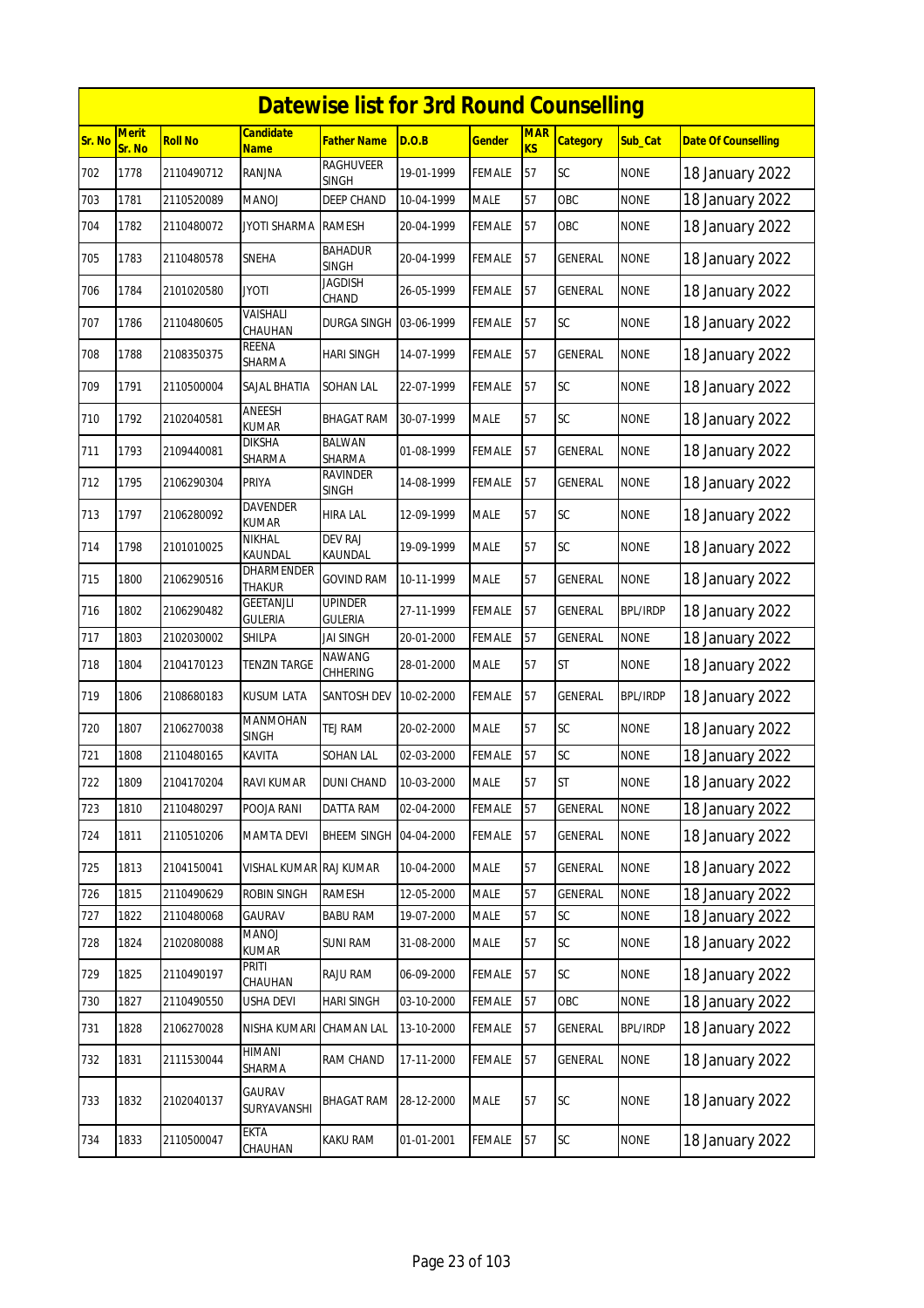# Datewise list for 3rd Round Counselling

| Sr. No | Merit Sr. No | Roll No | Candidate Name | Father Name | D.O.B | Gender | MARKS | Category | Sub_Cat | Date Of Counselling |
|---|---|---|---|---|---|---|---|---|---|---|
| 702 | 1778 | 2110490712 | RANJNA | RAGHUVEER SINGH | 19-01-1999 | FEMALE | 57 | SC | NONE | 18 January 2022 |
| 703 | 1781 | 2110520089 | MANOJ | DEEP CHAND | 10-04-1999 | MALE | 57 | OBC | NONE | 18 January 2022 |
| 704 | 1782 | 2110480072 | JYOTI SHARMA | RAMESH | 20-04-1999 | FEMALE | 57 | OBC | NONE | 18 January 2022 |
| 705 | 1783 | 2110480578 | SNEHA | BAHADUR SINGH | 20-04-1999 | FEMALE | 57 | GENERAL | NONE | 18 January 2022 |
| 706 | 1784 | 2101020580 | JYOTI | JAGDISH CHAND | 26-05-1999 | FEMALE | 57 | GENERAL | NONE | 18 January 2022 |
| 707 | 1786 | 2110480605 | VAISHALI CHAUHAN | DURGA SINGH | 03-06-1999 | FEMALE | 57 | SC | NONE | 18 January 2022 |
| 708 | 1788 | 2108350375 | REENA SHARMA | HARI SINGH | 14-07-1999 | FEMALE | 57 | GENERAL | NONE | 18 January 2022 |
| 709 | 1791 | 2110500004 | SAJAL BHATIA | SOHAN LAL | 22-07-1999 | FEMALE | 57 | SC | NONE | 18 January 2022 |
| 710 | 1792 | 2102040581 | ANEESH KUMAR | BHAGAT RAM | 30-07-1999 | MALE | 57 | SC | NONE | 18 January 2022 |
| 711 | 1793 | 2109440081 | DIKSHA SHARMA | BALWAN SHARMA | 01-08-1999 | FEMALE | 57 | GENERAL | NONE | 18 January 2022 |
| 712 | 1795 | 2106290304 | PRIYA | RAVINDER SINGH | 14-08-1999 | FEMALE | 57 | GENERAL | NONE | 18 January 2022 |
| 713 | 1797 | 2106280092 | DAVENDER KUMAR | HIRA LAL | 12-09-1999 | MALE | 57 | SC | NONE | 18 January 2022 |
| 714 | 1798 | 2101010025 | NIKHAL KAUNDAL | DEV RAJ KAUNDAL | 19-09-1999 | MALE | 57 | SC | NONE | 18 January 2022 |
| 715 | 1800 | 2106290516 | DHARMENDER THAKUR | GOVIND RAM | 10-11-1999 | MALE | 57 | GENERAL | NONE | 18 January 2022 |
| 716 | 1802 | 2106290482 | GEETANJLI GULERIA | UPINDER GULERIA | 27-11-1999 | FEMALE | 57 | GENERAL | BPL/IRDP | 18 January 2022 |
| 717 | 1803 | 2102030002 | SHILPA | JAI SINGH | 20-01-2000 | FEMALE | 57 | GENERAL | NONE | 18 January 2022 |
| 718 | 1804 | 2104170123 | TENZIN TARGE | NAWANG CHHERING | 28-01-2000 | MALE | 57 | ST | NONE | 18 January 2022 |
| 719 | 1806 | 2108680183 | KUSUM LATA | SANTOSH DEV | 10-02-2000 | FEMALE | 57 | GENERAL | BPL/IRDP | 18 January 2022 |
| 720 | 1807 | 2106270038 | MANMOHAN SINGH | TEJ RAM | 20-02-2000 | MALE | 57 | SC | NONE | 18 January 2022 |
| 721 | 1808 | 2110480165 | KAVITA | SOHAN LAL | 02-03-2000 | FEMALE | 57 | SC | NONE | 18 January 2022 |
| 722 | 1809 | 2104170204 | RAVI KUMAR | DUNI CHAND | 10-03-2000 | MALE | 57 | ST | NONE | 18 January 2022 |
| 723 | 1810 | 2110480297 | POOJA RANI | DATTA RAM | 02-04-2000 | FEMALE | 57 | GENERAL | NONE | 18 January 2022 |
| 724 | 1811 | 2110510206 | MAMTA DEVI | BHEEM SINGH | 04-04-2000 | FEMALE | 57 | GENERAL | NONE | 18 January 2022 |
| 725 | 1813 | 2104150041 | VISHAL KUMAR | RAJ KUMAR | 10-04-2000 | MALE | 57 | GENERAL | NONE | 18 January 2022 |
| 726 | 1815 | 2110490629 | ROBIN SINGH | RAMESH | 12-05-2000 | MALE | 57 | GENERAL | NONE | 18 January 2022 |
| 727 | 1822 | 2110480068 | GAURAV | BABU RAM | 19-07-2000 | MALE | 57 | SC | NONE | 18 January 2022 |
| 728 | 1824 | 2102080088 | MANOJ KUMAR | SUNI RAM | 31-08-2000 | MALE | 57 | SC | NONE | 18 January 2022 |
| 729 | 1825 | 2110490197 | PRITI CHAUHAN | RAJU RAM | 06-09-2000 | FEMALE | 57 | SC | NONE | 18 January 2022 |
| 730 | 1827 | 2110490550 | USHA DEVI | HARI SINGH | 03-10-2000 | FEMALE | 57 | OBC | NONE | 18 January 2022 |
| 731 | 1828 | 2106270028 | NISHA KUMARI | CHAMAN LAL | 13-10-2000 | FEMALE | 57 | GENERAL | BPL/IRDP | 18 January 2022 |
| 732 | 1831 | 2111530044 | HIMANI SHARMA | RAM CHAND | 17-11-2000 | FEMALE | 57 | GENERAL | NONE | 18 January 2022 |
| 733 | 1832 | 2102040137 | GAURAV SURYAVANSHI | BHAGAT RAM | 28-12-2000 | MALE | 57 | SC | NONE | 18 January 2022 |
| 734 | 1833 | 2110500047 | EKTA CHAUHAN | KAKU RAM | 01-01-2001 | FEMALE | 57 | SC | NONE | 18 January 2022 |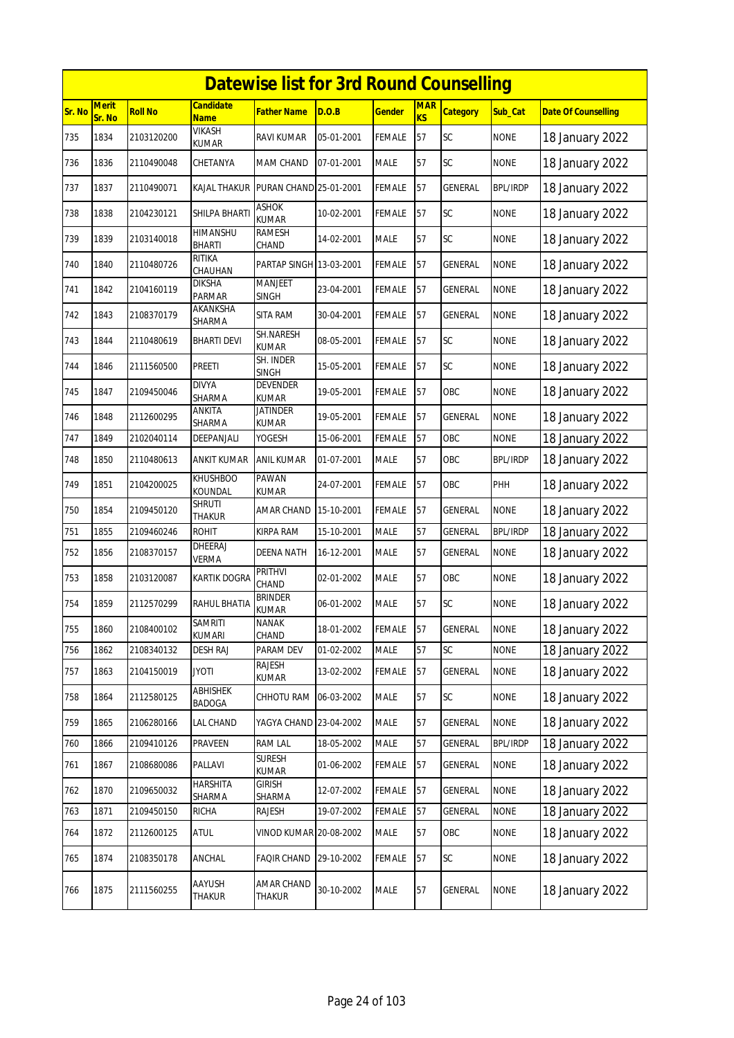# Datewise list for 3rd Round Counselling

| Sr. No | Merit Sr. No | Roll No | Candidate Name | Father Name | D.O.B | Gender | MARKS | Category | Sub_Cat | Date Of Counselling |
|---|---|---|---|---|---|---|---|---|---|---|
| 735 | 1834 | 2103120200 | VIKASH KUMAR | RAVI KUMAR | 05-01-2001 | FEMALE | 57 | SC | NONE | 18 January 2022 |
| 736 | 1836 | 2110490048 | CHETANYA | MAM CHAND | 07-01-2001 | MALE | 57 | SC | NONE | 18 January 2022 |
| 737 | 1837 | 2110490071 | KAJAL THAKUR | PURAN CHAND | 25-01-2001 | FEMALE | 57 | GENERAL | BPL/IRDP | 18 January 2022 |
| 738 | 1838 | 2104230121 | SHILPA BHARTI | ASHOK KUMAR | 10-02-2001 | FEMALE | 57 | SC | NONE | 18 January 2022 |
| 739 | 1839 | 2103140018 | HIMANSHU BHARTI | RAMESH CHAND | 14-02-2001 | MALE | 57 | SC | NONE | 18 January 2022 |
| 740 | 1840 | 2110480726 | RITIKA CHAUHAN | PARTAP SINGH | 13-03-2001 | FEMALE | 57 | GENERAL | NONE | 18 January 2022 |
| 741 | 1842 | 2104160119 | DIKSHA PARMAR | MANJEET SINGH | 23-04-2001 | FEMALE | 57 | GENERAL | NONE | 18 January 2022 |
| 742 | 1843 | 2108370179 | AKANKSHA SHARMA | SITA RAM | 30-04-2001 | FEMALE | 57 | GENERAL | NONE | 18 January 2022 |
| 743 | 1844 | 2110480619 | BHARTI DEVI | SH.NARESH KUMAR | 08-05-2001 | FEMALE | 57 | SC | NONE | 18 January 2022 |
| 744 | 1846 | 2111560500 | PREETI | SH. INDER SINGH | 15-05-2001 | FEMALE | 57 | SC | NONE | 18 January 2022 |
| 745 | 1847 | 2109450046 | DIVYA SHARMA | DEVENDER KUMAR | 19-05-2001 | FEMALE | 57 | OBC | NONE | 18 January 2022 |
| 746 | 1848 | 2112600295 | ANKITA SHARMA | JATINDER KUMAR | 19-05-2001 | FEMALE | 57 | GENERAL | NONE | 18 January 2022 |
| 747 | 1849 | 2102040114 | DEEPANJALI | YOGESH | 15-06-2001 | FEMALE | 57 | OBC | NONE | 18 January 2022 |
| 748 | 1850 | 2110480613 | ANKIT KUMAR | ANIL KUMAR | 01-07-2001 | MALE | 57 | OBC | BPL/IRDP | 18 January 2022 |
| 749 | 1851 | 2104200025 | KHUSHBOO KOUNDAL | PAWAN KUMAR | 24-07-2001 | FEMALE | 57 | OBC | PHH | 18 January 2022 |
| 750 | 1854 | 2109450120 | SHRUTI THAKUR | AMAR CHAND | 15-10-2001 | FEMALE | 57 | GENERAL | NONE | 18 January 2022 |
| 751 | 1855 | 2109460246 | ROHIT | KIRPA RAM | 15-10-2001 | MALE | 57 | GENERAL | BPL/IRDP | 18 January 2022 |
| 752 | 1856 | 2108370157 | DHEERAJ VERMA | DEENA NATH | 16-12-2001 | MALE | 57 | GENERAL | NONE | 18 January 2022 |
| 753 | 1858 | 2103120087 | KARTIK DOGRA | PRITHVI CHAND | 02-01-2002 | MALE | 57 | OBC | NONE | 18 January 2022 |
| 754 | 1859 | 2112570299 | RAHUL BHATIA | BRINDER KUMAR | 06-01-2002 | MALE | 57 | SC | NONE | 18 January 2022 |
| 755 | 1860 | 2108400102 | SAMRITI KUMARI | NANAK CHAND | 18-01-2002 | FEMALE | 57 | GENERAL | NONE | 18 January 2022 |
| 756 | 1862 | 2108340132 | DESH RAJ | PARAM DEV | 01-02-2002 | MALE | 57 | SC | NONE | 18 January 2022 |
| 757 | 1863 | 2104150019 | JYOTI | RAJESH KUMAR | 13-02-2002 | FEMALE | 57 | GENERAL | NONE | 18 January 2022 |
| 758 | 1864 | 2112580125 | ABHISHEK BADOGA | CHHOTU RAM | 06-03-2002 | MALE | 57 | SC | NONE | 18 January 2022 |
| 759 | 1865 | 2106280166 | LAL CHAND | YAGYA CHAND | 23-04-2002 | MALE | 57 | GENERAL | NONE | 18 January 2022 |
| 760 | 1866 | 2109410126 | PRAVEEN | RAM LAL | 18-05-2002 | MALE | 57 | GENERAL | BPL/IRDP | 18 January 2022 |
| 761 | 1867 | 2108680086 | PALLAVI | SURESH KUMAR | 01-06-2002 | FEMALE | 57 | GENERAL | NONE | 18 January 2022 |
| 762 | 1870 | 2109650032 | HARSHITA SHARMA | GIRISH SHARMA | 12-07-2002 | FEMALE | 57 | GENERAL | NONE | 18 January 2022 |
| 763 | 1871 | 2109450150 | RICHA | RAJESH | 19-07-2002 | FEMALE | 57 | GENERAL | NONE | 18 January 2022 |
| 764 | 1872 | 2112600125 | ATUL | VINOD KUMAR | 20-08-2002 | MALE | 57 | OBC | NONE | 18 January 2022 |
| 765 | 1874 | 2108350178 | ANCHAL | FAQIR CHAND | 29-10-2002 | FEMALE | 57 | SC | NONE | 18 January 2022 |
| 766 | 1875 | 2111560255 | AAYUSH THAKUR | AMAR CHAND THAKUR | 30-10-2002 | MALE | 57 | GENERAL | NONE | 18 January 2022 |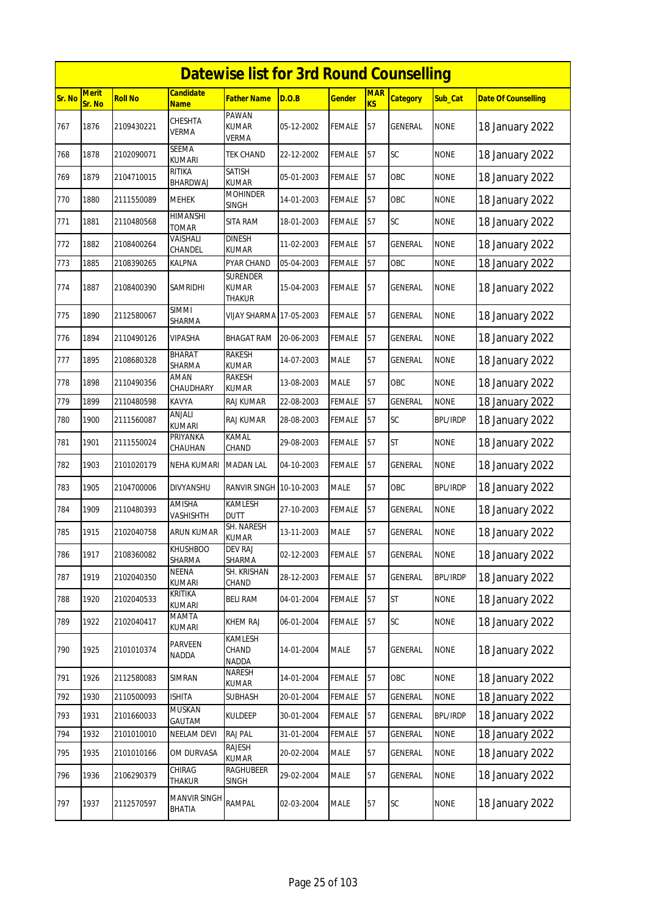# Datewise list for 3rd Round Counselling

| Sr. No | Merit Sr. No | Roll No | Candidate Name | Father Name | D.O.B | Gender | MARKS | Category | Sub_Cat | Date Of Counselling |
|---|---|---|---|---|---|---|---|---|---|---|
| 767 | 1876 | 2109430221 | CHESHTA VERMA | PAWAN KUMAR VERMA | 05-12-2002 | FEMALE | 57 | GENERAL | NONE | 18 January 2022 |
| 768 | 1878 | 2102090071 | SEEMA KUMARI | TEK CHAND | 22-12-2002 | FEMALE | 57 | SC | NONE | 18 January 2022 |
| 769 | 1879 | 2104710015 | RITIKA BHARDWAJ | SATISH KUMAR | 05-01-2003 | FEMALE | 57 | OBC | NONE | 18 January 2022 |
| 770 | 1880 | 2111550089 | MEHEK | MOHINDER SINGH | 14-01-2003 | FEMALE | 57 | OBC | NONE | 18 January 2022 |
| 771 | 1881 | 2110480568 | HIMANSHI TOMAR | SITA RAM | 18-01-2003 | FEMALE | 57 | SC | NONE | 18 January 2022 |
| 772 | 1882 | 2108400264 | VAISHALI CHANDEL | DINESH KUMAR | 11-02-2003 | FEMALE | 57 | GENERAL | NONE | 18 January 2022 |
| 773 | 1885 | 2108390265 | KALPNA | PYAR CHAND | 05-04-2003 | FEMALE | 57 | OBC | NONE | 18 January 2022 |
| 774 | 1887 | 2108400390 | SAMRIDHI | SURENDER KUMAR THAKUR | 15-04-2003 | FEMALE | 57 | GENERAL | NONE | 18 January 2022 |
| 775 | 1890 | 2112580067 | SIMMI SHARMA | VIJAY SHARMA | 17-05-2003 | FEMALE | 57 | GENERAL | NONE | 18 January 2022 |
| 776 | 1894 | 2110490126 | VIPASHA | BHAGAT RAM | 20-06-2003 | FEMALE | 57 | GENERAL | NONE | 18 January 2022 |
| 777 | 1895 | 2108680328 | BHARAT SHARMA | RAKESH KUMAR | 14-07-2003 | MALE | 57 | GENERAL | NONE | 18 January 2022 |
| 778 | 1898 | 2110490356 | AMAN CHAUDHARY | RAKESH KUMAR | 13-08-2003 | MALE | 57 | OBC | NONE | 18 January 2022 |
| 779 | 1899 | 2110480598 | KAVYA | RAJ KUMAR | 22-08-2003 | FEMALE | 57 | GENERAL | NONE | 18 January 2022 |
| 780 | 1900 | 2111560087 | ANJALI KUMARI | RAJ KUMAR | 28-08-2003 | FEMALE | 57 | SC | BPL/IRDP | 18 January 2022 |
| 781 | 1901 | 2111550024 | PRIYANKA CHAUHAN | KAMAL CHAND | 29-08-2003 | FEMALE | 57 | ST | NONE | 18 January 2022 |
| 782 | 1903 | 2101020179 | NEHA KUMARI | MADAN LAL | 04-10-2003 | FEMALE | 57 | GENERAL | NONE | 18 January 2022 |
| 783 | 1905 | 2104700006 | DIVYANSHU | RANVIR SINGH | 10-10-2003 | MALE | 57 | OBC | BPL/IRDP | 18 January 2022 |
| 784 | 1909 | 2110480393 | AMISHA VASHISHTH | KAMLESH DUTT | 27-10-2003 | FEMALE | 57 | GENERAL | NONE | 18 January 2022 |
| 785 | 1915 | 2102040758 | ARUN KUMAR | SH. NARESH KUMAR | 13-11-2003 | MALE | 57 | GENERAL | NONE | 18 January 2022 |
| 786 | 1917 | 2108360082 | KHUSHBOO SHARMA | DEV RAJ SHARMA | 02-12-2003 | FEMALE | 57 | GENERAL | NONE | 18 January 2022 |
| 787 | 1919 | 2102040350 | NEENA KUMARI | SH. KRISHAN CHAND | 28-12-2003 | FEMALE | 57 | GENERAL | BPL/IRDP | 18 January 2022 |
| 788 | 1920 | 2102040533 | KRITIKA KUMARI | BELI RAM | 04-01-2004 | FEMALE | 57 | ST | NONE | 18 January 2022 |
| 789 | 1922 | 2102040417 | MAMTA KUMARI | KHEM RAJ | 06-01-2004 | FEMALE | 57 | SC | NONE | 18 January 2022 |
| 790 | 1925 | 2101010374 | PARVEEN NADDA | KAMLESH CHAND NADDA | 14-01-2004 | MALE | 57 | GENERAL | NONE | 18 January 2022 |
| 791 | 1926 | 2112580083 | SIMRAN | NARESH KUMAR | 14-01-2004 | FEMALE | 57 | OBC | NONE | 18 January 2022 |
| 792 | 1930 | 2110500093 | ISHITA | SUBHASH | 20-01-2004 | FEMALE | 57 | GENERAL | NONE | 18 January 2022 |
| 793 | 1931 | 2101660033 | MUSKAN GAUTAM | KULDEEP | 30-01-2004 | FEMALE | 57 | GENERAL | BPL/IRDP | 18 January 2022 |
| 794 | 1932 | 2101010010 | NEELAM DEVI | RAJ PAL | 31-01-2004 | FEMALE | 57 | GENERAL | NONE | 18 January 2022 |
| 795 | 1935 | 2101010166 | OM DURVASA | RAJESH KUMAR | 20-02-2004 | MALE | 57 | GENERAL | NONE | 18 January 2022 |
| 796 | 1936 | 2106290379 | CHIRAG THAKUR | RAGHUBEER SINGH | 29-02-2004 | MALE | 57 | GENERAL | NONE | 18 January 2022 |
| 797 | 1937 | 2112570597 | MANVIR SINGH BHATIA | RAMPAL | 02-03-2004 | MALE | 57 | SC | NONE | 18 January 2022 |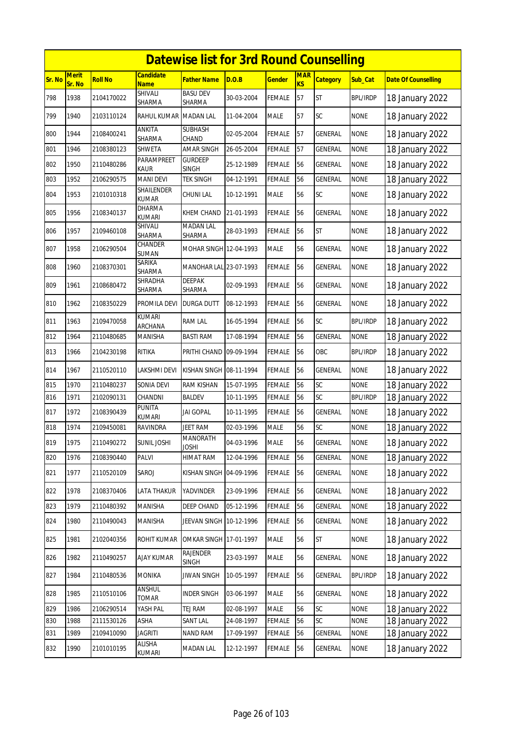# Datewise list for 3rd Round Counselling

| Sr. No | Merit Sr. No | Roll No | Candidate Name | Father Name | D.O.B | Gender | MARKS | Category | Sub_Cat | Date Of Counselling |
|---|---|---|---|---|---|---|---|---|---|---|
| 798 | 1938 | 2104170022 | SHIVALI SHARMA | BASU DEV SHARMA | 30-03-2004 | FEMALE | 57 | ST | BPL/IRDP | 18 January 2022 |
| 799 | 1940 | 2103110124 | RAHUL KUMAR | MADAN LAL | 11-04-2004 | MALE | 57 | SC | NONE | 18 January 2022 |
| 800 | 1944 | 2108400241 | ANKITA SHARMA | SUBHASH CHAND | 02-05-2004 | FEMALE | 57 | GENERAL | NONE | 18 January 2022 |
| 801 | 1946 | 2108380123 | SHWETA | AMAR SINGH | 26-05-2004 | FEMALE | 57 | GENERAL | NONE | 18 January 2022 |
| 802 | 1950 | 2110480286 | PARAMPREET KAUR | GURDEEP SINGH | 25-12-1989 | FEMALE | 56 | GENERAL | NONE | 18 January 2022 |
| 803 | 1952 | 2106290575 | MANI DEVI | TEK SINGH | 04-12-1991 | FEMALE | 56 | GENERAL | NONE | 18 January 2022 |
| 804 | 1953 | 2101010318 | SHAILENDER KUMAR | CHUNI LAL | 10-12-1991 | MALE | 56 | SC | NONE | 18 January 2022 |
| 805 | 1956 | 2108340137 | DHARMA KUMARI | KHEM CHAND | 21-01-1993 | FEMALE | 56 | GENERAL | NONE | 18 January 2022 |
| 806 | 1957 | 2109460108 | SHIVALI SHARMA | MADAN LAL SHARMA | 28-03-1993 | FEMALE | 56 | ST | NONE | 18 January 2022 |
| 807 | 1958 | 2106290504 | CHANDER SUMAN | MOHAR SINGH | 12-04-1993 | MALE | 56 | GENERAL | NONE | 18 January 2022 |
| 808 | 1960 | 2108370301 | SARIKA SHARMA | MANOHAR LAL | 23-07-1993 | FEMALE | 56 | GENERAL | NONE | 18 January 2022 |
| 809 | 1961 | 2108680472 | SHRADHA SHARMA | DEEPAK SHARMA | 02-09-1993 | FEMALE | 56 | GENERAL | NONE | 18 January 2022 |
| 810 | 1962 | 2108350229 | PROMILA DEVI | DURGA DUTT | 08-12-1993 | FEMALE | 56 | GENERAL | NONE | 18 January 2022 |
| 811 | 1963 | 2109470058 | KUMARI ARCHANA | RAM LAL | 16-05-1994 | FEMALE | 56 | SC | BPL/IRDP | 18 January 2022 |
| 812 | 1964 | 2110480685 | MANISHA | BASTI RAM | 17-08-1994 | FEMALE | 56 | GENERAL | NONE | 18 January 2022 |
| 813 | 1966 | 2104230198 | RITIKA | PRITHI CHAND | 09-09-1994 | FEMALE | 56 | OBC | BPL/IRDP | 18 January 2022 |
| 814 | 1967 | 2110520110 | LAKSHMI DEVI | KISHAN SINGH | 08-11-1994 | FEMALE | 56 | GENERAL | NONE | 18 January 2022 |
| 815 | 1970 | 2110480237 | SONIA DEVI | RAM KISHAN | 15-07-1995 | FEMALE | 56 | SC | NONE | 18 January 2022 |
| 816 | 1971 | 2102090131 | CHANDNI | BALDEV | 10-11-1995 | FEMALE | 56 | SC | BPL/IRDP | 18 January 2022 |
| 817 | 1972 | 2108390439 | PUNITA KUMARI | JAI GOPAL | 10-11-1995 | FEMALE | 56 | GENERAL | NONE | 18 January 2022 |
| 818 | 1974 | 2109450081 | RAVINDRA | JEET RAM | 02-03-1996 | MALE | 56 | SC | NONE | 18 January 2022 |
| 819 | 1975 | 2110490272 | SUNIL JOSHI | MANORATH JOSHI | 04-03-1996 | MALE | 56 | GENERAL | NONE | 18 January 2022 |
| 820 | 1976 | 2108390440 | PALVI | HIMAT RAM | 12-04-1996 | FEMALE | 56 | GENERAL | NONE | 18 January 2022 |
| 821 | 1977 | 2110520109 | SAROJ | KISHAN SINGH | 04-09-1996 | FEMALE | 56 | GENERAL | NONE | 18 January 2022 |
| 822 | 1978 | 2108370406 | LATA THAKUR | YADVINDER | 23-09-1996 | FEMALE | 56 | GENERAL | NONE | 18 January 2022 |
| 823 | 1979 | 2110480392 | MANISHA | DEEP CHAND | 05-12-1996 | FEMALE | 56 | GENERAL | NONE | 18 January 2022 |
| 824 | 1980 | 2110490043 | MANISHA | JEEVAN SINGH | 10-12-1996 | FEMALE | 56 | GENERAL | NONE | 18 January 2022 |
| 825 | 1981 | 2102040356 | ROHIT KUMAR | OMKAR SINGH | 17-01-1997 | MALE | 56 | ST | NONE | 18 January 2022 |
| 826 | 1982 | 2110490257 | AJAY KUMAR | RAJENDER SINGH | 23-03-1997 | MALE | 56 | GENERAL | NONE | 18 January 2022 |
| 827 | 1984 | 2110480536 | MONIKA | JIWAN SINGH | 10-05-1997 | FEMALE | 56 | GENERAL | BPL/IRDP | 18 January 2022 |
| 828 | 1985 | 2110510106 | ANSHUL TOMAR | INDER SINGH | 03-06-1997 | MALE | 56 | GENERAL | NONE | 18 January 2022 |
| 829 | 1986 | 2106290514 | YASH PAL | TEJ RAM | 02-08-1997 | MALE | 56 | SC | NONE | 18 January 2022 |
| 830 | 1988 | 2111530126 | ASHA | SANT LAL | 24-08-1997 | FEMALE | 56 | SC | NONE | 18 January 2022 |
| 831 | 1989 | 2109410090 | JAGRITI | NAND RAM | 17-09-1997 | FEMALE | 56 | GENERAL | NONE | 18 January 2022 |
| 832 | 1990 | 2101010195 | ALISHA KUMARI | MADAN LAL | 12-12-1997 | FEMALE | 56 | GENERAL | NONE | 18 January 2022 |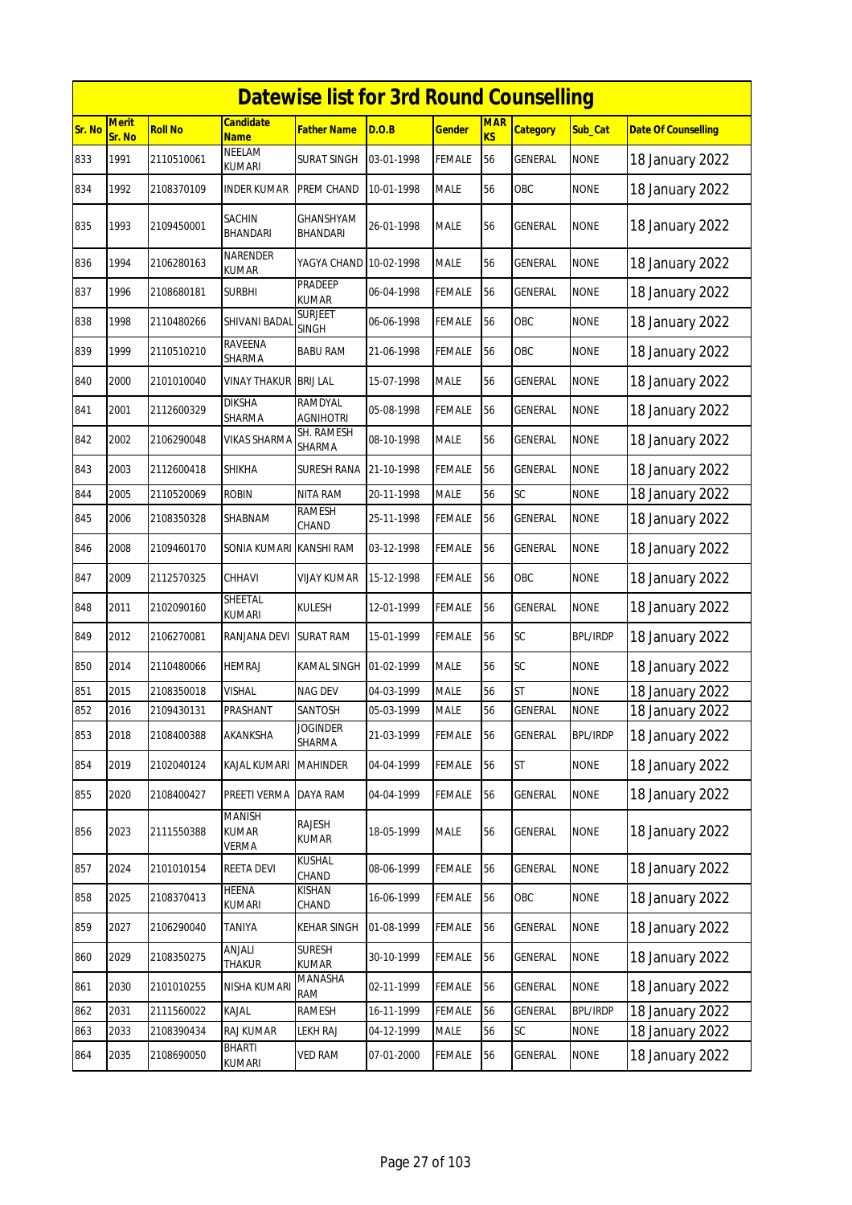# Datewise list for 3rd Round Counselling

| Sr. No | Merit Sr. No | Roll No | Candidate Name | Father Name | D.O.B | Gender | MARKS | Category | Sub_Cat | Date Of Counselling |
|---|---|---|---|---|---|---|---|---|---|---|
| 833 | 1991 | 2110510061 | NEELAM KUMARI | SURAT SINGH | 03-01-1998 | FEMALE | 56 | GENERAL | NONE | 18 January 2022 |
| 834 | 1992 | 2108370109 | INDER KUMAR | PREM CHAND | 10-01-1998 | MALE | 56 | OBC | NONE | 18 January 2022 |
| 835 | 1993 | 2109450001 | SACHIN BHANDARI | GHANSHYAM BHANDARI | 26-01-1998 | MALE | 56 | GENERAL | NONE | 18 January 2022 |
| 836 | 1994 | 2106280163 | NARENDER KUMAR | YAGYA CHAND | 10-02-1998 | MALE | 56 | GENERAL | NONE | 18 January 2022 |
| 837 | 1996 | 2108680181 | SURBHI | PRADEEP KUMAR | 06-04-1998 | FEMALE | 56 | GENERAL | NONE | 18 January 2022 |
| 838 | 1998 | 2110480266 | SHIVANI BADAL | SURJEET SINGH | 06-06-1998 | FEMALE | 56 | OBC | NONE | 18 January 2022 |
| 839 | 1999 | 2110510210 | RAVEENA SHARMA | BABU RAM | 21-06-1998 | FEMALE | 56 | OBC | NONE | 18 January 2022 |
| 840 | 2000 | 2101010040 | VINAY THAKUR | BRIJ LAL | 15-07-1998 | MALE | 56 | GENERAL | NONE | 18 January 2022 |
| 841 | 2001 | 2112600329 | DIKSHA SHARMA | RAMDYAL AGNIHOTRI | 05-08-1998 | FEMALE | 56 | GENERAL | NONE | 18 January 2022 |
| 842 | 2002 | 2106290048 | VIKAS SHARMA | SH. RAMESH SHARMA | 08-10-1998 | MALE | 56 | GENERAL | NONE | 18 January 2022 |
| 843 | 2003 | 2112600418 | SHIKHA | SURESH RANA | 21-10-1998 | FEMALE | 56 | GENERAL | NONE | 18 January 2022 |
| 844 | 2005 | 2110520069 | ROBIN | NITA RAM | 20-11-1998 | MALE | 56 | SC | NONE | 18 January 2022 |
| 845 | 2006 | 2108350328 | SHABNAM | RAMESH CHAND | 25-11-1998 | FEMALE | 56 | GENERAL | NONE | 18 January 2022 |
| 846 | 2008 | 2109460170 | SONIA KUMARI | KANSHI RAM | 03-12-1998 | FEMALE | 56 | GENERAL | NONE | 18 January 2022 |
| 847 | 2009 | 2112570325 | CHHAVI | VIJAY KUMAR | 15-12-1998 | FEMALE | 56 | OBC | NONE | 18 January 2022 |
| 848 | 2011 | 2102090160 | SHEETAL KUMARI | KULESH | 12-01-1999 | FEMALE | 56 | GENERAL | NONE | 18 January 2022 |
| 849 | 2012 | 2106270081 | RANJANA DEVI | SURAT RAM | 15-01-1999 | FEMALE | 56 | SC | BPL/IRDP | 18 January 2022 |
| 850 | 2014 | 2110480066 | HEMRAJ | KAMAL SINGH | 01-02-1999 | MALE | 56 | SC | NONE | 18 January 2022 |
| 851 | 2015 | 2108350018 | VISHAL | NAG DEV | 04-03-1999 | MALE | 56 | ST | NONE | 18 January 2022 |
| 852 | 2016 | 2109430131 | PRASHANT | SANTOSH | 05-03-1999 | MALE | 56 | GENERAL | NONE | 18 January 2022 |
| 853 | 2018 | 2108400388 | AKANKSHA | JOGINDER SHARMA | 21-03-1999 | FEMALE | 56 | GENERAL | BPL/IRDP | 18 January 2022 |
| 854 | 2019 | 2102040124 | KAJAL KUMARI | MAHINDER | 04-04-1999 | FEMALE | 56 | ST | NONE | 18 January 2022 |
| 855 | 2020 | 2108400427 | PREETI VERMA | DAYA RAM | 04-04-1999 | FEMALE | 56 | GENERAL | NONE | 18 January 2022 |
| 856 | 2023 | 2111550388 | MANISH KUMAR VERMA | RAJESH KUMAR | 18-05-1999 | MALE | 56 | GENERAL | NONE | 18 January 2022 |
| 857 | 2024 | 2101010154 | REETA DEVI | KUSHAL CHAND | 08-06-1999 | FEMALE | 56 | GENERAL | NONE | 18 January 2022 |
| 858 | 2025 | 2108370413 | HEENA KUMARI | KISHAN CHAND | 16-06-1999 | FEMALE | 56 | OBC | NONE | 18 January 2022 |
| 859 | 2027 | 2106290040 | TANIYA | KEHAR SINGH | 01-08-1999 | FEMALE | 56 | GENERAL | NONE | 18 January 2022 |
| 860 | 2029 | 2108350275 | ANJALI THAKUR | SURESH KUMAR | 30-10-1999 | FEMALE | 56 | GENERAL | NONE | 18 January 2022 |
| 861 | 2030 | 2101010255 | NISHA KUMARI | MANASHA RAM | 02-11-1999 | FEMALE | 56 | GENERAL | NONE | 18 January 2022 |
| 862 | 2031 | 2111560022 | KAJAL | RAMESH | 16-11-1999 | FEMALE | 56 | GENERAL | BPL/IRDP | 18 January 2022 |
| 863 | 2033 | 2108390434 | RAJ KUMAR | LEKH RAJ | 04-12-1999 | MALE | 56 | SC | NONE | 18 January 2022 |
| 864 | 2035 | 2108690050 | BHARTI KUMARI | VED RAM | 07-01-2000 | FEMALE | 56 | GENERAL | NONE | 18 January 2022 |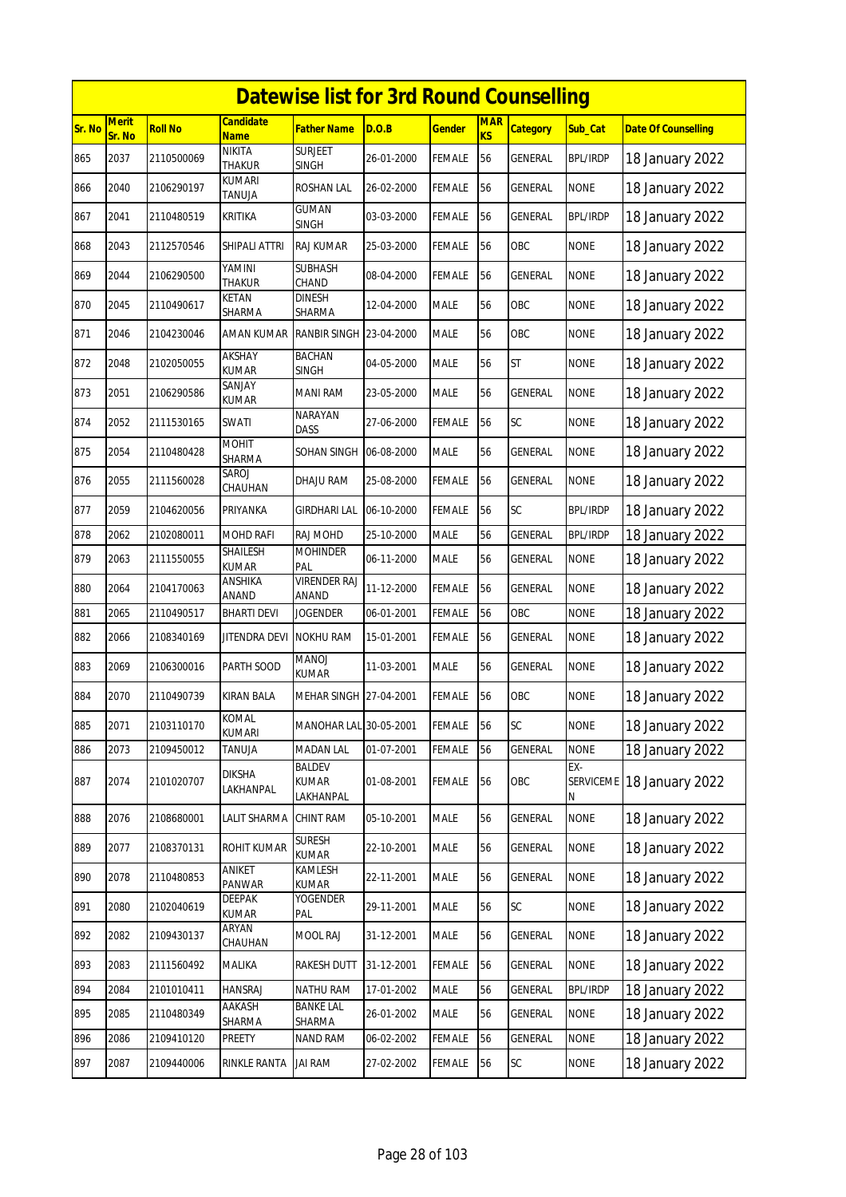# Datewise list for 3rd Round Counselling

| Sr. No | Merit Sr. No | Roll No | Candidate Name | Father Name | D.O.B | Gender | MARKS | Category | Sub_Cat | Date Of Counselling |
|---|---|---|---|---|---|---|---|---|---|---|
| 865 | 2037 | 2110500069 | NIKITA THAKUR | SURJEET SINGH | 26-01-2000 | FEMALE | 56 | GENERAL | BPL/IRDP | 18 January 2022 |
| 866 | 2040 | 2106290197 | KUMARI TANUJA | ROSHAN LAL | 26-02-2000 | FEMALE | 56 | GENERAL | NONE | 18 January 2022 |
| 867 | 2041 | 2110480519 | KRITIKA | GUMAN SINGH | 03-03-2000 | FEMALE | 56 | GENERAL | BPL/IRDP | 18 January 2022 |
| 868 | 2043 | 2112570546 | SHIPALI ATTRI | RAJ KUMAR | 25-03-2000 | FEMALE | 56 | OBC | NONE | 18 January 2022 |
| 869 | 2044 | 2106290500 | YAMINI THAKUR | SUBHASH CHAND | 08-04-2000 | FEMALE | 56 | GENERAL | NONE | 18 January 2022 |
| 870 | 2045 | 2110490617 | KETAN SHARMA | DINESH SHARMA | 12-04-2000 | MALE | 56 | OBC | NONE | 18 January 2022 |
| 871 | 2046 | 2104230046 | AMAN KUMAR | RANBIR SINGH | 23-04-2000 | MALE | 56 | OBC | NONE | 18 January 2022 |
| 872 | 2048 | 2102050055 | AKSHAY KUMAR | BACHAN SINGH | 04-05-2000 | MALE | 56 | ST | NONE | 18 January 2022 |
| 873 | 2051 | 2106290586 | SANJAY KUMAR | MANI RAM | 23-05-2000 | MALE | 56 | GENERAL | NONE | 18 January 2022 |
| 874 | 2052 | 2111530165 | SWATI | NARAYAN DASS | 27-06-2000 | FEMALE | 56 | SC | NONE | 18 January 2022 |
| 875 | 2054 | 2110480428 | MOHIT SHARMA | SOHAN SINGH | 06-08-2000 | MALE | 56 | GENERAL | NONE | 18 January 2022 |
| 876 | 2055 | 2111560028 | SAROJ CHAUHAN | DHAJU RAM | 25-08-2000 | FEMALE | 56 | GENERAL | NONE | 18 January 2022 |
| 877 | 2059 | 2104620056 | PRIYANKA | GIRDHARI LAL | 06-10-2000 | FEMALE | 56 | SC | BPL/IRDP | 18 January 2022 |
| 878 | 2062 | 2102080011 | MOHD RAFI | RAJ MOHD | 25-10-2000 | MALE | 56 | GENERAL | BPL/IRDP | 18 January 2022 |
| 879 | 2063 | 2111550055 | SHAILESH KUMAR | MOHINDER PAL | 06-11-2000 | MALE | 56 | GENERAL | NONE | 18 January 2022 |
| 880 | 2064 | 2104170063 | ANSHIKA ANAND | VIRENDER RAJ ANAND | 11-12-2000 | FEMALE | 56 | GENERAL | NONE | 18 January 2022 |
| 881 | 2065 | 2110490517 | BHARTI DEVI | JOGENDER | 06-01-2001 | FEMALE | 56 | OBC | NONE | 18 January 2022 |
| 882 | 2066 | 2108340169 | JITENDRA DEVI | NOKHU RAM | 15-01-2001 | FEMALE | 56 | GENERAL | NONE | 18 January 2022 |
| 883 | 2069 | 2106300016 | PARTH SOOD | MANOJ KUMAR | 11-03-2001 | MALE | 56 | GENERAL | NONE | 18 January 2022 |
| 884 | 2070 | 2110490739 | KIRAN BALA | MEHAR SINGH | 27-04-2001 | FEMALE | 56 | OBC | NONE | 18 January 2022 |
| 885 | 2071 | 2103110170 | KOMAL KUMARI | MANOHAR LAL | 30-05-2001 | FEMALE | 56 | SC | NONE | 18 January 2022 |
| 886 | 2073 | 2109450012 | TANUJA | MADAN LAL | 01-07-2001 | FEMALE | 56 | GENERAL | NONE | 18 January 2022 |
| 887 | 2074 | 2101020707 | DIKSHA LAKHANPAL | BALDEV KUMAR LAKHANPAL | 01-08-2001 | FEMALE | 56 | OBC | EX-SERVICEMEN | 18 January 2022 |
| 888 | 2076 | 2108680001 | LALIT SHARMA | CHINT RAM | 05-10-2001 | MALE | 56 | GENERAL | NONE | 18 January 2022 |
| 889 | 2077 | 2108370131 | ROHIT KUMAR | SURESH KUMAR | 22-10-2001 | MALE | 56 | GENERAL | NONE | 18 January 2022 |
| 890 | 2078 | 2110480853 | ANIKET PANWAR | KAMLESH KUMAR | 22-11-2001 | MALE | 56 | GENERAL | NONE | 18 January 2022 |
| 891 | 2080 | 2102040619 | DEEPAK KUMAR | YOGENDER PAL | 29-11-2001 | MALE | 56 | SC | NONE | 18 January 2022 |
| 892 | 2082 | 2109430137 | ARYAN CHAUHAN | MOOL RAJ | 31-12-2001 | MALE | 56 | GENERAL | NONE | 18 January 2022 |
| 893 | 2083 | 2111560492 | MALIKA | RAKESH DUTT | 31-12-2001 | FEMALE | 56 | GENERAL | NONE | 18 January 2022 |
| 894 | 2084 | 2101010411 | HANSRAJ | NATHU RAM | 17-01-2002 | MALE | 56 | GENERAL | BPL/IRDP | 18 January 2022 |
| 895 | 2085 | 2110480349 | AAKASH SHARMA | BANKE LAL SHARMA | 26-01-2002 | MALE | 56 | GENERAL | NONE | 18 January 2022 |
| 896 | 2086 | 2109410120 | PREETY | NAND RAM | 06-02-2002 | FEMALE | 56 | GENERAL | NONE | 18 January 2022 |
| 897 | 2087 | 2109440006 | RINKLE RANTA | JAI RAM | 27-02-2002 | FEMALE | 56 | SC | NONE | 18 January 2022 |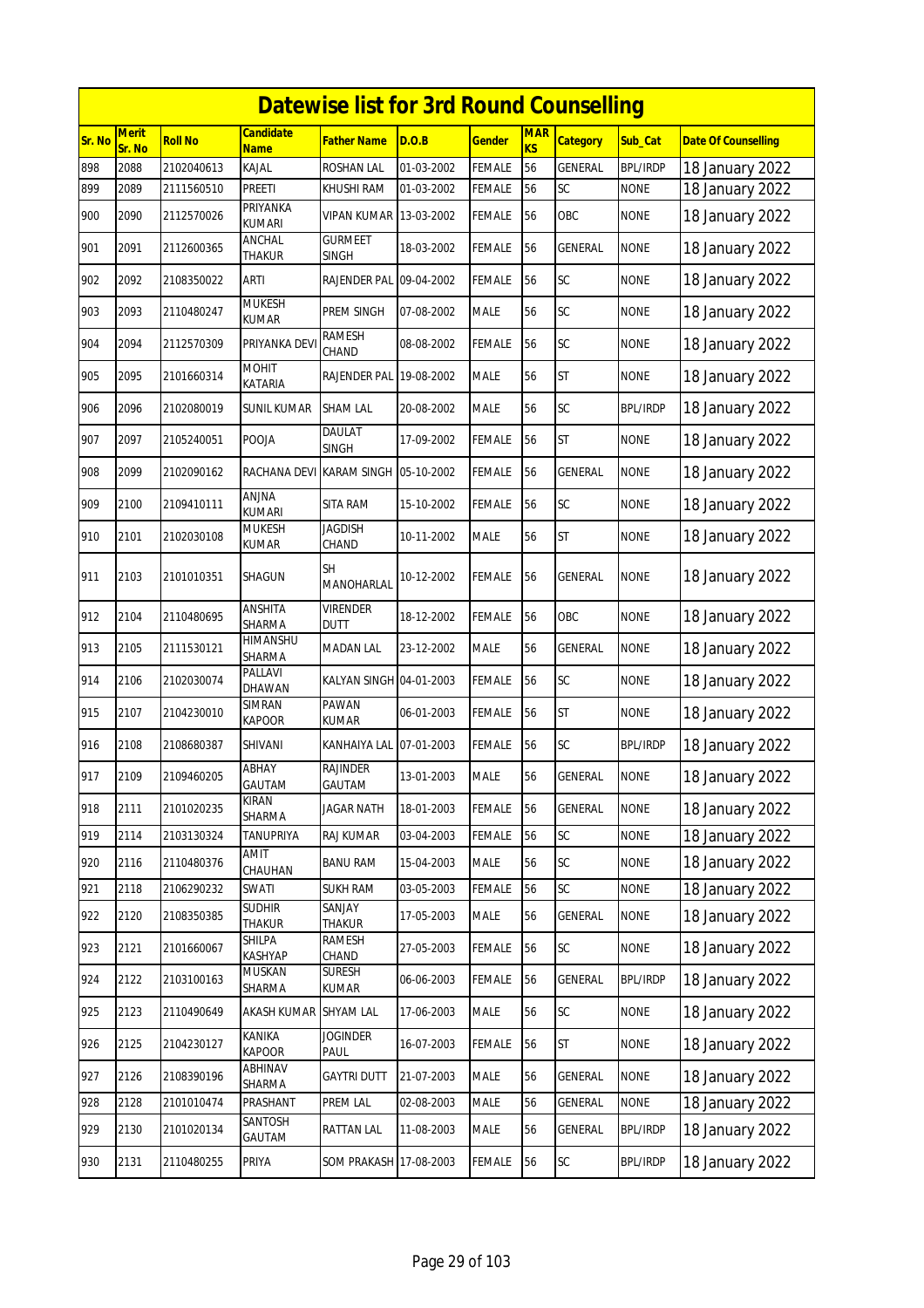# Datewise list for 3rd Round Counselling

| Sr. No | Merit Sr. No | Roll No | Candidate Name | Father Name | D.O.B | Gender | MARKS | Category | Sub_Cat | Date Of Counselling |
|---|---|---|---|---|---|---|---|---|---|---|
| 898 | 2088 | 2102040613 | KAJAL | ROSHAN LAL | 01-03-2002 | FEMALE | 56 | GENERAL | BPL/IRDP | 18 January 2022 |
| 899 | 2089 | 2111560510 | PREETI | KHUSHI RAM | 01-03-2002 | FEMALE | 56 | SC | NONE | 18 January 2022 |
| 900 | 2090 | 2112570026 | PRIYANKA KUMARI | VIPAN KUMAR | 13-03-2002 | FEMALE | 56 | OBC | NONE | 18 January 2022 |
| 901 | 2091 | 2112600365 | ANCHAL THAKUR | GURMEET SINGH | 18-03-2002 | FEMALE | 56 | GENERAL | NONE | 18 January 2022 |
| 902 | 2092 | 2108350022 | ARTI | RAJENDER PAL | 09-04-2002 | FEMALE | 56 | SC | NONE | 18 January 2022 |
| 903 | 2093 | 2110480247 | MUKESH KUMAR | PREM SINGH | 07-08-2002 | MALE | 56 | SC | NONE | 18 January 2022 |
| 904 | 2094 | 2112570309 | PRIYANKA DEVI | RAMESH CHAND | 08-08-2002 | FEMALE | 56 | SC | NONE | 18 January 2022 |
| 905 | 2095 | 2101660314 | MOHIT KATARIA | RAJENDER PAL | 19-08-2002 | MALE | 56 | ST | NONE | 18 January 2022 |
| 906 | 2096 | 2102080019 | SUNIL KUMAR | SHAM LAL | 20-08-2002 | MALE | 56 | SC | BPL/IRDP | 18 January 2022 |
| 907 | 2097 | 2105240051 | POOJA | DAULAT SINGH | 17-09-2002 | FEMALE | 56 | ST | NONE | 18 January 2022 |
| 908 | 2099 | 2102090162 | RACHANA DEVI | KARAM SINGH | 05-10-2002 | FEMALE | 56 | GENERAL | NONE | 18 January 2022 |
| 909 | 2100 | 2109410111 | ANJNA KUMARI | SITA RAM | 15-10-2002 | FEMALE | 56 | SC | NONE | 18 January 2022 |
| 910 | 2101 | 2102030108 | MUKESH KUMAR | JAGDISH CHAND | 10-11-2002 | MALE | 56 | ST | NONE | 18 January 2022 |
| 911 | 2103 | 2101010351 | SHAGUN | SH MANOHARLAL | 10-12-2002 | FEMALE | 56 | GENERAL | NONE | 18 January 2022 |
| 912 | 2104 | 2110480695 | ANSHITA SHARMA | VIRENDER DUTT | 18-12-2002 | FEMALE | 56 | OBC | NONE | 18 January 2022 |
| 913 | 2105 | 2111530121 | HIMANSHU SHARMA | MADAN LAL | 23-12-2002 | MALE | 56 | GENERAL | NONE | 18 January 2022 |
| 914 | 2106 | 2102030074 | PALLAVI DHAWAN | KALYAN SINGH | 04-01-2003 | FEMALE | 56 | SC | NONE | 18 January 2022 |
| 915 | 2107 | 2104230010 | SIMRAN KAPOOR | PAWAN KUMAR | 06-01-2003 | FEMALE | 56 | ST | NONE | 18 January 2022 |
| 916 | 2108 | 2108680387 | SHIVANI | KANHAIYA LAL | 07-01-2003 | FEMALE | 56 | SC | BPL/IRDP | 18 January 2022 |
| 917 | 2109 | 2109460205 | ABHAY GAUTAM | RAJINDER GAUTAM | 13-01-2003 | MALE | 56 | GENERAL | NONE | 18 January 2022 |
| 918 | 2111 | 2101020235 | KIRAN SHARMA | JAGAR NATH | 18-01-2003 | FEMALE | 56 | GENERAL | NONE | 18 January 2022 |
| 919 | 2114 | 2103130324 | TANUPRIYA | RAJ KUMAR | 03-04-2003 | FEMALE | 56 | SC | NONE | 18 January 2022 |
| 920 | 2116 | 2110480376 | AMIT CHAUHAN | BANU RAM | 15-04-2003 | MALE | 56 | SC | NONE | 18 January 2022 |
| 921 | 2118 | 2106290232 | SWATI | SUKH RAM | 03-05-2003 | FEMALE | 56 | SC | NONE | 18 January 2022 |
| 922 | 2120 | 2108350385 | SUDHIR THAKUR | SANJAY THAKUR | 17-05-2003 | MALE | 56 | GENERAL | NONE | 18 January 2022 |
| 923 | 2121 | 2101660067 | SHILPA KASHYAP | RAMESH CHAND | 27-05-2003 | FEMALE | 56 | SC | NONE | 18 January 2022 |
| 924 | 2122 | 2103100163 | MUSKAN SHARMA | SURESH KUMAR | 06-06-2003 | FEMALE | 56 | GENERAL | BPL/IRDP | 18 January 2022 |
| 925 | 2123 | 2110490649 | AKASH KUMAR | SHYAM LAL | 17-06-2003 | MALE | 56 | SC | NONE | 18 January 2022 |
| 926 | 2125 | 2104230127 | KANIKA KAPOOR | JOGINDER PAUL | 16-07-2003 | FEMALE | 56 | ST | NONE | 18 January 2022 |
| 927 | 2126 | 2108390196 | ABHINAV SHARMA | GAYTRI DUTT | 21-07-2003 | MALE | 56 | GENERAL | NONE | 18 January 2022 |
| 928 | 2128 | 2101010474 | PRASHANT | PREM LAL | 02-08-2003 | MALE | 56 | GENERAL | NONE | 18 January 2022 |
| 929 | 2130 | 2101020134 | SANTOSH GAUTAM | RATTAN LAL | 11-08-2003 | MALE | 56 | GENERAL | BPL/IRDP | 18 January 2022 |
| 930 | 2131 | 2110480255 | PRIYA | SOM PRAKASH | 17-08-2003 | FEMALE | 56 | SC | BPL/IRDP | 18 January 2022 |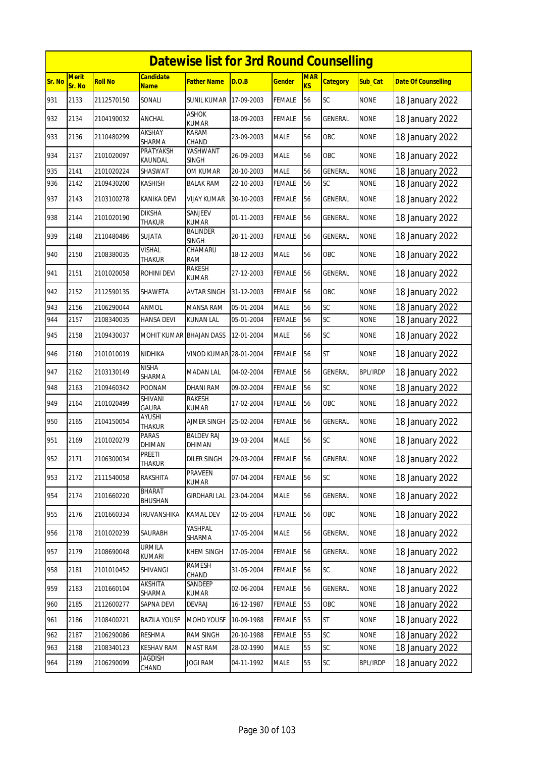# Datewise list for 3rd Round Counselling

| Sr. No | Merit Sr. No | Roll No | Candidate Name | Father Name | D.O.B | Gender | MARKS | Category | Sub_Cat | Date Of Counselling |
|---|---|---|---|---|---|---|---|---|---|---|
| 931 | 2133 | 2112570150 | SONALI | SUNIL KUMAR | 17-09-2003 | FEMALE | 56 | SC | NONE | 18 January 2022 |
| 932 | 2134 | 2104190032 | ANCHAL | ASHOK KUMAR | 18-09-2003 | FEMALE | 56 | GENERAL | NONE | 18 January 2022 |
| 933 | 2136 | 2110480299 | AKSHAY SHARMA | KARAM CHAND | 23-09-2003 | MALE | 56 | OBC | NONE | 18 January 2022 |
| 934 | 2137 | 2101020097 | PRATYAKSH KAUNDAL | YASHWANT SINGH | 26-09-2003 | MALE | 56 | OBC | NONE | 18 January 2022 |
| 935 | 2141 | 2101020224 | SHASWAT | OM KUMAR | 20-10-2003 | MALE | 56 | GENERAL | NONE | 18 January 2022 |
| 936 | 2142 | 2109430200 | KASHISH | BALAK RAM | 22-10-2003 | FEMALE | 56 | SC | NONE | 18 January 2022 |
| 937 | 2143 | 2103100278 | KANIKA DEVI | VIJAY KUMAR | 30-10-2003 | FEMALE | 56 | GENERAL | NONE | 18 January 2022 |
| 938 | 2144 | 2101020190 | DIKSHA THAKUR | SANJEEV KUMAR | 01-11-2003 | FEMALE | 56 | GENERAL | NONE | 18 January 2022 |
| 939 | 2148 | 2110480486 | SUJATA | BALINDER SINGH | 20-11-2003 | FEMALE | 56 | GENERAL | NONE | 18 January 2022 |
| 940 | 2150 | 2108380035 | VISHAL THAKUR | CHAMARU RAM | 18-12-2003 | MALE | 56 | OBC | NONE | 18 January 2022 |
| 941 | 2151 | 2101020058 | ROHINI DEVI | RAKESH KUMAR | 27-12-2003 | FEMALE | 56 | GENERAL | NONE | 18 January 2022 |
| 942 | 2152 | 2112590135 | SHAWETA | AVTAR SINGH | 31-12-2003 | FEMALE | 56 | OBC | NONE | 18 January 2022 |
| 943 | 2156 | 2106290044 | ANMOL | MANSA RAM | 05-01-2004 | MALE | 56 | SC | NONE | 18 January 2022 |
| 944 | 2157 | 2108340035 | HANSA DEVI | KUNAN LAL | 05-01-2004 | FEMALE | 56 | SC | NONE | 18 January 2022 |
| 945 | 2158 | 2109430037 | MOHIT KUMAR | BHAJAN DASS | 12-01-2004 | MALE | 56 | SC | NONE | 18 January 2022 |
| 946 | 2160 | 2101010019 | NIDHIKA | VINOD KUMAR | 28-01-2004 | FEMALE | 56 | ST | NONE | 18 January 2022 |
| 947 | 2162 | 2103130149 | NISHA SHARMA | MADAN LAL | 04-02-2004 | FEMALE | 56 | GENERAL | BPL/IRDP | 18 January 2022 |
| 948 | 2163 | 2109460342 | POONAM | DHANI RAM | 09-02-2004 | FEMALE | 56 | SC | NONE | 18 January 2022 |
| 949 | 2164 | 2101020499 | SHIVANI GAURA | RAKESH KUMAR | 17-02-2004 | FEMALE | 56 | OBC | NONE | 18 January 2022 |
| 950 | 2165 | 2104150054 | AYUSHI THAKUR | AJMER SINGH | 25-02-2004 | FEMALE | 56 | GENERAL | NONE | 18 January 2022 |
| 951 | 2169 | 2101020279 | PARAS DHIMAN | BALDEV RAJ DHIMAN | 19-03-2004 | MALE | 56 | SC | NONE | 18 January 2022 |
| 952 | 2171 | 2106300034 | PREETI THAKUR | DILER SINGH | 29-03-2004 | FEMALE | 56 | GENERAL | NONE | 18 January 2022 |
| 953 | 2172 | 2111540058 | RAKSHITA | PRAVEEN KUMAR | 07-04-2004 | FEMALE | 56 | SC | NONE | 18 January 2022 |
| 954 | 2174 | 2101660220 | BHARAT BHUSHAN | GIRDHARI LAL | 23-04-2004 | MALE | 56 | GENERAL | NONE | 18 January 2022 |
| 955 | 2176 | 2101660334 | IRUVANSHIKA | KAMAL DEV | 12-05-2004 | FEMALE | 56 | OBC | NONE | 18 January 2022 |
| 956 | 2178 | 2101020239 | SAURABH | YASHPAL SHARMA | 17-05-2004 | MALE | 56 | GENERAL | NONE | 18 January 2022 |
| 957 | 2179 | 2108690048 | URMILA KUMARI | KHEM SINGH | 17-05-2004 | FEMALE | 56 | GENERAL | NONE | 18 January 2022 |
| 958 | 2181 | 2101010452 | SHIVANGI | RAMESH CHAND | 31-05-2004 | FEMALE | 56 | SC | NONE | 18 January 2022 |
| 959 | 2183 | 2101660104 | AKSHITA SHARMA | SANDEEP KUMAR | 02-06-2004 | FEMALE | 56 | GENERAL | NONE | 18 January 2022 |
| 960 | 2185 | 2112600277 | SAPNA DEVI | DEVRAJ | 16-12-1987 | FEMALE | 55 | OBC | NONE | 18 January 2022 |
| 961 | 2186 | 2108400221 | BAZILA YOUSF | MOHD YOUSF | 10-09-1988 | FEMALE | 55 | ST | NONE | 18 January 2022 |
| 962 | 2187 | 2106290086 | RESHMA | RAM SINGH | 20-10-1988 | FEMALE | 55 | SC | NONE | 18 January 2022 |
| 963 | 2188 | 2108340123 | KESHAV RAM | MAST RAM | 28-02-1990 | MALE | 55 | SC | NONE | 18 January 2022 |
| 964 | 2189 | 2106290099 | JAGDISH CHAND | JOGI RAM | 04-11-1992 | MALE | 55 | SC | BPL/IRDP | 18 January 2022 |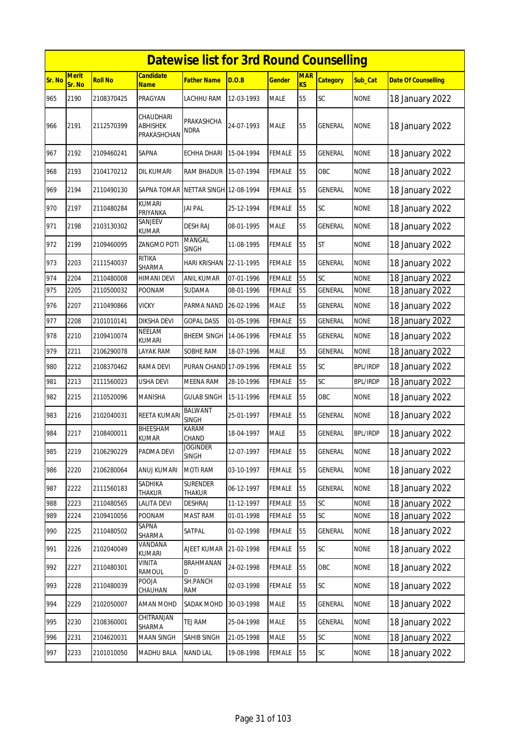| Datewise list for 3rd Round Counselling | | | | | | | | | | | |
|---|---|---|---|---|---|---|---|---|---|---|---|
| Sr. No | Merit Sr. No | Roll No | Candidate Name | Father Name | D.O.B | Gender | MARKS | Category | Sub_Cat | Date Of Counselling |
| 965 | 2190 | 2108370425 | PRAGYAN | LACHHU RAM | 12-03-1993 | MALE | 55 | SC | NONE | 18 January 2022 |
| 966 | 2191 | 2112570399 | CHAUDHARI ABHISHEK PRAKASHCHAN | PRAKASHCHA NDRA | 24-07-1993 | MALE | 55 | GENERAL | NONE | 18 January 2022 |
| 967 | 2192 | 2109460241 | SAPNA | ECHHA DHARI | 15-04-1994 | FEMALE | 55 | GENERAL | NONE | 18 January 2022 |
| 968 | 2193 | 2104170212 | DIL KUMARI | RAM BHADUR | 15-07-1994 | FEMALE | 55 | OBC | NONE | 18 January 2022 |
| 969 | 2194 | 2110490130 | SAPNA TOMAR | NETTAR SINGH | 12-08-1994 | FEMALE | 55 | GENERAL | NONE | 18 January 2022 |
| 970 | 2197 | 2110480284 | KUMARI PRIYANKA | JAI PAL | 25-12-1994 | FEMALE | 55 | SC | NONE | 18 January 2022 |
| 971 | 2198 | 2103130302 | SANJEEV KUMAR | DESH RAJ | 08-01-1995 | MALE | 55 | GENERAL | NONE | 18 January 2022 |
| 972 | 2199 | 2109460095 | ZANGMO POTI | MANGAL SINGH | 11-08-1995 | FEMALE | 55 | ST | NONE | 18 January 2022 |
| 973 | 2203 | 2111540037 | RITIKA SHARMA | HARI KRISHAN | 22-11-1995 | FEMALE | 55 | GENERAL | NONE | 18 January 2022 |
| 974 | 2204 | 2110480008 | HIMANI DEVI | ANIL KUMAR | 07-01-1996 | FEMALE | 55 | SC | NONE | 18 January 2022 |
| 975 | 2205 | 2110500032 | POONAM | SUDAMA | 08-01-1996 | FEMALE | 55 | GENERAL | NONE | 18 January 2022 |
| 976 | 2207 | 2110490866 | VICKY | PARMA NAND | 26-02-1996 | MALE | 55 | GENERAL | NONE | 18 January 2022 |
| 977 | 2208 | 2101010141 | DIKSHA DEVI | GOPAL DASS | 01-05-1996 | FEMALE | 55 | GENERAL | NONE | 18 January 2022 |
| 978 | 2210 | 2109410074 | NEELAM KUMARI | BHEEM SINGH | 14-06-1996 | FEMALE | 55 | GENERAL | NONE | 18 January 2022 |
| 979 | 2211 | 2106290078 | LAYAK RAM | SOBHE RAM | 18-07-1996 | MALE | 55 | GENERAL | NONE | 18 January 2022 |
| 980 | 2212 | 2108370462 | RAMA DEVI | PURAN CHAND | 17-09-1996 | FEMALE | 55 | SC | BPL/IRDP | 18 January 2022 |
| 981 | 2213 | 2111560023 | USHA DEVI | MEENA RAM | 28-10-1996 | FEMALE | 55 | SC | BPL/IRDP | 18 January 2022 |
| 982 | 2215 | 2110520096 | MANISHA | GULAB SINGH | 15-11-1996 | FEMALE | 55 | OBC | NONE | 18 January 2022 |
| 983 | 2216 | 2102040031 | REETA KUMARI | BALWANT SINGH | 25-01-1997 | FEMALE | 55 | GENERAL | NONE | 18 January 2022 |
| 984 | 2217 | 2108400011 | BHEESHAM KUMAR | KARAM CHAND | 18-04-1997 | MALE | 55 | GENERAL | BPL/IRDP | 18 January 2022 |
| 985 | 2219 | 2106290229 | PADMA DEVI | JOGINDER SINGH | 12-07-1997 | FEMALE | 55 | GENERAL | NONE | 18 January 2022 |
| 986 | 2220 | 2106280064 | ANUJ KUMARI | MOTI RAM | 03-10-1997 | FEMALE | 55 | GENERAL | NONE | 18 January 2022 |
| 987 | 2222 | 2111560183 | SADHIKA THAKUR | SURENDER THAKUR | 06-12-1997 | FEMALE | 55 | GENERAL | NONE | 18 January 2022 |
| 988 | 2223 | 2110480565 | LALITA DEVI | DESHRAJ | 11-12-1997 | FEMALE | 55 | SC | NONE | 18 January 2022 |
| 989 | 2224 | 2109410056 | POONAM | MAST RAM | 01-01-1998 | FEMALE | 55 | SC | NONE | 18 January 2022 |
| 990 | 2225 | 2110480502 | SAPNA SHARMA | SATPAL | 01-02-1998 | FEMALE | 55 | GENERAL | NONE | 18 January 2022 |
| 991 | 2226 | 2102040049 | VANDANA KUMARI | AJEET KUMAR | 21-02-1998 | FEMALE | 55 | SC | NONE | 18 January 2022 |
| 992 | 2227 | 2110480301 | VINITA RAMOUL | BRAHMANAN D | 24-02-1998 | FEMALE | 55 | OBC | NONE | 18 January 2022 |
| 993 | 2228 | 2110480039 | POOJA CHAUHAN | SH.PANCH RAM | 02-03-1998 | FEMALE | 55 | SC | NONE | 18 January 2022 |
| 994 | 2229 | 2102050007 | AMAN MOHD | SADAK MOHD | 30-03-1998 | MALE | 55 | GENERAL | NONE | 18 January 2022 |
| 995 | 2230 | 2108360001 | CHITRANJAN SHARMA | TEJ RAM | 25-04-1998 | MALE | 55 | GENERAL | NONE | 18 January 2022 |
| 996 | 2231 | 2104620031 | MAAN SINGH | SAHIB SINGH | 21-05-1998 | MALE | 55 | SC | NONE | 18 January 2022 |
| 997 | 2233 | 2101010050 | MADHU BALA | NAND LAL | 19-08-1998 | FEMALE | 55 | SC | NONE | 18 January 2022 |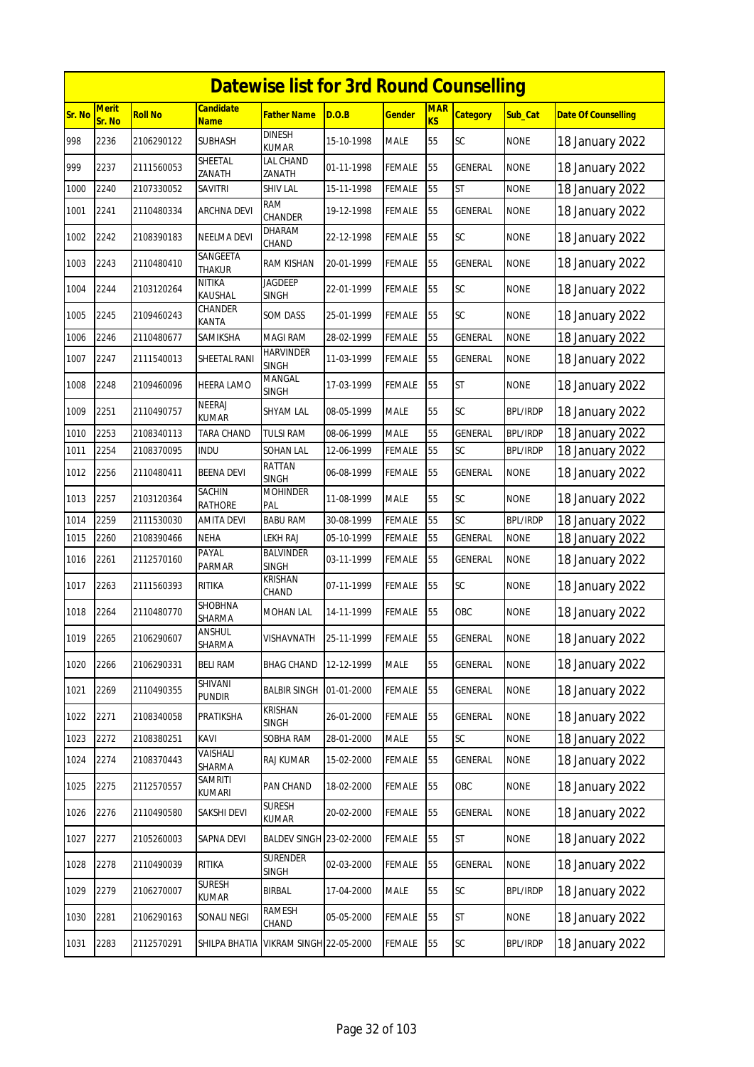# Datewise list for 3rd Round Counselling

| Sr. No | Merit Sr. No | Roll No | Candidate Name | Father Name | D.O.B | Gender | MARKS | Category | Sub_Cat | Date Of Counselling |
|---|---|---|---|---|---|---|---|---|---|---|
| 998 | 2236 | 2106290122 | SUBHASH | DINESH KUMAR | 15-10-1998 | MALE | 55 | SC | NONE | 18 January 2022 |
| 999 | 2237 | 2111560053 | SHEETAL ZANATH | LAL CHAND ZANATH | 01-11-1998 | FEMALE | 55 | GENERAL | NONE | 18 January 2022 |
| 1000 | 2240 | 2107330052 | SAVITRI | SHIV LAL | 15-11-1998 | FEMALE | 55 | ST | NONE | 18 January 2022 |
| 1001 | 2241 | 2110480334 | ARCHNA DEVI | RAM CHANDER | 19-12-1998 | FEMALE | 55 | GENERAL | NONE | 18 January 2022 |
| 1002 | 2242 | 2108390183 | NEELMA DEVI | DHARAM CHAND | 22-12-1998 | FEMALE | 55 | SC | NONE | 18 January 2022 |
| 1003 | 2243 | 2110480410 | SANGEETA THAKUR | RAM KISHAN | 20-01-1999 | FEMALE | 55 | GENERAL | NONE | 18 January 2022 |
| 1004 | 2244 | 2103120264 | NITIKA KAUSHAL | JAGDEEP SINGH | 22-01-1999 | FEMALE | 55 | SC | NONE | 18 January 2022 |
| 1005 | 2245 | 2109460243 | CHANDER KANTA | SOM DASS | 25-01-1999 | FEMALE | 55 | SC | NONE | 18 January 2022 |
| 1006 | 2246 | 2110480677 | SAMIKSHA | MAGI RAM | 28-02-1999 | FEMALE | 55 | GENERAL | NONE | 18 January 2022 |
| 1007 | 2247 | 2111540013 | SHEETAL RANI | HARVINDER SINGH | 11-03-1999 | FEMALE | 55 | GENERAL | NONE | 18 January 2022 |
| 1008 | 2248 | 2109460096 | HEERA LAMO | MANGAL SINGH | 17-03-1999 | FEMALE | 55 | ST | NONE | 18 January 2022 |
| 1009 | 2251 | 2110490757 | NEERAJ KUMAR | SHYAM LAL | 08-05-1999 | MALE | 55 | SC | BPL/IRDP | 18 January 2022 |
| 1010 | 2253 | 2108340113 | TARA CHAND | TULSI RAM | 08-06-1999 | MALE | 55 | GENERAL | BPL/IRDP | 18 January 2022 |
| 1011 | 2254 | 2108370095 | INDU | SOHAN LAL | 12-06-1999 | FEMALE | 55 | SC | BPL/IRDP | 18 January 2022 |
| 1012 | 2256 | 2110480411 | BEENA DEVI | RATTAN SINGH | 06-08-1999 | FEMALE | 55 | GENERAL | NONE | 18 January 2022 |
| 1013 | 2257 | 2103120364 | SACHIN RATHORE | MOHINDER PAL | 11-08-1999 | MALE | 55 | SC | NONE | 18 January 2022 |
| 1014 | 2259 | 2111530030 | AMITA DEVI | BABU RAM | 30-08-1999 | FEMALE | 55 | SC | BPL/IRDP | 18 January 2022 |
| 1015 | 2260 | 2108390466 | NEHA | LEKH RAJ | 05-10-1999 | FEMALE | 55 | GENERAL | NONE | 18 January 2022 |
| 1016 | 2261 | 2112570160 | PAYAL PARMAR | BALVINDER SINGH | 03-11-1999 | FEMALE | 55 | GENERAL | NONE | 18 January 2022 |
| 1017 | 2263 | 2111560393 | RITIKA | KRISHAN CHAND | 07-11-1999 | FEMALE | 55 | SC | NONE | 18 January 2022 |
| 1018 | 2264 | 2110480770 | SHOBHNA SHARMA | MOHAN LAL | 14-11-1999 | FEMALE | 55 | OBC | NONE | 18 January 2022 |
| 1019 | 2265 | 2106290607 | ANSHUL SHARMA | VISHAVNATH | 25-11-1999 | FEMALE | 55 | GENERAL | NONE | 18 January 2022 |
| 1020 | 2266 | 2106290331 | BELI RAM | BHAG CHAND | 12-12-1999 | MALE | 55 | GENERAL | NONE | 18 January 2022 |
| 1021 | 2269 | 2110490355 | SHIVANI PUNDIR | BALBIR SINGH | 01-01-2000 | FEMALE | 55 | GENERAL | NONE | 18 January 2022 |
| 1022 | 2271 | 2108340058 | PRATIKSHA | KRISHAN SINGH | 26-01-2000 | FEMALE | 55 | GENERAL | NONE | 18 January 2022 |
| 1023 | 2272 | 2108380251 | KAVI | SOBHA RAM | 28-01-2000 | MALE | 55 | SC | NONE | 18 January 2022 |
| 1024 | 2274 | 2108370443 | VAISHALI SHARMA | RAJ KUMAR | 15-02-2000 | FEMALE | 55 | GENERAL | NONE | 18 January 2022 |
| 1025 | 2275 | 2112570557 | SAMRITI KUMARI | PAN CHAND | 18-02-2000 | FEMALE | 55 | OBC | NONE | 18 January 2022 |
| 1026 | 2276 | 2110490580 | SAKSHI DEVI | SURESH KUMAR | 20-02-2000 | FEMALE | 55 | GENERAL | NONE | 18 January 2022 |
| 1027 | 2277 | 2105260003 | SAPNA DEVI | BALDEV SINGH | 23-02-2000 | FEMALE | 55 | ST | NONE | 18 January 2022 |
| 1028 | 2278 | 2110490039 | RITIKA | SURENDER SINGH | 02-03-2000 | FEMALE | 55 | GENERAL | NONE | 18 January 2022 |
| 1029 | 2279 | 2106270007 | SURESH KUMAR | BIRBAL | 17-04-2000 | MALE | 55 | SC | BPL/IRDP | 18 January 2022 |
| 1030 | 2281 | 2106290163 | SONALI NEGI | RAMESH CHAND | 05-05-2000 | FEMALE | 55 | ST | NONE | 18 January 2022 |
| 1031 | 2283 | 2112570291 | SHILPA BHATIA | VIKRAM SINGH | 22-05-2000 | FEMALE | 55 | SC | BPL/IRDP | 18 January 2022 |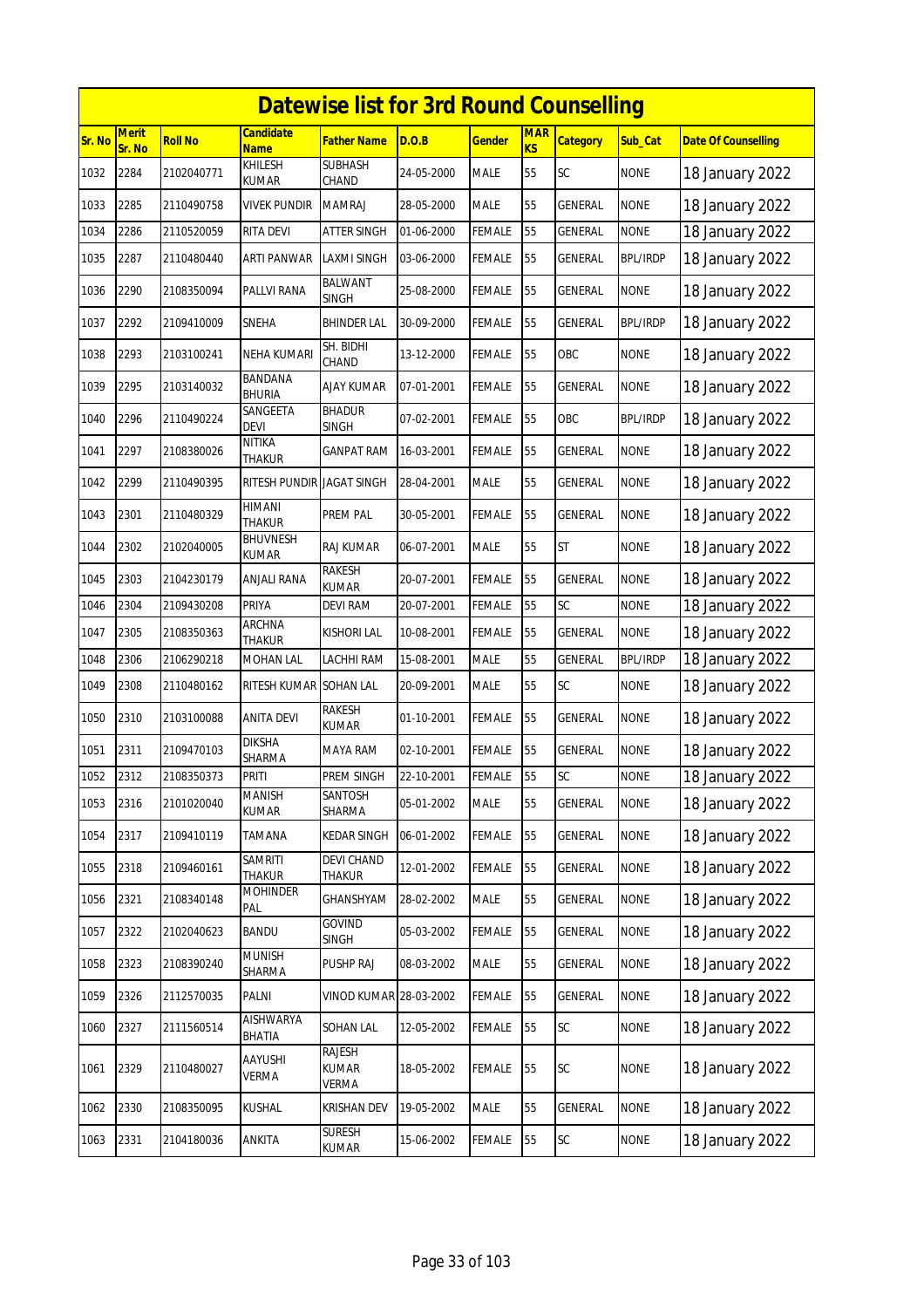# Datewise list for 3rd Round Counselling

| Sr. No | Merit Sr. No | Roll No | Candidate Name | Father Name | D.O.B | Gender | MARKS | Category | Sub_Cat | Date Of Counselling |
|---|---|---|---|---|---|---|---|---|---|---|
| 1032 | 2284 | 2102040771 | KHILESH KUMAR | SUBHASH CHAND | 24-05-2000 | MALE | 55 | SC | NONE | 18 January 2022 |
| 1033 | 2285 | 2110490758 | VIVEK PUNDIR | MAMRAJ | 28-05-2000 | MALE | 55 | GENERAL | NONE | 18 January 2022 |
| 1034 | 2286 | 2110520059 | RITA DEVI | ATTER SINGH | 01-06-2000 | FEMALE | 55 | GENERAL | NONE | 18 January 2022 |
| 1035 | 2287 | 2110480440 | ARTI PANWAR | LAXMI SINGH | 03-06-2000 | FEMALE | 55 | GENERAL | BPL/IRDP | 18 January 2022 |
| 1036 | 2290 | 2108350094 | PALLVI RANA | BALWANT SINGH | 25-08-2000 | FEMALE | 55 | GENERAL | NONE | 18 January 2022 |
| 1037 | 2292 | 2109410009 | SNEHA | BHINDER LAL | 30-09-2000 | FEMALE | 55 | GENERAL | BPL/IRDP | 18 January 2022 |
| 1038 | 2293 | 2103100241 | NEHA KUMARI | SH. BIDHI CHAND | 13-12-2000 | FEMALE | 55 | OBC | NONE | 18 January 2022 |
| 1039 | 2295 | 2103140032 | BANDANA BHURIA | AJAY KUMAR | 07-01-2001 | FEMALE | 55 | GENERAL | NONE | 18 January 2022 |
| 1040 | 2296 | 2110490224 | SANGEETA DEVI | BHADUR SINGH | 07-02-2001 | FEMALE | 55 | OBC | BPL/IRDP | 18 January 2022 |
| 1041 | 2297 | 2108380026 | NITIKA THAKUR | GANPAT RAM | 16-03-2001 | FEMALE | 55 | GENERAL | NONE | 18 January 2022 |
| 1042 | 2299 | 2110490395 | RITESH PUNDIR | JAGAT SINGH | 28-04-2001 | MALE | 55 | GENERAL | NONE | 18 January 2022 |
| 1043 | 2301 | 2110480329 | HIMANI THAKUR | PREM PAL | 30-05-2001 | FEMALE | 55 | GENERAL | NONE | 18 January 2022 |
| 1044 | 2302 | 2102040005 | BHUVNESH KUMAR | RAJ KUMAR | 06-07-2001 | MALE | 55 | ST | NONE | 18 January 2022 |
| 1045 | 2303 | 2104230179 | ANJALI RANA | RAKESH KUMAR | 20-07-2001 | FEMALE | 55 | GENERAL | NONE | 18 January 2022 |
| 1046 | 2304 | 2109430208 | PRIYA | DEVI RAM | 20-07-2001 | FEMALE | 55 | SC | NONE | 18 January 2022 |
| 1047 | 2305 | 2108350363 | ARCHNA THAKUR | KISHORI LAL | 10-08-2001 | FEMALE | 55 | GENERAL | NONE | 18 January 2022 |
| 1048 | 2306 | 2106290218 | MOHAN LAL | LACHHI RAM | 15-08-2001 | MALE | 55 | GENERAL | BPL/IRDP | 18 January 2022 |
| 1049 | 2308 | 2110480162 | RITESH KUMAR | SOHAN LAL | 20-09-2001 | MALE | 55 | SC | NONE | 18 January 2022 |
| 1050 | 2310 | 2103100088 | ANITA DEVI | RAKESH KUMAR | 01-10-2001 | FEMALE | 55 | GENERAL | NONE | 18 January 2022 |
| 1051 | 2311 | 2109470103 | DIKSHA SHARMA | MAYA RAM | 02-10-2001 | FEMALE | 55 | GENERAL | NONE | 18 January 2022 |
| 1052 | 2312 | 2108350373 | PRITI | PREM SINGH | 22-10-2001 | FEMALE | 55 | SC | NONE | 18 January 2022 |
| 1053 | 2316 | 2101020040 | MANISH KUMAR | SANTOSH SHARMA | 05-01-2002 | MALE | 55 | GENERAL | NONE | 18 January 2022 |
| 1054 | 2317 | 2109410119 | TAMANA | KEDAR SINGH | 06-01-2002 | FEMALE | 55 | GENERAL | NONE | 18 January 2022 |
| 1055 | 2318 | 2109460161 | SAMRITI THAKUR | DEVI CHAND THAKUR | 12-01-2002 | FEMALE | 55 | GENERAL | NONE | 18 January 2022 |
| 1056 | 2321 | 2108340148 | MOHINDER PAL | GHANSHYAM | 28-02-2002 | MALE | 55 | GENERAL | NONE | 18 January 2022 |
| 1057 | 2322 | 2102040623 | BANDU | GOVIND SINGH | 05-03-2002 | FEMALE | 55 | GENERAL | NONE | 18 January 2022 |
| 1058 | 2323 | 2108390240 | MUNISH SHARMA | PUSHP RAJ | 08-03-2002 | MALE | 55 | GENERAL | NONE | 18 January 2022 |
| 1059 | 2326 | 2112570035 | PALNI | VINOD KUMAR | 28-03-2002 | FEMALE | 55 | GENERAL | NONE | 18 January 2022 |
| 1060 | 2327 | 2111560514 | AISHWARYA BHATIA | SOHAN LAL | 12-05-2002 | FEMALE | 55 | SC | NONE | 18 January 2022 |
| 1061 | 2329 | 2110480027 | AAYUSHI VERMA | RAJESH KUMAR VERMA | 18-05-2002 | FEMALE | 55 | SC | NONE | 18 January 2022 |
| 1062 | 2330 | 2108350095 | KUSHAL | KRISHAN DEV | 19-05-2002 | MALE | 55 | GENERAL | NONE | 18 January 2022 |
| 1063 | 2331 | 2104180036 | ANKITA | SURESH KUMAR | 15-06-2002 | FEMALE | 55 | SC | NONE | 18 January 2022 |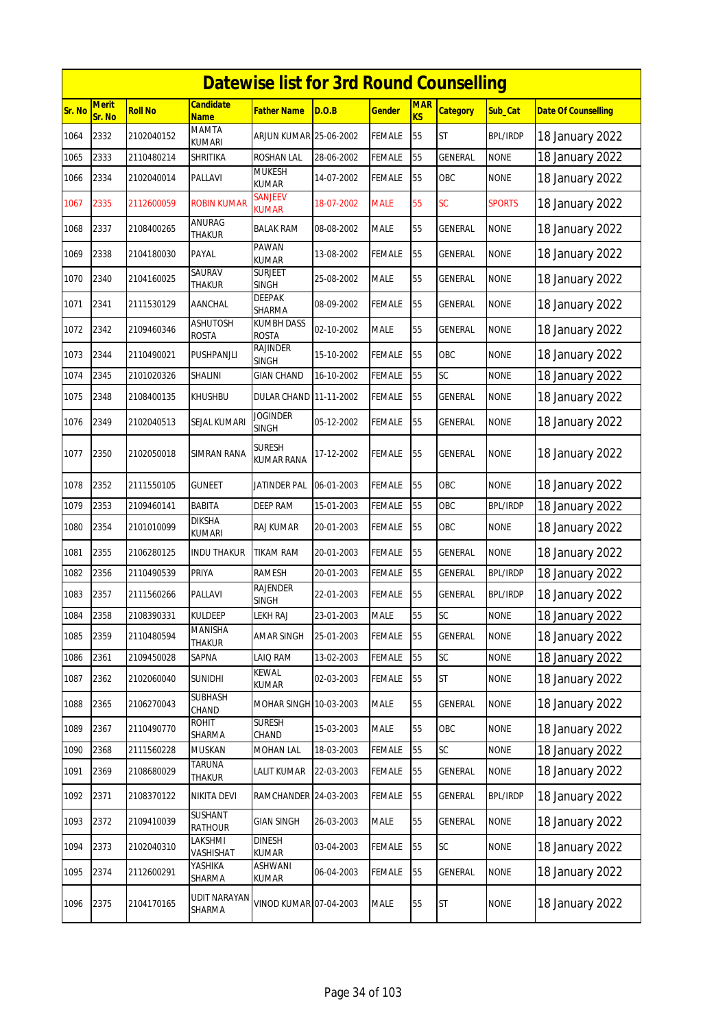# Datewise list for 3rd Round Counselling

| Sr. No | Merit Sr. No | Roll No | Candidate Name | Father Name | D.O.B | Gender | MARKS | Category | Sub_Cat | Date Of Counselling |
|---|---|---|---|---|---|---|---|---|---|---|
| 1064 | 2332 | 2102040152 | MAMTA KUMARI | ARJUN KUMAR | 25-06-2002 | FEMALE | 55 | ST | BPL/IRDP | 18 January 2022 |
| 1065 | 2333 | 2110480214 | SHRITIKA | ROSHAN LAL | 28-06-2002 | FEMALE | 55 | GENERAL | NONE | 18 January 2022 |
| 1066 | 2334 | 2102040014 | PALLAVI | MUKESH KUMAR | 14-07-2002 | FEMALE | 55 | OBC | NONE | 18 January 2022 |
| 1067 | 2335 | 2112600059 | ROBIN KUMAR | SANJEEV KUMAR | 18-07-2002 | MALE | 55 | SC | SPORTS | 18 January 2022 |
| 1068 | 2337 | 2108400265 | ANURAG THAKUR | BALAK RAM | 08-08-2002 | MALE | 55 | GENERAL | NONE | 18 January 2022 |
| 1069 | 2338 | 2104180030 | PAYAL | PAWAN KUMAR | 13-08-2002 | FEMALE | 55 | GENERAL | NONE | 18 January 2022 |
| 1070 | 2340 | 2104160025 | SAURAV THAKUR | SURJEET SINGH | 25-08-2002 | MALE | 55 | GENERAL | NONE | 18 January 2022 |
| 1071 | 2341 | 2111530129 | AANCHAL | DEEPAK SHARMA | 08-09-2002 | FEMALE | 55 | GENERAL | NONE | 18 January 2022 |
| 1072 | 2342 | 2109460346 | ASHUTOSH ROSTA | KUMBH DASS ROSTA | 02-10-2002 | MALE | 55 | GENERAL | NONE | 18 January 2022 |
| 1073 | 2344 | 2110490021 | PUSHPANJLI | RAJINDER SINGH | 15-10-2002 | FEMALE | 55 | OBC | NONE | 18 January 2022 |
| 1074 | 2345 | 2101020326 | SHALINI | GIAN CHAND | 16-10-2002 | FEMALE | 55 | SC | NONE | 18 January 2022 |
| 1075 | 2348 | 2108400135 | KHUSHBU | DULAR CHAND | 11-11-2002 | FEMALE | 55 | GENERAL | NONE | 18 January 2022 |
| 1076 | 2349 | 2102040513 | SEJAL KUMARI | JOGINDER SINGH | 05-12-2002 | FEMALE | 55 | GENERAL | NONE | 18 January 2022 |
| 1077 | 2350 | 2102050018 | SIMRAN RANA | SURESH KUMAR RANA | 17-12-2002 | FEMALE | 55 | GENERAL | NONE | 18 January 2022 |
| 1078 | 2352 | 2111550105 | GUNEET | JATINDER PAL | 06-01-2003 | FEMALE | 55 | OBC | NONE | 18 January 2022 |
| 1079 | 2353 | 2109460141 | BABITA | DEEP RAM | 15-01-2003 | FEMALE | 55 | OBC | BPL/IRDP | 18 January 2022 |
| 1080 | 2354 | 2101010099 | DIKSHA KUMARI | RAJ KUMAR | 20-01-2003 | FEMALE | 55 | OBC | NONE | 18 January 2022 |
| 1081 | 2355 | 2106280125 | INDU THAKUR | TIKAM RAM | 20-01-2003 | FEMALE | 55 | GENERAL | NONE | 18 January 2022 |
| 1082 | 2356 | 2110490539 | PRIYA | RAMESH | 20-01-2003 | FEMALE | 55 | GENERAL | BPL/IRDP | 18 January 2022 |
| 1083 | 2357 | 2111560266 | PALLAVI | RAJENDER SINGH | 22-01-2003 | FEMALE | 55 | GENERAL | BPL/IRDP | 18 January 2022 |
| 1084 | 2358 | 2108390331 | KULDEEP | LEKH RAJ | 23-01-2003 | MALE | 55 | SC | NONE | 18 January 2022 |
| 1085 | 2359 | 2110480594 | MANISHA THAKUR | AMAR SINGH | 25-01-2003 | FEMALE | 55 | GENERAL | NONE | 18 January 2022 |
| 1086 | 2361 | 2109450028 | SAPNA | LAIQ RAM | 13-02-2003 | FEMALE | 55 | SC | NONE | 18 January 2022 |
| 1087 | 2362 | 2102060040 | SUNIDHI | KEWAL KUMAR | 02-03-2003 | FEMALE | 55 | ST | NONE | 18 January 2022 |
| 1088 | 2365 | 2106270043 | SUBHASH CHAND | MOHAR SINGH | 10-03-2003 | MALE | 55 | GENERAL | NONE | 18 January 2022 |
| 1089 | 2367 | 2110490770 | ROHIT SHARMA | SURESH CHAND | 15-03-2003 | MALE | 55 | OBC | NONE | 18 January 2022 |
| 1090 | 2368 | 2111560228 | MUSKAN | MOHAN LAL | 18-03-2003 | FEMALE | 55 | SC | NONE | 18 January 2022 |
| 1091 | 2369 | 2108680029 | TARUNA THAKUR | LALIT KUMAR | 22-03-2003 | FEMALE | 55 | GENERAL | NONE | 18 January 2022 |
| 1092 | 2371 | 2108370122 | NIKITA DEVI | RAMCHANDER | 24-03-2003 | FEMALE | 55 | GENERAL | BPL/IRDP | 18 January 2022 |
| 1093 | 2372 | 2109410039 | SUSHANT RATHOUR | GIAN SINGH | 26-03-2003 | MALE | 55 | GENERAL | NONE | 18 January 2022 |
| 1094 | 2373 | 2102040310 | LAKSHMI VASHISHAT | DINESH KUMAR | 03-04-2003 | FEMALE | 55 | SC | NONE | 18 January 2022 |
| 1095 | 2374 | 2112600291 | YASHIKA SHARMA | ASHWANI KUMAR | 06-04-2003 | FEMALE | 55 | GENERAL | NONE | 18 January 2022 |
| 1096 | 2375 | 2104170165 | UDIT NARAYAN SHARMA | VINOD KUMAR | 07-04-2003 | MALE | 55 | ST | NONE | 18 January 2022 |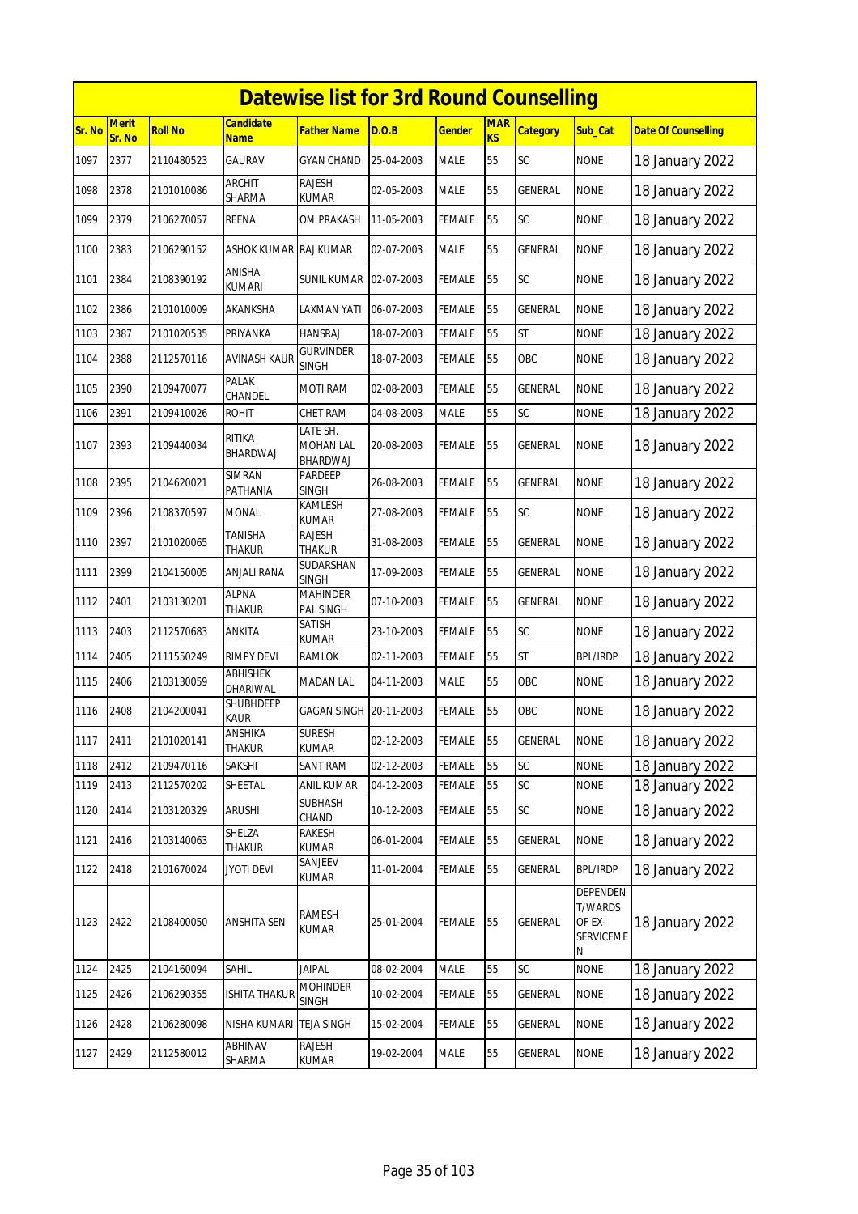# Datewise list for 3rd Round Counselling

| Sr. No | Merit Sr. No | Roll No | Candidate Name | Father Name | D.O.B | Gender | MARKS | Category | Sub_Cat | Date Of Counselling |
|---|---|---|---|---|---|---|---|---|---|---|
| 1097 | 2377 | 2110480523 | GAURAV | GYAN CHAND | 25-04-2003 | MALE | 55 | SC | NONE | 18 January 2022 |
| 1098 | 2378 | 2101010086 | ARCHIT SHARMA | RAJESH KUMAR | 02-05-2003 | MALE | 55 | GENERAL | NONE | 18 January 2022 |
| 1099 | 2379 | 2106270057 | REENA | OM PRAKASH | 11-05-2003 | FEMALE | 55 | SC | NONE | 18 January 2022 |
| 1100 | 2383 | 2106290152 | ASHOK KUMAR | RAJ KUMAR | 02-07-2003 | MALE | 55 | GENERAL | NONE | 18 January 2022 |
| 1101 | 2384 | 2108390192 | ANISHA KUMARI | SUNIL KUMAR | 02-07-2003 | FEMALE | 55 | SC | NONE | 18 January 2022 |
| 1102 | 2386 | 2101010009 | AKANKSHA | LAXMAN YATI | 06-07-2003 | FEMALE | 55 | GENERAL | NONE | 18 January 2022 |
| 1103 | 2387 | 2101020535 | PRIYANKA | HANSRAJ | 18-07-2003 | FEMALE | 55 | ST | NONE | 18 January 2022 |
| 1104 | 2388 | 2112570116 | AVINASH KAUR | GURVINDER SINGH | 18-07-2003 | FEMALE | 55 | OBC | NONE | 18 January 2022 |
| 1105 | 2390 | 2109470077 | PALAK CHANDEL | MOTI RAM | 02-08-2003 | FEMALE | 55 | GENERAL | NONE | 18 January 2022 |
| 1106 | 2391 | 2109410026 | ROHIT | CHET RAM | 04-08-2003 | MALE | 55 | SC | NONE | 18 January 2022 |
| 1107 | 2393 | 2109440034 | RITIKA BHARDWAJ | LATE SH. MOHAN LAL BHARDWAJ | 20-08-2003 | FEMALE | 55 | GENERAL | NONE | 18 January 2022 |
| 1108 | 2395 | 2104620021 | SIMRAN PATHANIA | PARDEEP SINGH | 26-08-2003 | FEMALE | 55 | GENERAL | NONE | 18 January 2022 |
| 1109 | 2396 | 2108370597 | MONAL | KAMLESH KUMAR | 27-08-2003 | FEMALE | 55 | SC | NONE | 18 January 2022 |
| 1110 | 2397 | 2101020065 | TANISHA THAKUR | RAJESH THAKUR | 31-08-2003 | FEMALE | 55 | GENERAL | NONE | 18 January 2022 |
| 1111 | 2399 | 2104150005 | ANJALI RANA | SUDARSHAN SINGH | 17-09-2003 | FEMALE | 55 | GENERAL | NONE | 18 January 2022 |
| 1112 | 2401 | 2103130201 | ALPNA THAKUR | MAHINDER PAL SINGH | 07-10-2003 | FEMALE | 55 | GENERAL | NONE | 18 January 2022 |
| 1113 | 2403 | 2112570683 | ANKITA | SATISH KUMAR | 23-10-2003 | FEMALE | 55 | SC | NONE | 18 January 2022 |
| 1114 | 2405 | 2111550249 | RIMPY DEVI | RAMLOK | 02-11-2003 | FEMALE | 55 | ST | BPL/IRDP | 18 January 2022 |
| 1115 | 2406 | 2103130059 | ABHISHEK DHARIWAL | MADAN LAL | 04-11-2003 | MALE | 55 | OBC | NONE | 18 January 2022 |
| 1116 | 2408 | 2104200041 | SHUBHDEEP KAUR | GAGAN SINGH | 20-11-2003 | FEMALE | 55 | OBC | NONE | 18 January 2022 |
| 1117 | 2411 | 2101020141 | ANSHIKA THAKUR | SURESH KUMAR | 02-12-2003 | FEMALE | 55 | GENERAL | NONE | 18 January 2022 |
| 1118 | 2412 | 2109470116 | SAKSHI | SANT RAM | 02-12-2003 | FEMALE | 55 | SC | NONE | 18 January 2022 |
| 1119 | 2413 | 2112570202 | SHEETAL | ANIL KUMAR | 04-12-2003 | FEMALE | 55 | SC | NONE | 18 January 2022 |
| 1120 | 2414 | 2103120329 | ARUSHI | SUBHASH CHAND | 10-12-2003 | FEMALE | 55 | SC | NONE | 18 January 2022 |
| 1121 | 2416 | 2103140063 | SHELZA THAKUR | RAKESH KUMAR | 06-01-2004 | FEMALE | 55 | GENERAL | NONE | 18 January 2022 |
| 1122 | 2418 | 2101670024 | JYOTI DEVI | SANJEEV KUMAR | 11-01-2004 | FEMALE | 55 | GENERAL | BPL/IRDP | 18 January 2022 |
| 1123 | 2422 | 2108400050 | ANSHITA SEN | RAMESH KUMAR | 25-01-2004 | FEMALE | 55 | GENERAL | DEPENDENT/WARDS OF EX-SERVICEMEN | 18 January 2022 |
| 1124 | 2425 | 2104160094 | SAHIL | JAIPAL | 08-02-2004 | MALE | 55 | SC | NONE | 18 January 2022 |
| 1125 | 2426 | 2106290355 | ISHITA THAKUR | MOHINDER SINGH | 10-02-2004 | FEMALE | 55 | GENERAL | NONE | 18 January 2022 |
| 1126 | 2428 | 2106280098 | NISHA KUMARI | TEJA SINGH | 15-02-2004 | FEMALE | 55 | GENERAL | NONE | 18 January 2022 |
| 1127 | 2429 | 2112580012 | ABHINAV SHARMA | RAJESH KUMAR | 19-02-2004 | MALE | 55 | GENERAL | NONE | 18 January 2022 |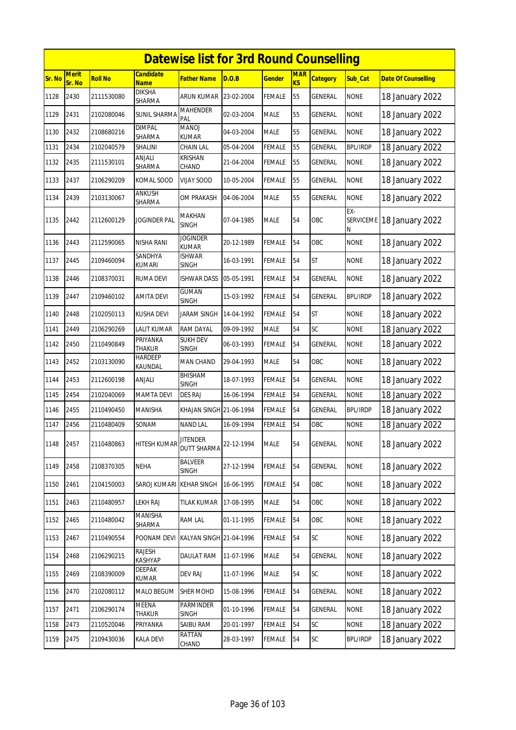# Datewise list for 3rd Round Counselling

| Sr. No | Merit Sr. No | Roll No | Candidate Name | Father Name | D.O.B | Gender | MARKS | Category | Sub_Cat | Date Of Counselling |
|---|---|---|---|---|---|---|---|---|---|---|
| 1128 | 2430 | 2111530080 | DIKSHA SHARMA | ARUN KUMAR | 23-02-2004 | FEMALE | 55 | GENERAL | NONE | 18 January 2022 |
| 1129 | 2431 | 2102080046 | SUNIL SHARMA | MAHENDER PAL | 02-03-2004 | MALE | 55 | GENERAL | NONE | 18 January 2022 |
| 1130 | 2432 | 2108680216 | DIMPAL SHARMA | MANOJ KUMAR | 04-03-2004 | MALE | 55 | GENERAL | NONE | 18 January 2022 |
| 1131 | 2434 | 2102040579 | SHALINI | CHAIN LAL | 05-04-2004 | FEMALE | 55 | GENERAL | BPL/IRDP | 18 January 2022 |
| 1132 | 2435 | 2111530101 | ANJALI SHARMA | KRISHAN CHAND | 21-04-2004 | FEMALE | 55 | GENERAL | NONE | 18 January 2022 |
| 1133 | 2437 | 2106290209 | KOMAL SOOD | VIJAY SOOD | 10-05-2004 | FEMALE | 55 | GENERAL | NONE | 18 January 2022 |
| 1134 | 2439 | 2103130067 | ANKUSH SHARMA | OM PRAKASH | 04-06-2004 | MALE | 55 | GENERAL | NONE | 18 January 2022 |
| 1135 | 2442 | 2112600129 | JOGINDER PAL | MAKHAN SINGH | 07-04-1985 | MALE | 54 | OBC | EX-SERVICEMEN | 18 January 2022 |
| 1136 | 2443 | 2112590065 | NISHA RANI | JOGINDER KUMAR | 20-12-1989 | FEMALE | 54 | OBC | NONE | 18 January 2022 |
| 1137 | 2445 | 2109460094 | SANDHYA KUMARI | ISHWAR SINGH | 16-03-1991 | FEMALE | 54 | ST | NONE | 18 January 2022 |
| 1138 | 2446 | 2108370031 | RUMA DEVI | ISHWAR DASS | 05-05-1991 | FEMALE | 54 | GENERAL | NONE | 18 January 2022 |
| 1139 | 2447 | 2109460102 | AMITA DEVI | GUMAN SINGH | 15-03-1992 | FEMALE | 54 | GENERAL | BPL/IRDP | 18 January 2022 |
| 1140 | 2448 | 2102050113 | KUSHA DEVI | JARAM SINGH | 14-04-1992 | FEMALE | 54 | ST | NONE | 18 January 2022 |
| 1141 | 2449 | 2106290269 | LALIT KUMAR | RAM DAYAL | 09-09-1992 | MALE | 54 | SC | NONE | 18 January 2022 |
| 1142 | 2450 | 2110490849 | PRIYANKA THAKUR | SUKH DEV SINGH | 06-03-1993 | FEMALE | 54 | GENERAL | NONE | 18 January 2022 |
| 1143 | 2452 | 2103130090 | HARDEEP KAUNDAL | MAN CHAND | 29-04-1993 | MALE | 54 | OBC | NONE | 18 January 2022 |
| 1144 | 2453 | 2112600198 | ANJALI | BHISHAM SINGH | 18-07-1993 | FEMALE | 54 | GENERAL | NONE | 18 January 2022 |
| 1145 | 2454 | 2102040069 | MAMTA DEVI | DES RAJ | 16-06-1994 | FEMALE | 54 | GENERAL | NONE | 18 January 2022 |
| 1146 | 2455 | 2110490450 | MANISHA | KHAJAN SINGH | 21-06-1994 | FEMALE | 54 | GENERAL | BPL/IRDP | 18 January 2022 |
| 1147 | 2456 | 2110480409 | SONAM | NAND LAL | 16-09-1994 | FEMALE | 54 | OBC | NONE | 18 January 2022 |
| 1148 | 2457 | 2110480863 | HITESH KUMAR | JITENDER DUTT SHARMA | 22-12-1994 | MALE | 54 | GENERAL | NONE | 18 January 2022 |
| 1149 | 2458 | 2108370305 | NEHA | BALVEER SINGH | 27-12-1994 | FEMALE | 54 | GENERAL | NONE | 18 January 2022 |
| 1150 | 2461 | 2104150003 | SAROJ KUMARI | KEHAR SINGH | 16-06-1995 | FEMALE | 54 | OBC | NONE | 18 January 2022 |
| 1151 | 2463 | 2110480957 | LEKH RAJ | TILAK KUMAR | 17-08-1995 | MALE | 54 | OBC | NONE | 18 January 2022 |
| 1152 | 2465 | 2110480042 | MANISHA SHARMA | RAM LAL | 01-11-1995 | FEMALE | 54 | OBC | NONE | 18 January 2022 |
| 1153 | 2467 | 2110490554 | POONAM DEVI | KALYAN SINGH | 21-04-1996 | FEMALE | 54 | SC | NONE | 18 January 2022 |
| 1154 | 2468 | 2106290215 | RAJESH KASHYAP | DAULAT RAM | 11-07-1996 | MALE | 54 | GENERAL | NONE | 18 January 2022 |
| 1155 | 2469 | 2108390009 | DEEPAK KUMAR | DEV RAJ | 11-07-1996 | MALE | 54 | SC | NONE | 18 January 2022 |
| 1156 | 2470 | 2102080112 | MALO BEGUM | SHER MOHD | 15-08-1996 | FEMALE | 54 | GENERAL | NONE | 18 January 2022 |
| 1157 | 2471 | 2106290174 | MEENA THAKUR | PARMINDER SINGH | 01-10-1996 | FEMALE | 54 | GENERAL | NONE | 18 January 2022 |
| 1158 | 2473 | 2110520046 | PRIYANKA | SAIBU RAM | 20-01-1997 | FEMALE | 54 | SC | NONE | 18 January 2022 |
| 1159 | 2475 | 2109430036 | KALA DEVI | RATTAN CHAND | 28-03-1997 | FEMALE | 54 | SC | BPL/IRDP | 18 January 2022 |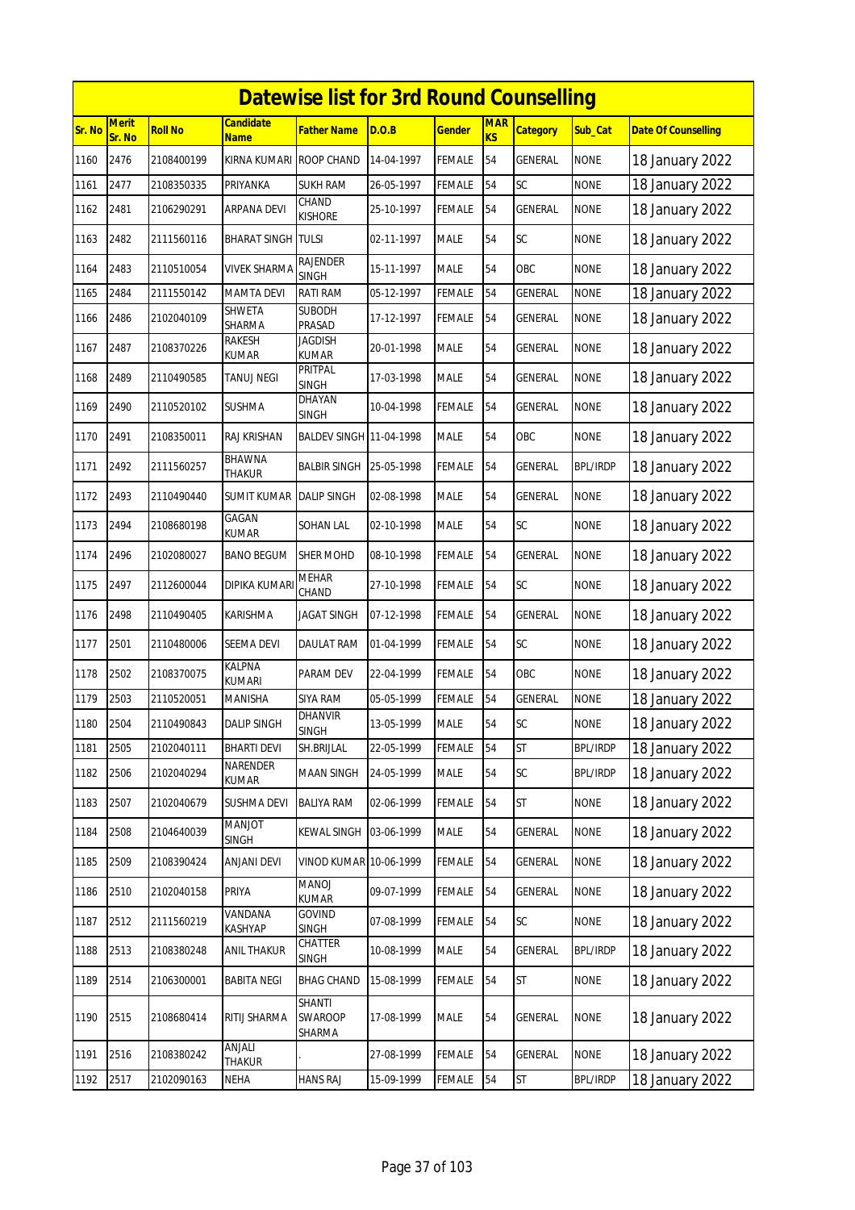# Datewise list for 3rd Round Counselling

| Sr. No | Merit Sr. No | Roll No | Candidate Name | Father Name | D.O.B | Gender | MARKS | Category | Sub_Cat | Date Of Counselling |
|---|---|---|---|---|---|---|---|---|---|---|
| 1160 | 2476 | 2108400199 | KIRNA KUMARI | ROOP CHAND | 14-04-1997 | FEMALE | 54 | GENERAL | NONE | 18 January 2022 |
| 1161 | 2477 | 2108350335 | PRIYANKA | SUKH RAM | 26-05-1997 | FEMALE | 54 | SC | NONE | 18 January 2022 |
| 1162 | 2481 | 2106290291 | ARPANA DEVI | CHAND KISHORE | 25-10-1997 | FEMALE | 54 | GENERAL | NONE | 18 January 2022 |
| 1163 | 2482 | 2111560116 | BHARAT SINGH | TULSI | 02-11-1997 | MALE | 54 | SC | NONE | 18 January 2022 |
| 1164 | 2483 | 2110510054 | VIVEK SHARMA | RAJENDER SINGH | 15-11-1997 | MALE | 54 | OBC | NONE | 18 January 2022 |
| 1165 | 2484 | 2111550142 | MAMTA DEVI | RATI RAM | 05-12-1997 | FEMALE | 54 | GENERAL | NONE | 18 January 2022 |
| 1166 | 2486 | 2102040109 | SHWETA SHARMA | SUBODH PRASAD | 17-12-1997 | FEMALE | 54 | GENERAL | NONE | 18 January 2022 |
| 1167 | 2487 | 2108370226 | RAKESH KUMAR | JAGDISH KUMAR | 20-01-1998 | MALE | 54 | GENERAL | NONE | 18 January 2022 |
| 1168 | 2489 | 2110490585 | TANUJ NEGI | PRITPAL SINGH | 17-03-1998 | MALE | 54 | GENERAL | NONE | 18 January 2022 |
| 1169 | 2490 | 2110520102 | SUSHMA | DHAYAN SINGH | 10-04-1998 | FEMALE | 54 | GENERAL | NONE | 18 January 2022 |
| 1170 | 2491 | 2108350011 | RAJ KRISHAN | BALDEV SINGH | 11-04-1998 | MALE | 54 | OBC | NONE | 18 January 2022 |
| 1171 | 2492 | 2111560257 | BHAWNA THAKUR | BALBIR SINGH | 25-05-1998 | FEMALE | 54 | GENERAL | BPL/IRDP | 18 January 2022 |
| 1172 | 2493 | 2110490440 | SUMIT KUMAR | DALIP SINGH | 02-08-1998 | MALE | 54 | GENERAL | NONE | 18 January 2022 |
| 1173 | 2494 | 2108680198 | GAGAN KUMAR | SOHAN LAL | 02-10-1998 | MALE | 54 | SC | NONE | 18 January 2022 |
| 1174 | 2496 | 2102080027 | BANO BEGUM | SHER MOHD | 08-10-1998 | FEMALE | 54 | GENERAL | NONE | 18 January 2022 |
| 1175 | 2497 | 2112600044 | DIPIKA KUMARI | MEHAR CHAND | 27-10-1998 | FEMALE | 54 | SC | NONE | 18 January 2022 |
| 1176 | 2498 | 2110490405 | KARISHMA | JAGAT SINGH | 07-12-1998 | FEMALE | 54 | GENERAL | NONE | 18 January 2022 |
| 1177 | 2501 | 2110480006 | SEEMA DEVI | DAULAT RAM | 01-04-1999 | FEMALE | 54 | SC | NONE | 18 January 2022 |
| 1178 | 2502 | 2108370075 | KALPNA KUMARI | PARAM DEV | 22-04-1999 | FEMALE | 54 | OBC | NONE | 18 January 2022 |
| 1179 | 2503 | 2110520051 | MANISHA | SIYA RAM | 05-05-1999 | FEMALE | 54 | GENERAL | NONE | 18 January 2022 |
| 1180 | 2504 | 2110490843 | DALIP SINGH | DHANVIR SINGH | 13-05-1999 | MALE | 54 | SC | NONE | 18 January 2022 |
| 1181 | 2505 | 2102040111 | BHARTI DEVI | SH.BRIJLAL | 22-05-1999 | FEMALE | 54 | ST | BPL/IRDP | 18 January 2022 |
| 1182 | 2506 | 2102040294 | NARENDER KUMAR | MAAN SINGH | 24-05-1999 | MALE | 54 | SC | BPL/IRDP | 18 January 2022 |
| 1183 | 2507 | 2102040679 | SUSHMA DEVI | BALIYA RAM | 02-06-1999 | FEMALE | 54 | ST | NONE | 18 January 2022 |
| 1184 | 2508 | 2104640039 | MANJOT SINGH | KEWAL SINGH | 03-06-1999 | MALE | 54 | GENERAL | NONE | 18 January 2022 |
| 1185 | 2509 | 2108390424 | ANJANI DEVI | VINOD KUMAR | 10-06-1999 | FEMALE | 54 | GENERAL | NONE | 18 January 2022 |
| 1186 | 2510 | 2102040158 | PRIYA | MANOJ KUMAR | 09-07-1999 | FEMALE | 54 | GENERAL | NONE | 18 January 2022 |
| 1187 | 2512 | 2111560219 | VANDANA KASHYAP | GOVIND SINGH | 07-08-1999 | FEMALE | 54 | SC | NONE | 18 January 2022 |
| 1188 | 2513 | 2108380248 | ANIL THAKUR | CHATTER SINGH | 10-08-1999 | MALE | 54 | GENERAL | BPL/IRDP | 18 January 2022 |
| 1189 | 2514 | 2106300001 | BABITA NEGI | BHAG CHAND | 15-08-1999 | FEMALE | 54 | ST | NONE | 18 January 2022 |
| 1190 | 2515 | 2108680414 | RITIJ SHARMA | SHANTI SWAROOP SHARMA | 17-08-1999 | MALE | 54 | GENERAL | NONE | 18 January 2022 |
| 1191 | 2516 | 2108380242 | ANJALI THAKUR | . | 27-08-1999 | FEMALE | 54 | GENERAL | NONE | 18 January 2022 |
| 1192 | 2517 | 2102090163 | NEHA | HANS RAJ | 15-09-1999 | FEMALE | 54 | ST | BPL/IRDP | 18 January 2022 |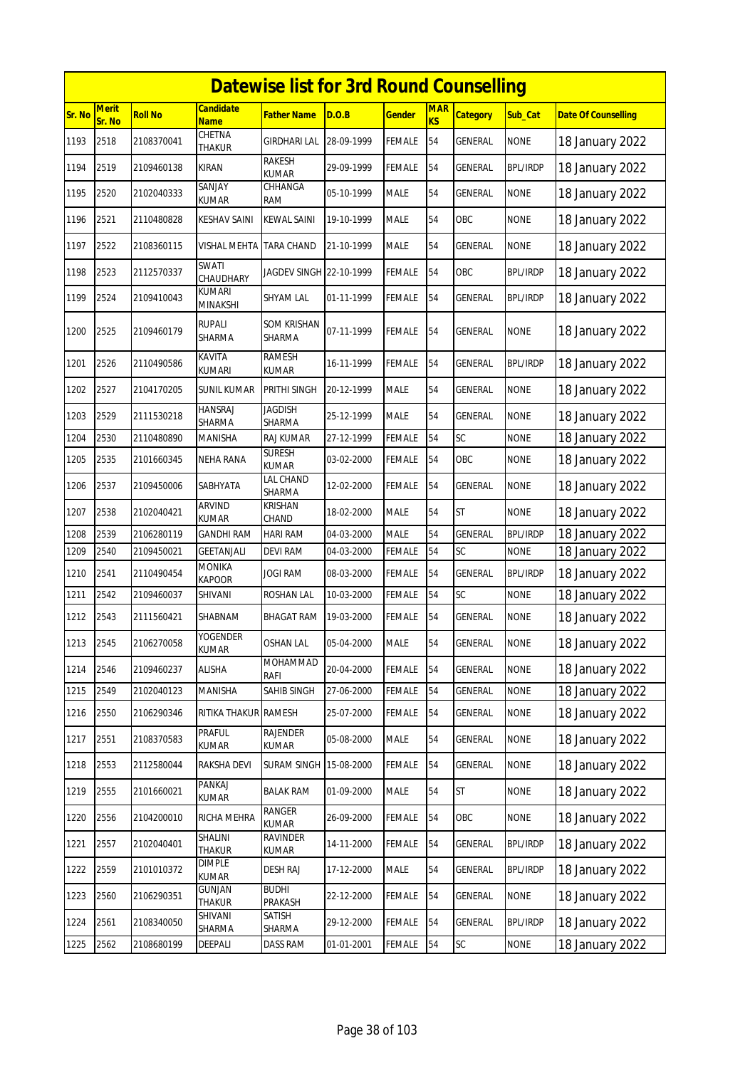# Datewise list for 3rd Round Counselling

| Sr. No | Merit Sr. No | Roll No | Candidate Name | Father Name | D.O.B | Gender | MARKS | Category | Sub_Cat | Date Of Counselling |
|---|---|---|---|---|---|---|---|---|---|---|
| 1193 | 2518 | 2108370041 | CHETNA THAKUR | GIRDHARI LAL | 28-09-1999 | FEMALE | 54 | GENERAL | NONE | 18 January 2022 |
| 1194 | 2519 | 2109460138 | KIRAN | RAKESH KUMAR | 29-09-1999 | FEMALE | 54 | GENERAL | BPL/IRDP | 18 January 2022 |
| 1195 | 2520 | 2102040333 | SANJAY KUMAR | CHHANGA RAM | 05-10-1999 | MALE | 54 | GENERAL | NONE | 18 January 2022 |
| 1196 | 2521 | 2110480828 | KESHAV SAINI | KEWAL SAINI | 19-10-1999 | MALE | 54 | OBC | NONE | 18 January 2022 |
| 1197 | 2522 | 2108360115 | VISHAL MEHTA | TARA CHAND | 21-10-1999 | MALE | 54 | GENERAL | NONE | 18 January 2022 |
| 1198 | 2523 | 2112570337 | SWATI CHAUDHARY | JAGDEV SINGH | 22-10-1999 | FEMALE | 54 | OBC | BPL/IRDP | 18 January 2022 |
| 1199 | 2524 | 2109410043 | KUMARI MINAKSHI | SHYAM LAL | 01-11-1999 | FEMALE | 54 | GENERAL | BPL/IRDP | 18 January 2022 |
| 1200 | 2525 | 2109460179 | RUPALI SHARMA | SOM KRISHAN SHARMA | 07-11-1999 | FEMALE | 54 | GENERAL | NONE | 18 January 2022 |
| 1201 | 2526 | 2110490586 | KAVITA KUMARI | RAMESH KUMAR | 16-11-1999 | FEMALE | 54 | GENERAL | BPL/IRDP | 18 January 2022 |
| 1202 | 2527 | 2104170205 | SUNIL KUMAR | PRITHI SINGH | 20-12-1999 | MALE | 54 | GENERAL | NONE | 18 January 2022 |
| 1203 | 2529 | 2111530218 | HANSRAJ SHARMA | JAGDISH SHARMA | 25-12-1999 | MALE | 54 | GENERAL | NONE | 18 January 2022 |
| 1204 | 2530 | 2110480890 | MANISHA | RAJ KUMAR | 27-12-1999 | FEMALE | 54 | SC | NONE | 18 January 2022 |
| 1205 | 2535 | 2101660345 | NEHA RANA | SURESH KUMAR | 03-02-2000 | FEMALE | 54 | OBC | NONE | 18 January 2022 |
| 1206 | 2537 | 2109450006 | SABHYATA | LAL CHAND SHARMA | 12-02-2000 | FEMALE | 54 | GENERAL | NONE | 18 January 2022 |
| 1207 | 2538 | 2102040421 | ARVIND KUMAR | KRISHAN CHAND | 18-02-2000 | MALE | 54 | ST | NONE | 18 January 2022 |
| 1208 | 2539 | 2106280119 | GANDHI RAM | HARI RAM | 04-03-2000 | MALE | 54 | GENERAL | BPL/IRDP | 18 January 2022 |
| 1209 | 2540 | 2109450021 | GEETANJALI | DEVI RAM | 04-03-2000 | FEMALE | 54 | SC | NONE | 18 January 2022 |
| 1210 | 2541 | 2110490454 | MONIKA KAPOOR | JOGI RAM | 08-03-2000 | FEMALE | 54 | GENERAL | BPL/IRDP | 18 January 2022 |
| 1211 | 2542 | 2109460037 | SHIVANI | ROSHAN LAL | 10-03-2000 | FEMALE | 54 | SC | NONE | 18 January 2022 |
| 1212 | 2543 | 2111560421 | SHABNAM | BHAGAT RAM | 19-03-2000 | FEMALE | 54 | GENERAL | NONE | 18 January 2022 |
| 1213 | 2545 | 2106270058 | YOGENDER KUMAR | OSHAN LAL | 05-04-2000 | MALE | 54 | GENERAL | NONE | 18 January 2022 |
| 1214 | 2546 | 2109460237 | ALISHA | MOHAMMAD RAFI | 20-04-2000 | FEMALE | 54 | GENERAL | NONE | 18 January 2022 |
| 1215 | 2549 | 2102040123 | MANISHA | SAHIB SINGH | 27-06-2000 | FEMALE | 54 | GENERAL | NONE | 18 January 2022 |
| 1216 | 2550 | 2106290346 | RITIKA THAKUR | RAMESH | 25-07-2000 | FEMALE | 54 | GENERAL | NONE | 18 January 2022 |
| 1217 | 2551 | 2108370583 | PRAFUL KUMAR | RAJENDER KUMAR | 05-08-2000 | MALE | 54 | GENERAL | NONE | 18 January 2022 |
| 1218 | 2553 | 2112580044 | RAKSHA DEVI | SURAM SINGH | 15-08-2000 | FEMALE | 54 | GENERAL | NONE | 18 January 2022 |
| 1219 | 2555 | 2101660021 | PANKAJ KUMAR | BALAK RAM | 01-09-2000 | MALE | 54 | ST | NONE | 18 January 2022 |
| 1220 | 2556 | 2104200010 | RICHA MEHRA | RANGER KUMAR | 26-09-2000 | FEMALE | 54 | OBC | NONE | 18 January 2022 |
| 1221 | 2557 | 2102040401 | SHALINI THAKUR | RAVINDER KUMAR | 14-11-2000 | FEMALE | 54 | GENERAL | BPL/IRDP | 18 January 2022 |
| 1222 | 2559 | 2101010372 | DIMPLE KUMAR | DESH RAJ | 17-12-2000 | MALE | 54 | GENERAL | BPL/IRDP | 18 January 2022 |
| 1223 | 2560 | 2106290351 | GUNJAN THAKUR | BUDHI PRAKASH | 22-12-2000 | FEMALE | 54 | GENERAL | NONE | 18 January 2022 |
| 1224 | 2561 | 2108340050 | SHIVANI SHARMA | SATISH SHARMA | 29-12-2000 | FEMALE | 54 | GENERAL | BPL/IRDP | 18 January 2022 |
| 1225 | 2562 | 2108680199 | DEEPALI | DASS RAM | 01-01-2001 | FEMALE | 54 | SC | NONE | 18 January 2022 |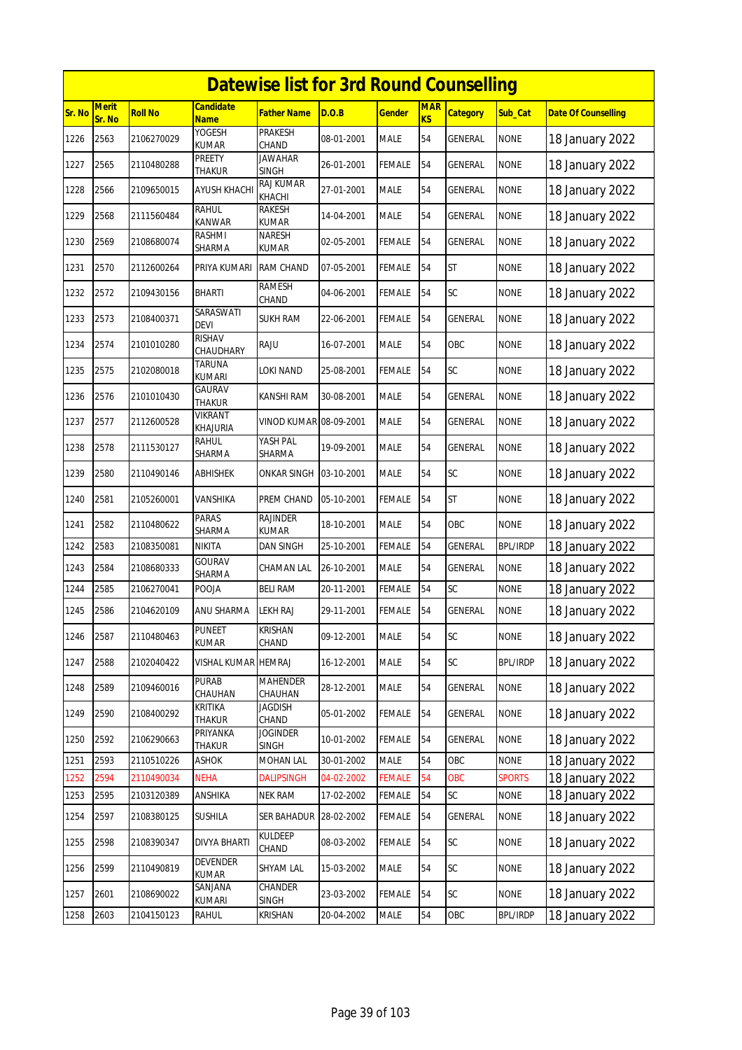# Datewise list for 3rd Round Counselling

| Sr. No | Merit Sr. No | Roll No | Candidate Name | Father Name | D.O.B | Gender | MARKS | Category | Sub_Cat | Date Of Counselling |
|---|---|---|---|---|---|---|---|---|---|---|
| 1226 | 2563 | 2106270029 | YOGESH KUMAR | PRAKESH CHAND | 08-01-2001 | MALE | 54 | GENERAL | NONE | 18 January 2022 |
| 1227 | 2565 | 2110480288 | PREETY THAKUR | JAWAHAR SINGH | 26-01-2001 | FEMALE | 54 | GENERAL | NONE | 18 January 2022 |
| 1228 | 2566 | 2109650015 | AYUSH KHACHI | RAJ KUMAR KHACHI | 27-01-2001 | MALE | 54 | GENERAL | NONE | 18 January 2022 |
| 1229 | 2568 | 2111560484 | RAHUL KANWAR | RAKESH KUMAR | 14-04-2001 | MALE | 54 | GENERAL | NONE | 18 January 2022 |
| 1230 | 2569 | 2108680074 | RASHMI SHARMA | NARESH KUMAR | 02-05-2001 | FEMALE | 54 | GENERAL | NONE | 18 January 2022 |
| 1231 | 2570 | 2112600264 | PRIYA KUMARI | RAM CHAND | 07-05-2001 | FEMALE | 54 | ST | NONE | 18 January 2022 |
| 1232 | 2572 | 2109430156 | BHARTI | RAMESH CHAND | 04-06-2001 | FEMALE | 54 | SC | NONE | 18 January 2022 |
| 1233 | 2573 | 2108400371 | SARASWATI DEVI | SUKH RAM | 22-06-2001 | FEMALE | 54 | GENERAL | NONE | 18 January 2022 |
| 1234 | 2574 | 2101010280 | RISHAV CHAUDHARY | RAJU | 16-07-2001 | MALE | 54 | OBC | NONE | 18 January 2022 |
| 1235 | 2575 | 2102080018 | TARUNA KUMARI | LOKI NAND | 25-08-2001 | FEMALE | 54 | SC | NONE | 18 January 2022 |
| 1236 | 2576 | 2101010430 | GAURAV THAKUR | KANSHI RAM | 30-08-2001 | MALE | 54 | GENERAL | NONE | 18 January 2022 |
| 1237 | 2577 | 2112600528 | VIKRANT KHAJURIA | VINOD KUMAR | 08-09-2001 | MALE | 54 | GENERAL | NONE | 18 January 2022 |
| 1238 | 2578 | 2111530127 | RAHUL SHARMA | YASH PAL SHARMA | 19-09-2001 | MALE | 54 | GENERAL | NONE | 18 January 2022 |
| 1239 | 2580 | 2110490146 | ABHISHEK | ONKAR SINGH | 03-10-2001 | MALE | 54 | SC | NONE | 18 January 2022 |
| 1240 | 2581 | 2105260001 | VANSHIKA | PREM CHAND | 05-10-2001 | FEMALE | 54 | ST | NONE | 18 January 2022 |
| 1241 | 2582 | 2110480622 | PARAS SHARMA | RAJINDER KUMAR | 18-10-2001 | MALE | 54 | OBC | NONE | 18 January 2022 |
| 1242 | 2583 | 2108350081 | NIKITA | DAN SINGH | 25-10-2001 | FEMALE | 54 | GENERAL | BPL/IRDP | 18 January 2022 |
| 1243 | 2584 | 2108680333 | GOURAV SHARMA | CHAMAN LAL | 26-10-2001 | MALE | 54 | GENERAL | NONE | 18 January 2022 |
| 1244 | 2585 | 2106270041 | POOJA | BELI RAM | 20-11-2001 | FEMALE | 54 | SC | NONE | 18 January 2022 |
| 1245 | 2586 | 2104620109 | ANU SHARMA | LEKH RAJ | 29-11-2001 | FEMALE | 54 | GENERAL | NONE | 18 January 2022 |
| 1246 | 2587 | 2110480463 | PUNEET KUMAR | KRISHAN CHAND | 09-12-2001 | MALE | 54 | SC | NONE | 18 January 2022 |
| 1247 | 2588 | 2102040422 | VISHAL KUMAR | HEMRAJ | 16-12-2001 | MALE | 54 | SC | BPL/IRDP | 18 January 2022 |
| 1248 | 2589 | 2109460016 | PURAB CHAUHAN | MAHENDER CHAUHAN | 28-12-2001 | MALE | 54 | GENERAL | NONE | 18 January 2022 |
| 1249 | 2590 | 2108400292 | KRITIKA THAKUR | JAGDISH CHAND | 05-01-2002 | FEMALE | 54 | GENERAL | NONE | 18 January 2022 |
| 1250 | 2592 | 2106290663 | PRIYANKA THAKUR | JOGINDER SINGH | 10-01-2002 | FEMALE | 54 | GENERAL | NONE | 18 January 2022 |
| 1251 | 2593 | 2110510226 | ASHOK | MOHAN LAL | 30-01-2002 | MALE | 54 | OBC | NONE | 18 January 2022 |
| 1252 | 2594 | 2110490034 | NEHA | DALIPSINGH | 04-02-2002 | FEMALE | 54 | OBC | SPORTS | 18 January 2022 |
| 1253 | 2595 | 2103120389 | ANSHIKA | NEK RAM | 17-02-2002 | FEMALE | 54 | SC | NONE | 18 January 2022 |
| 1254 | 2597 | 2108380125 | SUSHILA | SER BAHADUR | 28-02-2002 | FEMALE | 54 | GENERAL | NONE | 18 January 2022 |
| 1255 | 2598 | 2108390347 | DIVYA BHARTI | KULDEEP CHAND | 08-03-2002 | FEMALE | 54 | SC | NONE | 18 January 2022 |
| 1256 | 2599 | 2110490819 | DEVENDER KUMAR | SHYAM LAL | 15-03-2002 | MALE | 54 | SC | NONE | 18 January 2022 |
| 1257 | 2601 | 2108690022 | SANJANA KUMARI | CHANDER SINGH | 23-03-2002 | FEMALE | 54 | SC | NONE | 18 January 2022 |
| 1258 | 2603 | 2104150123 | RAHUL | KRISHAN | 20-04-2002 | MALE | 54 | OBC | BPL/IRDP | 18 January 2022 |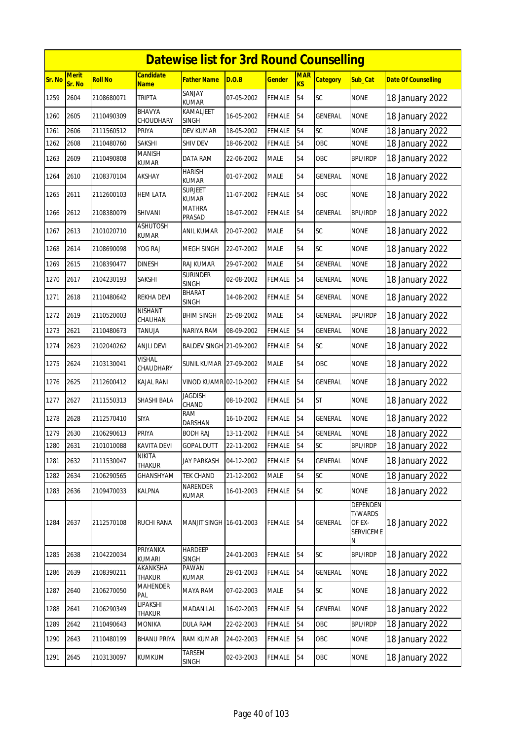# Datewise list for 3rd Round Counselling

| Sr. No | Merit Sr. No | Roll No | Candidate Name | Father Name | D.O.B | Gender | MARKS | Category | Sub_Cat | Date Of Counselling |
|---|---|---|---|---|---|---|---|---|---|---|
| 1259 | 2604 | 2108680071 | TRIPTA | SANJAY KUMAR | 07-05-2002 | FEMALE | 54 | SC | NONE | 18 January 2022 |
| 1260 | 2605 | 2110490309 | BHAVYA CHOUDHARY | KAMALJEET SINGH | 16-05-2002 | FEMALE | 54 | GENERAL | NONE | 18 January 2022 |
| 1261 | 2606 | 2111560512 | PRIYA | DEV KUMAR | 18-05-2002 | FEMALE | 54 | SC | NONE | 18 January 2022 |
| 1262 | 2608 | 2110480760 | SAKSHI | SHIV DEV | 18-06-2002 | FEMALE | 54 | OBC | NONE | 18 January 2022 |
| 1263 | 2609 | 2110490808 | MANISH KUMAR | DATA RAM | 22-06-2002 | MALE | 54 | OBC | BPL/IRDP | 18 January 2022 |
| 1264 | 2610 | 2108370104 | AKSHAY | HARISH KUMAR | 01-07-2002 | MALE | 54 | GENERAL | NONE | 18 January 2022 |
| 1265 | 2611 | 2112600103 | HEM LATA | SURJEET KUMAR | 11-07-2002 | FEMALE | 54 | OBC | NONE | 18 January 2022 |
| 1266 | 2612 | 2108380079 | SHIVANI | MATHRA PRASAD | 18-07-2002 | FEMALE | 54 | GENERAL | BPL/IRDP | 18 January 2022 |
| 1267 | 2613 | 2101020710 | ASHUTOSH KUMAR | ANIL KUMAR | 20-07-2002 | MALE | 54 | SC | NONE | 18 January 2022 |
| 1268 | 2614 | 2108690098 | YOG RAJ | MEGH SINGH | 22-07-2002 | MALE | 54 | SC | NONE | 18 January 2022 |
| 1269 | 2615 | 2108390477 | DINESH | RAJ KUMAR | 29-07-2002 | MALE | 54 | GENERAL | NONE | 18 January 2022 |
| 1270 | 2617 | 2104230193 | SAKSHI | SURINDER SINGH | 02-08-2002 | FEMALE | 54 | GENERAL | NONE | 18 January 2022 |
| 1271 | 2618 | 2110480642 | REKHA DEVI | BHARAT SINGH | 14-08-2002 | FEMALE | 54 | GENERAL | NONE | 18 January 2022 |
| 1272 | 2619 | 2110520003 | NISHANT CHAUHAN | BHIM SINGH | 25-08-2002 | MALE | 54 | GENERAL | BPL/IRDP | 18 January 2022 |
| 1273 | 2621 | 2110480673 | TANUJA | NARIYA RAM | 08-09-2002 | FEMALE | 54 | GENERAL | NONE | 18 January 2022 |
| 1274 | 2623 | 2102040262 | ANJLI DEVI | BALDEV SINGH | 21-09-2002 | FEMALE | 54 | SC | NONE | 18 January 2022 |
| 1275 | 2624 | 2103130041 | VISHAL CHAUDHARY | SUNIL KUMAR | 27-09-2002 | MALE | 54 | OBC | NONE | 18 January 2022 |
| 1276 | 2625 | 2112600412 | KAJAL RANI | VINOD KUAMR | 02-10-2002 | FEMALE | 54 | GENERAL | NONE | 18 January 2022 |
| 1277 | 2627 | 2111550313 | SHASHI BALA | JAGDISH CHAND | 08-10-2002 | FEMALE | 54 | ST | NONE | 18 January 2022 |
| 1278 | 2628 | 2112570410 | SIYA | RAM DARSHAN | 16-10-2002 | FEMALE | 54 | GENERAL | NONE | 18 January 2022 |
| 1279 | 2630 | 2106290613 | PRIYA | BODH RAJ | 13-11-2002 | FEMALE | 54 | GENERAL | NONE | 18 January 2022 |
| 1280 | 2631 | 2101010088 | KAVITA DEVI | GOPAL DUTT | 22-11-2002 | FEMALE | 54 | SC | BPL/IRDP | 18 January 2022 |
| 1281 | 2632 | 2111530047 | NIKITA THAKUR | JAY PARKASH | 04-12-2002 | FEMALE | 54 | GENERAL | NONE | 18 January 2022 |
| 1282 | 2634 | 2106290565 | GHANSHYAM | TEK CHAND | 21-12-2002 | MALE | 54 | SC | NONE | 18 January 2022 |
| 1283 | 2636 | 2109470033 | KALPNA | NARENDER KUMAR | 16-01-2003 | FEMALE | 54 | SC | NONE | 18 January 2022 |
| 1284 | 2637 | 2112570108 | RUCHI RANA | MANJIT SINGH | 16-01-2003 | FEMALE | 54 | GENERAL | DEPENDENT/WARDS OF EX-SERVICEMEN | 18 January 2022 |
| 1285 | 2638 | 2104220034 | PRIYANKA KUMARI | HARDEEP SINGH | 24-01-2003 | FEMALE | 54 | SC | BPL/IRDP | 18 January 2022 |
| 1286 | 2639 | 2108390211 | AKANKSHA THAKUR | PAWAN KUMAR | 28-01-2003 | FEMALE | 54 | GENERAL | NONE | 18 January 2022 |
| 1287 | 2640 | 2106270050 | MAHENDER PAL | MAYA RAM | 07-02-2003 | MALE | 54 | SC | NONE | 18 January 2022 |
| 1288 | 2641 | 2106290349 | LIPAKSHI THAKUR | MADAN LAL | 16-02-2003 | FEMALE | 54 | GENERAL | NONE | 18 January 2022 |
| 1289 | 2642 | 2110490643 | MONIKA | DULA RAM | 22-02-2003 | FEMALE | 54 | OBC | BPL/IRDP | 18 January 2022 |
| 1290 | 2643 | 2110480199 | BHANU PRIYA | RAM KUMAR | 24-02-2003 | FEMALE | 54 | OBC | NONE | 18 January 2022 |
| 1291 | 2645 | 2103130097 | KUMKUM | TARSEM SINGH | 02-03-2003 | FEMALE | 54 | OBC | NONE | 18 January 2022 |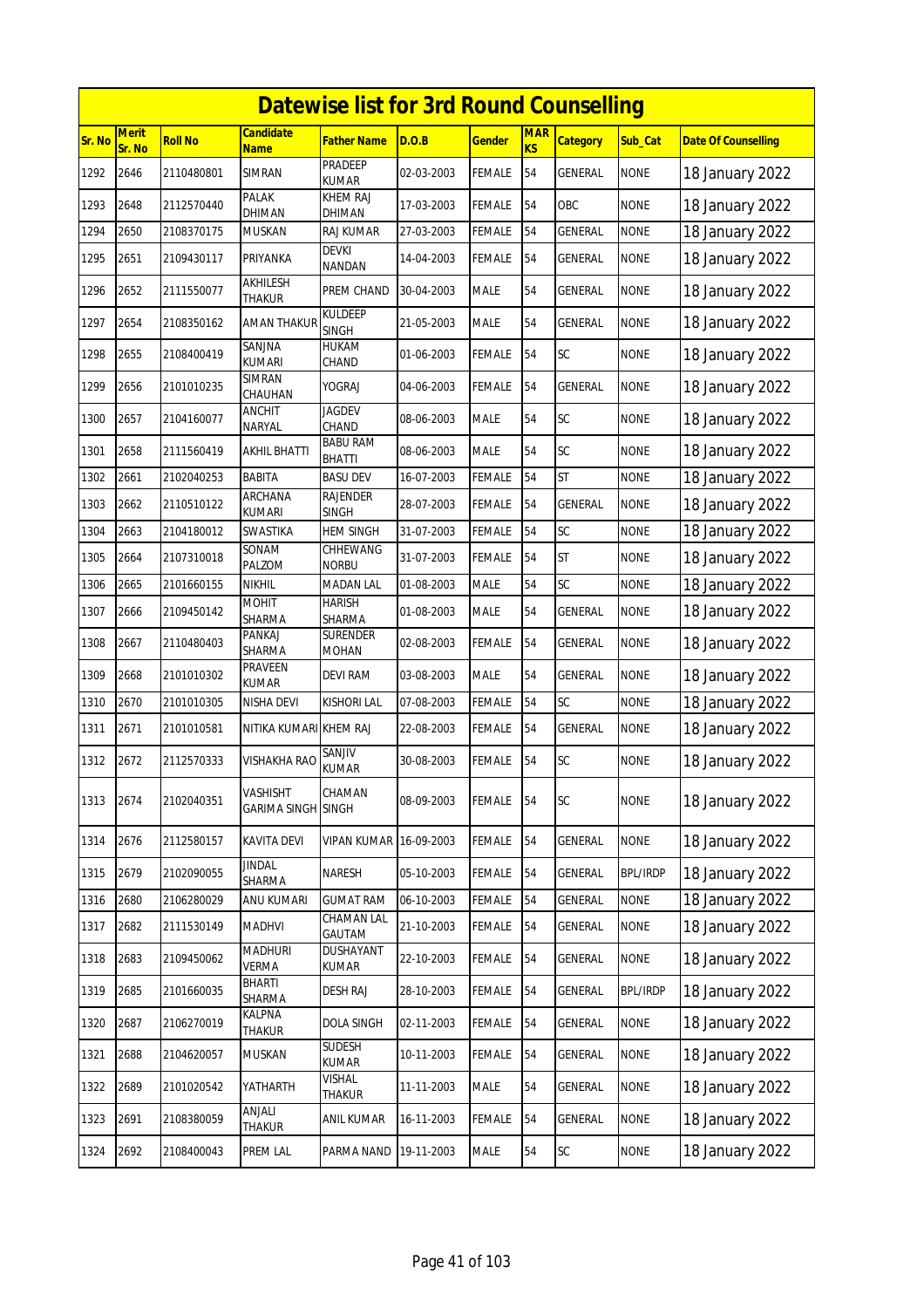# Datewise list for 3rd Round Counselling

| Sr. No | Merit Sr. No | Roll No | Candidate Name | Father Name | D.O.B | Gender | MARKS | Category | Sub_Cat | Date Of Counselling |
|---|---|---|---|---|---|---|---|---|---|---|
| 1292 | 2646 | 2110480801 | SIMRAN | PRADEEP KUMAR | 02-03-2003 | FEMALE | 54 | GENERAL | NONE | 18 January 2022 |
| 1293 | 2648 | 2112570440 | PALAK DHIMAN | KHEM RAJ DHIMAN | 17-03-2003 | FEMALE | 54 | OBC | NONE | 18 January 2022 |
| 1294 | 2650 | 2108370175 | MUSKAN | RAJ KUMAR | 27-03-2003 | FEMALE | 54 | GENERAL | NONE | 18 January 2022 |
| 1295 | 2651 | 2109430117 | PRIYANKA | DEVKI NANDAN | 14-04-2003 | FEMALE | 54 | GENERAL | NONE | 18 January 2022 |
| 1296 | 2652 | 2111550077 | AKHILESH THAKUR | PREM CHAND | 30-04-2003 | MALE | 54 | GENERAL | NONE | 18 January 2022 |
| 1297 | 2654 | 2108350162 | AMAN THAKUR | KULDEEP SINGH | 21-05-2003 | MALE | 54 | GENERAL | NONE | 18 January 2022 |
| 1298 | 2655 | 2108400419 | SANJNA KUMARI | HUKAM CHAND | 01-06-2003 | FEMALE | 54 | SC | NONE | 18 January 2022 |
| 1299 | 2656 | 2101010235 | SIMRAN CHAUHAN | YOGRAJ | 04-06-2003 | FEMALE | 54 | GENERAL | NONE | 18 January 2022 |
| 1300 | 2657 | 2104160077 | ANCHIT NARYAL | JAGDEV CHAND | 08-06-2003 | MALE | 54 | SC | NONE | 18 January 2022 |
| 1301 | 2658 | 2111560419 | AKHIL BHATTI | BABU RAM BHATTI | 08-06-2003 | MALE | 54 | SC | NONE | 18 January 2022 |
| 1302 | 2661 | 2102040253 | BABITA | BASU DEV | 16-07-2003 | FEMALE | 54 | ST | NONE | 18 January 2022 |
| 1303 | 2662 | 2110510122 | ARCHANA KUMARI | RAJENDER SINGH | 28-07-2003 | FEMALE | 54 | GENERAL | NONE | 18 January 2022 |
| 1304 | 2663 | 2104180012 | SWASTIKA | HEM SINGH | 31-07-2003 | FEMALE | 54 | SC | NONE | 18 January 2022 |
| 1305 | 2664 | 2107310018 | SONAM PALZOM | CHHEWANG NORBU | 31-07-2003 | FEMALE | 54 | ST | NONE | 18 January 2022 |
| 1306 | 2665 | 2101660155 | NIKHIL | MADAN LAL | 01-08-2003 | MALE | 54 | SC | NONE | 18 January 2022 |
| 1307 | 2666 | 2109450142 | MOHIT SHARMA | HARISH SHARMA | 01-08-2003 | MALE | 54 | GENERAL | NONE | 18 January 2022 |
| 1308 | 2667 | 2110480403 | PANKAJ SHARMA | SURENDER MOHAN | 02-08-2003 | FEMALE | 54 | GENERAL | NONE | 18 January 2022 |
| 1309 | 2668 | 2101010302 | PRAVEEN KUMAR | DEVI RAM | 03-08-2003 | MALE | 54 | GENERAL | NONE | 18 January 2022 |
| 1310 | 2670 | 2101010305 | NISHA DEVI | KISHORI LAL | 07-08-2003 | FEMALE | 54 | SC | NONE | 18 January 2022 |
| 1311 | 2671 | 2101010581 | NITIKA KUMARI | KHEM RAJ | 22-08-2003 | FEMALE | 54 | GENERAL | NONE | 18 January 2022 |
| 1312 | 2672 | 2112570333 | VISHAKHA RAO | SANJIV KUMAR | 30-08-2003 | FEMALE | 54 | SC | NONE | 18 January 2022 |
| 1313 | 2674 | 2102040351 | VASHISHT GARIMA SINGH | CHAMAN SINGH | 08-09-2003 | FEMALE | 54 | SC | NONE | 18 January 2022 |
| 1314 | 2676 | 2112580157 | KAVITA DEVI | VIPAN KUMAR | 16-09-2003 | FEMALE | 54 | GENERAL | NONE | 18 January 2022 |
| 1315 | 2679 | 2102090055 | JINDAL SHARMA | NARESH | 05-10-2003 | FEMALE | 54 | GENERAL | BPL/IRDP | 18 January 2022 |
| 1316 | 2680 | 2106280029 | ANU KUMARI | GUMAT RAM | 06-10-2003 | FEMALE | 54 | GENERAL | NONE | 18 January 2022 |
| 1317 | 2682 | 2111530149 | MADHVI | CHAMAN LAL GAUTAM | 21-10-2003 | FEMALE | 54 | GENERAL | NONE | 18 January 2022 |
| 1318 | 2683 | 2109450062 | MADHURI VERMA | DUSHAYANT KUMAR | 22-10-2003 | FEMALE | 54 | GENERAL | NONE | 18 January 2022 |
| 1319 | 2685 | 2101660035 | BHARTI SHARMA | DESH RAJ | 28-10-2003 | FEMALE | 54 | GENERAL | BPL/IRDP | 18 January 2022 |
| 1320 | 2687 | 2106270019 | KALPNA THAKUR | DOLA SINGH | 02-11-2003 | FEMALE | 54 | GENERAL | NONE | 18 January 2022 |
| 1321 | 2688 | 2104620057 | MUSKAN | SUDESH KUMAR | 10-11-2003 | FEMALE | 54 | GENERAL | NONE | 18 January 2022 |
| 1322 | 2689 | 2101020542 | YATHARTH | VISHAL THAKUR | 11-11-2003 | MALE | 54 | GENERAL | NONE | 18 January 2022 |
| 1323 | 2691 | 2108380059 | ANJALI THAKUR | ANIL KUMAR | 16-11-2003 | FEMALE | 54 | GENERAL | NONE | 18 January 2022 |
| 1324 | 2692 | 2108400043 | PREM LAL | PARMA NAND | 19-11-2003 | MALE | 54 | SC | NONE | 18 January 2022 |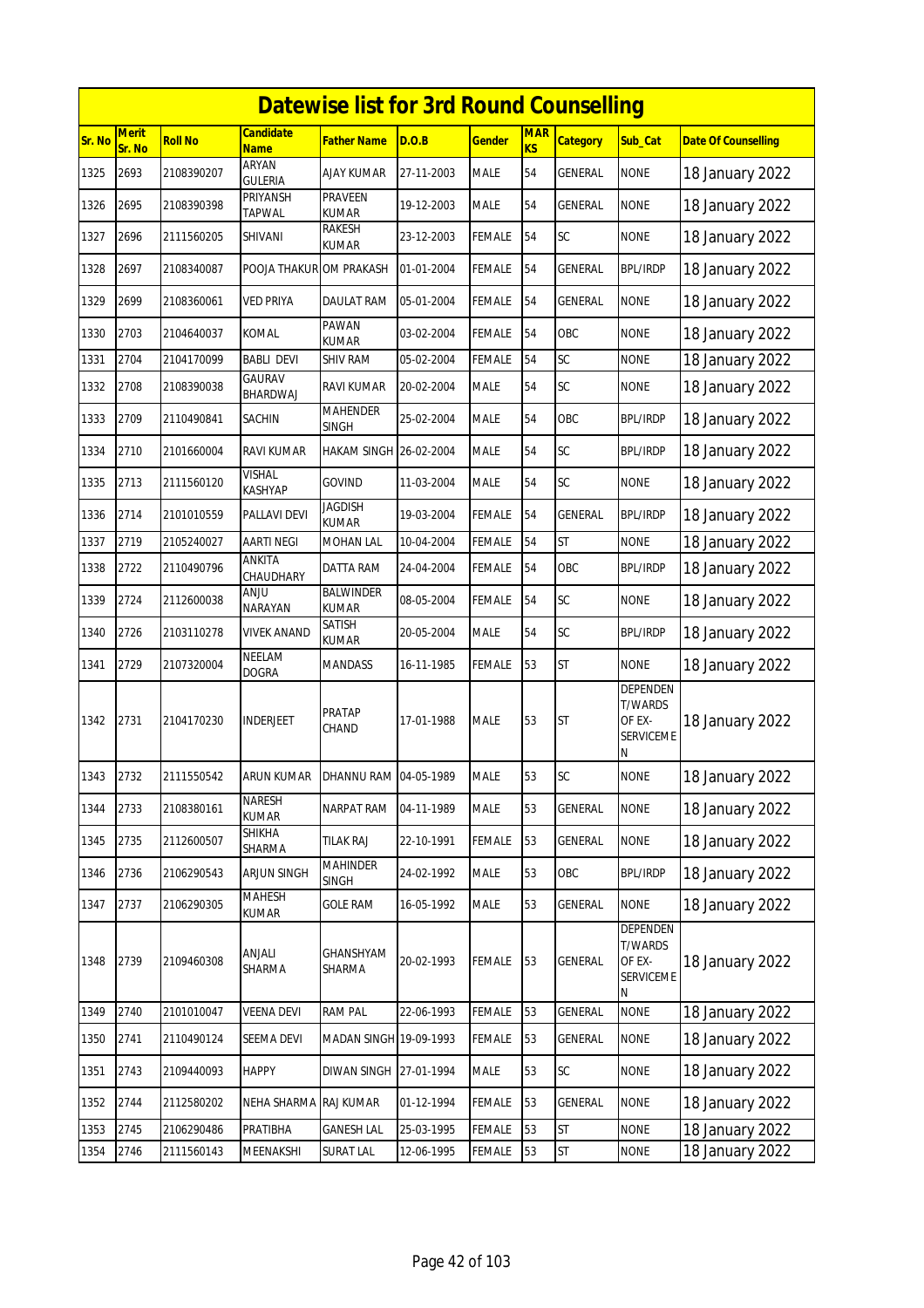# Datewise list for 3rd Round Counselling

| Sr. No | Merit Sr. No | Roll No | Candidate Name | Father Name | D.O.B | Gender | MARKS | Category | Sub_Cat | Date Of Counselling |
|---|---|---|---|---|---|---|---|---|---|---|
| 1325 | 2693 | 2108390207 | ARYAN GULERIA | AJAY KUMAR | 27-11-2003 | MALE | 54 | GENERAL | NONE | 18 January 2022 |
| 1326 | 2695 | 2108390398 | PRIYANSH TAPWAL | PRAVEEN KUMAR | 19-12-2003 | MALE | 54 | GENERAL | NONE | 18 January 2022 |
| 1327 | 2696 | 2111560205 | SHIVANI | RAKESH KUMAR | 23-12-2003 | FEMALE | 54 | SC | NONE | 18 January 2022 |
| 1328 | 2697 | 2108340087 | POOJA THAKUR | OM PRAKASH | 01-01-2004 | FEMALE | 54 | GENERAL | BPL/IRDP | 18 January 2022 |
| 1329 | 2699 | 2108360061 | VED PRIYA | DAULAT RAM | 05-01-2004 | FEMALE | 54 | GENERAL | NONE | 18 January 2022 |
| 1330 | 2703 | 2104640037 | KOMAL | PAWAN KUMAR | 03-02-2004 | FEMALE | 54 | OBC | NONE | 18 January 2022 |
| 1331 | 2704 | 2104170099 | BABLI DEVI | SHIV RAM | 05-02-2004 | FEMALE | 54 | SC | NONE | 18 January 2022 |
| 1332 | 2708 | 2108390038 | GAURAV BHARDWAJ | RAVI KUMAR | 20-02-2004 | MALE | 54 | SC | NONE | 18 January 2022 |
| 1333 | 2709 | 2110490841 | SACHIN | MAHENDER SINGH | 25-02-2004 | MALE | 54 | OBC | BPL/IRDP | 18 January 2022 |
| 1334 | 2710 | 2101660004 | RAVI KUMAR | HAKAM SINGH | 26-02-2004 | MALE | 54 | SC | BPL/IRDP | 18 January 2022 |
| 1335 | 2713 | 2111560120 | VISHAL KASHYAP | GOVIND | 11-03-2004 | MALE | 54 | SC | NONE | 18 January 2022 |
| 1336 | 2714 | 2101010559 | PALLAVI DEVI | JAGDISH KUMAR | 19-03-2004 | FEMALE | 54 | GENERAL | BPL/IRDP | 18 January 2022 |
| 1337 | 2719 | 2105240027 | AARTI NEGI | MOHAN LAL | 10-04-2004 | FEMALE | 54 | ST | NONE | 18 January 2022 |
| 1338 | 2722 | 2110490796 | ANKITA CHAUDHARY | DATTA RAM | 24-04-2004 | FEMALE | 54 | OBC | BPL/IRDP | 18 January 2022 |
| 1339 | 2724 | 2112600038 | ANJU NARAYAN | BALWINDER KUMAR | 08-05-2004 | FEMALE | 54 | SC | NONE | 18 January 2022 |
| 1340 | 2726 | 2103110278 | VIVEK ANAND | SATISH KUMAR | 20-05-2004 | MALE | 54 | SC | BPL/IRDP | 18 January 2022 |
| 1341 | 2729 | 2107320004 | NEELAM DOGRA | MANDASS | 16-11-1985 | FEMALE | 53 | ST | NONE | 18 January 2022 |
| 1342 | 2731 | 2104170230 | INDERJEET | PRATAP CHAND | 17-01-1988 | MALE | 53 | ST | DEPENDENT/WARDS OF EX-SERVICEMEN | 18 January 2022 |
| 1343 | 2732 | 2111550542 | ARUN KUMAR | DHANNU RAM | 04-05-1989 | MALE | 53 | SC | NONE | 18 January 2022 |
| 1344 | 2733 | 2108380161 | NARESH KUMAR | NARPAT RAM | 04-11-1989 | MALE | 53 | GENERAL | NONE | 18 January 2022 |
| 1345 | 2735 | 2112600507 | SHIKHA SHARMA | TILAK RAJ | 22-10-1991 | FEMALE | 53 | GENERAL | NONE | 18 January 2022 |
| 1346 | 2736 | 2106290543 | ARJUN SINGH | MAHINDER SINGH | 24-02-1992 | MALE | 53 | OBC | BPL/IRDP | 18 January 2022 |
| 1347 | 2737 | 2106290305 | MAHESH KUMAR | GOLE RAM | 16-05-1992 | MALE | 53 | GENERAL | NONE | 18 January 2022 |
| 1348 | 2739 | 2109460308 | ANJALI SHARMA | GHANSHYAM SHARMA | 20-02-1993 | FEMALE | 53 | GENERAL | DEPENDENT/WARDS OF EX-SERVICEMEN | 18 January 2022 |
| 1349 | 2740 | 2101010047 | VEENA DEVI | RAM PAL | 22-06-1993 | FEMALE | 53 | GENERAL | NONE | 18 January 2022 |
| 1350 | 2741 | 2110490124 | SEEMA DEVI | MADAN SINGH | 19-09-1993 | FEMALE | 53 | GENERAL | NONE | 18 January 2022 |
| 1351 | 2743 | 2109440093 | HAPPY | DIWAN SINGH | 27-01-1994 | MALE | 53 | SC | NONE | 18 January 2022 |
| 1352 | 2744 | 2112580202 | NEHA SHARMA | RAJ KUMAR | 01-12-1994 | FEMALE | 53 | GENERAL | NONE | 18 January 2022 |
| 1353 | 2745 | 2106290486 | PRATIBHA | GANESH LAL | 25-03-1995 | FEMALE | 53 | ST | NONE | 18 January 2022 |
| 1354 | 2746 | 2111560143 | MEENAKSHI | SURAT LAL | 12-06-1995 | FEMALE | 53 | ST | NONE | 18 January 2022 |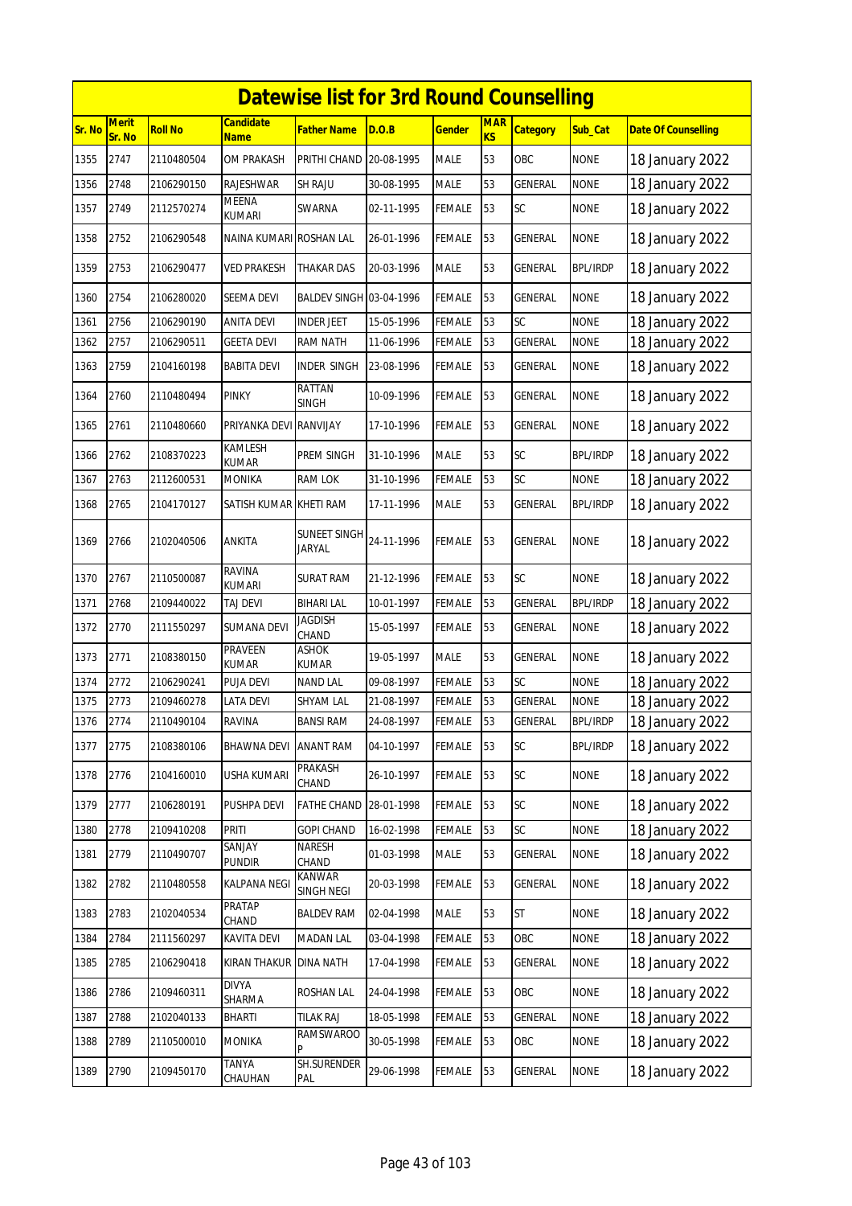# Datewise list for 3rd Round Counselling

| Sr. No | Merit Sr. No | Roll No | Candidate Name | Father Name | D.O.B | Gender | MARKS | Category | Sub_Cat | Date Of Counselling |
|---|---|---|---|---|---|---|---|---|---|---|
| 1355 | 2747 | 2110480504 | OM PRAKASH | PRITHI CHAND | 20-08-1995 | MALE | 53 | OBC | NONE | 18 January 2022 |
| 1356 | 2748 | 2106290150 | RAJESHWAR | SH RAJU | 30-08-1995 | MALE | 53 | GENERAL | NONE | 18 January 2022 |
| 1357 | 2749 | 2112570274 | MEENA KUMARI | SWARNA | 02-11-1995 | FEMALE | 53 | SC | NONE | 18 January 2022 |
| 1358 | 2752 | 2106290548 | NAINA KUMARI | ROSHAN LAL | 26-01-1996 | FEMALE | 53 | GENERAL | NONE | 18 January 2022 |
| 1359 | 2753 | 2106290477 | VED PRAKESH | THAKAR DAS | 20-03-1996 | MALE | 53 | GENERAL | BPL/IRDP | 18 January 2022 |
| 1360 | 2754 | 2106280020 | SEEMA DEVI | BALDEV SINGH | 03-04-1996 | FEMALE | 53 | GENERAL | NONE | 18 January 2022 |
| 1361 | 2756 | 2106290190 | ANITA DEVI | INDER JEET | 15-05-1996 | FEMALE | 53 | SC | NONE | 18 January 2022 |
| 1362 | 2757 | 2106290511 | GEETA DEVI | RAM NATH | 11-06-1996 | FEMALE | 53 | GENERAL | NONE | 18 January 2022 |
| 1363 | 2759 | 2104160198 | BABITA DEVI | INDER SINGH | 23-08-1996 | FEMALE | 53 | GENERAL | NONE | 18 January 2022 |
| 1364 | 2760 | 2110480494 | PINKY | RATTAN SINGH | 10-09-1996 | FEMALE | 53 | GENERAL | NONE | 18 January 2022 |
| 1365 | 2761 | 2110480660 | PRIYANKA DEVI | RANVIJAY | 17-10-1996 | FEMALE | 53 | GENERAL | NONE | 18 January 2022 |
| 1366 | 2762 | 2108370223 | KAMLESH KUMAR | PREM SINGH | 31-10-1996 | MALE | 53 | SC | BPL/IRDP | 18 January 2022 |
| 1367 | 2763 | 2112600531 | MONIKA | RAM LOK | 31-10-1996 | FEMALE | 53 | SC | NONE | 18 January 2022 |
| 1368 | 2765 | 2104170127 | SATISH KUMAR | KHETI RAM | 17-11-1996 | MALE | 53 | GENERAL | BPL/IRDP | 18 January 2022 |
| 1369 | 2766 | 2102040506 | ANKITA | SUNEET SINGH JARYAL | 24-11-1996 | FEMALE | 53 | GENERAL | NONE | 18 January 2022 |
| 1370 | 2767 | 2110500087 | RAVINA KUMARI | SURAT RAM | 21-12-1996 | FEMALE | 53 | SC | NONE | 18 January 2022 |
| 1371 | 2768 | 2109440022 | TAJ DEVI | BIHARI LAL | 10-01-1997 | FEMALE | 53 | GENERAL | BPL/IRDP | 18 January 2022 |
| 1372 | 2770 | 2111550297 | SUMANA DEVI | JAGDISH CHAND | 15-05-1997 | FEMALE | 53 | GENERAL | NONE | 18 January 2022 |
| 1373 | 2771 | 2108380150 | PRAVEEN KUMAR | ASHOK KUMAR | 19-05-1997 | MALE | 53 | GENERAL | NONE | 18 January 2022 |
| 1374 | 2772 | 2106290241 | PUJA DEVI | NAND LAL | 09-08-1997 | FEMALE | 53 | SC | NONE | 18 January 2022 |
| 1375 | 2773 | 2109460278 | LATA DEVI | SHYAM LAL | 21-08-1997 | FEMALE | 53 | GENERAL | NONE | 18 January 2022 |
| 1376 | 2774 | 2110490104 | RAVINA | BANSI RAM | 24-08-1997 | FEMALE | 53 | GENERAL | BPL/IRDP | 18 January 2022 |
| 1377 | 2775 | 2108380106 | BHAWNA DEVI | ANANT RAM | 04-10-1997 | FEMALE | 53 | SC | BPL/IRDP | 18 January 2022 |
| 1378 | 2776 | 2104160010 | USHA KUMARI | PRAKASH CHAND | 26-10-1997 | FEMALE | 53 | SC | NONE | 18 January 2022 |
| 1379 | 2777 | 2106280191 | PUSHPA DEVI | FATHE CHAND | 28-01-1998 | FEMALE | 53 | SC | NONE | 18 January 2022 |
| 1380 | 2778 | 2109410208 | PRITI | GOPI CHAND | 16-02-1998 | FEMALE | 53 | SC | NONE | 18 January 2022 |
| 1381 | 2779 | 2110490707 | SANJAY PUNDIR | NARESH CHAND | 01-03-1998 | MALE | 53 | GENERAL | NONE | 18 January 2022 |
| 1382 | 2782 | 2110480558 | KALPANA NEGI | KANWAR SINGH NEGI | 20-03-1998 | FEMALE | 53 | GENERAL | NONE | 18 January 2022 |
| 1383 | 2783 | 2102040534 | PRATAP CHAND | BALDEV RAM | 02-04-1998 | MALE | 53 | ST | NONE | 18 January 2022 |
| 1384 | 2784 | 2111560297 | KAVITA DEVI | MADAN LAL | 03-04-1998 | FEMALE | 53 | OBC | NONE | 18 January 2022 |
| 1385 | 2785 | 2106290418 | KIRAN THAKUR | DINA NATH | 17-04-1998 | FEMALE | 53 | GENERAL | NONE | 18 January 2022 |
| 1386 | 2786 | 2109460311 | DIVYA SHARMA | ROSHAN LAL | 24-04-1998 | FEMALE | 53 | OBC | NONE | 18 January 2022 |
| 1387 | 2788 | 2102040133 | BHARTI | TILAK RAJ | 18-05-1998 | FEMALE | 53 | GENERAL | NONE | 18 January 2022 |
| 1388 | 2789 | 2110500010 | MONIKA | RAMSWAROOP | 30-05-1998 | FEMALE | 53 | OBC | NONE | 18 January 2022 |
| 1389 | 2790 | 2109450170 | TANYA CHAUHAN | SH.SURENDER PAL | 29-06-1998 | FEMALE | 53 | GENERAL | NONE | 18 January 2022 |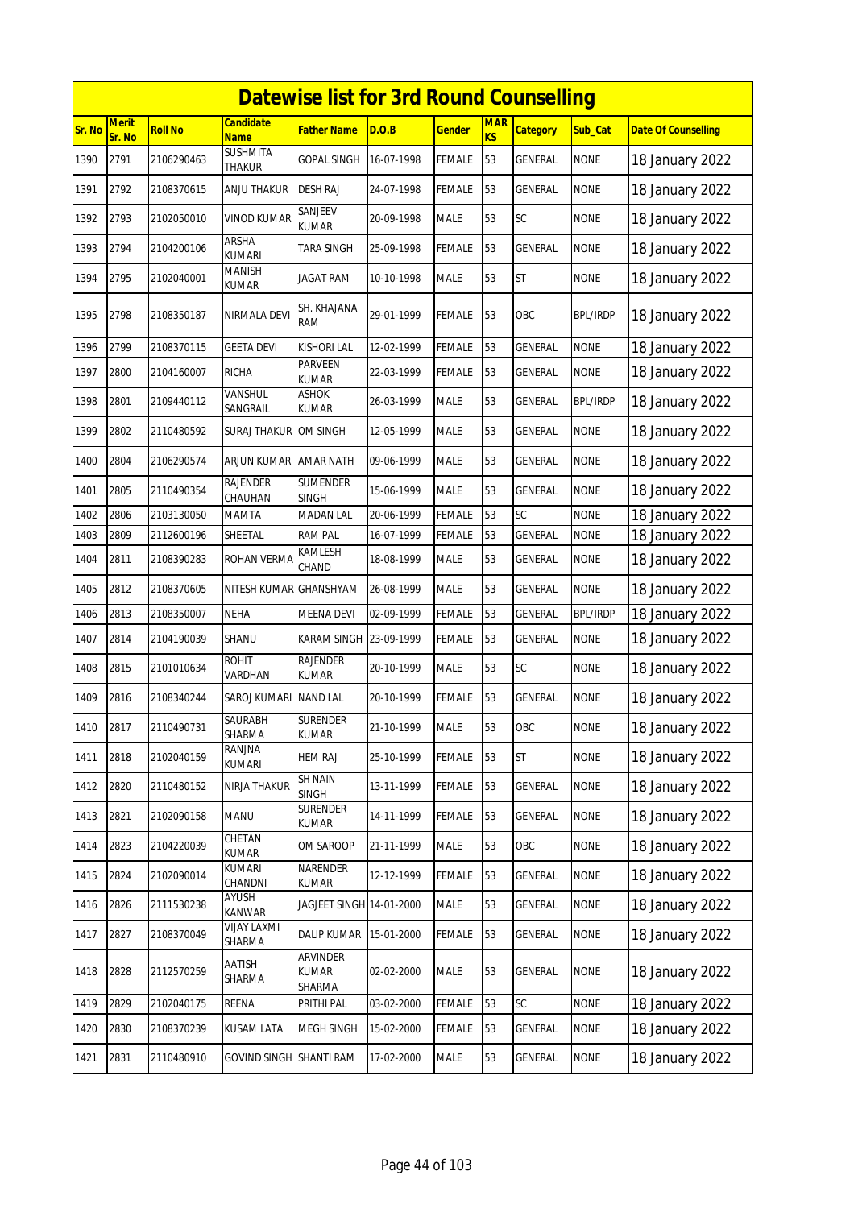## Datewise list for 3rd Round Counselling

| Sr. No | Merit Sr. No | Roll No | Candidate Name | Father Name | D.O.B | Gender | MARKS | Category | Sub_Cat | Date Of Counselling |
|---|---|---|---|---|---|---|---|---|---|---|
| 1390 | 2791 | 2106290463 | SUSHMITA THAKUR | GOPAL SINGH | 16-07-1998 | FEMALE | 53 | GENERAL | NONE | 18 January 2022 |
| 1391 | 2792 | 2108370615 | ANJU THAKUR | DESH RAJ | 24-07-1998 | FEMALE | 53 | GENERAL | NONE | 18 January 2022 |
| 1392 | 2793 | 2102050010 | VINOD KUMAR | SANJEEV KUMAR | 20-09-1998 | MALE | 53 | SC | NONE | 18 January 2022 |
| 1393 | 2794 | 2104200106 | ARSHA KUMARI | TARA SINGH | 25-09-1998 | FEMALE | 53 | GENERAL | NONE | 18 January 2022 |
| 1394 | 2795 | 2102040001 | MANISH KUMAR | JAGAT RAM | 10-10-1998 | MALE | 53 | ST | NONE | 18 January 2022 |
| 1395 | 2798 | 2108350187 | NIRMALA DEVI | SH. KHAJANA RAM | 29-01-1999 | FEMALE | 53 | OBC | BPL/IRDP | 18 January 2022 |
| 1396 | 2799 | 2108370115 | GEETA DEVI | KISHORI LAL | 12-02-1999 | FEMALE | 53 | GENERAL | NONE | 18 January 2022 |
| 1397 | 2800 | 2104160007 | RICHA | PARVEEN KUMAR | 22-03-1999 | FEMALE | 53 | GENERAL | NONE | 18 January 2022 |
| 1398 | 2801 | 2109440112 | VANSHUL SANGRAIL | ASHOK KUMAR | 26-03-1999 | MALE | 53 | GENERAL | BPL/IRDP | 18 January 2022 |
| 1399 | 2802 | 2110480592 | SURAJ THAKUR | OM SINGH | 12-05-1999 | MALE | 53 | GENERAL | NONE | 18 January 2022 |
| 1400 | 2804 | 2106290574 | ARJUN KUMAR | AMAR NATH | 09-06-1999 | MALE | 53 | GENERAL | NONE | 18 January 2022 |
| 1401 | 2805 | 2110490354 | RAJENDER CHAUHAN | SUMENDER SINGH | 15-06-1999 | MALE | 53 | GENERAL | NONE | 18 January 2022 |
| 1402 | 2806 | 2103130050 | MAMTA | MADAN LAL | 20-06-1999 | FEMALE | 53 | SC | NONE | 18 January 2022 |
| 1403 | 2809 | 2112600196 | SHEETAL | RAM PAL | 16-07-1999 | FEMALE | 53 | GENERAL | NONE | 18 January 2022 |
| 1404 | 2811 | 2108390283 | ROHAN VERMA | KAMLESH CHAND | 18-08-1999 | MALE | 53 | GENERAL | NONE | 18 January 2022 |
| 1405 | 2812 | 2108370605 | NITESH KUMAR | GHANSHYAM | 26-08-1999 | MALE | 53 | GENERAL | NONE | 18 January 2022 |
| 1406 | 2813 | 2108350007 | NEHA | MEENA DEVI | 02-09-1999 | FEMALE | 53 | GENERAL | BPL/IRDP | 18 January 2022 |
| 1407 | 2814 | 2104190039 | SHANU | KARAM SINGH | 23-09-1999 | FEMALE | 53 | GENERAL | NONE | 18 January 2022 |
| 1408 | 2815 | 2101010634 | ROHIT VARDHAN | RAJENDER KUMAR | 20-10-1999 | MALE | 53 | SC | NONE | 18 January 2022 |
| 1409 | 2816 | 2108340244 | SAROJ KUMARI | NAND LAL | 20-10-1999 | FEMALE | 53 | GENERAL | NONE | 18 January 2022 |
| 1410 | 2817 | 2110490731 | SAURABH SHARMA | SURENDER KUMAR | 21-10-1999 | MALE | 53 | OBC | NONE | 18 January 2022 |
| 1411 | 2818 | 2102040159 | RANJNA KUMARI | HEM RAJ | 25-10-1999 | FEMALE | 53 | ST | NONE | 18 January 2022 |
| 1412 | 2820 | 2110480152 | NIRJA THAKUR | SH NAIN SINGH | 13-11-1999 | FEMALE | 53 | GENERAL | NONE | 18 January 2022 |
| 1413 | 2821 | 2102090158 | MANU | SURENDER KUMAR | 14-11-1999 | FEMALE | 53 | GENERAL | NONE | 18 January 2022 |
| 1414 | 2823 | 2104220039 | CHETAN KUMAR | OM SAROOP | 21-11-1999 | MALE | 53 | OBC | NONE | 18 January 2022 |
| 1415 | 2824 | 2102090014 | KUMARI CHANDNI | NARENDER KUMAR | 12-12-1999 | FEMALE | 53 | GENERAL | NONE | 18 January 2022 |
| 1416 | 2826 | 2111530238 | AYUSH KANWAR | JAGJEET SINGH | 14-01-2000 | MALE | 53 | GENERAL | NONE | 18 January 2022 |
| 1417 | 2827 | 2108370049 | VIJAY LAXMI SHARMA | DALIP KUMAR | 15-01-2000 | FEMALE | 53 | GENERAL | NONE | 18 January 2022 |
| 1418 | 2828 | 2112570259 | AATISH SHARMA | ARVINDER KUMAR SHARMA | 02-02-2000 | MALE | 53 | GENERAL | NONE | 18 January 2022 |
| 1419 | 2829 | 2102040175 | REENA | PRITHI PAL | 03-02-2000 | FEMALE | 53 | SC | NONE | 18 January 2022 |
| 1420 | 2830 | 2108370239 | KUSAM LATA | MEGH SINGH | 15-02-2000 | FEMALE | 53 | GENERAL | NONE | 18 January 2022 |
| 1421 | 2831 | 2110480910 | GOVIND SINGH | SHANTI RAM | 17-02-2000 | MALE | 53 | GENERAL | NONE | 18 January 2022 |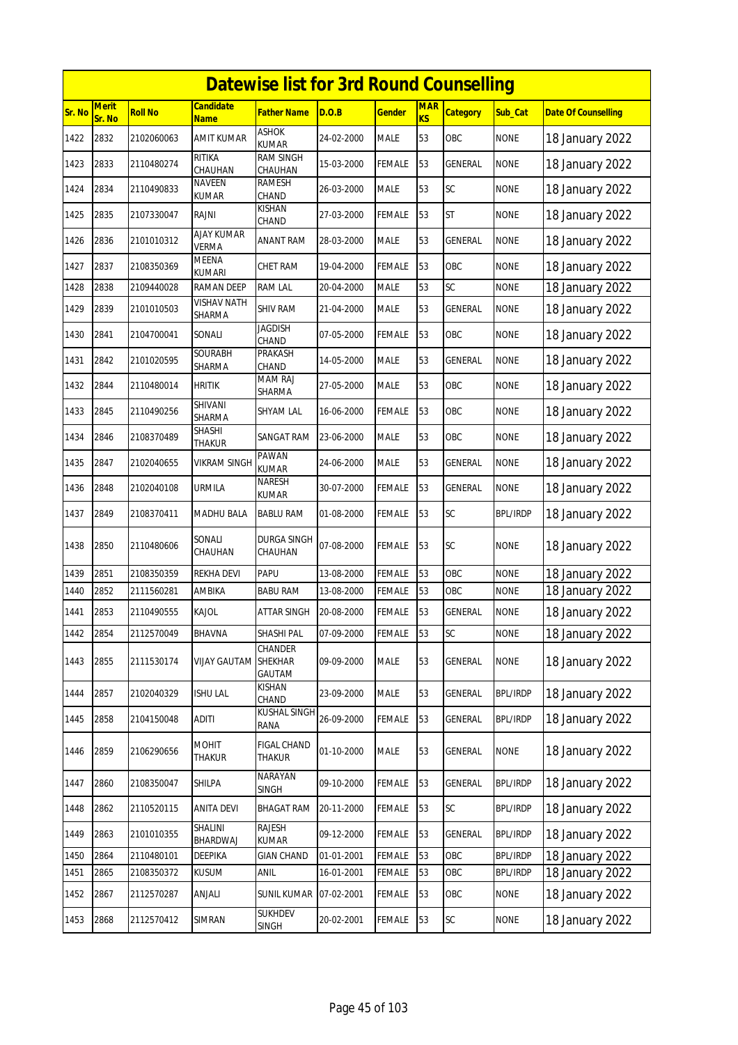# Datewise list for 3rd Round Counselling

| Sr. No | Merit Sr. No | Roll No | Candidate Name | Father Name | D.O.B | Gender | MARKS | Category | Sub_Cat | Date Of Counselling |
|---|---|---|---|---|---|---|---|---|---|---|
| 1422 | 2832 | 2102060063 | AMIT KUMAR | ASHOK KUMAR | 24-02-2000 | MALE | 53 | OBC | NONE | 18 January 2022 |
| 1423 | 2833 | 2110480274 | RITIKA CHAUHAN | RAM SINGH CHAUHAN | 15-03-2000 | FEMALE | 53 | GENERAL | NONE | 18 January 2022 |
| 1424 | 2834 | 2110490833 | NAVEEN KUMAR | RAMESH CHAND | 26-03-2000 | MALE | 53 | SC | NONE | 18 January 2022 |
| 1425 | 2835 | 2107330047 | RAJNI | KISHAN CHAND | 27-03-2000 | FEMALE | 53 | ST | NONE | 18 January 2022 |
| 1426 | 2836 | 2101010312 | AJAY KUMAR VERMA | ANANT RAM | 28-03-2000 | MALE | 53 | GENERAL | NONE | 18 January 2022 |
| 1427 | 2837 | 2108350369 | MEENA KUMARI | CHET RAM | 19-04-2000 | FEMALE | 53 | OBC | NONE | 18 January 2022 |
| 1428 | 2838 | 2109440028 | RAMAN DEEP | RAM LAL | 20-04-2000 | MALE | 53 | SC | NONE | 18 January 2022 |
| 1429 | 2839 | 2101010503 | VISHAV NATH SHARMA | SHIV RAM | 21-04-2000 | MALE | 53 | GENERAL | NONE | 18 January 2022 |
| 1430 | 2841 | 2104700041 | SONALI | JAGDISH CHAND | 07-05-2000 | FEMALE | 53 | OBC | NONE | 18 January 2022 |
| 1431 | 2842 | 2101020595 | SOURABH SHARMA | PRAKASH CHAND | 14-05-2000 | MALE | 53 | GENERAL | NONE | 18 January 2022 |
| 1432 | 2844 | 2110480014 | HRITIK | MAM RAJ SHARMA | 27-05-2000 | MALE | 53 | OBC | NONE | 18 January 2022 |
| 1433 | 2845 | 2110490256 | SHIVANI SHARMA | SHYAM LAL | 16-06-2000 | FEMALE | 53 | OBC | NONE | 18 January 2022 |
| 1434 | 2846 | 2108370489 | SHASHI THAKUR | SANGAT RAM | 23-06-2000 | MALE | 53 | OBC | NONE | 18 January 2022 |
| 1435 | 2847 | 2102040655 | VIKRAM SINGH | PAWAN KUMAR | 24-06-2000 | MALE | 53 | GENERAL | NONE | 18 January 2022 |
| 1436 | 2848 | 2102040108 | URMILA | NARESH KUMAR | 30-07-2000 | FEMALE | 53 | GENERAL | NONE | 18 January 2022 |
| 1437 | 2849 | 2108370411 | MADHU BALA | BABLU RAM | 01-08-2000 | FEMALE | 53 | SC | BPL/IRDP | 18 January 2022 |
| 1438 | 2850 | 2110480606 | SONALI CHAUHAN | DURGA SINGH CHAUHAN | 07-08-2000 | FEMALE | 53 | SC | NONE | 18 January 2022 |
| 1439 | 2851 | 2108350359 | REKHA DEVI | PAPU | 13-08-2000 | FEMALE | 53 | OBC | NONE | 18 January 2022 |
| 1440 | 2852 | 2111560281 | AMBIKA | BABU RAM | 13-08-2000 | FEMALE | 53 | OBC | NONE | 18 January 2022 |
| 1441 | 2853 | 2110490555 | KAJOL | ATTAR SINGH | 20-08-2000 | FEMALE | 53 | GENERAL | NONE | 18 January 2022 |
| 1442 | 2854 | 2112570049 | BHAVNA | SHASHI PAL | 07-09-2000 | FEMALE | 53 | SC | NONE | 18 January 2022 |
| 1443 | 2855 | 2111530174 | VIJAY GAUTAM | CHANDER SHEKHAR GAUTAM | 09-09-2000 | MALE | 53 | GENERAL | NONE | 18 January 2022 |
| 1444 | 2857 | 2102040329 | ISHU LAL | KISHAN CHAND | 23-09-2000 | MALE | 53 | GENERAL | BPL/IRDP | 18 January 2022 |
| 1445 | 2858 | 2104150048 | ADITI | KUSHAL SINGH RANA | 26-09-2000 | FEMALE | 53 | GENERAL | BPL/IRDP | 18 January 2022 |
| 1446 | 2859 | 2106290656 | MOHIT THAKUR | FIGAL CHAND THAKUR | 01-10-2000 | MALE | 53 | GENERAL | NONE | 18 January 2022 |
| 1447 | 2860 | 2108350047 | SHILPA | NARAYAN SINGH | 09-10-2000 | FEMALE | 53 | GENERAL | BPL/IRDP | 18 January 2022 |
| 1448 | 2862 | 2110520115 | ANITA DEVI | BHAGAT RAM | 20-11-2000 | FEMALE | 53 | SC | BPL/IRDP | 18 January 2022 |
| 1449 | 2863 | 2101010355 | SHALINI BHARDWAJ | RAJESH KUMAR | 09-12-2000 | FEMALE | 53 | GENERAL | BPL/IRDP | 18 January 2022 |
| 1450 | 2864 | 2110480101 | DEEPIKA | GIAN CHAND | 01-01-2001 | FEMALE | 53 | OBC | BPL/IRDP | 18 January 2022 |
| 1451 | 2865 | 2108350372 | KUSUM | ANIL | 16-01-2001 | FEMALE | 53 | OBC | BPL/IRDP | 18 January 2022 |
| 1452 | 2867 | 2112570287 | ANJALI | SUNIL KUMAR | 07-02-2001 | FEMALE | 53 | OBC | NONE | 18 January 2022 |
| 1453 | 2868 | 2112570412 | SIMRAN | SUKHDEV SINGH | 20-02-2001 | FEMALE | 53 | SC | NONE | 18 January 2022 |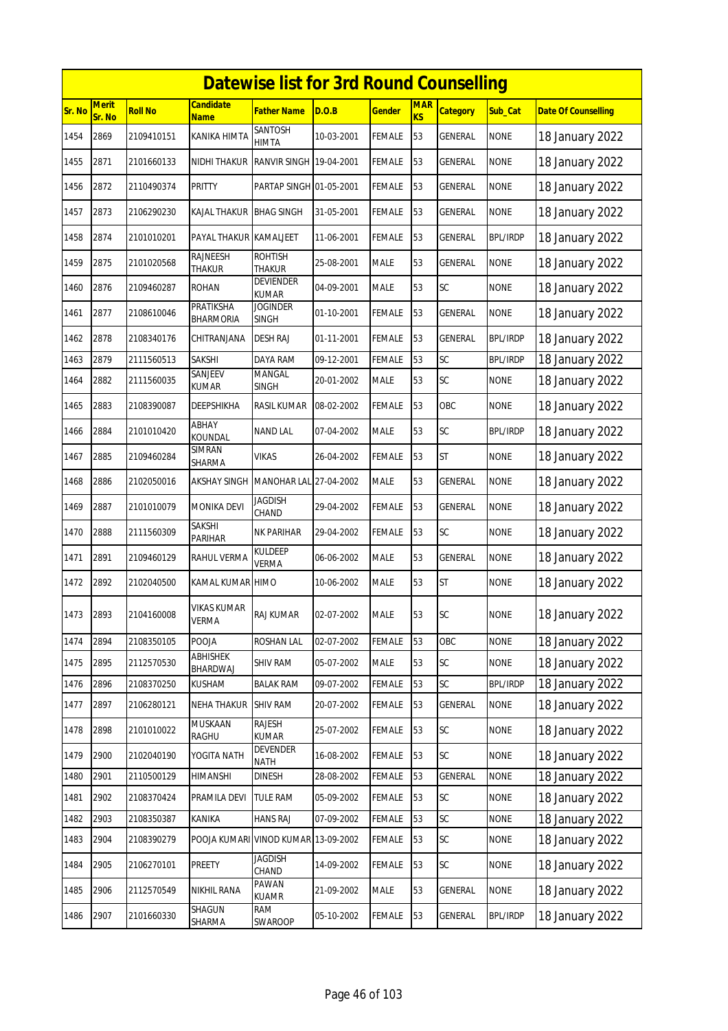# Datewise list for 3rd Round Counselling

| Sr. No | Merit Sr. No | Roll No | Candidate Name | Father Name | D.O.B | Gender | MARKS | Category | Sub_Cat | Date Of Counselling |
|---|---|---|---|---|---|---|---|---|---|---|
| 1454 | 2869 | 2109410151 | KANIKA HIMTA | SANTOSH HIMTA | 10-03-2001 | FEMALE | 53 | GENERAL | NONE | 18 January 2022 |
| 1455 | 2871 | 2101660133 | NIDHI THAKUR | RANVIR SINGH | 19-04-2001 | FEMALE | 53 | GENERAL | NONE | 18 January 2022 |
| 1456 | 2872 | 2110490374 | PRITTY | PARTAP SINGH | 01-05-2001 | FEMALE | 53 | GENERAL | NONE | 18 January 2022 |
| 1457 | 2873 | 2106290230 | KAJAL THAKUR | BHAG SINGH | 31-05-2001 | FEMALE | 53 | GENERAL | NONE | 18 January 2022 |
| 1458 | 2874 | 2101010201 | PAYAL THAKUR | KAMALJEET | 11-06-2001 | FEMALE | 53 | GENERAL | BPL/IRDP | 18 January 2022 |
| 1459 | 2875 | 2101020568 | RAJNEESH THAKUR | ROHTISH THAKUR | 25-08-2001 | MALE | 53 | GENERAL | NONE | 18 January 2022 |
| 1460 | 2876 | 2109460287 | ROHAN | DEVIENDER KUMAR | 04-09-2001 | MALE | 53 | SC | NONE | 18 January 2022 |
| 1461 | 2877 | 2108610046 | PRATIKSHA BHARMORIA | JOGINDER SINGH | 01-10-2001 | FEMALE | 53 | GENERAL | NONE | 18 January 2022 |
| 1462 | 2878 | 2108340176 | CHITRANJANA | DESH RAJ | 01-11-2001 | FEMALE | 53 | GENERAL | BPL/IRDP | 18 January 2022 |
| 1463 | 2879 | 2111560513 | SAKSHI | DAYA RAM | 09-12-2001 | FEMALE | 53 | SC | BPL/IRDP | 18 January 2022 |
| 1464 | 2882 | 2111560035 | SANJEEV KUMAR | MANGAL SINGH | 20-01-2002 | MALE | 53 | SC | NONE | 18 January 2022 |
| 1465 | 2883 | 2108390087 | DEEPSHIKHA | RASIL KUMAR | 08-02-2002 | FEMALE | 53 | OBC | NONE | 18 January 2022 |
| 1466 | 2884 | 2101010420 | ABHAY KOUNDAL | NAND LAL | 07-04-2002 | MALE | 53 | SC | BPL/IRDP | 18 January 2022 |
| 1467 | 2885 | 2109460284 | SIMRAN SHARMA | VIKAS | 26-04-2002 | FEMALE | 53 | ST | NONE | 18 January 2022 |
| 1468 | 2886 | 2102050016 | AKSHAY SINGH | MANOHAR LAL | 27-04-2002 | MALE | 53 | GENERAL | NONE | 18 January 2022 |
| 1469 | 2887 | 2101010079 | MONIKA DEVI | JAGDISH CHAND | 29-04-2002 | FEMALE | 53 | GENERAL | NONE | 18 January 2022 |
| 1470 | 2888 | 2111560309 | SAKSHI PARIHAR | NK PARIHAR | 29-04-2002 | FEMALE | 53 | SC | NONE | 18 January 2022 |
| 1471 | 2891 | 2109460129 | RAHUL VERMA | KULDEEP VERMA | 06-06-2002 | MALE | 53 | GENERAL | NONE | 18 January 2022 |
| 1472 | 2892 | 2102040500 | KAMAL KUMAR | HIMO | 10-06-2002 | MALE | 53 | ST | NONE | 18 January 2022 |
| 1473 | 2893 | 2104160008 | VIKAS KUMAR VERMA | RAJ KUMAR | 02-07-2002 | MALE | 53 | SC | NONE | 18 January 2022 |
| 1474 | 2894 | 2108350105 | POOJA | ROSHAN LAL | 02-07-2002 | FEMALE | 53 | OBC | NONE | 18 January 2022 |
| 1475 | 2895 | 2112570530 | ABHISHEK BHARDWAJ | SHIV RAM | 05-07-2002 | MALE | 53 | SC | NONE | 18 January 2022 |
| 1476 | 2896 | 2108370250 | KUSHAM | BALAK RAM | 09-07-2002 | FEMALE | 53 | SC | BPL/IRDP | 18 January 2022 |
| 1477 | 2897 | 2106280121 | NEHA THAKUR | SHIV RAM | 20-07-2002 | FEMALE | 53 | GENERAL | NONE | 18 January 2022 |
| 1478 | 2898 | 2101010022 | MUSKAAN RAGHU | RAJESH KUMAR | 25-07-2002 | FEMALE | 53 | SC | NONE | 18 January 2022 |
| 1479 | 2900 | 2102040190 | YOGITA NATH | DEVENDER NATH | 16-08-2002 | FEMALE | 53 | SC | NONE | 18 January 2022 |
| 1480 | 2901 | 2110500129 | HIMANSHI | DINESH | 28-08-2002 | FEMALE | 53 | GENERAL | NONE | 18 January 2022 |
| 1481 | 2902 | 2108370424 | PRAMILA DEVI | TULE RAM | 05-09-2002 | FEMALE | 53 | SC | NONE | 18 January 2022 |
| 1482 | 2903 | 2108350387 | KANIKA | HANS RAJ | 07-09-2002 | FEMALE | 53 | SC | NONE | 18 January 2022 |
| 1483 | 2904 | 2108390279 | POOJA KUMARI | VINOD KUMAR | 13-09-2002 | FEMALE | 53 | SC | NONE | 18 January 2022 |
| 1484 | 2905 | 2106270101 | PREETY | JAGDISH CHAND | 14-09-2002 | FEMALE | 53 | SC | NONE | 18 January 2022 |
| 1485 | 2906 | 2112570549 | NIKHIL RANA | PAWAN KUAMR | 21-09-2002 | MALE | 53 | GENERAL | NONE | 18 January 2022 |
| 1486 | 2907 | 2101660330 | SHAGUN SHARMA | RAM SWAROOP | 05-10-2002 | FEMALE | 53 | GENERAL | BPL/IRDP | 18 January 2022 |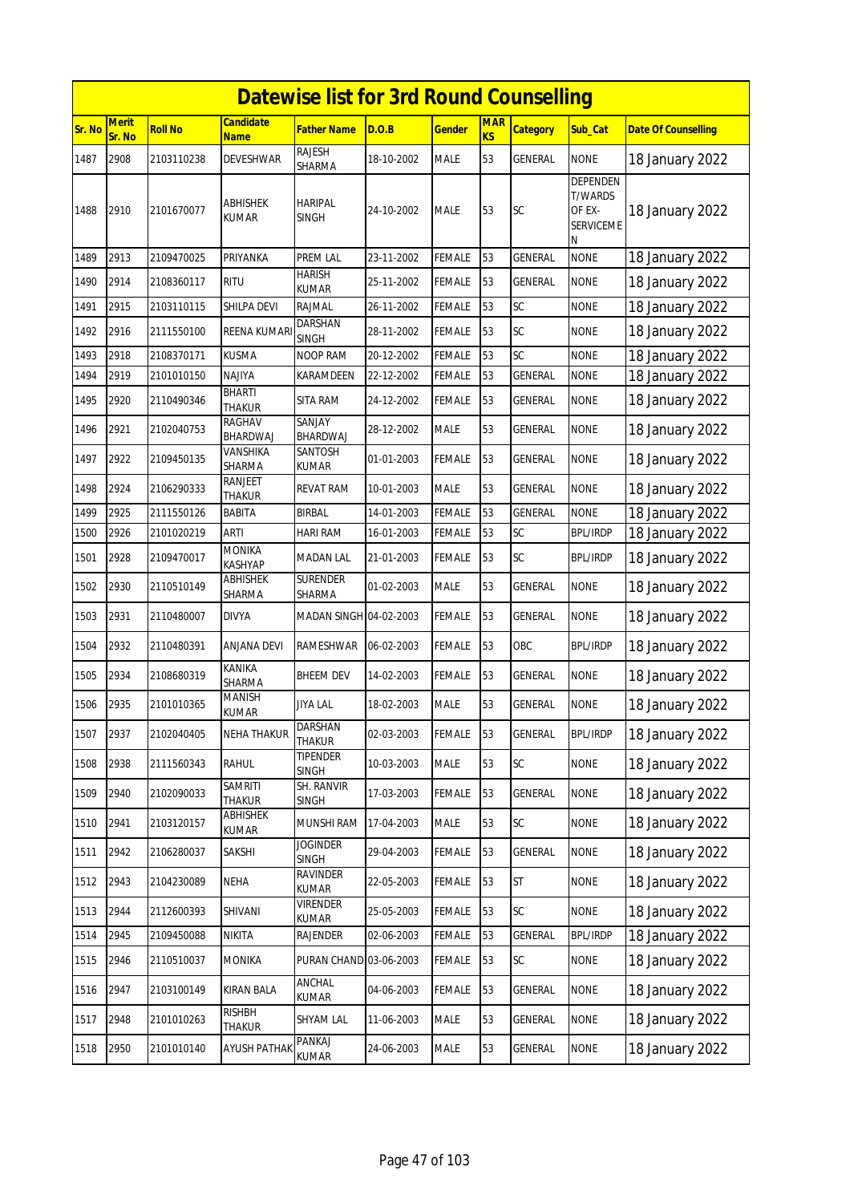# Datewise list for 3rd Round Counselling

| Sr. No | Merit Sr. No | Roll No | Candidate Name | Father Name | D.O.B | Gender | MARKS | Category | Sub_Cat | Date Of Counselling |
|---|---|---|---|---|---|---|---|---|---|---|
| 1487 | 2908 | 2103110238 | DEVESHWAR | RAJESH SHARMA | 18-10-2002 | MALE | 53 | GENERAL | NONE | 18 January 2022 |
| 1488 | 2910 | 2101670077 | ABHISHEK KUMAR | HARIPAL SINGH | 24-10-2002 | MALE | 53 | SC | DEPENDENT/WARDS OF EX-SERVICEMEN | 18 January 2022 |
| 1489 | 2913 | 2109470025 | PRIYANKA | PREM LAL | 23-11-2002 | FEMALE | 53 | GENERAL | NONE | 18 January 2022 |
| 1490 | 2914 | 2108360117 | RITU | HARISH KUMAR | 25-11-2002 | FEMALE | 53 | GENERAL | NONE | 18 January 2022 |
| 1491 | 2915 | 2103110115 | SHILPA DEVI | RAJMAL | 26-11-2002 | FEMALE | 53 | SC | NONE | 18 January 2022 |
| 1492 | 2916 | 2111550100 | REENA KUMARI | DARSHAN SINGH | 28-11-2002 | FEMALE | 53 | SC | NONE | 18 January 2022 |
| 1493 | 2918 | 2108370171 | KUSMA | NOOP RAM | 20-12-2002 | FEMALE | 53 | SC | NONE | 18 January 2022 |
| 1494 | 2919 | 2101010150 | NAJIYA | KARAMDEEN | 22-12-2002 | FEMALE | 53 | GENERAL | NONE | 18 January 2022 |
| 1495 | 2920 | 2110490346 | BHARTI THAKUR | SITA RAM | 24-12-2002 | FEMALE | 53 | GENERAL | NONE | 18 January 2022 |
| 1496 | 2921 | 2102040753 | RAGHAV BHARDWAJ | SANJAY BHARDWAJ | 28-12-2002 | MALE | 53 | GENERAL | NONE | 18 January 2022 |
| 1497 | 2922 | 2109450135 | VANSHIKA SHARMA | SANTOSH KUMAR | 01-01-2003 | FEMALE | 53 | GENERAL | NONE | 18 January 2022 |
| 1498 | 2924 | 2106290333 | RANJEET THAKUR | REVAT RAM | 10-01-2003 | MALE | 53 | GENERAL | NONE | 18 January 2022 |
| 1499 | 2925 | 2111550126 | BABITA | BIRBAL | 14-01-2003 | FEMALE | 53 | GENERAL | NONE | 18 January 2022 |
| 1500 | 2926 | 2101020219 | ARTI | HARI RAM | 16-01-2003 | FEMALE | 53 | SC | BPL/IRDP | 18 January 2022 |
| 1501 | 2928 | 2109470017 | MONIKA KASHYAP | MADAN LAL | 21-01-2003 | FEMALE | 53 | SC | BPL/IRDP | 18 January 2022 |
| 1502 | 2930 | 2110510149 | ABHISHEK SHARMA | SURENDER SHARMA | 01-02-2003 | MALE | 53 | GENERAL | NONE | 18 January 2022 |
| 1503 | 2931 | 2110480007 | DIVYA | MADAN SINGH | 04-02-2003 | FEMALE | 53 | GENERAL | NONE | 18 January 2022 |
| 1504 | 2932 | 2110480391 | ANJANA DEVI | RAMESHWAR | 06-02-2003 | FEMALE | 53 | OBC | BPL/IRDP | 18 January 2022 |
| 1505 | 2934 | 2108680319 | KANIKA SHARMA | BHEEM DEV | 14-02-2003 | FEMALE | 53 | GENERAL | NONE | 18 January 2022 |
| 1506 | 2935 | 2101010365 | MANISH KUMAR | JIYA LAL | 18-02-2003 | MALE | 53 | GENERAL | NONE | 18 January 2022 |
| 1507 | 2937 | 2102040405 | NEHA THAKUR | DARSHAN THAKUR | 02-03-2003 | FEMALE | 53 | GENERAL | BPL/IRDP | 18 January 2022 |
| 1508 | 2938 | 2111560343 | RAHUL | TIPENDER SINGH | 10-03-2003 | MALE | 53 | SC | NONE | 18 January 2022 |
| 1509 | 2940 | 2102090033 | SAMRITI THAKUR | SH. RANVIR SINGH | 17-03-2003 | FEMALE | 53 | GENERAL | NONE | 18 January 2022 |
| 1510 | 2941 | 2103120157 | ABHISHEK KUMAR | MUNSHI RAM | 17-04-2003 | MALE | 53 | SC | NONE | 18 January 2022 |
| 1511 | 2942 | 2106280037 | SAKSHI | JOGINDER SINGH | 29-04-2003 | FEMALE | 53 | GENERAL | NONE | 18 January 2022 |
| 1512 | 2943 | 2104230089 | NEHA | RAVINDER KUMAR | 22-05-2003 | FEMALE | 53 | ST | NONE | 18 January 2022 |
| 1513 | 2944 | 2112600393 | SHIVANI | VIRENDER KUMAR | 25-05-2003 | FEMALE | 53 | SC | NONE | 18 January 2022 |
| 1514 | 2945 | 2109450088 | NIKITA | RAJENDER | 02-06-2003 | FEMALE | 53 | GENERAL | BPL/IRDP | 18 January 2022 |
| 1515 | 2946 | 2110510037 | MONIKA | PURAN CHAND | 03-06-2003 | FEMALE | 53 | SC | NONE | 18 January 2022 |
| 1516 | 2947 | 2103100149 | KIRAN BALA | ANCHAL KUMAR | 04-06-2003 | FEMALE | 53 | GENERAL | NONE | 18 January 2022 |
| 1517 | 2948 | 2101010263 | RISHBH THAKUR | SHYAM LAL | 11-06-2003 | MALE | 53 | GENERAL | NONE | 18 January 2022 |
| 1518 | 2950 | 2101010140 | AYUSH PATHAK | PANKAJ KUMAR | 24-06-2003 | MALE | 53 | GENERAL | NONE | 18 January 2022 |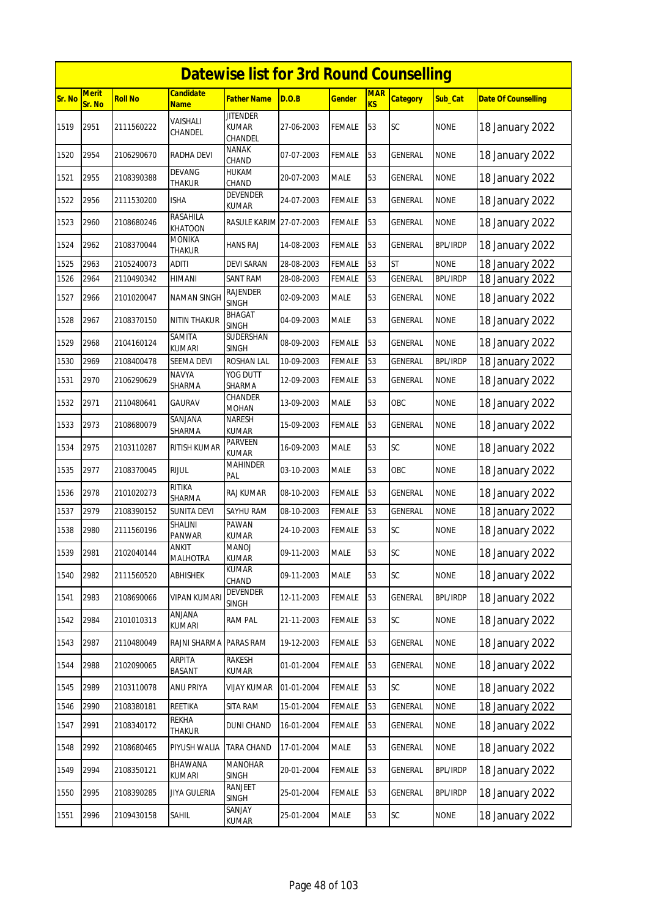# Datewise list for 3rd Round Counselling

| Sr. No | Merit Sr. No | Roll No | Candidate Name | Father Name | D.O.B | Gender | MARKS | Category | Sub_Cat | Date Of Counselling |
|---|---|---|---|---|---|---|---|---|---|---|
| 1519 | 2951 | 2111560222 | VAISHALI CHANDEL | JITENDER KUMAR CHANDEL | 27-06-2003 | FEMALE | 53 | SC | NONE | 18 January 2022 |
| 1520 | 2954 | 2106290670 | RADHA DEVI | NANAK CHAND | 07-07-2003 | FEMALE | 53 | GENERAL | NONE | 18 January 2022 |
| 1521 | 2955 | 2108390388 | DEVANG THAKUR | HUKAM CHAND | 20-07-2003 | MALE | 53 | GENERAL | NONE | 18 January 2022 |
| 1522 | 2956 | 2111530200 | ISHA | DEVENDER KUMAR | 24-07-2003 | FEMALE | 53 | GENERAL | NONE | 18 January 2022 |
| 1523 | 2960 | 2108680246 | RASAHILA KHATOON | RASULE KARIM | 27-07-2003 | FEMALE | 53 | GENERAL | NONE | 18 January 2022 |
| 1524 | 2962 | 2108370044 | MONIKA THAKUR | HANS RAJ | 14-08-2003 | FEMALE | 53 | GENERAL | BPL/IRDP | 18 January 2022 |
| 1525 | 2963 | 2105240073 | ADITI | DEVI SARAN | 28-08-2003 | FEMALE | 53 | ST | NONE | 18 January 2022 |
| 1526 | 2964 | 2110490342 | HIMANI | SANT RAM | 28-08-2003 | FEMALE | 53 | GENERAL | BPL/IRDP | 18 January 2022 |
| 1527 | 2966 | 2101020047 | NAMAN SINGH | RAJENDER SINGH | 02-09-2003 | MALE | 53 | GENERAL | NONE | 18 January 2022 |
| 1528 | 2967 | 2108370150 | NITIN THAKUR | BHAGAT SINGH | 04-09-2003 | MALE | 53 | GENERAL | NONE | 18 January 2022 |
| 1529 | 2968 | 2104160124 | SAMITA KUMARI | SUDERSHAN SINGH | 08-09-2003 | FEMALE | 53 | GENERAL | NONE | 18 January 2022 |
| 1530 | 2969 | 2108400478 | SEEMA DEVI | ROSHAN LAL | 10-09-2003 | FEMALE | 53 | GENERAL | BPL/IRDP | 18 January 2022 |
| 1531 | 2970 | 2106290629 | NAVYA SHARMA | YOG DUTT SHARMA | 12-09-2003 | FEMALE | 53 | GENERAL | NONE | 18 January 2022 |
| 1532 | 2971 | 2110480641 | GAURAV | CHANDER MOHAN | 13-09-2003 | MALE | 53 | OBC | NONE | 18 January 2022 |
| 1533 | 2973 | 2108680079 | SANJANA SHARMA | NARESH KUMAR | 15-09-2003 | FEMALE | 53 | GENERAL | NONE | 18 January 2022 |
| 1534 | 2975 | 2103110287 | RITISH KUMAR | PARVEEN KUMAR | 16-09-2003 | MALE | 53 | SC | NONE | 18 January 2022 |
| 1535 | 2977 | 2108370045 | RIJUL | MAHINDER PAL | 03-10-2003 | MALE | 53 | OBC | NONE | 18 January 2022 |
| 1536 | 2978 | 2101020273 | RITIKA SHARMA | RAJ KUMAR | 08-10-2003 | FEMALE | 53 | GENERAL | NONE | 18 January 2022 |
| 1537 | 2979 | 2108390152 | SUNITA DEVI | SAYHU RAM | 08-10-2003 | FEMALE | 53 | GENERAL | NONE | 18 January 2022 |
| 1538 | 2980 | 2111560196 | SHALINI PANWAR | PAWAN KUMAR | 24-10-2003 | FEMALE | 53 | SC | NONE | 18 January 2022 |
| 1539 | 2981 | 2102040144 | ANKIT MALHOTRA | MANOJ KUMAR | 09-11-2003 | MALE | 53 | SC | NONE | 18 January 2022 |
| 1540 | 2982 | 2111560520 | ABHISHEK | KUMAR CHAND | 09-11-2003 | MALE | 53 | SC | NONE | 18 January 2022 |
| 1541 | 2983 | 2108690066 | VIPAN KUMARI | DEVENDER SINGH | 12-11-2003 | FEMALE | 53 | GENERAL | BPL/IRDP | 18 January 2022 |
| 1542 | 2984 | 2101010313 | ANJANA KUMARI | RAM PAL | 21-11-2003 | FEMALE | 53 | SC | NONE | 18 January 2022 |
| 1543 | 2987 | 2110480049 | RAJNI SHARMA | PARAS RAM | 19-12-2003 | FEMALE | 53 | GENERAL | NONE | 18 January 2022 |
| 1544 | 2988 | 2102090065 | ARPITA BASANT | RAKESH KUMAR | 01-01-2004 | FEMALE | 53 | GENERAL | NONE | 18 January 2022 |
| 1545 | 2989 | 2103110078 | ANU PRIYA | VIJAY KUMAR | 01-01-2004 | FEMALE | 53 | SC | NONE | 18 January 2022 |
| 1546 | 2990 | 2108380181 | REETIKA | SITA RAM | 15-01-2004 | FEMALE | 53 | GENERAL | NONE | 18 January 2022 |
| 1547 | 2991 | 2108340172 | REKHA THAKUR | DUNI CHAND | 16-01-2004 | FEMALE | 53 | GENERAL | NONE | 18 January 2022 |
| 1548 | 2992 | 2108680465 | PIYUSH WALIA | TARA CHAND | 17-01-2004 | MALE | 53 | GENERAL | NONE | 18 January 2022 |
| 1549 | 2994 | 2108350121 | BHAWANA KUMARI | MANOHAR SINGH | 20-01-2004 | FEMALE | 53 | GENERAL | BPL/IRDP | 18 January 2022 |
| 1550 | 2995 | 2108390285 | JIYA GULERIA | RANJEET SINGH | 25-01-2004 | FEMALE | 53 | GENERAL | BPL/IRDP | 18 January 2022 |
| 1551 | 2996 | 2109430158 | SAHIL | SANJAY KUMAR | 25-01-2004 | MALE | 53 | SC | NONE | 18 January 2022 |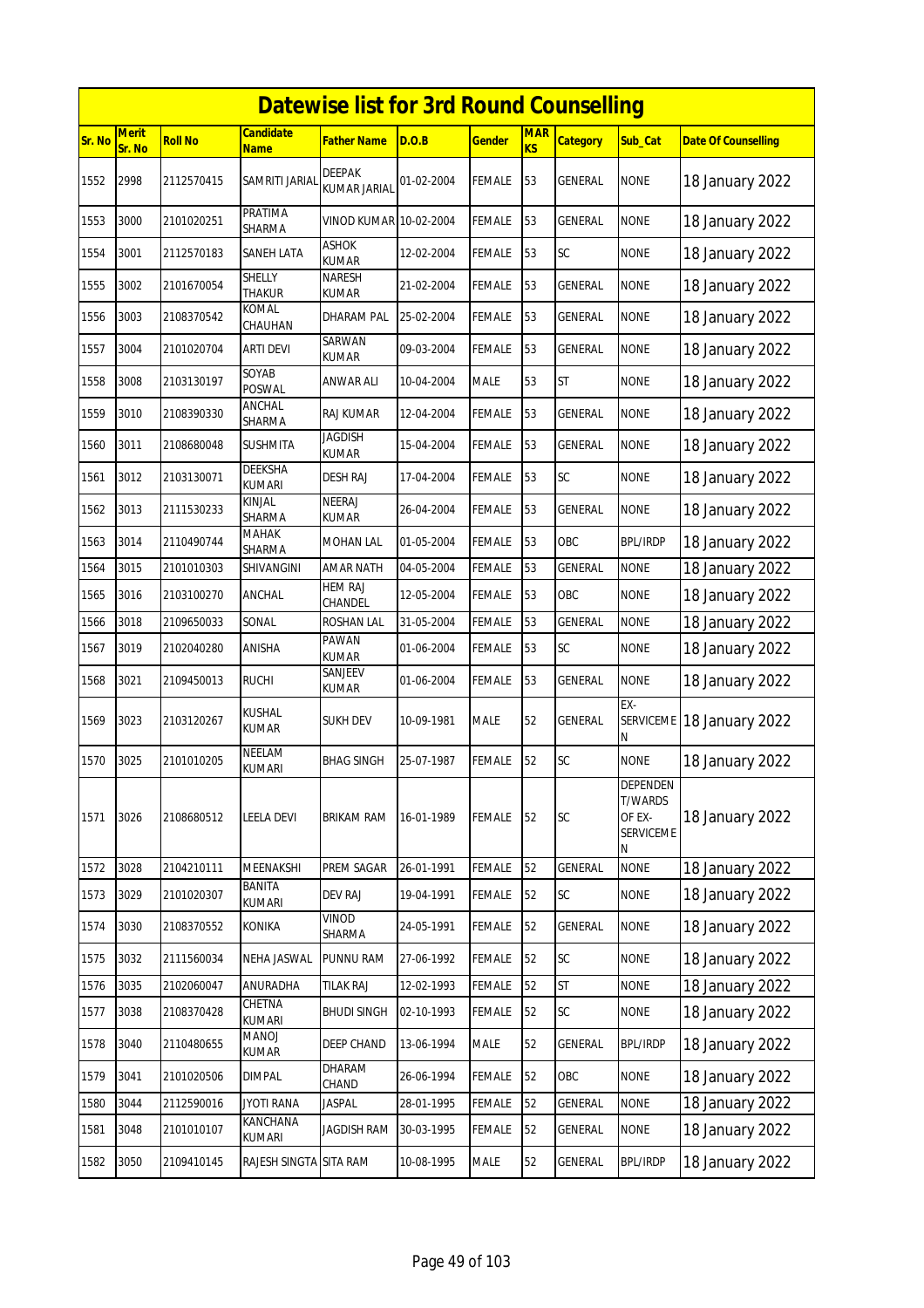# Datewise list for 3rd Round Counselling

| Sr. No | Merit Sr. No | Roll No | Candidate Name | Father Name | D.O.B | Gender | MARKS | Category | Sub_Cat | Date Of Counselling |
|---|---|---|---|---|---|---|---|---|---|---|
| 1552 | 2998 | 2112570415 | SAMRITI JARIAL | DEEPAK KUMAR JARIAL | 01-02-2004 | FEMALE | 53 | GENERAL | NONE | 18 January 2022 |
| 1553 | 3000 | 2101020251 | PRATIMA SHARMA | VINOD KUMAR | 10-02-2004 | FEMALE | 53 | GENERAL | NONE | 18 January 2022 |
| 1554 | 3001 | 2112570183 | SANEH LATA | ASHOK KUMAR | 12-02-2004 | FEMALE | 53 | SC | NONE | 18 January 2022 |
| 1555 | 3002 | 2101670054 | SHELLY THAKUR | NARESH KUMAR | 21-02-2004 | FEMALE | 53 | GENERAL | NONE | 18 January 2022 |
| 1556 | 3003 | 2108370542 | KOMAL CHAUHAN | DHARAM PAL | 25-02-2004 | FEMALE | 53 | GENERAL | NONE | 18 January 2022 |
| 1557 | 3004 | 2101020704 | ARTI DEVI | SARWAN KUMAR | 09-03-2004 | FEMALE | 53 | GENERAL | NONE | 18 January 2022 |
| 1558 | 3008 | 2103130197 | SOYAB POSWAL | ANWAR ALI | 10-04-2004 | MALE | 53 | ST | NONE | 18 January 2022 |
| 1559 | 3010 | 2108390330 | ANCHAL SHARMA | RAJ KUMAR | 12-04-2004 | FEMALE | 53 | GENERAL | NONE | 18 January 2022 |
| 1560 | 3011 | 2108680048 | SUSHMITA | JAGDISH KUMAR | 15-04-2004 | FEMALE | 53 | GENERAL | NONE | 18 January 2022 |
| 1561 | 3012 | 2103130071 | DEEKSHA KUMARI | DESH RAJ | 17-04-2004 | FEMALE | 53 | SC | NONE | 18 January 2022 |
| 1562 | 3013 | 2111530233 | KINJAL SHARMA | NEERAJ KUMAR | 26-04-2004 | FEMALE | 53 | GENERAL | NONE | 18 January 2022 |
| 1563 | 3014 | 2110490744 | MAHAK SHARMA | MOHAN LAL | 01-05-2004 | FEMALE | 53 | OBC | BPL/IRDP | 18 January 2022 |
| 1564 | 3015 | 2101010303 | SHIVANGINI | AMAR NATH | 04-05-2004 | FEMALE | 53 | GENERAL | NONE | 18 January 2022 |
| 1565 | 3016 | 2103100270 | ANCHAL | HEM RAJ CHANDEL | 12-05-2004 | FEMALE | 53 | OBC | NONE | 18 January 2022 |
| 1566 | 3018 | 2109650033 | SONAL | ROSHAN LAL | 31-05-2004 | FEMALE | 53 | GENERAL | NONE | 18 January 2022 |
| 1567 | 3019 | 2102040280 | ANISHA | PAWAN KUMAR | 01-06-2004 | FEMALE | 53 | SC | NONE | 18 January 2022 |
| 1568 | 3021 | 2109450013 | RUCHI | SANJEEV KUMAR | 01-06-2004 | FEMALE | 53 | GENERAL | NONE | 18 January 2022 |
| 1569 | 3023 | 2103120267 | KUSHAL KUMAR | SUKH DEV | 10-09-1981 | MALE | 52 | GENERAL | EX-SERVICEMEN | 18 January 2022 |
| 1570 | 3025 | 2101010205 | NEELAM KUMARI | BHAG SINGH | 25-07-1987 | FEMALE | 52 | SC | NONE | 18 January 2022 |
| 1571 | 3026 | 2108680512 | LEELA DEVI | BRIKAM RAM | 16-01-1989 | FEMALE | 52 | SC | DEPENDENT/WARDS OF EX-SERVICEMEN | 18 January 2022 |
| 1572 | 3028 | 2104210111 | MEENAKSHI | PREM SAGAR | 26-01-1991 | FEMALE | 52 | GENERAL | NONE | 18 January 2022 |
| 1573 | 3029 | 2101020307 | BANITA KUMARI | DEV RAJ | 19-04-1991 | FEMALE | 52 | SC | NONE | 18 January 2022 |
| 1574 | 3030 | 2108370552 | KONIKA | VINOD SHARMA | 24-05-1991 | FEMALE | 52 | GENERAL | NONE | 18 January 2022 |
| 1575 | 3032 | 2111560034 | NEHA JASWAL | PUNNU RAM | 27-06-1992 | FEMALE | 52 | SC | NONE | 18 January 2022 |
| 1576 | 3035 | 2102060047 | ANURADHA | TILAK RAJ | 12-02-1993 | FEMALE | 52 | ST | NONE | 18 January 2022 |
| 1577 | 3038 | 2108370428 | CHETNA KUMARI | BHUDI SINGH | 02-10-1993 | FEMALE | 52 | SC | NONE | 18 January 2022 |
| 1578 | 3040 | 2110480655 | MANOJ KUMAR | DEEP CHAND | 13-06-1994 | MALE | 52 | GENERAL | BPL/IRDP | 18 January 2022 |
| 1579 | 3041 | 2101020506 | DIMPAL | DHARAM CHAND | 26-06-1994 | FEMALE | 52 | OBC | NONE | 18 January 2022 |
| 1580 | 3044 | 2112590016 | JYOTI RANA | JASPAL | 28-01-1995 | FEMALE | 52 | GENERAL | NONE | 18 January 2022 |
| 1581 | 3048 | 2101010107 | KANCHANA KUMARI | JAGDISH RAM | 30-03-1995 | FEMALE | 52 | GENERAL | NONE | 18 January 2022 |
| 1582 | 3050 | 2109410145 | RAJESH SINGTA | SITA RAM | 10-08-1995 | MALE | 52 | GENERAL | BPL/IRDP | 18 January 2022 |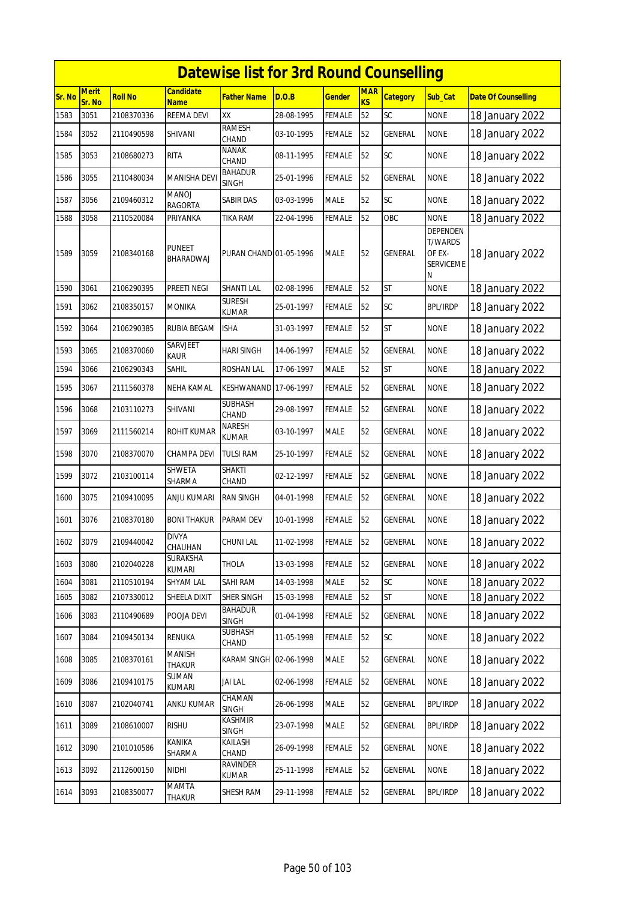# Datewise list for 3rd Round Counselling

| Sr. No | Merit Sr. No | Roll No | Candidate Name | Father Name | D.O.B | Gender | MARKS | Category | Sub_Cat | Date Of Counselling |
|---|---|---|---|---|---|---|---|---|---|---|
| 1583 | 3051 | 2108370336 | REEMA DEVI | XX | 28-08-1995 | FEMALE | 52 | SC | NONE | 18 January 2022 |
| 1584 | 3052 | 2110490598 | SHIVANI | RAMESH CHAND | 03-10-1995 | FEMALE | 52 | GENERAL | NONE | 18 January 2022 |
| 1585 | 3053 | 2108680273 | RITA | NANAK CHAND | 08-11-1995 | FEMALE | 52 | SC | NONE | 18 January 2022 |
| 1586 | 3055 | 2110480034 | MANISHA DEVI | BAHADUR SINGH | 25-01-1996 | FEMALE | 52 | GENERAL | NONE | 18 January 2022 |
| 1587 | 3056 | 2109460312 | MANOJ RAGORTA | SABIR DAS | 03-03-1996 | MALE | 52 | SC | NONE | 18 January 2022 |
| 1588 | 3058 | 2110520084 | PRIYANKA | TIKA RAM | 22-04-1996 | FEMALE | 52 | OBC | NONE | 18 January 2022 |
| 1589 | 3059 | 2108340168 | PUNEET BHARADWAJ | PURAN CHAND | 01-05-1996 | MALE | 52 | GENERAL | DEPENDENT/WARDS OF EX-SERVICEMEN | 18 January 2022 |
| 1590 | 3061 | 2106290395 | PREETI NEGI | SHANTI LAL | 02-08-1996 | FEMALE | 52 | ST | NONE | 18 January 2022 |
| 1591 | 3062 | 2108350157 | MONIKA | SURESH KUMAR | 25-01-1997 | FEMALE | 52 | SC | BPL/IRDP | 18 January 2022 |
| 1592 | 3064 | 2106290385 | RUBIA BEGAM | ISHA | 31-03-1997 | FEMALE | 52 | ST | NONE | 18 January 2022 |
| 1593 | 3065 | 2108370060 | SARVJEET KAUR | HARI SINGH | 14-06-1997 | FEMALE | 52 | GENERAL | NONE | 18 January 2022 |
| 1594 | 3066 | 2106290343 | SAHIL | ROSHAN LAL | 17-06-1997 | MALE | 52 | ST | NONE | 18 January 2022 |
| 1595 | 3067 | 2111560378 | NEHA KAMAL | KESHWANAND | 17-06-1997 | FEMALE | 52 | GENERAL | NONE | 18 January 2022 |
| 1596 | 3068 | 2103110273 | SHIVANI | SUBHASH CHAND | 29-08-1997 | FEMALE | 52 | GENERAL | NONE | 18 January 2022 |
| 1597 | 3069 | 2111560214 | ROHIT KUMAR | NARESH KUMAR | 03-10-1997 | MALE | 52 | GENERAL | NONE | 18 January 2022 |
| 1598 | 3070 | 2108370070 | CHAMPA DEVI | TULSI RAM | 25-10-1997 | FEMALE | 52 | GENERAL | NONE | 18 January 2022 |
| 1599 | 3072 | 2103100114 | SHWETA SHARMA | SHAKTI CHAND | 02-12-1997 | FEMALE | 52 | GENERAL | NONE | 18 January 2022 |
| 1600 | 3075 | 2109410095 | ANJU KUMARI | RAN SINGH | 04-01-1998 | FEMALE | 52 | GENERAL | NONE | 18 January 2022 |
| 1601 | 3076 | 2108370180 | BONI THAKUR | PARAM DEV | 10-01-1998 | FEMALE | 52 | GENERAL | NONE | 18 January 2022 |
| 1602 | 3079 | 2109440042 | DIVYA CHAUHAN | CHUNI LAL | 11-02-1998 | FEMALE | 52 | GENERAL | NONE | 18 January 2022 |
| 1603 | 3080 | 2102040228 | SURAKSHA KUMARI | THOLA | 13-03-1998 | FEMALE | 52 | GENERAL | NONE | 18 January 2022 |
| 1604 | 3081 | 2110510194 | SHYAM LAL | SAHI RAM | 14-03-1998 | MALE | 52 | SC | NONE | 18 January 2022 |
| 1605 | 3082 | 2107330012 | SHEELA DIXIT | SHER SINGH | 15-03-1998 | FEMALE | 52 | ST | NONE | 18 January 2022 |
| 1606 | 3083 | 2110490689 | POOJA DEVI | BAHADUR SINGH | 01-04-1998 | FEMALE | 52 | GENERAL | NONE | 18 January 2022 |
| 1607 | 3084 | 2109450134 | RENUKA | SUBHASH CHAND | 11-05-1998 | FEMALE | 52 | SC | NONE | 18 January 2022 |
| 1608 | 3085 | 2108370161 | MANISH THAKUR | KARAM SINGH | 02-06-1998 | MALE | 52 | GENERAL | NONE | 18 January 2022 |
| 1609 | 3086 | 2109410175 | SUMAN KUMARI | JAI LAL | 02-06-1998 | FEMALE | 52 | GENERAL | NONE | 18 January 2022 |
| 1610 | 3087 | 2102040741 | ANKU KUMAR | CHAMAN SINGH | 26-06-1998 | MALE | 52 | GENERAL | BPL/IRDP | 18 January 2022 |
| 1611 | 3089 | 2108610007 | RISHU | KASHMIR SINGH | 23-07-1998 | MALE | 52 | GENERAL | BPL/IRDP | 18 January 2022 |
| 1612 | 3090 | 2101010586 | KANIKA SHARMA | KAILASH CHAND | 26-09-1998 | FEMALE | 52 | GENERAL | NONE | 18 January 2022 |
| 1613 | 3092 | 2112600150 | NIDHI | RAVINDER KUMAR | 25-11-1998 | FEMALE | 52 | GENERAL | NONE | 18 January 2022 |
| 1614 | 3093 | 2108350077 | MAMTA THAKUR | SHESH RAM | 29-11-1998 | FEMALE | 52 | GENERAL | BPL/IRDP | 18 January 2022 |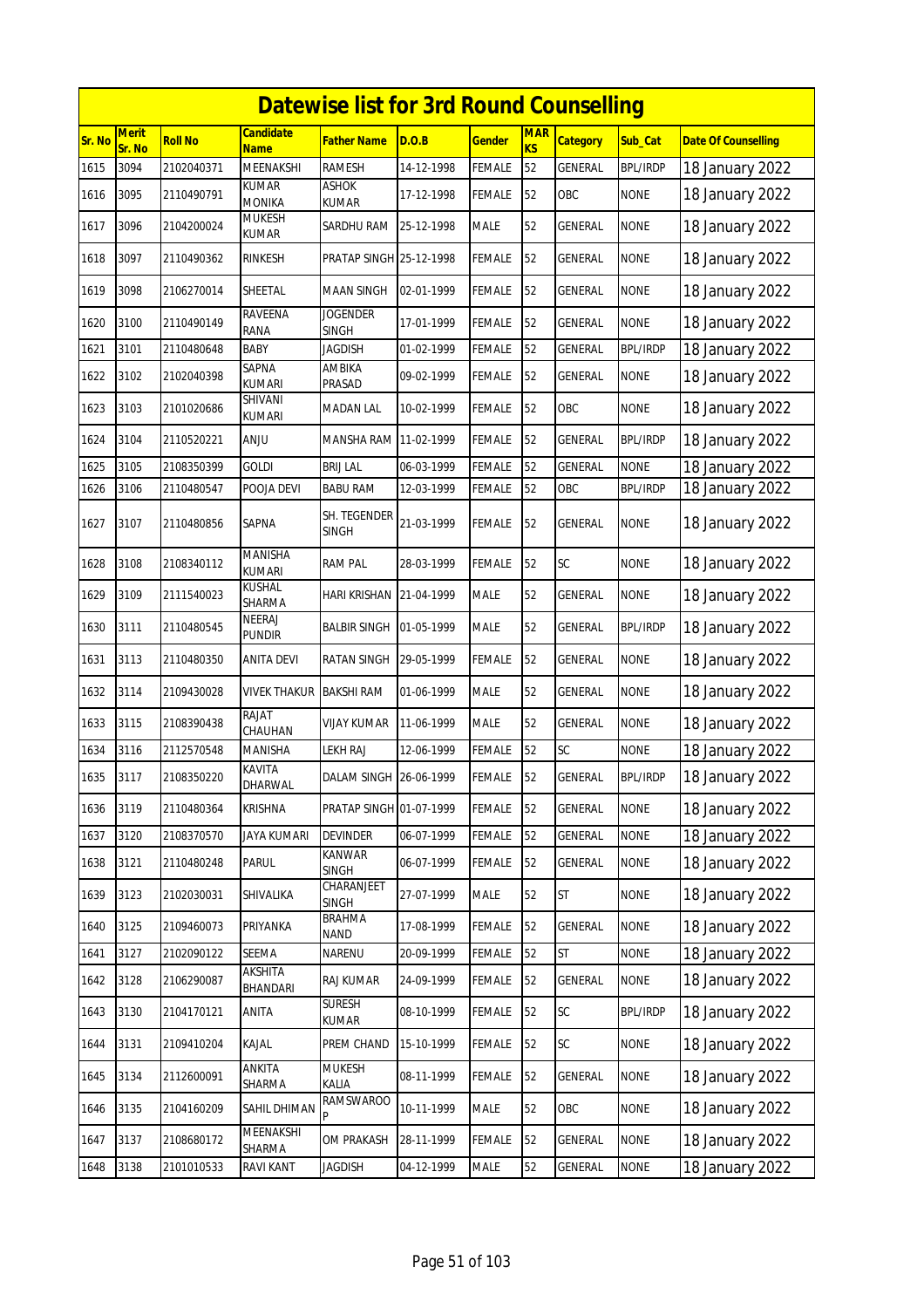# Datewise list for 3rd Round Counselling

| Sr. No | Merit Sr. No | Roll No | Candidate Name | Father Name | D.O.B | Gender | MARKS | Category | Sub_Cat | Date Of Counselling |
|---|---|---|---|---|---|---|---|---|---|---|
| 1615 | 3094 | 2102040371 | MEENAKSHI | RAMESH | 14-12-1998 | FEMALE | 52 | GENERAL | BPL/IRDP | 18 January 2022 |
| 1616 | 3095 | 2110490791 | KUMAR MONIKA | ASHOK KUMAR | 17-12-1998 | FEMALE | 52 | OBC | NONE | 18 January 2022 |
| 1617 | 3096 | 2104200024 | MUKESH KUMAR | SARDHU RAM | 25-12-1998 | MALE | 52 | GENERAL | NONE | 18 January 2022 |
| 1618 | 3097 | 2110490362 | RINKESH | PRATAP SINGH | 25-12-1998 | FEMALE | 52 | GENERAL | NONE | 18 January 2022 |
| 1619 | 3098 | 2106270014 | SHEETAL | MAAN SINGH | 02-01-1999 | FEMALE | 52 | GENERAL | NONE | 18 January 2022 |
| 1620 | 3100 | 2110490149 | RAVEENA RANA | JOGENDER SINGH | 17-01-1999 | FEMALE | 52 | GENERAL | NONE | 18 January 2022 |
| 1621 | 3101 | 2110480648 | BABY | JAGDISH | 01-02-1999 | FEMALE | 52 | GENERAL | BPL/IRDP | 18 January 2022 |
| 1622 | 3102 | 2102040398 | SAPNA KUMARI | AMBIKA PRASAD | 09-02-1999 | FEMALE | 52 | GENERAL | NONE | 18 January 2022 |
| 1623 | 3103 | 2101020686 | SHIVANI KUMARI | MADAN LAL | 10-02-1999 | FEMALE | 52 | OBC | NONE | 18 January 2022 |
| 1624 | 3104 | 2110520221 | ANJU | MANSHA RAM | 11-02-1999 | FEMALE | 52 | GENERAL | BPL/IRDP | 18 January 2022 |
| 1625 | 3105 | 2108350399 | GOLDI | BRIJ LAL | 06-03-1999 | FEMALE | 52 | GENERAL | NONE | 18 January 2022 |
| 1626 | 3106 | 2110480547 | POOJA DEVI | BABU RAM | 12-03-1999 | FEMALE | 52 | OBC | BPL/IRDP | 18 January 2022 |
| 1627 | 3107 | 2110480856 | SAPNA | SH. TEGENDER SINGH | 21-03-1999 | FEMALE | 52 | GENERAL | NONE | 18 January 2022 |
| 1628 | 3108 | 2108340112 | MANISHA KUMARI | RAM PAL | 28-03-1999 | FEMALE | 52 | SC | NONE | 18 January 2022 |
| 1629 | 3109 | 2111540023 | KUSHAL SHARMA | HARI KRISHAN | 21-04-1999 | MALE | 52 | GENERAL | NONE | 18 January 2022 |
| 1630 | 3111 | 2110480545 | NEERAJ PUNDIR | BALBIR SINGH | 01-05-1999 | MALE | 52 | GENERAL | BPL/IRDP | 18 January 2022 |
| 1631 | 3113 | 2110480350 | ANITA DEVI | RATAN SINGH | 29-05-1999 | FEMALE | 52 | GENERAL | NONE | 18 January 2022 |
| 1632 | 3114 | 2109430028 | VIVEK THAKUR | BAKSHI RAM | 01-06-1999 | MALE | 52 | GENERAL | NONE | 18 January 2022 |
| 1633 | 3115 | 2108390438 | RAJAT CHAUHAN | VIJAY KUMAR | 11-06-1999 | MALE | 52 | GENERAL | NONE | 18 January 2022 |
| 1634 | 3116 | 2112570548 | MANISHA | LEKH RAJ | 12-06-1999 | FEMALE | 52 | SC | NONE | 18 January 2022 |
| 1635 | 3117 | 2108350220 | KAVITA DHARWAL | DALAM SINGH | 26-06-1999 | FEMALE | 52 | GENERAL | BPL/IRDP | 18 January 2022 |
| 1636 | 3119 | 2110480364 | KRISHNA | PRATAP SINGH | 01-07-1999 | FEMALE | 52 | GENERAL | NONE | 18 January 2022 |
| 1637 | 3120 | 2108370570 | JAYA KUMARI | DEVINDER | 06-07-1999 | FEMALE | 52 | GENERAL | NONE | 18 January 2022 |
| 1638 | 3121 | 2110480248 | PARUL | KANWAR SINGH | 06-07-1999 | FEMALE | 52 | GENERAL | NONE | 18 January 2022 |
| 1639 | 3123 | 2102030031 | SHIVALIKA | CHARANJEET SINGH | 27-07-1999 | MALE | 52 | ST | NONE | 18 January 2022 |
| 1640 | 3125 | 2109460073 | PRIYANKA | BRAHMA NAND | 17-08-1999 | FEMALE | 52 | GENERAL | NONE | 18 January 2022 |
| 1641 | 3127 | 2102090122 | SEEMA | NARENU | 20-09-1999 | FEMALE | 52 | ST | NONE | 18 January 2022 |
| 1642 | 3128 | 2106290087 | AKSHITA BHANDARI | RAJ KUMAR | 24-09-1999 | FEMALE | 52 | GENERAL | NONE | 18 January 2022 |
| 1643 | 3130 | 2104170121 | ANITA | SURESH KUMAR | 08-10-1999 | FEMALE | 52 | SC | BPL/IRDP | 18 January 2022 |
| 1644 | 3131 | 2109410204 | KAJAL | PREM CHAND | 15-10-1999 | FEMALE | 52 | SC | NONE | 18 January 2022 |
| 1645 | 3134 | 2112600091 | ANKITA SHARMA | MUKESH KALIA | 08-11-1999 | FEMALE | 52 | GENERAL | NONE | 18 January 2022 |
| 1646 | 3135 | 2104160209 | SAHIL DHIMAN | RAMSWAROOP | 10-11-1999 | MALE | 52 | OBC | NONE | 18 January 2022 |
| 1647 | 3137 | 2108680172 | MEENAKSHI SHARMA | OM PRAKASH | 28-11-1999 | FEMALE | 52 | GENERAL | NONE | 18 January 2022 |
| 1648 | 3138 | 2101010533 | RAVI KANT | JAGDISH | 04-12-1999 | MALE | 52 | GENERAL | NONE | 18 January 2022 |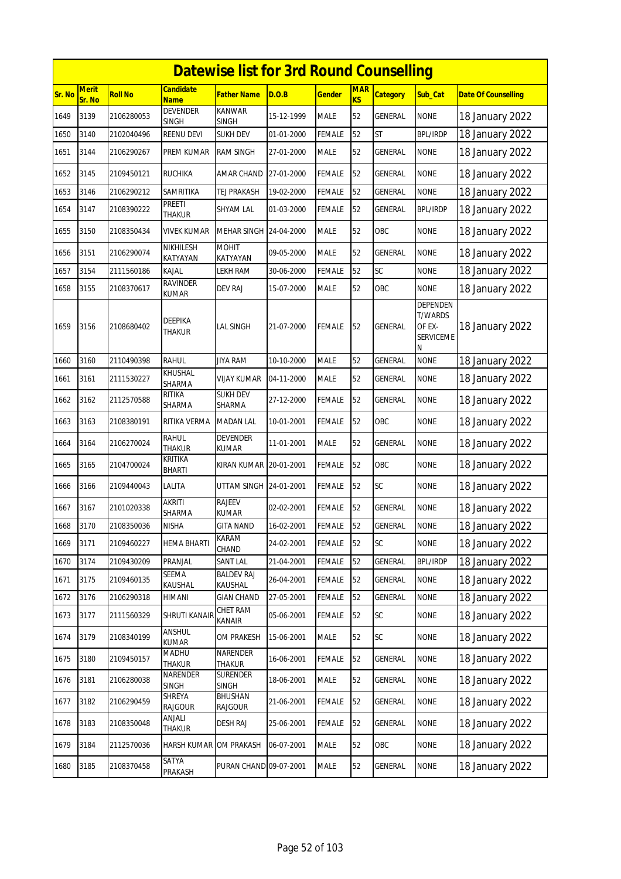# Datewise list for 3rd Round Counselling

| Sr. No | Merit Sr. No | Roll No | Candidate Name | Father Name | D.O.B | Gender | MARKS | Category | Sub_Cat | Date Of Counselling |
|---|---|---|---|---|---|---|---|---|---|---|
| 1649 | 3139 | 2106280053 | DEVENDER SINGH | KANWAR SINGH | 15-12-1999 | MALE | 52 | GENERAL | NONE | 18 January 2022 |
| 1650 | 3140 | 2102040496 | REENU DEVI | SUKH DEV | 01-01-2000 | FEMALE | 52 | ST | BPL/IRDP | 18 January 2022 |
| 1651 | 3144 | 2106290267 | PREM KUMAR | RAM SINGH | 27-01-2000 | MALE | 52 | GENERAL | NONE | 18 January 2022 |
| 1652 | 3145 | 2109450121 | RUCHIKA | AMAR CHAND | 27-01-2000 | FEMALE | 52 | GENERAL | NONE | 18 January 2022 |
| 1653 | 3146 | 2106290212 | SAMRITIKA | TEJ PRAKASH | 19-02-2000 | FEMALE | 52 | GENERAL | NONE | 18 January 2022 |
| 1654 | 3147 | 2108390222 | PREETI THAKUR | SHYAM LAL | 01-03-2000 | FEMALE | 52 | GENERAL | BPL/IRDP | 18 January 2022 |
| 1655 | 3150 | 2108350434 | VIVEK KUMAR | MEHAR SINGH | 24-04-2000 | MALE | 52 | OBC | NONE | 18 January 2022 |
| 1656 | 3151 | 2106290074 | NIKHILESH KATYAYAN | MOHIT KATYAYAN | 09-05-2000 | MALE | 52 | GENERAL | NONE | 18 January 2022 |
| 1657 | 3154 | 2111560186 | KAJAL | LEKH RAM | 30-06-2000 | FEMALE | 52 | SC | NONE | 18 January 2022 |
| 1658 | 3155 | 2108370617 | RAVINDER KUMAR | DEV RAJ | 15-07-2000 | MALE | 52 | OBC | NONE | 18 January 2022 |
| 1659 | 3156 | 2108680402 | DEEPIKA THAKUR | LAL SINGH | 21-07-2000 | FEMALE | 52 | GENERAL | DEPENDENT/WARDS OF EX-SERVICEMEN | 18 January 2022 |
| 1660 | 3160 | 2110490398 | RAHUL | JIYA RAM | 10-10-2000 | MALE | 52 | GENERAL | NONE | 18 January 2022 |
| 1661 | 3161 | 2111530227 | KHUSHAL SHARMA | VIJAY KUMAR | 04-11-2000 | MALE | 52 | GENERAL | NONE | 18 January 2022 |
| 1662 | 3162 | 2112570588 | RITIKA SHARMA | SUKH DEV SHARMA | 27-12-2000 | FEMALE | 52 | GENERAL | NONE | 18 January 2022 |
| 1663 | 3163 | 2108380191 | RITIKA VERMA | MADAN LAL | 10-01-2001 | FEMALE | 52 | OBC | NONE | 18 January 2022 |
| 1664 | 3164 | 2106270024 | RAHUL THAKUR | DEVENDER KUMAR | 11-01-2001 | MALE | 52 | GENERAL | NONE | 18 January 2022 |
| 1665 | 3165 | 2104700024 | KRITIKA BHARTI | KIRAN KUMAR | 20-01-2001 | FEMALE | 52 | OBC | NONE | 18 January 2022 |
| 1666 | 3166 | 2109440043 | LALITA | UTTAM SINGH | 24-01-2001 | FEMALE | 52 | SC | NONE | 18 January 2022 |
| 1667 | 3167 | 2101020338 | AKRITI SHARMA | RAJEEV KUMAR | 02-02-2001 | FEMALE | 52 | GENERAL | NONE | 18 January 2022 |
| 1668 | 3170 | 2108350036 | NISHA | GITA NAND | 16-02-2001 | FEMALE | 52 | GENERAL | NONE | 18 January 2022 |
| 1669 | 3171 | 2109460227 | HEMA BHARTI | KARAM CHAND | 24-02-2001 | FEMALE | 52 | SC | NONE | 18 January 2022 |
| 1670 | 3174 | 2109430209 | PRANJAL | SANT LAL | 21-04-2001 | FEMALE | 52 | GENERAL | BPL/IRDP | 18 January 2022 |
| 1671 | 3175 | 2109460135 | SEEMA KAUSHAL | BALDEV RAJ KAUSHAL | 26-04-2001 | FEMALE | 52 | GENERAL | NONE | 18 January 2022 |
| 1672 | 3176 | 2106290318 | HIMANI | GIAN CHAND | 27-05-2001 | FEMALE | 52 | GENERAL | NONE | 18 January 2022 |
| 1673 | 3177 | 2111560329 | SHRUTI KANAIR | CHET RAM KANAIR | 05-06-2001 | FEMALE | 52 | SC | NONE | 18 January 2022 |
| 1674 | 3179 | 2108340199 | ANSHUL KUMAR | OM PRAKESH | 15-06-2001 | MALE | 52 | SC | NONE | 18 January 2022 |
| 1675 | 3180 | 2109450157 | MADHU THAKUR | NARENDER THAKUR | 16-06-2001 | FEMALE | 52 | GENERAL | NONE | 18 January 2022 |
| 1676 | 3181 | 2106280038 | NARENDER SINGH | SURENDER SINGH | 18-06-2001 | MALE | 52 | GENERAL | NONE | 18 January 2022 |
| 1677 | 3182 | 2106290459 | SHREYA RAJGOUR | BHUSHAN RAJGOUR | 21-06-2001 | FEMALE | 52 | GENERAL | NONE | 18 January 2022 |
| 1678 | 3183 | 2108350048 | ANJALI THAKUR | DESH RAJ | 25-06-2001 | FEMALE | 52 | GENERAL | NONE | 18 January 2022 |
| 1679 | 3184 | 2112570036 | HARSH KUMAR | OM PRAKASH | 06-07-2001 | MALE | 52 | OBC | NONE | 18 January 2022 |
| 1680 | 3185 | 2108370458 | SATYA PRAKASH | PURAN CHAND | 09-07-2001 | MALE | 52 | GENERAL | NONE | 18 January 2022 |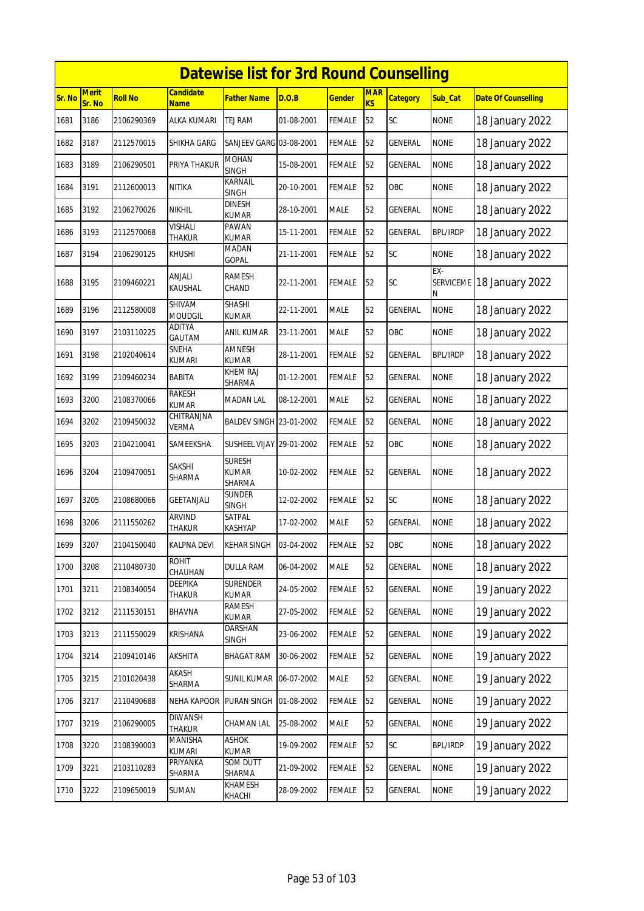# Datewise list for 3rd Round Counselling

| Sr. No | Merit Sr. No | Roll No | Candidate Name | Father Name | D.O.B | Gender | MARKS | Category | Sub_Cat | Date Of Counselling |
|---|---|---|---|---|---|---|---|---|---|---|
| 1681 | 3186 | 2106290369 | ALKA KUMARI | TEJ RAM | 01-08-2001 | FEMALE | 52 | SC | NONE | 18 January 2022 |
| 1682 | 3187 | 2112570015 | SHIKHA GARG | SANJEEV GARG | 03-08-2001 | FEMALE | 52 | GENERAL | NONE | 18 January 2022 |
| 1683 | 3189 | 2106290501 | PRIYA THAKUR | MOHAN SINGH | 15-08-2001 | FEMALE | 52 | GENERAL | NONE | 18 January 2022 |
| 1684 | 3191 | 2112600013 | NITIKA | KARNAIL SINGH | 20-10-2001 | FEMALE | 52 | OBC | NONE | 18 January 2022 |
| 1685 | 3192 | 2106270026 | NIKHIL | DINESH KUMAR | 28-10-2001 | MALE | 52 | GENERAL | NONE | 18 January 2022 |
| 1686 | 3193 | 2112570068 | VISHALI THAKUR | PAWAN KUMAR | 15-11-2001 | FEMALE | 52 | GENERAL | BPL/IRDP | 18 January 2022 |
| 1687 | 3194 | 2106290125 | KHUSHI | MADAN GOPAL | 21-11-2001 | FEMALE | 52 | SC | NONE | 18 January 2022 |
| 1688 | 3195 | 2109460221 | ANJALI KAUSHAL | RAMESH CHAND | 22-11-2001 | FEMALE | 52 | SC | EX-SERVICEMEN | 18 January 2022 |
| 1689 | 3196 | 2112580008 | SHIVAM MOUDGIL | SHASHI KUMAR | 22-11-2001 | MALE | 52 | GENERAL | NONE | 18 January 2022 |
| 1690 | 3197 | 2103110225 | ADITYA GAUTAM | ANIL KUMAR | 23-11-2001 | MALE | 52 | OBC | NONE | 18 January 2022 |
| 1691 | 3198 | 2102040614 | SNEHA KUMARI | AMNESH KUMAR | 28-11-2001 | FEMALE | 52 | GENERAL | BPL/IRDP | 18 January 2022 |
| 1692 | 3199 | 2109460234 | BABITA | KHEM RAJ SHARMA | 01-12-2001 | FEMALE | 52 | GENERAL | NONE | 18 January 2022 |
| 1693 | 3200 | 2108370066 | RAKESH KUMAR | MADAN LAL | 08-12-2001 | MALE | 52 | GENERAL | NONE | 18 January 2022 |
| 1694 | 3202 | 2109450032 | CHITRANJNA VERMA | BALDEV SINGH | 23-01-2002 | FEMALE | 52 | GENERAL | NONE | 18 January 2022 |
| 1695 | 3203 | 2104210041 | SAMEEKSHA | SUSHEEL VIJAY | 29-01-2002 | FEMALE | 52 | OBC | NONE | 18 January 2022 |
| 1696 | 3204 | 2109470051 | SAKSHI SHARMA | SURESH KUMAR SHARMA | 10-02-2002 | FEMALE | 52 | GENERAL | NONE | 18 January 2022 |
| 1697 | 3205 | 2108680066 | GEETANJALI | SUNDER SINGH | 12-02-2002 | FEMALE | 52 | SC | NONE | 18 January 2022 |
| 1698 | 3206 | 2111550262 | ARVIND THAKUR | SATPAL KASHYAP | 17-02-2002 | MALE | 52 | GENERAL | NONE | 18 January 2022 |
| 1699 | 3207 | 2104150040 | KALPNA DEVI | KEHAR SINGH | 03-04-2002 | FEMALE | 52 | OBC | NONE | 18 January 2022 |
| 1700 | 3208 | 2110480730 | ROHIT CHAUHAN | DULLA RAM | 06-04-2002 | MALE | 52 | GENERAL | NONE | 18 January 2022 |
| 1701 | 3211 | 2108340054 | DEEPIKA THAKUR | SURENDER KUMAR | 24-05-2002 | FEMALE | 52 | GENERAL | NONE | 19 January 2022 |
| 1702 | 3212 | 2111530151 | BHAVNA | RAMESH KUMAR | 27-05-2002 | FEMALE | 52 | GENERAL | NONE | 19 January 2022 |
| 1703 | 3213 | 2111550029 | KRISHANA | DARSHAN SINGH | 23-06-2002 | FEMALE | 52 | GENERAL | NONE | 19 January 2022 |
| 1704 | 3214 | 2109410146 | AKSHITA | BHAGAT RAM | 30-06-2002 | FEMALE | 52 | GENERAL | NONE | 19 January 2022 |
| 1705 | 3215 | 2101020438 | AKASH SHARMA | SUNIL KUMAR | 06-07-2002 | MALE | 52 | GENERAL | NONE | 19 January 2022 |
| 1706 | 3217 | 2110490688 | NEHA KAPOOR | PURAN SINGH | 01-08-2002 | FEMALE | 52 | GENERAL | NONE | 19 January 2022 |
| 1707 | 3219 | 2106290005 | DIWANSH THAKUR | CHAMAN LAL | 25-08-2002 | MALE | 52 | GENERAL | NONE | 19 January 2022 |
| 1708 | 3220 | 2108390003 | MANISHA KUMARI | ASHOK KUMAR | 19-09-2002 | FEMALE | 52 | SC | BPL/IRDP | 19 January 2022 |
| 1709 | 3221 | 2103110283 | PRIYANKA SHARMA | SOM DUTT SHARMA | 21-09-2002 | FEMALE | 52 | GENERAL | NONE | 19 January 2022 |
| 1710 | 3222 | 2109650019 | SUMAN | KHAMESH KHACHI | 28-09-2002 | FEMALE | 52 | GENERAL | NONE | 19 January 2022 |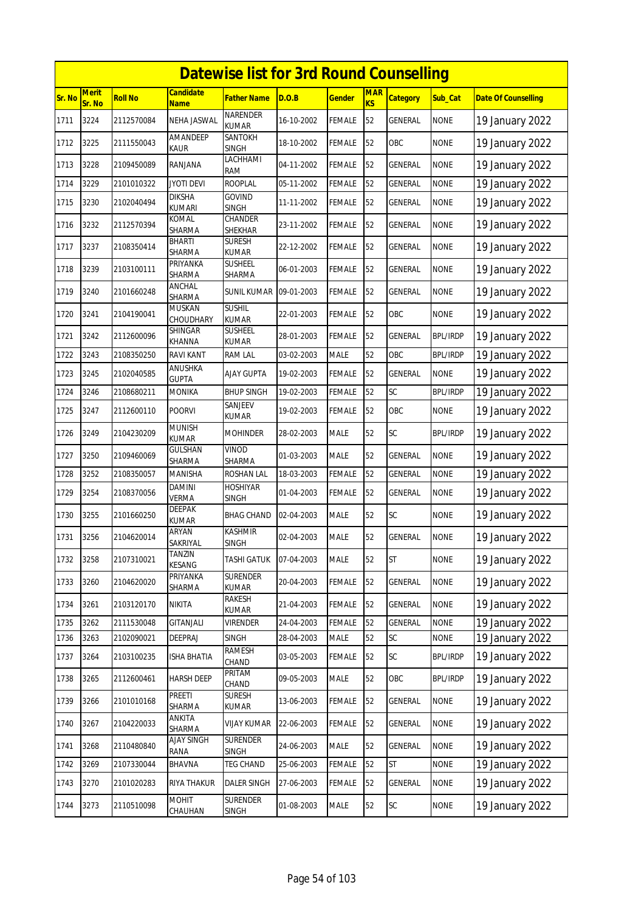# Datewise list for 3rd Round Counselling

| Sr. No | Merit Sr. No | Roll No | Candidate Name | Father Name | D.O.B | Gender | MARKS | Category | Sub_Cat | Date Of Counselling |
|---|---|---|---|---|---|---|---|---|---|---|
| 1711 | 3224 | 2112570084 | NEHA JASWAL | NARENDER KUMAR | 16-10-2002 | FEMALE | 52 | GENERAL | NONE | 19 January 2022 |
| 1712 | 3225 | 2111550043 | AMANDEEP KAUR | SANTOKH SINGH | 18-10-2002 | FEMALE | 52 | OBC | NONE | 19 January 2022 |
| 1713 | 3228 | 2109450089 | RANJANA | LACHHAMI RAM | 04-11-2002 | FEMALE | 52 | GENERAL | NONE | 19 January 2022 |
| 1714 | 3229 | 2101010322 | JYOTI DEVI | ROOPLAL | 05-11-2002 | FEMALE | 52 | GENERAL | NONE | 19 January 2022 |
| 1715 | 3230 | 2102040494 | DIKSHA KUMARI | GOVIND SINGH | 11-11-2002 | FEMALE | 52 | GENERAL | NONE | 19 January 2022 |
| 1716 | 3232 | 2112570394 | KOMAL SHARMA | CHANDER SHEKHAR | 23-11-2002 | FEMALE | 52 | GENERAL | NONE | 19 January 2022 |
| 1717 | 3237 | 2108350414 | BHARTI SHARMA | SURESH KUMAR | 22-12-2002 | FEMALE | 52 | GENERAL | NONE | 19 January 2022 |
| 1718 | 3239 | 2103100111 | PRIYANKA SHARMA | SUSHEEL SHARMA | 06-01-2003 | FEMALE | 52 | GENERAL | NONE | 19 January 2022 |
| 1719 | 3240 | 2101660248 | ANCHAL SHARMA | SUNIL KUMAR | 09-01-2003 | FEMALE | 52 | GENERAL | NONE | 19 January 2022 |
| 1720 | 3241 | 2104190041 | MUSKAN CHOUDHARY | SUSHIL KUMAR | 22-01-2003 | FEMALE | 52 | OBC | NONE | 19 January 2022 |
| 1721 | 3242 | 2112600096 | SHINGAR KHANNA | SUSHEEL KUMAR | 28-01-2003 | FEMALE | 52 | GENERAL | BPL/IRDP | 19 January 2022 |
| 1722 | 3243 | 2108350250 | RAVI KANT | RAM LAL | 03-02-2003 | MALE | 52 | OBC | BPL/IRDP | 19 January 2022 |
| 1723 | 3245 | 2102040585 | ANUSHKA GUPTA | AJAY GUPTA | 19-02-2003 | FEMALE | 52 | GENERAL | NONE | 19 January 2022 |
| 1724 | 3246 | 2108680211 | MONIKA | BHUP SINGH | 19-02-2003 | FEMALE | 52 | SC | BPL/IRDP | 19 January 2022 |
| 1725 | 3247 | 2112600110 | POORVI | SANJEEV KUMAR | 19-02-2003 | FEMALE | 52 | OBC | NONE | 19 January 2022 |
| 1726 | 3249 | 2104230209 | MUNISH KUMAR | MOHINDER | 28-02-2003 | MALE | 52 | SC | BPL/IRDP | 19 January 2022 |
| 1727 | 3250 | 2109460069 | GULSHAN SHARMA | VINOD SHARMA | 01-03-2003 | MALE | 52 | GENERAL | NONE | 19 January 2022 |
| 1728 | 3252 | 2108350057 | MANISHA | ROSHAN LAL | 18-03-2003 | FEMALE | 52 | GENERAL | NONE | 19 January 2022 |
| 1729 | 3254 | 2108370056 | DAMINI VERMA | HOSHIYAR SINGH | 01-04-2003 | FEMALE | 52 | GENERAL | NONE | 19 January 2022 |
| 1730 | 3255 | 2101660250 | DEEPAK KUMAR | BHAG CHAND | 02-04-2003 | MALE | 52 | SC | NONE | 19 January 2022 |
| 1731 | 3256 | 2104620014 | ARYAN SAKRIYAL | KASHMIR SINGH | 02-04-2003 | MALE | 52 | GENERAL | NONE | 19 January 2022 |
| 1732 | 3258 | 2107310021 | TANZIN KESANG | TASHI GATUK | 07-04-2003 | MALE | 52 | ST | NONE | 19 January 2022 |
| 1733 | 3260 | 2104620020 | PRIYANKA SHARMA | SURENDER KUMAR | 20-04-2003 | FEMALE | 52 | GENERAL | NONE | 19 January 2022 |
| 1734 | 3261 | 2103120170 | NIKITA | RAKESH KUMAR | 21-04-2003 | FEMALE | 52 | GENERAL | NONE | 19 January 2022 |
| 1735 | 3262 | 2111530048 | GITANJALI | VIRENDER | 24-04-2003 | FEMALE | 52 | GENERAL | NONE | 19 January 2022 |
| 1736 | 3263 | 2102090021 | DEEPRAJ | SINGH | 28-04-2003 | MALE | 52 | SC | NONE | 19 January 2022 |
| 1737 | 3264 | 2103100235 | ISHA BHATIA | RAMESH CHAND | 03-05-2003 | FEMALE | 52 | SC | BPL/IRDP | 19 January 2022 |
| 1738 | 3265 | 2112600461 | HARSH DEEP | PRITAM CHAND | 09-05-2003 | MALE | 52 | OBC | BPL/IRDP | 19 January 2022 |
| 1739 | 3266 | 2101010168 | PREETI SHARMA | SURESH KUMAR | 13-06-2003 | FEMALE | 52 | GENERAL | NONE | 19 January 2022 |
| 1740 | 3267 | 2104220033 | ANKITA SHARMA | VIJAY KUMAR | 22-06-2003 | FEMALE | 52 | GENERAL | NONE | 19 January 2022 |
| 1741 | 3268 | 2110480840 | AJAY SINGH RANA | SURENDER SINGH | 24-06-2003 | MALE | 52 | GENERAL | NONE | 19 January 2022 |
| 1742 | 3269 | 2107330044 | BHAVNA | TEG CHAND | 25-06-2003 | FEMALE | 52 | ST | NONE | 19 January 2022 |
| 1743 | 3270 | 2101020283 | RIYA THAKUR | DALER SINGH | 27-06-2003 | FEMALE | 52 | GENERAL | NONE | 19 January 2022 |
| 1744 | 3273 | 2110510098 | MOHIT CHAUHAN | SURENDER SINGH | 01-08-2003 | MALE | 52 | SC | NONE | 19 January 2022 |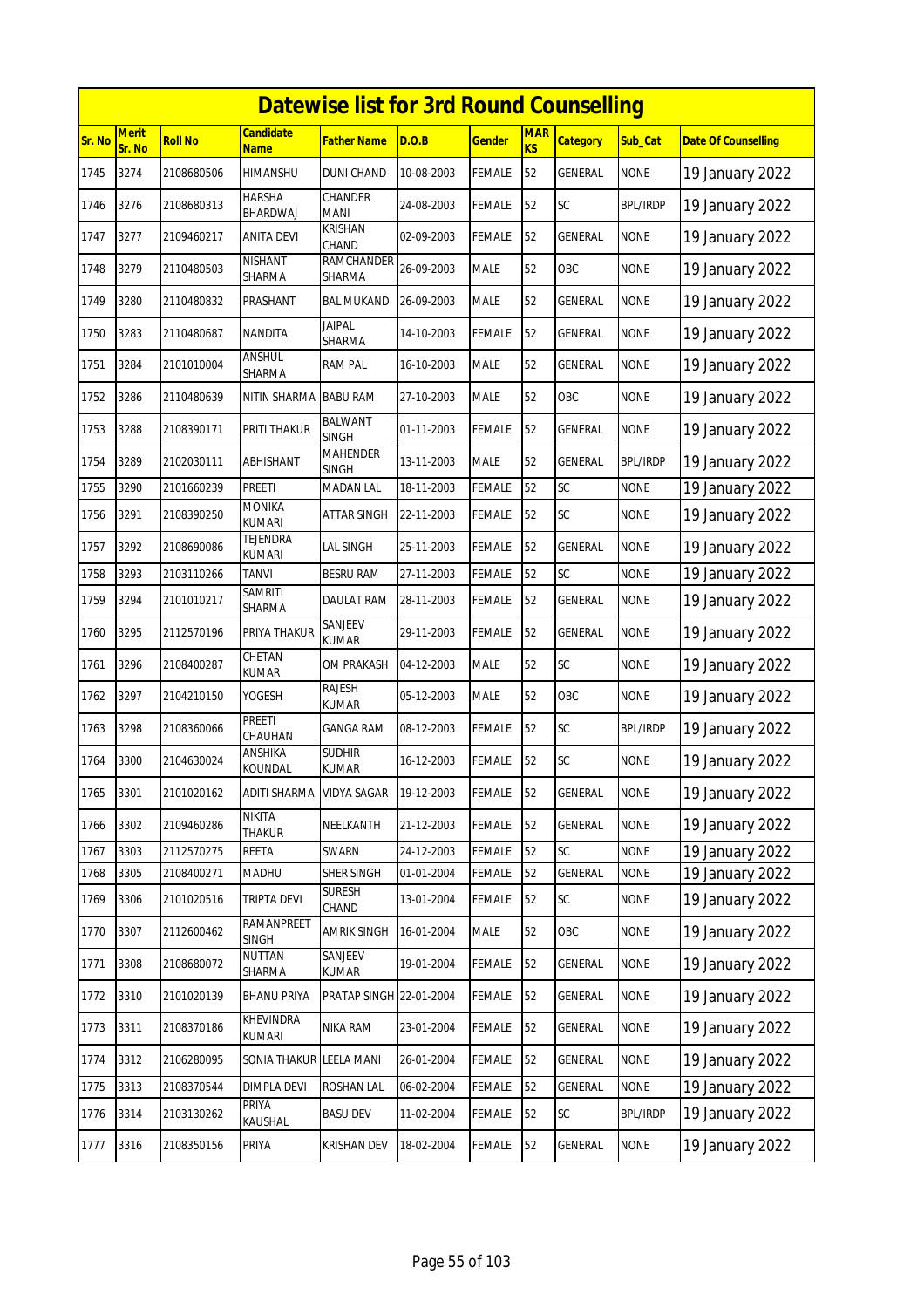# Datewise list for 3rd Round Counselling

| Sr. No | Merit Sr. No | Roll No | Candidate Name | Father Name | D.O.B | Gender | MARKS | Category | Sub_Cat | Date Of Counselling |
|---|---|---|---|---|---|---|---|---|---|---|
| 1745 | 3274 | 2108680506 | HIMANSHU | DUNI CHAND | 10-08-2003 | FEMALE | 52 | GENERAL | NONE | 19 January 2022 |
| 1746 | 3276 | 2108680313 | HARSHA BHARDWAJ | CHANDER MANI | 24-08-2003 | FEMALE | 52 | SC | BPL/IRDP | 19 January 2022 |
| 1747 | 3277 | 2109460217 | ANITA DEVI | KRISHAN CHAND | 02-09-2003 | FEMALE | 52 | GENERAL | NONE | 19 January 2022 |
| 1748 | 3279 | 2110480503 | NISHANT SHARMA | RAMCHANDER SHARMA | 26-09-2003 | MALE | 52 | OBC | NONE | 19 January 2022 |
| 1749 | 3280 | 2110480832 | PRASHANT | BAL MUKAND | 26-09-2003 | MALE | 52 | GENERAL | NONE | 19 January 2022 |
| 1750 | 3283 | 2110480687 | NANDITA | JAIPAL SHARMA | 14-10-2003 | FEMALE | 52 | GENERAL | NONE | 19 January 2022 |
| 1751 | 3284 | 2101010004 | ANSHUL SHARMA | RAM PAL | 16-10-2003 | MALE | 52 | GENERAL | NONE | 19 January 2022 |
| 1752 | 3286 | 2110480639 | NITIN SHARMA | BABU RAM | 27-10-2003 | MALE | 52 | OBC | NONE | 19 January 2022 |
| 1753 | 3288 | 2108390171 | PRITI THAKUR | BALWANT SINGH | 01-11-2003 | FEMALE | 52 | GENERAL | NONE | 19 January 2022 |
| 1754 | 3289 | 2102030111 | ABHISHANT | MAHENDER SINGH | 13-11-2003 | MALE | 52 | GENERAL | BPL/IRDP | 19 January 2022 |
| 1755 | 3290 | 2101660239 | PREETI | MADAN LAL | 18-11-2003 | FEMALE | 52 | SC | NONE | 19 January 2022 |
| 1756 | 3291 | 2108390250 | MONIKA KUMARI | ATTAR SINGH | 22-11-2003 | FEMALE | 52 | SC | NONE | 19 January 2022 |
| 1757 | 3292 | 2108690086 | TEJENDRA KUMARI | LAL SINGH | 25-11-2003 | FEMALE | 52 | GENERAL | NONE | 19 January 2022 |
| 1758 | 3293 | 2103110266 | TANVI | BESRU RAM | 27-11-2003 | FEMALE | 52 | SC | NONE | 19 January 2022 |
| 1759 | 3294 | 2101010217 | SAMRITI SHARMA | DAULAT RAM | 28-11-2003 | FEMALE | 52 | GENERAL | NONE | 19 January 2022 |
| 1760 | 3295 | 2112570196 | PRIYA THAKUR | SANJEEV KUMAR | 29-11-2003 | FEMALE | 52 | GENERAL | NONE | 19 January 2022 |
| 1761 | 3296 | 2108400287 | CHETAN KUMAR | OM PRAKASH | 04-12-2003 | MALE | 52 | SC | NONE | 19 January 2022 |
| 1762 | 3297 | 2104210150 | YOGESH | RAJESH KUMAR | 05-12-2003 | MALE | 52 | OBC | NONE | 19 January 2022 |
| 1763 | 3298 | 2108360066 | PREETI CHAUHAN | GANGA RAM | 08-12-2003 | FEMALE | 52 | SC | BPL/IRDP | 19 January 2022 |
| 1764 | 3300 | 2104630024 | ANSHIKA KOUNDAL | SUDHIR KUMAR | 16-12-2003 | FEMALE | 52 | SC | NONE | 19 January 2022 |
| 1765 | 3301 | 2101020162 | ADITI SHARMA | VIDYA SAGAR | 19-12-2003 | FEMALE | 52 | GENERAL | NONE | 19 January 2022 |
| 1766 | 3302 | 2109460286 | NIKITA THAKUR | NEELKANTH | 21-12-2003 | FEMALE | 52 | GENERAL | NONE | 19 January 2022 |
| 1767 | 3303 | 2112570275 | REETA | SWARN | 24-12-2003 | FEMALE | 52 | SC | NONE | 19 January 2022 |
| 1768 | 3305 | 2108400271 | MADHU | SHER SINGH | 01-01-2004 | FEMALE | 52 | GENERAL | NONE | 19 January 2022 |
| 1769 | 3306 | 2101020516 | TRIPTA DEVI | SURESH CHAND | 13-01-2004 | FEMALE | 52 | SC | NONE | 19 January 2022 |
| 1770 | 3307 | 2112600462 | RAMANPREET SINGH | AMRIK SINGH | 16-01-2004 | MALE | 52 | OBC | NONE | 19 January 2022 |
| 1771 | 3308 | 2108680072 | NUTTAN SHARMA | SANJEEV KUMAR | 19-01-2004 | FEMALE | 52 | GENERAL | NONE | 19 January 2022 |
| 1772 | 3310 | 2101020139 | BHANU PRIYA | PRATAP SINGH | 22-01-2004 | FEMALE | 52 | GENERAL | NONE | 19 January 2022 |
| 1773 | 3311 | 2108370186 | KHEVINDRA KUMARI | NIKA RAM | 23-01-2004 | FEMALE | 52 | GENERAL | NONE | 19 January 2022 |
| 1774 | 3312 | 2106280095 | SONIA THAKUR | LEELA MANI | 26-01-2004 | FEMALE | 52 | GENERAL | NONE | 19 January 2022 |
| 1775 | 3313 | 2108370544 | DIMPLA DEVI | ROSHAN LAL | 06-02-2004 | FEMALE | 52 | GENERAL | NONE | 19 January 2022 |
| 1776 | 3314 | 2103130262 | PRIYA KAUSHAL | BASU DEV | 11-02-2004 | FEMALE | 52 | SC | BPL/IRDP | 19 January 2022 |
| 1777 | 3316 | 2108350156 | PRIYA | KRISHAN DEV | 18-02-2004 | FEMALE | 52 | GENERAL | NONE | 19 January 2022 |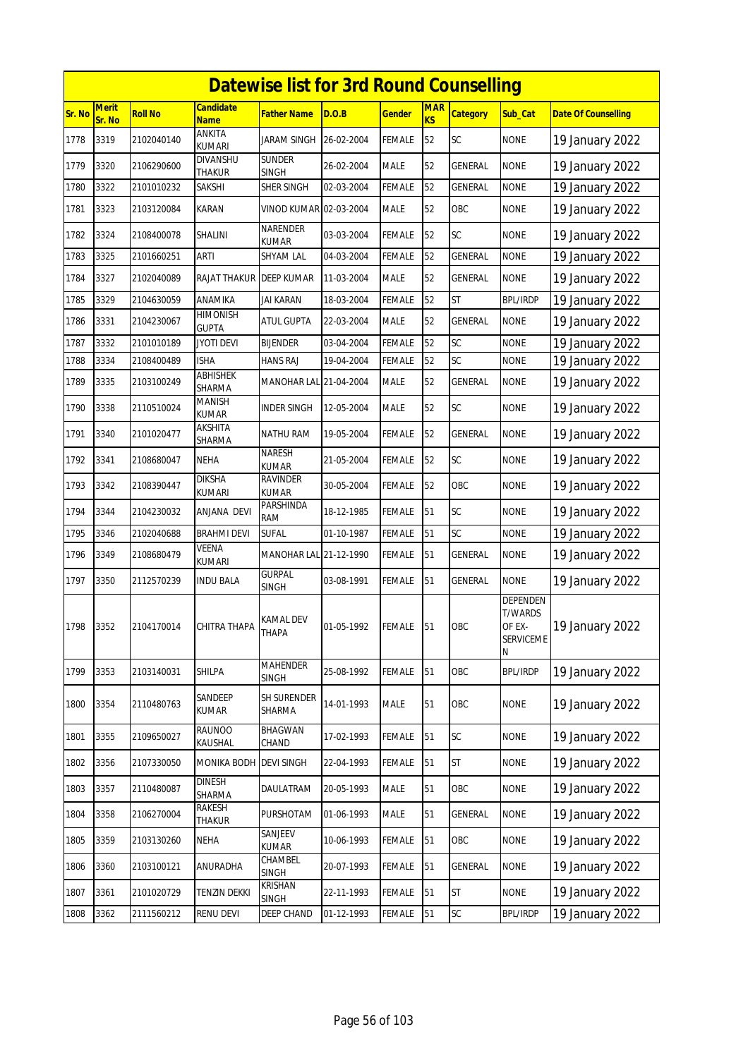# Datewise list for 3rd Round Counselling

| Sr. No | Merit Sr. No | Roll No | Candidate Name | Father Name | D.O.B | Gender | MARKS | Category | Sub_Cat | Date Of Counselling |
|---|---|---|---|---|---|---|---|---|---|---|
| 1778 | 3319 | 2102040140 | ANKITA KUMARI | JARAM SINGH | 26-02-2004 | FEMALE | 52 | SC | NONE | 19 January 2022 |
| 1779 | 3320 | 2106290600 | DIVANSHU THAKUR | SUNDER SINGH | 26-02-2004 | MALE | 52 | GENERAL | NONE | 19 January 2022 |
| 1780 | 3322 | 2101010232 | SAKSHI | SHER SINGH | 02-03-2004 | FEMALE | 52 | GENERAL | NONE | 19 January 2022 |
| 1781 | 3323 | 2103120084 | KARAN | VINOD KUMAR | 02-03-2004 | MALE | 52 | OBC | NONE | 19 January 2022 |
| 1782 | 3324 | 2108400078 | SHALINI | NARENDER KUMAR | 03-03-2004 | FEMALE | 52 | SC | NONE | 19 January 2022 |
| 1783 | 3325 | 2101660251 | ARTI | SHYAM LAL | 04-03-2004 | FEMALE | 52 | GENERAL | NONE | 19 January 2022 |
| 1784 | 3327 | 2102040089 | RAJAT THAKUR | DEEP KUMAR | 11-03-2004 | MALE | 52 | GENERAL | NONE | 19 January 2022 |
| 1785 | 3329 | 2104630059 | ANAMIKA | JAI KARAN | 18-03-2004 | FEMALE | 52 | ST | BPL/IRDP | 19 January 2022 |
| 1786 | 3331 | 2104230067 | HIMONISH GUPTA | ATUL GUPTA | 22-03-2004 | MALE | 52 | GENERAL | NONE | 19 January 2022 |
| 1787 | 3332 | 2101010189 | JYOTI DEVI | BIJENDER | 03-04-2004 | FEMALE | 52 | SC | NONE | 19 January 2022 |
| 1788 | 3334 | 2108400489 | ISHA | HANS RAJ | 19-04-2004 | FEMALE | 52 | SC | NONE | 19 January 2022 |
| 1789 | 3335 | 2103100249 | ABHISHEK SHARMA | MANOHAR LAL | 21-04-2004 | MALE | 52 | GENERAL | NONE | 19 January 2022 |
| 1790 | 3338 | 2110510024 | MANISH KUMAR | INDER SINGH | 12-05-2004 | MALE | 52 | SC | NONE | 19 January 2022 |
| 1791 | 3340 | 2101020477 | AKSHITA SHARMA | NATHU RAM | 19-05-2004 | FEMALE | 52 | GENERAL | NONE | 19 January 2022 |
| 1792 | 3341 | 2108680047 | NEHA | NARESH KUMAR | 21-05-2004 | FEMALE | 52 | SC | NONE | 19 January 2022 |
| 1793 | 3342 | 2108390447 | DIKSHA KUMARI | RAVINDER KUMAR | 30-05-2004 | FEMALE | 52 | OBC | NONE | 19 January 2022 |
| 1794 | 3344 | 2104230032 | ANJANA DEVI | PARSHINDA RAM | 18-12-1985 | FEMALE | 51 | SC | NONE | 19 January 2022 |
| 1795 | 3346 | 2102040688 | BRAHMI DEVI | SUFAL | 01-10-1987 | FEMALE | 51 | SC | NONE | 19 January 2022 |
| 1796 | 3349 | 2108680479 | VEENA KUMARI | MANOHAR LAL | 21-12-1990 | FEMALE | 51 | GENERAL | NONE | 19 January 2022 |
| 1797 | 3350 | 2112570239 | INDU BALA | GURPAL SINGH | 03-08-1991 | FEMALE | 51 | GENERAL | NONE | 19 January 2022 |
| 1798 | 3352 | 2104170014 | CHITRA THAPA | KAMAL DEV THAPA | 01-05-1992 | FEMALE | 51 | OBC | DEPENDEN T/WARDS OF EX-SERVICEME N | 19 January 2022 |
| 1799 | 3353 | 2103140031 | SHILPA | MAHENDER SINGH | 25-08-1992 | FEMALE | 51 | OBC | BPL/IRDP | 19 January 2022 |
| 1800 | 3354 | 2110480763 | SANDEEP KUMAR | SH SURENDER SHARMA | 14-01-1993 | MALE | 51 | OBC | NONE | 19 January 2022 |
| 1801 | 3355 | 2109650027 | RAUNOO KAUSHAL | BHAGWAN CHAND | 17-02-1993 | FEMALE | 51 | SC | NONE | 19 January 2022 |
| 1802 | 3356 | 2107330050 | MONIKA BODH | DEVI SINGH | 22-04-1993 | FEMALE | 51 | ST | NONE | 19 January 2022 |
| 1803 | 3357 | 2110480087 | DINESH SHARMA | DAULATRAM | 20-05-1993 | MALE | 51 | OBC | NONE | 19 January 2022 |
| 1804 | 3358 | 2106270004 | RAKESH THAKUR | PURSHOTAM | 01-06-1993 | MALE | 51 | GENERAL | NONE | 19 January 2022 |
| 1805 | 3359 | 2103130260 | NEHA | SANJEEV KUMAR | 10-06-1993 | FEMALE | 51 | OBC | NONE | 19 January 2022 |
| 1806 | 3360 | 2103100121 | ANURADHA | CHAMBEL SINGH | 20-07-1993 | FEMALE | 51 | GENERAL | NONE | 19 January 2022 |
| 1807 | 3361 | 2101020729 | TENZIN DEKKI | KRISHAN SINGH | 22-11-1993 | FEMALE | 51 | ST | NONE | 19 January 2022 |
| 1808 | 3362 | 2111560212 | RENU DEVI | DEEP CHAND | 01-12-1993 | FEMALE | 51 | SC | BPL/IRDP | 19 January 2022 |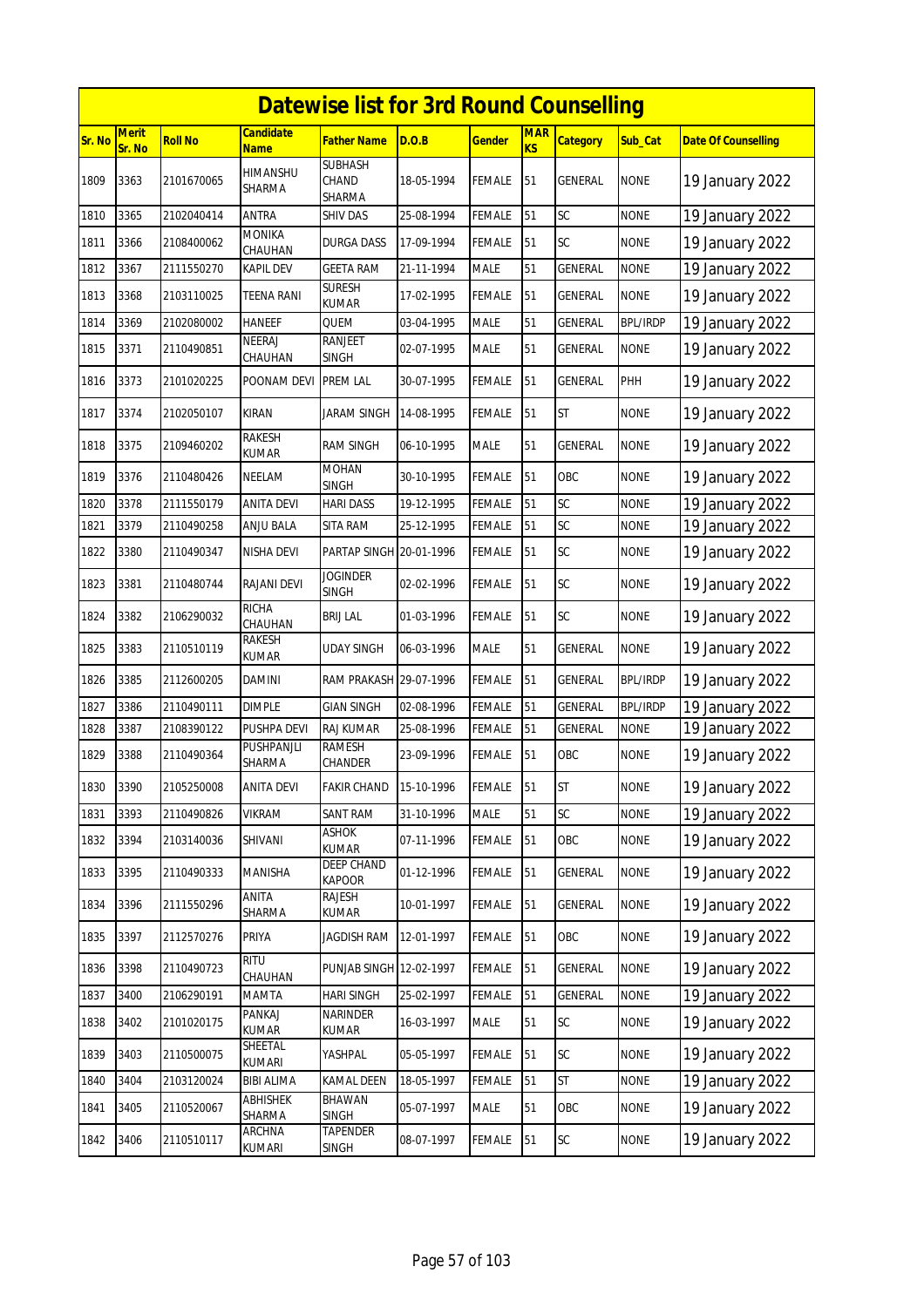# Datewise list for 3rd Round Counselling

| Sr. No | Merit Sr. No | Roll No | Candidate Name | Father Name | D.O.B | Gender | MARKS | Category | Sub_Cat | Date Of Counselling |
|---|---|---|---|---|---|---|---|---|---|---|
| 1809 | 3363 | 2101670065 | HIMANSHU SHARMA | SUBHASH CHAND SHARMA | 18-05-1994 | FEMALE | 51 | GENERAL | NONE | 19 January 2022 |
| 1810 | 3365 | 2102040414 | ANTRA | SHIV DAS | 25-08-1994 | FEMALE | 51 | SC | NONE | 19 January 2022 |
| 1811 | 3366 | 2108400062 | MONIKA CHAUHAN | DURGA DASS | 17-09-1994 | FEMALE | 51 | SC | NONE | 19 January 2022 |
| 1812 | 3367 | 2111550270 | KAPIL DEV | GEETA RAM | 21-11-1994 | MALE | 51 | GENERAL | NONE | 19 January 2022 |
| 1813 | 3368 | 2103110025 | TEENA RANI | SURESH KUMAR | 17-02-1995 | FEMALE | 51 | GENERAL | NONE | 19 January 2022 |
| 1814 | 3369 | 2102080002 | HANEEF | QUEM | 03-04-1995 | MALE | 51 | GENERAL | BPL/IRDP | 19 January 2022 |
| 1815 | 3371 | 2110490851 | NEERAJ CHAUHAN | RANJEET SINGH | 02-07-1995 | MALE | 51 | GENERAL | NONE | 19 January 2022 |
| 1816 | 3373 | 2101020225 | POONAM DEVI | PREM LAL | 30-07-1995 | FEMALE | 51 | GENERAL | PHH | 19 January 2022 |
| 1817 | 3374 | 2102050107 | KIRAN | JARAM SINGH | 14-08-1995 | FEMALE | 51 | ST | NONE | 19 January 2022 |
| 1818 | 3375 | 2109460202 | RAKESH KUMAR | RAM SINGH | 06-10-1995 | MALE | 51 | GENERAL | NONE | 19 January 2022 |
| 1819 | 3376 | 2110480426 | NEELAM | MOHAN SINGH | 30-10-1995 | FEMALE | 51 | OBC | NONE | 19 January 2022 |
| 1820 | 3378 | 2111550179 | ANITA DEVI | HARI DASS | 19-12-1995 | FEMALE | 51 | SC | NONE | 19 January 2022 |
| 1821 | 3379 | 2110490258 | ANJU BALA | SITA RAM | 25-12-1995 | FEMALE | 51 | SC | NONE | 19 January 2022 |
| 1822 | 3380 | 2110490347 | NISHA DEVI | PARTAP SINGH | 20-01-1996 | FEMALE | 51 | SC | NONE | 19 January 2022 |
| 1823 | 3381 | 2110480744 | RAJANI DEVI | JOGINDER SINGH | 02-02-1996 | FEMALE | 51 | SC | NONE | 19 January 2022 |
| 1824 | 3382 | 2106290032 | RICHA CHAUHAN | BRIJ LAL | 01-03-1996 | FEMALE | 51 | SC | NONE | 19 January 2022 |
| 1825 | 3383 | 2110510119 | RAKESH KUMAR | UDAY SINGH | 06-03-1996 | MALE | 51 | GENERAL | NONE | 19 January 2022 |
| 1826 | 3385 | 2112600205 | DAMINI | RAM PRAKASH | 29-07-1996 | FEMALE | 51 | GENERAL | BPL/IRDP | 19 January 2022 |
| 1827 | 3386 | 2110490111 | DIMPLE | GIAN SINGH | 02-08-1996 | FEMALE | 51 | GENERAL | BPL/IRDP | 19 January 2022 |
| 1828 | 3387 | 2108390122 | PUSHPA DEVI | RAJ KUMAR | 25-08-1996 | FEMALE | 51 | GENERAL | NONE | 19 January 2022 |
| 1829 | 3388 | 2110490364 | PUSHPANJLI SHARMA | RAMESH CHANDER | 23-09-1996 | FEMALE | 51 | OBC | NONE | 19 January 2022 |
| 1830 | 3390 | 2105250008 | ANITA DEVI | FAKIR CHAND | 15-10-1996 | FEMALE | 51 | ST | NONE | 19 January 2022 |
| 1831 | 3393 | 2110490826 | VIKRAM | SANT RAM | 31-10-1996 | MALE | 51 | SC | NONE | 19 January 2022 |
| 1832 | 3394 | 2103140036 | SHIVANI | ASHOK KUMAR | 07-11-1996 | FEMALE | 51 | OBC | NONE | 19 January 2022 |
| 1833 | 3395 | 2110490333 | MANISHA | DEEP CHAND KAPOOR | 01-12-1996 | FEMALE | 51 | GENERAL | NONE | 19 January 2022 |
| 1834 | 3396 | 2111550296 | ANITA SHARMA | RAJESH KUMAR | 10-01-1997 | FEMALE | 51 | GENERAL | NONE | 19 January 2022 |
| 1835 | 3397 | 2112570276 | PRIYA | JAGDISH RAM | 12-01-1997 | FEMALE | 51 | OBC | NONE | 19 January 2022 |
| 1836 | 3398 | 2110490723 | RITU CHAUHAN | PUNJAB SINGH | 12-02-1997 | FEMALE | 51 | GENERAL | NONE | 19 January 2022 |
| 1837 | 3400 | 2106290191 | MAMTA | HARI SINGH | 25-02-1997 | FEMALE | 51 | GENERAL | NONE | 19 January 2022 |
| 1838 | 3402 | 2101020175 | PANKAJ KUMAR | NARINDER KUMAR | 16-03-1997 | MALE | 51 | SC | NONE | 19 January 2022 |
| 1839 | 3403 | 2110500075 | SHEETAL KUMARI | YASHPAL | 05-05-1997 | FEMALE | 51 | SC | NONE | 19 January 2022 |
| 1840 | 3404 | 2103120024 | BIBI ALIMA | KAMAL DEEN | 18-05-1997 | FEMALE | 51 | ST | NONE | 19 January 2022 |
| 1841 | 3405 | 2110520067 | ABHISHEK SHARMA | BHAWAN SINGH | 05-07-1997 | MALE | 51 | OBC | NONE | 19 January 2022 |
| 1842 | 3406 | 2110510117 | ARCHNA KUMARI | TAPENDER SINGH | 08-07-1997 | FEMALE | 51 | SC | NONE | 19 January 2022 |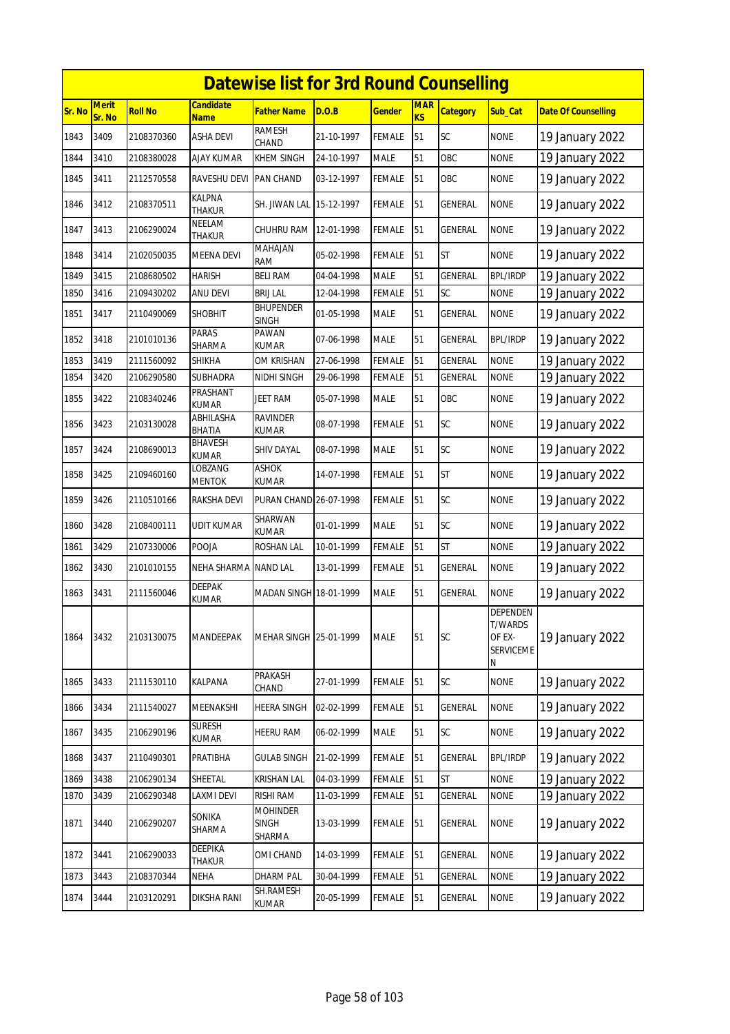# Datewise list for 3rd Round Counselling

| Sr. No | Merit Sr. No | Roll No | Candidate Name | Father Name | D.O.B | Gender | MARKS | Category | Sub_Cat | Date Of Counselling |
|---|---|---|---|---|---|---|---|---|---|---|
| 1843 | 3409 | 2108370360 | ASHA DEVI | RAMESH CHAND | 21-10-1997 | FEMALE | 51 | SC | NONE | 19 January 2022 |
| 1844 | 3410 | 2108380028 | AJAY KUMAR | KHEM SINGH | 24-10-1997 | MALE | 51 | OBC | NONE | 19 January 2022 |
| 1845 | 3411 | 2112570558 | RAVESHU DEVI | PAN CHAND | 03-12-1997 | FEMALE | 51 | OBC | NONE | 19 January 2022 |
| 1846 | 3412 | 2108370511 | KALPNA THAKUR | SH. JIWAN LAL | 15-12-1997 | FEMALE | 51 | GENERAL | NONE | 19 January 2022 |
| 1847 | 3413 | 2106290024 | NEELAM THAKUR | CHUHRU RAM | 12-01-1998 | FEMALE | 51 | GENERAL | NONE | 19 January 2022 |
| 1848 | 3414 | 2102050035 | MEENA DEVI | MAHAJAN RAM | 05-02-1998 | FEMALE | 51 | ST | NONE | 19 January 2022 |
| 1849 | 3415 | 2108680502 | HARISH | BELI RAM | 04-04-1998 | MALE | 51 | GENERAL | BPL/IRDP | 19 January 2022 |
| 1850 | 3416 | 2109430202 | ANU DEVI | BRIJ LAL | 12-04-1998 | FEMALE | 51 | SC | NONE | 19 January 2022 |
| 1851 | 3417 | 2110490069 | SHOBHIT | BHUPENDER SINGH | 01-05-1998 | MALE | 51 | GENERAL | NONE | 19 January 2022 |
| 1852 | 3418 | 2101010136 | PARAS SHARMA | PAWAN KUMAR | 07-06-1998 | MALE | 51 | GENERAL | BPL/IRDP | 19 January 2022 |
| 1853 | 3419 | 2111560092 | SHIKHA | OM KRISHAN | 27-06-1998 | FEMALE | 51 | GENERAL | NONE | 19 January 2022 |
| 1854 | 3420 | 2106290580 | SUBHADRA | NIDHI SINGH | 29-06-1998 | FEMALE | 51 | GENERAL | NONE | 19 January 2022 |
| 1855 | 3422 | 2108340246 | PRASHANT KUMAR | JEET RAM | 05-07-1998 | MALE | 51 | OBC | NONE | 19 January 2022 |
| 1856 | 3423 | 2103130028 | ABHILASHA BHATIA | RAVINDER KUMAR | 08-07-1998 | FEMALE | 51 | SC | NONE | 19 January 2022 |
| 1857 | 3424 | 2108690013 | BHAVESH KUMAR | SHIV DAYAL | 08-07-1998 | MALE | 51 | SC | NONE | 19 January 2022 |
| 1858 | 3425 | 2109460160 | LOBZANG MENTOK | ASHOK KUMAR | 14-07-1998 | FEMALE | 51 | ST | NONE | 19 January 2022 |
| 1859 | 3426 | 2110510166 | RAKSHA DEVI | PURAN CHAND | 26-07-1998 | FEMALE | 51 | SC | NONE | 19 January 2022 |
| 1860 | 3428 | 2108400111 | UDIT KUMAR | SHARWAN KUMAR | 01-01-1999 | MALE | 51 | SC | NONE | 19 January 2022 |
| 1861 | 3429 | 2107330006 | POOJA | ROSHAN LAL | 10-01-1999 | FEMALE | 51 | ST | NONE | 19 January 2022 |
| 1862 | 3430 | 2101010155 | NEHA SHARMA | NAND LAL | 13-01-1999 | FEMALE | 51 | GENERAL | NONE | 19 January 2022 |
| 1863 | 3431 | 2111560046 | DEEPAK KUMAR | MADAN SINGH | 18-01-1999 | MALE | 51 | GENERAL | NONE | 19 January 2022 |
| 1864 | 3432 | 2103130075 | MANDEEPAK | MEHAR SINGH | 25-01-1999 | MALE | 51 | SC | DEPENDENT/WARDS OF EX-SERVICEMEN | 19 January 2022 |
| 1865 | 3433 | 2111530110 | KALPANA | PRAKASH CHAND | 27-01-1999 | FEMALE | 51 | SC | NONE | 19 January 2022 |
| 1866 | 3434 | 2111540027 | MEENAKSHI | HEERA SINGH | 02-02-1999 | FEMALE | 51 | GENERAL | NONE | 19 January 2022 |
| 1867 | 3435 | 2106290196 | SURESH KUMAR | HEERU RAM | 06-02-1999 | MALE | 51 | SC | NONE | 19 January 2022 |
| 1868 | 3437 | 2110490301 | PRATIBHA | GULAB SINGH | 21-02-1999 | FEMALE | 51 | GENERAL | BPL/IRDP | 19 January 2022 |
| 1869 | 3438 | 2106290134 | SHEETAL | KRISHAN LAL | 04-03-1999 | FEMALE | 51 | ST | NONE | 19 January 2022 |
| 1870 | 3439 | 2106290348 | LAXMI DEVI | RISHI RAM | 11-03-1999 | FEMALE | 51 | GENERAL | NONE | 19 January 2022 |
| 1871 | 3440 | 2106290207 | SONIKA SHARMA | MOHINDER SINGH SHARMA | 13-03-1999 | FEMALE | 51 | GENERAL | NONE | 19 January 2022 |
| 1872 | 3441 | 2106290033 | DEEPIKA THAKUR | OMI CHAND | 14-03-1999 | FEMALE | 51 | GENERAL | NONE | 19 January 2022 |
| 1873 | 3443 | 2108370344 | NEHA | DHARM PAL | 30-04-1999 | FEMALE | 51 | GENERAL | NONE | 19 January 2022 |
| 1874 | 3444 | 2103120291 | DIKSHA RANI | SH.RAMESH KUMAR | 20-05-1999 | FEMALE | 51 | GENERAL | NONE | 19 January 2022 |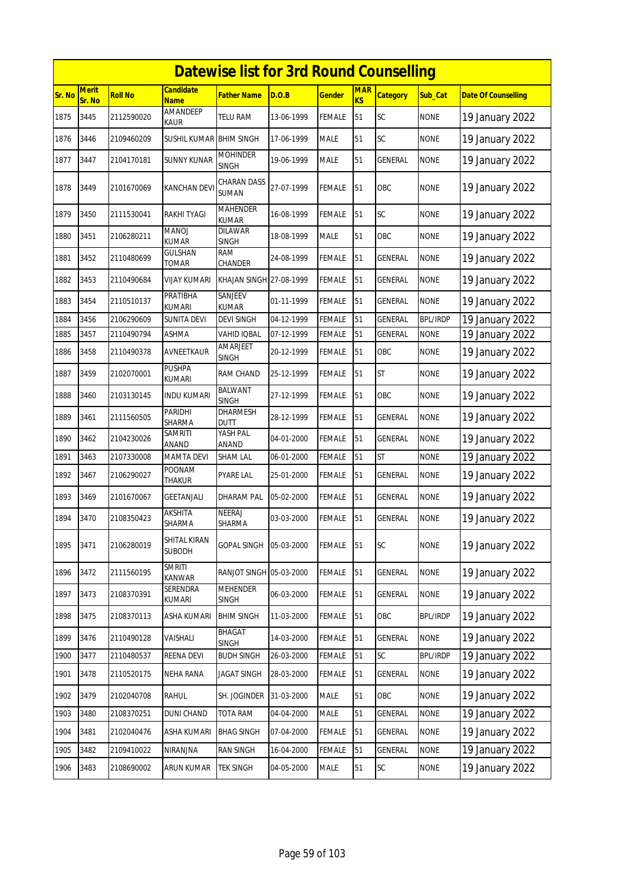# Datewise list for 3rd Round Counselling

| Sr. No | Merit Sr. No | Roll No | Candidate Name | Father Name | D.O.B | Gender | MARKS | Category | Sub_Cat | Date Of Counselling |
|---|---|---|---|---|---|---|---|---|---|---|
| 1875 | 3445 | 2112590020 | AMANDEEP KAUR | TELU RAM | 13-06-1999 | FEMALE | 51 | SC | NONE | 19 January 2022 |
| 1876 | 3446 | 2109460209 | SUSHIL KUMAR | BHIM SINGH | 17-06-1999 | MALE | 51 | SC | NONE | 19 January 2022 |
| 1877 | 3447 | 2104170181 | SUNNY KUNAR | MOHINDER SINGH | 19-06-1999 | MALE | 51 | GENERAL | NONE | 19 January 2022 |
| 1878 | 3449 | 2101670069 | KANCHAN DEVI | CHARAN DASS SUMAN | 27-07-1999 | FEMALE | 51 | OBC | NONE | 19 January 2022 |
| 1879 | 3450 | 2111530041 | RAKHI TYAGI | MAHENDER KUMAR | 16-08-1999 | FEMALE | 51 | SC | NONE | 19 January 2022 |
| 1880 | 3451 | 2106280211 | MANOJ KUMAR | DILAWAR SINGH | 18-08-1999 | MALE | 51 | OBC | NONE | 19 January 2022 |
| 1881 | 3452 | 2110480699 | GULSHAN TOMAR | RAM CHANDER | 24-08-1999 | FEMALE | 51 | GENERAL | NONE | 19 January 2022 |
| 1882 | 3453 | 2110490684 | VIJAY KUMARI | KHAJAN SINGH | 27-08-1999 | FEMALE | 51 | GENERAL | NONE | 19 January 2022 |
| 1883 | 3454 | 2110510137 | PRATIBHA KUMARI | SANJEEV KUMAR | 01-11-1999 | FEMALE | 51 | GENERAL | NONE | 19 January 2022 |
| 1884 | 3456 | 2106290609 | SUNITA DEVI | DEVI SINGH | 04-12-1999 | FEMALE | 51 | GENERAL | BPL/IRDP | 19 January 2022 |
| 1885 | 3457 | 2110490794 | ASHMA | VAHID IQBAL | 07-12-1999 | FEMALE | 51 | GENERAL | NONE | 19 January 2022 |
| 1886 | 3458 | 2110490378 | AVNEETKAUR | AMARJEET SINGH | 20-12-1999 | FEMALE | 51 | OBC | NONE | 19 January 2022 |
| 1887 | 3459 | 2102070001 | PUSHPA KUMARI | RAM CHAND | 25-12-1999 | FEMALE | 51 | ST | NONE | 19 January 2022 |
| 1888 | 3460 | 2103130145 | INDU KUMARI | BALWANT SINGH | 27-12-1999 | FEMALE | 51 | OBC | NONE | 19 January 2022 |
| 1889 | 3461 | 2111560505 | PARIDHI SHARMA | DHARMESH DUTT | 28-12-1999 | FEMALE | 51 | GENERAL | NONE | 19 January 2022 |
| 1890 | 3462 | 2104230026 | SAMRITI ANAND | YASH PAL ANAND | 04-01-2000 | FEMALE | 51 | GENERAL | NONE | 19 January 2022 |
| 1891 | 3463 | 2107330008 | MAMTA DEVI | SHAM LAL | 06-01-2000 | FEMALE | 51 | ST | NONE | 19 January 2022 |
| 1892 | 3467 | 2106290027 | POONAM THAKUR | PYARE LAL | 25-01-2000 | FEMALE | 51 | GENERAL | NONE | 19 January 2022 |
| 1893 | 3469 | 2101670067 | GEETANJALI | DHARAM PAL | 05-02-2000 | FEMALE | 51 | GENERAL | NONE | 19 January 2022 |
| 1894 | 3470 | 2108350423 | AKSHITA SHARMA | NEERAJ SHARMA | 03-03-2000 | FEMALE | 51 | GENERAL | NONE | 19 January 2022 |
| 1895 | 3471 | 2106280019 | SHITAL KIRAN SUBODH | GOPAL SINGH | 05-03-2000 | FEMALE | 51 | SC | NONE | 19 January 2022 |
| 1896 | 3472 | 2111560195 | SMRITI KANWAR | RANJOT SINGH | 05-03-2000 | FEMALE | 51 | GENERAL | NONE | 19 January 2022 |
| 1897 | 3473 | 2108370391 | SERENDRA KUMARI | MEHENDER SINGH | 06-03-2000 | FEMALE | 51 | GENERAL | NONE | 19 January 2022 |
| 1898 | 3475 | 2108370113 | ASHA KUMARI | BHIM SINGH | 11-03-2000 | FEMALE | 51 | OBC | BPL/IRDP | 19 January 2022 |
| 1899 | 3476 | 2110490128 | VAISHALI | BHAGAT SINGH | 14-03-2000 | FEMALE | 51 | GENERAL | NONE | 19 January 2022 |
| 1900 | 3477 | 2110480537 | REENA DEVI | BUDH SINGH | 26-03-2000 | FEMALE | 51 | SC | BPL/IRDP | 19 January 2022 |
| 1901 | 3478 | 2110520175 | NEHA RANA | JAGAT SINGH | 28-03-2000 | FEMALE | 51 | GENERAL | NONE | 19 January 2022 |
| 1902 | 3479 | 2102040708 | RAHUL | SH. JOGINDER | 31-03-2000 | MALE | 51 | OBC | NONE | 19 January 2022 |
| 1903 | 3480 | 2108370251 | DUNI CHAND | TOTA RAM | 04-04-2000 | MALE | 51 | GENERAL | NONE | 19 January 2022 |
| 1904 | 3481 | 2102040476 | ASHA KUMARI | BHAG SINGH | 07-04-2000 | FEMALE | 51 | GENERAL | NONE | 19 January 2022 |
| 1905 | 3482 | 2109410022 | NIRANJNA | RAN SINGH | 16-04-2000 | FEMALE | 51 | GENERAL | NONE | 19 January 2022 |
| 1906 | 3483 | 2108690002 | ARUN KUMAR | TEK SINGH | 04-05-2000 | MALE | 51 | SC | NONE | 19 January 2022 |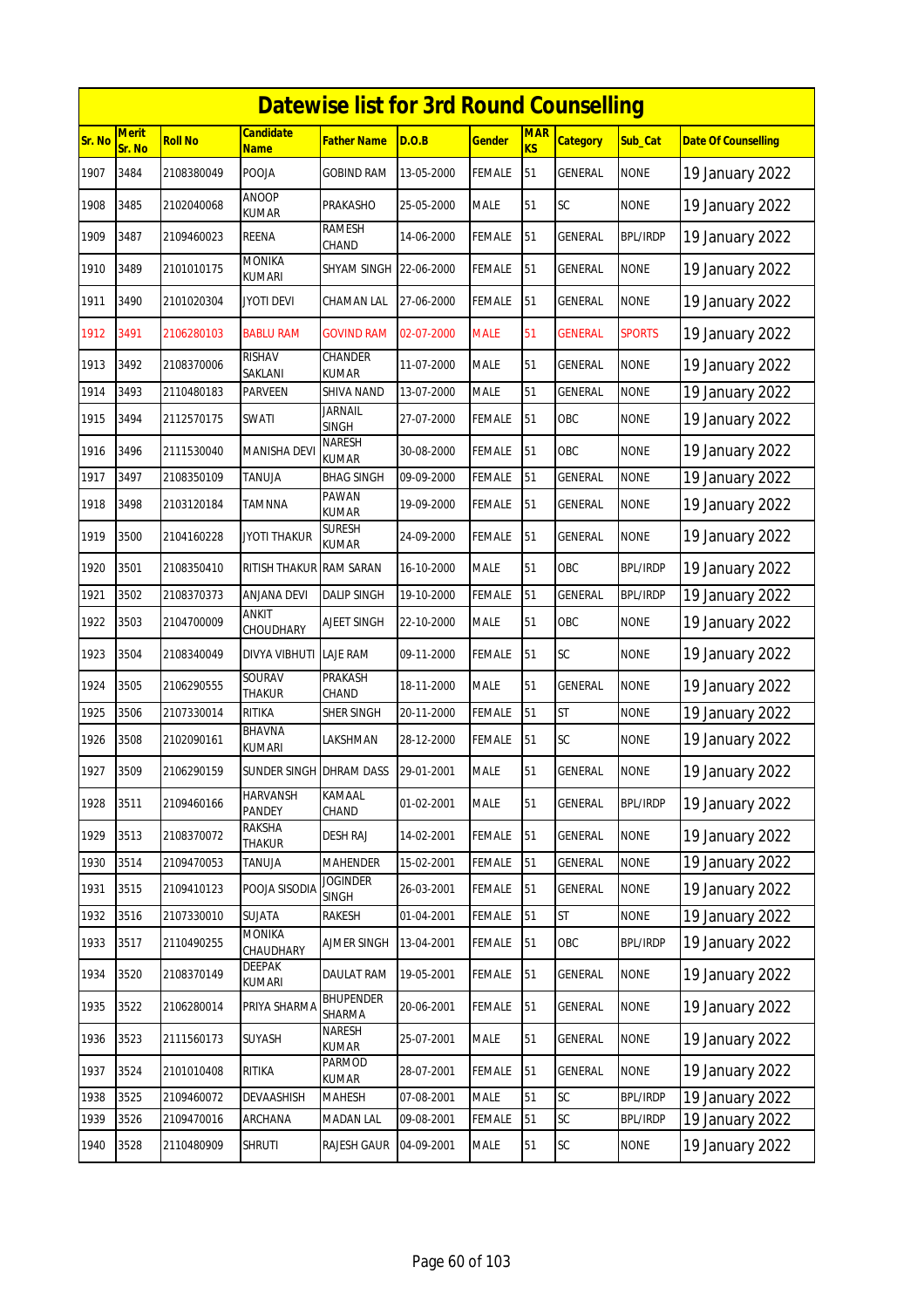# Datewise list for 3rd Round Counselling

| Sr. No | Merit Sr. No | Roll No | Candidate Name | Father Name | D.O.B | Gender | MARKS | Category | Sub_Cat | Date Of Counselling |
|---|---|---|---|---|---|---|---|---|---|---|
| 1907 | 3484 | 2108380049 | POOJA | GOBIND RAM | 13-05-2000 | FEMALE | 51 | GENERAL | NONE | 19 January 2022 |
| 1908 | 3485 | 2102040068 | ANOOP KUMAR | PRAKASHO | 25-05-2000 | MALE | 51 | SC | NONE | 19 January 2022 |
| 1909 | 3487 | 2109460023 | REENA | RAMESH CHAND | 14-06-2000 | FEMALE | 51 | GENERAL | BPL/IRDP | 19 January 2022 |
| 1910 | 3489 | 2101010175 | MONIKA KUMARI | SHYAM SINGH | 22-06-2000 | FEMALE | 51 | GENERAL | NONE | 19 January 2022 |
| 1911 | 3490 | 2101020304 | JYOTI DEVI | CHAMAN LAL | 27-06-2000 | FEMALE | 51 | GENERAL | NONE | 19 January 2022 |
| 1912 | 3491 | 2106280103 | BABLU RAM | GOVIND RAM | 02-07-2000 | MALE | 51 | GENERAL | SPORTS | 19 January 2022 |
| 1913 | 3492 | 2108370006 | RISHAV SAKLANI | CHANDER KUMAR | 11-07-2000 | MALE | 51 | GENERAL | NONE | 19 January 2022 |
| 1914 | 3493 | 2110480183 | PARVEEN | SHIVA NAND | 13-07-2000 | MALE | 51 | GENERAL | NONE | 19 January 2022 |
| 1915 | 3494 | 2112570175 | SWATI | JARNAIL SINGH | 27-07-2000 | FEMALE | 51 | OBC | NONE | 19 January 2022 |
| 1916 | 3496 | 2111530040 | MANISHA DEVI | NARESH KUMAR | 30-08-2000 | FEMALE | 51 | OBC | NONE | 19 January 2022 |
| 1917 | 3497 | 2108350109 | TANUJA | BHAG SINGH | 09-09-2000 | FEMALE | 51 | GENERAL | NONE | 19 January 2022 |
| 1918 | 3498 | 2103120184 | TAMNNA | PAWAN KUMAR | 19-09-2000 | FEMALE | 51 | GENERAL | NONE | 19 January 2022 |
| 1919 | 3500 | 2104160228 | JYOTI THAKUR | SURESH KUMAR | 24-09-2000 | FEMALE | 51 | GENERAL | NONE | 19 January 2022 |
| 1920 | 3501 | 2108350410 | RITISH THAKUR | RAM SARAN | 16-10-2000 | MALE | 51 | OBC | BPL/IRDP | 19 January 2022 |
| 1921 | 3502 | 2108370373 | ANJANA DEVI | DALIP SINGH | 19-10-2000 | FEMALE | 51 | GENERAL | BPL/IRDP | 19 January 2022 |
| 1922 | 3503 | 2104700009 | ANKIT CHOUDHARY | AJEET SINGH | 22-10-2000 | MALE | 51 | OBC | NONE | 19 January 2022 |
| 1923 | 3504 | 2108340049 | DIVYA VIBHUTI | LAJE RAM | 09-11-2000 | FEMALE | 51 | SC | NONE | 19 January 2022 |
| 1924 | 3505 | 2106290555 | SOURAV THAKUR | PRAKASH CHAND | 18-11-2000 | MALE | 51 | GENERAL | NONE | 19 January 2022 |
| 1925 | 3506 | 2107330014 | RITIKA | SHER SINGH | 20-11-2000 | FEMALE | 51 | ST | NONE | 19 January 2022 |
| 1926 | 3508 | 2102090161 | BHAVNA KUMARI | LAKSHMAN | 28-12-2000 | FEMALE | 51 | SC | NONE | 19 January 2022 |
| 1927 | 3509 | 2106290159 | SUNDER SINGH | DHRAM DASS | 29-01-2001 | MALE | 51 | GENERAL | NONE | 19 January 2022 |
| 1928 | 3511 | 2109460166 | HARVANSH PANDEY | KAMAAL CHAND | 01-02-2001 | MALE | 51 | GENERAL | BPL/IRDP | 19 January 2022 |
| 1929 | 3513 | 2108370072 | RAKSHA THAKUR | DESH RAJ | 14-02-2001 | FEMALE | 51 | GENERAL | NONE | 19 January 2022 |
| 1930 | 3514 | 2109470053 | TANUJA | MAHENDER | 15-02-2001 | FEMALE | 51 | GENERAL | NONE | 19 January 2022 |
| 1931 | 3515 | 2109410123 | POOJA SISODIA | JOGINDER SINGH | 26-03-2001 | FEMALE | 51 | GENERAL | NONE | 19 January 2022 |
| 1932 | 3516 | 2107330010 | SUJATA | RAKESH | 01-04-2001 | FEMALE | 51 | ST | NONE | 19 January 2022 |
| 1933 | 3517 | 2110490255 | MONIKA CHAUDHARY | AJMER SINGH | 13-04-2001 | FEMALE | 51 | OBC | BPL/IRDP | 19 January 2022 |
| 1934 | 3520 | 2108370149 | DEEPAK KUMARI | DAULAT RAM | 19-05-2001 | FEMALE | 51 | GENERAL | NONE | 19 January 2022 |
| 1935 | 3522 | 2106280014 | PRIYA SHARMA | BHUPENDER SHARMA | 20-06-2001 | FEMALE | 51 | GENERAL | NONE | 19 January 2022 |
| 1936 | 3523 | 2111560173 | SUYASH | NARESH KUMAR | 25-07-2001 | MALE | 51 | GENERAL | NONE | 19 January 2022 |
| 1937 | 3524 | 2101010408 | RITIKA | PARMOD KUMAR | 28-07-2001 | FEMALE | 51 | GENERAL | NONE | 19 January 2022 |
| 1938 | 3525 | 2109460072 | DEVAASHISH | MAHESH | 07-08-2001 | MALE | 51 | SC | BPL/IRDP | 19 January 2022 |
| 1939 | 3526 | 2109470016 | ARCHANA | MADAN LAL | 09-08-2001 | FEMALE | 51 | SC | BPL/IRDP | 19 January 2022 |
| 1940 | 3528 | 2110480909 | SHRUTI | RAJESH GAUR | 04-09-2001 | MALE | 51 | SC | NONE | 19 January 2022 |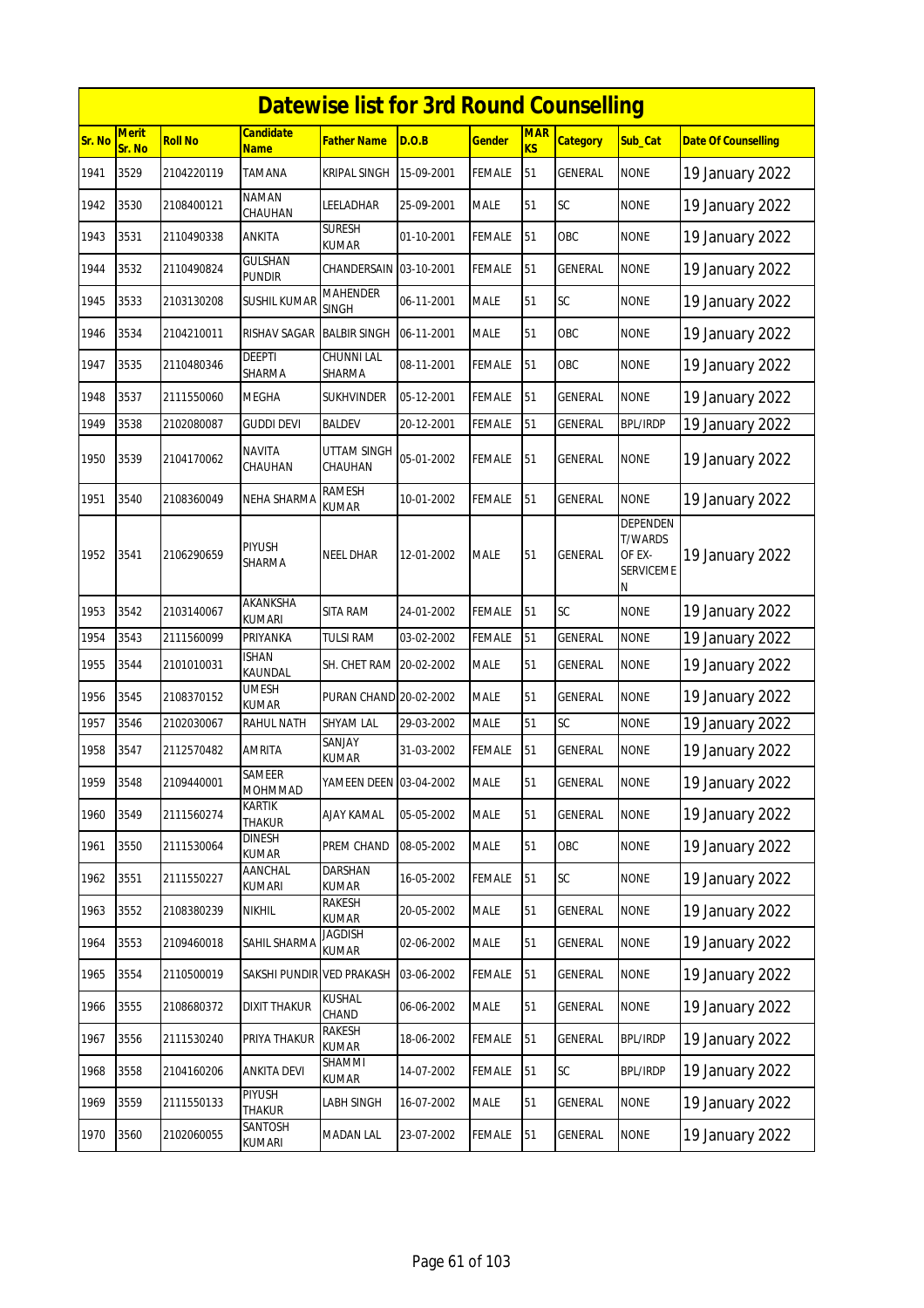# Datewise list for 3rd Round Counselling

| Sr. No | Merit Sr. No | Roll No | Candidate Name | Father Name | D.O.B | Gender | MARKS | Category | Sub_Cat | Date Of Counselling |
|---|---|---|---|---|---|---|---|---|---|---|
| 1941 | 3529 | 2104220119 | TAMANA | KRIPAL SINGH | 15-09-2001 | FEMALE | 51 | GENERAL | NONE | 19 January 2022 |
| 1942 | 3530 | 2108400121 | NAMAN CHAUHAN | LEELADHAR | 25-09-2001 | MALE | 51 | SC | NONE | 19 January 2022 |
| 1943 | 3531 | 2110490338 | ANKITA | SURESH KUMAR | 01-10-2001 | FEMALE | 51 | OBC | NONE | 19 January 2022 |
| 1944 | 3532 | 2110490824 | GULSHAN PUNDIR | CHANDERSAIN | 03-10-2001 | FEMALE | 51 | GENERAL | NONE | 19 January 2022 |
| 1945 | 3533 | 2103130208 | SUSHIL KUMAR | MAHENDER SINGH | 06-11-2001 | MALE | 51 | SC | NONE | 19 January 2022 |
| 1946 | 3534 | 2104210011 | RISHAV SAGAR | BALBIR SINGH | 06-11-2001 | MALE | 51 | OBC | NONE | 19 January 2022 |
| 1947 | 3535 | 2110480346 | DEEPTI SHARMA | CHUNNI LAL SHARMA | 08-11-2001 | FEMALE | 51 | OBC | NONE | 19 January 2022 |
| 1948 | 3537 | 2111550060 | MEGHA | SUKHVINDER | 05-12-2001 | FEMALE | 51 | GENERAL | NONE | 19 January 2022 |
| 1949 | 3538 | 2102080087 | GUDDI DEVI | BALDEV | 20-12-2001 | FEMALE | 51 | GENERAL | BPL/IRDP | 19 January 2022 |
| 1950 | 3539 | 2104170062 | NAVITA CHAUHAN | UTTAM SINGH CHAUHAN | 05-01-2002 | FEMALE | 51 | GENERAL | NONE | 19 January 2022 |
| 1951 | 3540 | 2108360049 | NEHA SHARMA | RAMESH KUMAR | 10-01-2002 | FEMALE | 51 | GENERAL | NONE | 19 January 2022 |
| 1952 | 3541 | 2106290659 | PIYUSH SHARMA | NEEL DHAR | 12-01-2002 | MALE | 51 | GENERAL | DEPENDENT/WARDS OF EX-SERVICEMEN | 19 January 2022 |
| 1953 | 3542 | 2103140067 | AKANKSHA KUMARI | SITA RAM | 24-01-2002 | FEMALE | 51 | SC | NONE | 19 January 2022 |
| 1954 | 3543 | 2111560099 | PRIYANKA | TULSI RAM | 03-02-2002 | FEMALE | 51 | GENERAL | NONE | 19 January 2022 |
| 1955 | 3544 | 2101010031 | ISHAN KAUNDAL | SH. CHET RAM | 20-02-2002 | MALE | 51 | GENERAL | NONE | 19 January 2022 |
| 1956 | 3545 | 2108370152 | UMESH KUMAR | PURAN CHAND | 20-02-2002 | MALE | 51 | GENERAL | NONE | 19 January 2022 |
| 1957 | 3546 | 2102030067 | RAHUL NATH | SHYAM LAL | 29-03-2002 | MALE | 51 | SC | NONE | 19 January 2022 |
| 1958 | 3547 | 2112570482 | AMRITA | SANJAY KUMAR | 31-03-2002 | FEMALE | 51 | GENERAL | NONE | 19 January 2022 |
| 1959 | 3548 | 2109440001 | SAMEER MOHMMAD | YAMEEN DEEN | 03-04-2002 | MALE | 51 | GENERAL | NONE | 19 January 2022 |
| 1960 | 3549 | 2111560274 | KARTIK THAKUR | AJAY KAMAL | 05-05-2002 | MALE | 51 | GENERAL | NONE | 19 January 2022 |
| 1961 | 3550 | 2111530064 | DINESH KUMAR | PREM CHAND | 08-05-2002 | MALE | 51 | OBC | NONE | 19 January 2022 |
| 1962 | 3551 | 2111550227 | AANCHAL KUMARI | DARSHAN KUMAR | 16-05-2002 | FEMALE | 51 | SC | NONE | 19 January 2022 |
| 1963 | 3552 | 2108380239 | NIKHIL | RAKESH KUMAR | 20-05-2002 | MALE | 51 | GENERAL | NONE | 19 January 2022 |
| 1964 | 3553 | 2109460018 | SAHIL SHARMA | JAGDISH KUMAR | 02-06-2002 | MALE | 51 | GENERAL | NONE | 19 January 2022 |
| 1965 | 3554 | 2110500019 | SAKSHI PUNDIR | VED PRAKASH | 03-06-2002 | FEMALE | 51 | GENERAL | NONE | 19 January 2022 |
| 1966 | 3555 | 2108680372 | DIXIT THAKUR | KUSHAL CHAND | 06-06-2002 | MALE | 51 | GENERAL | NONE | 19 January 2022 |
| 1967 | 3556 | 2111530240 | PRIYA THAKUR | RAKESH KUMAR | 18-06-2002 | FEMALE | 51 | GENERAL | BPL/IRDP | 19 January 2022 |
| 1968 | 3558 | 2104160206 | ANKITA DEVI | SHAMMI KUMAR | 14-07-2002 | FEMALE | 51 | SC | BPL/IRDP | 19 January 2022 |
| 1969 | 3559 | 2111550133 | PIYUSH THAKUR | LABH SINGH | 16-07-2002 | MALE | 51 | GENERAL | NONE | 19 January 2022 |
| 1970 | 3560 | 2102060055 | SANTOSH KUMARI | MADAN LAL | 23-07-2002 | FEMALE | 51 | GENERAL | NONE | 19 January 2022 |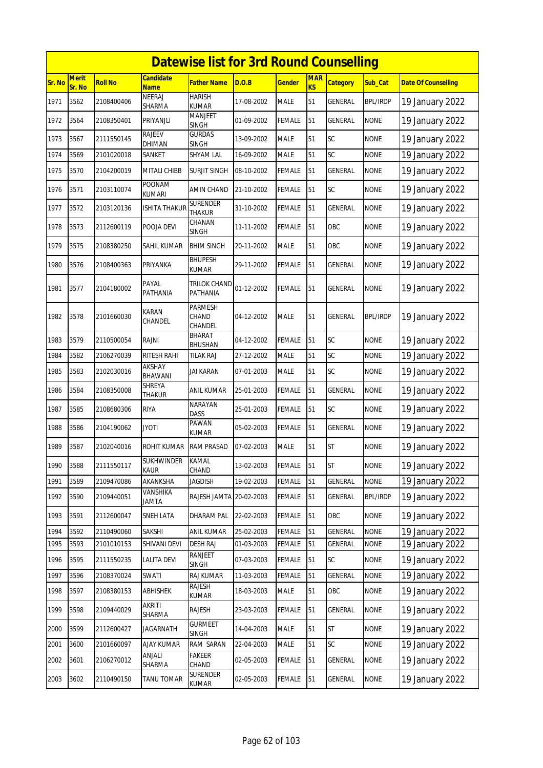# Datewise list for 3rd Round Counselling

| Sr. No | Merit Sr. No | Roll No | Candidate Name | Father Name | D.O.B | Gender | MARKS | Category | Sub_Cat | Date Of Counselling |
|---|---|---|---|---|---|---|---|---|---|---|
| 1971 | 3562 | 2108400406 | NEERAJ SHARMA | HARISH KUMAR | 17-08-2002 | MALE | 51 | GENERAL | BPL/IRDP | 19 January 2022 |
| 1972 | 3564 | 2108350401 | PRIYANJLI | MANJEET SINGH | 01-09-2002 | FEMALE | 51 | GENERAL | NONE | 19 January 2022 |
| 1973 | 3567 | 2111550145 | RAJEEV DHIMAN | GURDAS SINGH | 13-09-2002 | MALE | 51 | SC | NONE | 19 January 2022 |
| 1974 | 3569 | 2101020018 | SANKET | SHYAM LAL | 16-09-2002 | MALE | 51 | SC | NONE | 19 January 2022 |
| 1975 | 3570 | 2104200019 | MITALI CHIBB | SURJIT SINGH | 08-10-2002 | FEMALE | 51 | GENERAL | NONE | 19 January 2022 |
| 1976 | 3571 | 2103110074 | POONAM KUMARI | AMIN CHAND | 21-10-2002 | FEMALE | 51 | SC | NONE | 19 January 2022 |
| 1977 | 3572 | 2103120136 | ISHITA THAKUR | SURENDER THAKUR | 31-10-2002 | FEMALE | 51 | GENERAL | NONE | 19 January 2022 |
| 1978 | 3573 | 2112600119 | POOJA DEVI | CHANAN SINGH | 11-11-2002 | FEMALE | 51 | OBC | NONE | 19 January 2022 |
| 1979 | 3575 | 2108380250 | SAHIL KUMAR | BHIM SINGH | 20-11-2002 | MALE | 51 | OBC | NONE | 19 January 2022 |
| 1980 | 3576 | 2108400363 | PRIYANKA | BHUPESH KUMAR | 29-11-2002 | FEMALE | 51 | GENERAL | NONE | 19 January 2022 |
| 1981 | 3577 | 2104180002 | PAYAL PATHANIA | TRILOK CHAND PATHANIA | 01-12-2002 | FEMALE | 51 | GENERAL | NONE | 19 January 2022 |
| 1982 | 3578 | 2101660030 | KARAN CHANDEL | PARMESH CHAND CHANDEL | 04-12-2002 | MALE | 51 | GENERAL | BPL/IRDP | 19 January 2022 |
| 1983 | 3579 | 2110500054 | RAJNI | BHARAT BHUSHAN | 04-12-2002 | FEMALE | 51 | SC | NONE | 19 January 2022 |
| 1984 | 3582 | 2106270039 | RITESH RAHI | TILAK RAJ | 27-12-2002 | MALE | 51 | SC | NONE | 19 January 2022 |
| 1985 | 3583 | 2102030016 | AKSHAY BHAWANI | JAI KARAN | 07-01-2003 | MALE | 51 | SC | NONE | 19 January 2022 |
| 1986 | 3584 | 2108350008 | SHREYA THAKUR | ANIL KUMAR | 25-01-2003 | FEMALE | 51 | GENERAL | NONE | 19 January 2022 |
| 1987 | 3585 | 2108680306 | RIYA | NARAYAN DASS | 25-01-2003 | FEMALE | 51 | SC | NONE | 19 January 2022 |
| 1988 | 3586 | 2104190062 | JYOTI | PAWAN KUMAR | 05-02-2003 | FEMALE | 51 | GENERAL | NONE | 19 January 2022 |
| 1989 | 3587 | 2102040016 | ROHIT KUMAR | RAM PRASAD | 07-02-2003 | MALE | 51 | ST | NONE | 19 January 2022 |
| 1990 | 3588 | 2111550117 | SUKHWINDER KAUR | KAMAL CHAND | 13-02-2003 | FEMALE | 51 | ST | NONE | 19 January 2022 |
| 1991 | 3589 | 2109470086 | AKANKSHA | JAGDISH | 19-02-2003 | FEMALE | 51 | GENERAL | NONE | 19 January 2022 |
| 1992 | 3590 | 2109440051 | VANSHIKA JAMTA | RAJESH JAMTA | 20-02-2003 | FEMALE | 51 | GENERAL | BPL/IRDP | 19 January 2022 |
| 1993 | 3591 | 2112600047 | SNEH LATA | DHARAM PAL | 22-02-2003 | FEMALE | 51 | OBC | NONE | 19 January 2022 |
| 1994 | 3592 | 2110490060 | SAKSHI | ANIL KUMAR | 25-02-2003 | FEMALE | 51 | GENERAL | NONE | 19 January 2022 |
| 1995 | 3593 | 2101010153 | SHIVANI DEVI | DESH RAJ | 01-03-2003 | FEMALE | 51 | GENERAL | NONE | 19 January 2022 |
| 1996 | 3595 | 2111550235 | LALITA DEVI | RANJEET SINGH | 07-03-2003 | FEMALE | 51 | SC | NONE | 19 January 2022 |
| 1997 | 3596 | 2108370024 | SWATI | RAJ KUMAR | 11-03-2003 | FEMALE | 51 | GENERAL | NONE | 19 January 2022 |
| 1998 | 3597 | 2108380153 | ABHISHEK | RAJESH KUMAR | 18-03-2003 | MALE | 51 | OBC | NONE | 19 January 2022 |
| 1999 | 3598 | 2109440029 | AKRITI SHARMA | RAJESH | 23-03-2003 | FEMALE | 51 | GENERAL | NONE | 19 January 2022 |
| 2000 | 3599 | 2112600427 | JAGARNATH | GURMEET SINGH | 14-04-2003 | MALE | 51 | ST | NONE | 19 January 2022 |
| 2001 | 3600 | 2101660097 | AJAY KUMAR | RAM SARAN | 22-04-2003 | MALE | 51 | SC | NONE | 19 January 2022 |
| 2002 | 3601 | 2106270012 | ANJALI SHARMA | FAKEER CHAND | 02-05-2003 | FEMALE | 51 | GENERAL | NONE | 19 January 2022 |
| 2003 | 3602 | 2110490150 | TANU TOMAR | SURENDER KUMAR | 02-05-2003 | FEMALE | 51 | GENERAL | NONE | 19 January 2022 |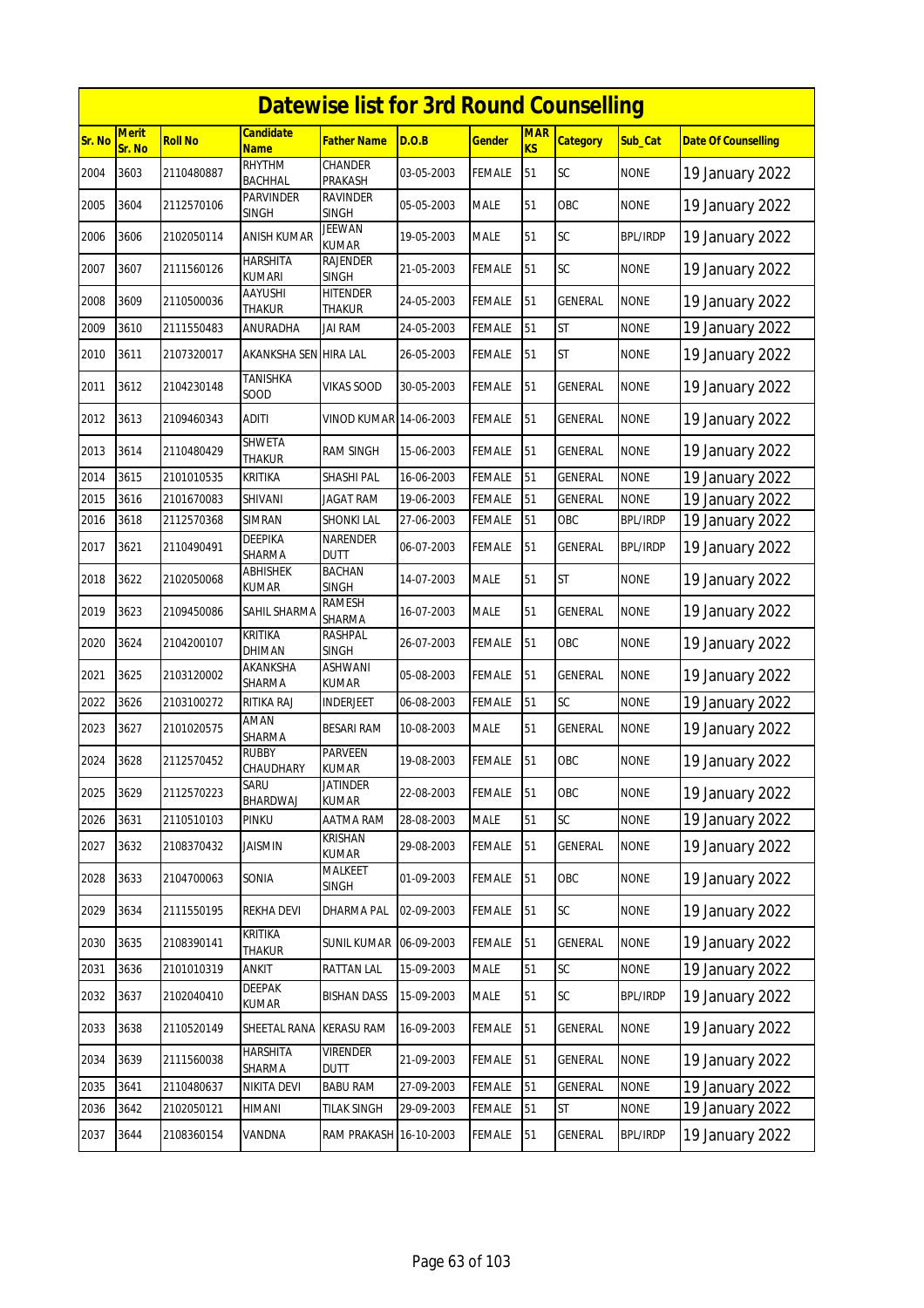# Datewise list for 3rd Round Counselling

| Sr. No | Merit Sr. No | Roll No | Candidate Name | Father Name | D.O.B | Gender | MARKS | Category | Sub_Cat | Date Of Counselling |
|---|---|---|---|---|---|---|---|---|---|---|
| 2004 | 3603 | 2110480887 | RHYTHM BACHHAL | CHANDER PRAKASH | 03-05-2003 | FEMALE | 51 | SC | NONE | 19 January 2022 |
| 2005 | 3604 | 2112570106 | PARVINDER SINGH | RAVINDER SINGH | 05-05-2003 | MALE | 51 | OBC | NONE | 19 January 2022 |
| 2006 | 3606 | 2102050114 | ANISH KUMAR | JEEWAN KUMAR | 19-05-2003 | MALE | 51 | SC | BPL/IRDP | 19 January 2022 |
| 2007 | 3607 | 2111560126 | HARSHITA KUMARI | RAJENDER SINGH | 21-05-2003 | FEMALE | 51 | SC | NONE | 19 January 2022 |
| 2008 | 3609 | 2110500036 | AAYUSHI THAKUR | HITENDER THAKUR | 24-05-2003 | FEMALE | 51 | GENERAL | NONE | 19 January 2022 |
| 2009 | 3610 | 2111550483 | ANURADHA | JAI RAM | 24-05-2003 | FEMALE | 51 | ST | NONE | 19 January 2022 |
| 2010 | 3611 | 2107320017 | AKANKSHA SEN | HIRA LAL | 26-05-2003 | FEMALE | 51 | ST | NONE | 19 January 2022 |
| 2011 | 3612 | 2104230148 | TANISHKA SOOD | VIKAS SOOD | 30-05-2003 | FEMALE | 51 | GENERAL | NONE | 19 January 2022 |
| 2012 | 3613 | 2109460343 | ADITI | VINOD KUMAR | 14-06-2003 | FEMALE | 51 | GENERAL | NONE | 19 January 2022 |
| 2013 | 3614 | 2110480429 | SHWETA THAKUR | RAM SINGH | 15-06-2003 | FEMALE | 51 | GENERAL | NONE | 19 January 2022 |
| 2014 | 3615 | 2101010535 | KRITIKA | SHASHI PAL | 16-06-2003 | FEMALE | 51 | GENERAL | NONE | 19 January 2022 |
| 2015 | 3616 | 2101670083 | SHIVANI | JAGAT RAM | 19-06-2003 | FEMALE | 51 | GENERAL | NONE | 19 January 2022 |
| 2016 | 3618 | 2112570368 | SIMRAN | SHONKI LAL | 27-06-2003 | FEMALE | 51 | OBC | BPL/IRDP | 19 January 2022 |
| 2017 | 3621 | 2110490491 | DEEPIKA SHARMA | NARENDER DUTT | 06-07-2003 | FEMALE | 51 | GENERAL | BPL/IRDP | 19 January 2022 |
| 2018 | 3622 | 2102050068 | ABHISHEK KUMAR | BACHAN SINGH | 14-07-2003 | MALE | 51 | ST | NONE | 19 January 2022 |
| 2019 | 3623 | 2109450086 | SAHIL SHARMA | RAMESH SHARMA | 16-07-2003 | MALE | 51 | GENERAL | NONE | 19 January 2022 |
| 2020 | 3624 | 2104200107 | KRITIKA DHIMAN | RASHPAL SINGH | 26-07-2003 | FEMALE | 51 | OBC | NONE | 19 January 2022 |
| 2021 | 3625 | 2103120002 | AKANKSHA SHARMA | ASHWANI KUMAR | 05-08-2003 | FEMALE | 51 | GENERAL | NONE | 19 January 2022 |
| 2022 | 3626 | 2103100272 | RITIKA RAJ | INDERJEET | 06-08-2003 | FEMALE | 51 | SC | NONE | 19 January 2022 |
| 2023 | 3627 | 2101020575 | AMAN SHARMA | BESARI RAM | 10-08-2003 | MALE | 51 | GENERAL | NONE | 19 January 2022 |
| 2024 | 3628 | 2112570452 | RUBBY CHAUDHARY | PARVEEN KUMAR | 19-08-2003 | FEMALE | 51 | OBC | NONE | 19 January 2022 |
| 2025 | 3629 | 2112570223 | SARU BHARDWAJ | JATINDER KUMAR | 22-08-2003 | FEMALE | 51 | OBC | NONE | 19 January 2022 |
| 2026 | 3631 | 2110510103 | PINKU | AATMA RAM | 28-08-2003 | MALE | 51 | SC | NONE | 19 January 2022 |
| 2027 | 3632 | 2108370432 | JAISMIN | KRISHAN KUMAR | 29-08-2003 | FEMALE | 51 | GENERAL | NONE | 19 January 2022 |
| 2028 | 3633 | 2104700063 | SONIA | MALKEET SINGH | 01-09-2003 | FEMALE | 51 | OBC | NONE | 19 January 2022 |
| 2029 | 3634 | 2111550195 | REKHA DEVI | DHARMA PAL | 02-09-2003 | FEMALE | 51 | SC | NONE | 19 January 2022 |
| 2030 | 3635 | 2108390141 | KRITIKA THAKUR | SUNIL KUMAR | 06-09-2003 | FEMALE | 51 | GENERAL | NONE | 19 January 2022 |
| 2031 | 3636 | 2101010319 | ANKIT | RATTAN LAL | 15-09-2003 | MALE | 51 | SC | NONE | 19 January 2022 |
| 2032 | 3637 | 2102040410 | DEEPAK KUMAR | BISHAN DASS | 15-09-2003 | MALE | 51 | SC | BPL/IRDP | 19 January 2022 |
| 2033 | 3638 | 2110520149 | SHEETAL RANA | KERASU RAM | 16-09-2003 | FEMALE | 51 | GENERAL | NONE | 19 January 2022 |
| 2034 | 3639 | 2111560038 | HARSHITA SHARMA | VIRENDER DUTT | 21-09-2003 | FEMALE | 51 | GENERAL | NONE | 19 January 2022 |
| 2035 | 3641 | 2110480637 | NIKITA DEVI | BABU RAM | 27-09-2003 | FEMALE | 51 | GENERAL | NONE | 19 January 2022 |
| 2036 | 3642 | 2102050121 | HIMANI | TILAK SINGH | 29-09-2003 | FEMALE | 51 | ST | NONE | 19 January 2022 |
| 2037 | 3644 | 2108360154 | VANDNA | RAM PRAKASH | 16-10-2003 | FEMALE | 51 | GENERAL | BPL/IRDP | 19 January 2022 |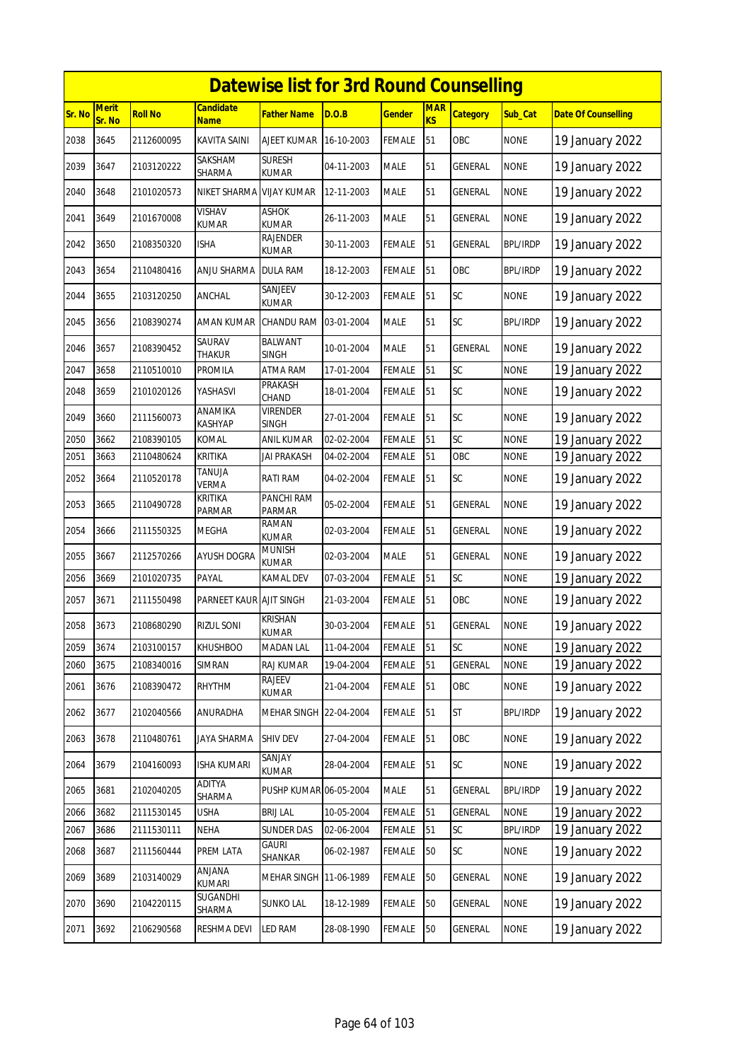# Datewise list for 3rd Round Counselling

| Sr. No | Merit Sr. No | Roll No | Candidate Name | Father Name | D.O.B | Gender | MARKS | Category | Sub_Cat | Date Of Counselling |
|---|---|---|---|---|---|---|---|---|---|---|
| 2038 | 3645 | 2112600095 | KAVITA SAINI | AJEET KUMAR | 16-10-2003 | FEMALE | 51 | OBC | NONE | 19 January 2022 |
| 2039 | 3647 | 2103120222 | SAKSHAM SHARMA | SURESH KUMAR | 04-11-2003 | MALE | 51 | GENERAL | NONE | 19 January 2022 |
| 2040 | 3648 | 2101020573 | NIKET SHARMA | VIJAY KUMAR | 12-11-2003 | MALE | 51 | GENERAL | NONE | 19 January 2022 |
| 2041 | 3649 | 2101670008 | VISHAV KUMAR | ASHOK KUMAR | 26-11-2003 | MALE | 51 | GENERAL | NONE | 19 January 2022 |
| 2042 | 3650 | 2108350320 | ISHA | RAJENDER KUMAR | 30-11-2003 | FEMALE | 51 | GENERAL | BPL/IRDP | 19 January 2022 |
| 2043 | 3654 | 2110480416 | ANJU SHARMA | DULA RAM | 18-12-2003 | FEMALE | 51 | OBC | BPL/IRDP | 19 January 2022 |
| 2044 | 3655 | 2103120250 | ANCHAL | SANJEEV KUMAR | 30-12-2003 | FEMALE | 51 | SC | NONE | 19 January 2022 |
| 2045 | 3656 | 2108390274 | AMAN KUMAR | CHANDU RAM | 03-01-2004 | MALE | 51 | SC | BPL/IRDP | 19 January 2022 |
| 2046 | 3657 | 2108390452 | SAURAV THAKUR | BALWANT SINGH | 10-01-2004 | MALE | 51 | GENERAL | NONE | 19 January 2022 |
| 2047 | 3658 | 2110510010 | PROMILA | ATMA RAM | 17-01-2004 | FEMALE | 51 | SC | NONE | 19 January 2022 |
| 2048 | 3659 | 2101020126 | YASHASVI | PRAKASH CHAND | 18-01-2004 | FEMALE | 51 | SC | NONE | 19 January 2022 |
| 2049 | 3660 | 2111560073 | ANAMIKA KASHYAP | VIRENDER SINGH | 27-01-2004 | FEMALE | 51 | SC | NONE | 19 January 2022 |
| 2050 | 3662 | 2108390105 | KOMAL | ANIL KUMAR | 02-02-2004 | FEMALE | 51 | SC | NONE | 19 January 2022 |
| 2051 | 3663 | 2110480624 | KRITIKA | JAI PRAKASH | 04-02-2004 | FEMALE | 51 | OBC | NONE | 19 January 2022 |
| 2052 | 3664 | 2110520178 | TANUJA VERMA | RATI RAM | 04-02-2004 | FEMALE | 51 | SC | NONE | 19 January 2022 |
| 2053 | 3665 | 2110490728 | KRITIKA PARMAR | PANCHI RAM PARMAR | 05-02-2004 | FEMALE | 51 | GENERAL | NONE | 19 January 2022 |
| 2054 | 3666 | 2111550325 | MEGHA | RAMAN KUMAR | 02-03-2004 | FEMALE | 51 | GENERAL | NONE | 19 January 2022 |
| 2055 | 3667 | 2112570266 | AYUSH DOGRA | MUNISH KUMAR | 02-03-2004 | MALE | 51 | GENERAL | NONE | 19 January 2022 |
| 2056 | 3669 | 2101020735 | PAYAL | KAMAL DEV | 07-03-2004 | FEMALE | 51 | SC | NONE | 19 January 2022 |
| 2057 | 3671 | 2111550498 | PARNEET KAUR | AJIT SINGH | 21-03-2004 | FEMALE | 51 | OBC | NONE | 19 January 2022 |
| 2058 | 3673 | 2108680290 | RIZUL SONI | KRISHAN KUMAR | 30-03-2004 | FEMALE | 51 | GENERAL | NONE | 19 January 2022 |
| 2059 | 3674 | 2103100157 | KHUSHBOO | MADAN LAL | 11-04-2004 | FEMALE | 51 | SC | NONE | 19 January 2022 |
| 2060 | 3675 | 2108340016 | SIMRAN | RAJ KUMAR | 19-04-2004 | FEMALE | 51 | GENERAL | NONE | 19 January 2022 |
| 2061 | 3676 | 2108390472 | RHYTHM | RAJEEV KUMAR | 21-04-2004 | FEMALE | 51 | OBC | NONE | 19 January 2022 |
| 2062 | 3677 | 2102040566 | ANURADHA | MEHAR SINGH | 22-04-2004 | FEMALE | 51 | ST | BPL/IRDP | 19 January 2022 |
| 2063 | 3678 | 2110480761 | JAYA SHARMA | SHIV DEV | 27-04-2004 | FEMALE | 51 | OBC | NONE | 19 January 2022 |
| 2064 | 3679 | 2104160093 | ISHA KUMARI | SANJAY KUMAR | 28-04-2004 | FEMALE | 51 | SC | NONE | 19 January 2022 |
| 2065 | 3681 | 2102040205 | ADITYA SHARMA | PUSHP KUMAR | 06-05-2004 | MALE | 51 | GENERAL | BPL/IRDP | 19 January 2022 |
| 2066 | 3682 | 2111530145 | USHA | BRIJ LAL | 10-05-2004 | FEMALE | 51 | GENERAL | NONE | 19 January 2022 |
| 2067 | 3686 | 2111530111 | NEHA | SUNDER DAS | 02-06-2004 | FEMALE | 51 | SC | BPL/IRDP | 19 January 2022 |
| 2068 | 3687 | 2111560444 | PREM LATA | GAURI SHANKAR | 06-02-1987 | FEMALE | 50 | SC | NONE | 19 January 2022 |
| 2069 | 3689 | 2103140029 | ANJANA KUMARI | MEHAR SINGH | 11-06-1989 | FEMALE | 50 | GENERAL | NONE | 19 January 2022 |
| 2070 | 3690 | 2104220115 | SUGANDHI SHARMA | SUNKO LAL | 18-12-1989 | FEMALE | 50 | GENERAL | NONE | 19 January 2022 |
| 2071 | 3692 | 2106290568 | RESHMA DEVI | LED RAM | 28-08-1990 | FEMALE | 50 | GENERAL | NONE | 19 January 2022 |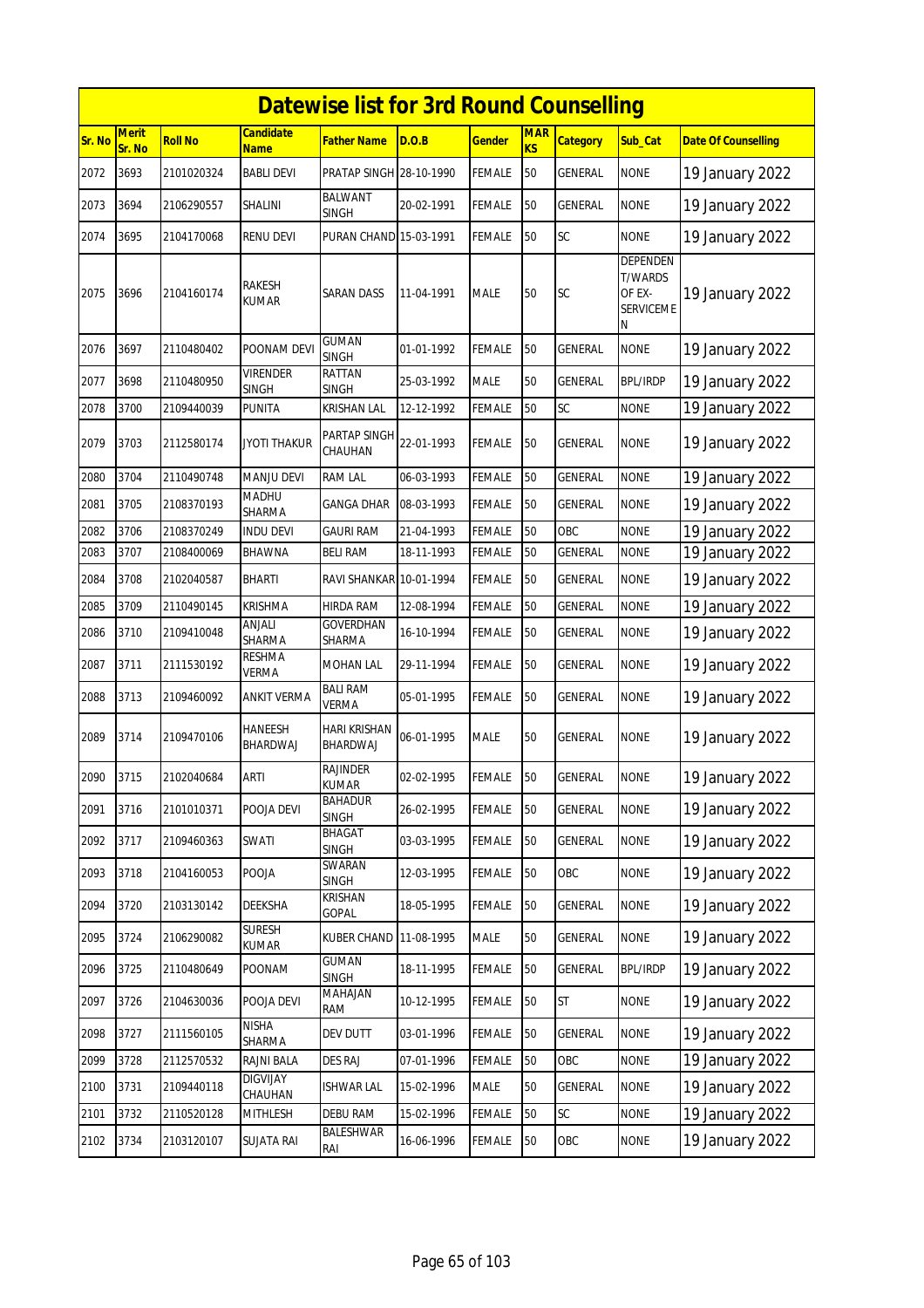# Datewise list for 3rd Round Counselling

| Sr. No | Merit Sr. No | Roll No | Candidate Name | Father Name | D.O.B | Gender | MARKS | Category | Sub_Cat | Date Of Counselling |
|---|---|---|---|---|---|---|---|---|---|---|
| 2072 | 3693 | 2101020324 | BABLI DEVI | PRATAP SINGH | 28-10-1990 | FEMALE | 50 | GENERAL | NONE | 19 January 2022 |
| 2073 | 3694 | 2106290557 | SHALINI | BALWANT SINGH | 20-02-1991 | FEMALE | 50 | GENERAL | NONE | 19 January 2022 |
| 2074 | 3695 | 2104170068 | RENU DEVI | PURAN CHAND | 15-03-1991 | FEMALE | 50 | SC | NONE | 19 January 2022 |
| 2075 | 3696 | 2104160174 | RAKESH KUMAR | SARAN DASS | 11-04-1991 | MALE | 50 | SC | DEPENDENT/WARDS OF EX-SERVICEMEN | 19 January 2022 |
| 2076 | 3697 | 2110480402 | POONAM DEVI | GUMAN SINGH | 01-01-1992 | FEMALE | 50 | GENERAL | NONE | 19 January 2022 |
| 2077 | 3698 | 2110480950 | VIRENDER SINGH | RATTAN SINGH | 25-03-1992 | MALE | 50 | GENERAL | BPL/IRDP | 19 January 2022 |
| 2078 | 3700 | 2109440039 | PUNITA | KRISHAN LAL | 12-12-1992 | FEMALE | 50 | SC | NONE | 19 January 2022 |
| 2079 | 3703 | 2112580174 | JYOTI THAKUR | PARTAP SINGH CHAUHAN | 22-01-1993 | FEMALE | 50 | GENERAL | NONE | 19 January 2022 |
| 2080 | 3704 | 2110490748 | MANJU DEVI | RAM LAL | 06-03-1993 | FEMALE | 50 | GENERAL | NONE | 19 January 2022 |
| 2081 | 3705 | 2108370193 | MADHU SHARMA | GANGA DHAR | 08-03-1993 | FEMALE | 50 | GENERAL | NONE | 19 January 2022 |
| 2082 | 3706 | 2108370249 | INDU DEVI | GAURI RAM | 21-04-1993 | FEMALE | 50 | OBC | NONE | 19 January 2022 |
| 2083 | 3707 | 2108400069 | BHAWNA | BELI RAM | 18-11-1993 | FEMALE | 50 | GENERAL | NONE | 19 January 2022 |
| 2084 | 3708 | 2102040587 | BHARTI | RAVI SHANKAR | 10-01-1994 | FEMALE | 50 | GENERAL | NONE | 19 January 2022 |
| 2085 | 3709 | 2110490145 | KRISHMA | HIRDA RAM | 12-08-1994 | FEMALE | 50 | GENERAL | NONE | 19 January 2022 |
| 2086 | 3710 | 2109410048 | ANJALI SHARMA | GOVERDHAN SHARMA | 16-10-1994 | FEMALE | 50 | GENERAL | NONE | 19 January 2022 |
| 2087 | 3711 | 2111530192 | RESHMA VERMA | MOHAN LAL | 29-11-1994 | FEMALE | 50 | GENERAL | NONE | 19 January 2022 |
| 2088 | 3713 | 2109460092 | ANKIT VERMA | BALI RAM VERMA | 05-01-1995 | FEMALE | 50 | GENERAL | NONE | 19 January 2022 |
| 2089 | 3714 | 2109470106 | HANEESH BHARDWAJ | HARI KRISHAN BHARDWAJ | 06-01-1995 | MALE | 50 | GENERAL | NONE | 19 January 2022 |
| 2090 | 3715 | 2102040684 | ARTI | RAJINDER KUMAR | 02-02-1995 | FEMALE | 50 | GENERAL | NONE | 19 January 2022 |
| 2091 | 3716 | 2101010371 | POOJA DEVI | BAHADUR SINGH | 26-02-1995 | FEMALE | 50 | GENERAL | NONE | 19 January 2022 |
| 2092 | 3717 | 2109460363 | SWATI | BHAGAT SINGH | 03-03-1995 | FEMALE | 50 | GENERAL | NONE | 19 January 2022 |
| 2093 | 3718 | 2104160053 | POOJA | SWARAN SINGH | 12-03-1995 | FEMALE | 50 | OBC | NONE | 19 January 2022 |
| 2094 | 3720 | 2103130142 | DEEKSHA | KRISHAN GOPAL | 18-05-1995 | FEMALE | 50 | GENERAL | NONE | 19 January 2022 |
| 2095 | 3724 | 2106290082 | SURESH KUMAR | KUBER CHAND | 11-08-1995 | MALE | 50 | GENERAL | NONE | 19 January 2022 |
| 2096 | 3725 | 2110480649 | POONAM | GUMAN SINGH | 18-11-1995 | FEMALE | 50 | GENERAL | BPL/IRDP | 19 January 2022 |
| 2097 | 3726 | 2104630036 | POOJA DEVI | MAHAJAN RAM | 10-12-1995 | FEMALE | 50 | ST | NONE | 19 January 2022 |
| 2098 | 3727 | 2111560105 | NISHA SHARMA | DEV DUTT | 03-01-1996 | FEMALE | 50 | GENERAL | NONE | 19 January 2022 |
| 2099 | 3728 | 2112570532 | RAJNI BALA | DES RAJ | 07-01-1996 | FEMALE | 50 | OBC | NONE | 19 January 2022 |
| 2100 | 3731 | 2109440118 | DIGVIJAY CHAUHAN | ISHWAR LAL | 15-02-1996 | MALE | 50 | GENERAL | NONE | 19 January 2022 |
| 2101 | 3732 | 2110520128 | MITHLESH | DEBU RAM | 15-02-1996 | FEMALE | 50 | SC | NONE | 19 January 2022 |
| 2102 | 3734 | 2103120107 | SUJATA RAI | BALESHWAR RAI | 16-06-1996 | FEMALE | 50 | OBC | NONE | 19 January 2022 |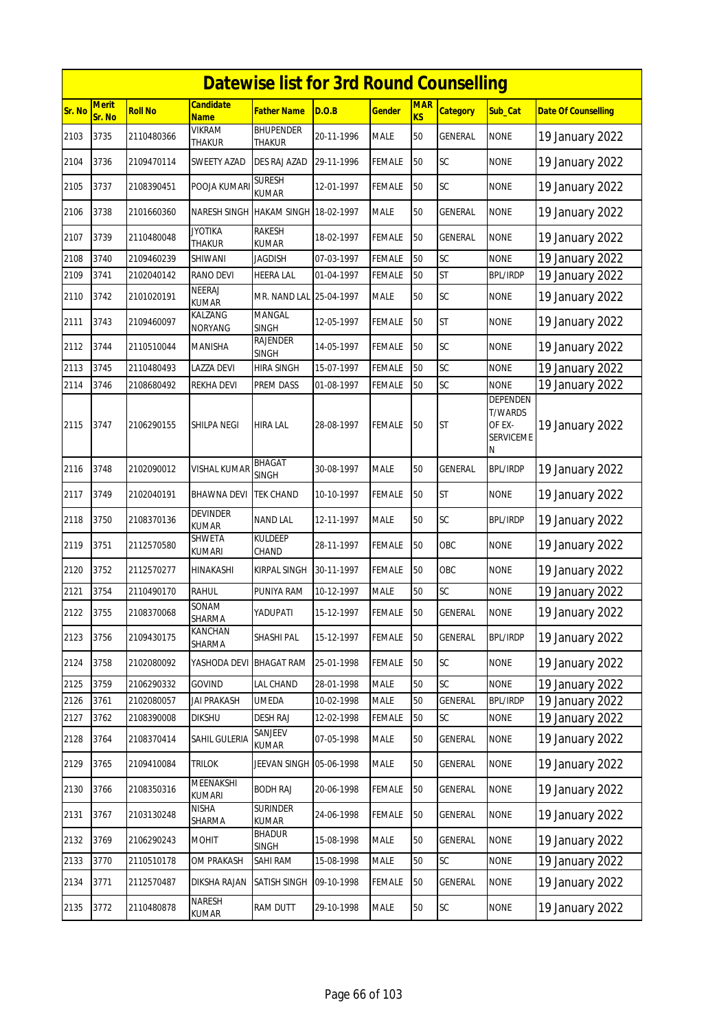# Datewise list for 3rd Round Counselling

| Sr. No | Merit Sr. No | Roll No | Candidate Name | Father Name | D.O.B | Gender | MARKS | Category | Sub_Cat | Date Of Counselling |
|---|---|---|---|---|---|---|---|---|---|---|
| 2103 | 3735 | 2110480366 | VIKRAM THAKUR | BHUPENDER THAKUR | 20-11-1996 | MALE | 50 | GENERAL | NONE | 19 January 2022 |
| 2104 | 3736 | 2109470114 | SWEETY AZAD | DES RAJ AZAD | 29-11-1996 | FEMALE | 50 | SC | NONE | 19 January 2022 |
| 2105 | 3737 | 2108390451 | POOJA KUMARI | SURESH KUMAR | 12-01-1997 | FEMALE | 50 | SC | NONE | 19 January 2022 |
| 2106 | 3738 | 2101660360 | NARESH SINGH | HAKAM SINGH | 18-02-1997 | MALE | 50 | GENERAL | NONE | 19 January 2022 |
| 2107 | 3739 | 2110480048 | JYOTIKA THAKUR | RAKESH KUMAR | 18-02-1997 | FEMALE | 50 | GENERAL | NONE | 19 January 2022 |
| 2108 | 3740 | 2109460239 | SHIWANI | JAGDISH | 07-03-1997 | FEMALE | 50 | SC | NONE | 19 January 2022 |
| 2109 | 3741 | 2102040142 | RANO DEVI | HEERA LAL | 01-04-1997 | FEMALE | 50 | ST | BPL/IRDP | 19 January 2022 |
| 2110 | 3742 | 2101020191 | NEERAJ KUMAR | MR. NAND LAL | 25-04-1997 | MALE | 50 | SC | NONE | 19 January 2022 |
| 2111 | 3743 | 2109460097 | KALZANG NORYANG | MANGAL SINGH | 12-05-1997 | FEMALE | 50 | ST | NONE | 19 January 2022 |
| 2112 | 3744 | 2110510044 | MANISHA | RAJENDER SINGH | 14-05-1997 | FEMALE | 50 | SC | NONE | 19 January 2022 |
| 2113 | 3745 | 2110480493 | LAZZA DEVI | HIRA SINGH | 15-07-1997 | FEMALE | 50 | SC | NONE | 19 January 2022 |
| 2114 | 3746 | 2108680492 | REKHA DEVI | PREM DASS | 01-08-1997 | FEMALE | 50 | SC | NONE | 19 January 2022 |
| 2115 | 3747 | 2106290155 | SHILPA NEGI | HIRA LAL | 28-08-1997 | FEMALE | 50 | ST | DEPENDENT/WARDS OF EX-SERVICEMEN | 19 January 2022 |
| 2116 | 3748 | 2102090012 | VISHAL KUMAR | BHAGAT SINGH | 30-08-1997 | MALE | 50 | GENERAL | BPL/IRDP | 19 January 2022 |
| 2117 | 3749 | 2102040191 | BHAWNA DEVI | TEK CHAND | 10-10-1997 | FEMALE | 50 | ST | NONE | 19 January 2022 |
| 2118 | 3750 | 2108370136 | DEVINDER KUMAR | NAND LAL | 12-11-1997 | MALE | 50 | SC | BPL/IRDP | 19 January 2022 |
| 2119 | 3751 | 2112570580 | SHWETA KUMARI | KULDEEP CHAND | 28-11-1997 | FEMALE | 50 | OBC | NONE | 19 January 2022 |
| 2120 | 3752 | 2112570277 | HINAKASHI | KIRPAL SINGH | 30-11-1997 | FEMALE | 50 | OBC | NONE | 19 January 2022 |
| 2121 | 3754 | 2110490170 | RAHUL | PUNIYA RAM | 10-12-1997 | MALE | 50 | SC | NONE | 19 January 2022 |
| 2122 | 3755 | 2108370068 | SONAM SHARMA | YADUPATI | 15-12-1997 | FEMALE | 50 | GENERAL | NONE | 19 January 2022 |
| 2123 | 3756 | 2109430175 | KANCHAN SHARMA | SHASHI PAL | 15-12-1997 | FEMALE | 50 | GENERAL | BPL/IRDP | 19 January 2022 |
| 2124 | 3758 | 2102080092 | YASHODA DEVI | BHAGAT RAM | 25-01-1998 | FEMALE | 50 | SC | NONE | 19 January 2022 |
| 2125 | 3759 | 2106290332 | GOVIND | LAL CHAND | 28-01-1998 | MALE | 50 | SC | NONE | 19 January 2022 |
| 2126 | 3761 | 2102080057 | JAI PRAKASH | UMEDA | 10-02-1998 | MALE | 50 | GENERAL | BPL/IRDP | 19 January 2022 |
| 2127 | 3762 | 2108390008 | DIKSHU | DESH RAJ | 12-02-1998 | FEMALE | 50 | SC | NONE | 19 January 2022 |
| 2128 | 3764 | 2108370414 | SAHIL GULERIA | SANJEEV KUMAR | 07-05-1998 | MALE | 50 | GENERAL | NONE | 19 January 2022 |
| 2129 | 3765 | 2109410084 | TRILOK | JEEVAN SINGH | 05-06-1998 | MALE | 50 | GENERAL | NONE | 19 January 2022 |
| 2130 | 3766 | 2108350316 | MEENAKSHI KUMARI | BODH RAJ | 20-06-1998 | FEMALE | 50 | GENERAL | NONE | 19 January 2022 |
| 2131 | 3767 | 2103130248 | NISHA SHARMA | SURINDER KUMAR | 24-06-1998 | FEMALE | 50 | GENERAL | NONE | 19 January 2022 |
| 2132 | 3769 | 2106290243 | MOHIT | BHADUR SINGH | 15-08-1998 | MALE | 50 | GENERAL | NONE | 19 January 2022 |
| 2133 | 3770 | 2110510178 | OM PRAKASH | SAHI RAM | 15-08-1998 | MALE | 50 | SC | NONE | 19 January 2022 |
| 2134 | 3771 | 2112570487 | DIKSHA RAJAN | SATISH SINGH | 09-10-1998 | FEMALE | 50 | GENERAL | NONE | 19 January 2022 |
| 2135 | 3772 | 2110480878 | NARESH KUMAR | RAM DUTT | 29-10-1998 | MALE | 50 | SC | NONE | 19 January 2022 |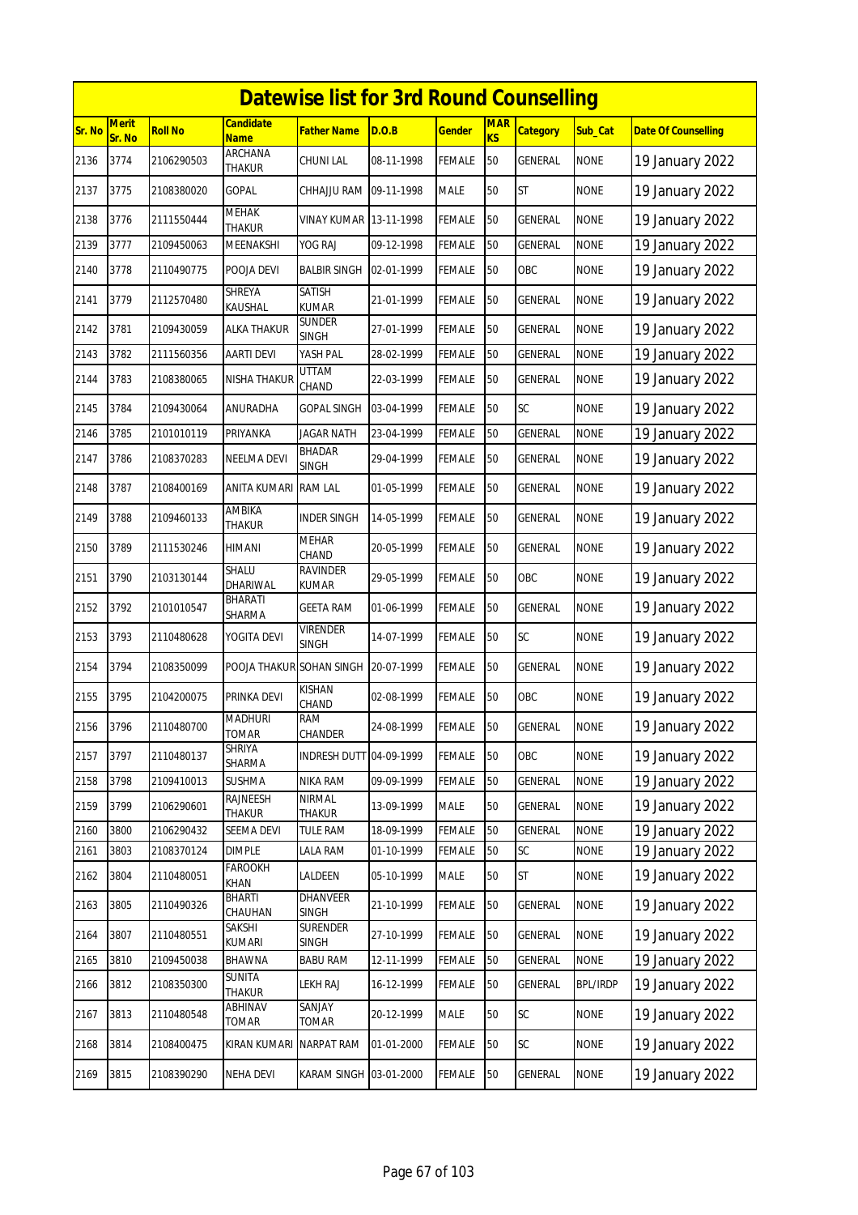# Datewise list for 3rd Round Counselling

| Sr. No | Merit Sr. No | Roll No | Candidate Name | Father Name | D.O.B | Gender | MARKS | Category | Sub_Cat | Date Of Counselling |
|---|---|---|---|---|---|---|---|---|---|---|
| 2136 | 3774 | 2106290503 | ARCHANA THAKUR | CHUNI LAL | 08-11-1998 | FEMALE | 50 | GENERAL | NONE | 19 January 2022 |
| 2137 | 3775 | 2108380020 | GOPAL | CHHAJJU RAM | 09-11-1998 | MALE | 50 | ST | NONE | 19 January 2022 |
| 2138 | 3776 | 2111550444 | MEHAK THAKUR | VINAY KUMAR | 13-11-1998 | FEMALE | 50 | GENERAL | NONE | 19 January 2022 |
| 2139 | 3777 | 2109450063 | MEENAKSHI | YOG RAJ | 09-12-1998 | FEMALE | 50 | GENERAL | NONE | 19 January 2022 |
| 2140 | 3778 | 2110490775 | POOJA DEVI | BALBIR SINGH | 02-01-1999 | FEMALE | 50 | OBC | NONE | 19 January 2022 |
| 2141 | 3779 | 2112570480 | SHREYA KAUSHAL | SATISH KUMAR | 21-01-1999 | FEMALE | 50 | GENERAL | NONE | 19 January 2022 |
| 2142 | 3781 | 2109430059 | ALKA THAKUR | SUNDER SINGH | 27-01-1999 | FEMALE | 50 | GENERAL | NONE | 19 January 2022 |
| 2143 | 3782 | 2111560356 | AARTI DEVI | YASH PAL | 28-02-1999 | FEMALE | 50 | GENERAL | NONE | 19 January 2022 |
| 2144 | 3783 | 2108380065 | NISHA THAKUR | UTTAM CHAND | 22-03-1999 | FEMALE | 50 | GENERAL | NONE | 19 January 2022 |
| 2145 | 3784 | 2109430064 | ANURADHA | GOPAL SINGH | 03-04-1999 | FEMALE | 50 | SC | NONE | 19 January 2022 |
| 2146 | 3785 | 2101010119 | PRIYANKA | JAGAR NATH | 23-04-1999 | FEMALE | 50 | GENERAL | NONE | 19 January 2022 |
| 2147 | 3786 | 2108370283 | NEELMA DEVI | BHADAR SINGH | 29-04-1999 | FEMALE | 50 | GENERAL | NONE | 19 January 2022 |
| 2148 | 3787 | 2108400169 | ANITA KUMARI | RAM LAL | 01-05-1999 | FEMALE | 50 | GENERAL | NONE | 19 January 2022 |
| 2149 | 3788 | 2109460133 | AMBIKA THAKUR | INDER SINGH | 14-05-1999 | FEMALE | 50 | GENERAL | NONE | 19 January 2022 |
| 2150 | 3789 | 2111530246 | HIMANI | MEHAR CHAND | 20-05-1999 | FEMALE | 50 | GENERAL | NONE | 19 January 2022 |
| 2151 | 3790 | 2103130144 | SHALU DHARIWAL | RAVINDER KUMAR | 29-05-1999 | FEMALE | 50 | OBC | NONE | 19 January 2022 |
| 2152 | 3792 | 2101010547 | BHARATI SHARMA | GEETA RAM | 01-06-1999 | FEMALE | 50 | GENERAL | NONE | 19 January 2022 |
| 2153 | 3793 | 2110480628 | YOGITA DEVI | VIRENDER SINGH | 14-07-1999 | FEMALE | 50 | SC | NONE | 19 January 2022 |
| 2154 | 3794 | 2108350099 | POOJA THAKUR | SOHAN SINGH | 20-07-1999 | FEMALE | 50 | GENERAL | NONE | 19 January 2022 |
| 2155 | 3795 | 2104200075 | PRINKA DEVI | KISHAN CHAND | 02-08-1999 | FEMALE | 50 | OBC | NONE | 19 January 2022 |
| 2156 | 3796 | 2110480700 | MADHURI TOMAR | RAM CHANDER | 24-08-1999 | FEMALE | 50 | GENERAL | NONE | 19 January 2022 |
| 2157 | 3797 | 2110480137 | SHRIYA SHARMA | INDRESH DUTT | 04-09-1999 | FEMALE | 50 | OBC | NONE | 19 January 2022 |
| 2158 | 3798 | 2109410013 | SUSHMA | NIKA RAM | 09-09-1999 | FEMALE | 50 | GENERAL | NONE | 19 January 2022 |
| 2159 | 3799 | 2106290601 | RAJNEESH THAKUR | NIRMAL THAKUR | 13-09-1999 | MALE | 50 | GENERAL | NONE | 19 January 2022 |
| 2160 | 3800 | 2106290432 | SEEMA DEVI | TULE RAM | 18-09-1999 | FEMALE | 50 | GENERAL | NONE | 19 January 2022 |
| 2161 | 3803 | 2108370124 | DIMPLE | LALA RAM | 01-10-1999 | FEMALE | 50 | SC | NONE | 19 January 2022 |
| 2162 | 3804 | 2110480051 | FAROOKH KHAN | LALDEEN | 05-10-1999 | MALE | 50 | ST | NONE | 19 January 2022 |
| 2163 | 3805 | 2110490326 | BHARTI CHAUHAN | DHANVEER SINGH | 21-10-1999 | FEMALE | 50 | GENERAL | NONE | 19 January 2022 |
| 2164 | 3807 | 2110480551 | SAKSHI KUMARI | SURENDER SINGH | 27-10-1999 | FEMALE | 50 | GENERAL | NONE | 19 January 2022 |
| 2165 | 3810 | 2109450038 | BHAWNA | BABU RAM | 12-11-1999 | FEMALE | 50 | GENERAL | NONE | 19 January 2022 |
| 2166 | 3812 | 2108350300 | SUNITA THAKUR | LEKH RAJ | 16-12-1999 | FEMALE | 50 | GENERAL | BPL/IRDP | 19 January 2022 |
| 2167 | 3813 | 2110480548 | ABHINAV TOMAR | SANJAY TOMAR | 20-12-1999 | MALE | 50 | SC | NONE | 19 January 2022 |
| 2168 | 3814 | 2108400475 | KIRAN KUMARI | NARPAT RAM | 01-01-2000 | FEMALE | 50 | SC | NONE | 19 January 2022 |
| 2169 | 3815 | 2108390290 | NEHA DEVI | KARAM SINGH | 03-01-2000 | FEMALE | 50 | GENERAL | NONE | 19 January 2022 |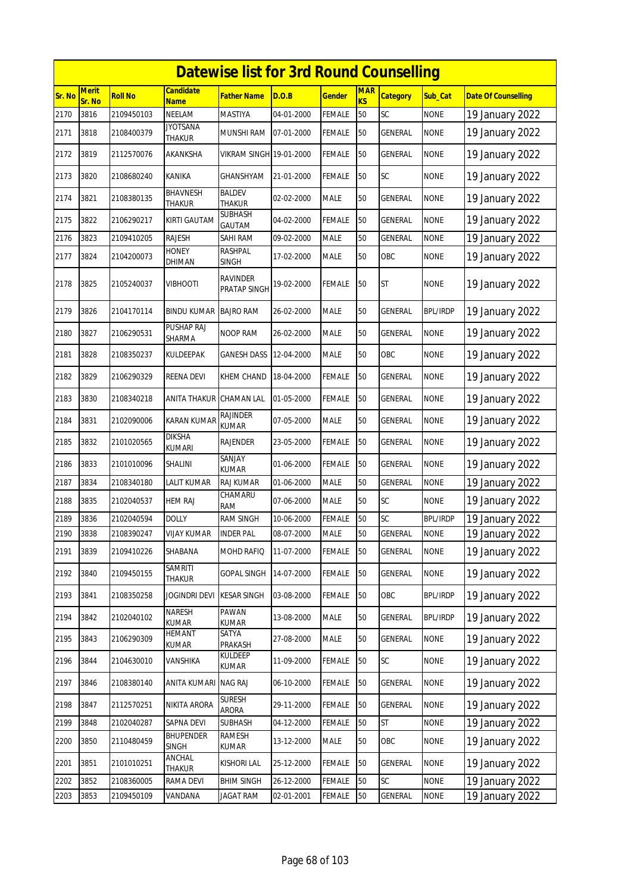# Datewise list for 3rd Round Counselling

| Sr. No | Merit Sr. No | Roll No | Candidate Name | Father Name | D.O.B | Gender | MARKS | Category | Sub_Cat | Date Of Counselling |
|---|---|---|---|---|---|---|---|---|---|---|
| 2170 | 3816 | 2109450103 | NEELAM | MASTIYA | 04-01-2000 | FEMALE | 50 | SC | NONE | 19 January 2022 |
| 2171 | 3818 | 2108400379 | JYOTSANA THAKUR | MUNSHI RAM | 07-01-2000 | FEMALE | 50 | GENERAL | NONE | 19 January 2022 |
| 2172 | 3819 | 2112570076 | AKANKSHA | VIKRAM SINGH | 19-01-2000 | FEMALE | 50 | GENERAL | NONE | 19 January 2022 |
| 2173 | 3820 | 2108680240 | KANIKA | GHANSHYAM | 21-01-2000 | FEMALE | 50 | SC | NONE | 19 January 2022 |
| 2174 | 3821 | 2108380135 | BHAVNESH THAKUR | BALDEV THAKUR | 02-02-2000 | MALE | 50 | GENERAL | NONE | 19 January 2022 |
| 2175 | 3822 | 2106290217 | KIRTI GAUTAM | SUBHASH GAUTAM | 04-02-2000 | FEMALE | 50 | GENERAL | NONE | 19 January 2022 |
| 2176 | 3823 | 2109410205 | RAJESH | SAHI RAM | 09-02-2000 | MALE | 50 | GENERAL | NONE | 19 January 2022 |
| 2177 | 3824 | 2104200073 | HONEY DHIMAN | RASHPAL SINGH | 17-02-2000 | MALE | 50 | OBC | NONE | 19 January 2022 |
| 2178 | 3825 | 2105240037 | VIBHOOTI | RAVINDER PRATAP SINGH | 19-02-2000 | FEMALE | 50 | ST | NONE | 19 January 2022 |
| 2179 | 3826 | 2104170114 | BINDU KUMAR | BAJRO RAM | 26-02-2000 | MALE | 50 | GENERAL | BPL/IRDP | 19 January 2022 |
| 2180 | 3827 | 2106290531 | PUSHAP RAJ SHARMA | NOOP RAM | 26-02-2000 | MALE | 50 | GENERAL | NONE | 19 January 2022 |
| 2181 | 3828 | 2108350237 | KULDEEPAK | GANESH DASS | 12-04-2000 | MALE | 50 | OBC | NONE | 19 January 2022 |
| 2182 | 3829 | 2106290329 | REENA DEVI | KHEM CHAND | 18-04-2000 | FEMALE | 50 | GENERAL | NONE | 19 January 2022 |
| 2183 | 3830 | 2108340218 | ANITA THAKUR | CHAMAN LAL | 01-05-2000 | FEMALE | 50 | GENERAL | NONE | 19 January 2022 |
| 2184 | 3831 | 2102090006 | KARAN KUMAR | RAJINDER KUMAR | 07-05-2000 | MALE | 50 | GENERAL | NONE | 19 January 2022 |
| 2185 | 3832 | 2101020565 | DIKSHA KUMARI | RAJENDER | 23-05-2000 | FEMALE | 50 | GENERAL | NONE | 19 January 2022 |
| 2186 | 3833 | 2101010096 | SHALINI | SANJAY KUMAR | 01-06-2000 | FEMALE | 50 | GENERAL | NONE | 19 January 2022 |
| 2187 | 3834 | 2108340180 | LALIT KUMAR | RAJ KUMAR | 01-06-2000 | MALE | 50 | GENERAL | NONE | 19 January 2022 |
| 2188 | 3835 | 2102040537 | HEM RAJ | CHAMARU RAM | 07-06-2000 | MALE | 50 | SC | NONE | 19 January 2022 |
| 2189 | 3836 | 2102040594 | DOLLY | RAM SINGH | 10-06-2000 | FEMALE | 50 | SC | BPL/IRDP | 19 January 2022 |
| 2190 | 3838 | 2108390247 | VIJAY KUMAR | INDER PAL | 08-07-2000 | MALE | 50 | GENERAL | NONE | 19 January 2022 |
| 2191 | 3839 | 2109410226 | SHABANA | MOHD RAFIQ | 11-07-2000 | FEMALE | 50 | GENERAL | NONE | 19 January 2022 |
| 2192 | 3840 | 2109450155 | SAMRITI THAKUR | GOPAL SINGH | 14-07-2000 | FEMALE | 50 | GENERAL | NONE | 19 January 2022 |
| 2193 | 3841 | 2108350258 | JOGINDRI DEVI | KESAR SINGH | 03-08-2000 | FEMALE | 50 | OBC | BPL/IRDP | 19 January 2022 |
| 2194 | 3842 | 2102040102 | NARESH KUMAR | PAWAN KUMAR | 13-08-2000 | MALE | 50 | GENERAL | BPL/IRDP | 19 January 2022 |
| 2195 | 3843 | 2106290309 | HEMANT KUMAR | SATYA PRAKASH | 27-08-2000 | MALE | 50 | GENERAL | NONE | 19 January 2022 |
| 2196 | 3844 | 2104630010 | VANSHIKA | KULDEEP KUMAR | 11-09-2000 | FEMALE | 50 | SC | NONE | 19 January 2022 |
| 2197 | 3846 | 2108380140 | ANITA KUMARI | NAG RAJ | 06-10-2000 | FEMALE | 50 | GENERAL | NONE | 19 January 2022 |
| 2198 | 3847 | 2112570251 | NIKITA ARORA | SURESH ARORA | 29-11-2000 | FEMALE | 50 | GENERAL | NONE | 19 January 2022 |
| 2199 | 3848 | 2102040287 | SAPNA DEVI | SUBHASH | 04-12-2000 | FEMALE | 50 | ST | NONE | 19 January 2022 |
| 2200 | 3850 | 2110480459 | BHUPENDER SINGH | RAMESH KUMAR | 13-12-2000 | MALE | 50 | OBC | NONE | 19 January 2022 |
| 2201 | 3851 | 2101010251 | ANCHAL THAKUR | KISHORI LAL | 25-12-2000 | FEMALE | 50 | GENERAL | NONE | 19 January 2022 |
| 2202 | 3852 | 2108360005 | RAMA DEVI | BHIM SINGH | 26-12-2000 | FEMALE | 50 | SC | NONE | 19 January 2022 |
| 2203 | 3853 | 2109450109 | VANDANA | JAGAT RAM | 02-01-2001 | FEMALE | 50 | GENERAL | NONE | 19 January 2022 |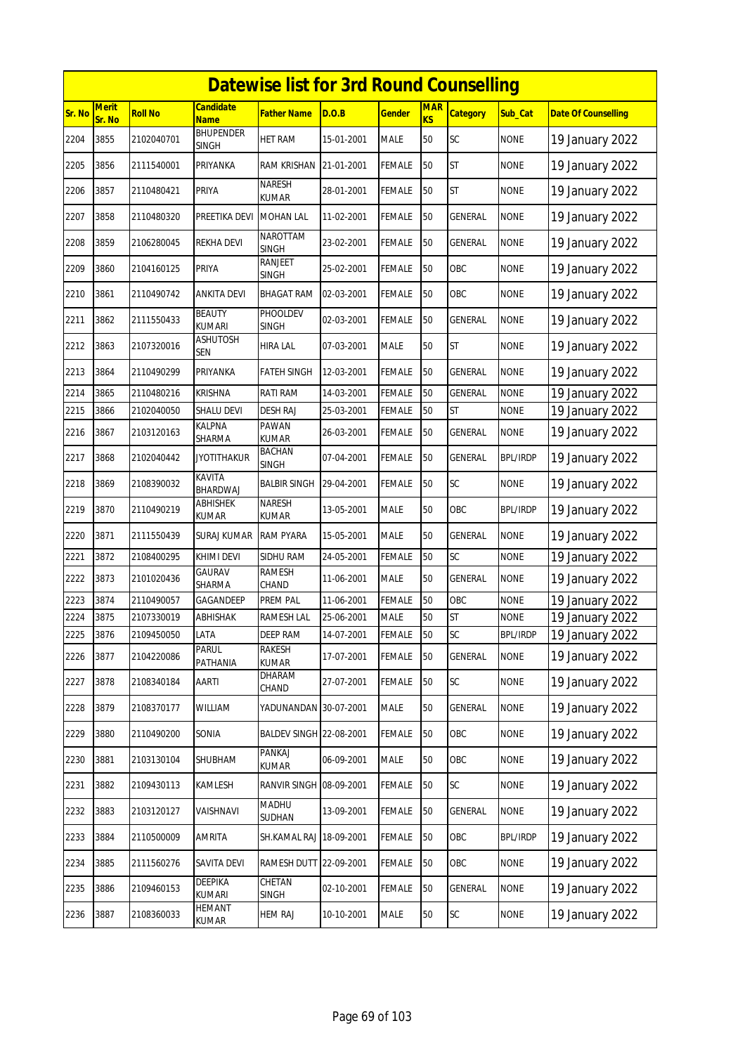# Datewise list for 3rd Round Counselling

| Sr. No | Merit Sr. No | Roll No | Candidate Name | Father Name | D.O.B | Gender | MARKS | Category | Sub_Cat | Date Of Counselling |
|---|---|---|---|---|---|---|---|---|---|---|
| 2204 | 3855 | 2102040701 | BHUPENDER SINGH | HET RAM | 15-01-2001 | MALE | 50 | SC | NONE | 19 January 2022 |
| 2205 | 3856 | 2111540001 | PRIYANKA | RAM KRISHAN | 21-01-2001 | FEMALE | 50 | ST | NONE | 19 January 2022 |
| 2206 | 3857 | 2110480421 | PRIYA | NARESH KUMAR | 28-01-2001 | FEMALE | 50 | ST | NONE | 19 January 2022 |
| 2207 | 3858 | 2110480320 | PREETIKA DEVI | MOHAN LAL | 11-02-2001 | FEMALE | 50 | GENERAL | NONE | 19 January 2022 |
| 2208 | 3859 | 2106280045 | REKHA DEVI | NAROTTAM SINGH | 23-02-2001 | FEMALE | 50 | GENERAL | NONE | 19 January 2022 |
| 2209 | 3860 | 2104160125 | PRIYA | RANJEET SINGH | 25-02-2001 | FEMALE | 50 | OBC | NONE | 19 January 2022 |
| 2210 | 3861 | 2110490742 | ANKITA DEVI | BHAGAT RAM | 02-03-2001 | FEMALE | 50 | OBC | NONE | 19 January 2022 |
| 2211 | 3862 | 2111550433 | BEAUTY KUMARI | PHOOLDEV SINGH | 02-03-2001 | FEMALE | 50 | GENERAL | NONE | 19 January 2022 |
| 2212 | 3863 | 2107320016 | ASHUTOSH SEN | HIRA LAL | 07-03-2001 | MALE | 50 | ST | NONE | 19 January 2022 |
| 2213 | 3864 | 2110490299 | PRIYANKA | FATEH SINGH | 12-03-2001 | FEMALE | 50 | GENERAL | NONE | 19 January 2022 |
| 2214 | 3865 | 2110480216 | KRISHNA | RATI RAM | 14-03-2001 | FEMALE | 50 | GENERAL | NONE | 19 January 2022 |
| 2215 | 3866 | 2102040050 | SHALU DEVI | DESH RAJ | 25-03-2001 | FEMALE | 50 | ST | NONE | 19 January 2022 |
| 2216 | 3867 | 2103120163 | KALPNA SHARMA | PAWAN KUMAR | 26-03-2001 | FEMALE | 50 | GENERAL | NONE | 19 January 2022 |
| 2217 | 3868 | 2102040442 | JYOTITHAKUR | BACHAN SINGH | 07-04-2001 | FEMALE | 50 | GENERAL | BPL/IRDP | 19 January 2022 |
| 2218 | 3869 | 2108390032 | KAVITA BHARDWAJ | BALBIR SINGH | 29-04-2001 | FEMALE | 50 | SC | NONE | 19 January 2022 |
| 2219 | 3870 | 2110490219 | ABHISHEK KUMAR | NARESH KUMAR | 13-05-2001 | MALE | 50 | OBC | BPL/IRDP | 19 January 2022 |
| 2220 | 3871 | 2111550439 | SURAJ KUMAR | RAM PYARA | 15-05-2001 | MALE | 50 | GENERAL | NONE | 19 January 2022 |
| 2221 | 3872 | 2108400295 | KHIMI DEVI | SIDHU RAM | 24-05-2001 | FEMALE | 50 | SC | NONE | 19 January 2022 |
| 2222 | 3873 | 2101020436 | GAURAV SHARMA | RAMESH CHAND | 11-06-2001 | MALE | 50 | GENERAL | NONE | 19 January 2022 |
| 2223 | 3874 | 2110490057 | GAGANDEEP | PREM PAL | 11-06-2001 | FEMALE | 50 | OBC | NONE | 19 January 2022 |
| 2224 | 3875 | 2107330019 | ABHISHAK | RAMESH LAL | 25-06-2001 | MALE | 50 | ST | NONE | 19 January 2022 |
| 2225 | 3876 | 2109450050 | LATA | DEEP RAM | 14-07-2001 | FEMALE | 50 | SC | BPL/IRDP | 19 January 2022 |
| 2226 | 3877 | 2104220086 | PARUL PATHANIA | RAKESH KUMAR | 17-07-2001 | FEMALE | 50 | GENERAL | NONE | 19 January 2022 |
| 2227 | 3878 | 2108340184 | AARTI | DHARAM CHAND | 27-07-2001 | FEMALE | 50 | SC | NONE | 19 January 2022 |
| 2228 | 3879 | 2108370177 | WILLIAM | YADUNANDAN | 30-07-2001 | MALE | 50 | GENERAL | NONE | 19 January 2022 |
| 2229 | 3880 | 2110490200 | SONIA | BALDEV SINGH | 22-08-2001 | FEMALE | 50 | OBC | NONE | 19 January 2022 |
| 2230 | 3881 | 2103130104 | SHUBHAM | PANKAJ KUMAR | 06-09-2001 | MALE | 50 | OBC | NONE | 19 January 2022 |
| 2231 | 3882 | 2109430113 | KAMLESH | RANVIR SINGH | 08-09-2001 | FEMALE | 50 | SC | NONE | 19 January 2022 |
| 2232 | 3883 | 2103120127 | VAISHNAVI | MADHU SUDHAN | 13-09-2001 | FEMALE | 50 | GENERAL | NONE | 19 January 2022 |
| 2233 | 3884 | 2110500009 | AMRITA | SH.KAMAL RAJ | 18-09-2001 | FEMALE | 50 | OBC | BPL/IRDP | 19 January 2022 |
| 2234 | 3885 | 2111560276 | SAVITA DEVI | RAMESH DUTT | 22-09-2001 | FEMALE | 50 | OBC | NONE | 19 January 2022 |
| 2235 | 3886 | 2109460153 | DEEPIKA KUMARI | CHETAN SINGH | 02-10-2001 | FEMALE | 50 | GENERAL | NONE | 19 January 2022 |
| 2236 | 3887 | 2108360033 | HEMANT KUMAR | HEM RAJ | 10-10-2001 | MALE | 50 | SC | NONE | 19 January 2022 |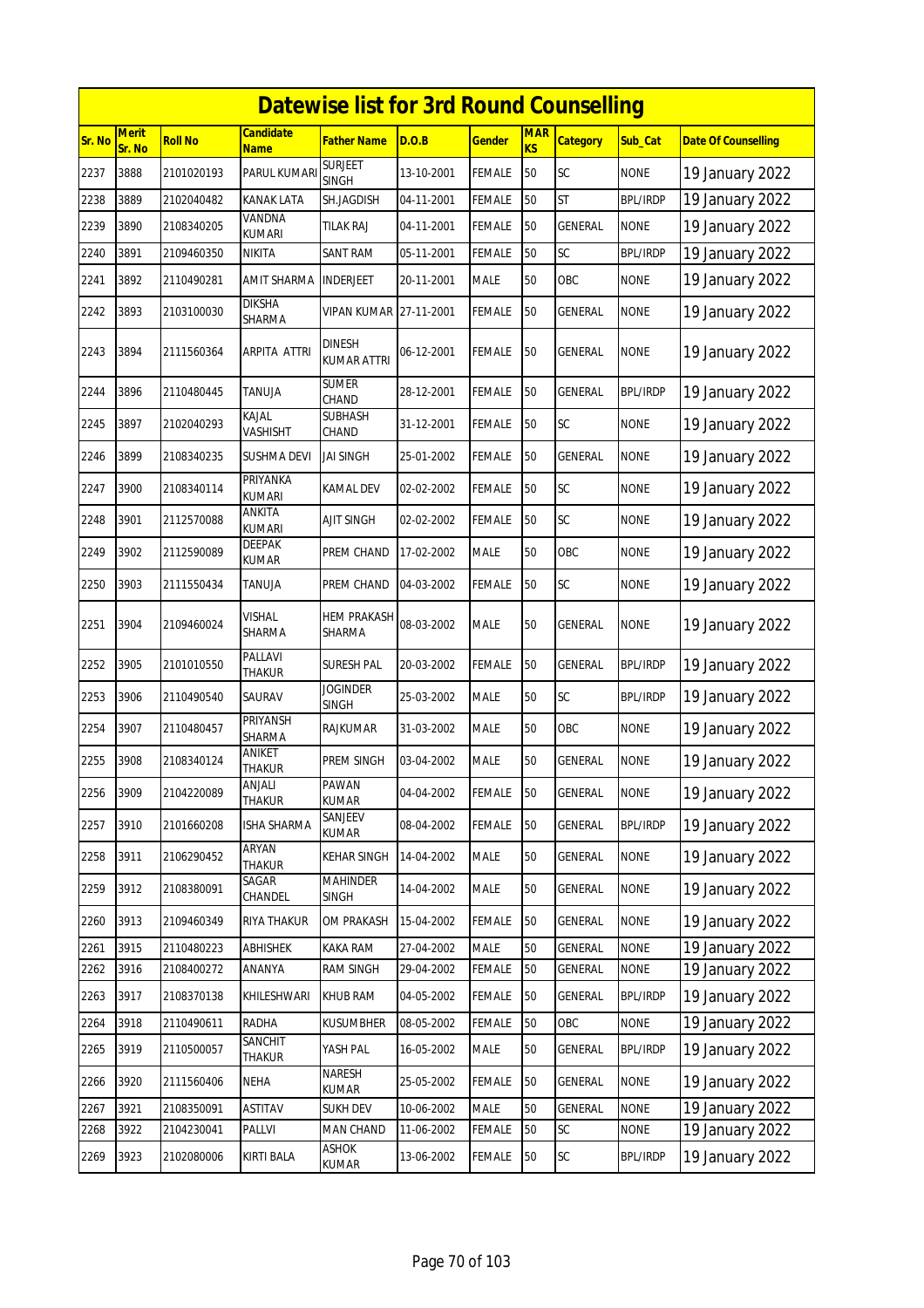# Datewise list for 3rd Round Counselling

| Sr. No | Merit Sr. No | Roll No | Candidate Name | Father Name | D.O.B | Gender | MARKS | Category | Sub_Cat | Date Of Counselling |
|---|---|---|---|---|---|---|---|---|---|---|
| 2237 | 3888 | 2101020193 | PARUL KUMARI | SURJEET SINGH | 13-10-2001 | FEMALE | 50 | SC | NONE | 19 January 2022 |
| 2238 | 3889 | 2102040482 | KANAK LATA | SH.JAGDISH | 04-11-2001 | FEMALE | 50 | ST | BPL/IRDP | 19 January 2022 |
| 2239 | 3890 | 2108340205 | VANDNA KUMARI | TILAK RAJ | 04-11-2001 | FEMALE | 50 | GENERAL | NONE | 19 January 2022 |
| 2240 | 3891 | 2109460350 | NIKITA | SANT RAM | 05-11-2001 | FEMALE | 50 | SC | BPL/IRDP | 19 January 2022 |
| 2241 | 3892 | 2110490281 | AMIT SHARMA | INDERJEET | 20-11-2001 | MALE | 50 | OBC | NONE | 19 January 2022 |
| 2242 | 3893 | 2103100030 | DIKSHA SHARMA | VIPAN KUMAR | 27-11-2001 | FEMALE | 50 | GENERAL | NONE | 19 January 2022 |
| 2243 | 3894 | 2111560364 | ARPITA ATTRI | DINESH KUMAR ATTRI | 06-12-2001 | FEMALE | 50 | GENERAL | NONE | 19 January 2022 |
| 2244 | 3896 | 2110480445 | TANUJA | SUMER CHAND | 28-12-2001 | FEMALE | 50 | GENERAL | BPL/IRDP | 19 January 2022 |
| 2245 | 3897 | 2102040293 | KAJAL VASHISHT | SUBHASH CHAND | 31-12-2001 | FEMALE | 50 | SC | NONE | 19 January 2022 |
| 2246 | 3899 | 2108340235 | SUSHMA DEVI | JAI SINGH | 25-01-2002 | FEMALE | 50 | GENERAL | NONE | 19 January 2022 |
| 2247 | 3900 | 2108340114 | PRIYANKA KUMARI | KAMAL DEV | 02-02-2002 | FEMALE | 50 | SC | NONE | 19 January 2022 |
| 2248 | 3901 | 2112570088 | ANKITA KUMARI | AJIT SINGH | 02-02-2002 | FEMALE | 50 | SC | NONE | 19 January 2022 |
| 2249 | 3902 | 2112590089 | DEEPAK KUMAR | PREM CHAND | 17-02-2002 | MALE | 50 | OBC | NONE | 19 January 2022 |
| 2250 | 3903 | 2111550434 | TANUJA | PREM CHAND | 04-03-2002 | FEMALE | 50 | SC | NONE | 19 January 2022 |
| 2251 | 3904 | 2109460024 | VISHAL SHARMA | HEM PRAKASH SHARMA | 08-03-2002 | MALE | 50 | GENERAL | NONE | 19 January 2022 |
| 2252 | 3905 | 2101010550 | PALLAVI THAKUR | SURESH PAL | 20-03-2002 | FEMALE | 50 | GENERAL | BPL/IRDP | 19 January 2022 |
| 2253 | 3906 | 2110490540 | SAURAV | JOGINDER SINGH | 25-03-2002 | MALE | 50 | SC | BPL/IRDP | 19 January 2022 |
| 2254 | 3907 | 2110480457 | PRIYANSH SHARMA | RAJKUMAR | 31-03-2002 | MALE | 50 | OBC | NONE | 19 January 2022 |
| 2255 | 3908 | 2108340124 | ANIKET THAKUR | PREM SINGH | 03-04-2002 | MALE | 50 | GENERAL | NONE | 19 January 2022 |
| 2256 | 3909 | 2104220089 | ANJALI THAKUR | PAWAN KUMAR | 04-04-2002 | FEMALE | 50 | GENERAL | NONE | 19 January 2022 |
| 2257 | 3910 | 2101660208 | ISHA SHARMA | SANJEEV KUMAR | 08-04-2002 | FEMALE | 50 | GENERAL | BPL/IRDP | 19 January 2022 |
| 2258 | 3911 | 2106290452 | ARYAN THAKUR | KEHAR SINGH | 14-04-2002 | MALE | 50 | GENERAL | NONE | 19 January 2022 |
| 2259 | 3912 | 2108380091 | SAGAR CHANDEL | MAHINDER SINGH | 14-04-2002 | MALE | 50 | GENERAL | NONE | 19 January 2022 |
| 2260 | 3913 | 2109460349 | RIYA THAKUR | OM PRAKASH | 15-04-2002 | FEMALE | 50 | GENERAL | NONE | 19 January 2022 |
| 2261 | 3915 | 2110480223 | ABHISHEK | KAKA RAM | 27-04-2002 | MALE | 50 | GENERAL | NONE | 19 January 2022 |
| 2262 | 3916 | 2108400272 | ANANYA | RAM SINGH | 29-04-2002 | FEMALE | 50 | GENERAL | NONE | 19 January 2022 |
| 2263 | 3917 | 2108370138 | KHILESHWARI | KHUB RAM | 04-05-2002 | FEMALE | 50 | GENERAL | BPL/IRDP | 19 January 2022 |
| 2264 | 3918 | 2110490611 | RADHA | KUSUMBHER | 08-05-2002 | FEMALE | 50 | OBC | NONE | 19 January 2022 |
| 2265 | 3919 | 2110500057 | SANCHIT THAKUR | YASH PAL | 16-05-2002 | MALE | 50 | GENERAL | BPL/IRDP | 19 January 2022 |
| 2266 | 3920 | 2111560406 | NEHA | NARESH KUMAR | 25-05-2002 | FEMALE | 50 | GENERAL | NONE | 19 January 2022 |
| 2267 | 3921 | 2108350091 | ASTITAV | SUKH DEV | 10-06-2002 | MALE | 50 | GENERAL | NONE | 19 January 2022 |
| 2268 | 3922 | 2104230041 | PALLVI | MAN CHAND | 11-06-2002 | FEMALE | 50 | SC | NONE | 19 January 2022 |
| 2269 | 3923 | 2102080006 | KIRTI BALA | ASHOK KUMAR | 13-06-2002 | FEMALE | 50 | SC | BPL/IRDP | 19 January 2022 |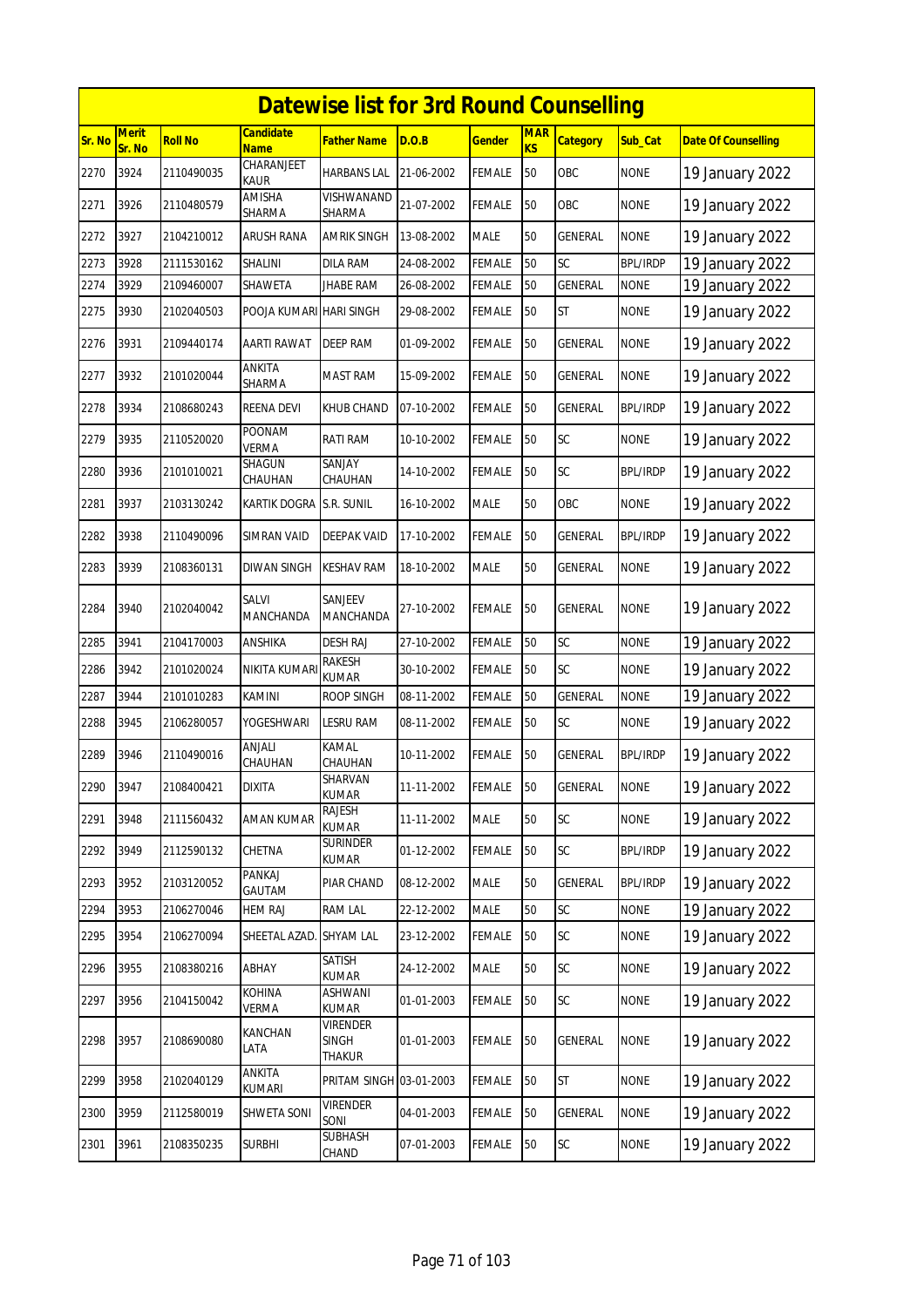# Datewise list for 3rd Round Counselling

| Sr. No | Merit Sr. No | Roll No | Candidate Name | Father Name | D.O.B | Gender | MARKS | Category | Sub_Cat | Date Of Counselling |
|---|---|---|---|---|---|---|---|---|---|---|
| 2270 | 3924 | 2110490035 | CHARANJEET KAUR | HARBANS LAL | 21-06-2002 | FEMALE | 50 | OBC | NONE | 19 January 2022 |
| 2271 | 3926 | 2110480579 | AMISHA SHARMA | VISHWANAND SHARMA | 21-07-2002 | FEMALE | 50 | OBC | NONE | 19 January 2022 |
| 2272 | 3927 | 2104210012 | ARUSH RANA | AMRIK SINGH | 13-08-2002 | MALE | 50 | GENERAL | NONE | 19 January 2022 |
| 2273 | 3928 | 2111530162 | SHALINI | DILA RAM | 24-08-2002 | FEMALE | 50 | SC | BPL/IRDP | 19 January 2022 |
| 2274 | 3929 | 2109460007 | SHAWETA | JHABE RAM | 26-08-2002 | FEMALE | 50 | GENERAL | NONE | 19 January 2022 |
| 2275 | 3930 | 2102040503 | POOJA KUMARI | HARI SINGH | 29-08-2002 | FEMALE | 50 | ST | NONE | 19 January 2022 |
| 2276 | 3931 | 2109440174 | AARTI RAWAT | DEEP RAM | 01-09-2002 | FEMALE | 50 | GENERAL | NONE | 19 January 2022 |
| 2277 | 3932 | 2101020044 | ANKITA SHARMA | MAST RAM | 15-09-2002 | FEMALE | 50 | GENERAL | NONE | 19 January 2022 |
| 2278 | 3934 | 2108680243 | REENA DEVI | KHUB CHAND | 07-10-2002 | FEMALE | 50 | GENERAL | BPL/IRDP | 19 January 2022 |
| 2279 | 3935 | 2110520020 | POONAM VERMA | RATI RAM | 10-10-2002 | FEMALE | 50 | SC | NONE | 19 January 2022 |
| 2280 | 3936 | 2101010021 | SHAGUN CHAUHAN | SANJAY CHAUHAN | 14-10-2002 | FEMALE | 50 | SC | BPL/IRDP | 19 January 2022 |
| 2281 | 3937 | 2103130242 | KARTIK DOGRA | S.R. SUNIL | 16-10-2002 | MALE | 50 | OBC | NONE | 19 January 2022 |
| 2282 | 3938 | 2110490096 | SIMRAN VAID | DEEPAK VAID | 17-10-2002 | FEMALE | 50 | GENERAL | BPL/IRDP | 19 January 2022 |
| 2283 | 3939 | 2108360131 | DIWAN SINGH | KESHAV RAM | 18-10-2002 | MALE | 50 | GENERAL | NONE | 19 January 2022 |
| 2284 | 3940 | 2102040042 | SALVI MANCHANDA | SANJEEV MANCHANDA | 27-10-2002 | FEMALE | 50 | GENERAL | NONE | 19 January 2022 |
| 2285 | 3941 | 2104170003 | ANSHIKA | DESH RAJ | 27-10-2002 | FEMALE | 50 | SC | NONE | 19 January 2022 |
| 2286 | 3942 | 2101020024 | NIKITA KUMARI | RAKESH KUMAR | 30-10-2002 | FEMALE | 50 | SC | NONE | 19 January 2022 |
| 2287 | 3944 | 2101010283 | KAMINI | ROOP SINGH | 08-11-2002 | FEMALE | 50 | GENERAL | NONE | 19 January 2022 |
| 2288 | 3945 | 2106280057 | YOGESHWARI | LESRU RAM | 08-11-2002 | FEMALE | 50 | SC | NONE | 19 January 2022 |
| 2289 | 3946 | 2110490016 | ANJALI CHAUHAN | KAMAL CHAUHAN | 10-11-2002 | FEMALE | 50 | GENERAL | BPL/IRDP | 19 January 2022 |
| 2290 | 3947 | 2108400421 | DIXITA | SHARVAN KUMAR | 11-11-2002 | FEMALE | 50 | GENERAL | NONE | 19 January 2022 |
| 2291 | 3948 | 2111560432 | AMAN KUMAR | RAJESH KUMAR | 11-11-2002 | MALE | 50 | SC | NONE | 19 January 2022 |
| 2292 | 3949 | 2112590132 | CHETNA | SURINDER KUMAR | 01-12-2002 | FEMALE | 50 | SC | BPL/IRDP | 19 January 2022 |
| 2293 | 3952 | 2103120052 | PANKAJ GAUTAM | PIAR CHAND | 08-12-2002 | MALE | 50 | GENERAL | BPL/IRDP | 19 January 2022 |
| 2294 | 3953 | 2106270046 | HEM RAJ | RAM LAL | 22-12-2002 | MALE | 50 | SC | NONE | 19 January 2022 |
| 2295 | 3954 | 2106270094 | SHEETAL AZAD. | SHYAM LAL | 23-12-2002 | FEMALE | 50 | SC | NONE | 19 January 2022 |
| 2296 | 3955 | 2108380216 | ABHAY | SATISH KUMAR | 24-12-2002 | MALE | 50 | SC | NONE | 19 January 2022 |
| 2297 | 3956 | 2104150042 | KOHINA VERMA | ASHWANI KUMAR | 01-01-2003 | FEMALE | 50 | SC | NONE | 19 January 2022 |
| 2298 | 3957 | 2108690080 | KANCHAN LATA | VIRENDER SINGH THAKUR | 01-01-2003 | FEMALE | 50 | GENERAL | NONE | 19 January 2022 |
| 2299 | 3958 | 2102040129 | ANKITA KUMARI | PRITAM SINGH | 03-01-2003 | FEMALE | 50 | ST | NONE | 19 January 2022 |
| 2300 | 3959 | 2112580019 | SHWETA SONI | VIRENDER SONI | 04-01-2003 | FEMALE | 50 | GENERAL | NONE | 19 January 2022 |
| 2301 | 3961 | 2108350235 | SURBHI | SUBHASH CHAND | 07-01-2003 | FEMALE | 50 | SC | NONE | 19 January 2022 |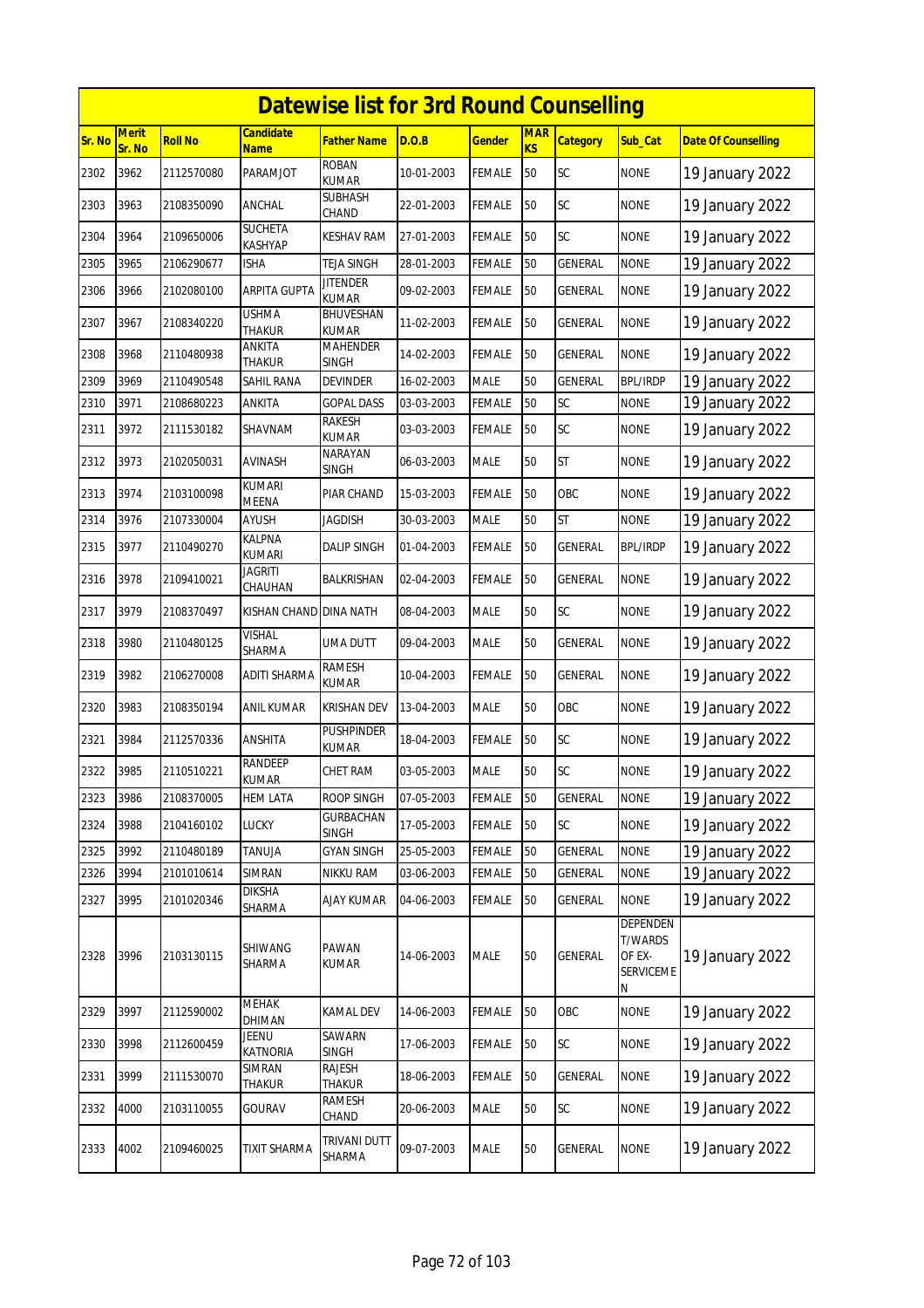# Datewise list for 3rd Round Counselling

| Sr. No | Merit Sr. No | Roll No | Candidate Name | Father Name | D.O.B | Gender | MARKS | Category | Sub_Cat | Date Of Counselling |
|---|---|---|---|---|---|---|---|---|---|---|
| 2302 | 3962 | 2112570080 | PARAMJOT | ROBAN KUMAR | 10-01-2003 | FEMALE | 50 | SC | NONE | 19 January 2022 |
| 2303 | 3963 | 2108350090 | ANCHAL | SUBHASH CHAND | 22-01-2003 | FEMALE | 50 | SC | NONE | 19 January 2022 |
| 2304 | 3964 | 2109650006 | SUCHETA KASHYAP | KESHAV RAM | 27-01-2003 | FEMALE | 50 | SC | NONE | 19 January 2022 |
| 2305 | 3965 | 2106290677 | ISHA | TEJA SINGH | 28-01-2003 | FEMALE | 50 | GENERAL | NONE | 19 January 2022 |
| 2306 | 3966 | 2102080100 | ARPITA GUPTA | JITENDER KUMAR | 09-02-2003 | FEMALE | 50 | GENERAL | NONE | 19 January 2022 |
| 2307 | 3967 | 2108340220 | USHMA THAKUR | BHUVESHAN KUMAR | 11-02-2003 | FEMALE | 50 | GENERAL | NONE | 19 January 2022 |
| 2308 | 3968 | 2110480938 | ANKITA THAKUR | MAHENDER SINGH | 14-02-2003 | FEMALE | 50 | GENERAL | NONE | 19 January 2022 |
| 2309 | 3969 | 2110490548 | SAHIL RANA | DEVINDER | 16-02-2003 | MALE | 50 | GENERAL | BPL/IRDP | 19 January 2022 |
| 2310 | 3971 | 2108680223 | ANKITA | GOPAL DASS | 03-03-2003 | FEMALE | 50 | SC | NONE | 19 January 2022 |
| 2311 | 3972 | 2111530182 | SHAVNAM | RAKESH KUMAR | 03-03-2003 | FEMALE | 50 | SC | NONE | 19 January 2022 |
| 2312 | 3973 | 2102050031 | AVINASH | NARAYAN SINGH | 06-03-2003 | MALE | 50 | ST | NONE | 19 January 2022 |
| 2313 | 3974 | 2103100098 | KUMARI MEENA | PIAR CHAND | 15-03-2003 | FEMALE | 50 | OBC | NONE | 19 January 2022 |
| 2314 | 3976 | 2107330004 | AYUSH | JAGDISH | 30-03-2003 | MALE | 50 | ST | NONE | 19 January 2022 |
| 2315 | 3977 | 2110490270 | KALPNA KUMARI | DALIP SINGH | 01-04-2003 | FEMALE | 50 | GENERAL | BPL/IRDP | 19 January 2022 |
| 2316 | 3978 | 2109410021 | JAGRITI CHAUHAN | BALKRISHAN | 02-04-2003 | FEMALE | 50 | GENERAL | NONE | 19 January 2022 |
| 2317 | 3979 | 2108370497 | KISHAN CHAND | DINA NATH | 08-04-2003 | MALE | 50 | SC | NONE | 19 January 2022 |
| 2318 | 3980 | 2110480125 | VISHAL SHARMA | UMA DUTT | 09-04-2003 | MALE | 50 | GENERAL | NONE | 19 January 2022 |
| 2319 | 3982 | 2106270008 | ADITI SHARMA | RAMESH KUMAR | 10-04-2003 | FEMALE | 50 | GENERAL | NONE | 19 January 2022 |
| 2320 | 3983 | 2108350194 | ANIL KUMAR | KRISHAN DEV | 13-04-2003 | MALE | 50 | OBC | NONE | 19 January 2022 |
| 2321 | 3984 | 2112570336 | ANSHITA | PUSHPINDER KUMAR | 18-04-2003 | FEMALE | 50 | SC | NONE | 19 January 2022 |
| 2322 | 3985 | 2110510221 | RANDEEP KUMAR | CHET RAM | 03-05-2003 | MALE | 50 | SC | NONE | 19 January 2022 |
| 2323 | 3986 | 2108370005 | HEM LATA | ROOP SINGH | 07-05-2003 | FEMALE | 50 | GENERAL | NONE | 19 January 2022 |
| 2324 | 3988 | 2104160102 | LUCKY | GURBACHAN SINGH | 17-05-2003 | FEMALE | 50 | SC | NONE | 19 January 2022 |
| 2325 | 3992 | 2110480189 | TANUJA | GYAN SINGH | 25-05-2003 | FEMALE | 50 | GENERAL | NONE | 19 January 2022 |
| 2326 | 3994 | 2101010614 | SIMRAN | NIKKU RAM | 03-06-2003 | FEMALE | 50 | GENERAL | NONE | 19 January 2022 |
| 2327 | 3995 | 2101020346 | DIKSHA SHARMA | AJAY KUMAR | 04-06-2003 | FEMALE | 50 | GENERAL | NONE | 19 January 2022 |
| 2328 | 3996 | 2103130115 | SHIWANG SHARMA | PAWAN KUMAR | 14-06-2003 | MALE | 50 | GENERAL | DEPENDENT/WARDS OF EX-SERVICEMEN | 19 January 2022 |
| 2329 | 3997 | 2112590002 | MEHAK DHIMAN | KAMAL DEV | 14-06-2003 | FEMALE | 50 | OBC | NONE | 19 January 2022 |
| 2330 | 3998 | 2112600459 | JEENU KATNORIA | SAWARN SINGH | 17-06-2003 | FEMALE | 50 | SC | NONE | 19 January 2022 |
| 2331 | 3999 | 2111530070 | SIMRAN THAKUR | RAJESH THAKUR | 18-06-2003 | FEMALE | 50 | GENERAL | NONE | 19 January 2022 |
| 2332 | 4000 | 2103110055 | GOURAV | RAMESH CHAND | 20-06-2003 | MALE | 50 | SC | NONE | 19 January 2022 |
| 2333 | 4002 | 2109460025 | TIXIT SHARMA | TRIVANI DUTT SHARMA | 09-07-2003 | MALE | 50 | GENERAL | NONE | 19 January 2022 |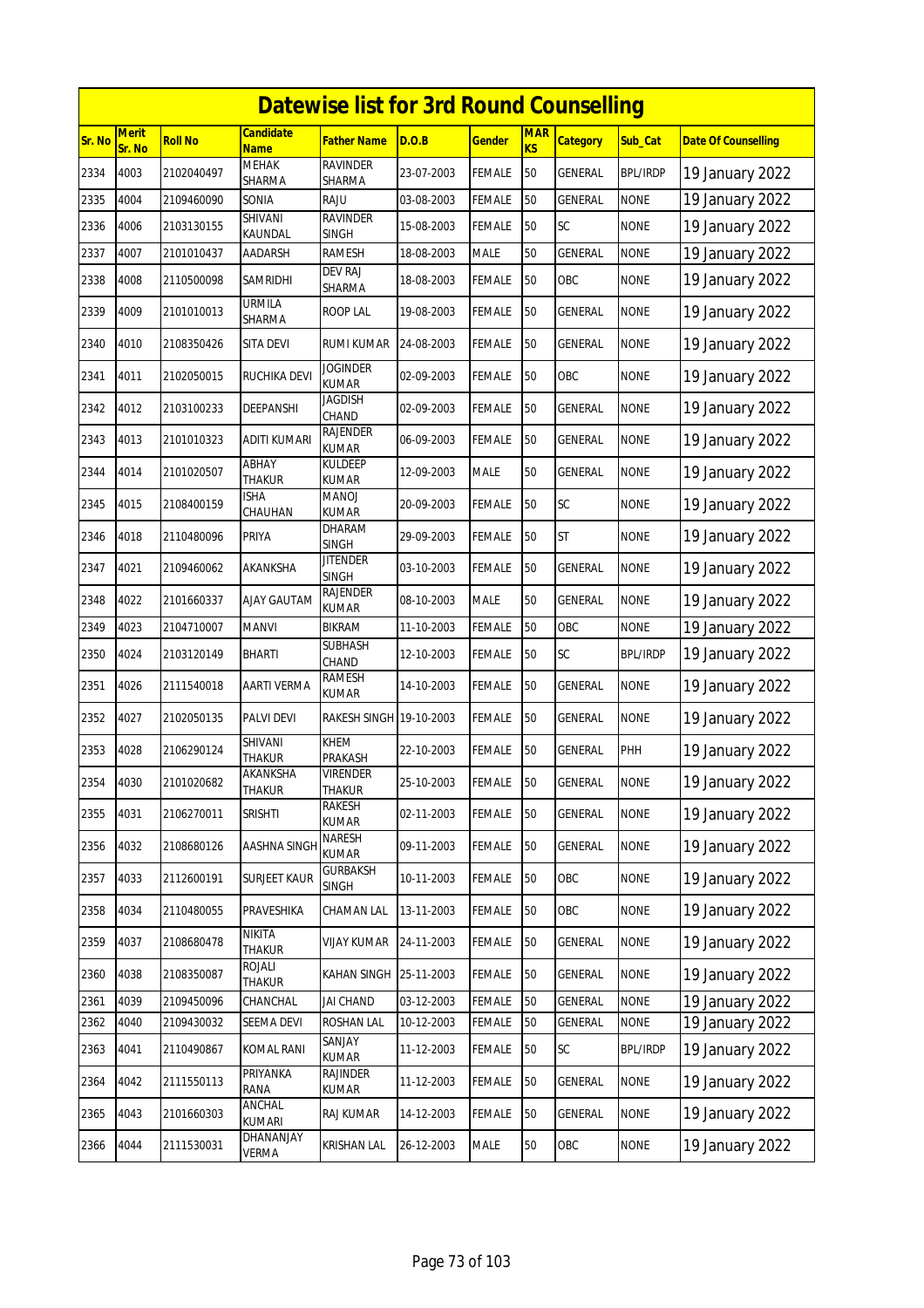# Datewise list for 3rd Round Counselling

| Sr. No | Merit Sr. No | Roll No | Candidate Name | Father Name | D.O.B | Gender | MARKS | Category | Sub_Cat | Date Of Counselling |
|---|---|---|---|---|---|---|---|---|---|---|
| 2334 | 4003 | 2102040497 | MEHAK SHARMA | RAVINDER SHARMA | 23-07-2003 | FEMALE | 50 | GENERAL | BPL/IRDP | 19 January 2022 |
| 2335 | 4004 | 2109460090 | SONIA | RAJU | 03-08-2003 | FEMALE | 50 | GENERAL | NONE | 19 January 2022 |
| 2336 | 4006 | 2103130155 | SHIVANI KAUNDAL | RAVINDER SINGH | 15-08-2003 | FEMALE | 50 | SC | NONE | 19 January 2022 |
| 2337 | 4007 | 2101010437 | AADARSH | RAMESH | 18-08-2003 | MALE | 50 | GENERAL | NONE | 19 January 2022 |
| 2338 | 4008 | 2110500098 | SAMRIDHI | DEV RAJ SHARMA | 18-08-2003 | FEMALE | 50 | OBC | NONE | 19 January 2022 |
| 2339 | 4009 | 2101010013 | URMILA SHARMA | ROOP LAL | 19-08-2003 | FEMALE | 50 | GENERAL | NONE | 19 January 2022 |
| 2340 | 4010 | 2108350426 | SITA DEVI | RUMI KUMAR | 24-08-2003 | FEMALE | 50 | GENERAL | NONE | 19 January 2022 |
| 2341 | 4011 | 2102050015 | RUCHIKA DEVI | JOGINDER KUMAR | 02-09-2003 | FEMALE | 50 | OBC | NONE | 19 January 2022 |
| 2342 | 4012 | 2103100233 | DEEPANSHI | JAGDISH CHAND | 02-09-2003 | FEMALE | 50 | GENERAL | NONE | 19 January 2022 |
| 2343 | 4013 | 2101010323 | ADITI KUMARI | RAJENDER KUMAR | 06-09-2003 | FEMALE | 50 | GENERAL | NONE | 19 January 2022 |
| 2344 | 4014 | 2101020507 | ABHAY THAKUR | KULDEEP KUMAR | 12-09-2003 | MALE | 50 | GENERAL | NONE | 19 January 2022 |
| 2345 | 4015 | 2108400159 | ISHA CHAUHAN | MANOJ KUMAR | 20-09-2003 | FEMALE | 50 | SC | NONE | 19 January 2022 |
| 2346 | 4018 | 2110480096 | PRIYA | DHARAM SINGH | 29-09-2003 | FEMALE | 50 | ST | NONE | 19 January 2022 |
| 2347 | 4021 | 2109460062 | AKANKSHA | JITENDER SINGH | 03-10-2003 | FEMALE | 50 | GENERAL | NONE | 19 January 2022 |
| 2348 | 4022 | 2101660337 | AJAY GAUTAM | RAJENDER KUMAR | 08-10-2003 | MALE | 50 | GENERAL | NONE | 19 January 2022 |
| 2349 | 4023 | 2104710007 | MANVI | BIKRAM | 11-10-2003 | FEMALE | 50 | OBC | NONE | 19 January 2022 |
| 2350 | 4024 | 2103120149 | BHARTI | SUBHASH CHAND | 12-10-2003 | FEMALE | 50 | SC | BPL/IRDP | 19 January 2022 |
| 2351 | 4026 | 2111540018 | AARTI VERMA | RAMESH KUMAR | 14-10-2003 | FEMALE | 50 | GENERAL | NONE | 19 January 2022 |
| 2352 | 4027 | 2102050135 | PALVI DEVI | RAKESH SINGH | 19-10-2003 | FEMALE | 50 | GENERAL | NONE | 19 January 2022 |
| 2353 | 4028 | 2106290124 | SHIVANI THAKUR | KHEM PRAKASH | 22-10-2003 | FEMALE | 50 | GENERAL | PHH | 19 January 2022 |
| 2354 | 4030 | 2101020682 | AKANKSHA THAKUR | VIRENDER THAKUR | 25-10-2003 | FEMALE | 50 | GENERAL | NONE | 19 January 2022 |
| 2355 | 4031 | 2106270011 | SRISHTI | RAKESH KUMAR | 02-11-2003 | FEMALE | 50 | GENERAL | NONE | 19 January 2022 |
| 2356 | 4032 | 2108680126 | AASHNA SINGH | NARESH KUMAR | 09-11-2003 | FEMALE | 50 | GENERAL | NONE | 19 January 2022 |
| 2357 | 4033 | 2112600191 | SURJEET KAUR | GURBAKSH SINGH | 10-11-2003 | FEMALE | 50 | OBC | NONE | 19 January 2022 |
| 2358 | 4034 | 2110480055 | PRAVESHIKA | CHAMAN LAL | 13-11-2003 | FEMALE | 50 | OBC | NONE | 19 January 2022 |
| 2359 | 4037 | 2108680478 | NIKITA THAKUR | VIJAY KUMAR | 24-11-2003 | FEMALE | 50 | GENERAL | NONE | 19 January 2022 |
| 2360 | 4038 | 2108350087 | ROJALI THAKUR | KAHAN SINGH | 25-11-2003 | FEMALE | 50 | GENERAL | NONE | 19 January 2022 |
| 2361 | 4039 | 2109450096 | CHANCHAL | JAI CHAND | 03-12-2003 | FEMALE | 50 | GENERAL | NONE | 19 January 2022 |
| 2362 | 4040 | 2109430032 | SEEMA DEVI | ROSHAN LAL | 10-12-2003 | FEMALE | 50 | GENERAL | NONE | 19 January 2022 |
| 2363 | 4041 | 2110490867 | KOMAL RANI | SANJAY KUMAR | 11-12-2003 | FEMALE | 50 | SC | BPL/IRDP | 19 January 2022 |
| 2364 | 4042 | 2111550113 | PRIYANKA RANA | RAJINDER KUMAR | 11-12-2003 | FEMALE | 50 | GENERAL | NONE | 19 January 2022 |
| 2365 | 4043 | 2101660303 | ANCHAL KUMARI | RAJ KUMAR | 14-12-2003 | FEMALE | 50 | GENERAL | NONE | 19 January 2022 |
| 2366 | 4044 | 2111530031 | DHANANJAY VERMA | KRISHAN LAL | 26-12-2003 | MALE | 50 | OBC | NONE | 19 January 2022 |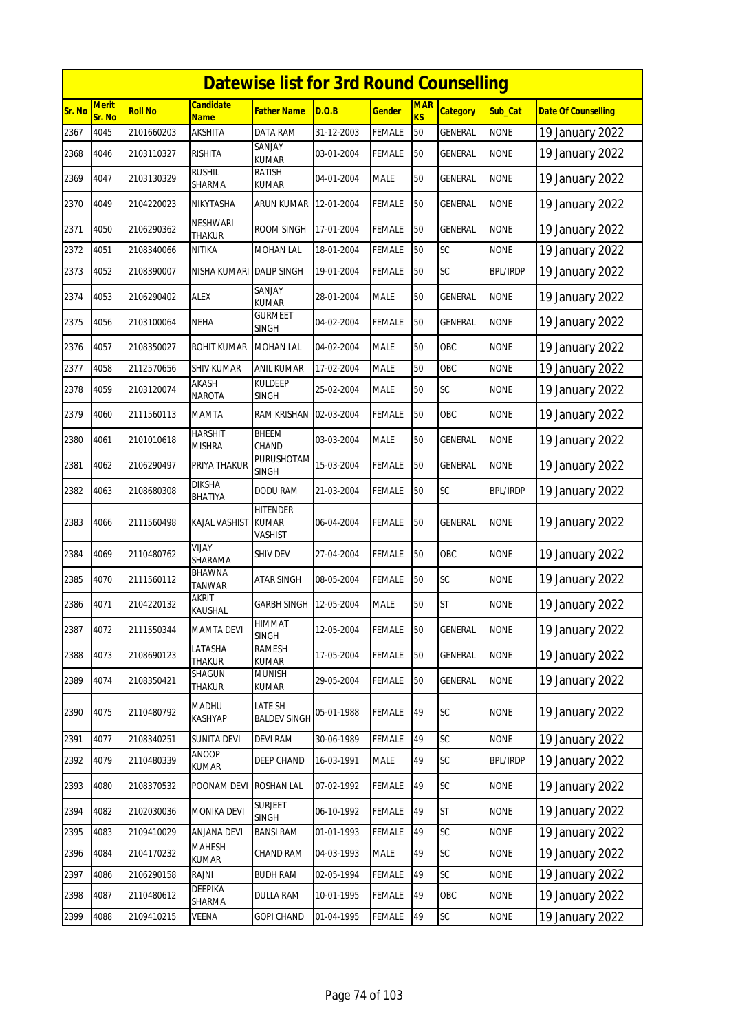# Datewise list for 3rd Round Counselling

| Sr. No | Merit Sr. No | Roll No | Candidate Name | Father Name | D.O.B | Gender | MARKS | Category | Sub_Cat | Date Of Counselling |
|---|---|---|---|---|---|---|---|---|---|---|
| 2367 | 4045 | 2101660203 | AKSHITA | DATA RAM | 31-12-2003 | FEMALE | 50 | GENERAL | NONE | 19 January 2022 |
| 2368 | 4046 | 2103110327 | RISHITA | SANJAY KUMAR | 03-01-2004 | FEMALE | 50 | GENERAL | NONE | 19 January 2022 |
| 2369 | 4047 | 2103130329 | RUSHIL SHARMA | RATISH KUMAR | 04-01-2004 | MALE | 50 | GENERAL | NONE | 19 January 2022 |
| 2370 | 4049 | 2104220023 | NIKYTASHA | ARUN KUMAR | 12-01-2004 | FEMALE | 50 | GENERAL | NONE | 19 January 2022 |
| 2371 | 4050 | 2106290362 | NESHWARI THAKUR | ROOM SINGH | 17-01-2004 | FEMALE | 50 | GENERAL | NONE | 19 January 2022 |
| 2372 | 4051 | 2108340066 | NITIKA | MOHAN LAL | 18-01-2004 | FEMALE | 50 | SC | NONE | 19 January 2022 |
| 2373 | 4052 | 2108390007 | NISHA KUMARI | DALIP SINGH | 19-01-2004 | FEMALE | 50 | SC | BPL/IRDP | 19 January 2022 |
| 2374 | 4053 | 2106290402 | ALEX | SANJAY KUMAR | 28-01-2004 | MALE | 50 | GENERAL | NONE | 19 January 2022 |
| 2375 | 4056 | 2103100064 | NEHA | GURMEET SINGH | 04-02-2004 | FEMALE | 50 | GENERAL | NONE | 19 January 2022 |
| 2376 | 4057 | 2108350027 | ROHIT KUMAR | MOHAN LAL | 04-02-2004 | MALE | 50 | OBC | NONE | 19 January 2022 |
| 2377 | 4058 | 2112570656 | SHIV KUMAR | ANIL KUMAR | 17-02-2004 | MALE | 50 | OBC | NONE | 19 January 2022 |
| 2378 | 4059 | 2103120074 | AKASH NAROTA | KULDEEP SINGH | 25-02-2004 | MALE | 50 | SC | NONE | 19 January 2022 |
| 2379 | 4060 | 2111560113 | MAMTA | RAM KRISHAN | 02-03-2004 | FEMALE | 50 | OBC | NONE | 19 January 2022 |
| 2380 | 4061 | 2101010618 | HARSHIT MISHRA | BHEEM CHAND | 03-03-2004 | MALE | 50 | GENERAL | NONE | 19 January 2022 |
| 2381 | 4062 | 2106290497 | PRIYA THAKUR | PURUSHOTAM SINGH | 15-03-2004 | FEMALE | 50 | GENERAL | NONE | 19 January 2022 |
| 2382 | 4063 | 2108680308 | DIKSHA BHATIYA | DODU RAM | 21-03-2004 | FEMALE | 50 | SC | BPL/IRDP | 19 January 2022 |
| 2383 | 4066 | 2111560498 | KAJAL VASHIST | HITENDER KUMAR VASHIST | 06-04-2004 | FEMALE | 50 | GENERAL | NONE | 19 January 2022 |
| 2384 | 4069 | 2110480762 | VIJAY SHARAMA | SHIV DEV | 27-04-2004 | FEMALE | 50 | OBC | NONE | 19 January 2022 |
| 2385 | 4070 | 2111560112 | BHAWNA TANWAR | ATAR SINGH | 08-05-2004 | FEMALE | 50 | SC | NONE | 19 January 2022 |
| 2386 | 4071 | 2104220132 | AKRIT KAUSHAL | GARBH SINGH | 12-05-2004 | MALE | 50 | ST | NONE | 19 January 2022 |
| 2387 | 4072 | 2111550344 | MAMTA DEVI | HIMMAT SINGH | 12-05-2004 | FEMALE | 50 | GENERAL | NONE | 19 January 2022 |
| 2388 | 4073 | 2108690123 | LATASHA THAKUR | RAMESH KUMAR | 17-05-2004 | FEMALE | 50 | GENERAL | NONE | 19 January 2022 |
| 2389 | 4074 | 2108350421 | SHAGUN THAKUR | MUNISH KUMAR | 29-05-2004 | FEMALE | 50 | GENERAL | NONE | 19 January 2022 |
| 2390 | 4075 | 2110480792 | MADHU KASHYAP | LATE SH BALDEV SINGH | 05-01-1988 | FEMALE | 49 | SC | NONE | 19 January 2022 |
| 2391 | 4077 | 2108340251 | SUNITA DEVI | DEVI RAM | 30-06-1989 | FEMALE | 49 | SC | NONE | 19 January 2022 |
| 2392 | 4079 | 2110480339 | ANOOP KUMAR | DEEP CHAND | 16-03-1991 | MALE | 49 | SC | BPL/IRDP | 19 January 2022 |
| 2393 | 4080 | 2108370532 | POONAM DEVI | ROSHAN LAL | 07-02-1992 | FEMALE | 49 | SC | NONE | 19 January 2022 |
| 2394 | 4082 | 2102030036 | MONIKA DEVI | SURJEET SINGH | 06-10-1992 | FEMALE | 49 | ST | NONE | 19 January 2022 |
| 2395 | 4083 | 2109410029 | ANJANA DEVI | BANSI RAM | 01-01-1993 | FEMALE | 49 | SC | NONE | 19 January 2022 |
| 2396 | 4084 | 2104170232 | MAHESH KUMAR | CHAND RAM | 04-03-1993 | MALE | 49 | SC | NONE | 19 January 2022 |
| 2397 | 4086 | 2106290158 | RAJNI | BUDH RAM | 02-05-1994 | FEMALE | 49 | SC | NONE | 19 January 2022 |
| 2398 | 4087 | 2110480612 | DEEPIKA SHARMA | DULLA RAM | 10-01-1995 | FEMALE | 49 | OBC | NONE | 19 January 2022 |
| 2399 | 4088 | 2109410215 | VEENA | GOPI CHAND | 01-04-1995 | FEMALE | 49 | SC | NONE | 19 January 2022 |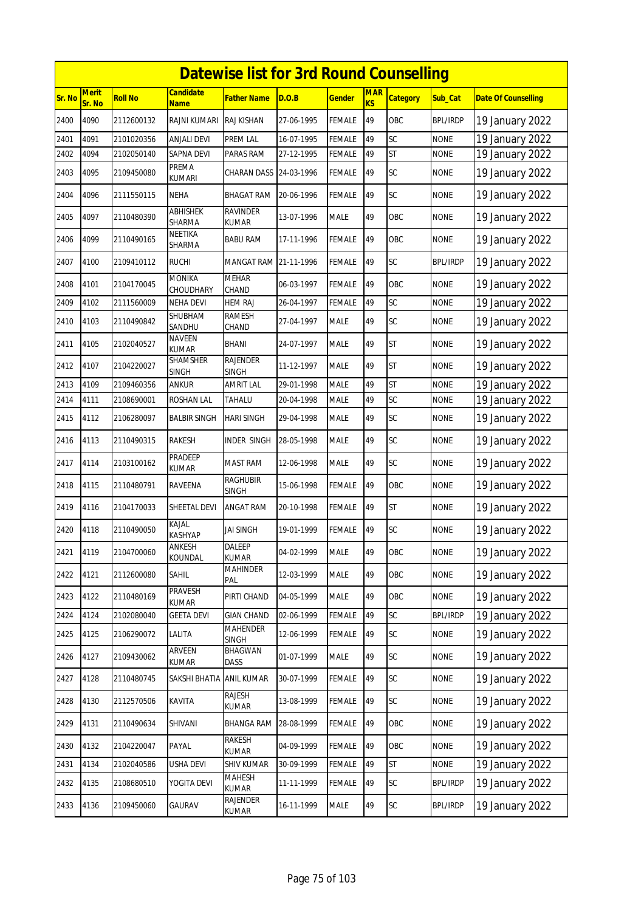# Datewise list for 3rd Round Counselling

| Sr. No | Merit Sr. No | Roll No | Candidate Name | Father Name | D.O.B | Gender | MARKS | Category | Sub_Cat | Date Of Counselling |
|---|---|---|---|---|---|---|---|---|---|---|
| 2400 | 4090 | 2112600132 | RAJNI KUMARI | RAJ KISHAN | 27-06-1995 | FEMALE | 49 | OBC | BPL/IRDP | 19 January 2022 |
| 2401 | 4091 | 2101020356 | ANJALI DEVI | PREM LAL | 16-07-1995 | FEMALE | 49 | SC | NONE | 19 January 2022 |
| 2402 | 4094 | 2102050140 | SAPNA DEVI | PARAS RAM | 27-12-1995 | FEMALE | 49 | ST | NONE | 19 January 2022 |
| 2403 | 4095 | 2109450080 | PREMA KUMARI | CHARAN DASS | 24-03-1996 | FEMALE | 49 | SC | NONE | 19 January 2022 |
| 2404 | 4096 | 2111550115 | NEHA | BHAGAT RAM | 20-06-1996 | FEMALE | 49 | SC | NONE | 19 January 2022 |
| 2405 | 4097 | 2110480390 | ABHISHEK SHARMA | RAVINDER KUMAR | 13-07-1996 | MALE | 49 | OBC | NONE | 19 January 2022 |
| 2406 | 4099 | 2110490165 | NEETIKA SHARMA | BABU RAM | 17-11-1996 | FEMALE | 49 | OBC | NONE | 19 January 2022 |
| 2407 | 4100 | 2109410112 | RUCHI | MANGAT RAM | 21-11-1996 | FEMALE | 49 | SC | BPL/IRDP | 19 January 2022 |
| 2408 | 4101 | 2104170045 | MONIKA CHOUDHARY | MEHAR CHAND | 06-03-1997 | FEMALE | 49 | OBC | NONE | 19 January 2022 |
| 2409 | 4102 | 2111560009 | NEHA DEVI | HEM RAJ | 26-04-1997 | FEMALE | 49 | SC | NONE | 19 January 2022 |
| 2410 | 4103 | 2110490842 | SHUBHAM SANDHU | RAMESH CHAND | 27-04-1997 | MALE | 49 | SC | NONE | 19 January 2022 |
| 2411 | 4105 | 2102040527 | NAVEEN KUMAR | BHANI | 24-07-1997 | MALE | 49 | ST | NONE | 19 January 2022 |
| 2412 | 4107 | 2104220027 | SHAMSHER SINGH | RAJENDER SINGH | 11-12-1997 | MALE | 49 | ST | NONE | 19 January 2022 |
| 2413 | 4109 | 2109460356 | ANKUR | AMRIT LAL | 29-01-1998 | MALE | 49 | ST | NONE | 19 January 2022 |
| 2414 | 4111 | 2108690001 | ROSHAN LAL | TAHALU | 20-04-1998 | MALE | 49 | SC | NONE | 19 January 2022 |
| 2415 | 4112 | 2106280097 | BALBIR SINGH | HARI SINGH | 29-04-1998 | MALE | 49 | SC | NONE | 19 January 2022 |
| 2416 | 4113 | 2110490315 | RAKESH | INDER SINGH | 28-05-1998 | MALE | 49 | SC | NONE | 19 January 2022 |
| 2417 | 4114 | 2103100162 | PRADEEP KUMAR | MAST RAM | 12-06-1998 | MALE | 49 | SC | NONE | 19 January 2022 |
| 2418 | 4115 | 2110480791 | RAVEENA | RAGHUBIR SINGH | 15-06-1998 | FEMALE | 49 | OBC | NONE | 19 January 2022 |
| 2419 | 4116 | 2104170033 | SHEETAL DEVI | ANGAT RAM | 20-10-1998 | FEMALE | 49 | ST | NONE | 19 January 2022 |
| 2420 | 4118 | 2110490050 | KAJAL KASHYAP | JAI SINGH | 19-01-1999 | FEMALE | 49 | SC | NONE | 19 January 2022 |
| 2421 | 4119 | 2104700060 | ANKESH KOUNDAL | DALEEP KUMAR | 04-02-1999 | MALE | 49 | OBC | NONE | 19 January 2022 |
| 2422 | 4121 | 2112600080 | SAHIL | MAHINDER PAL | 12-03-1999 | MALE | 49 | OBC | NONE | 19 January 2022 |
| 2423 | 4122 | 2110480169 | PRAVESH KUMAR | PIRTI CHAND | 04-05-1999 | MALE | 49 | OBC | NONE | 19 January 2022 |
| 2424 | 4124 | 2102080040 | GEETA DEVI | GIAN CHAND | 02-06-1999 | FEMALE | 49 | SC | BPL/IRDP | 19 January 2022 |
| 2425 | 4125 | 2106290072 | LALITA | MAHENDER SINGH | 12-06-1999 | FEMALE | 49 | SC | NONE | 19 January 2022 |
| 2426 | 4127 | 2109430062 | ARVEEN KUMAR | BHAGWAN DASS | 01-07-1999 | MALE | 49 | SC | NONE | 19 January 2022 |
| 2427 | 4128 | 2110480745 | SAKSHI BHATIA | ANIL KUMAR | 30-07-1999 | FEMALE | 49 | SC | NONE | 19 January 2022 |
| 2428 | 4130 | 2112570506 | KAVITA | RAJESH KUMAR | 13-08-1999 | FEMALE | 49 | SC | NONE | 19 January 2022 |
| 2429 | 4131 | 2110490634 | SHIVANI | BHANGA RAM | 28-08-1999 | FEMALE | 49 | OBC | NONE | 19 January 2022 |
| 2430 | 4132 | 2104220047 | PAYAL | RAKESH KUMAR | 04-09-1999 | FEMALE | 49 | OBC | NONE | 19 January 2022 |
| 2431 | 4134 | 2102040586 | USHA DEVI | SHIV KUMAR | 30-09-1999 | FEMALE | 49 | ST | NONE | 19 January 2022 |
| 2432 | 4135 | 2108680510 | YOGITA DEVI | MAHESH KUMAR | 11-11-1999 | FEMALE | 49 | SC | BPL/IRDP | 19 January 2022 |
| 2433 | 4136 | 2109450060 | GAURAV | RAJENDER KUMAR | 16-11-1999 | MALE | 49 | SC | BPL/IRDP | 19 January 2022 |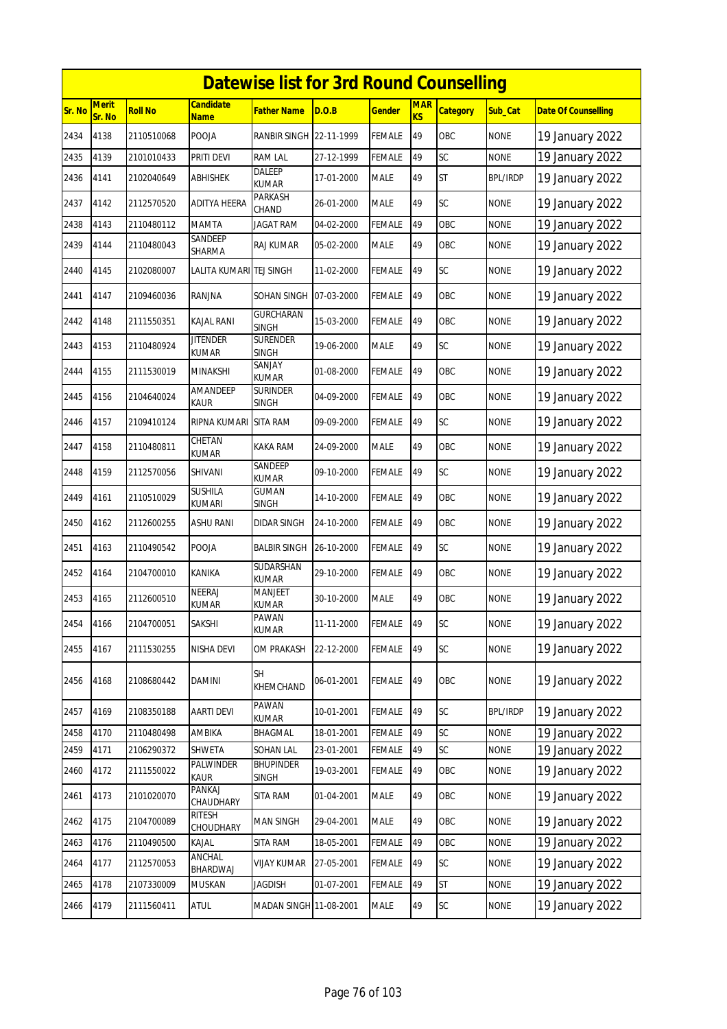# Datewise list for 3rd Round Counselling

| Sr. No | Merit Sr. No | Roll No | Candidate Name | Father Name | D.O.B | Gender | MARKS | Category | Sub_Cat | Date Of Counselling |
|---|---|---|---|---|---|---|---|---|---|---|
| 2434 | 4138 | 2110510068 | POOJA | RANBIR SINGH | 22-11-1999 | FEMALE | 49 | OBC | NONE | 19 January 2022 |
| 2435 | 4139 | 2101010433 | PRITI DEVI | RAM LAL | 27-12-1999 | FEMALE | 49 | SC | NONE | 19 January 2022 |
| 2436 | 4141 | 2102040649 | ABHISHEK | DALEEP KUMAR | 17-01-2000 | MALE | 49 | ST | BPL/IRDP | 19 January 2022 |
| 2437 | 4142 | 2112570520 | ADITYA HEERA | PARKASH CHAND | 26-01-2000 | MALE | 49 | SC | NONE | 19 January 2022 |
| 2438 | 4143 | 2110480112 | MAMTA | JAGAT RAM | 04-02-2000 | FEMALE | 49 | OBC | NONE | 19 January 2022 |
| 2439 | 4144 | 2110480043 | SANDEEP SHARMA | RAJ KUMAR | 05-02-2000 | MALE | 49 | OBC | NONE | 19 January 2022 |
| 2440 | 4145 | 2102080007 | LALITA KUMARI | TEJ SINGH | 11-02-2000 | FEMALE | 49 | SC | NONE | 19 January 2022 |
| 2441 | 4147 | 2109460036 | RANJNA | SOHAN SINGH | 07-03-2000 | FEMALE | 49 | OBC | NONE | 19 January 2022 |
| 2442 | 4148 | 2111550351 | KAJAL RANI | GURCHARAN SINGH | 15-03-2000 | FEMALE | 49 | OBC | NONE | 19 January 2022 |
| 2443 | 4153 | 2110480924 | JITENDER KUMAR | SURENDER SINGH | 19-06-2000 | MALE | 49 | SC | NONE | 19 January 2022 |
| 2444 | 4155 | 2111530019 | MINAKSHI | SANJAY KUMAR | 01-08-2000 | FEMALE | 49 | OBC | NONE | 19 January 2022 |
| 2445 | 4156 | 2104640024 | AMANDEEP KAUR | SURINDER SINGH | 04-09-2000 | FEMALE | 49 | OBC | NONE | 19 January 2022 |
| 2446 | 4157 | 2109410124 | RIPNA KUMARI | SITA RAM | 09-09-2000 | FEMALE | 49 | SC | NONE | 19 January 2022 |
| 2447 | 4158 | 2110480811 | CHETAN KUMAR | KAKA RAM | 24-09-2000 | MALE | 49 | OBC | NONE | 19 January 2022 |
| 2448 | 4159 | 2112570056 | SHIVANI | SANDEEP KUMAR | 09-10-2000 | FEMALE | 49 | SC | NONE | 19 January 2022 |
| 2449 | 4161 | 2110510029 | SUSHILA KUMARI | GUMAN SINGH | 14-10-2000 | FEMALE | 49 | OBC | NONE | 19 January 2022 |
| 2450 | 4162 | 2112600255 | ASHU RANI | DIDAR SINGH | 24-10-2000 | FEMALE | 49 | OBC | NONE | 19 January 2022 |
| 2451 | 4163 | 2110490542 | POOJA | BALBIR SINGH | 26-10-2000 | FEMALE | 49 | SC | NONE | 19 January 2022 |
| 2452 | 4164 | 2104700010 | KANIKA | SUDARSHAN KUMAR | 29-10-2000 | FEMALE | 49 | OBC | NONE | 19 January 2022 |
| 2453 | 4165 | 2112600510 | NEERAJ KUMAR | MANJEET KUMAR | 30-10-2000 | MALE | 49 | OBC | NONE | 19 January 2022 |
| 2454 | 4166 | 2104700051 | SAKSHI | PAWAN KUMAR | 11-11-2000 | FEMALE | 49 | SC | NONE | 19 January 2022 |
| 2455 | 4167 | 2111530255 | NISHA DEVI | OM PRAKASH | 22-12-2000 | FEMALE | 49 | SC | NONE | 19 January 2022 |
| 2456 | 4168 | 2108680442 | DAMINI | SH KHEMCHAND | 06-01-2001 | FEMALE | 49 | OBC | NONE | 19 January 2022 |
| 2457 | 4169 | 2108350188 | AARTI DEVI | PAWAN KUMAR | 10-01-2001 | FEMALE | 49 | SC | BPL/IRDP | 19 January 2022 |
| 2458 | 4170 | 2110480498 | AMBIKA | BHAGMAL | 18-01-2001 | FEMALE | 49 | SC | NONE | 19 January 2022 |
| 2459 | 4171 | 2106290372 | SHWETA | SOHAN LAL | 23-01-2001 | FEMALE | 49 | SC | NONE | 19 January 2022 |
| 2460 | 4172 | 2111550022 | PALWINDER KAUR | BHUPINDER SINGH | 19-03-2001 | FEMALE | 49 | OBC | NONE | 19 January 2022 |
| 2461 | 4173 | 2101020070 | PANKAJ CHAUDHARY | SITA RAM | 01-04-2001 | MALE | 49 | OBC | NONE | 19 January 2022 |
| 2462 | 4175 | 2104700089 | RITESH CHOUDHARY | MAN SINGH | 29-04-2001 | MALE | 49 | OBC | NONE | 19 January 2022 |
| 2463 | 4176 | 2110490500 | KAJAL | SITA RAM | 18-05-2001 | FEMALE | 49 | OBC | NONE | 19 January 2022 |
| 2464 | 4177 | 2112570053 | ANCHAL BHARDWAJ | VIJAY KUMAR | 27-05-2001 | FEMALE | 49 | SC | NONE | 19 January 2022 |
| 2465 | 4178 | 2107330009 | MUSKAN | JAGDISH | 01-07-2001 | FEMALE | 49 | ST | NONE | 19 January 2022 |
| 2466 | 4179 | 2111560411 | ATUL | MADAN SINGH | 11-08-2001 | MALE | 49 | SC | NONE | 19 January 2022 |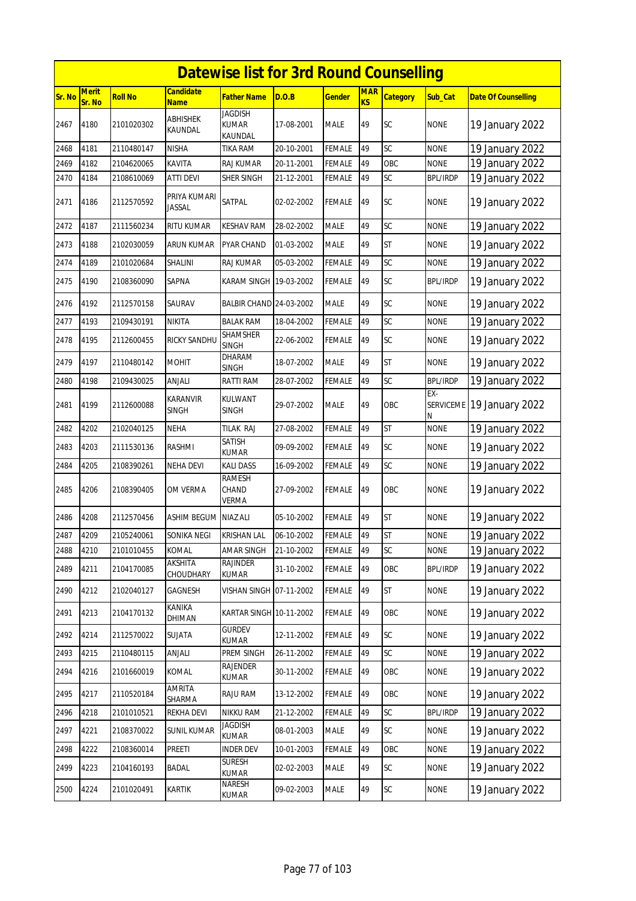# Datewise list for 3rd Round Counselling

| Sr. No | Merit Sr. No | Roll No | Candidate Name | Father Name | D.O.B | Gender | MARKS | Category | Sub_Cat | Date Of Counselling |
|---|---|---|---|---|---|---|---|---|---|---|
| 2467 | 4180 | 2101020302 | ABHISHEK KAUNDAL | JAGDISH KUMAR KAUNDAL | 17-08-2001 | MALE | 49 | SC | NONE | 19 January 2022 |
| 2468 | 4181 | 2110480147 | NISHA | TIKA RAM | 20-10-2001 | FEMALE | 49 | SC | NONE | 19 January 2022 |
| 2469 | 4182 | 2104620065 | KAVITA | RAJ KUMAR | 20-11-2001 | FEMALE | 49 | OBC | NONE | 19 January 2022 |
| 2470 | 4184 | 2108610069 | ATTI DEVI | SHER SINGH | 21-12-2001 | FEMALE | 49 | SC | BPL/IRDP | 19 January 2022 |
| 2471 | 4186 | 2112570592 | PRIYA KUMARI JASSAL | SATPAL | 02-02-2002 | FEMALE | 49 | SC | NONE | 19 January 2022 |
| 2472 | 4187 | 2111560234 | RITU KUMAR | KESHAV RAM | 28-02-2002 | MALE | 49 | SC | NONE | 19 January 2022 |
| 2473 | 4188 | 2102030059 | ARUN KUMAR | PYAR CHAND | 01-03-2002 | MALE | 49 | ST | NONE | 19 January 2022 |
| 2474 | 4189 | 2101020684 | SHALINI | RAJ KUMAR | 05-03-2002 | FEMALE | 49 | SC | NONE | 19 January 2022 |
| 2475 | 4190 | 2108360090 | SAPNA | KARAM SINGH | 19-03-2002 | FEMALE | 49 | SC | BPL/IRDP | 19 January 2022 |
| 2476 | 4192 | 2112570158 | SAURAV | BALBIR CHAND | 24-03-2002 | MALE | 49 | SC | NONE | 19 January 2022 |
| 2477 | 4193 | 2109430191 | NIKITA | BALAK RAM | 18-04-2002 | FEMALE | 49 | SC | NONE | 19 January 2022 |
| 2478 | 4195 | 2112600455 | RICKY SANDHU | SHAMSHER SINGH | 22-06-2002 | FEMALE | 49 | SC | NONE | 19 January 2022 |
| 2479 | 4197 | 2110480142 | MOHIT | DHARAM SINGH | 18-07-2002 | MALE | 49 | ST | NONE | 19 January 2022 |
| 2480 | 4198 | 2109430025 | ANJALI | RATTI RAM | 28-07-2002 | FEMALE | 49 | SC | BPL/IRDP | 19 January 2022 |
| 2481 | 4199 | 2112600088 | KARANVIR SINGH | KULWANT SINGH | 29-07-2002 | MALE | 49 | OBC | EX-SERVICEMEN | 19 January 2022 |
| 2482 | 4202 | 2102040125 | NEHA | TILAK RAJ | 27-08-2002 | FEMALE | 49 | ST | NONE | 19 January 2022 |
| 2483 | 4203 | 2111530136 | RASHMI | SATISH KUMAR | 09-09-2002 | FEMALE | 49 | SC | NONE | 19 January 2022 |
| 2484 | 4205 | 2108390261 | NEHA DEVI | KALI DASS | 16-09-2002 | FEMALE | 49 | SC | NONE | 19 January 2022 |
| 2485 | 4206 | 2108390405 | OM VERMA | RAMESH CHAND VERMA | 27-09-2002 | FEMALE | 49 | OBC | NONE | 19 January 2022 |
| 2486 | 4208 | 2112570456 | ASHIM BEGUM | NIAZ ALI | 05-10-2002 | FEMALE | 49 | ST | NONE | 19 January 2022 |
| 2487 | 4209 | 2105240061 | SONIKA NEGI | KRISHAN LAL | 06-10-2002 | FEMALE | 49 | ST | NONE | 19 January 2022 |
| 2488 | 4210 | 2101010455 | KOMAL | AMAR SINGH | 21-10-2002 | FEMALE | 49 | SC | NONE | 19 January 2022 |
| 2489 | 4211 | 2104170085 | AKSHITA CHOUDHARY | RAJINDER KUMAR | 31-10-2002 | FEMALE | 49 | OBC | BPL/IRDP | 19 January 2022 |
| 2490 | 4212 | 2102040127 | GAGNESH | VISHAN SINGH | 07-11-2002 | FEMALE | 49 | ST | NONE | 19 January 2022 |
| 2491 | 4213 | 2104170132 | KANIKA DHIMAN | KARTAR SINGH | 10-11-2002 | FEMALE | 49 | OBC | NONE | 19 January 2022 |
| 2492 | 4214 | 2112570022 | SUJATA | GURDEV KUMAR | 12-11-2002 | FEMALE | 49 | SC | NONE | 19 January 2022 |
| 2493 | 4215 | 2110480115 | ANJALI | PREM SINGH | 26-11-2002 | FEMALE | 49 | SC | NONE | 19 January 2022 |
| 2494 | 4216 | 2101660019 | KOMAL | RAJENDER KUMAR | 30-11-2002 | FEMALE | 49 | OBC | NONE | 19 January 2022 |
| 2495 | 4217 | 2110520184 | AMRITA SHARMA | RAJU RAM | 13-12-2002 | FEMALE | 49 | OBC | NONE | 19 January 2022 |
| 2496 | 4218 | 2101010521 | REKHA DEVI | NIKKU RAM | 21-12-2002 | FEMALE | 49 | SC | BPL/IRDP | 19 January 2022 |
| 2497 | 4221 | 2108370022 | SUNIL KUMAR | JAGDISH KUMAR | 08-01-2003 | MALE | 49 | SC | NONE | 19 January 2022 |
| 2498 | 4222 | 2108360014 | PREETI | INDER DEV | 10-01-2003 | FEMALE | 49 | OBC | NONE | 19 January 2022 |
| 2499 | 4223 | 2104160193 | BADAL | SURESH KUMAR | 02-02-2003 | MALE | 49 | SC | NONE | 19 January 2022 |
| 2500 | 4224 | 2101020491 | KARTIK | NARESH KUMAR | 09-02-2003 | MALE | 49 | SC | NONE | 19 January 2022 |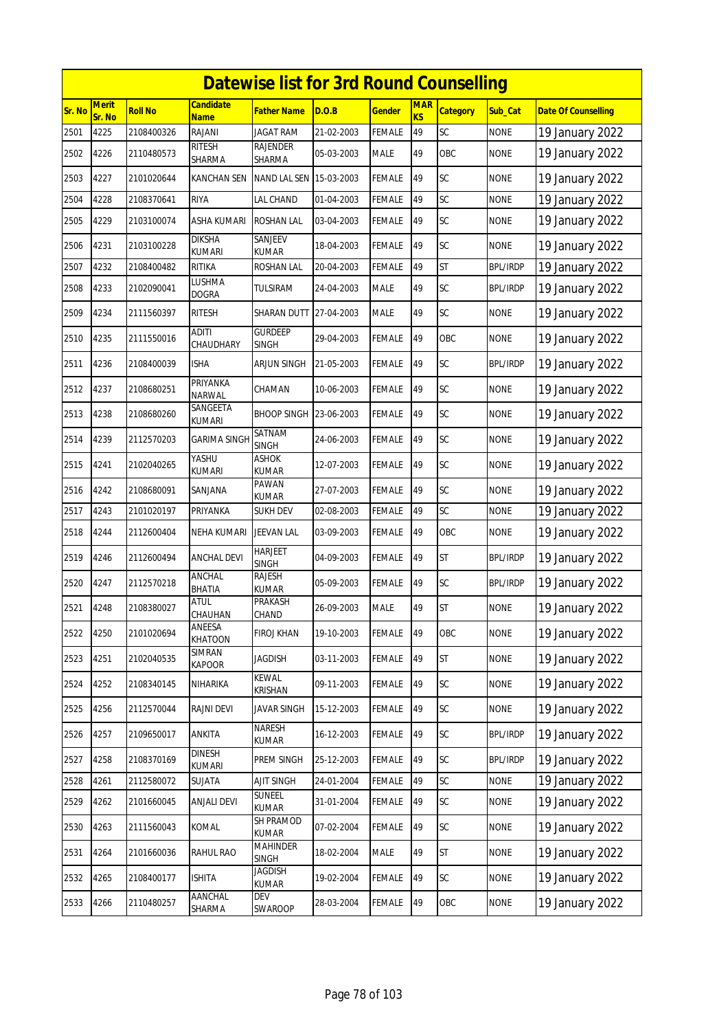# Datewise list for 3rd Round Counselling

| Sr. No | Merit Sr. No | Roll No | Candidate Name | Father Name | D.O.B | Gender | MARKS | Category | Sub_Cat | Date Of Counselling |
|---|---|---|---|---|---|---|---|---|---|---|
| 2501 | 4225 | 2108400326 | RAJANI | JAGAT RAM | 21-02-2003 | FEMALE | 49 | SC | NONE | 19 January 2022 |
| 2502 | 4226 | 2110480573 | RITESH SHARMA | RAJENDER SHARMA | 05-03-2003 | MALE | 49 | OBC | NONE | 19 January 2022 |
| 2503 | 4227 | 2101020644 | KANCHAN SEN | NAND LAL SEN | 15-03-2003 | FEMALE | 49 | SC | NONE | 19 January 2022 |
| 2504 | 4228 | 2108370641 | RIYA | LAL CHAND | 01-04-2003 | FEMALE | 49 | SC | NONE | 19 January 2022 |
| 2505 | 4229 | 2103100074 | ASHA KUMARI | ROSHAN LAL | 03-04-2003 | FEMALE | 49 | SC | NONE | 19 January 2022 |
| 2506 | 4231 | 2103100228 | DIKSHA KUMARI | SANJEEV KUMAR | 18-04-2003 | FEMALE | 49 | SC | NONE | 19 January 2022 |
| 2507 | 4232 | 2108400482 | RITIKA | ROSHAN LAL | 20-04-2003 | FEMALE | 49 | ST | BPL/IRDP | 19 January 2022 |
| 2508 | 4233 | 2102090041 | LUSHMA DOGRA | TULSIRAM | 24-04-2003 | MALE | 49 | SC | BPL/IRDP | 19 January 2022 |
| 2509 | 4234 | 2111560397 | RITESH | SHARAN DUTT | 27-04-2003 | MALE | 49 | SC | NONE | 19 January 2022 |
| 2510 | 4235 | 2111550016 | ADITI CHAUDHARY | GURDEEP SINGH | 29-04-2003 | FEMALE | 49 | OBC | NONE | 19 January 2022 |
| 2511 | 4236 | 2108400039 | ISHA | ARJUN SINGH | 21-05-2003 | FEMALE | 49 | SC | BPL/IRDP | 19 January 2022 |
| 2512 | 4237 | 2108680251 | PRIYANKA NARWAL | CHAMAN | 10-06-2003 | FEMALE | 49 | SC | NONE | 19 January 2022 |
| 2513 | 4238 | 2108680260 | SANGEETA KUMARI | BHOOP SINGH | 23-06-2003 | FEMALE | 49 | SC | NONE | 19 January 2022 |
| 2514 | 4239 | 2112570203 | GARIMA SINGH | SATNAM SINGH | 24-06-2003 | FEMALE | 49 | SC | NONE | 19 January 2022 |
| 2515 | 4241 | 2102040265 | YASHU KUMARI | ASHOK KUMAR | 12-07-2003 | FEMALE | 49 | SC | NONE | 19 January 2022 |
| 2516 | 4242 | 2108680091 | SANJANA | PAWAN KUMAR | 27-07-2003 | FEMALE | 49 | SC | NONE | 19 January 2022 |
| 2517 | 4243 | 2101020197 | PRIYANKA | SUKH DEV | 02-08-2003 | FEMALE | 49 | SC | NONE | 19 January 2022 |
| 2518 | 4244 | 2112600404 | NEHA KUMARI | JEEVAN LAL | 03-09-2003 | FEMALE | 49 | OBC | NONE | 19 January 2022 |
| 2519 | 4246 | 2112600494 | ANCHAL DEVI | HARJEET SINGH | 04-09-2003 | FEMALE | 49 | ST | BPL/IRDP | 19 January 2022 |
| 2520 | 4247 | 2112570218 | ANCHAL BHATIA | RAJESH KUMAR | 05-09-2003 | FEMALE | 49 | SC | BPL/IRDP | 19 January 2022 |
| 2521 | 4248 | 2108380027 | ATUL CHAUHAN | PRAKASH CHAND | 26-09-2003 | MALE | 49 | ST | NONE | 19 January 2022 |
| 2522 | 4250 | 2101020694 | ANEESA KHATOON | FIROJ KHAN | 19-10-2003 | FEMALE | 49 | OBC | NONE | 19 January 2022 |
| 2523 | 4251 | 2102040535 | SIMRAN KAPOOR | JAGDISH | 03-11-2003 | FEMALE | 49 | ST | NONE | 19 January 2022 |
| 2524 | 4252 | 2108340145 | NIHARIKA | KEWAL KRISHAN | 09-11-2003 | FEMALE | 49 | SC | NONE | 19 January 2022 |
| 2525 | 4256 | 2112570044 | RAJNI DEVI | JAVAR SINGH | 15-12-2003 | FEMALE | 49 | SC | NONE | 19 January 2022 |
| 2526 | 4257 | 2109650017 | ANKITA | NARESH KUMAR | 16-12-2003 | FEMALE | 49 | SC | BPL/IRDP | 19 January 2022 |
| 2527 | 4258 | 2108370169 | DINESH KUMARI | PREM SINGH | 25-12-2003 | FEMALE | 49 | SC | BPL/IRDP | 19 January 2022 |
| 2528 | 4261 | 2112580072 | SUJATA | AJIT SINGH | 24-01-2004 | FEMALE | 49 | SC | NONE | 19 January 2022 |
| 2529 | 4262 | 2101660045 | ANJALI DEVI | SUNEEL KUMAR | 31-01-2004 | FEMALE | 49 | SC | NONE | 19 January 2022 |
| 2530 | 4263 | 2111560043 | KOMAL | SH PRAMOD KUMAR | 07-02-2004 | FEMALE | 49 | SC | NONE | 19 January 2022 |
| 2531 | 4264 | 2101660036 | RAHUL RAO | MAHINDER SINGH | 18-02-2004 | MALE | 49 | ST | NONE | 19 January 2022 |
| 2532 | 4265 | 2108400177 | ISHITA | JAGDISH KUMAR | 19-02-2004 | FEMALE | 49 | SC | NONE | 19 January 2022 |
| 2533 | 4266 | 2110480257 | AANCHAL SHARMA | DEV SWAROOP | 28-03-2004 | FEMALE | 49 | OBC | NONE | 19 January 2022 |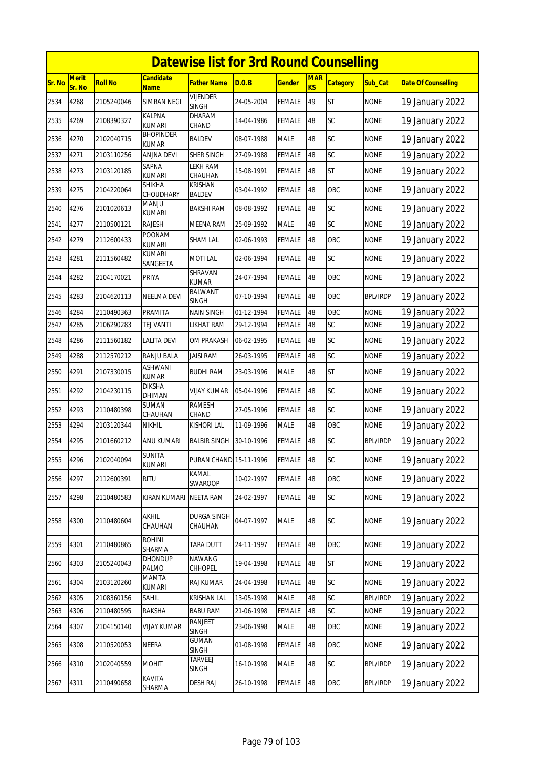# Datewise list for 3rd Round Counselling

| Sr. No | Merit Sr. No | Roll No | Candidate Name | Father Name | D.O.B | Gender | MARKS | Category | Sub_Cat | Date Of Counselling |
|---|---|---|---|---|---|---|---|---|---|---|
| 2534 | 4268 | 2105240046 | SIMRAN NEGI | VIJENDER SINGH | 24-05-2004 | FEMALE | 49 | ST | NONE | 19 January 2022 |
| 2535 | 4269 | 2108390327 | KALPNA KUMARI | DHARAM CHAND | 14-04-1986 | FEMALE | 48 | SC | NONE | 19 January 2022 |
| 2536 | 4270 | 2102040715 | BHOPINDER KUMAR | BALDEV | 08-07-1988 | MALE | 48 | SC | NONE | 19 January 2022 |
| 2537 | 4271 | 2103110256 | ANJNA DEVI | SHER SINGH | 27-09-1988 | FEMALE | 48 | SC | NONE | 19 January 2022 |
| 2538 | 4273 | 2103120185 | SAPNA KUMARI | LEKH RAM CHAUHAN | 15-08-1991 | FEMALE | 48 | ST | NONE | 19 January 2022 |
| 2539 | 4275 | 2104220064 | SHIKHA CHOUDHARY | KRISHAN BALDEV | 03-04-1992 | FEMALE | 48 | OBC | NONE | 19 January 2022 |
| 2540 | 4276 | 2101020613 | MANJU KUMARI | BAKSHI RAM | 08-08-1992 | FEMALE | 48 | SC | NONE | 19 January 2022 |
| 2541 | 4277 | 2110500121 | RAJESH | MEENA RAM | 25-09-1992 | MALE | 48 | SC | NONE | 19 January 2022 |
| 2542 | 4279 | 2112600433 | POONAM KUMARI | SHAM LAL | 02-06-1993 | FEMALE | 48 | OBC | NONE | 19 January 2022 |
| 2543 | 4281 | 2111560482 | KUMARI SANGEETA | MOTI LAL | 02-06-1994 | FEMALE | 48 | SC | NONE | 19 January 2022 |
| 2544 | 4282 | 2104170021 | PRIYA | SHRAVAN KUMAR | 24-07-1994 | FEMALE | 48 | OBC | NONE | 19 January 2022 |
| 2545 | 4283 | 2104620113 | NEELMA DEVI | BALWANT SINGH | 07-10-1994 | FEMALE | 48 | OBC | BPL/IRDP | 19 January 2022 |
| 2546 | 4284 | 2110490363 | PRAMITA | NAIN SINGH | 01-12-1994 | FEMALE | 48 | OBC | NONE | 19 January 2022 |
| 2547 | 4285 | 2106290283 | TEJ VANTI | LIKHAT RAM | 29-12-1994 | FEMALE | 48 | SC | NONE | 19 January 2022 |
| 2548 | 4286 | 2111560182 | LALITA DEVI | OM PRAKASH | 06-02-1995 | FEMALE | 48 | SC | NONE | 19 January 2022 |
| 2549 | 4288 | 2112570212 | RANJU BALA | JAISI RAM | 26-03-1995 | FEMALE | 48 | SC | NONE | 19 January 2022 |
| 2550 | 4291 | 2107330015 | ASHWANI KUMAR | BUDHI RAM | 23-03-1996 | MALE | 48 | ST | NONE | 19 January 2022 |
| 2551 | 4292 | 2104230115 | DIKSHA DHIMAN | VIJAY KUMAR | 05-04-1996 | FEMALE | 48 | SC | NONE | 19 January 2022 |
| 2552 | 4293 | 2110480398 | SUMAN CHAUHAN | RAMESH CHAND | 27-05-1996 | FEMALE | 48 | SC | NONE | 19 January 2022 |
| 2553 | 4294 | 2103120344 | NIKHIL | KISHORI LAL | 11-09-1996 | MALE | 48 | OBC | NONE | 19 January 2022 |
| 2554 | 4295 | 2101660212 | ANU KUMARI | BALBIR SINGH | 30-10-1996 | FEMALE | 48 | SC | BPL/IRDP | 19 January 2022 |
| 2555 | 4296 | 2102040094 | SUNITA KUMARI | PURAN CHAND | 15-11-1996 | FEMALE | 48 | SC | NONE | 19 January 2022 |
| 2556 | 4297 | 2112600391 | RITU | KAMAL SWAROOP | 10-02-1997 | FEMALE | 48 | OBC | NONE | 19 January 2022 |
| 2557 | 4298 | 2110480583 | KIRAN KUMARI | NEETA RAM | 24-02-1997 | FEMALE | 48 | SC | NONE | 19 January 2022 |
| 2558 | 4300 | 2110480604 | AKHIL CHAUHAN | DURGA SINGH CHAUHAN | 04-07-1997 | MALE | 48 | SC | NONE | 19 January 2022 |
| 2559 | 4301 | 2110480865 | ROHINI SHARMA | TARA DUTT | 24-11-1997 | FEMALE | 48 | OBC | NONE | 19 January 2022 |
| 2560 | 4303 | 2105240043 | DHONDUP PALMO | NAWANG CHHOPEL | 19-04-1998 | FEMALE | 48 | ST | NONE | 19 January 2022 |
| 2561 | 4304 | 2103120260 | MAMTA KUMARI | RAJ KUMAR | 24-04-1998 | FEMALE | 48 | SC | NONE | 19 January 2022 |
| 2562 | 4305 | 2108360156 | SAHIL | KRISHAN LAL | 13-05-1998 | MALE | 48 | SC | BPL/IRDP | 19 January 2022 |
| 2563 | 4306 | 2110480595 | RAKSHA | BABU RAM | 21-06-1998 | FEMALE | 48 | SC | NONE | 19 January 2022 |
| 2564 | 4307 | 2104150140 | VIJAY KUMAR | RANJEET SINGH | 23-06-1998 | MALE | 48 | OBC | NONE | 19 January 2022 |
| 2565 | 4308 | 2110520053 | NEERA | GUMAN SINGH | 01-08-1998 | FEMALE | 48 | OBC | NONE | 19 January 2022 |
| 2566 | 4310 | 2102040559 | MOHIT | TARVEEJ SINGH | 16-10-1998 | MALE | 48 | SC | BPL/IRDP | 19 January 2022 |
| 2567 | 4311 | 2110490658 | KAVITA SHARMA | DESH RAJ | 26-10-1998 | FEMALE | 48 | OBC | BPL/IRDP | 19 January 2022 |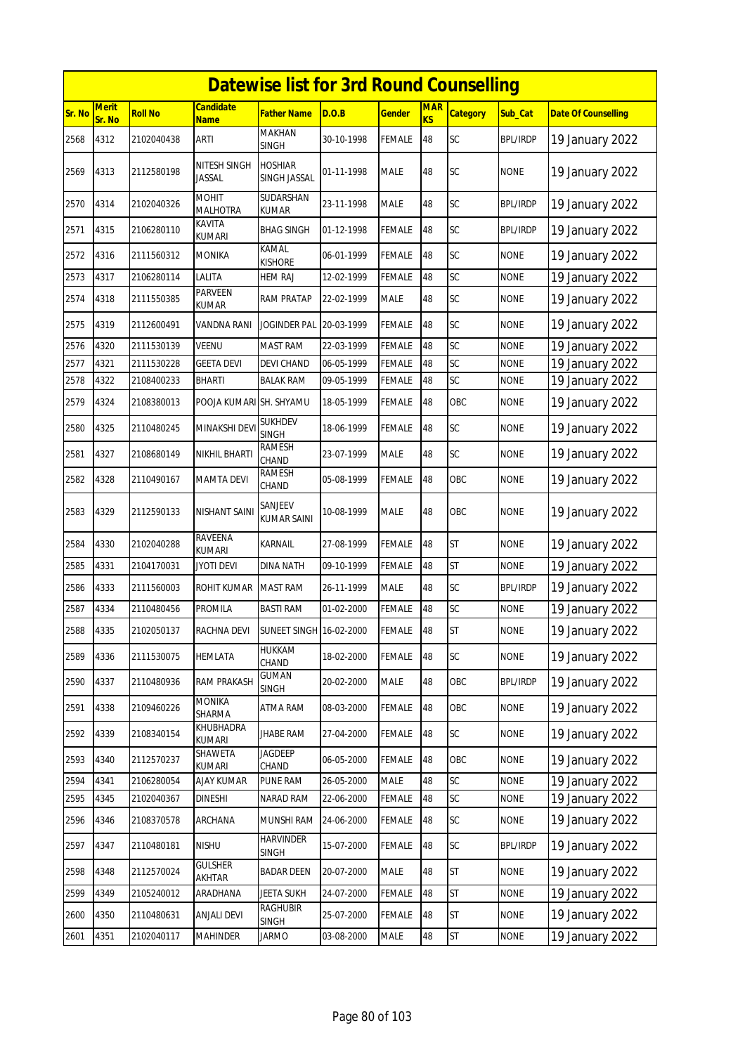# Datewise list for 3rd Round Counselling

| Sr. No | Merit Sr. No | Roll No | Candidate Name | Father Name | D.O.B | Gender | MARKS | Category | Sub_Cat | Date Of Counselling |
|---|---|---|---|---|---|---|---|---|---|---|
| 2568 | 4312 | 2102040438 | ARTI | MAKHAN SINGH | 30-10-1998 | FEMALE | 48 | SC | BPL/IRDP | 19 January 2022 |
| 2569 | 4313 | 2112580198 | NITESH SINGH JASSAL | HOSHIAR SINGH JASSAL | 01-11-1998 | MALE | 48 | SC | NONE | 19 January 2022 |
| 2570 | 4314 | 2102040326 | MOHIT MALHOTRA | SUDARSHAN KUMAR | 23-11-1998 | MALE | 48 | SC | BPL/IRDP | 19 January 2022 |
| 2571 | 4315 | 2106280110 | KAVITA KUMARI | BHAG SINGH | 01-12-1998 | FEMALE | 48 | SC | BPL/IRDP | 19 January 2022 |
| 2572 | 4316 | 2111560312 | MONIKA | KAMAL KISHORE | 06-01-1999 | FEMALE | 48 | SC | NONE | 19 January 2022 |
| 2573 | 4317 | 2106280114 | LALITA | HEM RAJ | 12-02-1999 | FEMALE | 48 | SC | NONE | 19 January 2022 |
| 2574 | 4318 | 2111550385 | PARVEEN KUMAR | RAM PRATAP | 22-02-1999 | MALE | 48 | SC | NONE | 19 January 2022 |
| 2575 | 4319 | 2112600491 | VANDNA RANI | JOGINDER PAL | 20-03-1999 | FEMALE | 48 | SC | NONE | 19 January 2022 |
| 2576 | 4320 | 2111530139 | VEENU | MAST RAM | 22-03-1999 | FEMALE | 48 | SC | NONE | 19 January 2022 |
| 2577 | 4321 | 2111530228 | GEETA DEVI | DEVI CHAND | 06-05-1999 | FEMALE | 48 | SC | NONE | 19 January 2022 |
| 2578 | 4322 | 2108400233 | BHARTI | BALAK RAM | 09-05-1999 | FEMALE | 48 | SC | NONE | 19 January 2022 |
| 2579 | 4324 | 2108380013 | POOJA KUMARI | SH. SHYAMU | 18-05-1999 | FEMALE | 48 | OBC | NONE | 19 January 2022 |
| 2580 | 4325 | 2110480245 | MINAKSHI DEVI | SUKHDEV SINGH | 18-06-1999 | FEMALE | 48 | SC | NONE | 19 January 2022 |
| 2581 | 4327 | 2108680149 | NIKHIL BHARTI | RAMESH CHAND | 23-07-1999 | MALE | 48 | SC | NONE | 19 January 2022 |
| 2582 | 4328 | 2110490167 | MAMTA DEVI | RAMESH CHAND | 05-08-1999 | FEMALE | 48 | OBC | NONE | 19 January 2022 |
| 2583 | 4329 | 2112590133 | NISHANT SAINI | SANJEEV KUMAR SAINI | 10-08-1999 | MALE | 48 | OBC | NONE | 19 January 2022 |
| 2584 | 4330 | 2102040288 | RAVEENA KUMARI | KARNAIL | 27-08-1999 | FEMALE | 48 | ST | NONE | 19 January 2022 |
| 2585 | 4331 | 2104170031 | JYOTI DEVI | DINA NATH | 09-10-1999 | FEMALE | 48 | ST | NONE | 19 January 2022 |
| 2586 | 4333 | 2111560003 | ROHIT KUMAR | MAST RAM | 26-11-1999 | MALE | 48 | SC | BPL/IRDP | 19 January 2022 |
| 2587 | 4334 | 2110480456 | PROMILA | BASTI RAM | 01-02-2000 | FEMALE | 48 | SC | NONE | 19 January 2022 |
| 2588 | 4335 | 2102050137 | RACHNA DEVI | SUNEET SINGH | 16-02-2000 | FEMALE | 48 | ST | NONE | 19 January 2022 |
| 2589 | 4336 | 2111530075 | HEMLATA | HUKKAM CHAND | 18-02-2000 | FEMALE | 48 | SC | NONE | 19 January 2022 |
| 2590 | 4337 | 2110480936 | RAM PRAKASH | GUMAN SINGH | 20-02-2000 | MALE | 48 | OBC | BPL/IRDP | 19 January 2022 |
| 2591 | 4338 | 2109460226 | MONIKA SHARMA | ATMA RAM | 08-03-2000 | FEMALE | 48 | OBC | NONE | 19 January 2022 |
| 2592 | 4339 | 2108340154 | KHUBHADRA KUMARI | JHABE RAM | 27-04-2000 | FEMALE | 48 | SC | NONE | 19 January 2022 |
| 2593 | 4340 | 2112570237 | SHAWETA KUMARI | JAGDEEP CHAND | 06-05-2000 | FEMALE | 48 | OBC | NONE | 19 January 2022 |
| 2594 | 4341 | 2106280054 | AJAY KUMAR | PUNE RAM | 26-05-2000 | MALE | 48 | SC | NONE | 19 January 2022 |
| 2595 | 4345 | 2102040367 | DINESHI | NARAD RAM | 22-06-2000 | FEMALE | 48 | SC | NONE | 19 January 2022 |
| 2596 | 4346 | 2108370578 | ARCHANA | MUNSHI RAM | 24-06-2000 | FEMALE | 48 | SC | NONE | 19 January 2022 |
| 2597 | 4347 | 2110480181 | NISHU | HARVINDER SINGH | 15-07-2000 | FEMALE | 48 | SC | BPL/IRDP | 19 January 2022 |
| 2598 | 4348 | 2112570024 | GULSHER AKHTAR | BADAR DEEN | 20-07-2000 | MALE | 48 | ST | NONE | 19 January 2022 |
| 2599 | 4349 | 2105240012 | ARADHANA | JEETA SUKH | 24-07-2000 | FEMALE | 48 | ST | NONE | 19 January 2022 |
| 2600 | 4350 | 2110480631 | ANJALI DEVI | RAGHUBIR SINGH | 25-07-2000 | FEMALE | 48 | ST | NONE | 19 January 2022 |
| 2601 | 4351 | 2102040117 | MAHINDER | JARMO | 03-08-2000 | MALE | 48 | ST | NONE | 19 January 2022 |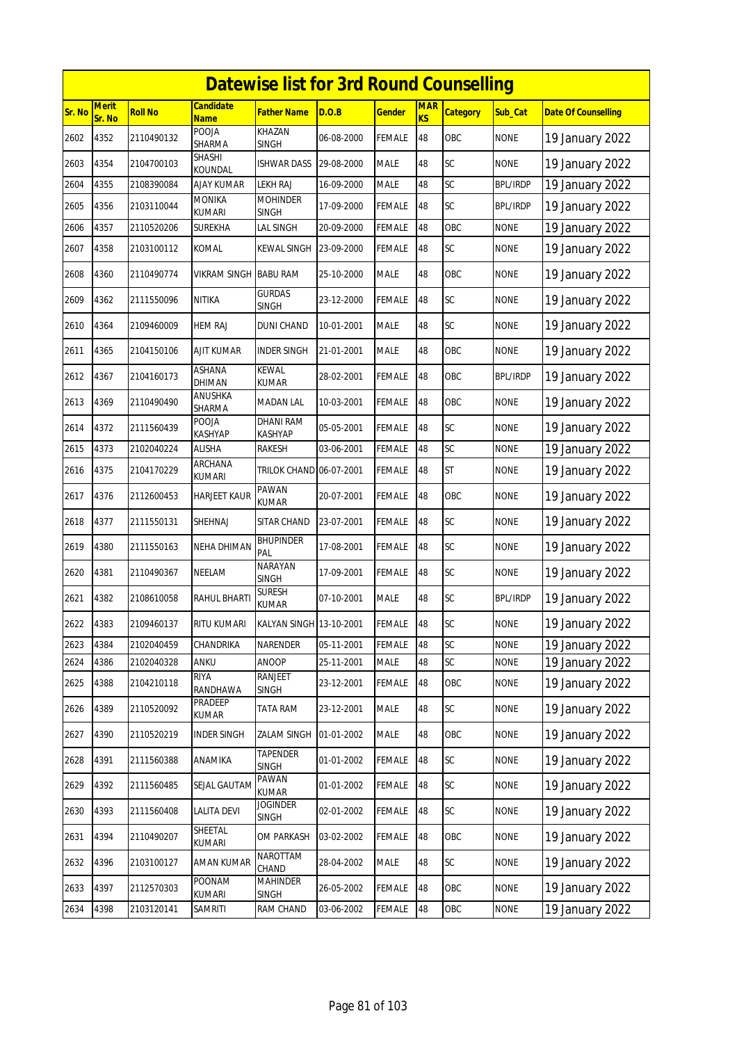# Datewise list for 3rd Round Counselling

| Sr. No | Merit Sr. No | Roll No | Candidate Name | Father Name | D.O.B | Gender | MARKS | Category | Sub_Cat | Date Of Counselling |
|---|---|---|---|---|---|---|---|---|---|---|
| 2602 | 4352 | 2110490132 | POOJA SHARMA | KHAZAN SINGH | 06-08-2000 | FEMALE | 48 | OBC | NONE | 19 January 2022 |
| 2603 | 4354 | 2104700103 | SHASHI KOUNDAL | ISHWAR DASS | 29-08-2000 | MALE | 48 | SC | NONE | 19 January 2022 |
| 2604 | 4355 | 2108390084 | AJAY KUMAR | LEKH RAJ | 16-09-2000 | MALE | 48 | SC | BPL/IRDP | 19 January 2022 |
| 2605 | 4356 | 2103110044 | MONIKA KUMARI | MOHINDER SINGH | 17-09-2000 | FEMALE | 48 | SC | BPL/IRDP | 19 January 2022 |
| 2606 | 4357 | 2110520206 | SUREKHA | LAL SINGH | 20-09-2000 | FEMALE | 48 | OBC | NONE | 19 January 2022 |
| 2607 | 4358 | 2103100112 | KOMAL | KEWAL SINGH | 23-09-2000 | FEMALE | 48 | SC | NONE | 19 January 2022 |
| 2608 | 4360 | 2110490774 | VIKRAM SINGH | BABU RAM | 25-10-2000 | MALE | 48 | OBC | NONE | 19 January 2022 |
| 2609 | 4362 | 2111550096 | NITIKA | GURDAS SINGH | 23-12-2000 | FEMALE | 48 | SC | NONE | 19 January 2022 |
| 2610 | 4364 | 2109460009 | HEM RAJ | DUNI CHAND | 10-01-2001 | MALE | 48 | SC | NONE | 19 January 2022 |
| 2611 | 4365 | 2104150106 | AJIT KUMAR | INDER SINGH | 21-01-2001 | MALE | 48 | OBC | NONE | 19 January 2022 |
| 2612 | 4367 | 2104160173 | ASHANA DHIMAN | KEWAL KUMAR | 28-02-2001 | FEMALE | 48 | OBC | BPL/IRDP | 19 January 2022 |
| 2613 | 4369 | 2110490490 | ANUSHKA SHARMA | MADAN LAL | 10-03-2001 | FEMALE | 48 | OBC | NONE | 19 January 2022 |
| 2614 | 4372 | 2111560439 | POOJA KASHYAP | DHANI RAM KASHYAP | 05-05-2001 | FEMALE | 48 | SC | NONE | 19 January 2022 |
| 2615 | 4373 | 2102040224 | ALISHA | RAKESH | 03-06-2001 | FEMALE | 48 | SC | NONE | 19 January 2022 |
| 2616 | 4375 | 2104170229 | ARCHANA KUMARI | TRILOK CHAND | 06-07-2001 | FEMALE | 48 | ST | NONE | 19 January 2022 |
| 2617 | 4376 | 2112600453 | HARJEET KAUR | PAWAN KUMAR | 20-07-2001 | FEMALE | 48 | OBC | NONE | 19 January 2022 |
| 2618 | 4377 | 2111550131 | SHEHNAJ | SITAR CHAND | 23-07-2001 | FEMALE | 48 | SC | NONE | 19 January 2022 |
| 2619 | 4380 | 2111550163 | NEHA DHIMAN | BHUPINDER PAL | 17-08-2001 | FEMALE | 48 | SC | NONE | 19 January 2022 |
| 2620 | 4381 | 2110490367 | NEELAM | NARAYAN SINGH | 17-09-2001 | FEMALE | 48 | SC | NONE | 19 January 2022 |
| 2621 | 4382 | 2108610058 | RAHUL BHARTI | SURESH KUMAR | 07-10-2001 | MALE | 48 | SC | BPL/IRDP | 19 January 2022 |
| 2622 | 4383 | 2109460137 | RITU KUMARI | KALYAN SINGH | 13-10-2001 | FEMALE | 48 | SC | NONE | 19 January 2022 |
| 2623 | 4384 | 2102040459 | CHANDRIKA | NARENDER | 05-11-2001 | FEMALE | 48 | SC | NONE | 19 January 2022 |
| 2624 | 4386 | 2102040328 | ANKU | ANOOP | 25-11-2001 | MALE | 48 | SC | NONE | 19 January 2022 |
| 2625 | 4388 | 2104210118 | RIYA RANDHAWA | RANJEET SINGH | 23-12-2001 | FEMALE | 48 | OBC | NONE | 19 January 2022 |
| 2626 | 4389 | 2110520092 | PRADEEP KUMAR | TATA RAM | 23-12-2001 | MALE | 48 | SC | NONE | 19 January 2022 |
| 2627 | 4390 | 2110520219 | INDER SINGH | ZALAM SINGH | 01-01-2002 | MALE | 48 | OBC | NONE | 19 January 2022 |
| 2628 | 4391 | 2111560388 | ANAMIKA | TAPENDER SINGH | 01-01-2002 | FEMALE | 48 | SC | NONE | 19 January 2022 |
| 2629 | 4392 | 2111560485 | SEJAL GAUTAM | PAWAN KUMAR | 01-01-2002 | FEMALE | 48 | SC | NONE | 19 January 2022 |
| 2630 | 4393 | 2111560408 | LALITA DEVI | JOGINDER SINGH | 02-01-2002 | FEMALE | 48 | SC | NONE | 19 January 2022 |
| 2631 | 4394 | 2110490207 | SHEETAL KUMARI | OM PARKASH | 03-02-2002 | FEMALE | 48 | OBC | NONE | 19 January 2022 |
| 2632 | 4396 | 2103100127 | AMAN KUMAR | NAROTTAM CHAND | 28-04-2002 | MALE | 48 | SC | NONE | 19 January 2022 |
| 2633 | 4397 | 2112570303 | POONAM KUMARI | MAHINDER SINGH | 26-05-2002 | FEMALE | 48 | OBC | NONE | 19 January 2022 |
| 2634 | 4398 | 2103120141 | SAMRITI | RAM CHAND | 03-06-2002 | FEMALE | 48 | OBC | NONE | 19 January 2022 |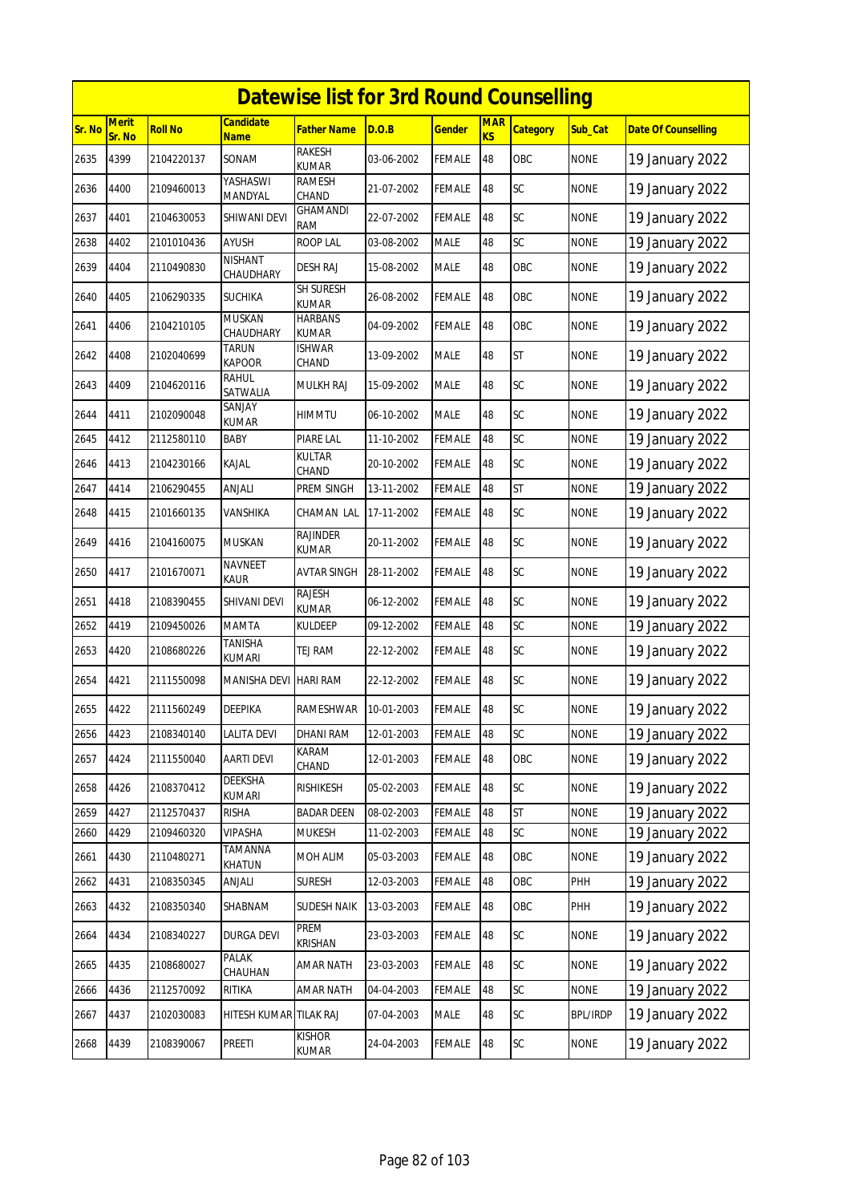# Datewise list for 3rd Round Counselling

| Sr. No | Merit Sr. No | Roll No | Candidate Name | Father Name | D.O.B | Gender | MARKS | Category | Sub_Cat | Date Of Counselling |
|---|---|---|---|---|---|---|---|---|---|---|
| 2635 | 4399 | 2104220137 | SONAM | RAKESH KUMAR | 03-06-2002 | FEMALE | 48 | OBC | NONE | 19 January 2022 |
| 2636 | 4400 | 2109460013 | YASHASWI MANDYAL | RAMESH CHAND | 21-07-2002 | FEMALE | 48 | SC | NONE | 19 January 2022 |
| 2637 | 4401 | 2104630053 | SHIWANI DEVI | GHAMANDI RAM | 22-07-2002 | FEMALE | 48 | SC | NONE | 19 January 2022 |
| 2638 | 4402 | 2101010436 | AYUSH | ROOP LAL | 03-08-2002 | MALE | 48 | SC | NONE | 19 January 2022 |
| 2639 | 4404 | 2110490830 | NISHANT CHAUDHARY | DESH RAJ | 15-08-2002 | MALE | 48 | OBC | NONE | 19 January 2022 |
| 2640 | 4405 | 2106290335 | SUCHIKA | SH SURESH KUMAR | 26-08-2002 | FEMALE | 48 | OBC | NONE | 19 January 2022 |
| 2641 | 4406 | 2104210105 | MUSKAN CHAUDHARY | HARBANS KUMAR | 04-09-2002 | FEMALE | 48 | OBC | NONE | 19 January 2022 |
| 2642 | 4408 | 2102040699 | TARUN KAPOOR | ISHWAR CHAND | 13-09-2002 | MALE | 48 | ST | NONE | 19 January 2022 |
| 2643 | 4409 | 2104620116 | RAHUL SATWALIA | MULKH RAJ | 15-09-2002 | MALE | 48 | SC | NONE | 19 January 2022 |
| 2644 | 4411 | 2102090048 | SANJAY KUMAR | HIMMTU | 06-10-2002 | MALE | 48 | SC | NONE | 19 January 2022 |
| 2645 | 4412 | 2112580110 | BABY | PIARE LAL | 11-10-2002 | FEMALE | 48 | SC | NONE | 19 January 2022 |
| 2646 | 4413 | 2104230166 | KAJAL | KULTAR CHAND | 20-10-2002 | FEMALE | 48 | SC | NONE | 19 January 2022 |
| 2647 | 4414 | 2106290455 | ANJALI | PREM SINGH | 13-11-2002 | FEMALE | 48 | ST | NONE | 19 January 2022 |
| 2648 | 4415 | 2101660135 | VANSHIKA | CHAMAN LAL | 17-11-2002 | FEMALE | 48 | SC | NONE | 19 January 2022 |
| 2649 | 4416 | 2104160075 | MUSKAN | RAJINDER KUMAR | 20-11-2002 | FEMALE | 48 | SC | NONE | 19 January 2022 |
| 2650 | 4417 | 2101670071 | NAVNEET KAUR | AVTAR SINGH | 28-11-2002 | FEMALE | 48 | SC | NONE | 19 January 2022 |
| 2651 | 4418 | 2108390455 | SHIVANI DEVI | RAJESH KUMAR | 06-12-2002 | FEMALE | 48 | SC | NONE | 19 January 2022 |
| 2652 | 4419 | 2109450026 | MAMTA | KULDEEP | 09-12-2002 | FEMALE | 48 | SC | NONE | 19 January 2022 |
| 2653 | 4420 | 2108680226 | TANISHA KUMARI | TEJ RAM | 22-12-2002 | FEMALE | 48 | SC | NONE | 19 January 2022 |
| 2654 | 4421 | 2111550098 | MANISHA DEVI | HARI RAM | 22-12-2002 | FEMALE | 48 | SC | NONE | 19 January 2022 |
| 2655 | 4422 | 2111560249 | DEEPIKA | RAMESHWAR | 10-01-2003 | FEMALE | 48 | SC | NONE | 19 January 2022 |
| 2656 | 4423 | 2108340140 | LALITA DEVI | DHANI RAM | 12-01-2003 | FEMALE | 48 | SC | NONE | 19 January 2022 |
| 2657 | 4424 | 2111550040 | AARTI DEVI | KARAM CHAND | 12-01-2003 | FEMALE | 48 | OBC | NONE | 19 January 2022 |
| 2658 | 4426 | 2108370412 | DEEKSHA KUMARI | RISHIKESH | 05-02-2003 | FEMALE | 48 | SC | NONE | 19 January 2022 |
| 2659 | 4427 | 2112570437 | RISHA | BADAR DEEN | 08-02-2003 | FEMALE | 48 | ST | NONE | 19 January 2022 |
| 2660 | 4429 | 2109460320 | VIPASHA | MUKESH | 11-02-2003 | FEMALE | 48 | SC | NONE | 19 January 2022 |
| 2661 | 4430 | 2110480271 | TAMANNA KHATUN | MOH ALIM | 05-03-2003 | FEMALE | 48 | OBC | NONE | 19 January 2022 |
| 2662 | 4431 | 2108350345 | ANJALI | SURESH | 12-03-2003 | FEMALE | 48 | OBC | PHH | 19 January 2022 |
| 2663 | 4432 | 2108350340 | SHABNAM | SUDESH NAIK | 13-03-2003 | FEMALE | 48 | OBC | PHH | 19 January 2022 |
| 2664 | 4434 | 2108340227 | DURGA DEVI | PREM KRISHAN | 23-03-2003 | FEMALE | 48 | SC | NONE | 19 January 2022 |
| 2665 | 4435 | 2108680027 | PALAK CHAUHAN | AMAR NATH | 23-03-2003 | FEMALE | 48 | SC | NONE | 19 January 2022 |
| 2666 | 4436 | 2112570092 | RITIKA | AMAR NATH | 04-04-2003 | FEMALE | 48 | SC | NONE | 19 January 2022 |
| 2667 | 4437 | 2102030083 | HITESH KUMAR | TILAK RAJ | 07-04-2003 | MALE | 48 | SC | BPL/IRDP | 19 January 2022 |
| 2668 | 4439 | 2108390067 | PREETI | KISHOR KUMAR | 24-04-2003 | FEMALE | 48 | SC | NONE | 19 January 2022 |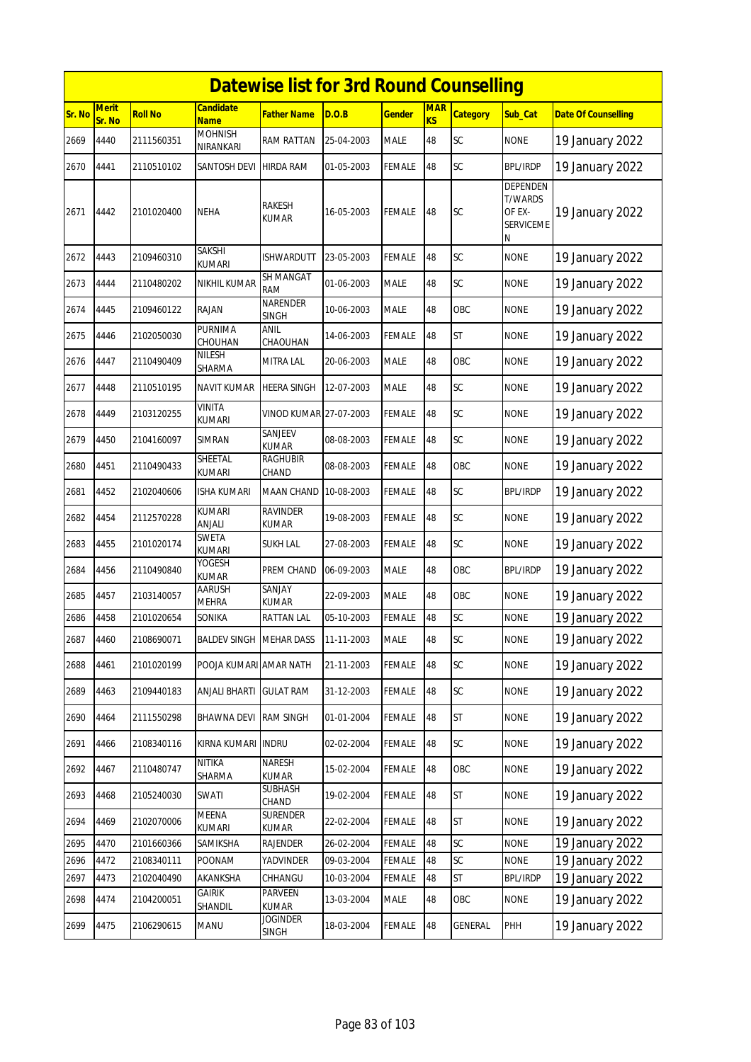# Datewise list for 3rd Round Counselling

| Sr. No | Merit Sr. No | Roll No | Candidate Name | Father Name | D.O.B | Gender | MARKS | Category | Sub_Cat | Date Of Counselling |
|---|---|---|---|---|---|---|---|---|---|---|
| 2669 | 4440 | 2111560351 | MOHNISH NIRANKARI | RAM RATTAN | 25-04-2003 | MALE | 48 | SC | NONE | 19 January 2022 |
| 2670 | 4441 | 2110510102 | SANTOSH DEVI | HIRDA RAM | 01-05-2003 | FEMALE | 48 | SC | BPL/IRDP | 19 January 2022 |
| 2671 | 4442 | 2101020400 | NEHA | RAKESH KUMAR | 16-05-2003 | FEMALE | 48 | SC | DEPENDEN T/WARDS OF EX-SERVICEME N | 19 January 2022 |
| 2672 | 4443 | 2109460310 | SAKSHI KUMARI | ISHWARDUTT | 23-05-2003 | FEMALE | 48 | SC | NONE | 19 January 2022 |
| 2673 | 4444 | 2110480202 | NIKHIL KUMAR | SH MANGAT RAM | 01-06-2003 | MALE | 48 | SC | NONE | 19 January 2022 |
| 2674 | 4445 | 2109460122 | RAJAN | NARENDER SINGH | 10-06-2003 | MALE | 48 | OBC | NONE | 19 January 2022 |
| 2675 | 4446 | 2102050030 | PURNIMA CHOUHAN | ANIL CHAOUHAN | 14-06-2003 | FEMALE | 48 | ST | NONE | 19 January 2022 |
| 2676 | 4447 | 2110490409 | NILESH SHARMA | MITRA LAL | 20-06-2003 | MALE | 48 | OBC | NONE | 19 January 2022 |
| 2677 | 4448 | 2110510195 | NAVIT KUMAR | HEERA SINGH | 12-07-2003 | MALE | 48 | SC | NONE | 19 January 2022 |
| 2678 | 4449 | 2103120255 | VINITA KUMARI | VINOD KUMAR | 27-07-2003 | FEMALE | 48 | SC | NONE | 19 January 2022 |
| 2679 | 4450 | 2104160097 | SIMRAN | SANJEEV KUMAR | 08-08-2003 | FEMALE | 48 | SC | NONE | 19 January 2022 |
| 2680 | 4451 | 2110490433 | SHEETAL KUMARI | RAGHUBIR CHAND | 08-08-2003 | FEMALE | 48 | OBC | NONE | 19 January 2022 |
| 2681 | 4452 | 2102040606 | ISHA KUMARI | MAAN CHAND | 10-08-2003 | FEMALE | 48 | SC | BPL/IRDP | 19 January 2022 |
| 2682 | 4454 | 2112570228 | KUMARI ANJALI | RAVINDER KUMAR | 19-08-2003 | FEMALE | 48 | SC | NONE | 19 January 2022 |
| 2683 | 4455 | 2101020174 | SWETA KUMARI | SUKH LAL | 27-08-2003 | FEMALE | 48 | SC | NONE | 19 January 2022 |
| 2684 | 4456 | 2110490840 | YOGESH KUMAR | PREM CHAND | 06-09-2003 | MALE | 48 | OBC | BPL/IRDP | 19 January 2022 |
| 2685 | 4457 | 2103140057 | AARUSH MEHRA | SANJAY KUMAR | 22-09-2003 | MALE | 48 | OBC | NONE | 19 January 2022 |
| 2686 | 4458 | 2101020654 | SONIKA | RATTAN LAL | 05-10-2003 | FEMALE | 48 | SC | NONE | 19 January 2022 |
| 2687 | 4460 | 2108690071 | BALDEV SINGH | MEHAR DASS | 11-11-2003 | MALE | 48 | SC | NONE | 19 January 2022 |
| 2688 | 4461 | 2101020199 | POOJA KUMARI | AMAR NATH | 21-11-2003 | FEMALE | 48 | SC | NONE | 19 January 2022 |
| 2689 | 4463 | 2109440183 | ANJALI BHARTI | GULAT RAM | 31-12-2003 | FEMALE | 48 | SC | NONE | 19 January 2022 |
| 2690 | 4464 | 2111550298 | BHAWNA DEVI | RAM SINGH | 01-01-2004 | FEMALE | 48 | ST | NONE | 19 January 2022 |
| 2691 | 4466 | 2108340116 | KIRNA KUMARI | INDRU | 02-02-2004 | FEMALE | 48 | SC | NONE | 19 January 2022 |
| 2692 | 4467 | 2110480747 | NITIKA SHARMA | NARESH KUMAR | 15-02-2004 | FEMALE | 48 | OBC | NONE | 19 January 2022 |
| 2693 | 4468 | 2105240030 | SWATI | SUBHASH CHAND | 19-02-2004 | FEMALE | 48 | ST | NONE | 19 January 2022 |
| 2694 | 4469 | 2102070006 | MEENA KUMARI | SURENDER KUMAR | 22-02-2004 | FEMALE | 48 | ST | NONE | 19 January 2022 |
| 2695 | 4470 | 2101660366 | SAMIKSHA | RAJENDER | 26-02-2004 | FEMALE | 48 | SC | NONE | 19 January 2022 |
| 2696 | 4472 | 2108340111 | POONAM | YADVINDER | 09-03-2004 | FEMALE | 48 | SC | NONE | 19 January 2022 |
| 2697 | 4473 | 2102040490 | AKANKSHA | CHHANGU | 10-03-2004 | FEMALE | 48 | ST | BPL/IRDP | 19 January 2022 |
| 2698 | 4474 | 2104200051 | GAIRIK SHANDIL | PARVEEN KUMAR | 13-03-2004 | MALE | 48 | OBC | NONE | 19 January 2022 |
| 2699 | 4475 | 2106290615 | MANU | JOGINDER SINGH | 18-03-2004 | FEMALE | 48 | GENERAL | PHH | 19 January 2022 |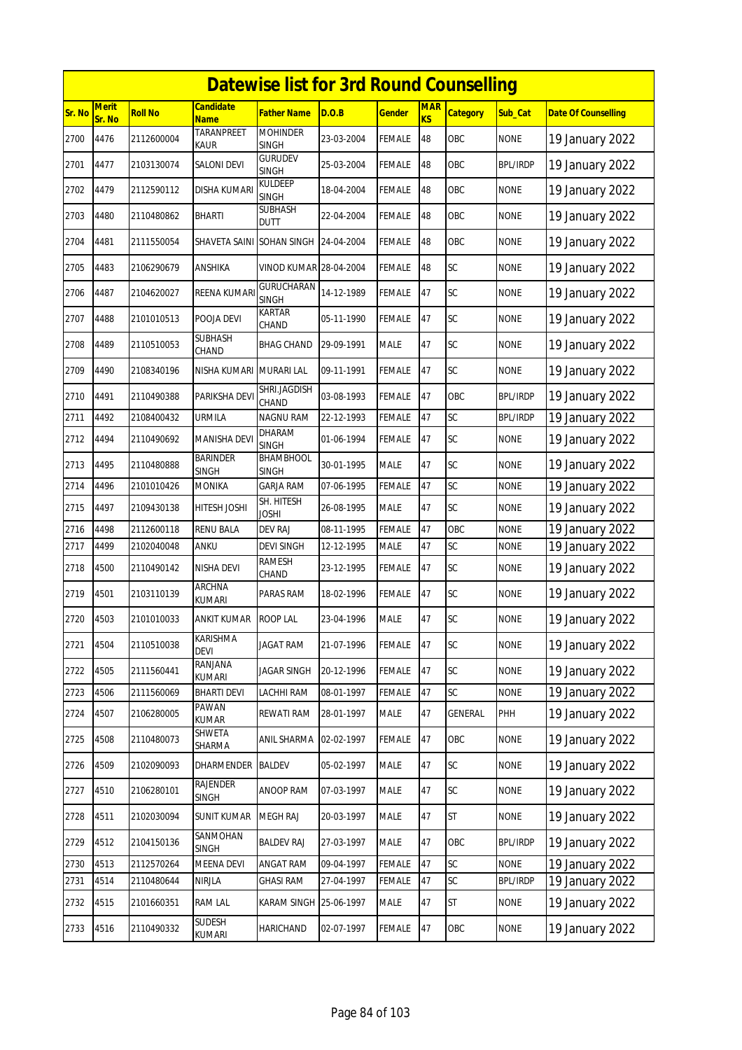# Datewise list for 3rd Round Counselling

| Sr. No | Merit Sr. No | Roll No | Candidate Name | Father Name | D.O.B | Gender | MARKS | Category | Sub_Cat | Date Of Counselling |
|---|---|---|---|---|---|---|---|---|---|---|
| 2700 | 4476 | 2112600004 | TARANPREET KAUR | MOHINDER SINGH | 23-03-2004 | FEMALE | 48 | OBC | NONE | 19 January 2022 |
| 2701 | 4477 | 2103130074 | SALONI DEVI | GURUDEV SINGH | 25-03-2004 | FEMALE | 48 | OBC | BPL/IRDP | 19 January 2022 |
| 2702 | 4479 | 2112590112 | DISHA KUMARI | KULDEEP SINGH | 18-04-2004 | FEMALE | 48 | OBC | NONE | 19 January 2022 |
| 2703 | 4480 | 2110480862 | BHARTI | SUBHASH DUTT | 22-04-2004 | FEMALE | 48 | OBC | NONE | 19 January 2022 |
| 2704 | 4481 | 2111550054 | SHAVETA SAINI | SOHAN SINGH | 24-04-2004 | FEMALE | 48 | OBC | NONE | 19 January 2022 |
| 2705 | 4483 | 2106290679 | ANSHIKA | VINOD KUMAR | 28-04-2004 | FEMALE | 48 | SC | NONE | 19 January 2022 |
| 2706 | 4487 | 2104620027 | REENA KUMARI | GURUCHARAN SINGH | 14-12-1989 | FEMALE | 47 | SC | NONE | 19 January 2022 |
| 2707 | 4488 | 2101010513 | POOJA DEVI | KARTAR CHAND | 05-11-1990 | FEMALE | 47 | SC | NONE | 19 January 2022 |
| 2708 | 4489 | 2110510053 | SUBHASH CHAND | BHAG CHAND | 29-09-1991 | MALE | 47 | SC | NONE | 19 January 2022 |
| 2709 | 4490 | 2108340196 | NISHA KUMARI | MURARI LAL | 09-11-1991 | FEMALE | 47 | SC | NONE | 19 January 2022 |
| 2710 | 4491 | 2110490388 | PARIKSHA DEVI | SHRI.JAGDISH CHAND | 03-08-1993 | FEMALE | 47 | OBC | BPL/IRDP | 19 January 2022 |
| 2711 | 4492 | 2108400432 | URMILA | NAGNU RAM | 22-12-1993 | FEMALE | 47 | SC | BPL/IRDP | 19 January 2022 |
| 2712 | 4494 | 2110490692 | MANISHA DEVI | DHARAM SINGH | 01-06-1994 | FEMALE | 47 | SC | NONE | 19 January 2022 |
| 2713 | 4495 | 2110480888 | BARINDER SINGH | BHAMBHOOL SINGH | 30-01-1995 | MALE | 47 | SC | NONE | 19 January 2022 |
| 2714 | 4496 | 2101010426 | MONIKA | GARJA RAM | 07-06-1995 | FEMALE | 47 | SC | NONE | 19 January 2022 |
| 2715 | 4497 | 2109430138 | HITESH JOSHI | SH. HITESH JOSHI | 26-08-1995 | MALE | 47 | SC | NONE | 19 January 2022 |
| 2716 | 4498 | 2112600118 | RENU BALA | DEV RAJ | 08-11-1995 | FEMALE | 47 | OBC | NONE | 19 January 2022 |
| 2717 | 4499 | 2102040048 | ANKU | DEVI SINGH | 12-12-1995 | MALE | 47 | SC | NONE | 19 January 2022 |
| 2718 | 4500 | 2110490142 | NISHA DEVI | RAMESH CHAND | 23-12-1995 | FEMALE | 47 | SC | NONE | 19 January 2022 |
| 2719 | 4501 | 2103110139 | ARCHNA KUMARI | PARAS RAM | 18-02-1996 | FEMALE | 47 | SC | NONE | 19 January 2022 |
| 2720 | 4503 | 2101010033 | ANKIT KUMAR | ROOP LAL | 23-04-1996 | MALE | 47 | SC | NONE | 19 January 2022 |
| 2721 | 4504 | 2110510038 | KARISHMA DEVI | JAGAT RAM | 21-07-1996 | FEMALE | 47 | SC | NONE | 19 January 2022 |
| 2722 | 4505 | 2111560441 | RANJANA KUMARI | JAGAR SINGH | 20-12-1996 | FEMALE | 47 | SC | NONE | 19 January 2022 |
| 2723 | 4506 | 2111560069 | BHARTI DEVI | LACHHI RAM | 08-01-1997 | FEMALE | 47 | SC | NONE | 19 January 2022 |
| 2724 | 4507 | 2106280005 | PAWAN KUMAR | REWATI RAM | 28-01-1997 | MALE | 47 | GENERAL | PHH | 19 January 2022 |
| 2725 | 4508 | 2110480073 | SHWETA SHARMA | ANIL SHARMA | 02-02-1997 | FEMALE | 47 | OBC | NONE | 19 January 2022 |
| 2726 | 4509 | 2102090093 | DHARMENDER | BALDEV | 05-02-1997 | MALE | 47 | SC | NONE | 19 January 2022 |
| 2727 | 4510 | 2106280101 | RAJENDER SINGH | ANOOP RAM | 07-03-1997 | MALE | 47 | SC | NONE | 19 January 2022 |
| 2728 | 4511 | 2102030094 | SUNIT KUMAR | MEGH RAJ | 20-03-1997 | MALE | 47 | ST | NONE | 19 January 2022 |
| 2729 | 4512 | 2104150136 | SANMOHAN SINGH | BALDEV RAJ | 27-03-1997 | MALE | 47 | OBC | BPL/IRDP | 19 January 2022 |
| 2730 | 4513 | 2112570264 | MEENA DEVI | ANGAT RAM | 09-04-1997 | FEMALE | 47 | SC | NONE | 19 January 2022 |
| 2731 | 4514 | 2110480644 | NIRJLA | GHASI RAM | 27-04-1997 | FEMALE | 47 | SC | BPL/IRDP | 19 January 2022 |
| 2732 | 4515 | 2101660351 | RAM LAL | KARAM SINGH | 25-06-1997 | MALE | 47 | ST | NONE | 19 January 2022 |
| 2733 | 4516 | 2110490332 | SUDESH KUMARI | HARICHAND | 02-07-1997 | FEMALE | 47 | OBC | NONE | 19 January 2022 |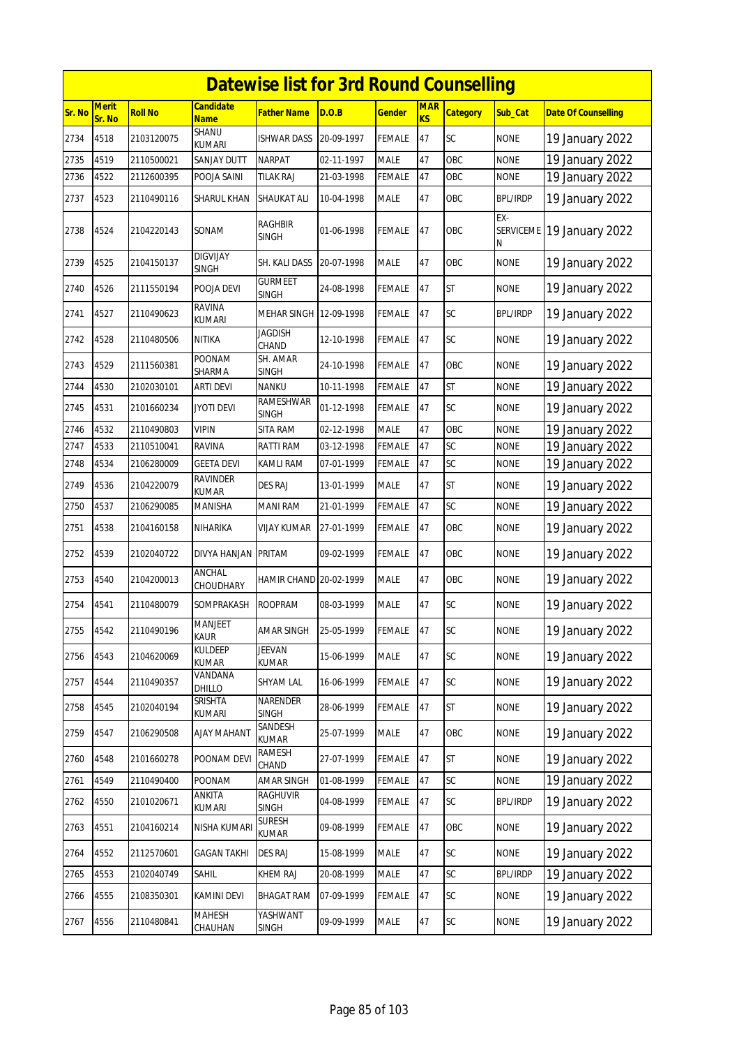# Datewise list for 3rd Round Counselling

| Sr. No | Merit Sr. No | Roll No | Candidate Name | Father Name | D.O.B | Gender | MARKS | Category | Sub_Cat | Date Of Counselling |
|---|---|---|---|---|---|---|---|---|---|---|
| 2734 | 4518 | 2103120075 | SHANU KUMARI | ISHWAR DASS | 20-09-1997 | FEMALE | 47 | SC | NONE | 19 January 2022 |
| 2735 | 4519 | 2110500021 | SANJAY DUTT | NARPAT | 02-11-1997 | MALE | 47 | OBC | NONE | 19 January 2022 |
| 2736 | 4522 | 2112600395 | POOJA SAINI | TILAK RAJ | 21-03-1998 | FEMALE | 47 | OBC | NONE | 19 January 2022 |
| 2737 | 4523 | 2110490116 | SHARUL KHAN | SHAUKAT ALI | 10-04-1998 | MALE | 47 | OBC | BPL/IRDP | 19 January 2022 |
| 2738 | 4524 | 2104220143 | SONAM | RAGHBIR SINGH | 01-06-1998 | FEMALE | 47 | OBC | EX-SERVICEMEN | 19 January 2022 |
| 2739 | 4525 | 2104150137 | DIGVIJAY SINGH | SH. KALI DASS | 20-07-1998 | MALE | 47 | OBC | NONE | 19 January 2022 |
| 2740 | 4526 | 2111550194 | POOJA DEVI | GURMEET SINGH | 24-08-1998 | FEMALE | 47 | ST | NONE | 19 January 2022 |
| 2741 | 4527 | 2110490623 | RAVINA KUMARI | MEHAR SINGH | 12-09-1998 | FEMALE | 47 | SC | BPL/IRDP | 19 January 2022 |
| 2742 | 4528 | 2110480506 | NITIKA | JAGDISH CHAND | 12-10-1998 | FEMALE | 47 | SC | NONE | 19 January 2022 |
| 2743 | 4529 | 2111560381 | POONAM SHARMA | SH. AMAR SINGH | 24-10-1998 | FEMALE | 47 | OBC | NONE | 19 January 2022 |
| 2744 | 4530 | 2102030101 | ARTI DEVI | NANKU | 10-11-1998 | FEMALE | 47 | ST | NONE | 19 January 2022 |
| 2745 | 4531 | 2101660234 | JYOTI DEVI | RAMESHWAR SINGH | 01-12-1998 | FEMALE | 47 | SC | NONE | 19 January 2022 |
| 2746 | 4532 | 2110490803 | VIPIN | SITA RAM | 02-12-1998 | MALE | 47 | OBC | NONE | 19 January 2022 |
| 2747 | 4533 | 2110510041 | RAVINA | RATTI RAM | 03-12-1998 | FEMALE | 47 | SC | NONE | 19 January 2022 |
| 2748 | 4534 | 2106280009 | GEETA DEVI | KAMLI RAM | 07-01-1999 | FEMALE | 47 | SC | NONE | 19 January 2022 |
| 2749 | 4536 | 2104220079 | RAVINDER KUMAR | DES RAJ | 13-01-1999 | MALE | 47 | ST | NONE | 19 January 2022 |
| 2750 | 4537 | 2106290085 | MANISHA | MANI RAM | 21-01-1999 | FEMALE | 47 | SC | NONE | 19 January 2022 |
| 2751 | 4538 | 2104160158 | NIHARIKA | VIJAY KUMAR | 27-01-1999 | FEMALE | 47 | OBC | NONE | 19 January 2022 |
| 2752 | 4539 | 2102040722 | DIVYA HANJAN | PRITAM | 09-02-1999 | FEMALE | 47 | OBC | NONE | 19 January 2022 |
| 2753 | 4540 | 2104200013 | ANCHAL CHOUDHARY | HAMIR CHAND | 20-02-1999 | MALE | 47 | OBC | NONE | 19 January 2022 |
| 2754 | 4541 | 2110480079 | SOMPRAKASH | ROOPRAM | 08-03-1999 | MALE | 47 | SC | NONE | 19 January 2022 |
| 2755 | 4542 | 2110490196 | MANJEET KAUR | AMAR SINGH | 25-05-1999 | FEMALE | 47 | SC | NONE | 19 January 2022 |
| 2756 | 4543 | 2104620069 | KULDEEP KUMAR | JEEVAN KUMAR | 15-06-1999 | MALE | 47 | SC | NONE | 19 January 2022 |
| 2757 | 4544 | 2110490357 | VANDANA DHILLO | SHYAM LAL | 16-06-1999 | FEMALE | 47 | SC | NONE | 19 January 2022 |
| 2758 | 4545 | 2102040194 | SRISHTA KUMARI | NARENDER SINGH | 28-06-1999 | FEMALE | 47 | ST | NONE | 19 January 2022 |
| 2759 | 4547 | 2106290508 | AJAY MAHANT | SANDESH KUMAR | 25-07-1999 | MALE | 47 | OBC | NONE | 19 January 2022 |
| 2760 | 4548 | 2101660278 | POONAM DEVI | RAMESH CHAND | 27-07-1999 | FEMALE | 47 | ST | NONE | 19 January 2022 |
| 2761 | 4549 | 2110490400 | POONAM | AMAR SINGH | 01-08-1999 | FEMALE | 47 | SC | NONE | 19 January 2022 |
| 2762 | 4550 | 2101020671 | ANKITA KUMARI | RAGHUVIR SINGH | 04-08-1999 | FEMALE | 47 | SC | BPL/IRDP | 19 January 2022 |
| 2763 | 4551 | 2104160214 | NISHA KUMARI | SURESH KUMAR | 09-08-1999 | FEMALE | 47 | OBC | NONE | 19 January 2022 |
| 2764 | 4552 | 2112570601 | GAGAN TAKHI | DES RAJ | 15-08-1999 | MALE | 47 | SC | NONE | 19 January 2022 |
| 2765 | 4553 | 2102040749 | SAHIL | KHEM RAJ | 20-08-1999 | MALE | 47 | SC | BPL/IRDP | 19 January 2022 |
| 2766 | 4555 | 2108350301 | KAMINI DEVI | BHAGAT RAM | 07-09-1999 | FEMALE | 47 | SC | NONE | 19 January 2022 |
| 2767 | 4556 | 2110480841 | MAHESH CHAUHAN | YASHWANT SINGH | 09-09-1999 | MALE | 47 | SC | NONE | 19 January 2022 |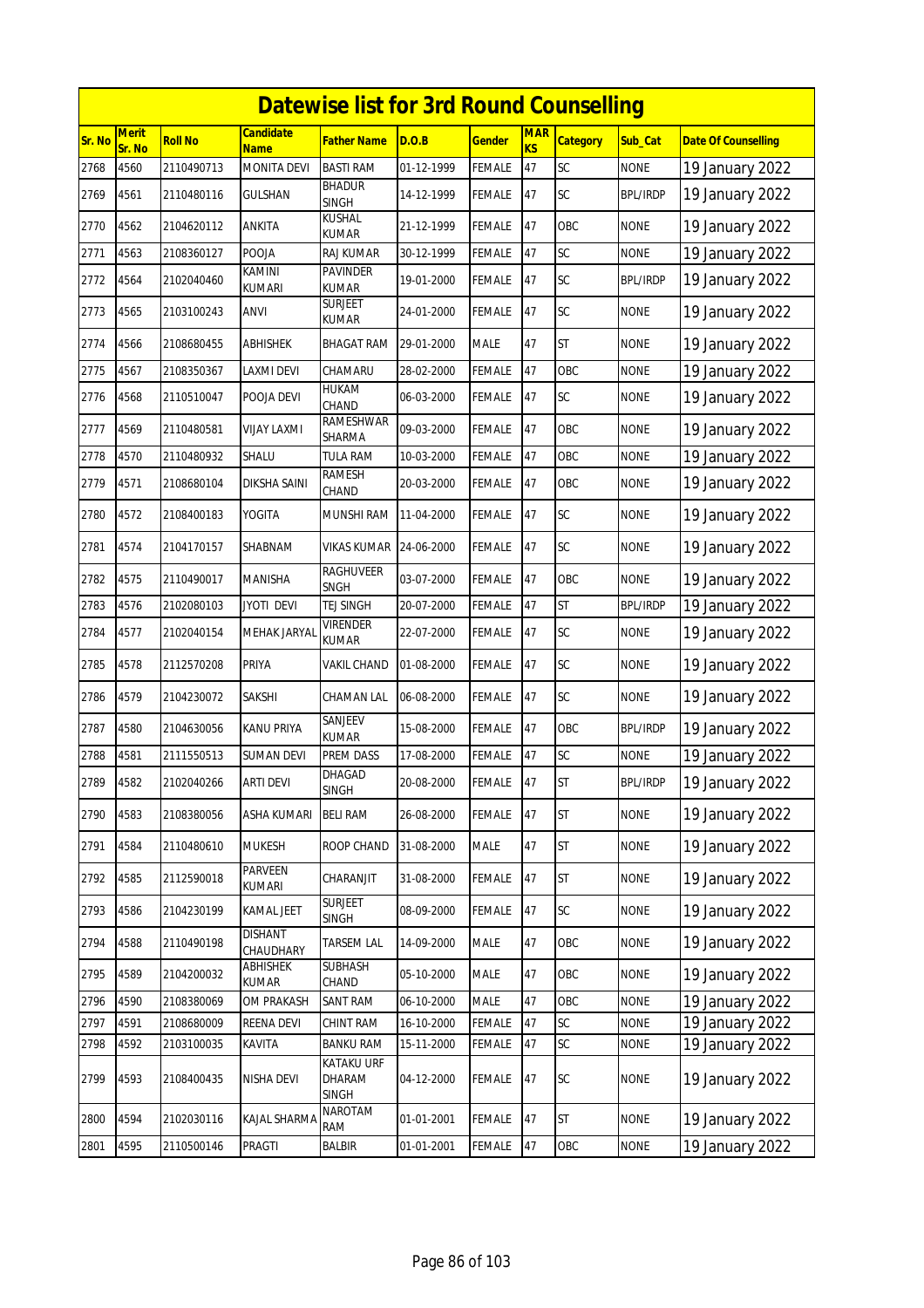# Datewise list for 3rd Round Counselling

| Sr. No | Merit Sr. No | Roll No | Candidate Name | Father Name | D.O.B | Gender | MARKS | Category | Sub_Cat | Date Of Counselling |
|---|---|---|---|---|---|---|---|---|---|---|
| 2768 | 4560 | 2110490713 | MONITA DEVI | BASTI RAM | 01-12-1999 | FEMALE | 47 | SC | NONE | 19 January 2022 |
| 2769 | 4561 | 2110480116 | GULSHAN | BHADUR SINGH | 14-12-1999 | FEMALE | 47 | SC | BPL/IRDP | 19 January 2022 |
| 2770 | 4562 | 2104620112 | ANKITA | KUSHAL KUMAR | 21-12-1999 | FEMALE | 47 | OBC | NONE | 19 January 2022 |
| 2771 | 4563 | 2108360127 | POOJA | RAJ KUMAR | 30-12-1999 | FEMALE | 47 | SC | NONE | 19 January 2022 |
| 2772 | 4564 | 2102040460 | KAMINI KUMARI | PAVINDER KUMAR | 19-01-2000 | FEMALE | 47 | SC | BPL/IRDP | 19 January 2022 |
| 2773 | 4565 | 2103100243 | ANVI | SURJEET KUMAR | 24-01-2000 | FEMALE | 47 | SC | NONE | 19 January 2022 |
| 2774 | 4566 | 2108680455 | ABHISHEK | BHAGAT RAM | 29-01-2000 | MALE | 47 | ST | NONE | 19 January 2022 |
| 2775 | 4567 | 2108350367 | LAXMI DEVI | CHAMARU | 28-02-2000 | FEMALE | 47 | OBC | NONE | 19 January 2022 |
| 2776 | 4568 | 2110510047 | POOJA DEVI | HUKAM CHAND | 06-03-2000 | FEMALE | 47 | SC | NONE | 19 January 2022 |
| 2777 | 4569 | 2110480581 | VIJAY LAXMI | RAMESHWAR SHARMA | 09-03-2000 | FEMALE | 47 | OBC | NONE | 19 January 2022 |
| 2778 | 4570 | 2110480932 | SHALU | TULA RAM | 10-03-2000 | FEMALE | 47 | OBC | NONE | 19 January 2022 |
| 2779 | 4571 | 2108680104 | DIKSHA SAINI | RAMESH CHAND | 20-03-2000 | FEMALE | 47 | OBC | NONE | 19 January 2022 |
| 2780 | 4572 | 2108400183 | YOGITA | MUNSHI RAM | 11-04-2000 | FEMALE | 47 | SC | NONE | 19 January 2022 |
| 2781 | 4574 | 2104170157 | SHABNAM | VIKAS KUMAR | 24-06-2000 | FEMALE | 47 | SC | NONE | 19 January 2022 |
| 2782 | 4575 | 2110490017 | MANISHA | RAGHUVEER SNGH | 03-07-2000 | FEMALE | 47 | OBC | NONE | 19 January 2022 |
| 2783 | 4576 | 2102080103 | JYOTI DEVI | TEJ SINGH | 20-07-2000 | FEMALE | 47 | ST | BPL/IRDP | 19 January 2022 |
| 2784 | 4577 | 2102040154 | MEHAK JARYAL | VIRENDER KUMAR | 22-07-2000 | FEMALE | 47 | SC | NONE | 19 January 2022 |
| 2785 | 4578 | 2112570208 | PRIYA | VAKIL CHAND | 01-08-2000 | FEMALE | 47 | SC | NONE | 19 January 2022 |
| 2786 | 4579 | 2104230072 | SAKSHI | CHAMAN LAL | 06-08-2000 | FEMALE | 47 | SC | NONE | 19 January 2022 |
| 2787 | 4580 | 2104630056 | KANU PRIYA | SANJEEV KUMAR | 15-08-2000 | FEMALE | 47 | OBC | BPL/IRDP | 19 January 2022 |
| 2788 | 4581 | 2111550513 | SUMAN DEVI | PREM DASS | 17-08-2000 | FEMALE | 47 | SC | NONE | 19 January 2022 |
| 2789 | 4582 | 2102040266 | ARTI DEVI | DHAGAD SINGH | 20-08-2000 | FEMALE | 47 | ST | BPL/IRDP | 19 January 2022 |
| 2790 | 4583 | 2108380056 | ASHA KUMARI | BELI RAM | 26-08-2000 | FEMALE | 47 | ST | NONE | 19 January 2022 |
| 2791 | 4584 | 2110480610 | MUKESH | ROOP CHAND | 31-08-2000 | MALE | 47 | ST | NONE | 19 January 2022 |
| 2792 | 4585 | 2112590018 | PARVEEN KUMARI | CHARANJIT | 31-08-2000 | FEMALE | 47 | ST | NONE | 19 January 2022 |
| 2793 | 4586 | 2104230199 | KAMAL JEET | SURJEET SINGH | 08-09-2000 | FEMALE | 47 | SC | NONE | 19 January 2022 |
| 2794 | 4588 | 2110490198 | DISHANT CHAUDHARY | TARSEM LAL | 14-09-2000 | MALE | 47 | OBC | NONE | 19 January 2022 |
| 2795 | 4589 | 2104200032 | ABHISHEK KUMAR | SUBHASH CHAND | 05-10-2000 | MALE | 47 | OBC | NONE | 19 January 2022 |
| 2796 | 4590 | 2108380069 | OM PRAKASH | SANT RAM | 06-10-2000 | MALE | 47 | OBC | NONE | 19 January 2022 |
| 2797 | 4591 | 2108680009 | REENA DEVI | CHINT RAM | 16-10-2000 | FEMALE | 47 | SC | NONE | 19 January 2022 |
| 2798 | 4592 | 2103100035 | KAVITA | BANKU RAM | 15-11-2000 | FEMALE | 47 | SC | NONE | 19 January 2022 |
| 2799 | 4593 | 2108400435 | NISHA DEVI | KATAKU URF DHARAM SINGH | 04-12-2000 | FEMALE | 47 | SC | NONE | 19 January 2022 |
| 2800 | 4594 | 2102030116 | KAJAL SHARMA | NAROTAM RAM | 01-01-2001 | FEMALE | 47 | ST | NONE | 19 January 2022 |
| 2801 | 4595 | 2110500146 | PRAGTI | BALBIR | 01-01-2001 | FEMALE | 47 | OBC | NONE | 19 January 2022 |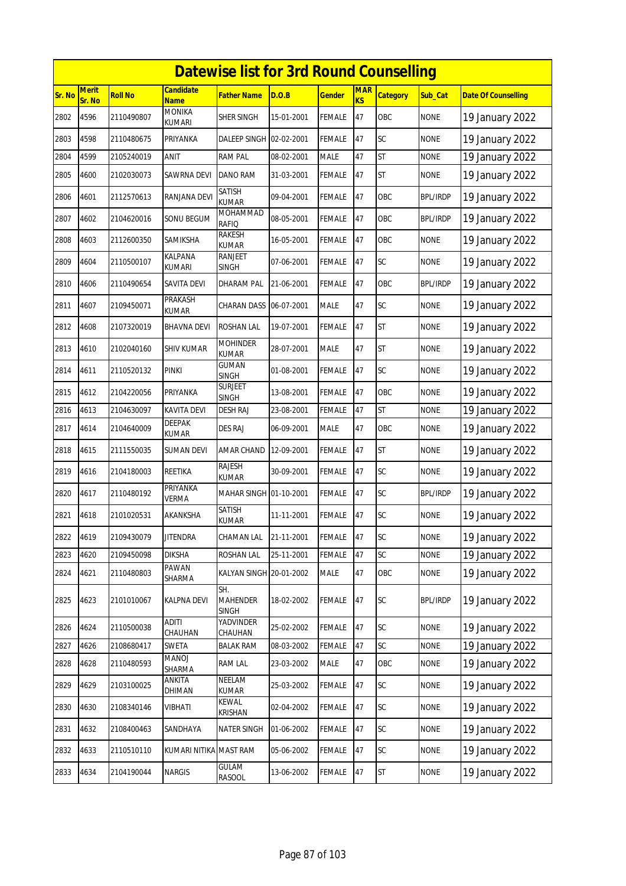# Datewise list for 3rd Round Counselling

| Sr. No | Merit Sr. No | Roll No | Candidate Name | Father Name | D.O.B | Gender | MARKS | Category | Sub_Cat | Date Of Counselling |
|---|---|---|---|---|---|---|---|---|---|---|
| 2802 | 4596 | 2110490807 | MONIKA KUMARI | SHER SINGH | 15-01-2001 | FEMALE | 47 | OBC | NONE | 19 January 2022 |
| 2803 | 4598 | 2110480675 | PRIYANKA | DALEEP SINGH | 02-02-2001 | FEMALE | 47 | SC | NONE | 19 January 2022 |
| 2804 | 4599 | 2105240019 | ANIT | RAM PAL | 08-02-2001 | MALE | 47 | ST | NONE | 19 January 2022 |
| 2805 | 4600 | 2102030073 | SAWRNA DEVI | DANO RAM | 31-03-2001 | FEMALE | 47 | ST | NONE | 19 January 2022 |
| 2806 | 4601 | 2112570613 | RANJANA DEVI | SATISH KUMAR | 09-04-2001 | FEMALE | 47 | OBC | BPL/IRDP | 19 January 2022 |
| 2807 | 4602 | 2104620016 | SONU BEGUM | MOHAMMAD RAFIQ | 08-05-2001 | FEMALE | 47 | OBC | BPL/IRDP | 19 January 2022 |
| 2808 | 4603 | 2112600350 | SAMIKSHA | RAKESH KUMAR | 16-05-2001 | FEMALE | 47 | OBC | NONE | 19 January 2022 |
| 2809 | 4604 | 2110500107 | KALPANA KUMARI | RANJEET SINGH | 07-06-2001 | FEMALE | 47 | SC | NONE | 19 January 2022 |
| 2810 | 4606 | 2110490654 | SAVITA DEVI | DHARAM PAL | 21-06-2001 | FEMALE | 47 | OBC | BPL/IRDP | 19 January 2022 |
| 2811 | 4607 | 2109450071 | PRAKASH KUMAR | CHARAN DASS | 06-07-2001 | MALE | 47 | SC | NONE | 19 January 2022 |
| 2812 | 4608 | 2107320019 | BHAVNA DEVI | ROSHAN LAL | 19-07-2001 | FEMALE | 47 | ST | NONE | 19 January 2022 |
| 2813 | 4610 | 2102040160 | SHIV KUMAR | MOHINDER KUMAR | 28-07-2001 | MALE | 47 | ST | NONE | 19 January 2022 |
| 2814 | 4611 | 2110520132 | PINKI | GUMAN SINGH | 01-08-2001 | FEMALE | 47 | SC | NONE | 19 January 2022 |
| 2815 | 4612 | 2104220056 | PRIYANKA | SURJEET SINGH | 13-08-2001 | FEMALE | 47 | OBC | NONE | 19 January 2022 |
| 2816 | 4613 | 2104630097 | KAVITA DEVI | DESH RAJ | 23-08-2001 | FEMALE | 47 | ST | NONE | 19 January 2022 |
| 2817 | 4614 | 2104640009 | DEEPAK KUMAR | DES RAJ | 06-09-2001 | MALE | 47 | OBC | NONE | 19 January 2022 |
| 2818 | 4615 | 2111550035 | SUMAN DEVI | AMAR CHAND | 12-09-2001 | FEMALE | 47 | ST | NONE | 19 January 2022 |
| 2819 | 4616 | 2104180003 | REETIKA | RAJESH KUMAR | 30-09-2001 | FEMALE | 47 | SC | NONE | 19 January 2022 |
| 2820 | 4617 | 2110480192 | PRIYANKA VERMA | MAHAR SINGH | 01-10-2001 | FEMALE | 47 | SC | BPL/IRDP | 19 January 2022 |
| 2821 | 4618 | 2101020531 | AKANKSHA | SATISH KUMAR | 11-11-2001 | FEMALE | 47 | SC | NONE | 19 January 2022 |
| 2822 | 4619 | 2109430079 | JITENDRA | CHAMAN LAL | 21-11-2001 | FEMALE | 47 | SC | NONE | 19 January 2022 |
| 2823 | 4620 | 2109450098 | DIKSHA | ROSHAN LAL | 25-11-2001 | FEMALE | 47 | SC | NONE | 19 January 2022 |
| 2824 | 4621 | 2110480803 | PAWAN SHARMA | KALYAN SINGH | 20-01-2002 | MALE | 47 | OBC | NONE | 19 January 2022 |
| 2825 | 4623 | 2101010067 | KALPNA DEVI | SH. MAHENDER SINGH | 18-02-2002 | FEMALE | 47 | SC | BPL/IRDP | 19 January 2022 |
| 2826 | 4624 | 2110500038 | ADITI CHAUHAN | YADVINDER CHAUHAN | 25-02-2002 | FEMALE | 47 | SC | NONE | 19 January 2022 |
| 2827 | 4626 | 2108680417 | SWETA | BALAK RAM | 08-03-2002 | FEMALE | 47 | SC | NONE | 19 January 2022 |
| 2828 | 4628 | 2110480593 | MANOJ SHARMA | RAM LAL | 23-03-2002 | MALE | 47 | OBC | NONE | 19 January 2022 |
| 2829 | 4629 | 2103100025 | ANKITA DHIMAN | NEELAM KUMAR | 25-03-2002 | FEMALE | 47 | SC | NONE | 19 January 2022 |
| 2830 | 4630 | 2108340146 | VIBHATI | KEWAL KRISHAN | 02-04-2002 | FEMALE | 47 | SC | NONE | 19 January 2022 |
| 2831 | 4632 | 2108400463 | SANDHAYA | NATER SINGH | 01-06-2002 | FEMALE | 47 | SC | NONE | 19 January 2022 |
| 2832 | 4633 | 2110510110 | KUMARI NITIKA | MAST RAM | 05-06-2002 | FEMALE | 47 | SC | NONE | 19 January 2022 |
| 2833 | 4634 | 2104190044 | NARGIS | GULAM RASOOL | 13-06-2002 | FEMALE | 47 | ST | NONE | 19 January 2022 |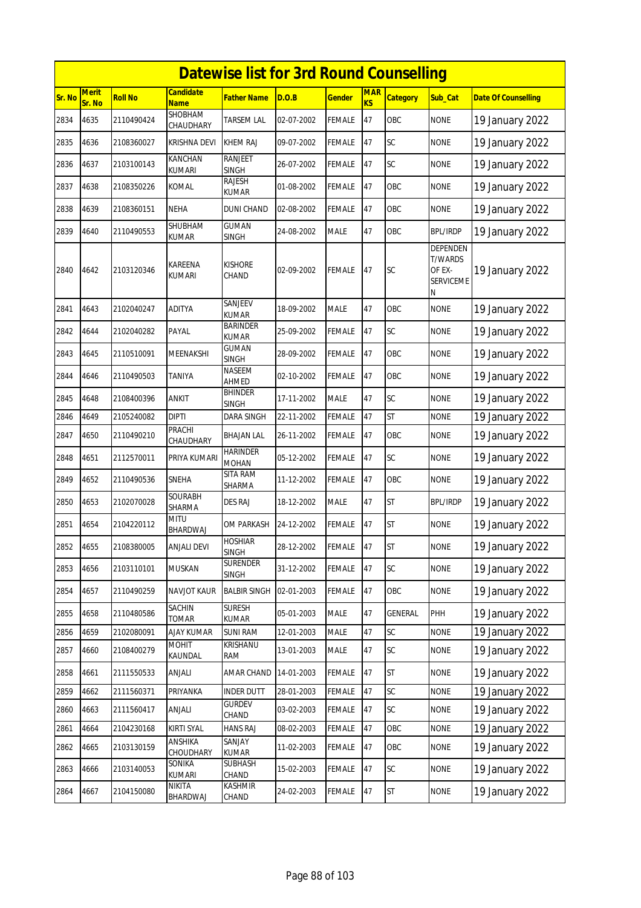# Datewise list for 3rd Round Counselling

| Sr. No | Merit Sr. No | Roll No | Candidate Name | Father Name | D.O.B | Gender | MARKS | Category | Sub_Cat | Date Of Counselling |
|---|---|---|---|---|---|---|---|---|---|---|
| 2834 | 4635 | 2110490424 | SHOBHAM CHAUDHARY | TARSEM LAL | 02-07-2002 | FEMALE | 47 | OBC | NONE | 19 January 2022 |
| 2835 | 4636 | 2108360027 | KRISHNA DEVI | KHEM RAJ | 09-07-2002 | FEMALE | 47 | SC | NONE | 19 January 2022 |
| 2836 | 4637 | 2103100143 | KANCHAN KUMARI | RANJEET SINGH | 26-07-2002 | FEMALE | 47 | SC | NONE | 19 January 2022 |
| 2837 | 4638 | 2108350226 | KOMAL | RAJESH KUMAR | 01-08-2002 | FEMALE | 47 | OBC | NONE | 19 January 2022 |
| 2838 | 4639 | 2108360151 | NEHA | DUNI CHAND | 02-08-2002 | FEMALE | 47 | OBC | NONE | 19 January 2022 |
| 2839 | 4640 | 2110490553 | SHUBHAM KUMAR | GUMAN SINGH | 24-08-2002 | MALE | 47 | OBC | BPL/IRDP | 19 January 2022 |
| 2840 | 4642 | 2103120346 | KAREENA KUMARI | KISHORE CHAND | 02-09-2002 | FEMALE | 47 | SC | DEPENDENT/WARDS OF EX-SERVICEMEN | 19 January 2022 |
| 2841 | 4643 | 2102040247 | ADITYA | SANJEEV KUMAR | 18-09-2002 | MALE | 47 | OBC | NONE | 19 January 2022 |
| 2842 | 4644 | 2102040282 | PAYAL | BARINDER KUMAR | 25-09-2002 | FEMALE | 47 | SC | NONE | 19 January 2022 |
| 2843 | 4645 | 2110510091 | MEENAKSHI | GUMAN SINGH | 28-09-2002 | FEMALE | 47 | OBC | NONE | 19 January 2022 |
| 2844 | 4646 | 2110490503 | TANIYA | NASEEM AHMED | 02-10-2002 | FEMALE | 47 | OBC | NONE | 19 January 2022 |
| 2845 | 4648 | 2108400396 | ANKIT | BHINDER SINGH | 17-11-2002 | MALE | 47 | SC | NONE | 19 January 2022 |
| 2846 | 4649 | 2105240082 | DIPTI | DARA SINGH | 22-11-2002 | FEMALE | 47 | ST | NONE | 19 January 2022 |
| 2847 | 4650 | 2110490210 | PRACHI CHAUDHARY | BHAJAN LAL | 26-11-2002 | FEMALE | 47 | OBC | NONE | 19 January 2022 |
| 2848 | 4651 | 2112570011 | PRIYA KUMARI | HARINDER MOHAN | 05-12-2002 | FEMALE | 47 | SC | NONE | 19 January 2022 |
| 2849 | 4652 | 2110490536 | SNEHA | SITA RAM SHARMA | 11-12-2002 | FEMALE | 47 | OBC | NONE | 19 January 2022 |
| 2850 | 4653 | 2102070028 | SOURABH SHARMA | DES RAJ | 18-12-2002 | MALE | 47 | ST | BPL/IRDP | 19 January 2022 |
| 2851 | 4654 | 2104220112 | MITU BHARDWAJ | OM PARKASH | 24-12-2002 | FEMALE | 47 | ST | NONE | 19 January 2022 |
| 2852 | 4655 | 2108380005 | ANJALI DEVI | HOSHIAR SINGH | 28-12-2002 | FEMALE | 47 | ST | NONE | 19 January 2022 |
| 2853 | 4656 | 2103110101 | MUSKAN | SURENDER SINGH | 31-12-2002 | FEMALE | 47 | SC | NONE | 19 January 2022 |
| 2854 | 4657 | 2110490259 | NAVJOT KAUR | BALBIR SINGH | 02-01-2003 | FEMALE | 47 | OBC | NONE | 19 January 2022 |
| 2855 | 4658 | 2110480586 | SACHIN TOMAR | SURESH KUMAR | 05-01-2003 | MALE | 47 | GENERAL | PHH | 19 January 2022 |
| 2856 | 4659 | 2102080091 | AJAY KUMAR | SUNI RAM | 12-01-2003 | MALE | 47 | SC | NONE | 19 January 2022 |
| 2857 | 4660 | 2108400279 | MOHIT KAUNDAL | KRISHANU RAM | 13-01-2003 | MALE | 47 | SC | NONE | 19 January 2022 |
| 2858 | 4661 | 2111550533 | ANJALI | AMAR CHAND | 14-01-2003 | FEMALE | 47 | ST | NONE | 19 January 2022 |
| 2859 | 4662 | 2111560371 | PRIYANKA | INDER DUTT | 28-01-2003 | FEMALE | 47 | SC | NONE | 19 January 2022 |
| 2860 | 4663 | 2111560417 | ANJALI | GURDEV CHAND | 03-02-2003 | FEMALE | 47 | SC | NONE | 19 January 2022 |
| 2861 | 4664 | 2104230168 | KIRTI SYAL | HANS RAJ | 08-02-2003 | FEMALE | 47 | OBC | NONE | 19 January 2022 |
| 2862 | 4665 | 2103130159 | ANSHIKA CHOUDHARY | SANJAY KUMAR | 11-02-2003 | FEMALE | 47 | OBC | NONE | 19 January 2022 |
| 2863 | 4666 | 2103140053 | SONIKA KUMARI | SUBHASH CHAND | 15-02-2003 | FEMALE | 47 | SC | NONE | 19 January 2022 |
| 2864 | 4667 | 2104150080 | NIKITA BHARDWAJ | KASHMIR CHAND | 24-02-2003 | FEMALE | 47 | ST | NONE | 19 January 2022 |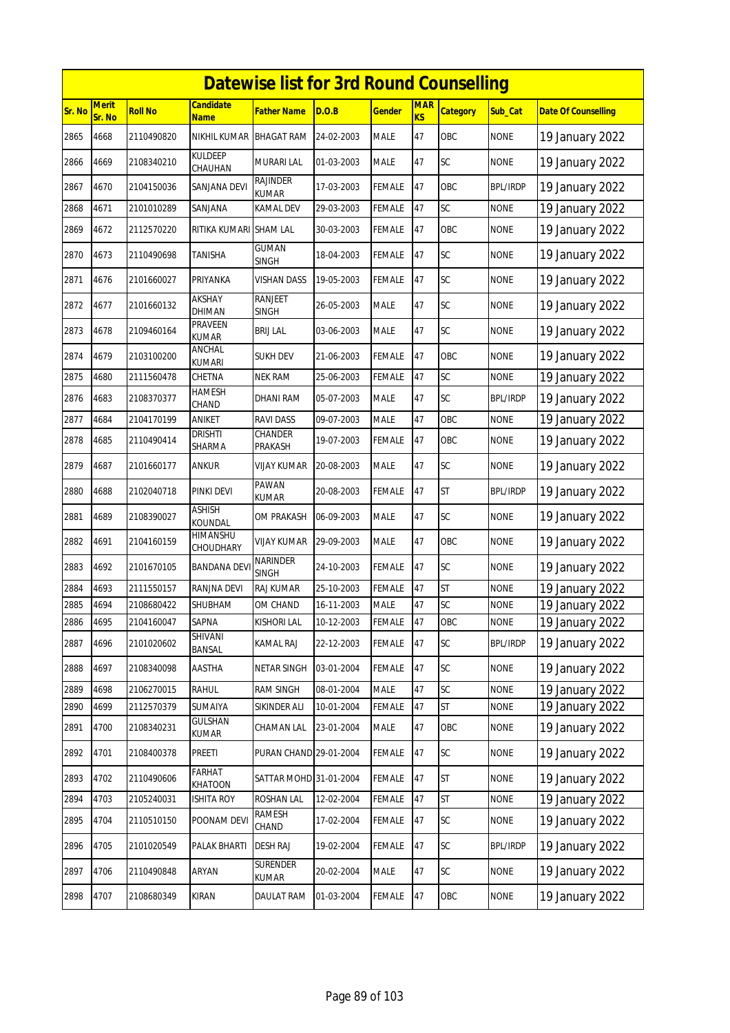# Datewise list for 3rd Round Counselling

| Sr. No | Merit Sr. No | Roll No | Candidate Name | Father Name | D.O.B | Gender | MARKS | Category | Sub_Cat | Date Of Counselling |
|---|---|---|---|---|---|---|---|---|---|---|
| 2865 | 4668 | 2110490820 | NIKHIL KUMAR | BHAGAT RAM | 24-02-2003 | MALE | 47 | OBC | NONE | 19 January 2022 |
| 2866 | 4669 | 2108340210 | KULDEEP CHAUHAN | MURARI LAL | 01-03-2003 | MALE | 47 | SC | NONE | 19 January 2022 |
| 2867 | 4670 | 2104150036 | SANJANA DEVI | RAJINDER KUMAR | 17-03-2003 | FEMALE | 47 | OBC | BPL/IRDP | 19 January 2022 |
| 2868 | 4671 | 2101010289 | SANJANA | KAMAL DEV | 29-03-2003 | FEMALE | 47 | SC | NONE | 19 January 2022 |
| 2869 | 4672 | 2112570220 | RITIKA KUMARI | SHAM LAL | 30-03-2003 | FEMALE | 47 | OBC | NONE | 19 January 2022 |
| 2870 | 4673 | 2110490698 | TANISHA | GUMAN SINGH | 18-04-2003 | FEMALE | 47 | SC | NONE | 19 January 2022 |
| 2871 | 4676 | 2101660027 | PRIYANKA | VISHAN DASS | 19-05-2003 | FEMALE | 47 | SC | NONE | 19 January 2022 |
| 2872 | 4677 | 2101660132 | AKSHAY DHIMAN | RANJEET SINGH | 26-05-2003 | MALE | 47 | SC | NONE | 19 January 2022 |
| 2873 | 4678 | 2109460164 | PRAVEEN KUMAR | BRIJ LAL | 03-06-2003 | MALE | 47 | SC | NONE | 19 January 2022 |
| 2874 | 4679 | 2103100200 | ANCHAL KUMARI | SUKH DEV | 21-06-2003 | FEMALE | 47 | OBC | NONE | 19 January 2022 |
| 2875 | 4680 | 2111560478 | CHETNA | NEK RAM | 25-06-2003 | FEMALE | 47 | SC | NONE | 19 January 2022 |
| 2876 | 4683 | 2108370377 | HAMESH CHAND | DHANI RAM | 05-07-2003 | MALE | 47 | SC | BPL/IRDP | 19 January 2022 |
| 2877 | 4684 | 2104170199 | ANIKET | RAVI DASS | 09-07-2003 | MALE | 47 | OBC | NONE | 19 January 2022 |
| 2878 | 4685 | 2110490414 | DRISHTI SHARMA | CHANDER PRAKASH | 19-07-2003 | FEMALE | 47 | OBC | NONE | 19 January 2022 |
| 2879 | 4687 | 2101660177 | ANKUR | VIJAY KUMAR | 20-08-2003 | MALE | 47 | SC | NONE | 19 January 2022 |
| 2880 | 4688 | 2102040718 | PINKI DEVI | PAWAN KUMAR | 20-08-2003 | FEMALE | 47 | ST | BPL/IRDP | 19 January 2022 |
| 2881 | 4689 | 2108390027 | ASHISH KOUNDAL | OM PRAKASH | 06-09-2003 | MALE | 47 | SC | NONE | 19 January 2022 |
| 2882 | 4691 | 2104160159 | HIMANSHU CHOUDHARY | VIJAY KUMAR | 29-09-2003 | MALE | 47 | OBC | NONE | 19 January 2022 |
| 2883 | 4692 | 2101670105 | BANDANA DEVI | NARINDER SINGH | 24-10-2003 | FEMALE | 47 | SC | NONE | 19 January 2022 |
| 2884 | 4693 | 2111550157 | RANJNA DEVI | RAJ KUMAR | 25-10-2003 | FEMALE | 47 | ST | NONE | 19 January 2022 |
| 2885 | 4694 | 2108680422 | SHUBHAM | OM CHAND | 16-11-2003 | MALE | 47 | SC | NONE | 19 January 2022 |
| 2886 | 4695 | 2104160047 | SAPNA | KISHORI LAL | 10-12-2003 | FEMALE | 47 | OBC | NONE | 19 January 2022 |
| 2887 | 4696 | 2101020602 | SHIVANI BANSAL | KAMAL RAJ | 22-12-2003 | FEMALE | 47 | SC | BPL/IRDP | 19 January 2022 |
| 2888 | 4697 | 2108340098 | AASTHA | NETAR SINGH | 03-01-2004 | FEMALE | 47 | SC | NONE | 19 January 2022 |
| 2889 | 4698 | 2106270015 | RAHUL | RAM SINGH | 08-01-2004 | MALE | 47 | SC | NONE | 19 January 2022 |
| 2890 | 4699 | 2112570379 | SUMAIYA | SIKINDER ALI | 10-01-2004 | FEMALE | 47 | ST | NONE | 19 January 2022 |
| 2891 | 4700 | 2108340231 | GULSHAN KUMAR | CHAMAN LAL | 23-01-2004 | MALE | 47 | OBC | NONE | 19 January 2022 |
| 2892 | 4701 | 2108400378 | PREETI | PURAN CHAND | 29-01-2004 | FEMALE | 47 | SC | NONE | 19 January 2022 |
| 2893 | 4702 | 2110490606 | FARHAT KHATOON | SATTAR MOHD | 31-01-2004 | FEMALE | 47 | ST | NONE | 19 January 2022 |
| 2894 | 4703 | 2105240031 | ISHITA ROY | ROSHAN LAL | 12-02-2004 | FEMALE | 47 | ST | NONE | 19 January 2022 |
| 2895 | 4704 | 2110510150 | POONAM DEVI | RAMESH CHAND | 17-02-2004 | FEMALE | 47 | SC | NONE | 19 January 2022 |
| 2896 | 4705 | 2101020549 | PALAK BHARTI | DESH RAJ | 19-02-2004 | FEMALE | 47 | SC | BPL/IRDP | 19 January 2022 |
| 2897 | 4706 | 2110490848 | ARYAN | SURENDER KUMAR | 20-02-2004 | MALE | 47 | SC | NONE | 19 January 2022 |
| 2898 | 4707 | 2108680349 | KIRAN | DAULAT RAM | 01-03-2004 | FEMALE | 47 | OBC | NONE | 19 January 2022 |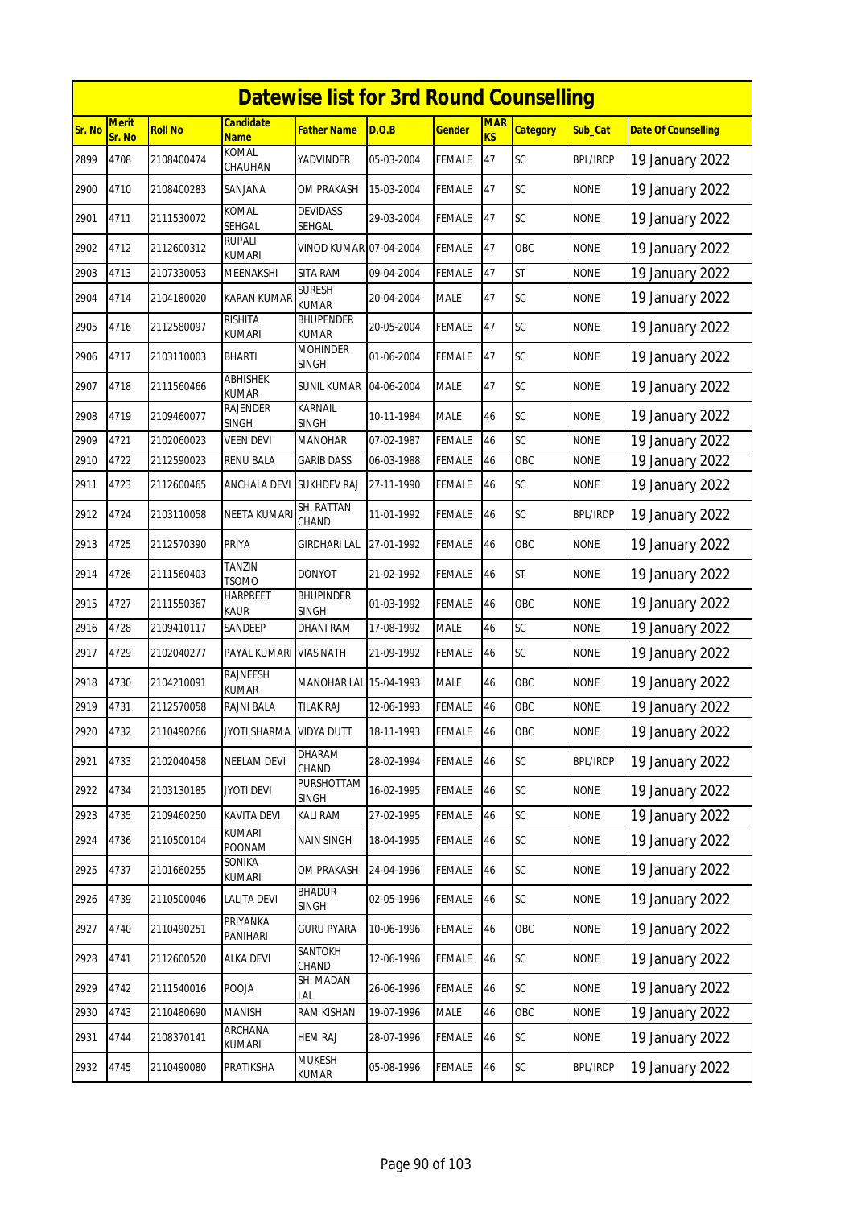# Datewise list for 3rd Round Counselling

| Sr. No | Merit Sr. No | Roll No | Candidate Name | Father Name | D.O.B | Gender | MARKS | Category | Sub_Cat | Date Of Counselling |
|---|---|---|---|---|---|---|---|---|---|---|
| 2899 | 4708 | 2108400474 | KOMAL CHAUHAN | YADVINDER | 05-03-2004 | FEMALE | 47 | SC | BPL/IRDP | 19 January 2022 |
| 2900 | 4710 | 2108400283 | SANJANA | OM PRAKASH | 15-03-2004 | FEMALE | 47 | SC | NONE | 19 January 2022 |
| 2901 | 4711 | 2111530072 | KOMAL SEHGAL | DEVIDASS SEHGAL | 29-03-2004 | FEMALE | 47 | SC | NONE | 19 January 2022 |
| 2902 | 4712 | 2112600312 | RUPALI KUMARI | VINOD KUMAR | 07-04-2004 | FEMALE | 47 | OBC | NONE | 19 January 2022 |
| 2903 | 4713 | 2107330053 | MEENAKSHI | SITA RAM | 09-04-2004 | FEMALE | 47 | ST | NONE | 19 January 2022 |
| 2904 | 4714 | 2104180020 | KARAN KUMAR | SURESH KUMAR | 20-04-2004 | MALE | 47 | SC | NONE | 19 January 2022 |
| 2905 | 4716 | 2112580097 | RISHITA KUMARI | BHUPENDER KUMAR | 20-05-2004 | FEMALE | 47 | SC | NONE | 19 January 2022 |
| 2906 | 4717 | 2103110003 | BHARTI | MOHINDER SINGH | 01-06-2004 | FEMALE | 47 | SC | NONE | 19 January 2022 |
| 2907 | 4718 | 2111560466 | ABHISHEK KUMAR | SUNIL KUMAR | 04-06-2004 | MALE | 47 | SC | NONE | 19 January 2022 |
| 2908 | 4719 | 2109460077 | RAJENDER SINGH | KARNAIL SINGH | 10-11-1984 | MALE | 46 | SC | NONE | 19 January 2022 |
| 2909 | 4721 | 2102060023 | VEEN DEVI | MANOHAR | 07-02-1987 | FEMALE | 46 | SC | NONE | 19 January 2022 |
| 2910 | 4722 | 2112590023 | RENU BALA | GARIB DASS | 06-03-1988 | FEMALE | 46 | OBC | NONE | 19 January 2022 |
| 2911 | 4723 | 2112600465 | ANCHALA DEVI | SUKHDEV RAJ | 27-11-1990 | FEMALE | 46 | SC | NONE | 19 January 2022 |
| 2912 | 4724 | 2103110058 | NEETA KUMARI | SH. RATTAN CHAND | 11-01-1992 | FEMALE | 46 | SC | BPL/IRDP | 19 January 2022 |
| 2913 | 4725 | 2112570390 | PRIYA | GIRDHARI LAL | 27-01-1992 | FEMALE | 46 | OBC | NONE | 19 January 2022 |
| 2914 | 4726 | 2111560403 | TANZIN TSOMO | DONYOT | 21-02-1992 | FEMALE | 46 | ST | NONE | 19 January 2022 |
| 2915 | 4727 | 2111550367 | HARPREET KAUR | BHUPINDER SINGH | 01-03-1992 | FEMALE | 46 | OBC | NONE | 19 January 2022 |
| 2916 | 4728 | 2109410117 | SANDEEP | DHANI RAM | 17-08-1992 | MALE | 46 | SC | NONE | 19 January 2022 |
| 2917 | 4729 | 2102040277 | PAYAL KUMARI | VIAS NATH | 21-09-1992 | FEMALE | 46 | SC | NONE | 19 January 2022 |
| 2918 | 4730 | 2104210091 | RAJNEESH KUMAR | MANOHAR LAL | 15-04-1993 | MALE | 46 | OBC | NONE | 19 January 2022 |
| 2919 | 4731 | 2112570058 | RAJNI BALA | TILAK RAJ | 12-06-1993 | FEMALE | 46 | OBC | NONE | 19 January 2022 |
| 2920 | 4732 | 2110490266 | JYOTI SHARMA | VIDYA DUTT | 18-11-1993 | FEMALE | 46 | OBC | NONE | 19 January 2022 |
| 2921 | 4733 | 2102040458 | NEELAM DEVI | DHARAM CHAND | 28-02-1994 | FEMALE | 46 | SC | BPL/IRDP | 19 January 2022 |
| 2922 | 4734 | 2103130185 | JYOTI DEVI | PURSHOTTAM SINGH | 16-02-1995 | FEMALE | 46 | SC | NONE | 19 January 2022 |
| 2923 | 4735 | 2109460250 | KAVITA DEVI | KALI RAM | 27-02-1995 | FEMALE | 46 | SC | NONE | 19 January 2022 |
| 2924 | 4736 | 2110500104 | KUMARI POONAM | NAIN SINGH | 18-04-1995 | FEMALE | 46 | SC | NONE | 19 January 2022 |
| 2925 | 4737 | 2101660255 | SONIKA KUMARI | OM PRAKASH | 24-04-1996 | FEMALE | 46 | SC | NONE | 19 January 2022 |
| 2926 | 4739 | 2110500046 | LALITA DEVI | BHADUR SINGH | 02-05-1996 | FEMALE | 46 | SC | NONE | 19 January 2022 |
| 2927 | 4740 | 2110490251 | PRIYANKA PANIHARI | GURU PYARA | 10-06-1996 | FEMALE | 46 | OBC | NONE | 19 January 2022 |
| 2928 | 4741 | 2112600520 | ALKA DEVI | SANTOKH CHAND | 12-06-1996 | FEMALE | 46 | SC | NONE | 19 January 2022 |
| 2929 | 4742 | 2111540016 | POOJA | SH. MADAN LAL | 26-06-1996 | FEMALE | 46 | SC | NONE | 19 January 2022 |
| 2930 | 4743 | 2110480690 | MANISH | RAM KISHAN | 19-07-1996 | MALE | 46 | OBC | NONE | 19 January 2022 |
| 2931 | 4744 | 2108370141 | ARCHANA KUMARI | HEM RAJ | 28-07-1996 | FEMALE | 46 | SC | NONE | 19 January 2022 |
| 2932 | 4745 | 2110490080 | PRATIKSHA | MUKESH KUMAR | 05-08-1996 | FEMALE | 46 | SC | BPL/IRDP | 19 January 2022 |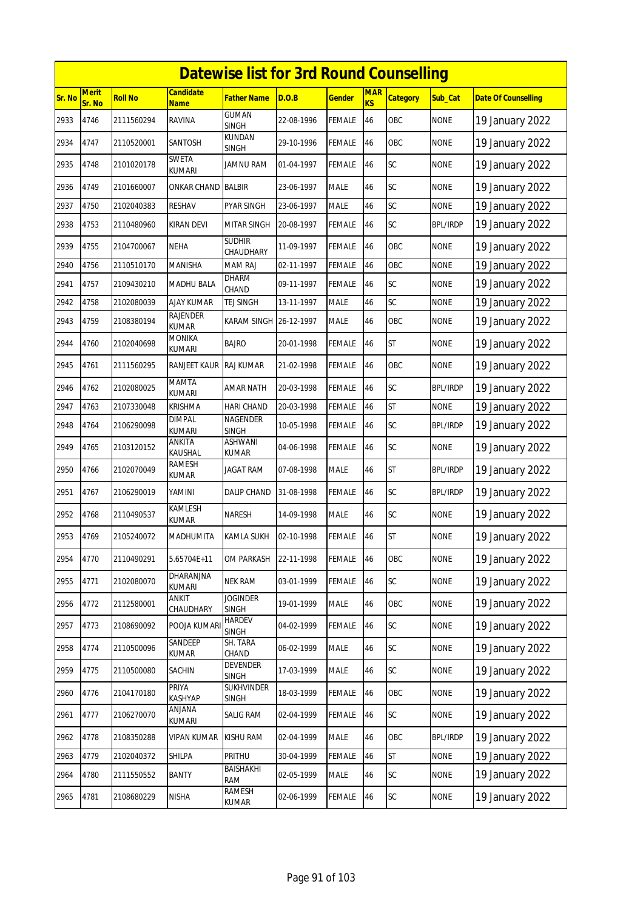# Datewise list for 3rd Round Counselling

| Sr. No | Merit Sr. No | Roll No | Candidate Name | Father Name | D.O.B | Gender | MARKS | Category | Sub_Cat | Date Of Counselling |
|---|---|---|---|---|---|---|---|---|---|---|
| 2933 | 4746 | 2111560294 | RAVINA | GUMAN SINGH | 22-08-1996 | FEMALE | 46 | OBC | NONE | 19 January 2022 |
| 2934 | 4747 | 2110520001 | SANTOSH | KUNDAN SINGH | 29-10-1996 | FEMALE | 46 | OBC | NONE | 19 January 2022 |
| 2935 | 4748 | 2101020178 | SWETA KUMARI | JAMNU RAM | 01-04-1997 | FEMALE | 46 | SC | NONE | 19 January 2022 |
| 2936 | 4749 | 2101660007 | ONKAR CHAND | BALBIR | 23-06-1997 | MALE | 46 | SC | NONE | 19 January 2022 |
| 2937 | 4750 | 2102040383 | RESHAV | PYAR SINGH | 23-06-1997 | MALE | 46 | SC | NONE | 19 January 2022 |
| 2938 | 4753 | 2110480960 | KIRAN DEVI | MITAR SINGH | 20-08-1997 | FEMALE | 46 | SC | BPL/IRDP | 19 January 2022 |
| 2939 | 4755 | 2104700067 | NEHA | SUDHIR CHAUDHARY | 11-09-1997 | FEMALE | 46 | OBC | NONE | 19 January 2022 |
| 2940 | 4756 | 2110510170 | MANISHA | MAM RAJ | 02-11-1997 | FEMALE | 46 | OBC | NONE | 19 January 2022 |
| 2941 | 4757 | 2109430210 | MADHU BALA | DHARM CHAND | 09-11-1997 | FEMALE | 46 | SC | NONE | 19 January 2022 |
| 2942 | 4758 | 2102080039 | AJAY KUMAR | TEJ SINGH | 13-11-1997 | MALE | 46 | SC | NONE | 19 January 2022 |
| 2943 | 4759 | 2108380194 | RAJENDER KUMAR | KARAM SINGH | 26-12-1997 | MALE | 46 | OBC | NONE | 19 January 2022 |
| 2944 | 4760 | 2102040698 | MONIKA KUMARI | BAJRO | 20-01-1998 | FEMALE | 46 | ST | NONE | 19 January 2022 |
| 2945 | 4761 | 2111560295 | RANJEET KAUR | RAJ KUMAR | 21-02-1998 | FEMALE | 46 | OBC | NONE | 19 January 2022 |
| 2946 | 4762 | 2102080025 | MAMTA KUMARI | AMAR NATH | 20-03-1998 | FEMALE | 46 | SC | BPL/IRDP | 19 January 2022 |
| 2947 | 4763 | 2107330048 | KRISHMA | HARI CHAND | 20-03-1998 | FEMALE | 46 | ST | NONE | 19 January 2022 |
| 2948 | 4764 | 2106290098 | DIMPAL KUMARI | NAGENDER SINGH | 10-05-1998 | FEMALE | 46 | SC | BPL/IRDP | 19 January 2022 |
| 2949 | 4765 | 2103120152 | ANKITA KAUSHAL | ASHWANI KUMAR | 04-06-1998 | FEMALE | 46 | SC | NONE | 19 January 2022 |
| 2950 | 4766 | 2102070049 | RAMESH KUMAR | JAGAT RAM | 07-08-1998 | MALE | 46 | ST | BPL/IRDP | 19 January 2022 |
| 2951 | 4767 | 2106290019 | YAMINI | DALIP CHAND | 31-08-1998 | FEMALE | 46 | SC | BPL/IRDP | 19 January 2022 |
| 2952 | 4768 | 2110490537 | KAMLESH KUMAR | NARESH | 14-09-1998 | MALE | 46 | SC | NONE | 19 January 2022 |
| 2953 | 4769 | 2105240072 | MADHUMITA | KAMLA SUKH | 02-10-1998 | FEMALE | 46 | ST | NONE | 19 January 2022 |
| 2954 | 4770 | 2110490291 | 5.65704E+11 | OM PARKASH | 22-11-1998 | FEMALE | 46 | OBC | NONE | 19 January 2022 |
| 2955 | 4771 | 2102080070 | DHARANJNA KUMARI | NEK RAM | 03-01-1999 | FEMALE | 46 | SC | NONE | 19 January 2022 |
| 2956 | 4772 | 2112580001 | ANKIT CHAUDHARY | JOGINDER SINGH | 19-01-1999 | MALE | 46 | OBC | NONE | 19 January 2022 |
| 2957 | 4773 | 2108690092 | POOJA KUMARI | HARDEV SINGH | 04-02-1999 | FEMALE | 46 | SC | NONE | 19 January 2022 |
| 2958 | 4774 | 2110500096 | SANDEEP KUMAR | SH. TARA CHAND | 06-02-1999 | MALE | 46 | SC | NONE | 19 January 2022 |
| 2959 | 4775 | 2110500080 | SACHIN | DEVENDER SINGH | 17-03-1999 | MALE | 46 | SC | NONE | 19 January 2022 |
| 2960 | 4776 | 2104170180 | PRIYA KASHYAP | SUKHVINDER SINGH | 18-03-1999 | FEMALE | 46 | OBC | NONE | 19 January 2022 |
| 2961 | 4777 | 2106270070 | ANJANA KUMARI | SALIG RAM | 02-04-1999 | FEMALE | 46 | SC | NONE | 19 January 2022 |
| 2962 | 4778 | 2108350288 | VIPAN KUMAR | KISHU RAM | 02-04-1999 | MALE | 46 | OBC | BPL/IRDP | 19 January 2022 |
| 2963 | 4779 | 2102040372 | SHILPA | PRITHU | 30-04-1999 | FEMALE | 46 | ST | NONE | 19 January 2022 |
| 2964 | 4780 | 2111550552 | BANTY | BAISHAKHI RAM | 02-05-1999 | MALE | 46 | SC | NONE | 19 January 2022 |
| 2965 | 4781 | 2108680229 | NISHA | RAMESH KUMAR | 02-06-1999 | FEMALE | 46 | SC | NONE | 19 January 2022 |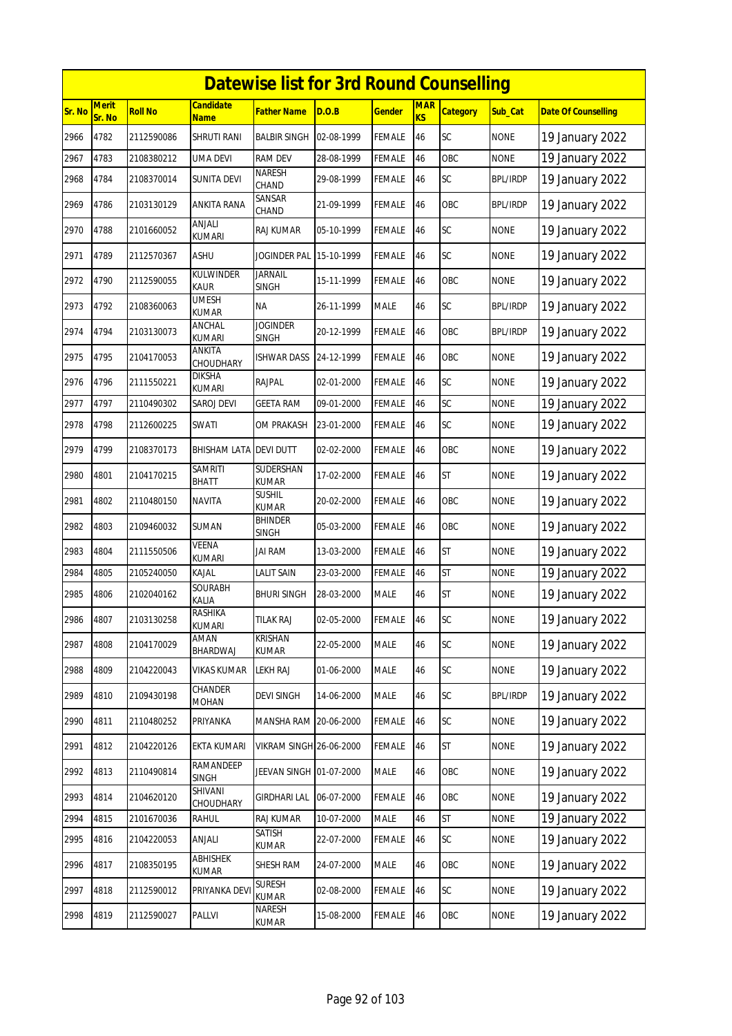# Datewise list for 3rd Round Counselling

| Sr. No | Merit Sr. No | Roll No | Candidate Name | Father Name | D.O.B | Gender | MARKS | Category | Sub_Cat | Date Of Counselling |
|---|---|---|---|---|---|---|---|---|---|---|
| 2966 | 4782 | 2112590086 | SHRUTI RANI | BALBIR SINGH | 02-08-1999 | FEMALE | 46 | SC | NONE | 19 January 2022 |
| 2967 | 4783 | 2108380212 | UMA DEVI | RAM DEV | 28-08-1999 | FEMALE | 46 | OBC | NONE | 19 January 2022 |
| 2968 | 4784 | 2108370014 | SUNITA DEVI | NARESH CHAND | 29-08-1999 | FEMALE | 46 | SC | BPL/IRDP | 19 January 2022 |
| 2969 | 4786 | 2103130129 | ANKITA RANA | SANSAR CHAND | 21-09-1999 | FEMALE | 46 | OBC | BPL/IRDP | 19 January 2022 |
| 2970 | 4788 | 2101660052 | ANJALI KUMARI | RAJ KUMAR | 05-10-1999 | FEMALE | 46 | SC | NONE | 19 January 2022 |
| 2971 | 4789 | 2112570367 | ASHU | JOGINDER PAL | 15-10-1999 | FEMALE | 46 | SC | NONE | 19 January 2022 |
| 2972 | 4790 | 2112590055 | KULWINDER KAUR | JARNAIL SINGH | 15-11-1999 | FEMALE | 46 | OBC | NONE | 19 January 2022 |
| 2973 | 4792 | 2108360063 | UMESH KUMAR | NA | 26-11-1999 | MALE | 46 | SC | BPL/IRDP | 19 January 2022 |
| 2974 | 4794 | 2103130073 | ANCHAL KUMARI | JOGINDER SINGH | 20-12-1999 | FEMALE | 46 | OBC | BPL/IRDP | 19 January 2022 |
| 2975 | 4795 | 2104170053 | ANKITA CHOUDHARY | ISHWAR DASS | 24-12-1999 | FEMALE | 46 | OBC | NONE | 19 January 2022 |
| 2976 | 4796 | 2111550221 | DIKSHA KUMARI | RAJPAL | 02-01-2000 | FEMALE | 46 | SC | NONE | 19 January 2022 |
| 2977 | 4797 | 2110490302 | SAROJ DEVI | GEETA RAM | 09-01-2000 | FEMALE | 46 | SC | NONE | 19 January 2022 |
| 2978 | 4798 | 2112600225 | SWATI | OM PRAKASH | 23-01-2000 | FEMALE | 46 | SC | NONE | 19 January 2022 |
| 2979 | 4799 | 2108370173 | BHISHAM LATA | DEVI DUTT | 02-02-2000 | FEMALE | 46 | OBC | NONE | 19 January 2022 |
| 2980 | 4801 | 2104170215 | SAMRITI BHATT | SUDERSHAN KUMAR | 17-02-2000 | FEMALE | 46 | ST | NONE | 19 January 2022 |
| 2981 | 4802 | 2110480150 | NAVITA | SUSHIL KUMAR | 20-02-2000 | FEMALE | 46 | OBC | NONE | 19 January 2022 |
| 2982 | 4803 | 2109460032 | SUMAN | BHINDER SINGH | 05-03-2000 | FEMALE | 46 | OBC | NONE | 19 January 2022 |
| 2983 | 4804 | 2111550506 | VEENA KUMARI | JAI RAM | 13-03-2000 | FEMALE | 46 | ST | NONE | 19 January 2022 |
| 2984 | 4805 | 2105240050 | KAJAL | LALIT SAIN | 23-03-2000 | FEMALE | 46 | ST | NONE | 19 January 2022 |
| 2985 | 4806 | 2102040162 | SOURABH KALIA | BHURI SINGH | 28-03-2000 | MALE | 46 | ST | NONE | 19 January 2022 |
| 2986 | 4807 | 2103130258 | RASHIKA KUMARI | TILAK RAJ | 02-05-2000 | FEMALE | 46 | SC | NONE | 19 January 2022 |
| 2987 | 4808 | 2104170029 | AMAN BHARDWAJ | KRISHAN KUMAR | 22-05-2000 | MALE | 46 | SC | NONE | 19 January 2022 |
| 2988 | 4809 | 2104220043 | VIKAS KUMAR | LEKH RAJ | 01-06-2000 | MALE | 46 | SC | NONE | 19 January 2022 |
| 2989 | 4810 | 2109430198 | CHANDER MOHAN | DEVI SINGH | 14-06-2000 | MALE | 46 | SC | BPL/IRDP | 19 January 2022 |
| 2990 | 4811 | 2110480252 | PRIYANKA | MANSHA RAM | 20-06-2000 | FEMALE | 46 | SC | NONE | 19 January 2022 |
| 2991 | 4812 | 2104220126 | EKTA KUMARI | VIKRAM SINGH | 26-06-2000 | FEMALE | 46 | ST | NONE | 19 January 2022 |
| 2992 | 4813 | 2110490814 | RAMANDEEP SINGH | JEEVAN SINGH | 01-07-2000 | MALE | 46 | OBC | NONE | 19 January 2022 |
| 2993 | 4814 | 2104620120 | SHIVANI CHOUDHARY | GIRDHARI LAL | 06-07-2000 | FEMALE | 46 | OBC | NONE | 19 January 2022 |
| 2994 | 4815 | 2101670036 | RAHUL | RAJ KUMAR | 10-07-2000 | MALE | 46 | ST | NONE | 19 January 2022 |
| 2995 | 4816 | 2104220053 | ANJALI | SATISH KUMAR | 22-07-2000 | FEMALE | 46 | SC | NONE | 19 January 2022 |
| 2996 | 4817 | 2108350195 | ABHISHEK KUMAR | SHESH RAM | 24-07-2000 | MALE | 46 | OBC | NONE | 19 January 2022 |
| 2997 | 4818 | 2112590012 | PRIYANKA DEVI | SURESH KUMAR | 02-08-2000 | FEMALE | 46 | SC | NONE | 19 January 2022 |
| 2998 | 4819 | 2112590027 | PALLVI | NARESH KUMAR | 15-08-2000 | FEMALE | 46 | OBC | NONE | 19 January 2022 |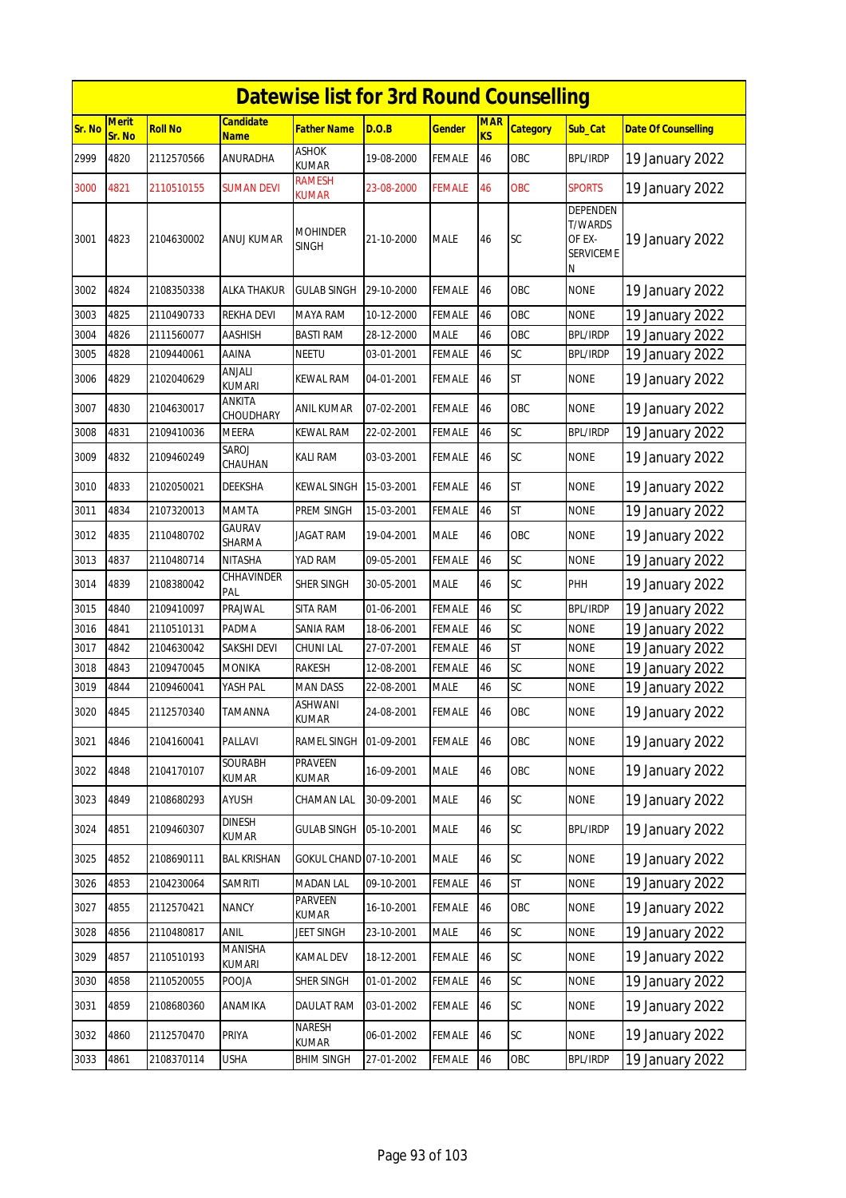# Datewise list for 3rd Round Counselling

| Sr. No | Merit Sr. No | Roll No | Candidate Name | Father Name | D.O.B | Gender | MARKS | Category | Sub_Cat | Date Of Counselling |
|---|---|---|---|---|---|---|---|---|---|---|
| 2999 | 4820 | 2112570566 | ANURADHA | ASHOK KUMAR | 19-08-2000 | FEMALE | 46 | OBC | BPL/IRDP | 19 January 2022 |
| 3000 | 4821 | 2110510155 | SUMAN DEVI | RAMESH KUMAR | 23-08-2000 | FEMALE | 46 | OBC | SPORTS | 19 January 2022 |
| 3001 | 4823 | 2104630002 | ANUJ KUMAR | MOHINDER SINGH | 21-10-2000 | MALE | 46 | SC | DEPENDENT/WARDS OF EX-SERVICEMEN | 19 January 2022 |
| 3002 | 4824 | 2108350338 | ALKA THAKUR | GULAB SINGH | 29-10-2000 | FEMALE | 46 | OBC | NONE | 19 January 2022 |
| 3003 | 4825 | 2110490733 | REKHA DEVI | MAYA RAM | 10-12-2000 | FEMALE | 46 | OBC | NONE | 19 January 2022 |
| 3004 | 4826 | 2111560077 | AASHISH | BASTI RAM | 28-12-2000 | MALE | 46 | OBC | BPL/IRDP | 19 January 2022 |
| 3005 | 4828 | 2109440061 | AAINA | NEETU | 03-01-2001 | FEMALE | 46 | SC | BPL/IRDP | 19 January 2022 |
| 3006 | 4829 | 2102040629 | ANJALI KUMARI | KEWAL RAM | 04-01-2001 | FEMALE | 46 | ST | NONE | 19 January 2022 |
| 3007 | 4830 | 2104630017 | ANKITA CHOUDHARY | ANIL KUMAR | 07-02-2001 | FEMALE | 46 | OBC | NONE | 19 January 2022 |
| 3008 | 4831 | 2109410036 | MEERA | KEWAL RAM | 22-02-2001 | FEMALE | 46 | SC | BPL/IRDP | 19 January 2022 |
| 3009 | 4832 | 2109460249 | SAROJ CHAUHAN | KALI RAM | 03-03-2001 | FEMALE | 46 | SC | NONE | 19 January 2022 |
| 3010 | 4833 | 2102050021 | DEEKSHA | KEWAL SINGH | 15-03-2001 | FEMALE | 46 | ST | NONE | 19 January 2022 |
| 3011 | 4834 | 2107320013 | MAMTA | PREM SINGH | 15-03-2001 | FEMALE | 46 | ST | NONE | 19 January 2022 |
| 3012 | 4835 | 2110480702 | GAURAV SHARMA | JAGAT RAM | 19-04-2001 | MALE | 46 | OBC | NONE | 19 January 2022 |
| 3013 | 4837 | 2110480714 | NITASHA | YAD RAM | 09-05-2001 | FEMALE | 46 | SC | NONE | 19 January 2022 |
| 3014 | 4839 | 2108380042 | CHHAVINDER PAL | SHER SINGH | 30-05-2001 | MALE | 46 | SC | PHH | 19 January 2022 |
| 3015 | 4840 | 2109410097 | PRAJWAL | SITA RAM | 01-06-2001 | FEMALE | 46 | SC | BPL/IRDP | 19 January 2022 |
| 3016 | 4841 | 2110510131 | PADMA | SANIA RAM | 18-06-2001 | FEMALE | 46 | SC | NONE | 19 January 2022 |
| 3017 | 4842 | 2104630042 | SAKSHI DEVI | CHUNI LAL | 27-07-2001 | FEMALE | 46 | ST | NONE | 19 January 2022 |
| 3018 | 4843 | 2109470045 | MONIKA | RAKESH | 12-08-2001 | FEMALE | 46 | SC | NONE | 19 January 2022 |
| 3019 | 4844 | 2109460041 | YASH PAL | MAN DASS | 22-08-2001 | MALE | 46 | SC | NONE | 19 January 2022 |
| 3020 | 4845 | 2112570340 | TAMANNA | ASHWANI KUMAR | 24-08-2001 | FEMALE | 46 | OBC | NONE | 19 January 2022 |
| 3021 | 4846 | 2104160041 | PALLAVI | RAMEL SINGH | 01-09-2001 | FEMALE | 46 | OBC | NONE | 19 January 2022 |
| 3022 | 4848 | 2104170107 | SOURABH KUMAR | PRAVEEN KUMAR | 16-09-2001 | MALE | 46 | OBC | NONE | 19 January 2022 |
| 3023 | 4849 | 2108680293 | AYUSH | CHAMAN LAL | 30-09-2001 | MALE | 46 | SC | NONE | 19 January 2022 |
| 3024 | 4851 | 2109460307 | DINESH KUMAR | GULAB SINGH | 05-10-2001 | MALE | 46 | SC | BPL/IRDP | 19 January 2022 |
| 3025 | 4852 | 2108690111 | BAL KRISHAN | GOKUL CHAND | 07-10-2001 | MALE | 46 | SC | NONE | 19 January 2022 |
| 3026 | 4853 | 2104230064 | SAMRITI | MADAN LAL | 09-10-2001 | FEMALE | 46 | ST | NONE | 19 January 2022 |
| 3027 | 4855 | 2112570421 | NANCY | PARVEEN KUMAR | 16-10-2001 | FEMALE | 46 | OBC | NONE | 19 January 2022 |
| 3028 | 4856 | 2110480817 | ANIL | JEET SINGH | 23-10-2001 | MALE | 46 | SC | NONE | 19 January 2022 |
| 3029 | 4857 | 2110510193 | MANISHA KUMARI | KAMAL DEV | 18-12-2001 | FEMALE | 46 | SC | NONE | 19 January 2022 |
| 3030 | 4858 | 2110520055 | POOJA | SHER SINGH | 01-01-2002 | FEMALE | 46 | SC | NONE | 19 January 2022 |
| 3031 | 4859 | 2108680360 | ANAMIKA | DAULAT RAM | 03-01-2002 | FEMALE | 46 | SC | NONE | 19 January 2022 |
| 3032 | 4860 | 2112570470 | PRIYA | NARESH KUMAR | 06-01-2002 | FEMALE | 46 | SC | NONE | 19 January 2022 |
| 3033 | 4861 | 2108370114 | USHA | BHIM SINGH | 27-01-2002 | FEMALE | 46 | OBC | BPL/IRDP | 19 January 2022 |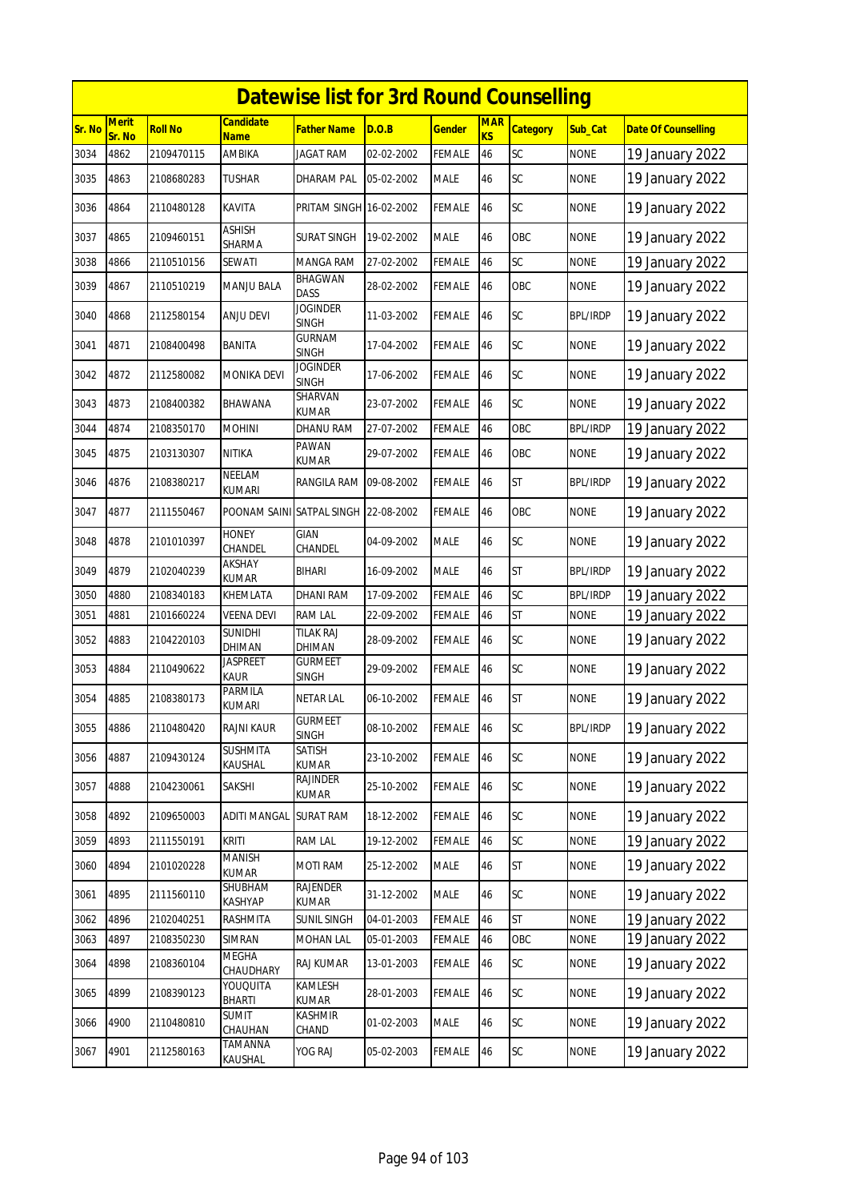# Datewise list for 3rd Round Counselling

| Sr. No | Merit Sr. No | Roll No | Candidate Name | Father Name | D.O.B | Gender | MARKS | Category | Sub_Cat | Date Of Counselling |
|---|---|---|---|---|---|---|---|---|---|---|
| 3034 | 4862 | 2109470115 | AMBIKA | JAGAT RAM | 02-02-2002 | FEMALE | 46 | SC | NONE | 19 January 2022 |
| 3035 | 4863 | 2108680283 | TUSHAR | DHARAM PAL | 05-02-2002 | MALE | 46 | SC | NONE | 19 January 2022 |
| 3036 | 4864 | 2110480128 | KAVITA | PRITAM SINGH | 16-02-2002 | FEMALE | 46 | SC | NONE | 19 January 2022 |
| 3037 | 4865 | 2109460151 | ASHISH SHARMA | SURAT SINGH | 19-02-2002 | MALE | 46 | OBC | NONE | 19 January 2022 |
| 3038 | 4866 | 2110510156 | SEWATI | MANGA RAM | 27-02-2002 | FEMALE | 46 | SC | NONE | 19 January 2022 |
| 3039 | 4867 | 2110510219 | MANJU BALA | BHAGWAN DASS | 28-02-2002 | FEMALE | 46 | OBC | NONE | 19 January 2022 |
| 3040 | 4868 | 2112580154 | ANJU DEVI | JOGINDER SINGH | 11-03-2002 | FEMALE | 46 | SC | BPL/IRDP | 19 January 2022 |
| 3041 | 4871 | 2108400498 | BANITA | GURNAM SINGH | 17-04-2002 | FEMALE | 46 | SC | NONE | 19 January 2022 |
| 3042 | 4872 | 2112580082 | MONIKA DEVI | JOGINDER SINGH | 17-06-2002 | FEMALE | 46 | SC | NONE | 19 January 2022 |
| 3043 | 4873 | 2108400382 | BHAWANA | SHARVAN KUMAR | 23-07-2002 | FEMALE | 46 | SC | NONE | 19 January 2022 |
| 3044 | 4874 | 2108350170 | MOHINI | DHANU RAM | 27-07-2002 | FEMALE | 46 | OBC | BPL/IRDP | 19 January 2022 |
| 3045 | 4875 | 2103130307 | NITIKA | PAWAN KUMAR | 29-07-2002 | FEMALE | 46 | OBC | NONE | 19 January 2022 |
| 3046 | 4876 | 2108380217 | NEELAM KUMARI | RANGILA RAM | 09-08-2002 | FEMALE | 46 | ST | BPL/IRDP | 19 January 2022 |
| 3047 | 4877 | 2111550467 | POONAM SAINI | SATPAL SINGH | 22-08-2002 | FEMALE | 46 | OBC | NONE | 19 January 2022 |
| 3048 | 4878 | 2101010397 | HONEY CHANDEL | GIAN CHANDEL | 04-09-2002 | MALE | 46 | SC | NONE | 19 January 2022 |
| 3049 | 4879 | 2102040239 | AKSHAY KUMAR | BIHARI | 16-09-2002 | MALE | 46 | ST | BPL/IRDP | 19 January 2022 |
| 3050 | 4880 | 2108340183 | KHEMLATA | DHANI RAM | 17-09-2002 | FEMALE | 46 | SC | BPL/IRDP | 19 January 2022 |
| 3051 | 4881 | 2101660224 | VEENA DEVI | RAM LAL | 22-09-2002 | FEMALE | 46 | ST | NONE | 19 January 2022 |
| 3052 | 4883 | 2104220103 | SUNIDHI DHIMAN | TILAK RAJ DHIMAN | 28-09-2002 | FEMALE | 46 | SC | NONE | 19 January 2022 |
| 3053 | 4884 | 2110490622 | JASPREET KAUR | GURMEET SINGH | 29-09-2002 | FEMALE | 46 | SC | NONE | 19 January 2022 |
| 3054 | 4885 | 2108380173 | PARMILA KUMARI | NETAR LAL | 06-10-2002 | FEMALE | 46 | ST | NONE | 19 January 2022 |
| 3055 | 4886 | 2110480420 | RAJNI KAUR | GURMEET SINGH | 08-10-2002 | FEMALE | 46 | SC | BPL/IRDP | 19 January 2022 |
| 3056 | 4887 | 2109430124 | SUSHMITA KAUSHAL | SATISH KUMAR | 23-10-2002 | FEMALE | 46 | SC | NONE | 19 January 2022 |
| 3057 | 4888 | 2104230061 | SAKSHI | RAJINDER KUMAR | 25-10-2002 | FEMALE | 46 | SC | NONE | 19 January 2022 |
| 3058 | 4892 | 2109650003 | ADITI MANGAL | SURAT RAM | 18-12-2002 | FEMALE | 46 | SC | NONE | 19 January 2022 |
| 3059 | 4893 | 2111550191 | KRITI | RAM LAL | 19-12-2002 | FEMALE | 46 | SC | NONE | 19 January 2022 |
| 3060 | 4894 | 2101020228 | MANISH KUMAR | MOTI RAM | 25-12-2002 | MALE | 46 | ST | NONE | 19 January 2022 |
| 3061 | 4895 | 2111560110 | SHUBHAM KASHYAP | RAJENDER KUMAR | 31-12-2002 | MALE | 46 | SC | NONE | 19 January 2022 |
| 3062 | 4896 | 2102040251 | RASHMITA | SUNIL SINGH | 04-01-2003 | FEMALE | 46 | ST | NONE | 19 January 2022 |
| 3063 | 4897 | 2108350230 | SIMRAN | MOHAN LAL | 05-01-2003 | FEMALE | 46 | OBC | NONE | 19 January 2022 |
| 3064 | 4898 | 2108360104 | MEGHA CHAUDHARY | RAJ KUMAR | 13-01-2003 | FEMALE | 46 | SC | NONE | 19 January 2022 |
| 3065 | 4899 | 2108390123 | YOUQUITA BHARTI | KAMLESH KUMAR | 28-01-2003 | FEMALE | 46 | SC | NONE | 19 January 2022 |
| 3066 | 4900 | 2110480810 | SUMIT CHAUHAN | KASHMIR CHAND | 01-02-2003 | MALE | 46 | SC | NONE | 19 January 2022 |
| 3067 | 4901 | 2112580163 | TAMANNA KAUSHAL | YOG RAJ | 05-02-2003 | FEMALE | 46 | SC | NONE | 19 January 2022 |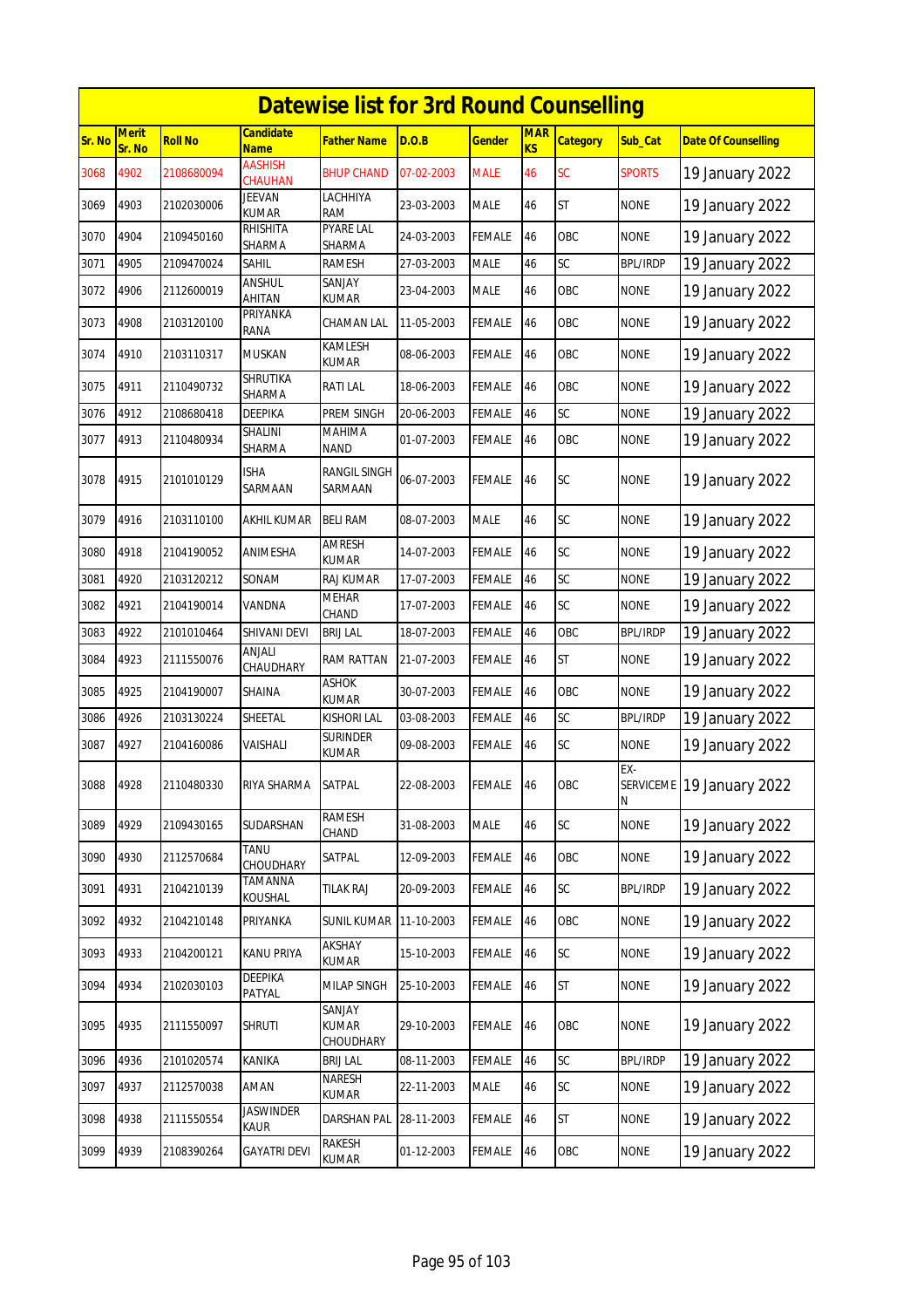# Datewise list for 3rd Round Counselling

| Sr. No | Merit Sr. No | Roll No | Candidate Name | Father Name | D.O.B | Gender | MARKS | Category | Sub_Cat | Date Of Counselling |
|---|---|---|---|---|---|---|---|---|---|---|
| 3068 | 4902 | 2108680094 | AASHISH CHAUHAN | BHUP CHAND | 07-02-2003 | MALE | 46 | SC | SPORTS | 19 January 2022 |
| 3069 | 4903 | 2102030006 | JEEVAN KUMAR | LACHHIYA RAM | 23-03-2003 | MALE | 46 | ST | NONE | 19 January 2022 |
| 3070 | 4904 | 2109450160 | RHISHITA SHARMA | PYARE LAL SHARMA | 24-03-2003 | FEMALE | 46 | OBC | NONE | 19 January 2022 |
| 3071 | 4905 | 2109470024 | SAHIL | RAMESH | 27-03-2003 | MALE | 46 | SC | BPL/IRDP | 19 January 2022 |
| 3072 | 4906 | 2112600019 | ANSHUL AHITAN | SANJAY KUMAR | 23-04-2003 | MALE | 46 | OBC | NONE | 19 January 2022 |
| 3073 | 4908 | 2103120100 | PRIYANKA RANA | CHAMAN LAL | 11-05-2003 | FEMALE | 46 | OBC | NONE | 19 January 2022 |
| 3074 | 4910 | 2103110317 | MUSKAN | KAMLESH KUMAR | 08-06-2003 | FEMALE | 46 | OBC | NONE | 19 January 2022 |
| 3075 | 4911 | 2110490732 | SHRUTIKA SHARMA | RATI LAL | 18-06-2003 | FEMALE | 46 | OBC | NONE | 19 January 2022 |
| 3076 | 4912 | 2108680418 | DEEPIKA | PREM SINGH | 20-06-2003 | FEMALE | 46 | SC | NONE | 19 January 2022 |
| 3077 | 4913 | 2110480934 | SHALINI SHARMA | MAHIMA NAND | 01-07-2003 | FEMALE | 46 | OBC | NONE | 19 January 2022 |
| 3078 | 4915 | 2101010129 | ISHA SARMAAN | RANGIL SINGH SARMAAN | 06-07-2003 | FEMALE | 46 | SC | NONE | 19 January 2022 |
| 3079 | 4916 | 2103110100 | AKHIL KUMAR | BELI RAM | 08-07-2003 | MALE | 46 | SC | NONE | 19 January 2022 |
| 3080 | 4918 | 2104190052 | ANIMESHA | AMRESH KUMAR | 14-07-2003 | FEMALE | 46 | SC | NONE | 19 January 2022 |
| 3081 | 4920 | 2103120212 | SONAM | RAJ KUMAR | 17-07-2003 | FEMALE | 46 | SC | NONE | 19 January 2022 |
| 3082 | 4921 | 2104190014 | VANDNA | MEHAR CHAND | 17-07-2003 | FEMALE | 46 | SC | NONE | 19 January 2022 |
| 3083 | 4922 | 2101010464 | SHIVANI DEVI | BRIJ LAL | 18-07-2003 | FEMALE | 46 | OBC | BPL/IRDP | 19 January 2022 |
| 3084 | 4923 | 2111550076 | ANJALI CHAUDHARY | RAM RATTAN | 21-07-2003 | FEMALE | 46 | ST | NONE | 19 January 2022 |
| 3085 | 4925 | 2104190007 | SHAINA | ASHOK KUMAR | 30-07-2003 | FEMALE | 46 | OBC | NONE | 19 January 2022 |
| 3086 | 4926 | 2103130224 | SHEETAL | KISHORI LAL | 03-08-2003 | FEMALE | 46 | SC | BPL/IRDP | 19 January 2022 |
| 3087 | 4927 | 2104160086 | VAISHALI | SURINDER KUMAR | 09-08-2003 | FEMALE | 46 | SC | NONE | 19 January 2022 |
| 3088 | 4928 | 2110480330 | RIYA SHARMA | SATPAL | 22-08-2003 | FEMALE | 46 | OBC | EX-SERVICEMEN | 19 January 2022 |
| 3089 | 4929 | 2109430165 | SUDARSHAN | RAMESH CHAND | 31-08-2003 | MALE | 46 | SC | NONE | 19 January 2022 |
| 3090 | 4930 | 2112570684 | TANU CHOUDHARY | SATPAL | 12-09-2003 | FEMALE | 46 | OBC | NONE | 19 January 2022 |
| 3091 | 4931 | 2104210139 | TAMANNA KOUSHAL | TILAK RAJ | 20-09-2003 | FEMALE | 46 | SC | BPL/IRDP | 19 January 2022 |
| 3092 | 4932 | 2104210148 | PRIYANKA | SUNIL KUMAR | 11-10-2003 | FEMALE | 46 | OBC | NONE | 19 January 2022 |
| 3093 | 4933 | 2104200121 | KANU PRIYA | AKSHAY KUMAR | 15-10-2003 | FEMALE | 46 | SC | NONE | 19 January 2022 |
| 3094 | 4934 | 2102030103 | DEEPIKA PATYAL | MILAP SINGH | 25-10-2003 | FEMALE | 46 | ST | NONE | 19 January 2022 |
| 3095 | 4935 | 2111550097 | SHRUTI | SANJAY KUMAR CHOUDHARY | 29-10-2003 | FEMALE | 46 | OBC | NONE | 19 January 2022 |
| 3096 | 4936 | 2101020574 | KANIKA | BRIJ LAL | 08-11-2003 | FEMALE | 46 | SC | BPL/IRDP | 19 January 2022 |
| 3097 | 4937 | 2112570038 | AMAN | NARESH KUMAR | 22-11-2003 | MALE | 46 | SC | NONE | 19 January 2022 |
| 3098 | 4938 | 2111550554 | JASWINDER KAUR | DARSHAN PAL | 28-11-2003 | FEMALE | 46 | ST | NONE | 19 January 2022 |
| 3099 | 4939 | 2108390264 | GAYATRI DEVI | RAKESH KUMAR | 01-12-2003 | FEMALE | 46 | OBC | NONE | 19 January 2022 |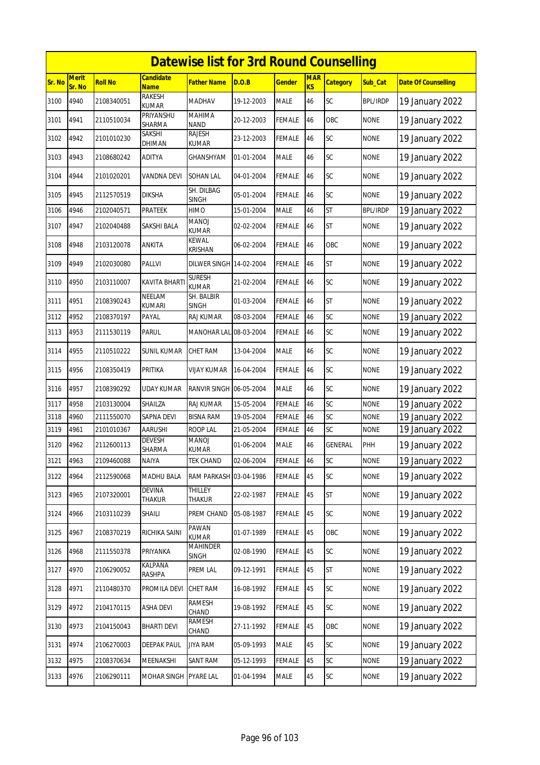# Datewise list for 3rd Round Counselling

| Sr. No | Merit Sr. No | Roll No | Candidate Name | Father Name | D.O.B | Gender | MARKS | Category | Sub_Cat | Date Of Counselling |
|---|---|---|---|---|---|---|---|---|---|---|
| 3100 | 4940 | 2108340051 | RAKESH KUMAR | MADHAV | 19-12-2003 | MALE | 46 | SC | BPL/IRDP | 19 January 2022 |
| 3101 | 4941 | 2110510034 | PRIYANSHU SHARMA | MAHIMA NAND | 20-12-2003 | FEMALE | 46 | OBC | NONE | 19 January 2022 |
| 3102 | 4942 | 2101010230 | SAKSHI DHIMAN | RAJESH KUMAR | 23-12-2003 | FEMALE | 46 | SC | NONE | 19 January 2022 |
| 3103 | 4943 | 2108680242 | ADITYA | GHANSHYAM | 01-01-2004 | MALE | 46 | SC | NONE | 19 January 2022 |
| 3104 | 4944 | 2101020201 | VANDNA DEVI | SOHAN LAL | 04-01-2004 | FEMALE | 46 | SC | NONE | 19 January 2022 |
| 3105 | 4945 | 2112570519 | DIKSHA | SH. DILBAG SINGH | 05-01-2004 | FEMALE | 46 | SC | NONE | 19 January 2022 |
| 3106 | 4946 | 2102040571 | PRATEEK | HIMO | 15-01-2004 | MALE | 46 | ST | BPL/IRDP | 19 January 2022 |
| 3107 | 4947 | 2102040488 | SAKSHI BALA | MANOJ KUMAR | 02-02-2004 | FEMALE | 46 | ST | NONE | 19 January 2022 |
| 3108 | 4948 | 2103120078 | ANKITA | KEWAL KRISHAN | 06-02-2004 | FEMALE | 46 | OBC | NONE | 19 January 2022 |
| 3109 | 4949 | 2102030080 | PALLVI | DILWER SINGH | 14-02-2004 | FEMALE | 46 | ST | NONE | 19 January 2022 |
| 3110 | 4950 | 2103110007 | KAVITA BHARTI | SURESH KUMAR | 21-02-2004 | FEMALE | 46 | SC | NONE | 19 January 2022 |
| 3111 | 4951 | 2108390243 | NEELAM KUMARI | SH. BALBIR SINGH | 01-03-2004 | FEMALE | 46 | ST | NONE | 19 January 2022 |
| 3112 | 4952 | 2108370197 | PAYAL | RAJ KUMAR | 08-03-2004 | FEMALE | 46 | SC | NONE | 19 January 2022 |
| 3113 | 4953 | 2111530119 | PARUL | MANOHAR LAL | 08-03-2004 | FEMALE | 46 | SC | NONE | 19 January 2022 |
| 3114 | 4955 | 2110510222 | SUNIL KUMAR | CHET RAM | 13-04-2004 | MALE | 46 | SC | NONE | 19 January 2022 |
| 3115 | 4956 | 2108350419 | PRITIKA | VIJAY KUMAR | 16-04-2004 | FEMALE | 46 | SC | NONE | 19 January 2022 |
| 3116 | 4957 | 2108390292 | UDAY KUMAR | RANVIR SINGH | 06-05-2004 | MALE | 46 | SC | NONE | 19 January 2022 |
| 3117 | 4958 | 2103130004 | SHAILZA | RAJ KUMAR | 15-05-2004 | FEMALE | 46 | SC | NONE | 19 January 2022 |
| 3118 | 4960 | 2111550070 | SAPNA DEVI | BISNA RAM | 19-05-2004 | FEMALE | 46 | SC | NONE | 19 January 2022 |
| 3119 | 4961 | 2101010367 | AARUSHI | ROOP LAL | 21-05-2004 | FEMALE | 46 | SC | NONE | 19 January 2022 |
| 3120 | 4962 | 2112600113 | DEVESH SHARMA | MANOJ KUMAR | 01-06-2004 | MALE | 46 | GENERAL | PHH | 19 January 2022 |
| 3121 | 4963 | 2109460088 | NAIYA | TEK CHAND | 02-06-2004 | FEMALE | 46 | SC | NONE | 19 January 2022 |
| 3122 | 4964 | 2112590068 | MADHU BALA | RAM PARKASH | 03-04-1986 | FEMALE | 45 | SC | NONE | 19 January 2022 |
| 3123 | 4965 | 2107320001 | DEVINA THAKUR | THILLEY THAKUR | 22-02-1987 | FEMALE | 45 | ST | NONE | 19 January 2022 |
| 3124 | 4966 | 2103110239 | SHAILI | PREM CHAND | 05-08-1987 | FEMALE | 45 | SC | NONE | 19 January 2022 |
| 3125 | 4967 | 2108370219 | RICHIKA SAINI | PAWAN KUMAR | 01-07-1989 | FEMALE | 45 | OBC | NONE | 19 January 2022 |
| 3126 | 4968 | 2111550378 | PRIYANKA | MAHINDER SINGH | 02-08-1990 | FEMALE | 45 | SC | NONE | 19 January 2022 |
| 3127 | 4970 | 2106290052 | KALPANA RASHPA | PREM LAL | 09-12-1991 | FEMALE | 45 | ST | NONE | 19 January 2022 |
| 3128 | 4971 | 2110480370 | PROMILA DEVI | CHET RAM | 16-08-1992 | FEMALE | 45 | SC | NONE | 19 January 2022 |
| 3129 | 4972 | 2104170115 | ASHA DEVI | RAMESH CHAND | 19-08-1992 | FEMALE | 45 | SC | NONE | 19 January 2022 |
| 3130 | 4973 | 2104150043 | BHARTI DEVI | RAMESH CHAND | 27-11-1992 | FEMALE | 45 | OBC | NONE | 19 January 2022 |
| 3131 | 4974 | 2106270003 | DEEPAK PAUL | JIYA RAM | 05-09-1993 | MALE | 45 | SC | NONE | 19 January 2022 |
| 3132 | 4975 | 2108370634 | MEENAKSHI | SANT RAM | 05-12-1993 | FEMALE | 45 | SC | NONE | 19 January 2022 |
| 3133 | 4976 | 2106290111 | MOHAR SINGH | PYARE LAL | 01-04-1994 | MALE | 45 | SC | NONE | 19 January 2022 |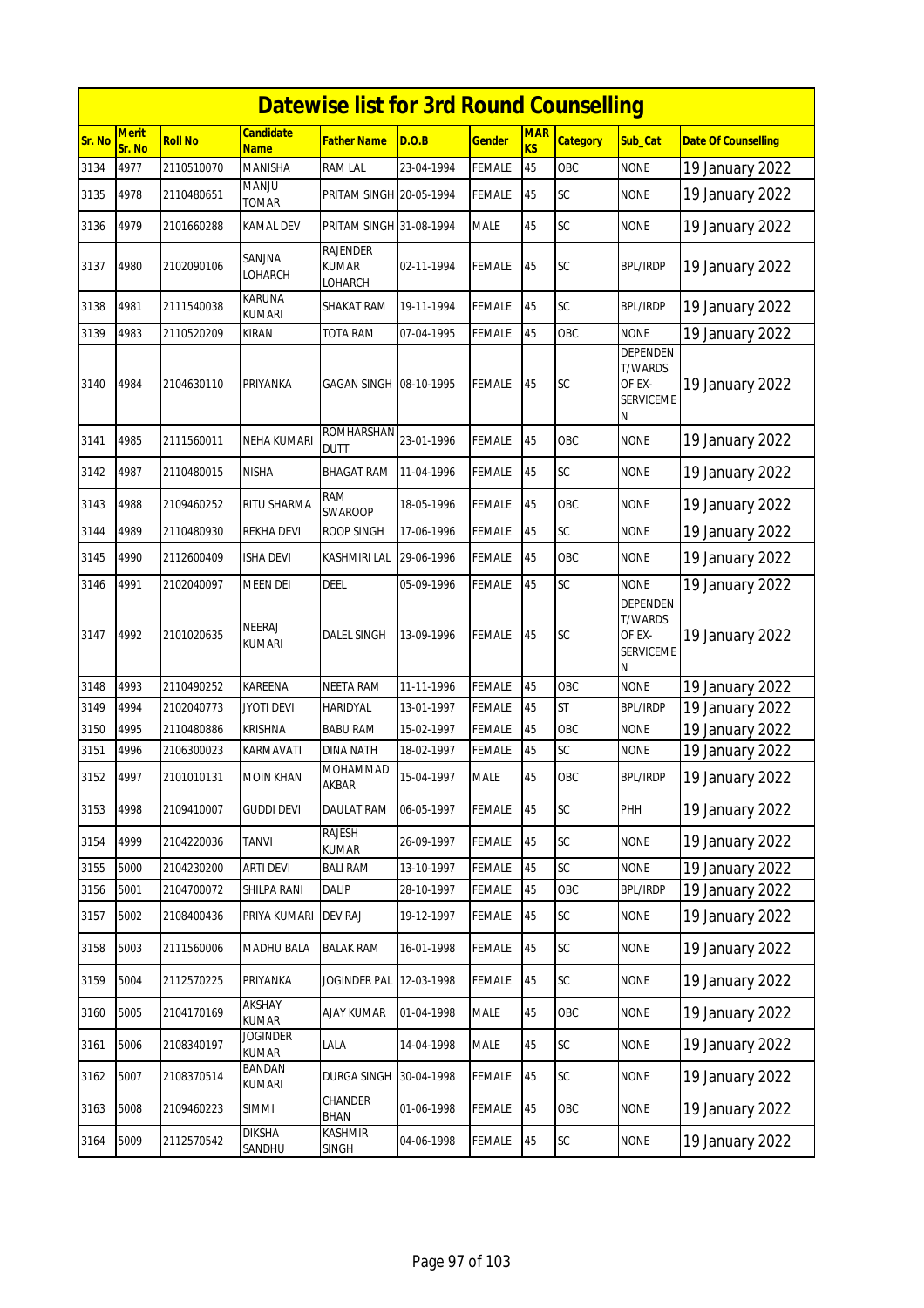# Datewise list for 3rd Round Counselling

| Sr. No | Merit Sr. No | Roll No | Candidate Name | Father Name | D.O.B | Gender | MARKS | Category | Sub_Cat | Date Of Counselling |
|---|---|---|---|---|---|---|---|---|---|---|
| 3134 | 4977 | 2110510070 | MANISHA | RAM LAL | 23-04-1994 | FEMALE | 45 | OBC | NONE | 19 January 2022 |
| 3135 | 4978 | 2110480651 | MANJU TOMAR | PRITAM SINGH | 20-05-1994 | FEMALE | 45 | SC | NONE | 19 January 2022 |
| 3136 | 4979 | 2101660288 | KAMAL DEV | PRITAM SINGH | 31-08-1994 | MALE | 45 | SC | NONE | 19 January 2022 |
| 3137 | 4980 | 2102090106 | SANJNA LOHARCH | RAJENDER KUMAR LOHARCH | 02-11-1994 | FEMALE | 45 | SC | BPL/IRDP | 19 January 2022 |
| 3138 | 4981 | 2111540038 | KARUNA KUMARI | SHAKAT RAM | 19-11-1994 | FEMALE | 45 | SC | BPL/IRDP | 19 January 2022 |
| 3139 | 4983 | 2110520209 | KIRAN | TOTA RAM | 07-04-1995 | FEMALE | 45 | OBC | NONE | 19 January 2022 |
| 3140 | 4984 | 2104630110 | PRIYANKA | GAGAN SINGH | 08-10-1995 | FEMALE | 45 | SC | DEPENDENT/WARDS OF EX-SERVICEMEN | 19 January 2022 |
| 3141 | 4985 | 2111560011 | NEHA KUMARI | ROMHARSHAN DUTT | 23-01-1996 | FEMALE | 45 | OBC | NONE | 19 January 2022 |
| 3142 | 4987 | 2110480015 | NISHA | BHAGAT RAM | 11-04-1996 | FEMALE | 45 | SC | NONE | 19 January 2022 |
| 3143 | 4988 | 2109460252 | RITU SHARMA | RAM SWAROOP | 18-05-1996 | FEMALE | 45 | OBC | NONE | 19 January 2022 |
| 3144 | 4989 | 2110480930 | REKHA DEVI | ROOP SINGH | 17-06-1996 | FEMALE | 45 | SC | NONE | 19 January 2022 |
| 3145 | 4990 | 2112600409 | ISHA DEVI | KASHMIRI LAL | 29-06-1996 | FEMALE | 45 | OBC | NONE | 19 January 2022 |
| 3146 | 4991 | 2102040097 | MEEN DEI | DEEL | 05-09-1996 | FEMALE | 45 | SC | NONE | 19 January 2022 |
| 3147 | 4992 | 2101020635 | NEERAJ KUMARI | DALEL SINGH | 13-09-1996 | FEMALE | 45 | SC | DEPENDENT/WARDS OF EX-SERVICEMEN | 19 January 2022 |
| 3148 | 4993 | 2110490252 | KAREENA | NEETA RAM | 11-11-1996 | FEMALE | 45 | OBC | NONE | 19 January 2022 |
| 3149 | 4994 | 2102040773 | JYOTI DEVI | HARIDYAL | 13-01-1997 | FEMALE | 45 | ST | BPL/IRDP | 19 January 2022 |
| 3150 | 4995 | 2110480886 | KRISHNA | BABU RAM | 15-02-1997 | FEMALE | 45 | OBC | NONE | 19 January 2022 |
| 3151 | 4996 | 2106300023 | KARMAVATI | DINA NATH | 18-02-1997 | FEMALE | 45 | SC | NONE | 19 January 2022 |
| 3152 | 4997 | 2101010131 | MOIN KHAN | MOHAMMAD AKBAR | 15-04-1997 | MALE | 45 | OBC | BPL/IRDP | 19 January 2022 |
| 3153 | 4998 | 2109410007 | GUDDI DEVI | DAULAT RAM | 06-05-1997 | FEMALE | 45 | SC | PHH | 19 January 2022 |
| 3154 | 4999 | 2104220036 | TANVI | RAJESH KUMAR | 26-09-1997 | FEMALE | 45 | SC | NONE | 19 January 2022 |
| 3155 | 5000 | 2104230200 | ARTI DEVI | BALI RAM | 13-10-1997 | FEMALE | 45 | SC | NONE | 19 January 2022 |
| 3156 | 5001 | 2104700072 | SHILPA RANI | DALIP | 28-10-1997 | FEMALE | 45 | OBC | BPL/IRDP | 19 January 2022 |
| 3157 | 5002 | 2108400436 | PRIYA KUMARI | DEV RAJ | 19-12-1997 | FEMALE | 45 | SC | NONE | 19 January 2022 |
| 3158 | 5003 | 2111560006 | MADHU BALA | BALAK RAM | 16-01-1998 | FEMALE | 45 | SC | NONE | 19 January 2022 |
| 3159 | 5004 | 2112570225 | PRIYANKA | JOGINDER PAL | 12-03-1998 | FEMALE | 45 | SC | NONE | 19 January 2022 |
| 3160 | 5005 | 2104170169 | AKSHAY KUMAR | AJAY KUMAR | 01-04-1998 | MALE | 45 | OBC | NONE | 19 January 2022 |
| 3161 | 5006 | 2108340197 | JOGINDER KUMAR | LALA | 14-04-1998 | MALE | 45 | SC | NONE | 19 January 2022 |
| 3162 | 5007 | 2108370514 | BANDAN KUMARI | DURGA SINGH | 30-04-1998 | FEMALE | 45 | SC | NONE | 19 January 2022 |
| 3163 | 5008 | 2109460223 | SIMMI | CHANDER BHAN | 01-06-1998 | FEMALE | 45 | OBC | NONE | 19 January 2022 |
| 3164 | 5009 | 2112570542 | DIKSHA SANDHU | KASHMIR SINGH | 04-06-1998 | FEMALE | 45 | SC | NONE | 19 January 2022 |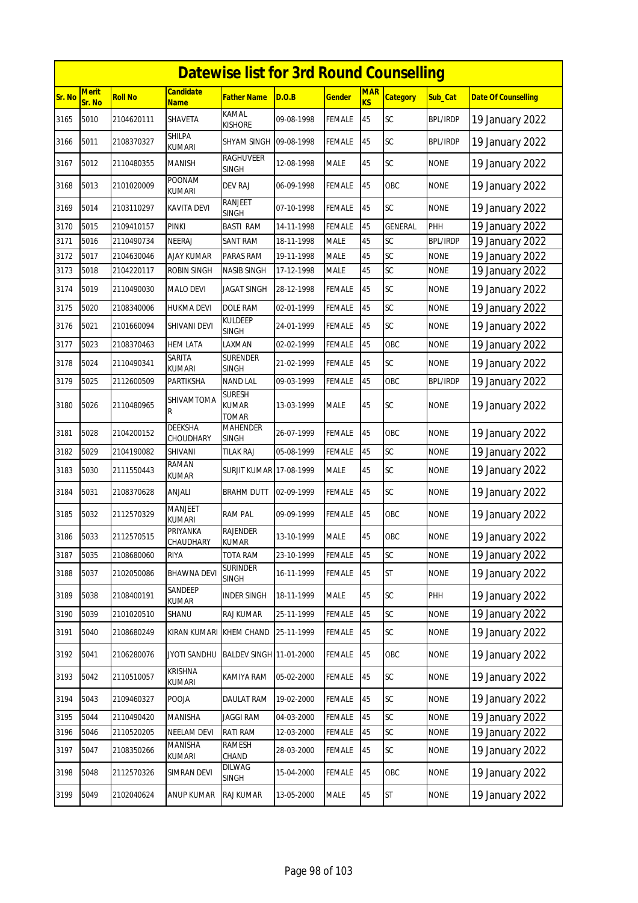# Datewise list for 3rd Round Counselling

| Sr. No | Merit Sr. No | Roll No | Candidate Name | Father Name | D.O.B | Gender | MARKS | Category | Sub_Cat | Date Of Counselling |
|---|---|---|---|---|---|---|---|---|---|---|
| 3165 | 5010 | 2104620111 | SHAVETA | KAMAL KISHORE | 09-08-1998 | FEMALE | 45 | SC | BPL/IRDP | 19 January 2022 |
| 3166 | 5011 | 2108370327 | SHILPA KUMARI | SHYAM SINGH | 09-08-1998 | FEMALE | 45 | SC | BPL/IRDP | 19 January 2022 |
| 3167 | 5012 | 2110480355 | MANISH | RAGHUVEER SINGH | 12-08-1998 | MALE | 45 | SC | NONE | 19 January 2022 |
| 3168 | 5013 | 2101020009 | POONAM KUMARI | DEV RAJ | 06-09-1998 | FEMALE | 45 | OBC | NONE | 19 January 2022 |
| 3169 | 5014 | 2103110297 | KAVITA DEVI | RANJEET SINGH | 07-10-1998 | FEMALE | 45 | SC | NONE | 19 January 2022 |
| 3170 | 5015 | 2109410157 | PINKI | BASTI RAM | 14-11-1998 | FEMALE | 45 | GENERAL | PHH | 19 January 2022 |
| 3171 | 5016 | 2110490734 | NEERAJ | SANT RAM | 18-11-1998 | MALE | 45 | SC | BPL/IRDP | 19 January 2022 |
| 3172 | 5017 | 2104630046 | AJAY KUMAR | PARAS RAM | 19-11-1998 | MALE | 45 | SC | NONE | 19 January 2022 |
| 3173 | 5018 | 2104220117 | ROBIN SINGH | NASIB SINGH | 17-12-1998 | MALE | 45 | SC | NONE | 19 January 2022 |
| 3174 | 5019 | 2110490030 | MALO DEVI | JAGAT SINGH | 28-12-1998 | FEMALE | 45 | SC | NONE | 19 January 2022 |
| 3175 | 5020 | 2108340006 | HUKMA DEVI | DOLE RAM | 02-01-1999 | FEMALE | 45 | SC | NONE | 19 January 2022 |
| 3176 | 5021 | 2101660094 | SHIVANI DEVI | KULDEEP SINGH | 24-01-1999 | FEMALE | 45 | SC | NONE | 19 January 2022 |
| 3177 | 5023 | 2108370463 | HEM LATA | LAXMAN | 02-02-1999 | FEMALE | 45 | OBC | NONE | 19 January 2022 |
| 3178 | 5024 | 2110490341 | SARITA KUMARI | SURENDER SINGH | 21-02-1999 | FEMALE | 45 | SC | NONE | 19 January 2022 |
| 3179 | 5025 | 2112600509 | PARTIKSHA | NAND LAL | 09-03-1999 | FEMALE | 45 | OBC | BPL/IRDP | 19 January 2022 |
| 3180 | 5026 | 2110480965 | SHIVAMTOMAR | SURESH KUMAR TOMAR | 13-03-1999 | MALE | 45 | SC | NONE | 19 January 2022 |
| 3181 | 5028 | 2104200152 | DEEKSHA CHOUDHARY | MAHENDER SINGH | 26-07-1999 | FEMALE | 45 | OBC | NONE | 19 January 2022 |
| 3182 | 5029 | 2104190082 | SHIVANI | TILAK RAJ | 05-08-1999 | FEMALE | 45 | SC | NONE | 19 January 2022 |
| 3183 | 5030 | 2111550443 | RAMAN KUMAR | SURJIT KUMAR | 17-08-1999 | MALE | 45 | SC | NONE | 19 January 2022 |
| 3184 | 5031 | 2108370628 | ANJALI | BRAHM DUTT | 02-09-1999 | FEMALE | 45 | SC | NONE | 19 January 2022 |
| 3185 | 5032 | 2112570329 | MANJEET KUMARI | RAM PAL | 09-09-1999 | FEMALE | 45 | OBC | NONE | 19 January 2022 |
| 3186 | 5033 | 2112570515 | PRIYANKA CHAUDHARY | RAJENDER KUMAR | 13-10-1999 | MALE | 45 | OBC | NONE | 19 January 2022 |
| 3187 | 5035 | 2108680060 | RIYA | TOTA RAM | 23-10-1999 | FEMALE | 45 | SC | NONE | 19 January 2022 |
| 3188 | 5037 | 2102050086 | BHAWNA DEVI | SURINDER SINGH | 16-11-1999 | FEMALE | 45 | ST | NONE | 19 January 2022 |
| 3189 | 5038 | 2108400191 | SANDEEP KUMAR | INDER SINGH | 18-11-1999 | MALE | 45 | SC | PHH | 19 January 2022 |
| 3190 | 5039 | 2101020510 | SHANU | RAJ KUMAR | 25-11-1999 | FEMALE | 45 | SC | NONE | 19 January 2022 |
| 3191 | 5040 | 2108680249 | KIRAN KUMARI | KHEM CHAND | 25-11-1999 | FEMALE | 45 | SC | NONE | 19 January 2022 |
| 3192 | 5041 | 2106280076 | JYOTI SANDHU | BALDEV SINGH | 11-01-2000 | FEMALE | 45 | OBC | NONE | 19 January 2022 |
| 3193 | 5042 | 2110510057 | KRISHNA KUMARI | KAMIYA RAM | 05-02-2000 | FEMALE | 45 | SC | NONE | 19 January 2022 |
| 3194 | 5043 | 2109460327 | POOJA | DAULAT RAM | 19-02-2000 | FEMALE | 45 | SC | NONE | 19 January 2022 |
| 3195 | 5044 | 2110490420 | MANISHA | JAGGI RAM | 04-03-2000 | FEMALE | 45 | SC | NONE | 19 January 2022 |
| 3196 | 5046 | 2110520205 | NEELAM DEVI | RATI RAM | 12-03-2000 | FEMALE | 45 | SC | NONE | 19 January 2022 |
| 3197 | 5047 | 2108350266 | MANISHA KUMARI | RAMESH CHAND | 28-03-2000 | FEMALE | 45 | SC | NONE | 19 January 2022 |
| 3198 | 5048 | 2112570326 | SIMRAN DEVI | DILWAG SINGH | 15-04-2000 | FEMALE | 45 | OBC | NONE | 19 January 2022 |
| 3199 | 5049 | 2102040624 | ANUP KUMAR | RAJ KUMAR | 13-05-2000 | MALE | 45 | ST | NONE | 19 January 2022 |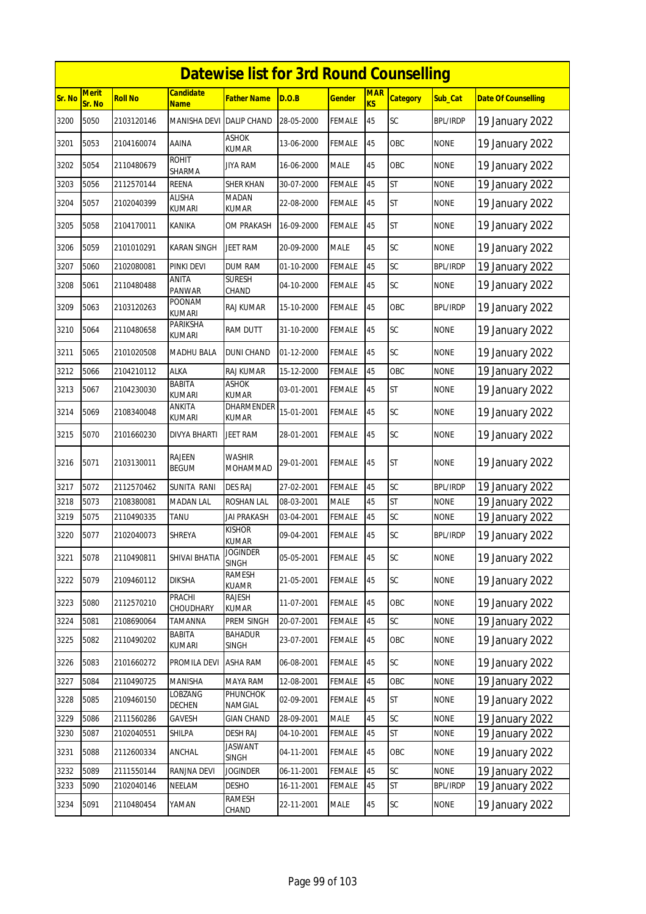# Datewise list for 3rd Round Counselling

| Sr. No | Merit Sr. No | Roll No | Candidate Name | Father Name | D.O.B | Gender | MARKS | Category | Sub_Cat | Date Of Counselling |
|---|---|---|---|---|---|---|---|---|---|---|
| 3200 | 5050 | 2103120146 | MANISHA DEVI | DALIP CHAND | 28-05-2000 | FEMALE | 45 | SC | BPL/IRDP | 19 January 2022 |
| 3201 | 5053 | 2104160074 | AAINA | ASHOK KUMAR | 13-06-2000 | FEMALE | 45 | OBC | NONE | 19 January 2022 |
| 3202 | 5054 | 2110480679 | ROHIT SHARMA | JIYA RAM | 16-06-2000 | MALE | 45 | OBC | NONE | 19 January 2022 |
| 3203 | 5056 | 2112570144 | REENA | SHER KHAN | 30-07-2000 | FEMALE | 45 | ST | NONE | 19 January 2022 |
| 3204 | 5057 | 2102040399 | ALISHA KUMARI | MADAN KUMAR | 22-08-2000 | FEMALE | 45 | ST | NONE | 19 January 2022 |
| 3205 | 5058 | 2104170011 | KANIKA | OM PRAKASH | 16-09-2000 | FEMALE | 45 | ST | NONE | 19 January 2022 |
| 3206 | 5059 | 2101010291 | KARAN SINGH | JEET RAM | 20-09-2000 | MALE | 45 | SC | NONE | 19 January 2022 |
| 3207 | 5060 | 2102080081 | PINKI DEVI | DUM RAM | 01-10-2000 | FEMALE | 45 | SC | BPL/IRDP | 19 January 2022 |
| 3208 | 5061 | 2110480488 | ANITA PANWAR | SURESH CHAND | 04-10-2000 | FEMALE | 45 | SC | NONE | 19 January 2022 |
| 3209 | 5063 | 2103120263 | POONAM KUMARI | RAJ KUMAR | 15-10-2000 | FEMALE | 45 | OBC | BPL/IRDP | 19 January 2022 |
| 3210 | 5064 | 2110480658 | PARIKSHA KUMARI | RAM DUTT | 31-10-2000 | FEMALE | 45 | SC | NONE | 19 January 2022 |
| 3211 | 5065 | 2101020508 | MADHU BALA | DUNI CHAND | 01-12-2000 | FEMALE | 45 | SC | NONE | 19 January 2022 |
| 3212 | 5066 | 2104210112 | ALKA | RAJ KUMAR | 15-12-2000 | FEMALE | 45 | OBC | NONE | 19 January 2022 |
| 3213 | 5067 | 2104230030 | BABITA KUMARI | ASHOK KUMAR | 03-01-2001 | FEMALE | 45 | ST | NONE | 19 January 2022 |
| 3214 | 5069 | 2108340048 | ANKITA KUMARI | DHARMENDER KUMAR | 15-01-2001 | FEMALE | 45 | SC | NONE | 19 January 2022 |
| 3215 | 5070 | 2101660230 | DIVYA BHARTI | JEET RAM | 28-01-2001 | FEMALE | 45 | SC | NONE | 19 January 2022 |
| 3216 | 5071 | 2103130011 | RAJEEN BEGUM | WASHIR MOHAMMAD | 29-01-2001 | FEMALE | 45 | ST | NONE | 19 January 2022 |
| 3217 | 5072 | 2112570462 | SUNITA RANI | DES RAJ | 27-02-2001 | FEMALE | 45 | SC | BPL/IRDP | 19 January 2022 |
| 3218 | 5073 | 2108380081 | MADAN LAL | ROSHAN LAL | 08-03-2001 | MALE | 45 | ST | NONE | 19 January 2022 |
| 3219 | 5075 | 2110490335 | TANU | JAI PRAKASH | 03-04-2001 | FEMALE | 45 | SC | NONE | 19 January 2022 |
| 3220 | 5077 | 2102040073 | SHREYA | KISHOR KUMAR | 09-04-2001 | FEMALE | 45 | SC | BPL/IRDP | 19 January 2022 |
| 3221 | 5078 | 2110490811 | SHIVAI BHATIA | JOGINDER SINGH | 05-05-2001 | FEMALE | 45 | SC | NONE | 19 January 2022 |
| 3222 | 5079 | 2109460112 | DIKSHA | RAMESH KUAMR | 21-05-2001 | FEMALE | 45 | SC | NONE | 19 January 2022 |
| 3223 | 5080 | 2112570210 | PRACHI CHOUDHARY | RAJESH KUMAR | 11-07-2001 | FEMALE | 45 | OBC | NONE | 19 January 2022 |
| 3224 | 5081 | 2108690064 | TAMANNA | PREM SINGH | 20-07-2001 | FEMALE | 45 | SC | NONE | 19 January 2022 |
| 3225 | 5082 | 2110490202 | BABITA KUMARI | BAHADUR SINGH | 23-07-2001 | FEMALE | 45 | OBC | NONE | 19 January 2022 |
| 3226 | 5083 | 2101660272 | PROMILA DEVI | ASHA RAM | 06-08-2001 | FEMALE | 45 | SC | NONE | 19 January 2022 |
| 3227 | 5084 | 2110490725 | MANISHA | MAYA RAM | 12-08-2001 | FEMALE | 45 | OBC | NONE | 19 January 2022 |
| 3228 | 5085 | 2109460150 | LOBZANG DECHEN | PHUNCHOK NAMGIAL | 02-09-2001 | FEMALE | 45 | ST | NONE | 19 January 2022 |
| 3229 | 5086 | 2111560286 | GAVESH | GIAN CHAND | 28-09-2001 | MALE | 45 | SC | NONE | 19 January 2022 |
| 3230 | 5087 | 2102040551 | SHILPA | DESH RAJ | 04-10-2001 | FEMALE | 45 | ST | NONE | 19 January 2022 |
| 3231 | 5088 | 2112600334 | ANCHAL | JASWANT SINGH | 04-11-2001 | FEMALE | 45 | OBC | NONE | 19 January 2022 |
| 3232 | 5089 | 2111550144 | RANJNA DEVI | JOGINDER | 06-11-2001 | FEMALE | 45 | SC | NONE | 19 January 2022 |
| 3233 | 5090 | 2102040146 | NEELAM | DESHO | 16-11-2001 | FEMALE | 45 | ST | BPL/IRDP | 19 January 2022 |
| 3234 | 5091 | 2110480454 | YAMAN | RAMESH CHAND | 22-11-2001 | MALE | 45 | SC | NONE | 19 January 2022 |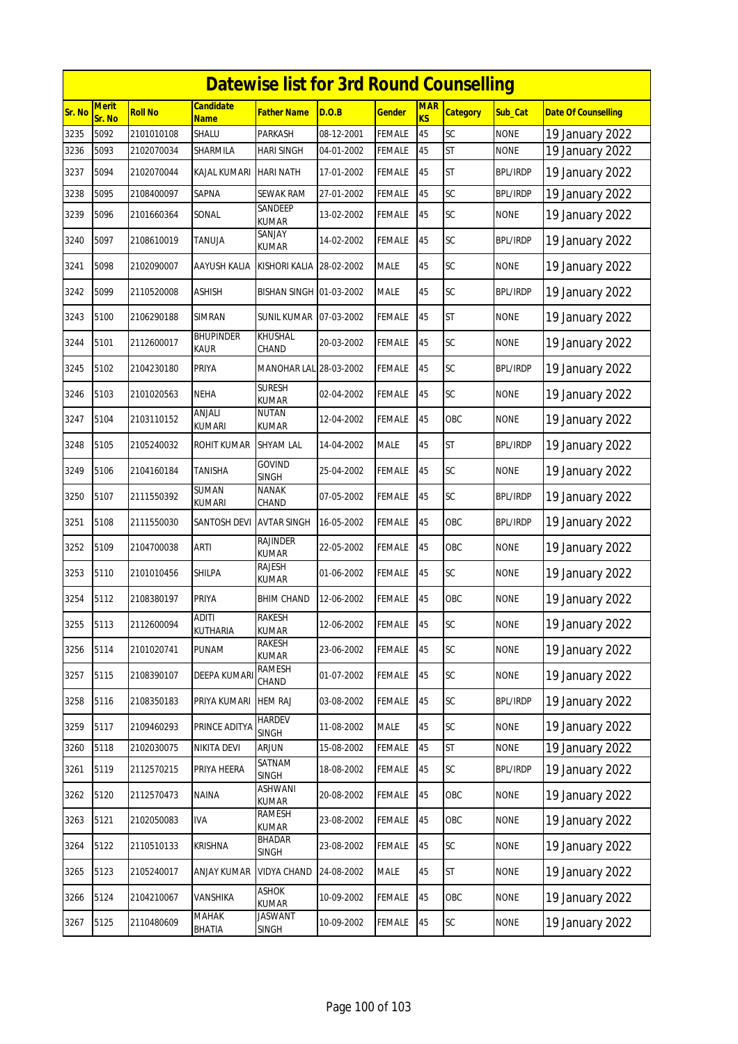# Datewise list for 3rd Round Counselling

| Sr. No | Merit Sr. No | Roll No | Candidate Name | Father Name | D.O.B | Gender | MARKS | Category | Sub_Cat | Date Of Counselling |
|---|---|---|---|---|---|---|---|---|---|---|
| 3235 | 5092 | 2101010108 | SHALU | PARKASH | 08-12-2001 | FEMALE | 45 | SC | NONE | 19 January 2022 |
| 3236 | 5093 | 2102070034 | SHARMILA | HARI SINGH | 04-01-2002 | FEMALE | 45 | ST | NONE | 19 January 2022 |
| 3237 | 5094 | 2102070044 | KAJAL KUMARI | HARI NATH | 17-01-2002 | FEMALE | 45 | ST | BPL/IRDP | 19 January 2022 |
| 3238 | 5095 | 2108400097 | SAPNA | SEWAK RAM | 27-01-2002 | FEMALE | 45 | SC | BPL/IRDP | 19 January 2022 |
| 3239 | 5096 | 2101660364 | SONAL | SANDEEP KUMAR | 13-02-2002 | FEMALE | 45 | SC | NONE | 19 January 2022 |
| 3240 | 5097 | 2108610019 | TANUJA | SANJAY KUMAR | 14-02-2002 | FEMALE | 45 | SC | BPL/IRDP | 19 January 2022 |
| 3241 | 5098 | 2102090007 | AAYUSH KALIA | KISHORI KALIA | 28-02-2002 | MALE | 45 | SC | NONE | 19 January 2022 |
| 3242 | 5099 | 2110520008 | ASHISH | BISHAN SINGH | 01-03-2002 | MALE | 45 | SC | BPL/IRDP | 19 January 2022 |
| 3243 | 5100 | 2106290188 | SIMRAN | SUNIL KUMAR | 07-03-2002 | FEMALE | 45 | ST | NONE | 19 January 2022 |
| 3244 | 5101 | 2112600017 | BHUPINDER KAUR | KHUSHAL CHAND | 20-03-2002 | FEMALE | 45 | SC | NONE | 19 January 2022 |
| 3245 | 5102 | 2104230180 | PRIYA | MANOHAR LAL | 28-03-2002 | FEMALE | 45 | SC | BPL/IRDP | 19 January 2022 |
| 3246 | 5103 | 2101020563 | NEHA | SURESH KUMAR | 02-04-2002 | FEMALE | 45 | SC | NONE | 19 January 2022 |
| 3247 | 5104 | 2103110152 | ANJALI KUMARI | NUTAN KUMAR | 12-04-2002 | FEMALE | 45 | OBC | NONE | 19 January 2022 |
| 3248 | 5105 | 2105240032 | ROHIT KUMAR | SHYAM LAL | 14-04-2002 | MALE | 45 | ST | BPL/IRDP | 19 January 2022 |
| 3249 | 5106 | 2104160184 | TANISHA | GOVIND SINGH | 25-04-2002 | FEMALE | 45 | SC | NONE | 19 January 2022 |
| 3250 | 5107 | 2111550392 | SUMAN KUMARI | NANAK CHAND | 07-05-2002 | FEMALE | 45 | SC | BPL/IRDP | 19 January 2022 |
| 3251 | 5108 | 2111550030 | SANTOSH DEVI | AVTAR SINGH | 16-05-2002 | FEMALE | 45 | OBC | BPL/IRDP | 19 January 2022 |
| 3252 | 5109 | 2104700038 | ARTI | RAJINDER KUMAR | 22-05-2002 | FEMALE | 45 | OBC | NONE | 19 January 2022 |
| 3253 | 5110 | 2101010456 | SHILPA | RAJESH KUMAR | 01-06-2002 | FEMALE | 45 | SC | NONE | 19 January 2022 |
| 3254 | 5112 | 2108380197 | PRIYA | BHIM CHAND | 12-06-2002 | FEMALE | 45 | OBC | NONE | 19 January 2022 |
| 3255 | 5113 | 2112600094 | ADITI KUTHARIA | RAKESH KUMAR | 12-06-2002 | FEMALE | 45 | SC | NONE | 19 January 2022 |
| 3256 | 5114 | 2101020741 | PUNAM | RAKESH KUMAR | 23-06-2002 | FEMALE | 45 | SC | NONE | 19 January 2022 |
| 3257 | 5115 | 2108390107 | DEEPA KUMARI | RAMESH CHAND | 01-07-2002 | FEMALE | 45 | SC | NONE | 19 January 2022 |
| 3258 | 5116 | 2108350183 | PRIYA KUMARI | HEM RAJ | 03-08-2002 | FEMALE | 45 | SC | BPL/IRDP | 19 January 2022 |
| 3259 | 5117 | 2109460293 | PRINCE ADITYA | HARDEV SINGH | 11-08-2002 | MALE | 45 | SC | NONE | 19 January 2022 |
| 3260 | 5118 | 2102030075 | NIKITA DEVI | ARJUN | 15-08-2002 | FEMALE | 45 | ST | NONE | 19 January 2022 |
| 3261 | 5119 | 2112570215 | PRIYA HEERA | SATNAM SINGH | 18-08-2002 | FEMALE | 45 | SC | BPL/IRDP | 19 January 2022 |
| 3262 | 5120 | 2112570473 | NAINA | ASHWANI KUMAR | 20-08-2002 | FEMALE | 45 | OBC | NONE | 19 January 2022 |
| 3263 | 5121 | 2102050083 | IVA | RAMESH KUMAR | 23-08-2002 | FEMALE | 45 | OBC | NONE | 19 January 2022 |
| 3264 | 5122 | 2110510133 | KRISHNA | BHADAR SINGH | 23-08-2002 | FEMALE | 45 | SC | NONE | 19 January 2022 |
| 3265 | 5123 | 2105240017 | ANJAY KUMAR | VIDYA CHAND | 24-08-2002 | MALE | 45 | ST | NONE | 19 January 2022 |
| 3266 | 5124 | 2104210067 | VANSHIKA | ASHOK KUMAR | 10-09-2002 | FEMALE | 45 | OBC | NONE | 19 January 2022 |
| 3267 | 5125 | 2110480609 | MAHAK BHATIA | JASWANT SINGH | 10-09-2002 | FEMALE | 45 | SC | NONE | 19 January 2022 |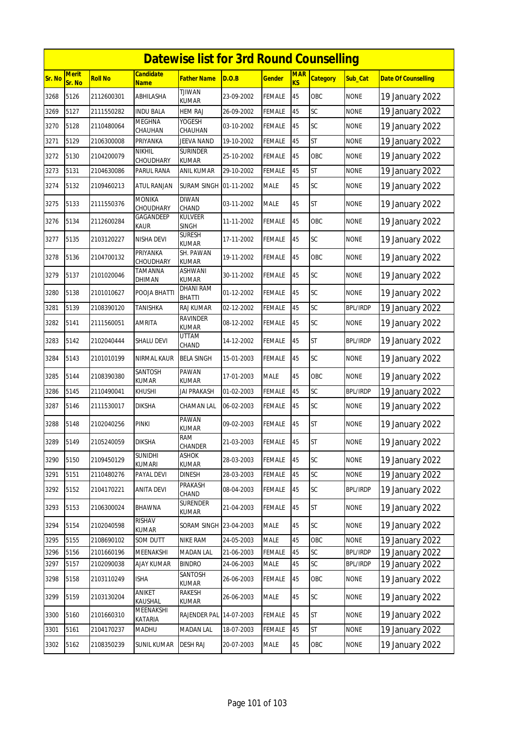# Datewise list for 3rd Round Counselling

| Sr. No | Merit Sr. No | Roll No | Candidate Name | Father Name | D.O.B | Gender | MARKS | Category | Sub_Cat | Date Of Counselling |
|---|---|---|---|---|---|---|---|---|---|---|
| 3268 | 5126 | 2112600301 | ABHILASHA | TJIWAN KUMAR | 23-09-2002 | FEMALE | 45 | OBC | NONE | 19 January 2022 |
| 3269 | 5127 | 2111550282 | INDU BALA | HEM RAJ | 26-09-2002 | FEMALE | 45 | SC | NONE | 19 January 2022 |
| 3270 | 5128 | 2110480064 | MEGHNA CHAUHAN | YOGESH CHAUHAN | 03-10-2002 | FEMALE | 45 | SC | NONE | 19 January 2022 |
| 3271 | 5129 | 2106300008 | PRIYANKA | JEEVA NAND | 19-10-2002 | FEMALE | 45 | ST | NONE | 19 January 2022 |
| 3272 | 5130 | 2104200079 | NIKHIL CHOUDHARY | SURINDER KUMAR | 25-10-2002 | FEMALE | 45 | OBC | NONE | 19 January 2022 |
| 3273 | 5131 | 2104630086 | PARUL RANA | ANIL KUMAR | 29-10-2002 | FEMALE | 45 | ST | NONE | 19 January 2022 |
| 3274 | 5132 | 2109460213 | ATUL RANJAN | SURAM SINGH | 01-11-2002 | MALE | 45 | SC | NONE | 19 January 2022 |
| 3275 | 5133 | 2111550376 | MONIKA CHOUDHARY | DIWAN CHAND | 03-11-2002 | MALE | 45 | ST | NONE | 19 January 2022 |
| 3276 | 5134 | 2112600284 | GAGANDEEP KAUR | KULVEER SINGH | 11-11-2002 | FEMALE | 45 | OBC | NONE | 19 January 2022 |
| 3277 | 5135 | 2103120227 | NISHA DEVI | SURESH KUMAR | 17-11-2002 | FEMALE | 45 | SC | NONE | 19 January 2022 |
| 3278 | 5136 | 2104700132 | PRIYANKA CHOUDHARY | SH. PAWAN KUMAR | 19-11-2002 | FEMALE | 45 | OBC | NONE | 19 January 2022 |
| 3279 | 5137 | 2101020046 | TAMANNA DHIMAN | ASHWANI KUMAR | 30-11-2002 | FEMALE | 45 | SC | NONE | 19 January 2022 |
| 3280 | 5138 | 2101010627 | POOJA BHATTI | DHANI RAM BHATTI | 01-12-2002 | FEMALE | 45 | SC | NONE | 19 January 2022 |
| 3281 | 5139 | 2108390120 | TANISHKA | RAJ KUMAR | 02-12-2002 | FEMALE | 45 | SC | BPL/IRDP | 19 January 2022 |
| 3282 | 5141 | 2111560051 | AMRITA | RAVINDER KUMAR | 08-12-2002 | FEMALE | 45 | SC | NONE | 19 January 2022 |
| 3283 | 5142 | 2102040444 | SHALU DEVI | UTTAM CHAND | 14-12-2002 | FEMALE | 45 | ST | BPL/IRDP | 19 January 2022 |
| 3284 | 5143 | 2101010199 | NIRMAL KAUR | BELA SINGH | 15-01-2003 | FEMALE | 45 | SC | NONE | 19 January 2022 |
| 3285 | 5144 | 2108390380 | SANTOSH KUMAR | PAWAN KUMAR | 17-01-2003 | MALE | 45 | OBC | NONE | 19 January 2022 |
| 3286 | 5145 | 2110490041 | KHUSHI | JAI PRAKASH | 01-02-2003 | FEMALE | 45 | SC | BPL/IRDP | 19 January 2022 |
| 3287 | 5146 | 2111530017 | DIKSHA | CHAMAN LAL | 06-02-2003 | FEMALE | 45 | SC | NONE | 19 January 2022 |
| 3288 | 5148 | 2102040256 | PINKI | PAWAN KUMAR | 09-02-2003 | FEMALE | 45 | ST | NONE | 19 January 2022 |
| 3289 | 5149 | 2105240059 | DIKSHA | RAM CHANDER | 21-03-2003 | FEMALE | 45 | ST | NONE | 19 January 2022 |
| 3290 | 5150 | 2109450129 | SUNIDHI KUMARI | ASHOK KUMAR | 28-03-2003 | FEMALE | 45 | SC | NONE | 19 January 2022 |
| 3291 | 5151 | 2110480276 | PAYAL DEVI | DINESH | 28-03-2003 | FEMALE | 45 | SC | NONE | 19 January 2022 |
| 3292 | 5152 | 2104170221 | ANITA DEVI | PRAKASH CHAND | 08-04-2003 | FEMALE | 45 | SC | BPL/IRDP | 19 January 2022 |
| 3293 | 5153 | 2106300024 | BHAWNA | SURENDER KUMAR | 21-04-2003 | FEMALE | 45 | ST | NONE | 19 January 2022 |
| 3294 | 5154 | 2102040598 | RISHAV KUMAR | SORAM SINGH | 23-04-2003 | MALE | 45 | SC | NONE | 19 January 2022 |
| 3295 | 5155 | 2108690102 | SOM DUTT | NIKE RAM | 24-05-2003 | MALE | 45 | OBC | NONE | 19 January 2022 |
| 3296 | 5156 | 2101660196 | MEENAKSHI | MADAN LAL | 21-06-2003 | FEMALE | 45 | SC | BPL/IRDP | 19 January 2022 |
| 3297 | 5157 | 2102090038 | AJAY KUMAR | BINDRO | 24-06-2003 | MALE | 45 | SC | BPL/IRDP | 19 January 2022 |
| 3298 | 5158 | 2103110249 | ISHA | SANTOSH KUMAR | 26-06-2003 | FEMALE | 45 | OBC | NONE | 19 January 2022 |
| 3299 | 5159 | 2103130204 | ANIKET KAUSHAL | RAKESH KUMAR | 26-06-2003 | MALE | 45 | SC | NONE | 19 January 2022 |
| 3300 | 5160 | 2101660310 | MEENAKSHI KATARIA | RAJENDER PAL | 14-07-2003 | FEMALE | 45 | ST | NONE | 19 January 2022 |
| 3301 | 5161 | 2104170237 | MADHU | MADAN LAL | 18-07-2003 | FEMALE | 45 | ST | NONE | 19 January 2022 |
| 3302 | 5162 | 2108350239 | SUNIL KUMAR | DESH RAJ | 20-07-2003 | MALE | 45 | OBC | NONE | 19 January 2022 |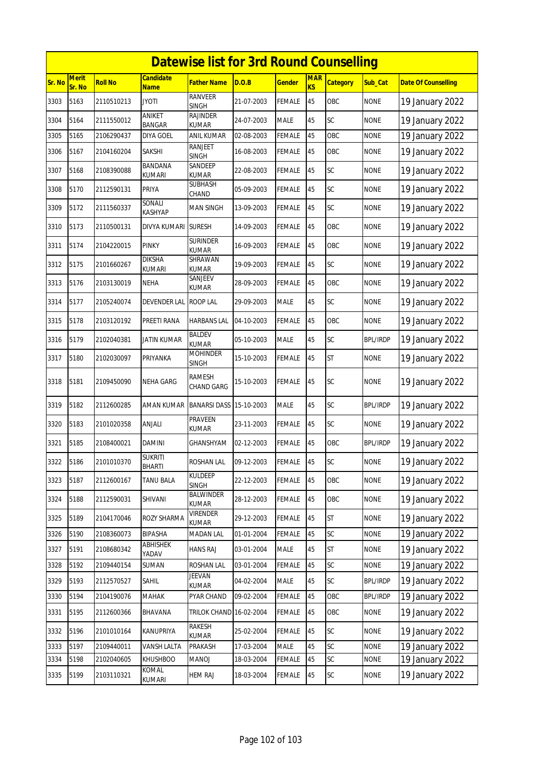# Datewise list for 3rd Round Counselling

| Sr. No | Merit Sr. No | Roll No | Candidate Name | Father Name | D.O.B | Gender | MARKS | Category | Sub_Cat | Date Of Counselling |
|---|---|---|---|---|---|---|---|---|---|---|
| 3303 | 5163 | 2110510213 | JYOTI | RANVEER SINGH | 21-07-2003 | FEMALE | 45 | OBC | NONE | 19 January 2022 |
| 3304 | 5164 | 2111550012 | ANIKET BANGAR | RAJINDER KUMAR | 24-07-2003 | MALE | 45 | SC | NONE | 19 January 2022 |
| 3305 | 5165 | 2106290437 | DIYA GOEL | ANIL KUMAR | 02-08-2003 | FEMALE | 45 | OBC | NONE | 19 January 2022 |
| 3306 | 5167 | 2104160204 | SAKSHI | RANJEET SINGH | 16-08-2003 | FEMALE | 45 | OBC | NONE | 19 January 2022 |
| 3307 | 5168 | 2108390088 | BANDANA KUMARI | SANDEEP KUMAR | 22-08-2003 | FEMALE | 45 | SC | NONE | 19 January 2022 |
| 3308 | 5170 | 2112590131 | PRIYA | SUBHASH CHAND | 05-09-2003 | FEMALE | 45 | SC | NONE | 19 January 2022 |
| 3309 | 5172 | 2111560337 | SONALI KASHYAP | MAN SINGH | 13-09-2003 | FEMALE | 45 | SC | NONE | 19 January 2022 |
| 3310 | 5173 | 2110500131 | DIVYA KUMARI | SURESH | 14-09-2003 | FEMALE | 45 | OBC | NONE | 19 January 2022 |
| 3311 | 5174 | 2104220015 | PINKY | SURINDER KUMAR | 16-09-2003 | FEMALE | 45 | OBC | NONE | 19 January 2022 |
| 3312 | 5175 | 2101660267 | DIKSHA KUMARI | SHRAWAN KUMAR | 19-09-2003 | FEMALE | 45 | SC | NONE | 19 January 2022 |
| 3313 | 5176 | 2103130019 | NEHA | SANJEEV KUMAR | 28-09-2003 | FEMALE | 45 | OBC | NONE | 19 January 2022 |
| 3314 | 5177 | 2105240074 | DEVENDER LAL | ROOP LAL | 29-09-2003 | MALE | 45 | SC | NONE | 19 January 2022 |
| 3315 | 5178 | 2103120192 | PREETI RANA | HARBANS LAL | 04-10-2003 | FEMALE | 45 | OBC | NONE | 19 January 2022 |
| 3316 | 5179 | 2102040381 | JATIN KUMAR | BALDEV KUMAR | 05-10-2003 | MALE | 45 | SC | BPL/IRDP | 19 January 2022 |
| 3317 | 5180 | 2102030097 | PRIYANKA | MOHINDER SINGH | 15-10-2003 | FEMALE | 45 | ST | NONE | 19 January 2022 |
| 3318 | 5181 | 2109450090 | NEHA GARG | RAMESH CHAND GARG | 15-10-2003 | FEMALE | 45 | SC | NONE | 19 January 2022 |
| 3319 | 5182 | 2112600285 | AMAN KUMAR | BANARSI DASS | 15-10-2003 | MALE | 45 | SC | BPL/IRDP | 19 January 2022 |
| 3320 | 5183 | 2101020358 | ANJALI | PRAVEEN KUMAR | 23-11-2003 | FEMALE | 45 | SC | NONE | 19 January 2022 |
| 3321 | 5185 | 2108400021 | DAMINI | GHANSHYAM | 02-12-2003 | FEMALE | 45 | OBC | BPL/IRDP | 19 January 2022 |
| 3322 | 5186 | 2101010370 | SUKRITI BHARTI | ROSHAN LAL | 09-12-2003 | FEMALE | 45 | SC | NONE | 19 January 2022 |
| 3323 | 5187 | 2112600167 | TANU BALA | KULDEEP SINGH | 22-12-2003 | FEMALE | 45 | OBC | NONE | 19 January 2022 |
| 3324 | 5188 | 2112590031 | SHIVANI | BALWINDER KUMAR | 28-12-2003 | FEMALE | 45 | OBC | NONE | 19 January 2022 |
| 3325 | 5189 | 2104170046 | ROZY SHARMA | VIRENDER KUMAR | 29-12-2003 | FEMALE | 45 | ST | NONE | 19 January 2022 |
| 3326 | 5190 | 2108360073 | BIPASHA | MADAN LAL | 01-01-2004 | FEMALE | 45 | SC | NONE | 19 January 2022 |
| 3327 | 5191 | 2108680342 | ABHISHEK YADAV | HANS RAJ | 03-01-2004 | MALE | 45 | ST | NONE | 19 January 2022 |
| 3328 | 5192 | 2109440154 | SUMAN | ROSHAN LAL | 03-01-2004 | FEMALE | 45 | SC | NONE | 19 January 2022 |
| 3329 | 5193 | 2112570527 | SAHIL | JEEVAN KUMAR | 04-02-2004 | MALE | 45 | SC | BPL/IRDP | 19 January 2022 |
| 3330 | 5194 | 2104190076 | MAHAK | PYAR CHAND | 09-02-2004 | FEMALE | 45 | OBC | BPL/IRDP | 19 January 2022 |
| 3331 | 5195 | 2112600366 | BHAVANA | TRILOK CHAND | 16-02-2004 | FEMALE | 45 | OBC | NONE | 19 January 2022 |
| 3332 | 5196 | 2101010164 | KANUPRIYA | RAKESH KUMAR | 25-02-2004 | FEMALE | 45 | SC | NONE | 19 January 2022 |
| 3333 | 5197 | 2109440011 | VANSH LALTA | PRAKASH | 17-03-2004 | MALE | 45 | SC | NONE | 19 January 2022 |
| 3334 | 5198 | 2102040605 | KHUSHBOO | MANOJ | 18-03-2004 | FEMALE | 45 | SC | NONE | 19 January 2022 |
| 3335 | 5199 | 2103110321 | KOMAL KUMARI | HEM RAJ | 18-03-2004 | FEMALE | 45 | SC | NONE | 19 January 2022 |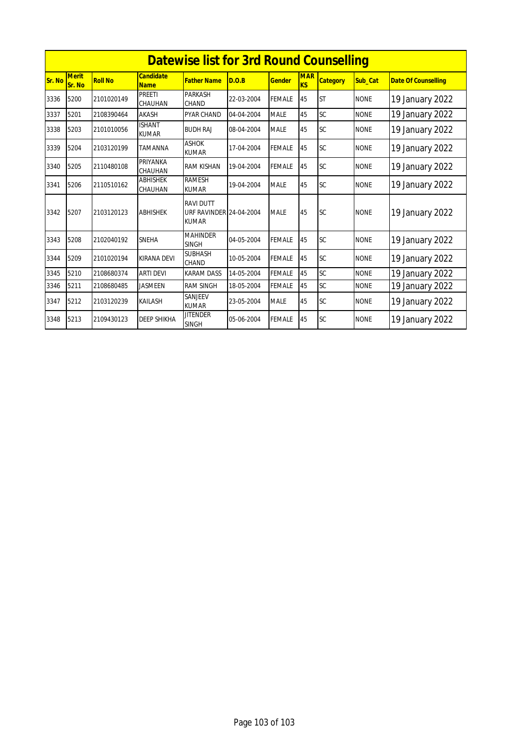# Datewise list for 3rd Round Counselling

| Sr. No | Merit Sr. No | Roll No | Candidate Name | Father Name | D.O.B | Gender | MARKS | Category | Sub_Cat | Date Of Counselling |
|---|---|---|---|---|---|---|---|---|---|---|
| 3336 | 5200 | 2101020149 | PREETI CHAUHAN | PARKASH CHAND | 22-03-2004 | FEMALE | 45 | ST | NONE | 19 January 2022 |
| 3337 | 5201 | 2108390464 | AKASH | PYAR CHAND | 04-04-2004 | MALE | 45 | SC | NONE | 19 January 2022 |
| 3338 | 5203 | 2101010056 | ISHANT KUMAR | BUDH RAJ | 08-04-2004 | MALE | 45 | SC | NONE | 19 January 2022 |
| 3339 | 5204 | 2103120199 | TAMANNA | ASHOK KUMAR | 17-04-2004 | FEMALE | 45 | SC | NONE | 19 January 2022 |
| 3340 | 5205 | 2110480108 | PRIYANKA CHAUHAN | RAM KISHAN | 19-04-2004 | FEMALE | 45 | SC | NONE | 19 January 2022 |
| 3341 | 5206 | 2110510162 | ABHISHEK CHAUHAN | RAMESH KUMAR | 19-04-2004 | MALE | 45 | SC | NONE | 19 January 2022 |
| 3342 | 5207 | 2103120123 | ABHISHEK | RAVI DUTT URF RAVINDER KUMAR | 24-04-2004 | MALE | 45 | SC | NONE | 19 January 2022 |
| 3343 | 5208 | 2102040192 | SNEHA | MAHINDER SINGH | 04-05-2004 | FEMALE | 45 | SC | NONE | 19 January 2022 |
| 3344 | 5209 | 2101020194 | KIRANA DEVI | SUBHASH CHAND | 10-05-2004 | FEMALE | 45 | SC | NONE | 19 January 2022 |
| 3345 | 5210 | 2108680374 | ARTI DEVI | KARAM DASS | 14-05-2004 | FEMALE | 45 | SC | NONE | 19 January 2022 |
| 3346 | 5211 | 2108680485 | JASMEEN | RAM SINGH | 18-05-2004 | FEMALE | 45 | SC | NONE | 19 January 2022 |
| 3347 | 5212 | 2103120239 | KAILASH | SANJEEV KUMAR | 23-05-2004 | MALE | 45 | SC | NONE | 19 January 2022 |
| 3348 | 5213 | 2109430123 | DEEP SHIKHA | JITENDER SINGH | 05-06-2004 | FEMALE | 45 | SC | NONE | 19 January 2022 |